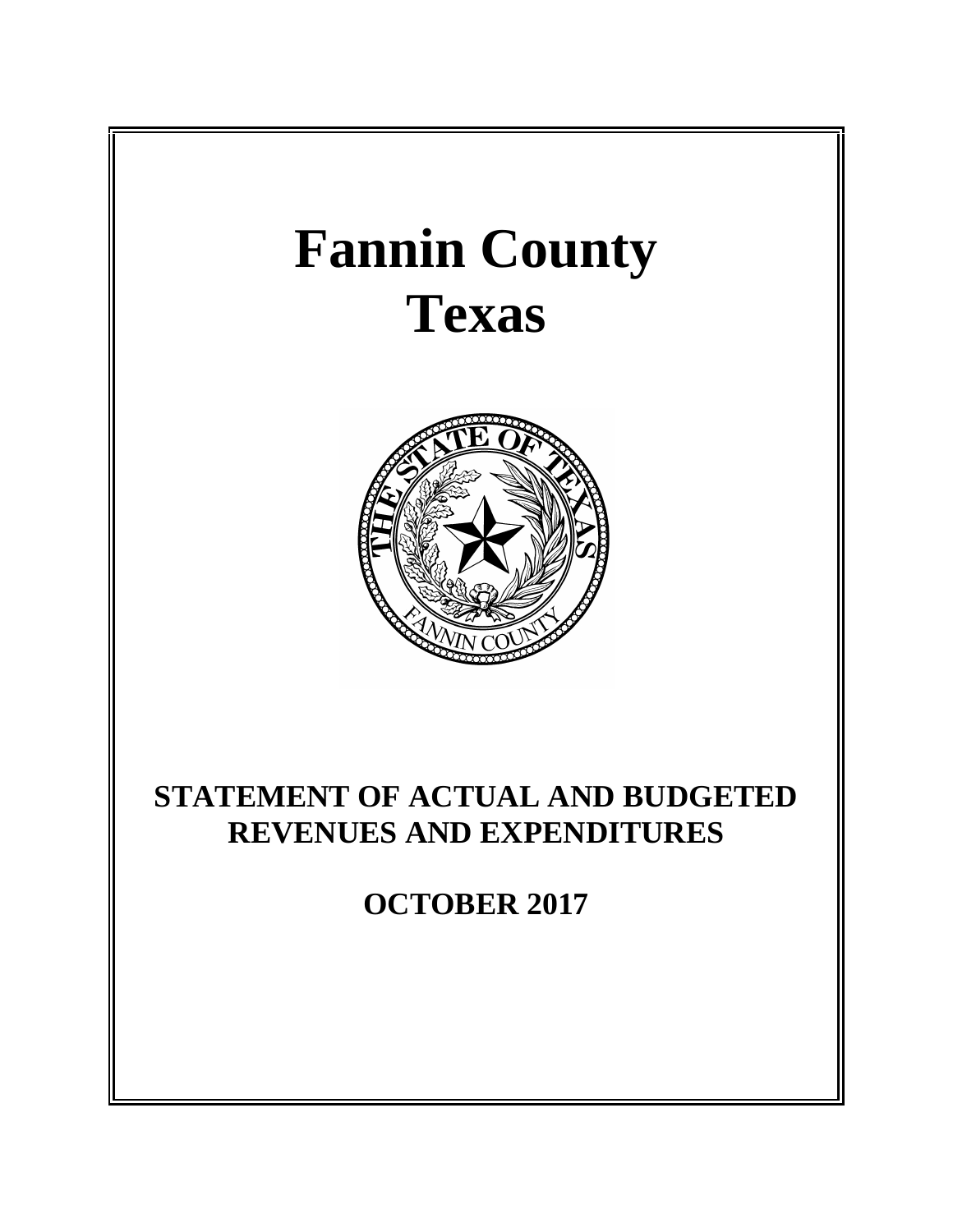# Fannin County
# Texas

## STATEMENT OF ACTUAL AND BUDGETED REVENUES AND EXPENDITURES

## OCTOBER 2017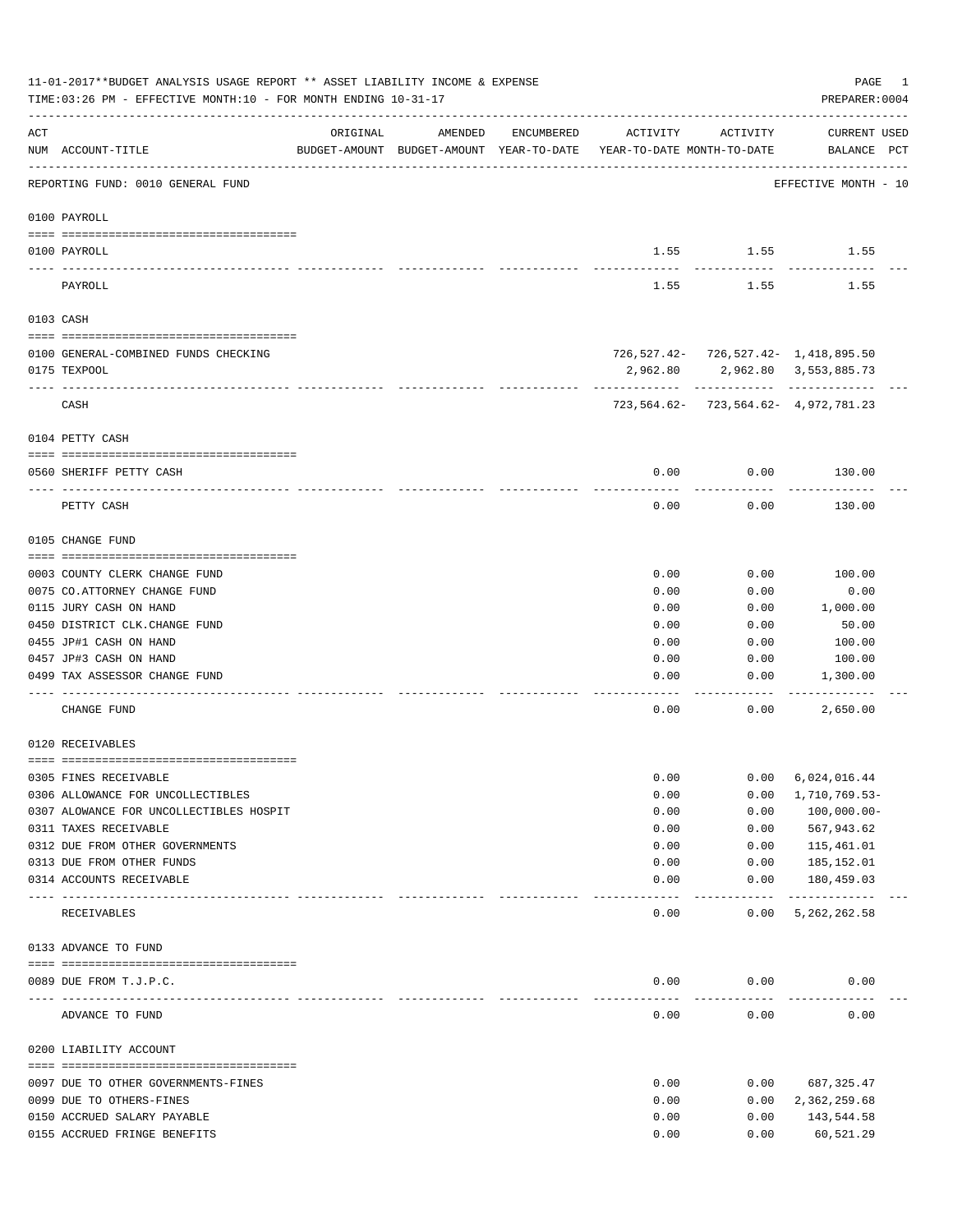11-01-2017**BUDGET ANALYSIS USAGE REPORT ** ASSET LIABILITY INCOME & EXPENSE

TIME:03:26 PM - EFFECTIVE MONTH:10 - FOR MONTH ENDING 10-31-17

PREPARER:0004

REPORTING FUND: 0010 GENERAL FUND — EFFECTIVE MONTH - 10

| ACT NUM | ACCOUNT-TITLE | ORIGINAL BUDGET-AMOUNT | AMENDED BUDGET-AMOUNT | ENCUMBERED YEAR-TO-DATE | ACTIVITY YEAR-TO-DATE | ACTIVITY MONTH-TO-DATE | CURRENT BALANCE | USED PCT |
|---|---|---|---|---|---|---|---|---|
| **0100** | **PAYROLL** | | | | | | | |
| 0100 | PAYROLL | | | | 1.55 | 1.55 | 1.55 | |
| | PAYROLL | | | | 1.55 | 1.55 | 1.55 | |
| **0103** | **CASH** | | | | | | | |
| 0100 | GENERAL-COMBINED FUNDS CHECKING | | | | 726,527.42- | 726,527.42- | 1,418,895.50 | |
| 0175 | TEXPOOL | | | | 2,962.80 | 2,962.80 | 3,553,885.73 | |
| | CASH | | | | 723,564.62- | 723,564.62- | 4,972,781.23 | |
| **0104** | **PETTY CASH** | | | | | | | |
| 0560 | SHERIFF PETTY CASH | | | | 0.00 | 0.00 | 130.00 | |
| | PETTY CASH | | | | 0.00 | 0.00 | 130.00 | |
| **0105** | **CHANGE FUND** | | | | | | | |
| 0003 | COUNTY CLERK CHANGE FUND | | | | 0.00 | 0.00 | 100.00 | |
| 0075 | CO.ATTORNEY CHANGE FUND | | | | 0.00 | 0.00 | 0.00 | |
| 0115 | JURY CASH ON HAND | | | | 0.00 | 0.00 | 1,000.00 | |
| 0450 | DISTRICT CLK.CHANGE FUND | | | | 0.00 | 0.00 | 50.00 | |
| 0455 | JP#1 CASH ON HAND | | | | 0.00 | 0.00 | 100.00 | |
| 0457 | JP#3 CASH ON HAND | | | | 0.00 | 0.00 | 100.00 | |
| 0499 | TAX ASSESSOR CHANGE FUND | | | | 0.00 | 0.00 | 1,300.00 | |
| | CHANGE FUND | | | | 0.00 | 0.00 | 2,650.00 | |
| **0120** | **RECEIVABLES** | | | | | | | |
| 0305 | FINES RECEIVABLE | | | | 0.00 | 0.00 | 6,024,016.44 | |
| 0306 | ALLOWANCE FOR UNCOLLECTIBLES | | | | 0.00 | 0.00 | 1,710,769.53- | |
| 0307 | ALOWANCE FOR UNCOLLECTIBLES HOSPIT | | | | 0.00 | 0.00 | 100,000.00- | |
| 0311 | TAXES RECEIVABLE | | | | 0.00 | 0.00 | 567,943.62 | |
| 0312 | DUE FROM OTHER GOVERNMENTS | | | | 0.00 | 0.00 | 115,461.01 | |
| 0313 | DUE FROM OTHER FUNDS | | | | 0.00 | 0.00 | 185,152.01 | |
| 0314 | ACCOUNTS RECEIVABLE | | | | 0.00 | 0.00 | 180,459.03 | |
| | RECEIVABLES | | | | 0.00 | 0.00 | 5,262,262.58 | |
| **0133** | **ADVANCE TO FUND** | | | | | | | |
| 0089 | DUE FROM T.J.P.C. | | | | 0.00 | 0.00 | 0.00 | |
| | ADVANCE TO FUND | | | | 0.00 | 0.00 | 0.00 | |
| **0200** | **LIABILITY ACCOUNT** | | | | | | | |
| 0097 | DUE TO OTHER GOVERNMENTS-FINES | | | | 0.00 | 0.00 | 687,325.47 | |
| 0099 | DUE TO OTHERS-FINES | | | | 0.00 | 0.00 | 2,362,259.68 | |
| 0150 | ACCRUED SALARY PAYABLE | | | | 0.00 | 0.00 | 143,544.58 | |
| 0155 | ACCRUED FRINGE BENEFITS | | | | 0.00 | 0.00 | 60,521.29 | |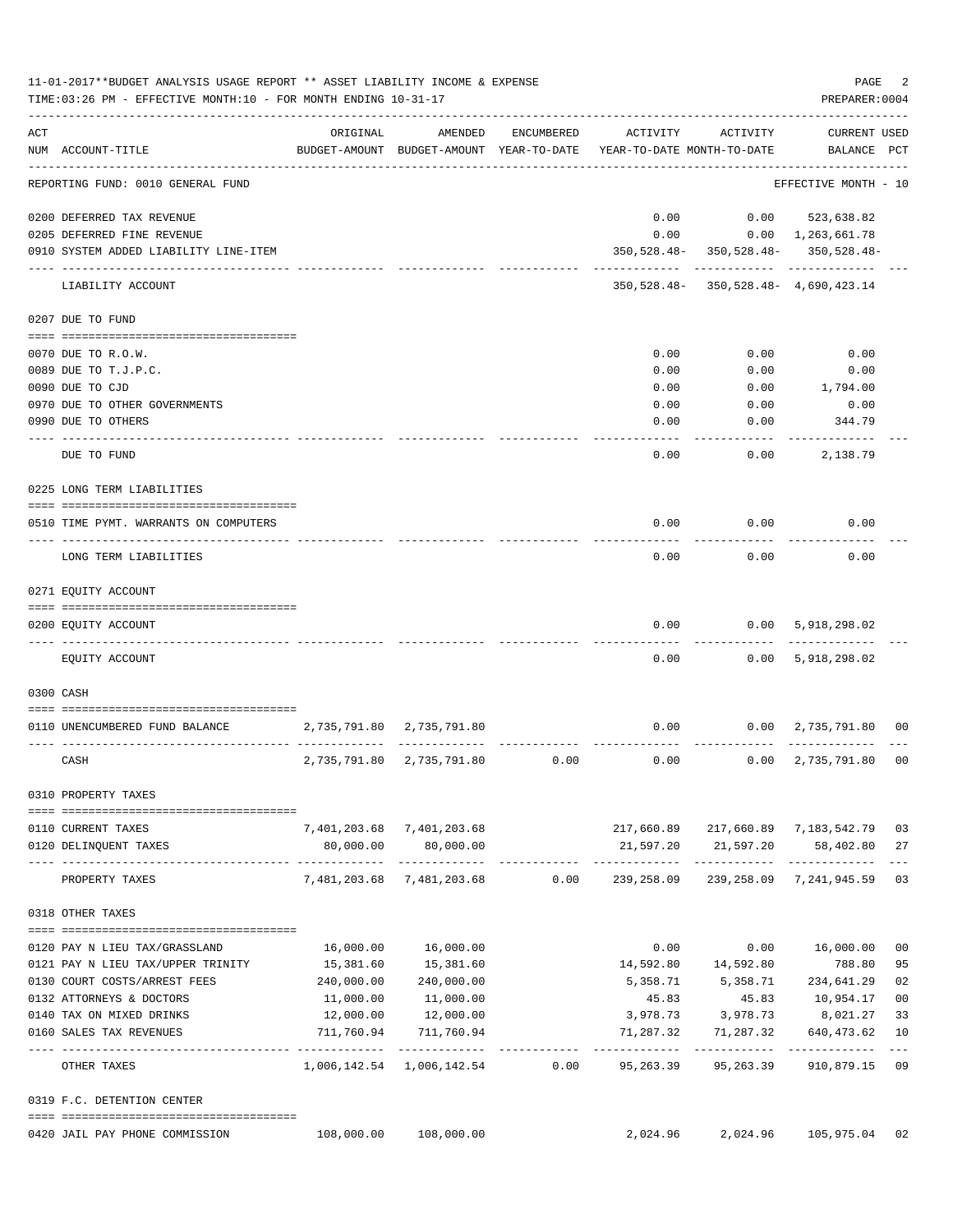11-01-2017**BUDGET ANALYSIS USAGE REPORT ** ASSET LIABILITY INCOME & EXPENSE

TIME:03:26 PM - EFFECTIVE MONTH:10 - FOR MONTH ENDING 10-31-17

PREPARER:0004

| ACT NUM | ACCOUNT-TITLE | ORIGINAL BUDGET-AMOUNT | AMENDED BUDGET-AMOUNT | ENCUMBERED YEAR-TO-DATE | ACTIVITY YEAR-TO-DATE | ACTIVITY MONTH-TO-DATE | CURRENT BALANCE | USED PCT |
|---|---|---|---|---|---|---|---|---|
| | REPORTING FUND: 0010 GENERAL FUND | | | | | | EFFECTIVE MONTH - 10 | |
| 0200 | DEFERRED TAX REVENUE | | | | 0.00 | 0.00 | 523,638.82 | |
| 0205 | DEFERRED FINE REVENUE | | | | 0.00 | 0.00 | 1,263,661.78 | |
| 0910 | SYSTEM ADDED LIABILITY LINE-ITEM | | | | 350,528.48- | 350,528.48- | 350,528.48- | |
| | LIABILITY ACCOUNT | | | | 350,528.48- | 350,528.48- | 4,690,423.14 | |
| | 0207 DUE TO FUND | | | | | | | |
| 0070 | DUE TO R.O.W. | | | | 0.00 | 0.00 | 0.00 | |
| 0089 | DUE TO T.J.P.C. | | | | 0.00 | 0.00 | 0.00 | |
| 0090 | DUE TO CJD | | | | 0.00 | 0.00 | 1,794.00 | |
| 0970 | DUE TO OTHER GOVERNMENTS | | | | 0.00 | 0.00 | 0.00 | |
| 0990 | DUE TO OTHERS | | | | 0.00 | 0.00 | 344.79 | |
| | DUE TO FUND | | | | 0.00 | 0.00 | 2,138.79 | |
| | 0225 LONG TERM LIABILITIES | | | | | | | |
| 0510 | TIME PYMT. WARRANTS ON COMPUTERS | | | | 0.00 | 0.00 | 0.00 | |
| | LONG TERM LIABILITIES | | | | 0.00 | 0.00 | 0.00 | |
| | 0271 EQUITY ACCOUNT | | | | | | | |
| 0200 | EQUITY ACCOUNT | | | | 0.00 | 0.00 | 5,918,298.02 | |
| | EQUITY ACCOUNT | | | | 0.00 | 0.00 | 5,918,298.02 | |
| | 0300 CASH | | | | | | | |
| 0110 | UNENCUMBERED FUND BALANCE | 2,735,791.80 | 2,735,791.80 | | 0.00 | 0.00 | 2,735,791.80 | 00 |
| | CASH | 2,735,791.80 | 2,735,791.80 | 0.00 | 0.00 | 0.00 | 2,735,791.80 | 00 |
| | 0310 PROPERTY TAXES | | | | | | | |
| 0110 | CURRENT TAXES | 7,401,203.68 | 7,401,203.68 | | 217,660.89 | 217,660.89 | 7,183,542.79 | 03 |
| 0120 | DELINQUENT TAXES | 80,000.00 | 80,000.00 | | 21,597.20 | 21,597.20 | 58,402.80 | 27 |
| | PROPERTY TAXES | 7,481,203.68 | 7,481,203.68 | 0.00 | 239,258.09 | 239,258.09 | 7,241,945.59 | 03 |
| | 0318 OTHER TAXES | | | | | | | |
| 0120 | PAY N LIEU TAX/GRASSLAND | 16,000.00 | 16,000.00 | | 0.00 | 0.00 | 16,000.00 | 00 |
| 0121 | PAY N LIEU TAX/UPPER TRINITY | 15,381.60 | 15,381.60 | | 14,592.80 | 14,592.80 | 788.80 | 95 |
| 0130 | COURT COSTS/ARREST FEES | 240,000.00 | 240,000.00 | | 5,358.71 | 5,358.71 | 234,641.29 | 02 |
| 0132 | ATTORNEYS & DOCTORS | 11,000.00 | 11,000.00 | | 45.83 | 45.83 | 10,954.17 | 00 |
| 0140 | TAX ON MIXED DRINKS | 12,000.00 | 12,000.00 | | 3,978.73 | 3,978.73 | 8,021.27 | 33 |
| 0160 | SALES TAX REVENUES | 711,760.94 | 711,760.94 | | 71,287.32 | 71,287.32 | 640,473.62 | 10 |
| | OTHER TAXES | 1,006,142.54 | 1,006,142.54 | 0.00 | 95,263.39 | 95,263.39 | 910,879.15 | 09 |
| | 0319 F.C. DETENTION CENTER | | | | | | | |
| 0420 | JAIL PAY PHONE COMMISSION | 108,000.00 | 108,000.00 | | 2,024.96 | 2,024.96 | 105,975.04 | 02 |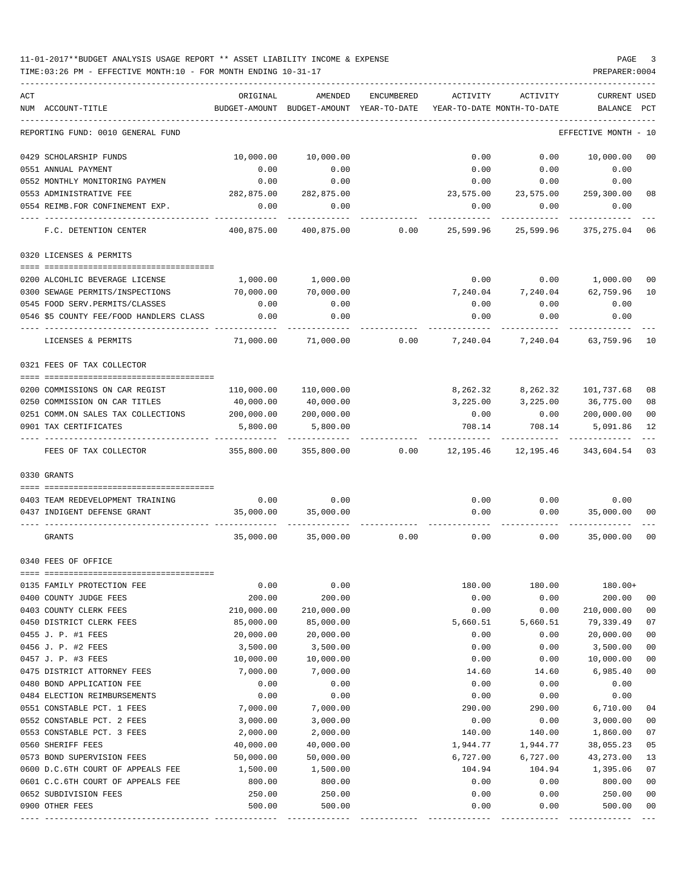11-01-2017**BUDGET ANALYSIS USAGE REPORT ** ASSET LIABILITY INCOME & EXPENSE

TIME:03:26 PM - EFFECTIVE MONTH:10 - FOR MONTH ENDING 10-31-17

PREPARER:0004

| ACT NUM | ACCOUNT-TITLE | ORIGINAL BUDGET-AMOUNT | AMENDED BUDGET-AMOUNT | ENCUMBERED YEAR-TO-DATE | ACTIVITY YEAR-TO-DATE | ACTIVITY MONTH-TO-DATE | CURRENT BALANCE | USED PCT |
|---|---|---|---|---|---|---|---|---|
| | REPORTING FUND: 0010 GENERAL FUND | | | | | | EFFECTIVE MONTH - 10 | |
| 0429 | SCHOLARSHIP FUNDS | 10,000.00 | 10,000.00 | | 0.00 | 0.00 | 10,000.00 | 00 |
| 0551 | ANNUAL PAYMENT | 0.00 | 0.00 | | 0.00 | 0.00 | 0.00 | |
| 0552 | MONTHLY MONITORING PAYMEN | 0.00 | 0.00 | | 0.00 | 0.00 | 0.00 | |
| 0553 | ADMINISTRATIVE FEE | 282,875.00 | 282,875.00 | | 23,575.00 | 23,575.00 | 259,300.00 | 08 |
| 0554 | REIMB.FOR CONFINEMENT EXP. | 0.00 | 0.00 | | 0.00 | 0.00 | 0.00 | |
| | F.C. DETENTION CENTER | 400,875.00 | 400,875.00 | 0.00 | 25,599.96 | 25,599.96 | 375,275.04 | 06 |
| | 0320 LICENSES & PERMITS | | | | | | | |
| 0200 | ALCOHLIC BEVERAGE LICENSE | 1,000.00 | 1,000.00 | | 0.00 | 0.00 | 1,000.00 | 00 |
| 0300 | SEWAGE PERMITS/INSPECTIONS | 70,000.00 | 70,000.00 | | 7,240.04 | 7,240.04 | 62,759.96 | 10 |
| 0545 | FOOD SERV.PERMITS/CLASSES | 0.00 | 0.00 | | 0.00 | 0.00 | 0.00 | |
| 0546 | $5 COUNTY FEE/FOOD HANDLERS CLASS | 0.00 | 0.00 | | 0.00 | 0.00 | 0.00 | |
| | LICENSES & PERMITS | 71,000.00 | 71,000.00 | 0.00 | 7,240.04 | 7,240.04 | 63,759.96 | 10 |
| | 0321 FEES OF TAX COLLECTOR | | | | | | | |
| 0200 | COMMISSIONS ON CAR REGIST | 110,000.00 | 110,000.00 | | 8,262.32 | 8,262.32 | 101,737.68 | 08 |
| 0250 | COMMISSION ON CAR TITLES | 40,000.00 | 40,000.00 | | 3,225.00 | 3,225.00 | 36,775.00 | 08 |
| 0251 | COMM.ON SALES TAX COLLECTIONS | 200,000.00 | 200,000.00 | | 0.00 | 0.00 | 200,000.00 | 00 |
| 0901 | TAX CERTIFICATES | 5,800.00 | 5,800.00 | | 708.14 | 708.14 | 5,091.86 | 12 |
| | FEES OF TAX COLLECTOR | 355,800.00 | 355,800.00 | 0.00 | 12,195.46 | 12,195.46 | 343,604.54 | 03 |
| | 0330 GRANTS | | | | | | | |
| 0403 | TEAM REDEVELOPMENT TRAINING | 0.00 | 0.00 | | 0.00 | 0.00 | 0.00 | |
| 0437 | INDIGENT DEFENSE GRANT | 35,000.00 | 35,000.00 | | 0.00 | 0.00 | 35,000.00 | 00 |
| | GRANTS | 35,000.00 | 35,000.00 | 0.00 | 0.00 | 0.00 | 35,000.00 | 00 |
| | 0340 FEES OF OFFICE | | | | | | | |
| 0135 | FAMILY PROTECTION FEE | 0.00 | 0.00 | | 180.00 | 180.00 | 180.00+ | |
| 0400 | COUNTY JUDGE FEES | 200.00 | 200.00 | | 0.00 | 0.00 | 200.00 | 00 |
| 0403 | COUNTY CLERK FEES | 210,000.00 | 210,000.00 | | 0.00 | 0.00 | 210,000.00 | 00 |
| 0450 | DISTRICT CLERK FEES | 85,000.00 | 85,000.00 | | 5,660.51 | 5,660.51 | 79,339.49 | 07 |
| 0455 | J. P. #1 FEES | 20,000.00 | 20,000.00 | | 0.00 | 0.00 | 20,000.00 | 00 |
| 0456 | J. P. #2 FEES | 3,500.00 | 3,500.00 | | 0.00 | 0.00 | 3,500.00 | 00 |
| 0457 | J. P. #3 FEES | 10,000.00 | 10,000.00 | | 0.00 | 0.00 | 10,000.00 | 00 |
| 0475 | DISTRICT ATTORNEY FEES | 7,000.00 | 7,000.00 | | 14.60 | 14.60 | 6,985.40 | 00 |
| 0480 | BOND APPLICATION FEE | 0.00 | 0.00 | | 0.00 | 0.00 | 0.00 | |
| 0484 | ELECTION REIMBURSEMENTS | 0.00 | 0.00 | | 0.00 | 0.00 | 0.00 | |
| 0551 | CONSTABLE PCT. 1 FEES | 7,000.00 | 7,000.00 | | 290.00 | 290.00 | 6,710.00 | 04 |
| 0552 | CONSTABLE PCT. 2 FEES | 3,000.00 | 3,000.00 | | 0.00 | 0.00 | 3,000.00 | 00 |
| 0553 | CONSTABLE PCT. 3 FEES | 2,000.00 | 2,000.00 | | 140.00 | 140.00 | 1,860.00 | 07 |
| 0560 | SHERIFF FEES | 40,000.00 | 40,000.00 | | 1,944.77 | 1,944.77 | 38,055.23 | 05 |
| 0573 | BOND SUPERVISION FEES | 50,000.00 | 50,000.00 | | 6,727.00 | 6,727.00 | 43,273.00 | 13 |
| 0600 | D.C.6TH COURT OF APPEALS FEE | 1,500.00 | 1,500.00 | | 104.94 | 104.94 | 1,395.06 | 07 |
| 0601 | C.C.6TH COURT OF APPEALS FEE | 800.00 | 800.00 | | 0.00 | 0.00 | 800.00 | 00 |
| 0652 | SUBDIVISION FEES | 250.00 | 250.00 | | 0.00 | 0.00 | 250.00 | 00 |
| 0900 | OTHER FEES | 500.00 | 500.00 | | 0.00 | 0.00 | 500.00 | 00 |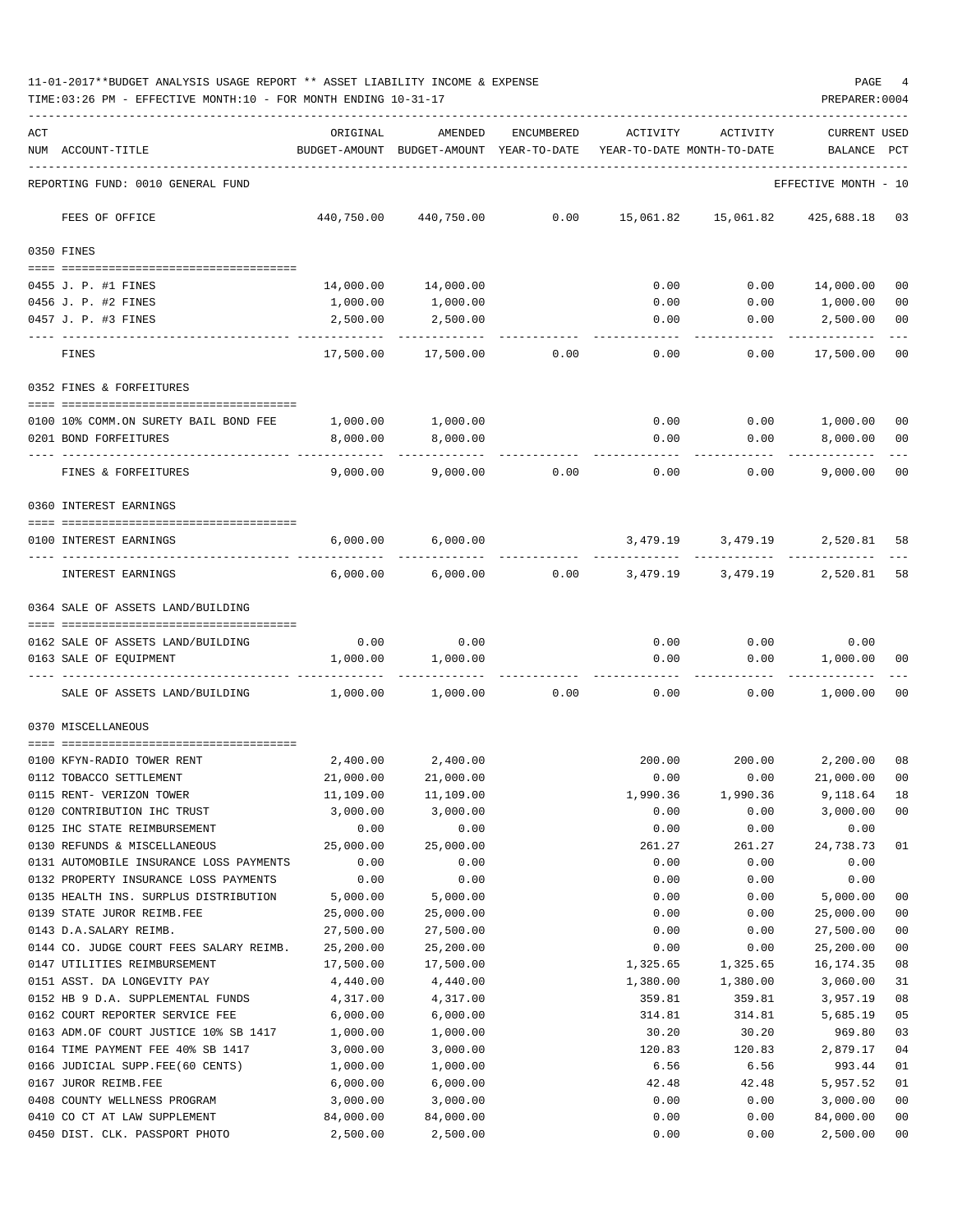11-01-2017**BUDGET ANALYSIS USAGE REPORT ** ASSET LIABILITY INCOME & EXPENSE

TIME:03:26 PM - EFFECTIVE MONTH:10 - FOR MONTH ENDING 10-31-17

PREPARER:0004

| ACT NUM | ACCOUNT-TITLE | ORIGINAL BUDGET-AMOUNT | AMENDED BUDGET-AMOUNT | ENCUMBERED YEAR-TO-DATE | ACTIVITY YEAR-TO-DATE | ACTIVITY MONTH-TO-DATE | CURRENT BALANCE | USED PCT |
|---|---|---|---|---|---|---|---|---|
| | REPORTING FUND: 0010 GENERAL FUND | | | | | | EFFECTIVE MONTH - 10 | |
| | FEES OF OFFICE | 440,750.00 | 440,750.00 | 0.00 | 15,061.82 | 15,061.82 | 425,688.18 | 03 |
| | 0350 FINES | | | | | | | |
| 0455 | J. P. #1 FINES | 14,000.00 | 14,000.00 | | 0.00 | 0.00 | 14,000.00 | 00 |
| 0456 | J. P. #2 FINES | 1,000.00 | 1,000.00 | | 0.00 | 0.00 | 1,000.00 | 00 |
| 0457 | J. P. #3 FINES | 2,500.00 | 2,500.00 | | 0.00 | 0.00 | 2,500.00 | 00 |
| | FINES | 17,500.00 | 17,500.00 | 0.00 | 0.00 | 0.00 | 17,500.00 | 00 |
| | 0352 FINES & FORFEITURES | | | | | | | |
| 0100 | 10% COMM.ON SURETY BAIL BOND FEE | 1,000.00 | 1,000.00 | | 0.00 | 0.00 | 1,000.00 | 00 |
| 0201 | BOND FORFEITURES | 8,000.00 | 8,000.00 | | 0.00 | 0.00 | 8,000.00 | 00 |
| | FINES & FORFEITURES | 9,000.00 | 9,000.00 | 0.00 | 0.00 | 0.00 | 9,000.00 | 00 |
| | 0360 INTEREST EARNINGS | | | | | | | |
| 0100 | INTEREST EARNINGS | 6,000.00 | 6,000.00 | | 3,479.19 | 3,479.19 | 2,520.81 | 58 |
| | INTEREST EARNINGS | 6,000.00 | 6,000.00 | 0.00 | 3,479.19 | 3,479.19 | 2,520.81 | 58 |
| | 0364 SALE OF ASSETS LAND/BUILDING | | | | | | | |
| 0162 | SALE OF ASSETS LAND/BUILDING | 0.00 | 0.00 | | 0.00 | 0.00 | 0.00 | |
| 0163 | SALE OF EQUIPMENT | 1,000.00 | 1,000.00 | | 0.00 | 0.00 | 1,000.00 | 00 |
| | SALE OF ASSETS LAND/BUILDING | 1,000.00 | 1,000.00 | 0.00 | 0.00 | 0.00 | 1,000.00 | 00 |
| | 0370 MISCELLANEOUS | | | | | | | |
| 0100 | KFYN-RADIO TOWER RENT | 2,400.00 | 2,400.00 | | 200.00 | 200.00 | 2,200.00 | 08 |
| 0112 | TOBACCO SETTLEMENT | 21,000.00 | 21,000.00 | | 0.00 | 0.00 | 21,000.00 | 00 |
| 0115 | RENT- VERIZON TOWER | 11,109.00 | 11,109.00 | | 1,990.36 | 1,990.36 | 9,118.64 | 18 |
| 0120 | CONTRIBUTION IHC TRUST | 3,000.00 | 3,000.00 | | 0.00 | 0.00 | 3,000.00 | 00 |
| 0125 | IHC STATE REIMBURSEMENT | 0.00 | 0.00 | | 0.00 | 0.00 | 0.00 | |
| 0130 | REFUNDS & MISCELLANEOUS | 25,000.00 | 25,000.00 | | 261.27 | 261.27 | 24,738.73 | 01 |
| 0131 | AUTOMOBILE INSURANCE LOSS PAYMENTS | 0.00 | 0.00 | | 0.00 | 0.00 | 0.00 | |
| 0132 | PROPERTY INSURANCE LOSS PAYMENTS | 0.00 | 0.00 | | 0.00 | 0.00 | 0.00 | |
| 0135 | HEALTH INS. SURPLUS DISTRIBUTION | 5,000.00 | 5,000.00 | | 0.00 | 0.00 | 5,000.00 | 00 |
| 0139 | STATE JUROR REIMB.FEE | 25,000.00 | 25,000.00 | | 0.00 | 0.00 | 25,000.00 | 00 |
| 0143 | D.A.SALARY REIMB. | 27,500.00 | 27,500.00 | | 0.00 | 0.00 | 27,500.00 | 00 |
| 0144 | CO. JUDGE COURT FEES SALARY REIMB. | 25,200.00 | 25,200.00 | | 0.00 | 0.00 | 25,200.00 | 00 |
| 0147 | UTILITIES REIMBURSEMENT | 17,500.00 | 17,500.00 | | 1,325.65 | 1,325.65 | 16,174.35 | 08 |
| 0151 | ASST. DA LONGEVITY PAY | 4,440.00 | 4,440.00 | | 1,380.00 | 1,380.00 | 3,060.00 | 31 |
| 0152 | HB 9 D.A. SUPPLEMENTAL FUNDS | 4,317.00 | 4,317.00 | | 359.81 | 359.81 | 3,957.19 | 08 |
| 0162 | COURT REPORTER SERVICE FEE | 6,000.00 | 6,000.00 | | 314.81 | 314.81 | 5,685.19 | 05 |
| 0163 | ADM.OF COURT JUSTICE 10% SB 1417 | 1,000.00 | 1,000.00 | | 30.20 | 30.20 | 969.80 | 03 |
| 0164 | TIME PAYMENT FEE 40% SB 1417 | 3,000.00 | 3,000.00 | | 120.83 | 120.83 | 2,879.17 | 04 |
| 0166 | JUDICIAL SUPP.FEE(60 CENTS) | 1,000.00 | 1,000.00 | | 6.56 | 6.56 | 993.44 | 01 |
| 0167 | JUROR REIMB.FEE | 6,000.00 | 6,000.00 | | 42.48 | 42.48 | 5,957.52 | 01 |
| 0408 | COUNTY WELLNESS PROGRAM | 3,000.00 | 3,000.00 | | 0.00 | 0.00 | 3,000.00 | 00 |
| 0410 | CO CT AT LAW SUPPLEMENT | 84,000.00 | 84,000.00 | | 0.00 | 0.00 | 84,000.00 | 00 |
| 0450 | DIST. CLK. PASSPORT PHOTO | 2,500.00 | 2,500.00 | | 0.00 | 0.00 | 2,500.00 | 00 |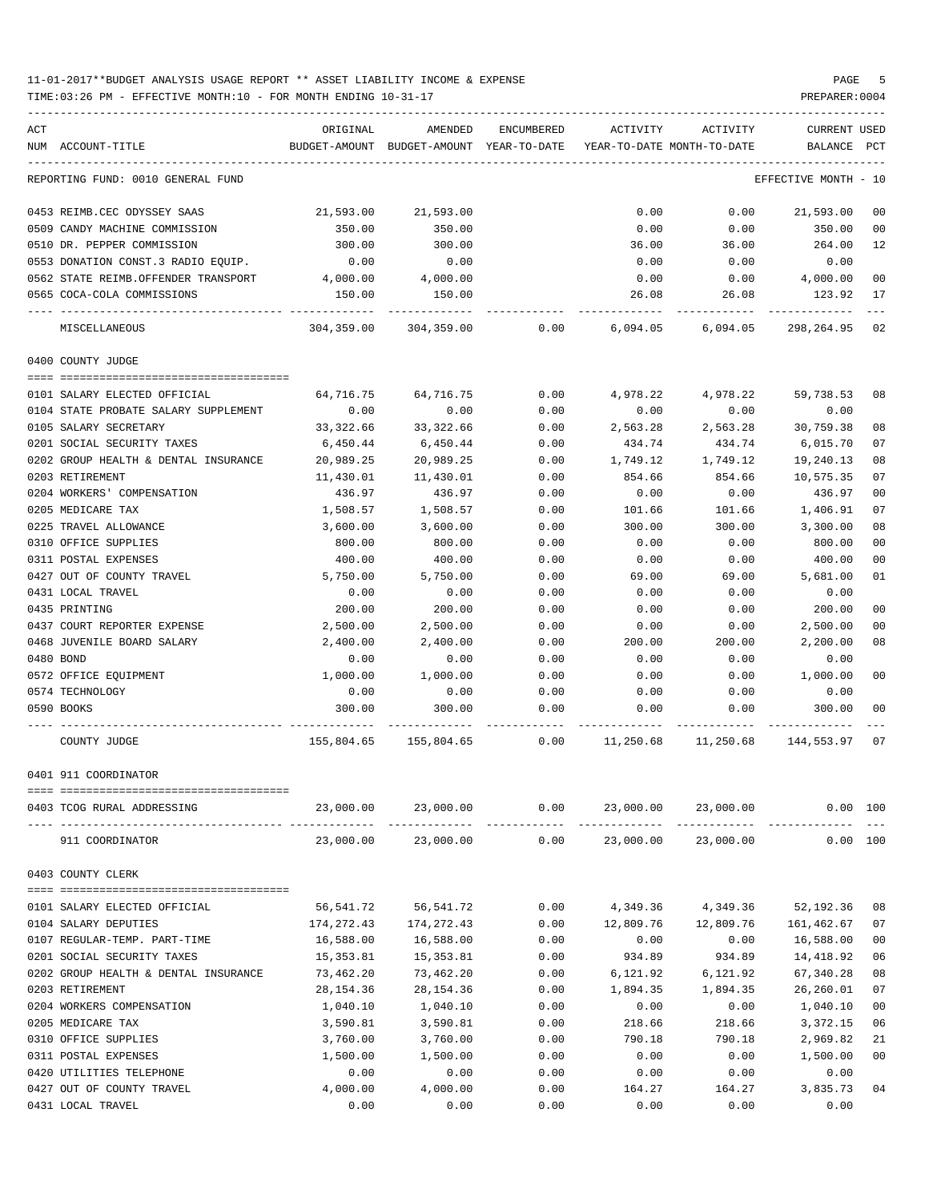11-01-2017**BUDGET ANALYSIS USAGE REPORT ** ASSET LIABILITY INCOME & EXPENSE

TIME:03:26 PM - EFFECTIVE MONTH:10 - FOR MONTH ENDING 10-31-17

PREPARER:0004

| ACT NUM | ACCOUNT-TITLE | ORIGINAL BUDGET-AMOUNT | AMENDED BUDGET-AMOUNT | ENCUMBERED YEAR-TO-DATE | ACTIVITY YEAR-TO-DATE | ACTIVITY MONTH-TO-DATE | CURRENT BALANCE | USED PCT |
|---|---|---|---|---|---|---|---|---|
| REPORTING FUND: 0010 GENERAL FUND | | | | | | | EFFECTIVE MONTH - 10 | |
| 0453 | REIMB.CEC ODYSSEY SAAS | 21,593.00 | 21,593.00 | | 0.00 | 0.00 | 21,593.00 | 00 |
| 0509 | CANDY MACHINE COMMISSION | 350.00 | 350.00 | | 0.00 | 0.00 | 350.00 | 00 |
| 0510 | DR. PEPPER COMMISSION | 300.00 | 300.00 | | 36.00 | 36.00 | 264.00 | 12 |
| 0553 | DONATION CONST.3 RADIO EQUIP. | 0.00 | 0.00 | | 0.00 | 0.00 | 0.00 | |
| 0562 | STATE REIMB.OFFENDER TRANSPORT | 4,000.00 | 4,000.00 | | 0.00 | 0.00 | 4,000.00 | 00 |
| 0565 | COCA-COLA COMMISSIONS | 150.00 | 150.00 | | 26.08 | 26.08 | 123.92 | 17 |
| | MISCELLANEOUS | 304,359.00 | 304,359.00 | 0.00 | 6,094.05 | 6,094.05 | 298,264.95 | 02 |
| 0400 COUNTY JUDGE | | | | | | | | |
| 0101 | SALARY ELECTED OFFICIAL | 64,716.75 | 64,716.75 | 0.00 | 4,978.22 | 4,978.22 | 59,738.53 | 08 |
| 0104 | STATE PROBATE SALARY SUPPLEMENT | 0.00 | 0.00 | 0.00 | 0.00 | 0.00 | 0.00 | |
| 0105 | SALARY SECRETARY | 33,322.66 | 33,322.66 | 0.00 | 2,563.28 | 2,563.28 | 30,759.38 | 08 |
| 0201 | SOCIAL SECURITY TAXES | 6,450.44 | 6,450.44 | 0.00 | 434.74 | 434.74 | 6,015.70 | 07 |
| 0202 | GROUP HEALTH & DENTAL INSURANCE | 20,989.25 | 20,989.25 | 0.00 | 1,749.12 | 1,749.12 | 19,240.13 | 08 |
| 0203 | RETIREMENT | 11,430.01 | 11,430.01 | 0.00 | 854.66 | 854.66 | 10,575.35 | 07 |
| 0204 | WORKERS' COMPENSATION | 436.97 | 436.97 | 0.00 | 0.00 | 0.00 | 436.97 | 00 |
| 0205 | MEDICARE TAX | 1,508.57 | 1,508.57 | 0.00 | 101.66 | 101.66 | 1,406.91 | 07 |
| 0225 | TRAVEL ALLOWANCE | 3,600.00 | 3,600.00 | 0.00 | 300.00 | 300.00 | 3,300.00 | 08 |
| 0310 | OFFICE SUPPLIES | 800.00 | 800.00 | 0.00 | 0.00 | 0.00 | 800.00 | 00 |
| 0311 | POSTAL EXPENSES | 400.00 | 400.00 | 0.00 | 0.00 | 0.00 | 400.00 | 00 |
| 0427 | OUT OF COUNTY TRAVEL | 5,750.00 | 5,750.00 | 0.00 | 69.00 | 69.00 | 5,681.00 | 01 |
| 0431 | LOCAL TRAVEL | 0.00 | 0.00 | 0.00 | 0.00 | 0.00 | 0.00 | |
| 0435 | PRINTING | 200.00 | 200.00 | 0.00 | 0.00 | 0.00 | 200.00 | 00 |
| 0437 | COURT REPORTER EXPENSE | 2,500.00 | 2,500.00 | 0.00 | 0.00 | 0.00 | 2,500.00 | 00 |
| 0468 | JUVENILE BOARD SALARY | 2,400.00 | 2,400.00 | 0.00 | 200.00 | 200.00 | 2,200.00 | 08 |
| 0480 | BOND | 0.00 | 0.00 | 0.00 | 0.00 | 0.00 | 0.00 | |
| 0572 | OFFICE EQUIPMENT | 1,000.00 | 1,000.00 | 0.00 | 0.00 | 0.00 | 1,000.00 | 00 |
| 0574 | TECHNOLOGY | 0.00 | 0.00 | 0.00 | 0.00 | 0.00 | 0.00 | |
| 0590 | BOOKS | 300.00 | 300.00 | 0.00 | 0.00 | 0.00 | 300.00 | 00 |
| | COUNTY JUDGE | 155,804.65 | 155,804.65 | 0.00 | 11,250.68 | 11,250.68 | 144,553.97 | 07 |
| 0401 911 COORDINATOR | | | | | | | | |
| 0403 | TCOG RURAL ADDRESSING | 23,000.00 | 23,000.00 | 0.00 | 23,000.00 | 23,000.00 | 0.00 | 100 |
| | 911 COORDINATOR | 23,000.00 | 23,000.00 | 0.00 | 23,000.00 | 23,000.00 | 0.00 | 100 |
| 0403 COUNTY CLERK | | | | | | | | |
| 0101 | SALARY ELECTED OFFICIAL | 56,541.72 | 56,541.72 | 0.00 | 4,349.36 | 4,349.36 | 52,192.36 | 08 |
| 0104 | SALARY DEPUTIES | 174,272.43 | 174,272.43 | 0.00 | 12,809.76 | 12,809.76 | 161,462.67 | 07 |
| 0107 | REGULAR-TEMP. PART-TIME | 16,588.00 | 16,588.00 | 0.00 | 0.00 | 0.00 | 16,588.00 | 00 |
| 0201 | SOCIAL SECURITY TAXES | 15,353.81 | 15,353.81 | 0.00 | 934.89 | 934.89 | 14,418.92 | 06 |
| 0202 | GROUP HEALTH & DENTAL INSURANCE | 73,462.20 | 73,462.20 | 0.00 | 6,121.92 | 6,121.92 | 67,340.28 | 08 |
| 0203 | RETIREMENT | 28,154.36 | 28,154.36 | 0.00 | 1,894.35 | 1,894.35 | 26,260.01 | 07 |
| 0204 | WORKERS COMPENSATION | 1,040.10 | 1,040.10 | 0.00 | 0.00 | 0.00 | 1,040.10 | 00 |
| 0205 | MEDICARE TAX | 3,590.81 | 3,590.81 | 0.00 | 218.66 | 218.66 | 3,372.15 | 06 |
| 0310 | OFFICE SUPPLIES | 3,760.00 | 3,760.00 | 0.00 | 790.18 | 790.18 | 2,969.82 | 21 |
| 0311 | POSTAL EXPENSES | 1,500.00 | 1,500.00 | 0.00 | 0.00 | 0.00 | 1,500.00 | 00 |
| 0420 | UTILITIES TELEPHONE | 0.00 | 0.00 | 0.00 | 0.00 | 0.00 | 0.00 | |
| 0427 | OUT OF COUNTY TRAVEL | 4,000.00 | 4,000.00 | 0.00 | 164.27 | 164.27 | 3,835.73 | 04 |
| 0431 | LOCAL TRAVEL | 0.00 | 0.00 | 0.00 | 0.00 | 0.00 | 0.00 | |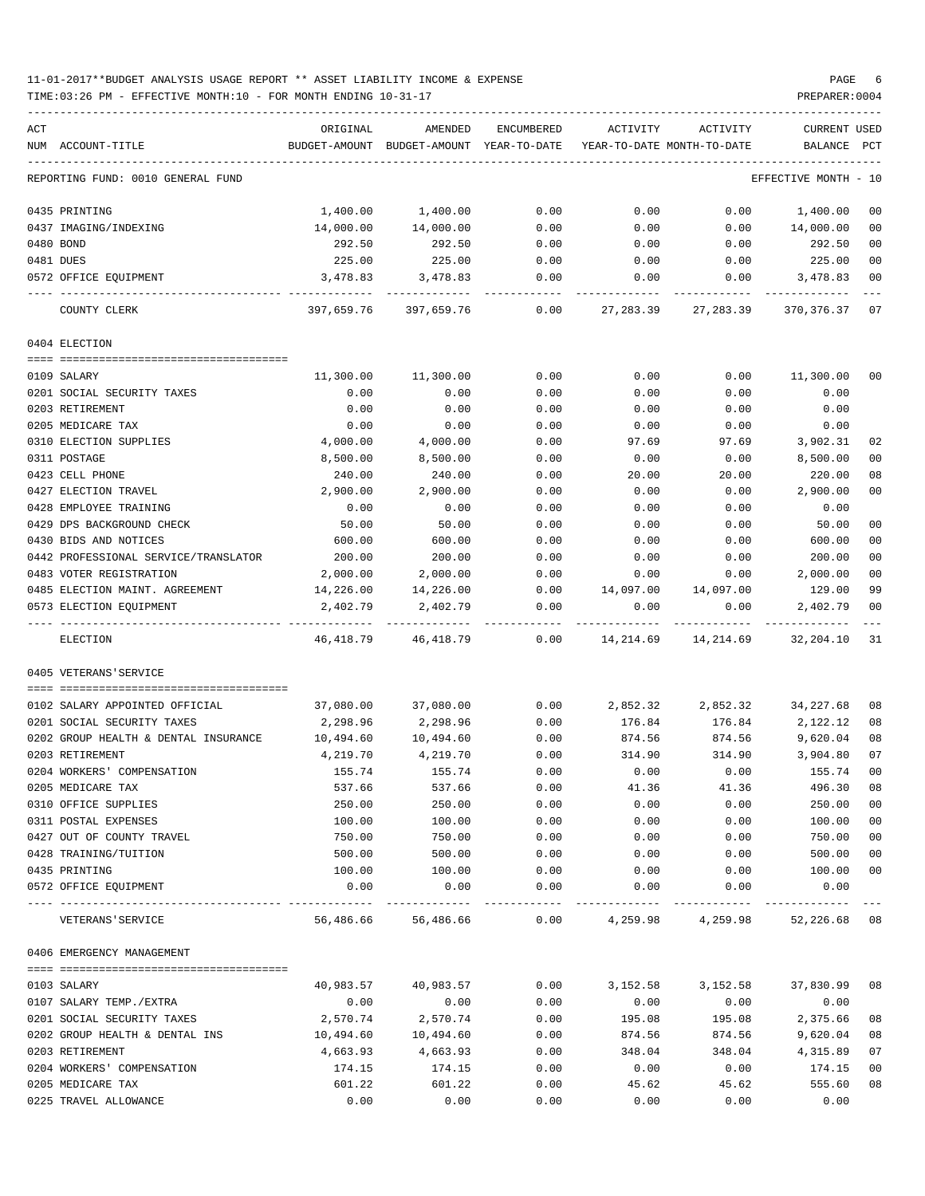11-01-2017**BUDGET ANALYSIS USAGE REPORT ** ASSET LIABILITY INCOME & EXPENSE

TIME:03:26 PM - EFFECTIVE MONTH:10 - FOR MONTH ENDING 10-31-17

PREPARER:0004

| ACT NUM | ACCOUNT-TITLE | ORIGINAL BUDGET-AMOUNT | AMENDED BUDGET-AMOUNT | ENCUMBERED YEAR-TO-DATE | ACTIVITY YEAR-TO-DATE | ACTIVITY MONTH-TO-DATE | CURRENT BALANCE | USED PCT |
|---|---|---|---|---|---|---|---|---|
| | REPORTING FUND: 0010 GENERAL FUND | | | | | | EFFECTIVE MONTH - 10 | |
| 0435 | PRINTING | 1,400.00 | 1,400.00 | 0.00 | 0.00 | 0.00 | 1,400.00 | 00 |
| 0437 | IMAGING/INDEXING | 14,000.00 | 14,000.00 | 0.00 | 0.00 | 0.00 | 14,000.00 | 00 |
| 0480 | BOND | 292.50 | 292.50 | 0.00 | 0.00 | 0.00 | 292.50 | 00 |
| 0481 | DUES | 225.00 | 225.00 | 0.00 | 0.00 | 0.00 | 225.00 | 00 |
| 0572 | OFFICE EQUIPMENT | 3,478.83 | 3,478.83 | 0.00 | 0.00 | 0.00 | 3,478.83 | 00 |
| | COUNTY CLERK | 397,659.76 | 397,659.76 | 0.00 | 27,283.39 | 27,283.39 | 370,376.37 | 07 |
| | 0404 ELECTION | | | | | | | |
| 0109 | SALARY | 11,300.00 | 11,300.00 | 0.00 | 0.00 | 0.00 | 11,300.00 | 00 |
| 0201 | SOCIAL SECURITY TAXES | 0.00 | 0.00 | 0.00 | 0.00 | 0.00 | 0.00 | |
| 0203 | RETIREMENT | 0.00 | 0.00 | 0.00 | 0.00 | 0.00 | 0.00 | |
| 0205 | MEDICARE TAX | 0.00 | 0.00 | 0.00 | 0.00 | 0.00 | 0.00 | |
| 0310 | ELECTION SUPPLIES | 4,000.00 | 4,000.00 | 0.00 | 97.69 | 97.69 | 3,902.31 | 02 |
| 0311 | POSTAGE | 8,500.00 | 8,500.00 | 0.00 | 0.00 | 0.00 | 8,500.00 | 00 |
| 0423 | CELL PHONE | 240.00 | 240.00 | 0.00 | 20.00 | 20.00 | 220.00 | 08 |
| 0427 | ELECTION TRAVEL | 2,900.00 | 2,900.00 | 0.00 | 0.00 | 0.00 | 2,900.00 | 00 |
| 0428 | EMPLOYEE TRAINING | 0.00 | 0.00 | 0.00 | 0.00 | 0.00 | 0.00 | |
| 0429 | DPS BACKGROUND CHECK | 50.00 | 50.00 | 0.00 | 0.00 | 0.00 | 50.00 | 00 |
| 0430 | BIDS AND NOTICES | 600.00 | 600.00 | 0.00 | 0.00 | 0.00 | 600.00 | 00 |
| 0442 | PROFESSIONAL SERVICE/TRANSLATOR | 200.00 | 200.00 | 0.00 | 0.00 | 0.00 | 200.00 | 00 |
| 0483 | VOTER REGISTRATION | 2,000.00 | 2,000.00 | 0.00 | 0.00 | 0.00 | 2,000.00 | 00 |
| 0485 | ELECTION MAINT. AGREEMENT | 14,226.00 | 14,226.00 | 0.00 | 14,097.00 | 14,097.00 | 129.00 | 99 |
| 0573 | ELECTION EQUIPMENT | 2,402.79 | 2,402.79 | 0.00 | 0.00 | 0.00 | 2,402.79 | 00 |
| | ELECTION | 46,418.79 | 46,418.79 | 0.00 | 14,214.69 | 14,214.69 | 32,204.10 | 31 |
| | 0405 VETERANS'SERVICE | | | | | | | |
| 0102 | SALARY APPOINTED OFFICIAL | 37,080.00 | 37,080.00 | 0.00 | 2,852.32 | 2,852.32 | 34,227.68 | 08 |
| 0201 | SOCIAL SECURITY TAXES | 2,298.96 | 2,298.96 | 0.00 | 176.84 | 176.84 | 2,122.12 | 08 |
| 0202 | GROUP HEALTH & DENTAL INSURANCE | 10,494.60 | 10,494.60 | 0.00 | 874.56 | 874.56 | 9,620.04 | 08 |
| 0203 | RETIREMENT | 4,219.70 | 4,219.70 | 0.00 | 314.90 | 314.90 | 3,904.80 | 07 |
| 0204 | WORKERS' COMPENSATION | 155.74 | 155.74 | 0.00 | 0.00 | 0.00 | 155.74 | 00 |
| 0205 | MEDICARE TAX | 537.66 | 537.66 | 0.00 | 41.36 | 41.36 | 496.30 | 08 |
| 0310 | OFFICE SUPPLIES | 250.00 | 250.00 | 0.00 | 0.00 | 0.00 | 250.00 | 00 |
| 0311 | POSTAL EXPENSES | 100.00 | 100.00 | 0.00 | 0.00 | 0.00 | 100.00 | 00 |
| 0427 | OUT OF COUNTY TRAVEL | 750.00 | 750.00 | 0.00 | 0.00 | 0.00 | 750.00 | 00 |
| 0428 | TRAINING/TUITION | 500.00 | 500.00 | 0.00 | 0.00 | 0.00 | 500.00 | 00 |
| 0435 | PRINTING | 100.00 | 100.00 | 0.00 | 0.00 | 0.00 | 100.00 | 00 |
| 0572 | OFFICE EQUIPMENT | 0.00 | 0.00 | 0.00 | 0.00 | 0.00 | 0.00 | |
| | VETERANS'SERVICE | 56,486.66 | 56,486.66 | 0.00 | 4,259.98 | 4,259.98 | 52,226.68 | 08 |
| | 0406 EMERGENCY MANAGEMENT | | | | | | | |
| 0103 | SALARY | 40,983.57 | 40,983.57 | 0.00 | 3,152.58 | 3,152.58 | 37,830.99 | 08 |
| 0107 | SALARY TEMP./EXTRA | 0.00 | 0.00 | 0.00 | 0.00 | 0.00 | 0.00 | |
| 0201 | SOCIAL SECURITY TAXES | 2,570.74 | 2,570.74 | 0.00 | 195.08 | 195.08 | 2,375.66 | 08 |
| 0202 | GROUP HEALTH & DENTAL INS | 10,494.60 | 10,494.60 | 0.00 | 874.56 | 874.56 | 9,620.04 | 08 |
| 0203 | RETIREMENT | 4,663.93 | 4,663.93 | 0.00 | 348.04 | 348.04 | 4,315.89 | 07 |
| 0204 | WORKERS' COMPENSATION | 174.15 | 174.15 | 0.00 | 0.00 | 0.00 | 174.15 | 00 |
| 0205 | MEDICARE TAX | 601.22 | 601.22 | 0.00 | 45.62 | 45.62 | 555.60 | 08 |
| 0225 | TRAVEL ALLOWANCE | 0.00 | 0.00 | 0.00 | 0.00 | 0.00 | 0.00 | |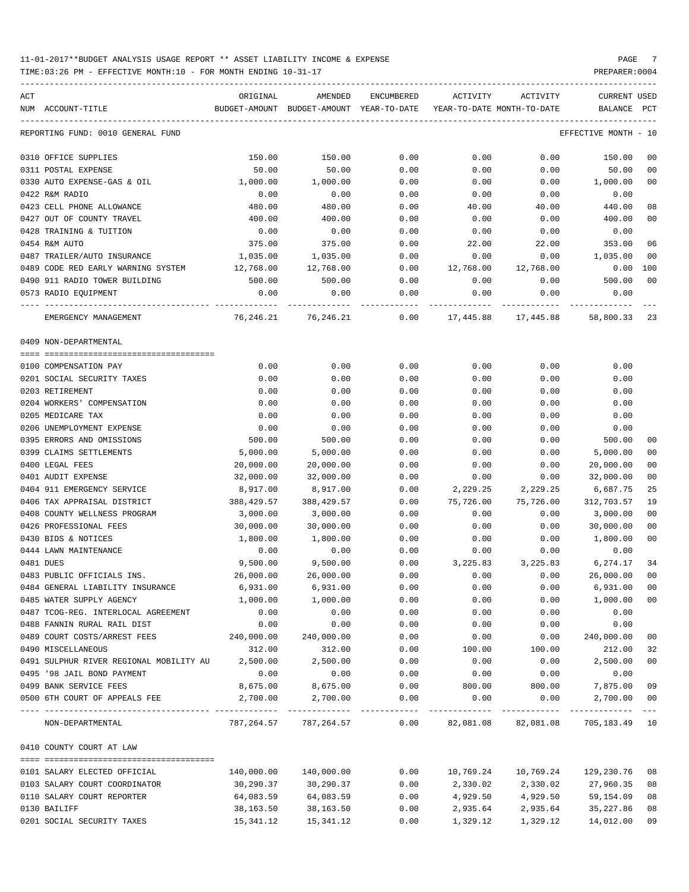11-01-2017**BUDGET ANALYSIS USAGE REPORT ** ASSET LIABILITY INCOME & EXPENSE

TIME:03:26 PM - EFFECTIVE MONTH:10 - FOR MONTH ENDING 10-31-17 PREPARER:0004

| ACT NUM | ACCOUNT-TITLE | ORIGINAL BUDGET-AMOUNT | AMENDED BUDGET-AMOUNT | ENCUMBERED YEAR-TO-DATE | ACTIVITY YEAR-TO-DATE | ACTIVITY MONTH-TO-DATE | CURRENT BALANCE | USED PCT |
|---|---|---|---|---|---|---|---|---|
| | REPORTING FUND: 0010 GENERAL FUND | | | | | | EFFECTIVE MONTH - 10 | |
| 0310 | OFFICE SUPPLIES | 150.00 | 150.00 | 0.00 | 0.00 | 0.00 | 150.00 | 00 |
| 0311 | POSTAL EXPENSE | 50.00 | 50.00 | 0.00 | 0.00 | 0.00 | 50.00 | 00 |
| 0330 | AUTO EXPENSE-GAS & OIL | 1,000.00 | 1,000.00 | 0.00 | 0.00 | 0.00 | 1,000.00 | 00 |
| 0422 | R&M RADIO | 0.00 | 0.00 | 0.00 | 0.00 | 0.00 | 0.00 | |
| 0423 | CELL PHONE ALLOWANCE | 480.00 | 480.00 | 0.00 | 40.00 | 40.00 | 440.00 | 08 |
| 0427 | OUT OF COUNTY TRAVEL | 400.00 | 400.00 | 0.00 | 0.00 | 0.00 | 400.00 | 00 |
| 0428 | TRAINING & TUITION | 0.00 | 0.00 | 0.00 | 0.00 | 0.00 | 0.00 | |
| 0454 | R&M AUTO | 375.00 | 375.00 | 0.00 | 22.00 | 22.00 | 353.00 | 06 |
| 0487 | TRAILER/AUTO INSURANCE | 1,035.00 | 1,035.00 | 0.00 | 0.00 | 0.00 | 1,035.00 | 00 |
| 0489 | CODE RED EARLY WARNING SYSTEM | 12,768.00 | 12,768.00 | 0.00 | 12,768.00 | 12,768.00 | 0.00 | 100 |
| 0490 | 911 RADIO TOWER BUILDING | 500.00 | 500.00 | 0.00 | 0.00 | 0.00 | 500.00 | 00 |
| 0573 | RADIO EQUIPMENT | 0.00 | 0.00 | 0.00 | 0.00 | 0.00 | 0.00 | |
| | EMERGENCY MANAGEMENT | 76,246.21 | 76,246.21 | 0.00 | 17,445.88 | 17,445.88 | 58,800.33 | 23 |
| | 0409 NON-DEPARTMENTAL | | | | | | | |
| 0100 | COMPENSATION PAY | 0.00 | 0.00 | 0.00 | 0.00 | 0.00 | 0.00 | |
| 0201 | SOCIAL SECURITY TAXES | 0.00 | 0.00 | 0.00 | 0.00 | 0.00 | 0.00 | |
| 0203 | RETIREMENT | 0.00 | 0.00 | 0.00 | 0.00 | 0.00 | 0.00 | |
| 0204 | WORKERS' COMPENSATION | 0.00 | 0.00 | 0.00 | 0.00 | 0.00 | 0.00 | |
| 0205 | MEDICARE TAX | 0.00 | 0.00 | 0.00 | 0.00 | 0.00 | 0.00 | |
| 0206 | UNEMPLOYMENT EXPENSE | 0.00 | 0.00 | 0.00 | 0.00 | 0.00 | 0.00 | |
| 0395 | ERRORS AND OMISSIONS | 500.00 | 500.00 | 0.00 | 0.00 | 0.00 | 500.00 | 00 |
| 0399 | CLAIMS SETTLEMENTS | 5,000.00 | 5,000.00 | 0.00 | 0.00 | 0.00 | 5,000.00 | 00 |
| 0400 | LEGAL FEES | 20,000.00 | 20,000.00 | 0.00 | 0.00 | 0.00 | 20,000.00 | 00 |
| 0401 | AUDIT EXPENSE | 32,000.00 | 32,000.00 | 0.00 | 0.00 | 0.00 | 32,000.00 | 00 |
| 0404 | 911 EMERGENCY SERVICE | 8,917.00 | 8,917.00 | 0.00 | 2,229.25 | 2,229.25 | 6,687.75 | 25 |
| 0406 | TAX APPRAISAL DISTRICT | 388,429.57 | 388,429.57 | 0.00 | 75,726.00 | 75,726.00 | 312,703.57 | 19 |
| 0408 | COUNTY WELLNESS PROGRAM | 3,000.00 | 3,000.00 | 0.00 | 0.00 | 0.00 | 3,000.00 | 00 |
| 0426 | PROFESSIONAL FEES | 30,000.00 | 30,000.00 | 0.00 | 0.00 | 0.00 | 30,000.00 | 00 |
| 0430 | BIDS & NOTICES | 1,800.00 | 1,800.00 | 0.00 | 0.00 | 0.00 | 1,800.00 | 00 |
| 0444 | LAWN MAINTENANCE | 0.00 | 0.00 | 0.00 | 0.00 | 0.00 | 0.00 | |
| 0481 | DUES | 9,500.00 | 9,500.00 | 0.00 | 3,225.83 | 3,225.83 | 6,274.17 | 34 |
| 0483 | PUBLIC OFFICIALS INS. | 26,000.00 | 26,000.00 | 0.00 | 0.00 | 0.00 | 26,000.00 | 00 |
| 0484 | GENERAL LIABILITY INSURANCE | 6,931.00 | 6,931.00 | 0.00 | 0.00 | 0.00 | 6,931.00 | 00 |
| 0485 | WATER SUPPLY AGENCY | 1,000.00 | 1,000.00 | 0.00 | 0.00 | 0.00 | 1,000.00 | 00 |
| 0487 | TCOG-REG. INTERLOCAL AGREEMENT | 0.00 | 0.00 | 0.00 | 0.00 | 0.00 | 0.00 | |
| 0488 | FANNIN RURAL RAIL DIST | 0.00 | 0.00 | 0.00 | 0.00 | 0.00 | 0.00 | |
| 0489 | COURT COSTS/ARREST FEES | 240,000.00 | 240,000.00 | 0.00 | 0.00 | 0.00 | 240,000.00 | 00 |
| 0490 | MISCELLANEOUS | 312.00 | 312.00 | 0.00 | 100.00 | 100.00 | 212.00 | 32 |
| 0491 | SULPHUR RIVER REGIONAL MOBILITY AU | 2,500.00 | 2,500.00 | 0.00 | 0.00 | 0.00 | 2,500.00 | 00 |
| 0495 | '98 JAIL BOND PAYMENT | 0.00 | 0.00 | 0.00 | 0.00 | 0.00 | 0.00 | |
| 0499 | BANK SERVICE FEES | 8,675.00 | 8,675.00 | 0.00 | 800.00 | 800.00 | 7,875.00 | 09 |
| 0500 | 6TH COURT OF APPEALS FEE | 2,700.00 | 2,700.00 | 0.00 | 0.00 | 0.00 | 2,700.00 | 00 |
| | NON-DEPARTMENTAL | 787,264.57 | 787,264.57 | 0.00 | 82,081.08 | 82,081.08 | 705,183.49 | 10 |
| | 0410 COUNTY COURT AT LAW | | | | | | | |
| 0101 | SALARY ELECTED OFFICIAL | 140,000.00 | 140,000.00 | 0.00 | 10,769.24 | 10,769.24 | 129,230.76 | 08 |
| 0103 | SALARY COURT COORDINATOR | 30,290.37 | 30,290.37 | 0.00 | 2,330.02 | 2,330.02 | 27,960.35 | 08 |
| 0110 | SALARY COURT REPORTER | 64,083.59 | 64,083.59 | 0.00 | 4,929.50 | 4,929.50 | 59,154.09 | 08 |
| 0130 | BAILIFF | 38,163.50 | 38,163.50 | 0.00 | 2,935.64 | 2,935.64 | 35,227.86 | 08 |
| 0201 | SOCIAL SECURITY TAXES | 15,341.12 | 15,341.12 | 0.00 | 1,329.12 | 1,329.12 | 14,012.00 | 09 |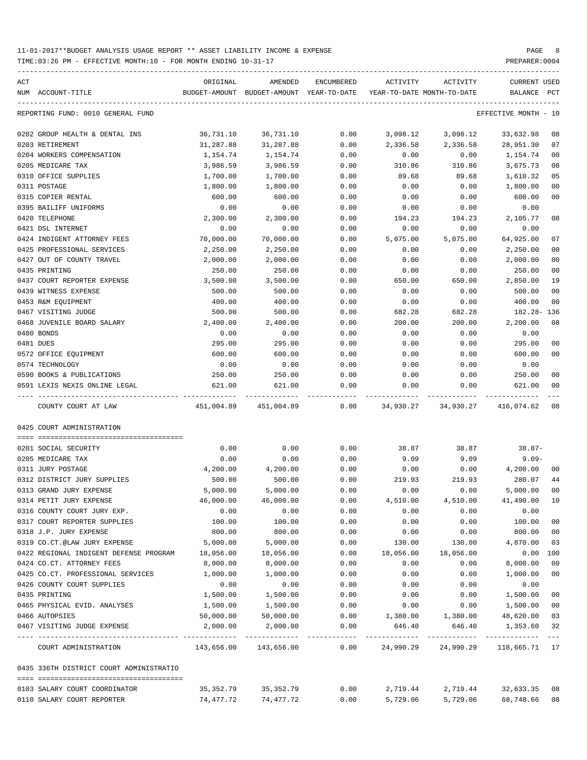11-01-2017**BUDGET ANALYSIS USAGE REPORT ** ASSET LIABILITY INCOME & EXPENSE

TIME:03:26 PM - EFFECTIVE MONTH:10 - FOR MONTH ENDING 10-31-17 PREPARER:0004

| ACT NUM | ACCOUNT-TITLE | ORIGINAL BUDGET-AMOUNT | AMENDED BUDGET-AMOUNT | ENCUMBERED YEAR-TO-DATE | ACTIVITY YEAR-TO-DATE | ACTIVITY MONTH-TO-DATE | CURRENT BALANCE | USED PCT |
|---|---|---|---|---|---|---|---|---|
| | REPORTING FUND: 0010 GENERAL FUND | | | | | | EFFECTIVE MONTH - 10 | |
| 0202 | GROUP HEALTH & DENTAL INS | 36,731.10 | 36,731.10 | 0.00 | 3,098.12 | 3,098.12 | 33,632.98 | 08 |
| 0203 | RETIREMENT | 31,287.88 | 31,287.88 | 0.00 | 2,336.58 | 2,336.58 | 28,951.30 | 07 |
| 0204 | WORKERS COMPENSATION | 1,154.74 | 1,154.74 | 0.00 | 0.00 | 0.00 | 1,154.74 | 00 |
| 0205 | MEDICARE TAX | 3,986.59 | 3,986.59 | 0.00 | 310.86 | 310.86 | 3,675.73 | 08 |
| 0310 | OFFICE SUPPLIES | 1,700.00 | 1,700.00 | 0.00 | 89.68 | 89.68 | 1,610.32 | 05 |
| 0311 | POSTAGE | 1,800.00 | 1,800.00 | 0.00 | 0.00 | 0.00 | 1,800.00 | 00 |
| 0315 | COPIER RENTAL | 600.00 | 600.00 | 0.00 | 0.00 | 0.00 | 600.00 | 00 |
| 0395 | BAILIFF UNIFORMS | 0.00 | 0.00 | 0.00 | 0.00 | 0.00 | 0.00 | |
| 0420 | TELEPHONE | 2,300.00 | 2,300.00 | 0.00 | 194.23 | 194.23 | 2,105.77 | 08 |
| 0421 | DSL INTERNET | 0.00 | 0.00 | 0.00 | 0.00 | 0.00 | 0.00 | |
| 0424 | INDIGENT ATTORNEY FEES | 70,000.00 | 70,000.00 | 0.00 | 5,075.00 | 5,075.00 | 64,925.00 | 07 |
| 0425 | PROFESSIONAL SERVICES | 2,250.00 | 2,250.00 | 0.00 | 0.00 | 0.00 | 2,250.00 | 00 |
| 0427 | OUT OF COUNTY TRAVEL | 2,000.00 | 2,000.00 | 0.00 | 0.00 | 0.00 | 2,000.00 | 00 |
| 0435 | PRINTING | 250.00 | 250.00 | 0.00 | 0.00 | 0.00 | 250.00 | 00 |
| 0437 | COURT REPORTER EXPENSE | 3,500.00 | 3,500.00 | 0.00 | 650.00 | 650.00 | 2,850.00 | 19 |
| 0439 | WITNESS EXPENSE | 500.00 | 500.00 | 0.00 | 0.00 | 0.00 | 500.00 | 00 |
| 0453 | R&M EQUIPMENT | 400.00 | 400.00 | 0.00 | 0.00 | 0.00 | 400.00 | 00 |
| 0467 | VISITING JUDGE | 500.00 | 500.00 | 0.00 | 682.28 | 682.28 | 182.28- | 136 |
| 0468 | JUVENILE BOARD SALARY | 2,400.00 | 2,400.00 | 0.00 | 200.00 | 200.00 | 2,200.00 | 08 |
| 0480 | BONDS | 0.00 | 0.00 | 0.00 | 0.00 | 0.00 | 0.00 | |
| 0481 | DUES | 295.00 | 295.00 | 0.00 | 0.00 | 0.00 | 295.00 | 00 |
| 0572 | OFFICE EQUIPMENT | 600.00 | 600.00 | 0.00 | 0.00 | 0.00 | 600.00 | 00 |
| 0574 | TECHNOLOGY | 0.00 | 0.00 | 0.00 | 0.00 | 0.00 | 0.00 | |
| 0590 | BOOKS & PUBLICATIONS | 250.00 | 250.00 | 0.00 | 0.00 | 0.00 | 250.00 | 00 |
| 0591 | LEXIS NEXIS ONLINE LEGAL | 621.00 | 621.00 | 0.00 | 0.00 | 0.00 | 621.00 | 00 |
| | COUNTY COURT AT LAW | 451,004.89 | 451,004.89 | 0.00 | 34,930.27 | 34,930.27 | 416,074.62 | 08 |
| 0425 | COURT ADMINISTRATION | | | | | | | |
| 0201 | SOCIAL SECURITY | 0.00 | 0.00 | 0.00 | 38.87 | 38.87 | 38.87- | |
| 0205 | MEDICARE TAX | 0.00 | 0.00 | 0.00 | 9.09 | 9.09 | 9.09- | |
| 0311 | JURY POSTAGE | 4,200.00 | 4,200.00 | 0.00 | 0.00 | 0.00 | 4,200.00 | 00 |
| 0312 | DISTRICT JURY SUPPLIES | 500.00 | 500.00 | 0.00 | 219.93 | 219.93 | 280.07 | 44 |
| 0313 | GRAND JURY EXPENSE | 5,000.00 | 5,000.00 | 0.00 | 0.00 | 0.00 | 5,000.00 | 00 |
| 0314 | PETIT JURY EXPENSE | 46,000.00 | 46,000.00 | 0.00 | 4,510.00 | 4,510.00 | 41,490.00 | 10 |
| 0316 | COUNTY COURT JURY EXP. | 0.00 | 0.00 | 0.00 | 0.00 | 0.00 | 0.00 | |
| 0317 | COURT REPORTER SUPPLIES | 100.00 | 100.00 | 0.00 | 0.00 | 0.00 | 100.00 | 00 |
| 0318 | J.P. JURY EXPENSE | 800.00 | 800.00 | 0.00 | 0.00 | 0.00 | 800.00 | 00 |
| 0319 | CO.CT.@LAW JURY EXPENSE | 5,000.00 | 5,000.00 | 0.00 | 130.00 | 130.00 | 4,870.00 | 03 |
| 0422 | REGIONAL INDIGENT DEFENSE PROGRAM | 18,056.00 | 18,056.00 | 0.00 | 18,056.00 | 18,056.00 | 0.00 | 100 |
| 0424 | CO.CT. ATTORNEY FEES | 8,000.00 | 8,000.00 | 0.00 | 0.00 | 0.00 | 8,000.00 | 00 |
| 0425 | CO.CT. PROFESSIONAL SERVICES | 1,000.00 | 1,000.00 | 0.00 | 0.00 | 0.00 | 1,000.00 | 00 |
| 0426 | COUNTY COURT SUPPLIES | 0.00 | 0.00 | 0.00 | 0.00 | 0.00 | 0.00 | |
| 0435 | PRINTING | 1,500.00 | 1,500.00 | 0.00 | 0.00 | 0.00 | 1,500.00 | 00 |
| 0465 | PHYSICAL EVID. ANALYSES | 1,500.00 | 1,500.00 | 0.00 | 0.00 | 0.00 | 1,500.00 | 00 |
| 0466 | AUTOPSIES | 50,000.00 | 50,000.00 | 0.00 | 1,380.00 | 1,380.00 | 48,620.00 | 03 |
| 0467 | VISITING JUDGE EXPENSE | 2,000.00 | 2,000.00 | 0.00 | 646.40 | 646.40 | 1,353.60 | 32 |
| | COURT ADMINISTRATION | 143,656.00 | 143,656.00 | 0.00 | 24,990.29 | 24,990.29 | 118,665.71 | 17 |
| 0435 | 336TH DISTRICT COURT ADMINISTRATIO | | | | | | | |
| 0103 | SALARY COURT COORDINATOR | 35,352.79 | 35,352.79 | 0.00 | 2,719.44 | 2,719.44 | 32,633.35 | 08 |
| 0110 | SALARY COURT REPORTER | 74,477.72 | 74,477.72 | 0.00 | 5,729.06 | 5,729.06 | 68,748.66 | 08 |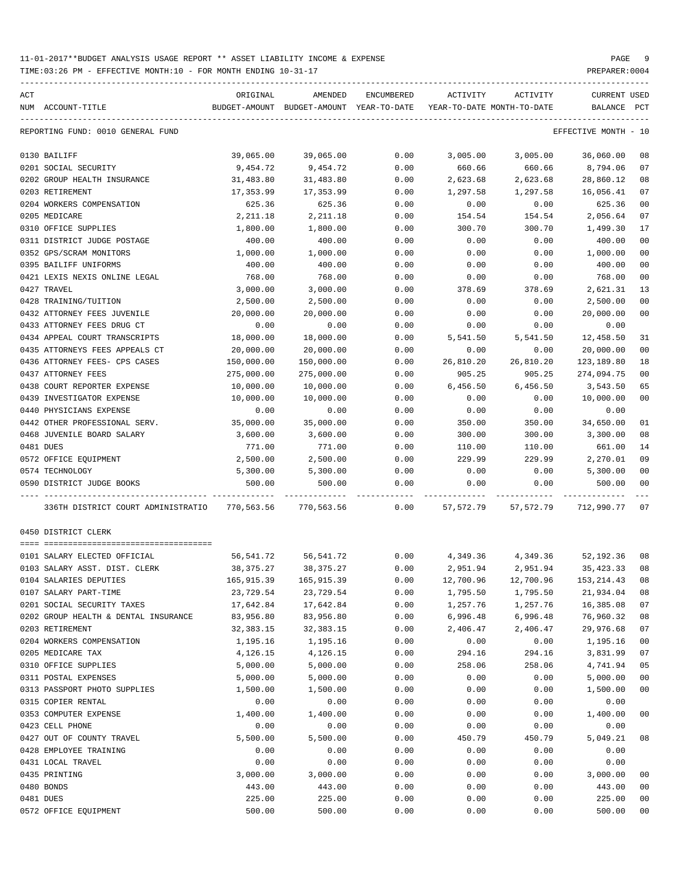11-01-2017**BUDGET ANALYSIS USAGE REPORT ** ASSET LIABILITY INCOME & EXPENSE

TIME:03:26 PM - EFFECTIVE MONTH:10 - FOR MONTH ENDING 10-31-17 PREPARER:0004

| ACT NUM | ACCOUNT-TITLE | ORIGINAL BUDGET-AMOUNT | AMENDED BUDGET-AMOUNT | ENCUMBERED YEAR-TO-DATE | ACTIVITY YEAR-TO-DATE | ACTIVITY MONTH-TO-DATE | CURRENT BALANCE | USED PCT |
|---|---|---|---|---|---|---|---|---|
| | REPORTING FUND: 0010 GENERAL FUND | | | | | | EFFECTIVE MONTH - 10 | |
| 0130 | BAILIFF | 39,065.00 | 39,065.00 | 0.00 | 3,005.00 | 3,005.00 | 36,060.00 | 08 |
| 0201 | SOCIAL SECURITY | 9,454.72 | 9,454.72 | 0.00 | 660.66 | 660.66 | 8,794.06 | 07 |
| 0202 | GROUP HEALTH INSURANCE | 31,483.80 | 31,483.80 | 0.00 | 2,623.68 | 2,623.68 | 28,860.12 | 08 |
| 0203 | RETIREMENT | 17,353.99 | 17,353.99 | 0.00 | 1,297.58 | 1,297.58 | 16,056.41 | 07 |
| 0204 | WORKERS COMPENSATION | 625.36 | 625.36 | 0.00 | 0.00 | 0.00 | 625.36 | 00 |
| 0205 | MEDICARE | 2,211.18 | 2,211.18 | 0.00 | 154.54 | 154.54 | 2,056.64 | 07 |
| 0310 | OFFICE SUPPLIES | 1,800.00 | 1,800.00 | 0.00 | 300.70 | 300.70 | 1,499.30 | 17 |
| 0311 | DISTRICT JUDGE POSTAGE | 400.00 | 400.00 | 0.00 | 0.00 | 0.00 | 400.00 | 00 |
| 0352 | GPS/SCRAM MONITORS | 1,000.00 | 1,000.00 | 0.00 | 0.00 | 0.00 | 1,000.00 | 00 |
| 0395 | BAILIFF UNIFORMS | 400.00 | 400.00 | 0.00 | 0.00 | 0.00 | 400.00 | 00 |
| 0421 | LEXIS NEXIS ONLINE LEGAL | 768.00 | 768.00 | 0.00 | 0.00 | 0.00 | 768.00 | 00 |
| 0427 | TRAVEL | 3,000.00 | 3,000.00 | 0.00 | 378.69 | 378.69 | 2,621.31 | 13 |
| 0428 | TRAINING/TUITION | 2,500.00 | 2,500.00 | 0.00 | 0.00 | 0.00 | 2,500.00 | 00 |
| 0432 | ATTORNEY FEES JUVENILE | 20,000.00 | 20,000.00 | 0.00 | 0.00 | 0.00 | 20,000.00 | 00 |
| 0433 | ATTORNEY FEES DRUG CT | 0.00 | 0.00 | 0.00 | 0.00 | 0.00 | 0.00 | |
| 0434 | APPEAL COURT TRANSCRIPTS | 18,000.00 | 18,000.00 | 0.00 | 5,541.50 | 5,541.50 | 12,458.50 | 31 |
| 0435 | ATTORNEYS FEES APPEALS CT | 20,000.00 | 20,000.00 | 0.00 | 0.00 | 0.00 | 20,000.00 | 00 |
| 0436 | ATTORNEY FEES- CPS CASES | 150,000.00 | 150,000.00 | 0.00 | 26,810.20 | 26,810.20 | 123,189.80 | 18 |
| 0437 | ATTORNEY FEES | 275,000.00 | 275,000.00 | 0.00 | 905.25 | 905.25 | 274,094.75 | 00 |
| 0438 | COURT REPORTER EXPENSE | 10,000.00 | 10,000.00 | 0.00 | 6,456.50 | 6,456.50 | 3,543.50 | 65 |
| 0439 | INVESTIGATOR EXPENSE | 10,000.00 | 10,000.00 | 0.00 | 0.00 | 0.00 | 10,000.00 | 00 |
| 0440 | PHYSICIANS EXPENSE | 0.00 | 0.00 | 0.00 | 0.00 | 0.00 | 0.00 | |
| 0442 | OTHER PROFESSIONAL SERV. | 35,000.00 | 35,000.00 | 0.00 | 350.00 | 350.00 | 34,650.00 | 01 |
| 0468 | JUVENILE BOARD SALARY | 3,600.00 | 3,600.00 | 0.00 | 300.00 | 300.00 | 3,300.00 | 08 |
| 0481 | DUES | 771.00 | 771.00 | 0.00 | 110.00 | 110.00 | 661.00 | 14 |
| 0572 | OFFICE EQUIPMENT | 2,500.00 | 2,500.00 | 0.00 | 229.99 | 229.99 | 2,270.01 | 09 |
| 0574 | TECHNOLOGY | 5,300.00 | 5,300.00 | 0.00 | 0.00 | 0.00 | 5,300.00 | 00 |
| 0590 | DISTRICT JUDGE BOOKS | 500.00 | 500.00 | 0.00 | 0.00 | 0.00 | 500.00 | 00 |
| | 336TH DISTRICT COURT ADMINISTRATIO | 770,563.56 | 770,563.56 | 0.00 | 57,572.79 | 57,572.79 | 712,990.77 | 07 |
| 0450 | DISTRICT CLERK | | | | | | | |
| 0101 | SALARY ELECTED OFFICIAL | 56,541.72 | 56,541.72 | 0.00 | 4,349.36 | 4,349.36 | 52,192.36 | 08 |
| 0103 | SALARY ASST. DIST. CLERK | 38,375.27 | 38,375.27 | 0.00 | 2,951.94 | 2,951.94 | 35,423.33 | 08 |
| 0104 | SALARIES DEPUTIES | 165,915.39 | 165,915.39 | 0.00 | 12,700.96 | 12,700.96 | 153,214.43 | 08 |
| 0107 | SALARY PART-TIME | 23,729.54 | 23,729.54 | 0.00 | 1,795.50 | 1,795.50 | 21,934.04 | 08 |
| 0201 | SOCIAL SECURITY TAXES | 17,642.84 | 17,642.84 | 0.00 | 1,257.76 | 1,257.76 | 16,385.08 | 07 |
| 0202 | GROUP HEALTH & DENTAL INSURANCE | 83,956.80 | 83,956.80 | 0.00 | 6,996.48 | 6,996.48 | 76,960.32 | 08 |
| 0203 | RETIREMENT | 32,383.15 | 32,383.15 | 0.00 | 2,406.47 | 2,406.47 | 29,976.68 | 07 |
| 0204 | WORKERS COMPENSATION | 1,195.16 | 1,195.16 | 0.00 | 0.00 | 0.00 | 1,195.16 | 00 |
| 0205 | MEDICARE TAX | 4,126.15 | 4,126.15 | 0.00 | 294.16 | 294.16 | 3,831.99 | 07 |
| 0310 | OFFICE SUPPLIES | 5,000.00 | 5,000.00 | 0.00 | 258.06 | 258.06 | 4,741.94 | 05 |
| 0311 | POSTAL EXPENSES | 5,000.00 | 5,000.00 | 0.00 | 0.00 | 0.00 | 5,000.00 | 00 |
| 0313 | PASSPORT PHOTO SUPPLIES | 1,500.00 | 1,500.00 | 0.00 | 0.00 | 0.00 | 1,500.00 | 00 |
| 0315 | COPIER RENTAL | 0.00 | 0.00 | 0.00 | 0.00 | 0.00 | 0.00 | |
| 0353 | COMPUTER EXPENSE | 1,400.00 | 1,400.00 | 0.00 | 0.00 | 0.00 | 1,400.00 | 00 |
| 0423 | CELL PHONE | 0.00 | 0.00 | 0.00 | 0.00 | 0.00 | 0.00 | |
| 0427 | OUT OF COUNTY TRAVEL | 5,500.00 | 5,500.00 | 0.00 | 450.79 | 450.79 | 5,049.21 | 08 |
| 0428 | EMPLOYEE TRAINING | 0.00 | 0.00 | 0.00 | 0.00 | 0.00 | 0.00 | |
| 0431 | LOCAL TRAVEL | 0.00 | 0.00 | 0.00 | 0.00 | 0.00 | 0.00 | |
| 0435 | PRINTING | 3,000.00 | 3,000.00 | 0.00 | 0.00 | 0.00 | 3,000.00 | 00 |
| 0480 | BONDS | 443.00 | 443.00 | 0.00 | 0.00 | 0.00 | 443.00 | 00 |
| 0481 | DUES | 225.00 | 225.00 | 0.00 | 0.00 | 0.00 | 225.00 | 00 |
| 0572 | OFFICE EQUIPMENT | 500.00 | 500.00 | 0.00 | 0.00 | 0.00 | 500.00 | 00 |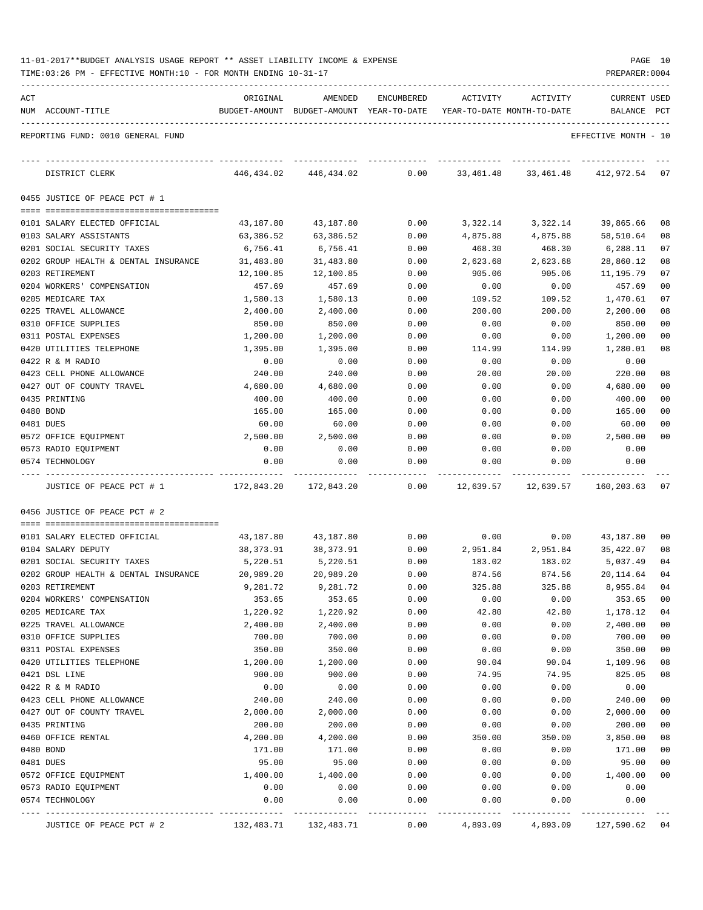11-01-2017**BUDGET ANALYSIS USAGE REPORT ** ASSET LIABILITY INCOME & EXPENSE

TIME:03:26 PM - EFFECTIVE MONTH:10 - FOR MONTH ENDING 10-31-17

PREPARER:0004

| ACT NUM | ACCOUNT-TITLE | ORIGINAL BUDGET-AMOUNT | AMENDED BUDGET-AMOUNT | ENCUMBERED YEAR-TO-DATE | ACTIVITY YEAR-TO-DATE | ACTIVITY MONTH-TO-DATE | CURRENT BALANCE | USED PCT |
|---|---|---|---|---|---|---|---|---|
| | REPORTING FUND: 0010 GENERAL FUND | | | | | | EFFECTIVE MONTH - 10 | |
| | DISTRICT CLERK | 446,434.02 | 446,434.02 | 0.00 | 33,461.48 | 33,461.48 | 412,972.54 | 07 |
| | 0455 JUSTICE OF PEACE PCT # 1 | | | | | | | |
| 0101 | SALARY ELECTED OFFICIAL | 43,187.80 | 43,187.80 | 0.00 | 3,322.14 | 3,322.14 | 39,865.66 | 08 |
| 0103 | SALARY ASSISTANTS | 63,386.52 | 63,386.52 | 0.00 | 4,875.88 | 4,875.88 | 58,510.64 | 08 |
| 0201 | SOCIAL SECURITY TAXES | 6,756.41 | 6,756.41 | 0.00 | 468.30 | 468.30 | 6,288.11 | 07 |
| 0202 | GROUP HEALTH & DENTAL INSURANCE | 31,483.80 | 31,483.80 | 0.00 | 2,623.68 | 2,623.68 | 28,860.12 | 08 |
| 0203 | RETIREMENT | 12,100.85 | 12,100.85 | 0.00 | 905.06 | 905.06 | 11,195.79 | 07 |
| 0204 | WORKERS' COMPENSATION | 457.69 | 457.69 | 0.00 | 0.00 | 0.00 | 457.69 | 00 |
| 0205 | MEDICARE TAX | 1,580.13 | 1,580.13 | 0.00 | 109.52 | 109.52 | 1,470.61 | 07 |
| 0225 | TRAVEL ALLOWANCE | 2,400.00 | 2,400.00 | 0.00 | 200.00 | 200.00 | 2,200.00 | 08 |
| 0310 | OFFICE SUPPLIES | 850.00 | 850.00 | 0.00 | 0.00 | 0.00 | 850.00 | 00 |
| 0311 | POSTAL EXPENSES | 1,200.00 | 1,200.00 | 0.00 | 0.00 | 0.00 | 1,200.00 | 00 |
| 0420 | UTILITIES TELEPHONE | 1,395.00 | 1,395.00 | 0.00 | 114.99 | 114.99 | 1,280.01 | 08 |
| 0422 | R & M RADIO | 0.00 | 0.00 | 0.00 | 0.00 | 0.00 | 0.00 | |
| 0423 | CELL PHONE ALLOWANCE | 240.00 | 240.00 | 0.00 | 20.00 | 20.00 | 220.00 | 08 |
| 0427 | OUT OF COUNTY TRAVEL | 4,680.00 | 4,680.00 | 0.00 | 0.00 | 0.00 | 4,680.00 | 00 |
| 0435 | PRINTING | 400.00 | 400.00 | 0.00 | 0.00 | 0.00 | 400.00 | 00 |
| 0480 | BOND | 165.00 | 165.00 | 0.00 | 0.00 | 0.00 | 165.00 | 00 |
| 0481 | DUES | 60.00 | 60.00 | 0.00 | 0.00 | 0.00 | 60.00 | 00 |
| 0572 | OFFICE EQUIPMENT | 2,500.00 | 2,500.00 | 0.00 | 0.00 | 0.00 | 2,500.00 | 00 |
| 0573 | RADIO EQUIPMENT | 0.00 | 0.00 | 0.00 | 0.00 | 0.00 | 0.00 | |
| 0574 | TECHNOLOGY | 0.00 | 0.00 | 0.00 | 0.00 | 0.00 | 0.00 | |
| | JUSTICE OF PEACE PCT # 1 | 172,843.20 | 172,843.20 | 0.00 | 12,639.57 | 12,639.57 | 160,203.63 | 07 |
| | 0456 JUSTICE OF PEACE PCT # 2 | | | | | | | |
| 0101 | SALARY ELECTED OFFICIAL | 43,187.80 | 43,187.80 | 0.00 | 0.00 | 0.00 | 43,187.80 | 00 |
| 0104 | SALARY DEPUTY | 38,373.91 | 38,373.91 | 0.00 | 2,951.84 | 2,951.84 | 35,422.07 | 08 |
| 0201 | SOCIAL SECURITY TAXES | 5,220.51 | 5,220.51 | 0.00 | 183.02 | 183.02 | 5,037.49 | 04 |
| 0202 | GROUP HEALTH & DENTAL INSURANCE | 20,989.20 | 20,989.20 | 0.00 | 874.56 | 874.56 | 20,114.64 | 04 |
| 0203 | RETIREMENT | 9,281.72 | 9,281.72 | 0.00 | 325.88 | 325.88 | 8,955.84 | 04 |
| 0204 | WORKERS' COMPENSATION | 353.65 | 353.65 | 0.00 | 0.00 | 0.00 | 353.65 | 00 |
| 0205 | MEDICARE TAX | 1,220.92 | 1,220.92 | 0.00 | 42.80 | 42.80 | 1,178.12 | 04 |
| 0225 | TRAVEL ALLOWANCE | 2,400.00 | 2,400.00 | 0.00 | 0.00 | 0.00 | 2,400.00 | 00 |
| 0310 | OFFICE SUPPLIES | 700.00 | 700.00 | 0.00 | 0.00 | 0.00 | 700.00 | 00 |
| 0311 | POSTAL EXPENSES | 350.00 | 350.00 | 0.00 | 0.00 | 0.00 | 350.00 | 00 |
| 0420 | UTILITIES TELEPHONE | 1,200.00 | 1,200.00 | 0.00 | 90.04 | 90.04 | 1,109.96 | 08 |
| 0421 | DSL LINE | 900.00 | 900.00 | 0.00 | 74.95 | 74.95 | 825.05 | 08 |
| 0422 | R & M RADIO | 0.00 | 0.00 | 0.00 | 0.00 | 0.00 | 0.00 | |
| 0423 | CELL PHONE ALLOWANCE | 240.00 | 240.00 | 0.00 | 0.00 | 0.00 | 240.00 | 00 |
| 0427 | OUT OF COUNTY TRAVEL | 2,000.00 | 2,000.00 | 0.00 | 0.00 | 0.00 | 2,000.00 | 00 |
| 0435 | PRINTING | 200.00 | 200.00 | 0.00 | 0.00 | 0.00 | 200.00 | 00 |
| 0460 | OFFICE RENTAL | 4,200.00 | 4,200.00 | 0.00 | 350.00 | 350.00 | 3,850.00 | 08 |
| 0480 | BOND | 171.00 | 171.00 | 0.00 | 0.00 | 0.00 | 171.00 | 00 |
| 0481 | DUES | 95.00 | 95.00 | 0.00 | 0.00 | 0.00 | 95.00 | 00 |
| 0572 | OFFICE EQUIPMENT | 1,400.00 | 1,400.00 | 0.00 | 0.00 | 0.00 | 1,400.00 | 00 |
| 0573 | RADIO EQUIPMENT | 0.00 | 0.00 | 0.00 | 0.00 | 0.00 | 0.00 | |
| 0574 | TECHNOLOGY | 0.00 | 0.00 | 0.00 | 0.00 | 0.00 | 0.00 | |
| | JUSTICE OF PEACE PCT # 2 | 132,483.71 | 132,483.71 | 0.00 | 4,893.09 | 4,893.09 | 127,590.62 | 04 |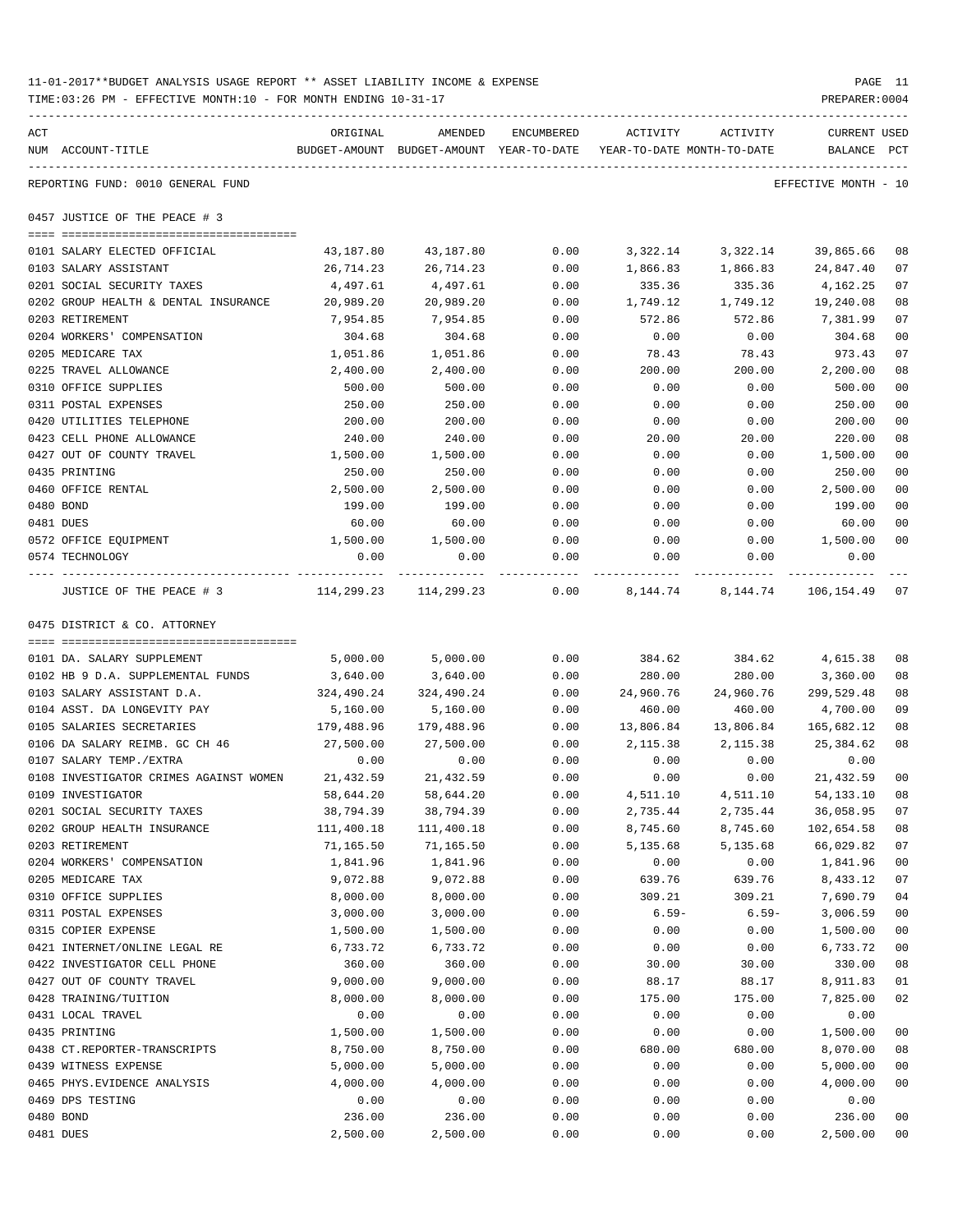11-01-2017**BUDGET ANALYSIS USAGE REPORT ** ASSET LIABILITY INCOME & EXPENSE

TIME:03:26 PM - EFFECTIVE MONTH:10 - FOR MONTH ENDING 10-31-17

PREPARER:0004

REPORTING FUND: 0010 GENERAL FUND — EFFECTIVE MONTH - 10

## 0457 JUSTICE OF THE PEACE # 3

| ACT NUM | ACCOUNT-TITLE | ORIGINAL BUDGET-AMOUNT | AMENDED BUDGET-AMOUNT | ENCUMBERED YEAR-TO-DATE | ACTIVITY YEAR-TO-DATE | ACTIVITY MONTH-TO-DATE | CURRENT BALANCE | USED PCT |
|---|---|---|---|---|---|---|---|---|
| 0101 | SALARY ELECTED OFFICIAL | 43,187.80 | 43,187.80 | 0.00 | 3,322.14 | 3,322.14 | 39,865.66 | 08 |
| 0103 | SALARY ASSISTANT | 26,714.23 | 26,714.23 | 0.00 | 1,866.83 | 1,866.83 | 24,847.40 | 07 |
| 0201 | SOCIAL SECURITY TAXES | 4,497.61 | 4,497.61 | 0.00 | 335.36 | 335.36 | 4,162.25 | 07 |
| 0202 | GROUP HEALTH & DENTAL INSURANCE | 20,989.20 | 20,989.20 | 0.00 | 1,749.12 | 1,749.12 | 19,240.08 | 08 |
| 0203 | RETIREMENT | 7,954.85 | 7,954.85 | 0.00 | 572.86 | 572.86 | 7,381.99 | 07 |
| 0204 | WORKERS' COMPENSATION | 304.68 | 304.68 | 0.00 | 0.00 | 0.00 | 304.68 | 00 |
| 0205 | MEDICARE TAX | 1,051.86 | 1,051.86 | 0.00 | 78.43 | 78.43 | 973.43 | 07 |
| 0225 | TRAVEL ALLOWANCE | 2,400.00 | 2,400.00 | 0.00 | 200.00 | 200.00 | 2,200.00 | 08 |
| 0310 | OFFICE SUPPLIES | 500.00 | 500.00 | 0.00 | 0.00 | 0.00 | 500.00 | 00 |
| 0311 | POSTAL EXPENSES | 250.00 | 250.00 | 0.00 | 0.00 | 0.00 | 250.00 | 00 |
| 0420 | UTILITIES TELEPHONE | 200.00 | 200.00 | 0.00 | 0.00 | 0.00 | 200.00 | 00 |
| 0423 | CELL PHONE ALLOWANCE | 240.00 | 240.00 | 0.00 | 20.00 | 20.00 | 220.00 | 08 |
| 0427 | OUT OF COUNTY TRAVEL | 1,500.00 | 1,500.00 | 0.00 | 0.00 | 0.00 | 1,500.00 | 00 |
| 0435 | PRINTING | 250.00 | 250.00 | 0.00 | 0.00 | 0.00 | 250.00 | 00 |
| 0460 | OFFICE RENTAL | 2,500.00 | 2,500.00 | 0.00 | 0.00 | 0.00 | 2,500.00 | 00 |
| 0480 | BOND | 199.00 | 199.00 | 0.00 | 0.00 | 0.00 | 199.00 | 00 |
| 0481 | DUES | 60.00 | 60.00 | 0.00 | 0.00 | 0.00 | 60.00 | 00 |
| 0572 | OFFICE EQUIPMENT | 1,500.00 | 1,500.00 | 0.00 | 0.00 | 0.00 | 1,500.00 | 00 |
| 0574 | TECHNOLOGY | 0.00 | 0.00 | 0.00 | 0.00 | 0.00 | 0.00 | |
| | JUSTICE OF THE PEACE # 3 | 114,299.23 | 114,299.23 | 0.00 | 8,144.74 | 8,144.74 | 106,154.49 | 07 |

## 0475 DISTRICT & CO. ATTORNEY

| ACT NUM | ACCOUNT-TITLE | ORIGINAL BUDGET-AMOUNT | AMENDED BUDGET-AMOUNT | ENCUMBERED YEAR-TO-DATE | ACTIVITY YEAR-TO-DATE | ACTIVITY MONTH-TO-DATE | CURRENT BALANCE | USED PCT |
|---|---|---|---|---|---|---|---|---|
| 0101 | DA. SALARY SUPPLEMENT | 5,000.00 | 5,000.00 | 0.00 | 384.62 | 384.62 | 4,615.38 | 08 |
| 0102 | HB 9 D.A. SUPPLEMENTAL FUNDS | 3,640.00 | 3,640.00 | 0.00 | 280.00 | 280.00 | 3,360.00 | 08 |
| 0103 | SALARY ASSISTANT D.A. | 324,490.24 | 324,490.24 | 0.00 | 24,960.76 | 24,960.76 | 299,529.48 | 08 |
| 0104 | ASST. DA LONGEVITY PAY | 5,160.00 | 5,160.00 | 0.00 | 460.00 | 460.00 | 4,700.00 | 09 |
| 0105 | SALARIES SECRETARIES | 179,488.96 | 179,488.96 | 0.00 | 13,806.84 | 13,806.84 | 165,682.12 | 08 |
| 0106 | DA SALARY REIMB. GC CH 46 | 27,500.00 | 27,500.00 | 0.00 | 2,115.38 | 2,115.38 | 25,384.62 | 08 |
| 0107 | SALARY TEMP./EXTRA | 0.00 | 0.00 | 0.00 | 0.00 | 0.00 | 0.00 | |
| 0108 | INVESTIGATOR CRIMES AGAINST WOMEN | 21,432.59 | 21,432.59 | 0.00 | 0.00 | 0.00 | 21,432.59 | 00 |
| 0109 | INVESTIGATOR | 58,644.20 | 58,644.20 | 0.00 | 4,511.10 | 4,511.10 | 54,133.10 | 08 |
| 0201 | SOCIAL SECURITY TAXES | 38,794.39 | 38,794.39 | 0.00 | 2,735.44 | 2,735.44 | 36,058.95 | 07 |
| 0202 | GROUP HEALTH INSURANCE | 111,400.18 | 111,400.18 | 0.00 | 8,745.60 | 8,745.60 | 102,654.58 | 08 |
| 0203 | RETIREMENT | 71,165.50 | 71,165.50 | 0.00 | 5,135.68 | 5,135.68 | 66,029.82 | 07 |
| 0204 | WORKERS' COMPENSATION | 1,841.96 | 1,841.96 | 0.00 | 0.00 | 0.00 | 1,841.96 | 00 |
| 0205 | MEDICARE TAX | 9,072.88 | 9,072.88 | 0.00 | 639.76 | 639.76 | 8,433.12 | 07 |
| 0310 | OFFICE SUPPLIES | 8,000.00 | 8,000.00 | 0.00 | 309.21 | 309.21 | 7,690.79 | 04 |
| 0311 | POSTAL EXPENSES | 3,000.00 | 3,000.00 | 0.00 | 6.59- | 6.59- | 3,006.59 | 00 |
| 0315 | COPIER EXPENSE | 1,500.00 | 1,500.00 | 0.00 | 0.00 | 0.00 | 1,500.00 | 00 |
| 0421 | INTERNET/ONLINE LEGAL RE | 6,733.72 | 6,733.72 | 0.00 | 0.00 | 0.00 | 6,733.72 | 00 |
| 0422 | INVESTIGATOR CELL PHONE | 360.00 | 360.00 | 0.00 | 30.00 | 30.00 | 330.00 | 08 |
| 0427 | OUT OF COUNTY TRAVEL | 9,000.00 | 9,000.00 | 0.00 | 88.17 | 88.17 | 8,911.83 | 01 |
| 0428 | TRAINING/TUITION | 8,000.00 | 8,000.00 | 0.00 | 175.00 | 175.00 | 7,825.00 | 02 |
| 0431 | LOCAL TRAVEL | 0.00 | 0.00 | 0.00 | 0.00 | 0.00 | 0.00 | |
| 0435 | PRINTING | 1,500.00 | 1,500.00 | 0.00 | 0.00 | 0.00 | 1,500.00 | 00 |
| 0438 | CT.REPORTER-TRANSCRIPTS | 8,750.00 | 8,750.00 | 0.00 | 680.00 | 680.00 | 8,070.00 | 08 |
| 0439 | WITNESS EXPENSE | 5,000.00 | 5,000.00 | 0.00 | 0.00 | 0.00 | 5,000.00 | 00 |
| 0465 | PHYS.EVIDENCE ANALYSIS | 4,000.00 | 4,000.00 | 0.00 | 0.00 | 0.00 | 4,000.00 | 00 |
| 0469 | DPS TESTING | 0.00 | 0.00 | 0.00 | 0.00 | 0.00 | 0.00 | |
| 0480 | BOND | 236.00 | 236.00 | 0.00 | 0.00 | 0.00 | 236.00 | 00 |
| 0481 | DUES | 2,500.00 | 2,500.00 | 0.00 | 0.00 | 0.00 | 2,500.00 | 00 |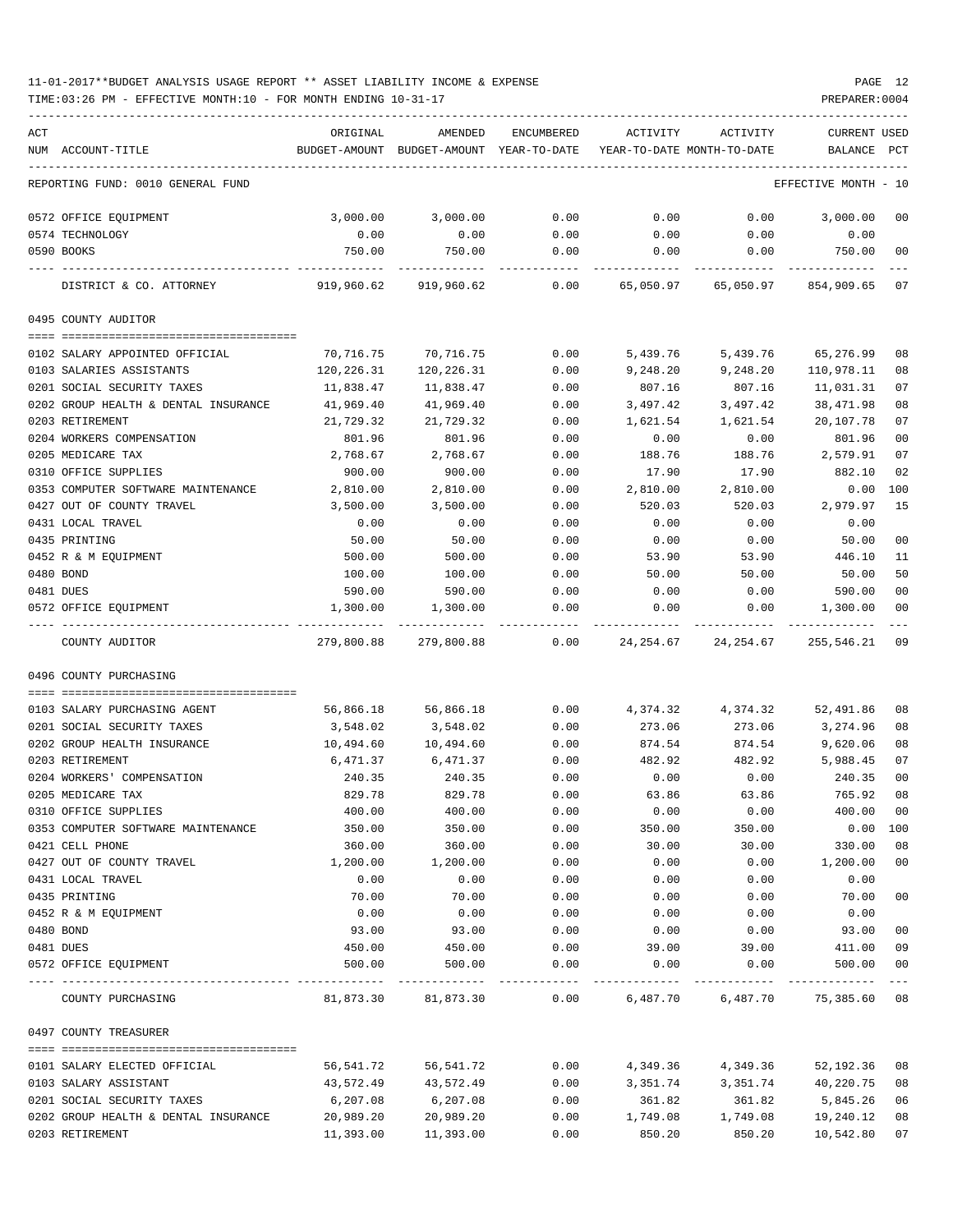11-01-2017**BUDGET ANALYSIS USAGE REPORT ** ASSET LIABILITY INCOME & EXPENSE

TIME:03:26 PM - EFFECTIVE MONTH:10 - FOR MONTH ENDING 10-31-17

PREPARER:0004

| ACT NUM | ACCOUNT-TITLE | ORIGINAL BUDGET-AMOUNT | AMENDED BUDGET-AMOUNT | ENCUMBERED YEAR-TO-DATE | ACTIVITY YEAR-TO-DATE | ACTIVITY MONTH-TO-DATE | CURRENT BALANCE | USED PCT |
|---|---|---|---|---|---|---|---|---|
| | REPORTING FUND: 0010 GENERAL FUND | | | | | | EFFECTIVE MONTH - 10 | |
| 0572 | OFFICE EQUIPMENT | 3,000.00 | 3,000.00 | 0.00 | 0.00 | 0.00 | 3,000.00 | 00 |
| 0574 | TECHNOLOGY | 0.00 | 0.00 | 0.00 | 0.00 | 0.00 | 0.00 | |
| 0590 | BOOKS | 750.00 | 750.00 | 0.00 | 0.00 | 0.00 | 750.00 | 00 |
| | DISTRICT & CO. ATTORNEY | 919,960.62 | 919,960.62 | 0.00 | 65,050.97 | 65,050.97 | 854,909.65 | 07 |
| | **0495 COUNTY AUDITOR** | | | | | | | |
| 0102 | SALARY APPOINTED OFFICIAL | 70,716.75 | 70,716.75 | 0.00 | 5,439.76 | 5,439.76 | 65,276.99 | 08 |
| 0103 | SALARIES ASSISTANTS | 120,226.31 | 120,226.31 | 0.00 | 9,248.20 | 9,248.20 | 110,978.11 | 08 |
| 0201 | SOCIAL SECURITY TAXES | 11,838.47 | 11,838.47 | 0.00 | 807.16 | 807.16 | 11,031.31 | 07 |
| 0202 | GROUP HEALTH & DENTAL INSURANCE | 41,969.40 | 41,969.40 | 0.00 | 3,497.42 | 3,497.42 | 38,471.98 | 08 |
| 0203 | RETIREMENT | 21,729.32 | 21,729.32 | 0.00 | 1,621.54 | 1,621.54 | 20,107.78 | 07 |
| 0204 | WORKERS COMPENSATION | 801.96 | 801.96 | 0.00 | 0.00 | 0.00 | 801.96 | 00 |
| 0205 | MEDICARE TAX | 2,768.67 | 2,768.67 | 0.00 | 188.76 | 188.76 | 2,579.91 | 07 |
| 0310 | OFFICE SUPPLIES | 900.00 | 900.00 | 0.00 | 17.90 | 17.90 | 882.10 | 02 |
| 0353 | COMPUTER SOFTWARE MAINTENANCE | 2,810.00 | 2,810.00 | 0.00 | 2,810.00 | 2,810.00 | 0.00 | 100 |
| 0427 | OUT OF COUNTY TRAVEL | 3,500.00 | 3,500.00 | 0.00 | 520.03 | 520.03 | 2,979.97 | 15 |
| 0431 | LOCAL TRAVEL | 0.00 | 0.00 | 0.00 | 0.00 | 0.00 | 0.00 | |
| 0435 | PRINTING | 50.00 | 50.00 | 0.00 | 0.00 | 0.00 | 50.00 | 00 |
| 0452 | R & M EQUIPMENT | 500.00 | 500.00 | 0.00 | 53.90 | 53.90 | 446.10 | 11 |
| 0480 | BOND | 100.00 | 100.00 | 0.00 | 50.00 | 50.00 | 50.00 | 50 |
| 0481 | DUES | 590.00 | 590.00 | 0.00 | 0.00 | 0.00 | 590.00 | 00 |
| 0572 | OFFICE EQUIPMENT | 1,300.00 | 1,300.00 | 0.00 | 0.00 | 0.00 | 1,300.00 | 00 |
| | COUNTY AUDITOR | 279,800.88 | 279,800.88 | 0.00 | 24,254.67 | 24,254.67 | 255,546.21 | 09 |
| | **0496 COUNTY PURCHASING** | | | | | | | |
| 0103 | SALARY PURCHASING AGENT | 56,866.18 | 56,866.18 | 0.00 | 4,374.32 | 4,374.32 | 52,491.86 | 08 |
| 0201 | SOCIAL SECURITY TAXES | 3,548.02 | 3,548.02 | 0.00 | 273.06 | 273.06 | 3,274.96 | 08 |
| 0202 | GROUP HEALTH INSURANCE | 10,494.60 | 10,494.60 | 0.00 | 874.54 | 874.54 | 9,620.06 | 08 |
| 0203 | RETIREMENT | 6,471.37 | 6,471.37 | 0.00 | 482.92 | 482.92 | 5,988.45 | 07 |
| 0204 | WORKERS' COMPENSATION | 240.35 | 240.35 | 0.00 | 0.00 | 0.00 | 240.35 | 00 |
| 0205 | MEDICARE TAX | 829.78 | 829.78 | 0.00 | 63.86 | 63.86 | 765.92 | 08 |
| 0310 | OFFICE SUPPLIES | 400.00 | 400.00 | 0.00 | 0.00 | 0.00 | 400.00 | 00 |
| 0353 | COMPUTER SOFTWARE MAINTENANCE | 350.00 | 350.00 | 0.00 | 350.00 | 350.00 | 0.00 | 100 |
| 0421 | CELL PHONE | 360.00 | 360.00 | 0.00 | 30.00 | 30.00 | 330.00 | 08 |
| 0427 | OUT OF COUNTY TRAVEL | 1,200.00 | 1,200.00 | 0.00 | 0.00 | 0.00 | 1,200.00 | 00 |
| 0431 | LOCAL TRAVEL | 0.00 | 0.00 | 0.00 | 0.00 | 0.00 | 0.00 | |
| 0435 | PRINTING | 70.00 | 70.00 | 0.00 | 0.00 | 0.00 | 70.00 | 00 |
| 0452 | R & M EQUIPMENT | 0.00 | 0.00 | 0.00 | 0.00 | 0.00 | 0.00 | |
| 0480 | BOND | 93.00 | 93.00 | 0.00 | 0.00 | 0.00 | 93.00 | 00 |
| 0481 | DUES | 450.00 | 450.00 | 0.00 | 39.00 | 39.00 | 411.00 | 09 |
| 0572 | OFFICE EQUIPMENT | 500.00 | 500.00 | 0.00 | 0.00 | 0.00 | 500.00 | 00 |
| | COUNTY PURCHASING | 81,873.30 | 81,873.30 | 0.00 | 6,487.70 | 6,487.70 | 75,385.60 | 08 |
| | **0497 COUNTY TREASURER** | | | | | | | |
| 0101 | SALARY ELECTED OFFICIAL | 56,541.72 | 56,541.72 | 0.00 | 4,349.36 | 4,349.36 | 52,192.36 | 08 |
| 0103 | SALARY ASSISTANT | 43,572.49 | 43,572.49 | 0.00 | 3,351.74 | 3,351.74 | 40,220.75 | 08 |
| 0201 | SOCIAL SECURITY TAXES | 6,207.08 | 6,207.08 | 0.00 | 361.82 | 361.82 | 5,845.26 | 06 |
| 0202 | GROUP HEALTH & DENTAL INSURANCE | 20,989.20 | 20,989.20 | 0.00 | 1,749.08 | 1,749.08 | 19,240.12 | 08 |
| 0203 | RETIREMENT | 11,393.00 | 11,393.00 | 0.00 | 850.20 | 850.20 | 10,542.80 | 07 |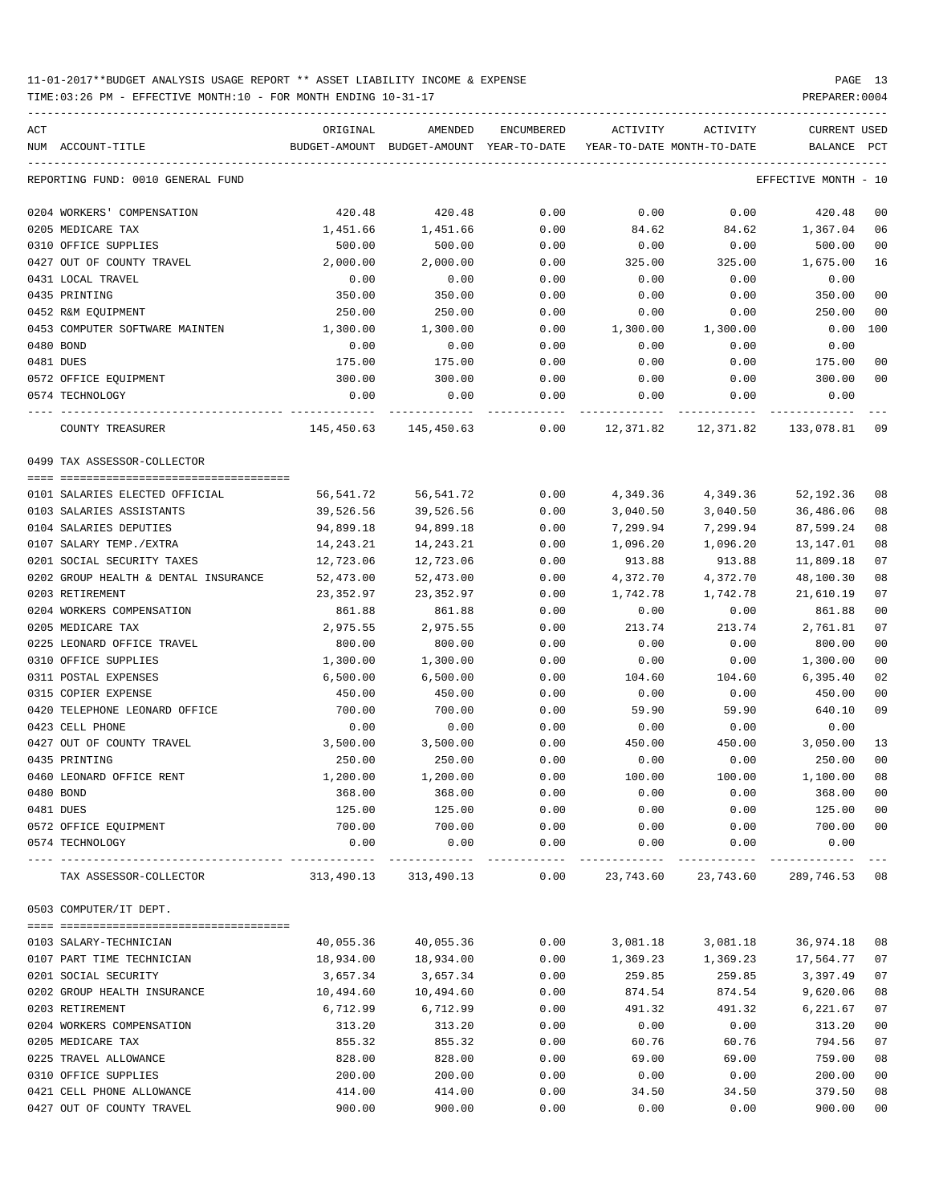11-01-2017**BUDGET ANALYSIS USAGE REPORT ** ASSET LIABILITY INCOME & EXPENSE

TIME:03:26 PM - EFFECTIVE MONTH:10 - FOR MONTH ENDING 10-31-17

PREPARER:0004

| ACT NUM | ACCOUNT-TITLE | ORIGINAL BUDGET-AMOUNT | AMENDED BUDGET-AMOUNT | ENCUMBERED YEAR-TO-DATE | ACTIVITY YEAR-TO-DATE | ACTIVITY MONTH-TO-DATE | CURRENT BALANCE | USED PCT |
|---|---|---|---|---|---|---|---|---|
| | REPORTING FUND: 0010 GENERAL FUND | | | | | | EFFECTIVE MONTH - 10 | |
| 0204 | WORKERS' COMPENSATION | 420.48 | 420.48 | 0.00 | 0.00 | 0.00 | 420.48 | 00 |
| 0205 | MEDICARE TAX | 1,451.66 | 1,451.66 | 0.00 | 84.62 | 84.62 | 1,367.04 | 06 |
| 0310 | OFFICE SUPPLIES | 500.00 | 500.00 | 0.00 | 0.00 | 0.00 | 500.00 | 00 |
| 0427 | OUT OF COUNTY TRAVEL | 2,000.00 | 2,000.00 | 0.00 | 325.00 | 325.00 | 1,675.00 | 16 |
| 0431 | LOCAL TRAVEL | 0.00 | 0.00 | 0.00 | 0.00 | 0.00 | 0.00 | |
| 0435 | PRINTING | 350.00 | 350.00 | 0.00 | 0.00 | 0.00 | 350.00 | 00 |
| 0452 | R&M EQUIPMENT | 250.00 | 250.00 | 0.00 | 0.00 | 0.00 | 250.00 | 00 |
| 0453 | COMPUTER SOFTWARE MAINTEN | 1,300.00 | 1,300.00 | 0.00 | 1,300.00 | 1,300.00 | 0.00 | 100 |
| 0480 | BOND | 0.00 | 0.00 | 0.00 | 0.00 | 0.00 | 0.00 | |
| 0481 | DUES | 175.00 | 175.00 | 0.00 | 0.00 | 0.00 | 175.00 | 00 |
| 0572 | OFFICE EQUIPMENT | 300.00 | 300.00 | 0.00 | 0.00 | 0.00 | 300.00 | 00 |
| 0574 | TECHNOLOGY | 0.00 | 0.00 | 0.00 | 0.00 | 0.00 | 0.00 | |
| | COUNTY TREASURER | 145,450.63 | 145,450.63 | 0.00 | 12,371.82 | 12,371.82 | 133,078.81 | 09 |
| 0499 | TAX ASSESSOR-COLLECTOR | | | | | | | |
| 0101 | SALARIES ELECTED OFFICIAL | 56,541.72 | 56,541.72 | 0.00 | 4,349.36 | 4,349.36 | 52,192.36 | 08 |
| 0103 | SALARIES ASSISTANTS | 39,526.56 | 39,526.56 | 0.00 | 3,040.50 | 3,040.50 | 36,486.06 | 08 |
| 0104 | SALARIES DEPUTIES | 94,899.18 | 94,899.18 | 0.00 | 7,299.94 | 7,299.94 | 87,599.24 | 08 |
| 0107 | SALARY TEMP./EXTRA | 14,243.21 | 14,243.21 | 0.00 | 1,096.20 | 1,096.20 | 13,147.01 | 08 |
| 0201 | SOCIAL SECURITY TAXES | 12,723.06 | 12,723.06 | 0.00 | 913.88 | 913.88 | 11,809.18 | 07 |
| 0202 | GROUP HEALTH & DENTAL INSURANCE | 52,473.00 | 52,473.00 | 0.00 | 4,372.70 | 4,372.70 | 48,100.30 | 08 |
| 0203 | RETIREMENT | 23,352.97 | 23,352.97 | 0.00 | 1,742.78 | 1,742.78 | 21,610.19 | 07 |
| 0204 | WORKERS COMPENSATION | 861.88 | 861.88 | 0.00 | 0.00 | 0.00 | 861.88 | 00 |
| 0205 | MEDICARE TAX | 2,975.55 | 2,975.55 | 0.00 | 213.74 | 213.74 | 2,761.81 | 07 |
| 0225 | LEONARD OFFICE TRAVEL | 800.00 | 800.00 | 0.00 | 0.00 | 0.00 | 800.00 | 00 |
| 0310 | OFFICE SUPPLIES | 1,300.00 | 1,300.00 | 0.00 | 0.00 | 0.00 | 1,300.00 | 00 |
| 0311 | POSTAL EXPENSES | 6,500.00 | 6,500.00 | 0.00 | 104.60 | 104.60 | 6,395.40 | 02 |
| 0315 | COPIER EXPENSE | 450.00 | 450.00 | 0.00 | 0.00 | 0.00 | 450.00 | 00 |
| 0420 | TELEPHONE LEONARD OFFICE | 700.00 | 700.00 | 0.00 | 59.90 | 59.90 | 640.10 | 09 |
| 0423 | CELL PHONE | 0.00 | 0.00 | 0.00 | 0.00 | 0.00 | 0.00 | |
| 0427 | OUT OF COUNTY TRAVEL | 3,500.00 | 3,500.00 | 0.00 | 450.00 | 450.00 | 3,050.00 | 13 |
| 0435 | PRINTING | 250.00 | 250.00 | 0.00 | 0.00 | 0.00 | 250.00 | 00 |
| 0460 | LEONARD OFFICE RENT | 1,200.00 | 1,200.00 | 0.00 | 100.00 | 100.00 | 1,100.00 | 08 |
| 0480 | BOND | 368.00 | 368.00 | 0.00 | 0.00 | 0.00 | 368.00 | 00 |
| 0481 | DUES | 125.00 | 125.00 | 0.00 | 0.00 | 0.00 | 125.00 | 00 |
| 0572 | OFFICE EQUIPMENT | 700.00 | 700.00 | 0.00 | 0.00 | 0.00 | 700.00 | 00 |
| 0574 | TECHNOLOGY | 0.00 | 0.00 | 0.00 | 0.00 | 0.00 | 0.00 | |
| | TAX ASSESSOR-COLLECTOR | 313,490.13 | 313,490.13 | 0.00 | 23,743.60 | 23,743.60 | 289,746.53 | 08 |
| 0503 | COMPUTER/IT DEPT. | | | | | | | |
| 0103 | SALARY-TECHNICIAN | 40,055.36 | 40,055.36 | 0.00 | 3,081.18 | 3,081.18 | 36,974.18 | 08 |
| 0107 | PART TIME TECHNICIAN | 18,934.00 | 18,934.00 | 0.00 | 1,369.23 | 1,369.23 | 17,564.77 | 07 |
| 0201 | SOCIAL SECURITY | 3,657.34 | 3,657.34 | 0.00 | 259.85 | 259.85 | 3,397.49 | 07 |
| 0202 | GROUP HEALTH INSURANCE | 10,494.60 | 10,494.60 | 0.00 | 874.54 | 874.54 | 9,620.06 | 08 |
| 0203 | RETIREMENT | 6,712.99 | 6,712.99 | 0.00 | 491.32 | 491.32 | 6,221.67 | 07 |
| 0204 | WORKERS COMPENSATION | 313.20 | 313.20 | 0.00 | 0.00 | 0.00 | 313.20 | 00 |
| 0205 | MEDICARE TAX | 855.32 | 855.32 | 0.00 | 60.76 | 60.76 | 794.56 | 07 |
| 0225 | TRAVEL ALLOWANCE | 828.00 | 828.00 | 0.00 | 69.00 | 69.00 | 759.00 | 08 |
| 0310 | OFFICE SUPPLIES | 200.00 | 200.00 | 0.00 | 0.00 | 0.00 | 200.00 | 00 |
| 0421 | CELL PHONE ALLOWANCE | 414.00 | 414.00 | 0.00 | 34.50 | 34.50 | 379.50 | 08 |
| 0427 | OUT OF COUNTY TRAVEL | 900.00 | 900.00 | 0.00 | 0.00 | 0.00 | 900.00 | 00 |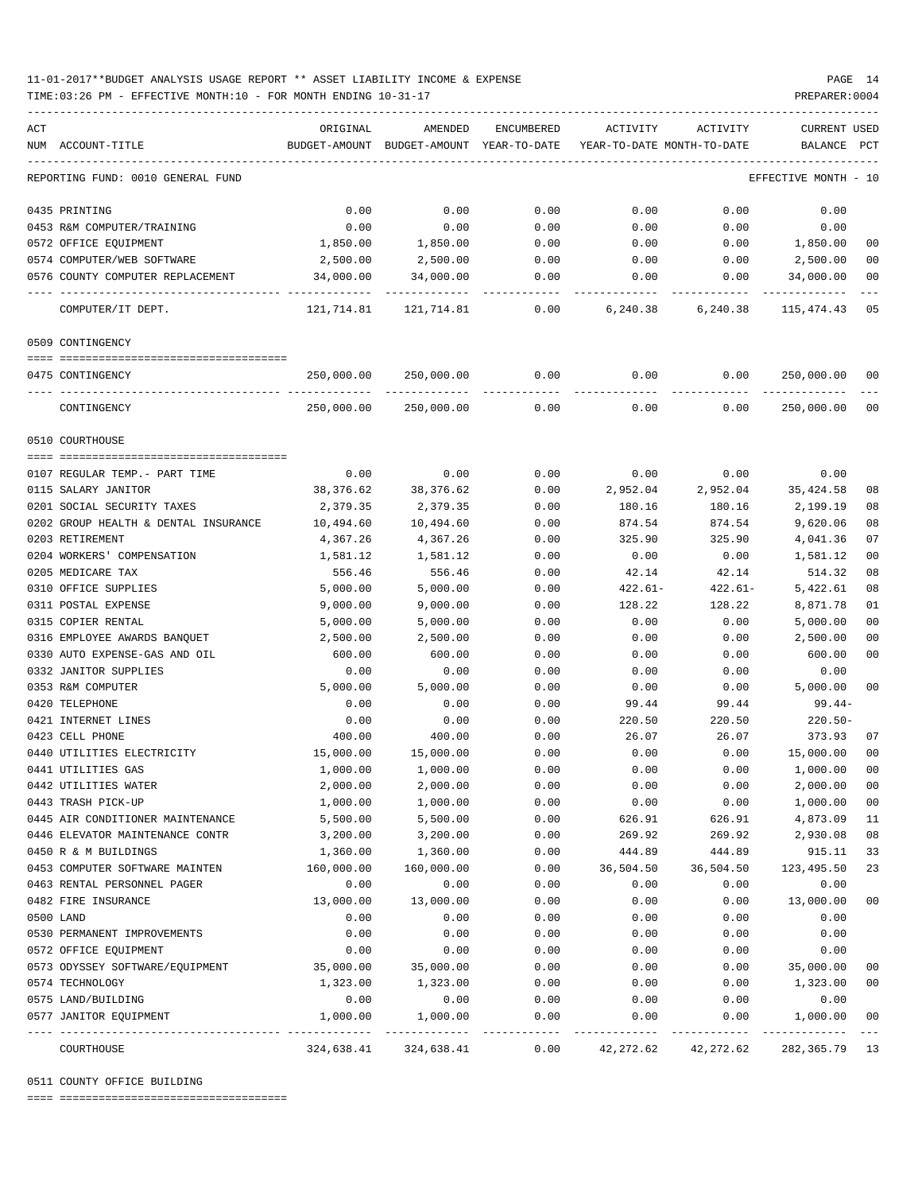11-01-2017**BUDGET ANALYSIS USAGE REPORT ** ASSET LIABILITY INCOME & EXPENSE

TIME:03:26 PM - EFFECTIVE MONTH:10 - FOR MONTH ENDING 10-31-17

PREPARER:0004

| ACT NUM | ACCOUNT-TITLE | ORIGINAL BUDGET-AMOUNT | AMENDED BUDGET-AMOUNT | ENCUMBERED YEAR-TO-DATE | ACTIVITY YEAR-TO-DATE | ACTIVITY MONTH-TO-DATE | CURRENT BALANCE | USED PCT |
|---|---|---|---|---|---|---|---|---|
| | REPORTING FUND: 0010 GENERAL FUND | | | | | | EFFECTIVE MONTH - 10 | |
| 0435 | PRINTING | 0.00 | 0.00 | 0.00 | 0.00 | 0.00 | 0.00 | |
| 0453 | R&M COMPUTER/TRAINING | 0.00 | 0.00 | 0.00 | 0.00 | 0.00 | 0.00 | |
| 0572 | OFFICE EQUIPMENT | 1,850.00 | 1,850.00 | 0.00 | 0.00 | 0.00 | 1,850.00 | 00 |
| 0574 | COMPUTER/WEB SOFTWARE | 2,500.00 | 2,500.00 | 0.00 | 0.00 | 0.00 | 2,500.00 | 00 |
| 0576 | COUNTY COMPUTER REPLACEMENT | 34,000.00 | 34,000.00 | 0.00 | 0.00 | 0.00 | 34,000.00 | 00 |
| | COMPUTER/IT DEPT. | 121,714.81 | 121,714.81 | 0.00 | 6,240.38 | 6,240.38 | 115,474.43 | 05 |
| | 0509 CONTINGENCY | | | | | | | |
| 0475 | CONTINGENCY | 250,000.00 | 250,000.00 | 0.00 | 0.00 | 0.00 | 250,000.00 | 00 |
| | CONTINGENCY | 250,000.00 | 250,000.00 | 0.00 | 0.00 | 0.00 | 250,000.00 | 00 |
| | 0510 COURTHOUSE | | | | | | | |
| 0107 | REGULAR TEMP.- PART TIME | 0.00 | 0.00 | 0.00 | 0.00 | 0.00 | 0.00 | |
| 0115 | SALARY JANITOR | 38,376.62 | 38,376.62 | 0.00 | 2,952.04 | 2,952.04 | 35,424.58 | 08 |
| 0201 | SOCIAL SECURITY TAXES | 2,379.35 | 2,379.35 | 0.00 | 180.16 | 180.16 | 2,199.19 | 08 |
| 0202 | GROUP HEALTH & DENTAL INSURANCE | 10,494.60 | 10,494.60 | 0.00 | 874.54 | 874.54 | 9,620.06 | 08 |
| 0203 | RETIREMENT | 4,367.26 | 4,367.26 | 0.00 | 325.90 | 325.90 | 4,041.36 | 07 |
| 0204 | WORKERS' COMPENSATION | 1,581.12 | 1,581.12 | 0.00 | 0.00 | 0.00 | 1,581.12 | 00 |
| 0205 | MEDICARE TAX | 556.46 | 556.46 | 0.00 | 42.14 | 42.14 | 514.32 | 08 |
| 0310 | OFFICE SUPPLIES | 5,000.00 | 5,000.00 | 0.00 | 422.61- | 422.61- | 5,422.61 | 08 |
| 0311 | POSTAL EXPENSE | 9,000.00 | 9,000.00 | 0.00 | 128.22 | 128.22 | 8,871.78 | 01 |
| 0315 | COPIER RENTAL | 5,000.00 | 5,000.00 | 0.00 | 0.00 | 0.00 | 5,000.00 | 00 |
| 0316 | EMPLOYEE AWARDS BANQUET | 2,500.00 | 2,500.00 | 0.00 | 0.00 | 0.00 | 2,500.00 | 00 |
| 0330 | AUTO EXPENSE-GAS AND OIL | 600.00 | 600.00 | 0.00 | 0.00 | 0.00 | 600.00 | 00 |
| 0332 | JANITOR SUPPLIES | 0.00 | 0.00 | 0.00 | 0.00 | 0.00 | 0.00 | |
| 0353 | R&M COMPUTER | 5,000.00 | 5,000.00 | 0.00 | 0.00 | 0.00 | 5,000.00 | 00 |
| 0420 | TELEPHONE | 0.00 | 0.00 | 0.00 | 99.44 | 99.44 | 99.44- | |
| 0421 | INTERNET LINES | 0.00 | 0.00 | 0.00 | 220.50 | 220.50 | 220.50- | |
| 0423 | CELL PHONE | 400.00 | 400.00 | 0.00 | 26.07 | 26.07 | 373.93 | 07 |
| 0440 | UTILITIES ELECTRICITY | 15,000.00 | 15,000.00 | 0.00 | 0.00 | 0.00 | 15,000.00 | 00 |
| 0441 | UTILITIES GAS | 1,000.00 | 1,000.00 | 0.00 | 0.00 | 0.00 | 1,000.00 | 00 |
| 0442 | UTILITIES WATER | 2,000.00 | 2,000.00 | 0.00 | 0.00 | 0.00 | 2,000.00 | 00 |
| 0443 | TRASH PICK-UP | 1,000.00 | 1,000.00 | 0.00 | 0.00 | 0.00 | 1,000.00 | 00 |
| 0445 | AIR CONDITIONER MAINTENANCE | 5,500.00 | 5,500.00 | 0.00 | 626.91 | 626.91 | 4,873.09 | 11 |
| 0446 | ELEVATOR MAINTENANCE CONTR | 3,200.00 | 3,200.00 | 0.00 | 269.92 | 269.92 | 2,930.08 | 08 |
| 0450 | R & M BUILDINGS | 1,360.00 | 1,360.00 | 0.00 | 444.89 | 444.89 | 915.11 | 33 |
| 0453 | COMPUTER SOFTWARE MAINTEN | 160,000.00 | 160,000.00 | 0.00 | 36,504.50 | 36,504.50 | 123,495.50 | 23 |
| 0463 | RENTAL PERSONNEL PAGER | 0.00 | 0.00 | 0.00 | 0.00 | 0.00 | 0.00 | |
| 0482 | FIRE INSURANCE | 13,000.00 | 13,000.00 | 0.00 | 0.00 | 0.00 | 13,000.00 | 00 |
| 0500 | LAND | 0.00 | 0.00 | 0.00 | 0.00 | 0.00 | 0.00 | |
| 0530 | PERMANENT IMPROVEMENTS | 0.00 | 0.00 | 0.00 | 0.00 | 0.00 | 0.00 | |
| 0572 | OFFICE EQUIPMENT | 0.00 | 0.00 | 0.00 | 0.00 | 0.00 | 0.00 | |
| 0573 | ODYSSEY SOFTWARE/EQUIPMENT | 35,000.00 | 35,000.00 | 0.00 | 0.00 | 0.00 | 35,000.00 | 00 |
| 0574 | TECHNOLOGY | 1,323.00 | 1,323.00 | 0.00 | 0.00 | 0.00 | 1,323.00 | 00 |
| 0575 | LAND/BUILDING | 0.00 | 0.00 | 0.00 | 0.00 | 0.00 | 0.00 | |
| 0577 | JANITOR EQUIPMENT | 1,000.00 | 1,000.00 | 0.00 | 0.00 | 0.00 | 1,000.00 | 00 |
| | COURTHOUSE | 324,638.41 | 324,638.41 | 0.00 | 42,272.62 | 42,272.62 | 282,365.79 | 13 |

0511 COUNTY OFFICE BUILDING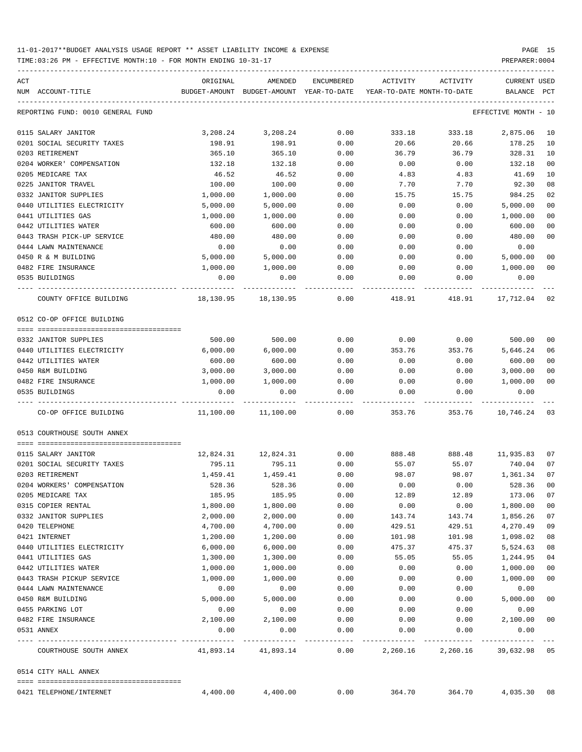11-01-2017**BUDGET ANALYSIS USAGE REPORT ** ASSET LIABILITY INCOME & EXPENSE

TIME:03:26 PM - EFFECTIVE MONTH:10 - FOR MONTH ENDING 10-31-17

PREPARER:0004

| ACT NUM | ACCOUNT-TITLE | ORIGINAL BUDGET-AMOUNT | AMENDED BUDGET-AMOUNT | ENCUMBERED YEAR-TO-DATE | ACTIVITY YEAR-TO-DATE | ACTIVITY MONTH-TO-DATE | CURRENT BALANCE | USED PCT |
|---|---|---|---|---|---|---|---|---|
| | REPORTING FUND: 0010 GENERAL FUND | | | | | | EFFECTIVE MONTH - 10 | |
| 0115 | SALARY JANITOR | 3,208.24 | 3,208.24 | 0.00 | 333.18 | 333.18 | 2,875.06 | 10 |
| 0201 | SOCIAL SECURITY TAXES | 198.91 | 198.91 | 0.00 | 20.66 | 20.66 | 178.25 | 10 |
| 0203 | RETIREMENT | 365.10 | 365.10 | 0.00 | 36.79 | 36.79 | 328.31 | 10 |
| 0204 | WORKER' COMPENSATION | 132.18 | 132.18 | 0.00 | 0.00 | 0.00 | 132.18 | 00 |
| 0205 | MEDICARE TAX | 46.52 | 46.52 | 0.00 | 4.83 | 4.83 | 41.69 | 10 |
| 0225 | JANITOR TRAVEL | 100.00 | 100.00 | 0.00 | 7.70 | 7.70 | 92.30 | 08 |
| 0332 | JANITOR SUPPLIES | 1,000.00 | 1,000.00 | 0.00 | 15.75 | 15.75 | 984.25 | 02 |
| 0440 | UTILITIES ELECTRICITY | 5,000.00 | 5,000.00 | 0.00 | 0.00 | 0.00 | 5,000.00 | 00 |
| 0441 | UTILITIES GAS | 1,000.00 | 1,000.00 | 0.00 | 0.00 | 0.00 | 1,000.00 | 00 |
| 0442 | UTILITIES WATER | 600.00 | 600.00 | 0.00 | 0.00 | 0.00 | 600.00 | 00 |
| 0443 | TRASH PICK-UP SERVICE | 480.00 | 480.00 | 0.00 | 0.00 | 0.00 | 480.00 | 00 |
| 0444 | LAWN MAINTENANCE | 0.00 | 0.00 | 0.00 | 0.00 | 0.00 | 0.00 | |
| 0450 | R & M BUILDING | 5,000.00 | 5,000.00 | 0.00 | 0.00 | 0.00 | 5,000.00 | 00 |
| 0482 | FIRE INSURANCE | 1,000.00 | 1,000.00 | 0.00 | 0.00 | 0.00 | 1,000.00 | 00 |
| 0535 | BUILDINGS | 0.00 | 0.00 | 0.00 | 0.00 | 0.00 | 0.00 | |
| | COUNTY OFFICE BUILDING | 18,130.95 | 18,130.95 | 0.00 | 418.91 | 418.91 | 17,712.04 | 02 |
| | 0512 CO-OP OFFICE BUILDING | | | | | | | |
| 0332 | JANITOR SUPPLIES | 500.00 | 500.00 | 0.00 | 0.00 | 0.00 | 500.00 | 00 |
| 0440 | UTILITIES ELECTRICITY | 6,000.00 | 6,000.00 | 0.00 | 353.76 | 353.76 | 5,646.24 | 06 |
| 0442 | UTILITIES WATER | 600.00 | 600.00 | 0.00 | 0.00 | 0.00 | 600.00 | 00 |
| 0450 | R&M BUILDING | 3,000.00 | 3,000.00 | 0.00 | 0.00 | 0.00 | 3,000.00 | 00 |
| 0482 | FIRE INSURANCE | 1,000.00 | 1,000.00 | 0.00 | 0.00 | 0.00 | 1,000.00 | 00 |
| 0535 | BUILDINGS | 0.00 | 0.00 | 0.00 | 0.00 | 0.00 | 0.00 | |
| | CO-OP OFFICE BUILDING | 11,100.00 | 11,100.00 | 0.00 | 353.76 | 353.76 | 10,746.24 | 03 |
| | 0513 COURTHOUSE SOUTH ANNEX | | | | | | | |
| 0115 | SALARY JANITOR | 12,824.31 | 12,824.31 | 0.00 | 888.48 | 888.48 | 11,935.83 | 07 |
| 0201 | SOCIAL SECURITY TAXES | 795.11 | 795.11 | 0.00 | 55.07 | 55.07 | 740.04 | 07 |
| 0203 | RETIREMENT | 1,459.41 | 1,459.41 | 0.00 | 98.07 | 98.07 | 1,361.34 | 07 |
| 0204 | WORKERS' COMPENSATION | 528.36 | 528.36 | 0.00 | 0.00 | 0.00 | 528.36 | 00 |
| 0205 | MEDICARE TAX | 185.95 | 185.95 | 0.00 | 12.89 | 12.89 | 173.06 | 07 |
| 0315 | COPIER RENTAL | 1,800.00 | 1,800.00 | 0.00 | 0.00 | 0.00 | 1,800.00 | 00 |
| 0332 | JANITOR SUPPLIES | 2,000.00 | 2,000.00 | 0.00 | 143.74 | 143.74 | 1,856.26 | 07 |
| 0420 | TELEPHONE | 4,700.00 | 4,700.00 | 0.00 | 429.51 | 429.51 | 4,270.49 | 09 |
| 0421 | INTERNET | 1,200.00 | 1,200.00 | 0.00 | 101.98 | 101.98 | 1,098.02 | 08 |
| 0440 | UTILITIES ELECTRICITY | 6,000.00 | 6,000.00 | 0.00 | 475.37 | 475.37 | 5,524.63 | 08 |
| 0441 | UTILITIES GAS | 1,300.00 | 1,300.00 | 0.00 | 55.05 | 55.05 | 1,244.95 | 04 |
| 0442 | UTILITIES WATER | 1,000.00 | 1,000.00 | 0.00 | 0.00 | 0.00 | 1,000.00 | 00 |
| 0443 | TRASH PICKUP SERVICE | 1,000.00 | 1,000.00 | 0.00 | 0.00 | 0.00 | 1,000.00 | 00 |
| 0444 | LAWN MAINTENANCE | 0.00 | 0.00 | 0.00 | 0.00 | 0.00 | 0.00 | |
| 0450 | R&M BUILDING | 5,000.00 | 5,000.00 | 0.00 | 0.00 | 0.00 | 5,000.00 | 00 |
| 0455 | PARKING LOT | 0.00 | 0.00 | 0.00 | 0.00 | 0.00 | 0.00 | |
| 0482 | FIRE INSURANCE | 2,100.00 | 2,100.00 | 0.00 | 0.00 | 0.00 | 2,100.00 | 00 |
| 0531 | ANNEX | 0.00 | 0.00 | 0.00 | 0.00 | 0.00 | 0.00 | |
| | COURTHOUSE SOUTH ANNEX | 41,893.14 | 41,893.14 | 0.00 | 2,260.16 | 2,260.16 | 39,632.98 | 05 |
| | 0514 CITY HALL ANNEX | | | | | | | |
| 0421 | TELEPHONE/INTERNET | 4,400.00 | 4,400.00 | 0.00 | 364.70 | 364.70 | 4,035.30 | 08 |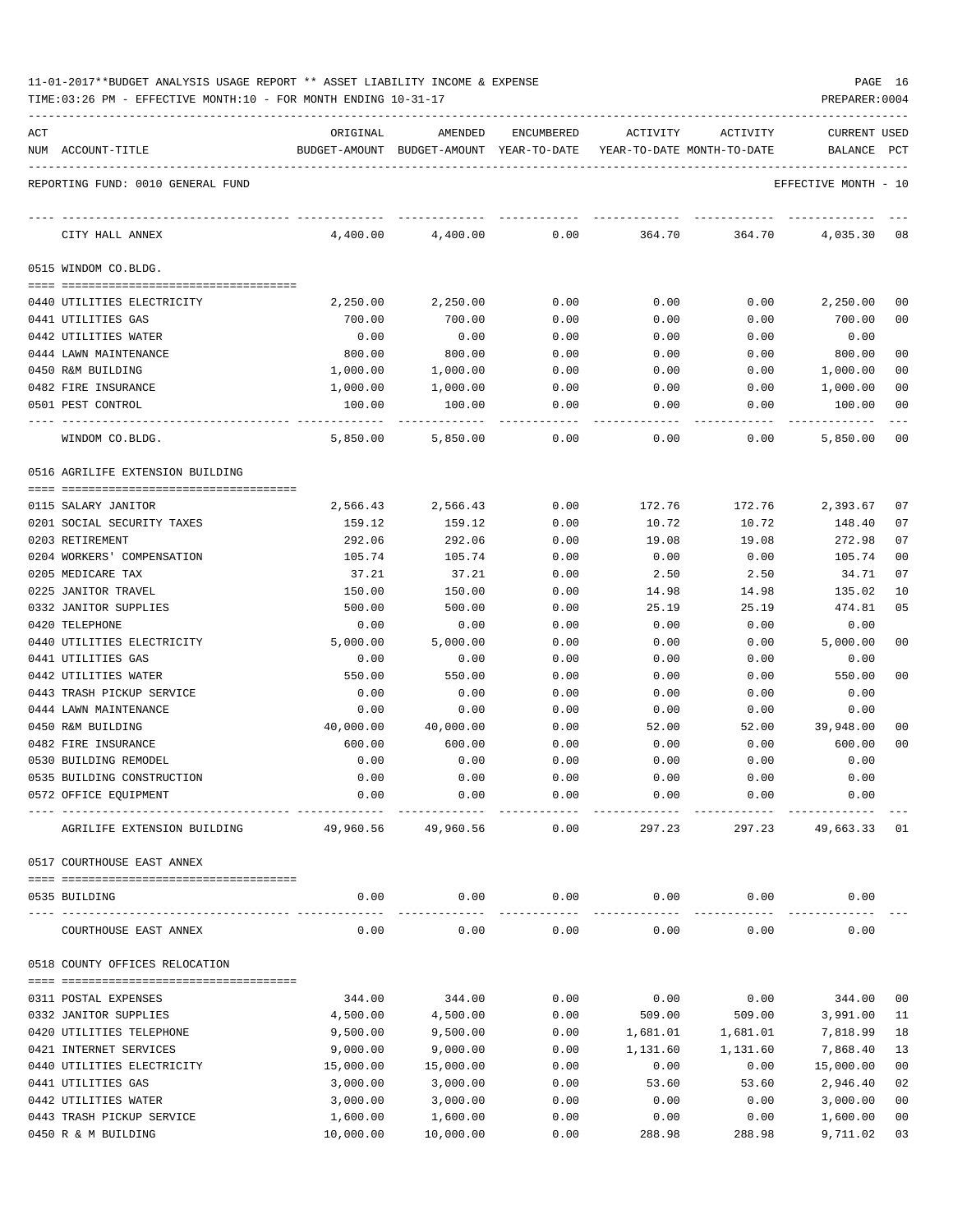11-01-2017**BUDGET ANALYSIS USAGE REPORT ** ASSET LIABILITY INCOME & EXPENSE

TIME:03:26 PM - EFFECTIVE MONTH:10 - FOR MONTH ENDING 10-31-17

PREPARER:0004

REPORTING FUND: 0010 GENERAL FUND — EFFECTIVE MONTH - 10

| ACT NUM | ACCOUNT-TITLE | ORIGINAL BUDGET-AMOUNT | AMENDED BUDGET-AMOUNT | ENCUMBERED YEAR-TO-DATE | ACTIVITY YEAR-TO-DATE | ACTIVITY MONTH-TO-DATE | CURRENT BALANCE | USED PCT |
|---|---|---|---|---|---|---|---|---|
| | CITY HALL ANNEX | 4,400.00 | 4,400.00 | 0.00 | 364.70 | 364.70 | 4,035.30 | 08 |
| | **0515 WINDOM CO.BLDG.** | | | | | | | |
| 0440 | UTILITIES ELECTRICITY | 2,250.00 | 2,250.00 | 0.00 | 0.00 | 0.00 | 2,250.00 | 00 |
| 0441 | UTILITIES GAS | 700.00 | 700.00 | 0.00 | 0.00 | 0.00 | 700.00 | 00 |
| 0442 | UTILITIES WATER | 0.00 | 0.00 | 0.00 | 0.00 | 0.00 | 0.00 | |
| 0444 | LAWN MAINTENANCE | 800.00 | 800.00 | 0.00 | 0.00 | 0.00 | 800.00 | 00 |
| 0450 | R&M BUILDING | 1,000.00 | 1,000.00 | 0.00 | 0.00 | 0.00 | 1,000.00 | 00 |
| 0482 | FIRE INSURANCE | 1,000.00 | 1,000.00 | 0.00 | 0.00 | 0.00 | 1,000.00 | 00 |
| 0501 | PEST CONTROL | 100.00 | 100.00 | 0.00 | 0.00 | 0.00 | 100.00 | 00 |
| | WINDOM CO.BLDG. | 5,850.00 | 5,850.00 | 0.00 | 0.00 | 0.00 | 5,850.00 | 00 |
| | **0516 AGRILIFE EXTENSION BUILDING** | | | | | | | |
| 0115 | SALARY JANITOR | 2,566.43 | 2,566.43 | 0.00 | 172.76 | 172.76 | 2,393.67 | 07 |
| 0201 | SOCIAL SECURITY TAXES | 159.12 | 159.12 | 0.00 | 10.72 | 10.72 | 148.40 | 07 |
| 0203 | RETIREMENT | 292.06 | 292.06 | 0.00 | 19.08 | 19.08 | 272.98 | 07 |
| 0204 | WORKERS' COMPENSATION | 105.74 | 105.74 | 0.00 | 0.00 | 0.00 | 105.74 | 00 |
| 0205 | MEDICARE TAX | 37.21 | 37.21 | 0.00 | 2.50 | 2.50 | 34.71 | 07 |
| 0225 | JANITOR TRAVEL | 150.00 | 150.00 | 0.00 | 14.98 | 14.98 | 135.02 | 10 |
| 0332 | JANITOR SUPPLIES | 500.00 | 500.00 | 0.00 | 25.19 | 25.19 | 474.81 | 05 |
| 0420 | TELEPHONE | 0.00 | 0.00 | 0.00 | 0.00 | 0.00 | 0.00 | |
| 0440 | UTILITIES ELECTRICITY | 5,000.00 | 5,000.00 | 0.00 | 0.00 | 0.00 | 5,000.00 | 00 |
| 0441 | UTILITIES GAS | 0.00 | 0.00 | 0.00 | 0.00 | 0.00 | 0.00 | |
| 0442 | UTILITIES WATER | 550.00 | 550.00 | 0.00 | 0.00 | 0.00 | 550.00 | 00 |
| 0443 | TRASH PICKUP SERVICE | 0.00 | 0.00 | 0.00 | 0.00 | 0.00 | 0.00 | |
| 0444 | LAWN MAINTENANCE | 0.00 | 0.00 | 0.00 | 0.00 | 0.00 | 0.00 | |
| 0450 | R&M BUILDING | 40,000.00 | 40,000.00 | 0.00 | 52.00 | 52.00 | 39,948.00 | 00 |
| 0482 | FIRE INSURANCE | 600.00 | 600.00 | 0.00 | 0.00 | 0.00 | 600.00 | 00 |
| 0530 | BUILDING REMODEL | 0.00 | 0.00 | 0.00 | 0.00 | 0.00 | 0.00 | |
| 0535 | BUILDING CONSTRUCTION | 0.00 | 0.00 | 0.00 | 0.00 | 0.00 | 0.00 | |
| 0572 | OFFICE EQUIPMENT | 0.00 | 0.00 | 0.00 | 0.00 | 0.00 | 0.00 | |
| | AGRILIFE EXTENSION BUILDING | 49,960.56 | 49,960.56 | 0.00 | 297.23 | 297.23 | 49,663.33 | 01 |
| | **0517 COURTHOUSE EAST ANNEX** | | | | | | | |
| 0535 | BUILDING | 0.00 | 0.00 | 0.00 | 0.00 | 0.00 | 0.00 | |
| | COURTHOUSE EAST ANNEX | 0.00 | 0.00 | 0.00 | 0.00 | 0.00 | 0.00 | |
| | **0518 COUNTY OFFICES RELOCATION** | | | | | | | |
| 0311 | POSTAL EXPENSES | 344.00 | 344.00 | 0.00 | 0.00 | 0.00 | 344.00 | 00 |
| 0332 | JANITOR SUPPLIES | 4,500.00 | 4,500.00 | 0.00 | 509.00 | 509.00 | 3,991.00 | 11 |
| 0420 | UTILITIES TELEPHONE | 9,500.00 | 9,500.00 | 0.00 | 1,681.01 | 1,681.01 | 7,818.99 | 18 |
| 0421 | INTERNET SERVICES | 9,000.00 | 9,000.00 | 0.00 | 1,131.60 | 1,131.60 | 7,868.40 | 13 |
| 0440 | UTILITIES ELECTRICITY | 15,000.00 | 15,000.00 | 0.00 | 0.00 | 0.00 | 15,000.00 | 00 |
| 0441 | UTILITIES GAS | 3,000.00 | 3,000.00 | 0.00 | 53.60 | 53.60 | 2,946.40 | 02 |
| 0442 | UTILITIES WATER | 3,000.00 | 3,000.00 | 0.00 | 0.00 | 0.00 | 3,000.00 | 00 |
| 0443 | TRASH PICKUP SERVICE | 1,600.00 | 1,600.00 | 0.00 | 0.00 | 0.00 | 1,600.00 | 00 |
| 0450 | R & M BUILDING | 10,000.00 | 10,000.00 | 0.00 | 288.98 | 288.98 | 9,711.02 | 03 |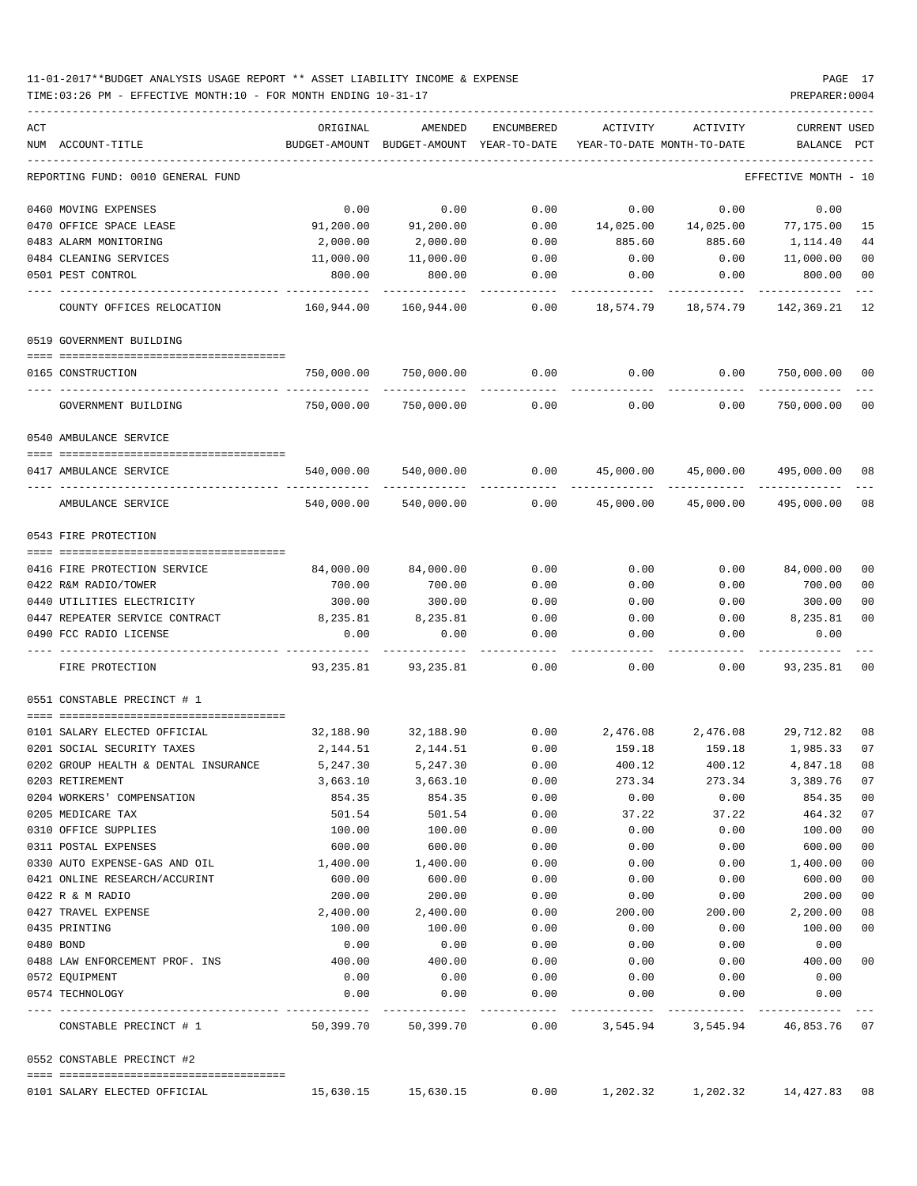11-01-2017**BUDGET ANALYSIS USAGE REPORT ** ASSET LIABILITY INCOME & EXPENSE

TIME:03:26 PM - EFFECTIVE MONTH:10 - FOR MONTH ENDING 10-31-17

PREPARER:0004

| ACT NUM | ACCOUNT-TITLE | ORIGINAL BUDGET-AMOUNT | AMENDED BUDGET-AMOUNT | ENCUMBERED YEAR-TO-DATE | ACTIVITY YEAR-TO-DATE | ACTIVITY MONTH-TO-DATE | CURRENT BALANCE | USED PCT |
|---|---|---|---|---|---|---|---|---|
| | REPORTING FUND: 0010 GENERAL FUND | | | | | | EFFECTIVE MONTH - 10 | |
| 0460 | MOVING EXPENSES | 0.00 | 0.00 | 0.00 | 0.00 | 0.00 | 0.00 | |
| 0470 | OFFICE SPACE LEASE | 91,200.00 | 91,200.00 | 0.00 | 14,025.00 | 14,025.00 | 77,175.00 | 15 |
| 0483 | ALARM MONITORING | 2,000.00 | 2,000.00 | 0.00 | 885.60 | 885.60 | 1,114.40 | 44 |
| 0484 | CLEANING SERVICES | 11,000.00 | 11,000.00 | 0.00 | 0.00 | 0.00 | 11,000.00 | 00 |
| 0501 | PEST CONTROL | 800.00 | 800.00 | 0.00 | 0.00 | 0.00 | 800.00 | 00 |
| | COUNTY OFFICES RELOCATION | 160,944.00 | 160,944.00 | 0.00 | 18,574.79 | 18,574.79 | 142,369.21 | 12 |
| | 0519 GOVERNMENT BUILDING | | | | | | | |
| 0165 | CONSTRUCTION | 750,000.00 | 750,000.00 | 0.00 | 0.00 | 0.00 | 750,000.00 | 00 |
| | GOVERNMENT BUILDING | 750,000.00 | 750,000.00 | 0.00 | 0.00 | 0.00 | 750,000.00 | 00 |
| | 0540 AMBULANCE SERVICE | | | | | | | |
| 0417 | AMBULANCE SERVICE | 540,000.00 | 540,000.00 | 0.00 | 45,000.00 | 45,000.00 | 495,000.00 | 08 |
| | AMBULANCE SERVICE | 540,000.00 | 540,000.00 | 0.00 | 45,000.00 | 45,000.00 | 495,000.00 | 08 |
| | 0543 FIRE PROTECTION | | | | | | | |
| 0416 | FIRE PROTECTION SERVICE | 84,000.00 | 84,000.00 | 0.00 | 0.00 | 0.00 | 84,000.00 | 00 |
| 0422 | R&M RADIO/TOWER | 700.00 | 700.00 | 0.00 | 0.00 | 0.00 | 700.00 | 00 |
| 0440 | UTILITIES ELECTRICITY | 300.00 | 300.00 | 0.00 | 0.00 | 0.00 | 300.00 | 00 |
| 0447 | REPEATER SERVICE CONTRACT | 8,235.81 | 8,235.81 | 0.00 | 0.00 | 0.00 | 8,235.81 | 00 |
| 0490 | FCC RADIO LICENSE | 0.00 | 0.00 | 0.00 | 0.00 | 0.00 | 0.00 | |
| | FIRE PROTECTION | 93,235.81 | 93,235.81 | 0.00 | 0.00 | 0.00 | 93,235.81 | 00 |
| | 0551 CONSTABLE PRECINCT # 1 | | | | | | | |
| 0101 | SALARY ELECTED OFFICIAL | 32,188.90 | 32,188.90 | 0.00 | 2,476.08 | 2,476.08 | 29,712.82 | 08 |
| 0201 | SOCIAL SECURITY TAXES | 2,144.51 | 2,144.51 | 0.00 | 159.18 | 159.18 | 1,985.33 | 07 |
| 0202 | GROUP HEALTH & DENTAL INSURANCE | 5,247.30 | 5,247.30 | 0.00 | 400.12 | 400.12 | 4,847.18 | 08 |
| 0203 | RETIREMENT | 3,663.10 | 3,663.10 | 0.00 | 273.34 | 273.34 | 3,389.76 | 07 |
| 0204 | WORKERS' COMPENSATION | 854.35 | 854.35 | 0.00 | 0.00 | 0.00 | 854.35 | 00 |
| 0205 | MEDICARE TAX | 501.54 | 501.54 | 0.00 | 37.22 | 37.22 | 464.32 | 07 |
| 0310 | OFFICE SUPPLIES | 100.00 | 100.00 | 0.00 | 0.00 | 0.00 | 100.00 | 00 |
| 0311 | POSTAL EXPENSES | 600.00 | 600.00 | 0.00 | 0.00 | 0.00 | 600.00 | 00 |
| 0330 | AUTO EXPENSE-GAS AND OIL | 1,400.00 | 1,400.00 | 0.00 | 0.00 | 0.00 | 1,400.00 | 00 |
| 0421 | ONLINE RESEARCH/ACCURINT | 600.00 | 600.00 | 0.00 | 0.00 | 0.00 | 600.00 | 00 |
| 0422 | R & M RADIO | 200.00 | 200.00 | 0.00 | 0.00 | 0.00 | 200.00 | 00 |
| 0427 | TRAVEL EXPENSE | 2,400.00 | 2,400.00 | 0.00 | 200.00 | 200.00 | 2,200.00 | 08 |
| 0435 | PRINTING | 100.00 | 100.00 | 0.00 | 0.00 | 0.00 | 100.00 | 00 |
| 0480 | BOND | 0.00 | 0.00 | 0.00 | 0.00 | 0.00 | 0.00 | |
| 0488 | LAW ENFORCEMENT PROF. INS | 400.00 | 400.00 | 0.00 | 0.00 | 0.00 | 400.00 | 00 |
| 0572 | EQUIPMENT | 0.00 | 0.00 | 0.00 | 0.00 | 0.00 | 0.00 | |
| 0574 | TECHNOLOGY | 0.00 | 0.00 | 0.00 | 0.00 | 0.00 | 0.00 | |
| | CONSTABLE PRECINCT # 1 | 50,399.70 | 50,399.70 | 0.00 | 3,545.94 | 3,545.94 | 46,853.76 | 07 |
| | 0552 CONSTABLE PRECINCT #2 | | | | | | | |
| 0101 | SALARY ELECTED OFFICIAL | 15,630.15 | 15,630.15 | 0.00 | 1,202.32 | 1,202.32 | 14,427.83 | 08 |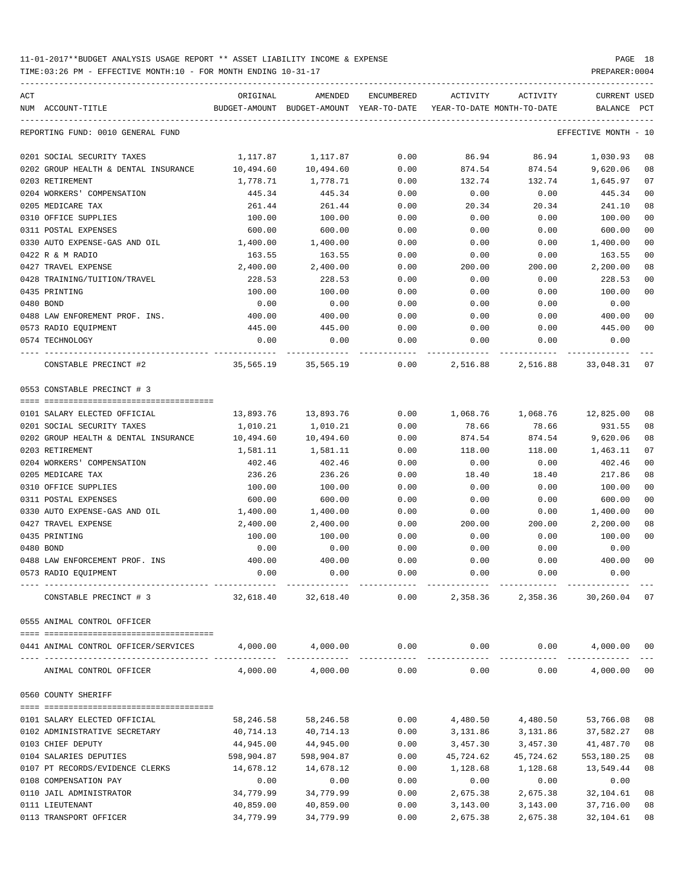11-01-2017**BUDGET ANALYSIS USAGE REPORT ** ASSET LIABILITY INCOME & EXPENSE

TIME:03:26 PM - EFFECTIVE MONTH:10 - FOR MONTH ENDING 10-31-17

PREPARER:0004

| ACT NUM | ACCOUNT-TITLE | ORIGINAL BUDGET-AMOUNT | AMENDED BUDGET-AMOUNT | ENCUMBERED YEAR-TO-DATE | ACTIVITY YEAR-TO-DATE | ACTIVITY MONTH-TO-DATE | CURRENT BALANCE | USED PCT |
|---|---|---|---|---|---|---|---|---|
| | REPORTING FUND: 0010 GENERAL FUND | | | | | | EFFECTIVE MONTH - 10 | |
| 0201 | SOCIAL SECURITY TAXES | 1,117.87 | 1,117.87 | 0.00 | 86.94 | 86.94 | 1,030.93 | 08 |
| 0202 | GROUP HEALTH & DENTAL INSURANCE | 10,494.60 | 10,494.60 | 0.00 | 874.54 | 874.54 | 9,620.06 | 08 |
| 0203 | RETIREMENT | 1,778.71 | 1,778.71 | 0.00 | 132.74 | 132.74 | 1,645.97 | 07 |
| 0204 | WORKERS' COMPENSATION | 445.34 | 445.34 | 0.00 | 0.00 | 0.00 | 445.34 | 00 |
| 0205 | MEDICARE TAX | 261.44 | 261.44 | 0.00 | 20.34 | 20.34 | 241.10 | 08 |
| 0310 | OFFICE SUPPLIES | 100.00 | 100.00 | 0.00 | 0.00 | 0.00 | 100.00 | 00 |
| 0311 | POSTAL EXPENSES | 600.00 | 600.00 | 0.00 | 0.00 | 0.00 | 600.00 | 00 |
| 0330 | AUTO EXPENSE-GAS AND OIL | 1,400.00 | 1,400.00 | 0.00 | 0.00 | 0.00 | 1,400.00 | 00 |
| 0422 | R & M RADIO | 163.55 | 163.55 | 0.00 | 0.00 | 0.00 | 163.55 | 00 |
| 0427 | TRAVEL EXPENSE | 2,400.00 | 2,400.00 | 0.00 | 200.00 | 200.00 | 2,200.00 | 08 |
| 0428 | TRAINING/TUITION/TRAVEL | 228.53 | 228.53 | 0.00 | 0.00 | 0.00 | 228.53 | 00 |
| 0435 | PRINTING | 100.00 | 100.00 | 0.00 | 0.00 | 0.00 | 100.00 | 00 |
| 0480 | BOND | 0.00 | 0.00 | 0.00 | 0.00 | 0.00 | 0.00 | |
| 0488 | LAW ENFOREMENT PROF. INS. | 400.00 | 400.00 | 0.00 | 0.00 | 0.00 | 400.00 | 00 |
| 0573 | RADIO EQUIPMENT | 445.00 | 445.00 | 0.00 | 0.00 | 0.00 | 445.00 | 00 |
| 0574 | TECHNOLOGY | 0.00 | 0.00 | 0.00 | 0.00 | 0.00 | 0.00 | |
| | CONSTABLE PRECINCT #2 | 35,565.19 | 35,565.19 | 0.00 | 2,516.88 | 2,516.88 | 33,048.31 | 07 |
| | 0553 CONSTABLE PRECINCT # 3 | | | | | | | |
| 0101 | SALARY ELECTED OFFICIAL | 13,893.76 | 13,893.76 | 0.00 | 1,068.76 | 1,068.76 | 12,825.00 | 08 |
| 0201 | SOCIAL SECURITY TAXES | 1,010.21 | 1,010.21 | 0.00 | 78.66 | 78.66 | 931.55 | 08 |
| 0202 | GROUP HEALTH & DENTAL INSURANCE | 10,494.60 | 10,494.60 | 0.00 | 874.54 | 874.54 | 9,620.06 | 08 |
| 0203 | RETIREMENT | 1,581.11 | 1,581.11 | 0.00 | 118.00 | 118.00 | 1,463.11 | 07 |
| 0204 | WORKERS' COMPENSATION | 402.46 | 402.46 | 0.00 | 0.00 | 0.00 | 402.46 | 00 |
| 0205 | MEDICARE TAX | 236.26 | 236.26 | 0.00 | 18.40 | 18.40 | 217.86 | 08 |
| 0310 | OFFICE SUPPLIES | 100.00 | 100.00 | 0.00 | 0.00 | 0.00 | 100.00 | 00 |
| 0311 | POSTAL EXPENSES | 600.00 | 600.00 | 0.00 | 0.00 | 0.00 | 600.00 | 00 |
| 0330 | AUTO EXPENSE-GAS AND OIL | 1,400.00 | 1,400.00 | 0.00 | 0.00 | 0.00 | 1,400.00 | 00 |
| 0427 | TRAVEL EXPENSE | 2,400.00 | 2,400.00 | 0.00 | 200.00 | 200.00 | 2,200.00 | 08 |
| 0435 | PRINTING | 100.00 | 100.00 | 0.00 | 0.00 | 0.00 | 100.00 | 00 |
| 0480 | BOND | 0.00 | 0.00 | 0.00 | 0.00 | 0.00 | 0.00 | |
| 0488 | LAW ENFORCEMENT PROF. INS | 400.00 | 400.00 | 0.00 | 0.00 | 0.00 | 400.00 | 00 |
| 0573 | RADIO EQUIPMENT | 0.00 | 0.00 | 0.00 | 0.00 | 0.00 | 0.00 | |
| | CONSTABLE PRECINCT # 3 | 32,618.40 | 32,618.40 | 0.00 | 2,358.36 | 2,358.36 | 30,260.04 | 07 |
| | 0555 ANIMAL CONTROL OFFICER | | | | | | | |
| 0441 | ANIMAL CONTROL OFFICER/SERVICES | 4,000.00 | 4,000.00 | 0.00 | 0.00 | 0.00 | 4,000.00 | 00 |
| | ANIMAL CONTROL OFFICER | 4,000.00 | 4,000.00 | 0.00 | 0.00 | 0.00 | 4,000.00 | 00 |
| | 0560 COUNTY SHERIFF | | | | | | | |
| 0101 | SALARY ELECTED OFFICIAL | 58,246.58 | 58,246.58 | 0.00 | 4,480.50 | 4,480.50 | 53,766.08 | 08 |
| 0102 | ADMINISTRATIVE SECRETARY | 40,714.13 | 40,714.13 | 0.00 | 3,131.86 | 3,131.86 | 37,582.27 | 08 |
| 0103 | CHIEF DEPUTY | 44,945.00 | 44,945.00 | 0.00 | 3,457.30 | 3,457.30 | 41,487.70 | 08 |
| 0104 | SALARIES DEPUTIES | 598,904.87 | 598,904.87 | 0.00 | 45,724.62 | 45,724.62 | 553,180.25 | 08 |
| 0107 | PT RECORDS/EVIDENCE CLERKS | 14,678.12 | 14,678.12 | 0.00 | 1,128.68 | 1,128.68 | 13,549.44 | 08 |
| 0108 | COMPENSATION PAY | 0.00 | 0.00 | 0.00 | 0.00 | 0.00 | 0.00 | |
| 0110 | JAIL ADMINISTRATOR | 34,779.99 | 34,779.99 | 0.00 | 2,675.38 | 2,675.38 | 32,104.61 | 08 |
| 0111 | LIEUTENANT | 40,859.00 | 40,859.00 | 0.00 | 3,143.00 | 3,143.00 | 37,716.00 | 08 |
| 0113 | TRANSPORT OFFICER | 34,779.99 | 34,779.99 | 0.00 | 2,675.38 | 2,675.38 | 32,104.61 | 08 |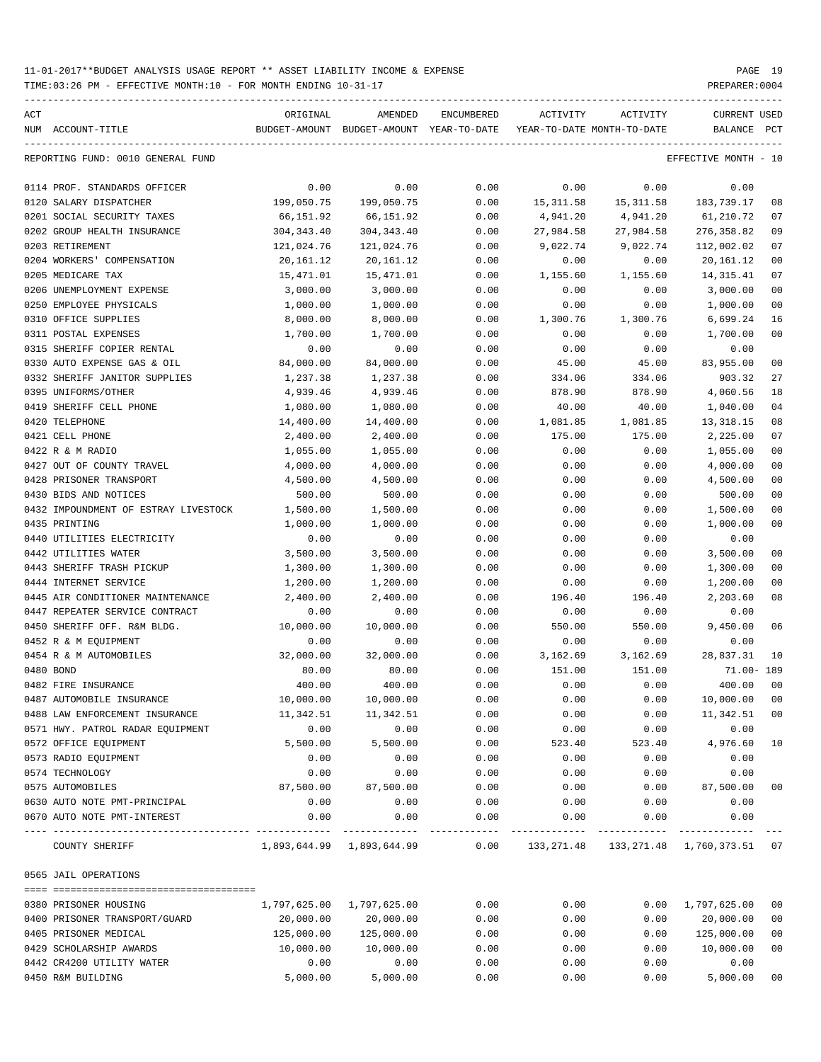11-01-2017**BUDGET ANALYSIS USAGE REPORT ** ASSET LIABILITY INCOME & EXPENSE

TIME:03:26 PM - EFFECTIVE MONTH:10 - FOR MONTH ENDING 10-31-17

PREPARER:0004

REPORTING FUND: 0010 GENERAL FUND — EFFECTIVE MONTH - 10

| ACT NUM ACCOUNT-TITLE | ORIGINAL BUDGET-AMOUNT | AMENDED BUDGET-AMOUNT | ENCUMBERED YEAR-TO-DATE | ACTIVITY YEAR-TO-DATE | ACTIVITY MONTH-TO-DATE | CURRENT BALANCE | USED PCT |
|---|---|---|---|---|---|---|---|
| 0114 PROF. STANDARDS OFFICER | 0.00 | 0.00 | 0.00 | 0.00 | 0.00 | 0.00 | |
| 0120 SALARY DISPATCHER | 199,050.75 | 199,050.75 | 0.00 | 15,311.58 | 15,311.58 | 183,739.17 | 08 |
| 0201 SOCIAL SECURITY TAXES | 66,151.92 | 66,151.92 | 0.00 | 4,941.20 | 4,941.20 | 61,210.72 | 07 |
| 0202 GROUP HEALTH INSURANCE | 304,343.40 | 304,343.40 | 0.00 | 27,984.58 | 27,984.58 | 276,358.82 | 09 |
| 0203 RETIREMENT | 121,024.76 | 121,024.76 | 0.00 | 9,022.74 | 9,022.74 | 112,002.02 | 07 |
| 0204 WORKERS' COMPENSATION | 20,161.12 | 20,161.12 | 0.00 | 0.00 | 0.00 | 20,161.12 | 00 |
| 0205 MEDICARE TAX | 15,471.01 | 15,471.01 | 0.00 | 1,155.60 | 1,155.60 | 14,315.41 | 07 |
| 0206 UNEMPLOYMENT EXPENSE | 3,000.00 | 3,000.00 | 0.00 | 0.00 | 0.00 | 3,000.00 | 00 |
| 0250 EMPLOYEE PHYSICALS | 1,000.00 | 1,000.00 | 0.00 | 0.00 | 0.00 | 1,000.00 | 00 |
| 0310 OFFICE SUPPLIES | 8,000.00 | 8,000.00 | 0.00 | 1,300.76 | 1,300.76 | 6,699.24 | 16 |
| 0311 POSTAL EXPENSES | 1,700.00 | 1,700.00 | 0.00 | 0.00 | 0.00 | 1,700.00 | 00 |
| 0315 SHERIFF COPIER RENTAL | 0.00 | 0.00 | 0.00 | 0.00 | 0.00 | 0.00 | |
| 0330 AUTO EXPENSE GAS & OIL | 84,000.00 | 84,000.00 | 0.00 | 45.00 | 45.00 | 83,955.00 | 00 |
| 0332 SHERIFF JANITOR SUPPLIES | 1,237.38 | 1,237.38 | 0.00 | 334.06 | 334.06 | 903.32 | 27 |
| 0395 UNIFORMS/OTHER | 4,939.46 | 4,939.46 | 0.00 | 878.90 | 878.90 | 4,060.56 | 18 |
| 0419 SHERIFF CELL PHONE | 1,080.00 | 1,080.00 | 0.00 | 40.00 | 40.00 | 1,040.00 | 04 |
| 0420 TELEPHONE | 14,400.00 | 14,400.00 | 0.00 | 1,081.85 | 1,081.85 | 13,318.15 | 08 |
| 0421 CELL PHONE | 2,400.00 | 2,400.00 | 0.00 | 175.00 | 175.00 | 2,225.00 | 07 |
| 0422 R & M RADIO | 1,055.00 | 1,055.00 | 0.00 | 0.00 | 0.00 | 1,055.00 | 00 |
| 0427 OUT OF COUNTY TRAVEL | 4,000.00 | 4,000.00 | 0.00 | 0.00 | 0.00 | 4,000.00 | 00 |
| 0428 PRISONER TRANSPORT | 4,500.00 | 4,500.00 | 0.00 | 0.00 | 0.00 | 4,500.00 | 00 |
| 0430 BIDS AND NOTICES | 500.00 | 500.00 | 0.00 | 0.00 | 0.00 | 500.00 | 00 |
| 0432 IMPOUNDMENT OF ESTRAY LIVESTOCK | 1,500.00 | 1,500.00 | 0.00 | 0.00 | 0.00 | 1,500.00 | 00 |
| 0435 PRINTING | 1,000.00 | 1,000.00 | 0.00 | 0.00 | 0.00 | 1,000.00 | 00 |
| 0440 UTILITIES ELECTRICITY | 0.00 | 0.00 | 0.00 | 0.00 | 0.00 | 0.00 | |
| 0442 UTILITIES WATER | 3,500.00 | 3,500.00 | 0.00 | 0.00 | 0.00 | 3,500.00 | 00 |
| 0443 SHERIFF TRASH PICKUP | 1,300.00 | 1,300.00 | 0.00 | 0.00 | 0.00 | 1,300.00 | 00 |
| 0444 INTERNET SERVICE | 1,200.00 | 1,200.00 | 0.00 | 0.00 | 0.00 | 1,200.00 | 00 |
| 0445 AIR CONDITIONER MAINTENANCE | 2,400.00 | 2,400.00 | 0.00 | 196.40 | 196.40 | 2,203.60 | 08 |
| 0447 REPEATER SERVICE CONTRACT | 0.00 | 0.00 | 0.00 | 0.00 | 0.00 | 0.00 | |
| 0450 SHERIFF OFF. R&M BLDG. | 10,000.00 | 10,000.00 | 0.00 | 550.00 | 550.00 | 9,450.00 | 06 |
| 0452 R & M EQUIPMENT | 0.00 | 0.00 | 0.00 | 0.00 | 0.00 | 0.00 | |
| 0454 R & M AUTOMOBILES | 32,000.00 | 32,000.00 | 0.00 | 3,162.69 | 3,162.69 | 28,837.31 | 10 |
| 0480 BOND | 80.00 | 80.00 | 0.00 | 151.00 | 151.00 | 71.00- | 189 |
| 0482 FIRE INSURANCE | 400.00 | 400.00 | 0.00 | 0.00 | 0.00 | 400.00 | 00 |
| 0487 AUTOMOBILE INSURANCE | 10,000.00 | 10,000.00 | 0.00 | 0.00 | 0.00 | 10,000.00 | 00 |
| 0488 LAW ENFORCEMENT INSURANCE | 11,342.51 | 11,342.51 | 0.00 | 0.00 | 0.00 | 11,342.51 | 00 |
| 0571 HWY. PATROL RADAR EQUIPMENT | 0.00 | 0.00 | 0.00 | 0.00 | 0.00 | 0.00 | |
| 0572 OFFICE EQUIPMENT | 5,500.00 | 5,500.00 | 0.00 | 523.40 | 523.40 | 4,976.60 | 10 |
| 0573 RADIO EQUIPMENT | 0.00 | 0.00 | 0.00 | 0.00 | 0.00 | 0.00 | |
| 0574 TECHNOLOGY | 0.00 | 0.00 | 0.00 | 0.00 | 0.00 | 0.00 | |
| 0575 AUTOMOBILES | 87,500.00 | 87,500.00 | 0.00 | 0.00 | 0.00 | 87,500.00 | 00 |
| 0630 AUTO NOTE PMT-PRINCIPAL | 0.00 | 0.00 | 0.00 | 0.00 | 0.00 | 0.00 | |
| 0670 AUTO NOTE PMT-INTEREST | 0.00 | 0.00 | 0.00 | 0.00 | 0.00 | 0.00 | |
| COUNTY SHERIFF | 1,893,644.99 | 1,893,644.99 | 0.00 | 133,271.48 | 133,271.48 | 1,760,373.51 | 07 |

0565 JAIL OPERATIONS

| ACT NUM ACCOUNT-TITLE | ORIGINAL BUDGET-AMOUNT | AMENDED BUDGET-AMOUNT | ENCUMBERED YEAR-TO-DATE | ACTIVITY YEAR-TO-DATE | ACTIVITY MONTH-TO-DATE | CURRENT BALANCE | USED PCT |
|---|---|---|---|---|---|---|---|
| 0380 PRISONER HOUSING | 1,797,625.00 | 1,797,625.00 | 0.00 | 0.00 | 0.00 | 1,797,625.00 | 00 |
| 0400 PRISONER TRANSPORT/GUARD | 20,000.00 | 20,000.00 | 0.00 | 0.00 | 0.00 | 20,000.00 | 00 |
| 0405 PRISONER MEDICAL | 125,000.00 | 125,000.00 | 0.00 | 0.00 | 0.00 | 125,000.00 | 00 |
| 0429 SCHOLARSHIP AWARDS | 10,000.00 | 10,000.00 | 0.00 | 0.00 | 0.00 | 10,000.00 | 00 |
| 0442 CR4200 UTILITY WATER | 0.00 | 0.00 | 0.00 | 0.00 | 0.00 | 0.00 | |
| 0450 R&M BUILDING | 5,000.00 | 5,000.00 | 0.00 | 0.00 | 0.00 | 5,000.00 | 00 |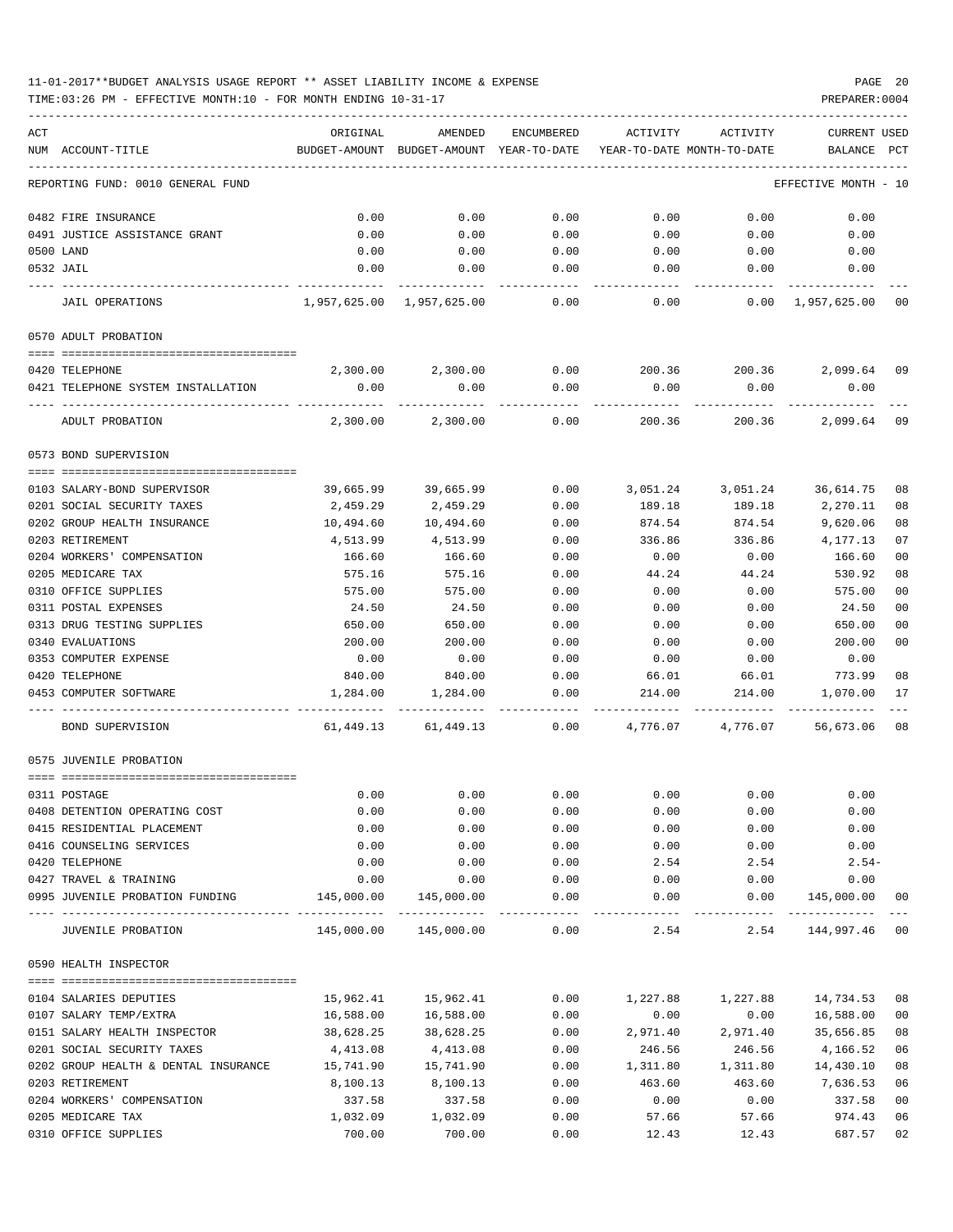11-01-2017**BUDGET ANALYSIS USAGE REPORT ** ASSET LIABILITY INCOME & EXPENSE

TIME:03:26 PM - EFFECTIVE MONTH:10 - FOR MONTH ENDING 10-31-17

PREPARER:0004

| ACT NUM | ACCOUNT-TITLE | ORIGINAL BUDGET-AMOUNT | AMENDED BUDGET-AMOUNT | ENCUMBERED YEAR-TO-DATE | ACTIVITY YEAR-TO-DATE | ACTIVITY MONTH-TO-DATE | CURRENT BALANCE | USED PCT |
|---|---|---|---|---|---|---|---|---|
| | REPORTING FUND: 0010 GENERAL FUND | | | | | | EFFECTIVE MONTH - 10 | |
| 0482 | FIRE INSURANCE | 0.00 | 0.00 | 0.00 | 0.00 | 0.00 | 0.00 | |
| 0491 | JUSTICE ASSISTANCE GRANT | 0.00 | 0.00 | 0.00 | 0.00 | 0.00 | 0.00 | |
| 0500 | LAND | 0.00 | 0.00 | 0.00 | 0.00 | 0.00 | 0.00 | |
| 0532 | JAIL | 0.00 | 0.00 | 0.00 | 0.00 | 0.00 | 0.00 | |
| | JAIL OPERATIONS | 1,957,625.00 | 1,957,625.00 | 0.00 | 0.00 | 0.00 | 1,957,625.00 | 00 |
| | 0570 ADULT PROBATION | | | | | | | |
| 0420 | TELEPHONE | 2,300.00 | 2,300.00 | 0.00 | 200.36 | 200.36 | 2,099.64 | 09 |
| 0421 | TELEPHONE SYSTEM INSTALLATION | 0.00 | 0.00 | 0.00 | 0.00 | 0.00 | 0.00 | |
| | ADULT PROBATION | 2,300.00 | 2,300.00 | 0.00 | 200.36 | 200.36 | 2,099.64 | 09 |
| | 0573 BOND SUPERVISION | | | | | | | |
| 0103 | SALARY-BOND SUPERVISOR | 39,665.99 | 39,665.99 | 0.00 | 3,051.24 | 3,051.24 | 36,614.75 | 08 |
| 0201 | SOCIAL SECURITY TAXES | 2,459.29 | 2,459.29 | 0.00 | 189.18 | 189.18 | 2,270.11 | 08 |
| 0202 | GROUP HEALTH INSURANCE | 10,494.60 | 10,494.60 | 0.00 | 874.54 | 874.54 | 9,620.06 | 08 |
| 0203 | RETIREMENT | 4,513.99 | 4,513.99 | 0.00 | 336.86 | 336.86 | 4,177.13 | 07 |
| 0204 | WORKERS' COMPENSATION | 166.60 | 166.60 | 0.00 | 0.00 | 0.00 | 166.60 | 00 |
| 0205 | MEDICARE TAX | 575.16 | 575.16 | 0.00 | 44.24 | 44.24 | 530.92 | 08 |
| 0310 | OFFICE SUPPLIES | 575.00 | 575.00 | 0.00 | 0.00 | 0.00 | 575.00 | 00 |
| 0311 | POSTAL EXPENSES | 24.50 | 24.50 | 0.00 | 0.00 | 0.00 | 24.50 | 00 |
| 0313 | DRUG TESTING SUPPLIES | 650.00 | 650.00 | 0.00 | 0.00 | 0.00 | 650.00 | 00 |
| 0340 | EVALUATIONS | 200.00 | 200.00 | 0.00 | 0.00 | 0.00 | 200.00 | 00 |
| 0353 | COMPUTER EXPENSE | 0.00 | 0.00 | 0.00 | 0.00 | 0.00 | 0.00 | |
| 0420 | TELEPHONE | 840.00 | 840.00 | 0.00 | 66.01 | 66.01 | 773.99 | 08 |
| 0453 | COMPUTER SOFTWARE | 1,284.00 | 1,284.00 | 0.00 | 214.00 | 214.00 | 1,070.00 | 17 |
| | BOND SUPERVISION | 61,449.13 | 61,449.13 | 0.00 | 4,776.07 | 4,776.07 | 56,673.06 | 08 |
| | 0575 JUVENILE PROBATION | | | | | | | |
| 0311 | POSTAGE | 0.00 | 0.00 | 0.00 | 0.00 | 0.00 | 0.00 | |
| 0408 | DETENTION OPERATING COST | 0.00 | 0.00 | 0.00 | 0.00 | 0.00 | 0.00 | |
| 0415 | RESIDENTIAL PLACEMENT | 0.00 | 0.00 | 0.00 | 0.00 | 0.00 | 0.00 | |
| 0416 | COUNSELING SERVICES | 0.00 | 0.00 | 0.00 | 0.00 | 0.00 | 0.00 | |
| 0420 | TELEPHONE | 0.00 | 0.00 | 0.00 | 2.54 | 2.54 | 2.54- | |
| 0427 | TRAVEL & TRAINING | 0.00 | 0.00 | 0.00 | 0.00 | 0.00 | 0.00 | |
| 0995 | JUVENILE PROBATION FUNDING | 145,000.00 | 145,000.00 | 0.00 | 0.00 | 0.00 | 145,000.00 | 00 |
| | JUVENILE PROBATION | 145,000.00 | 145,000.00 | 0.00 | 2.54 | 2.54 | 144,997.46 | 00 |
| | 0590 HEALTH INSPECTOR | | | | | | | |
| 0104 | SALARIES DEPUTIES | 15,962.41 | 15,962.41 | 0.00 | 1,227.88 | 1,227.88 | 14,734.53 | 08 |
| 0107 | SALARY TEMP/EXTRA | 16,588.00 | 16,588.00 | 0.00 | 0.00 | 0.00 | 16,588.00 | 00 |
| 0151 | SALARY HEALTH INSPECTOR | 38,628.25 | 38,628.25 | 0.00 | 2,971.40 | 2,971.40 | 35,656.85 | 08 |
| 0201 | SOCIAL SECURITY TAXES | 4,413.08 | 4,413.08 | 0.00 | 246.56 | 246.56 | 4,166.52 | 06 |
| 0202 | GROUP HEALTH & DENTAL INSURANCE | 15,741.90 | 15,741.90 | 0.00 | 1,311.80 | 1,311.80 | 14,430.10 | 08 |
| 0203 | RETIREMENT | 8,100.13 | 8,100.13 | 0.00 | 463.60 | 463.60 | 7,636.53 | 06 |
| 0204 | WORKERS' COMPENSATION | 337.58 | 337.58 | 0.00 | 0.00 | 0.00 | 337.58 | 00 |
| 0205 | MEDICARE TAX | 1,032.09 | 1,032.09 | 0.00 | 57.66 | 57.66 | 974.43 | 06 |
| 0310 | OFFICE SUPPLIES | 700.00 | 700.00 | 0.00 | 12.43 | 12.43 | 687.57 | 02 |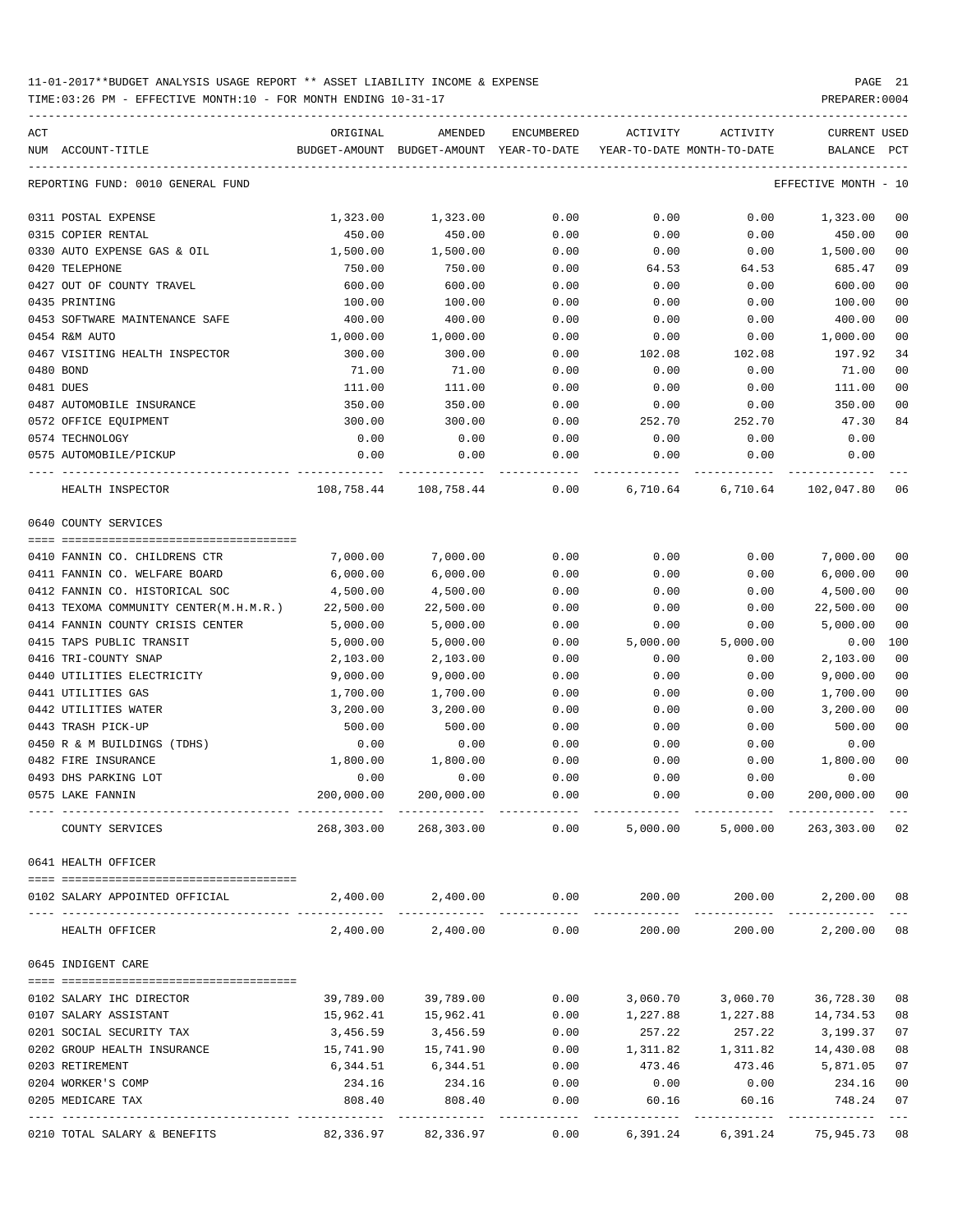11-01-2017**BUDGET ANALYSIS USAGE REPORT ** ASSET LIABILITY INCOME & EXPENSE

TIME:03:26 PM - EFFECTIVE MONTH:10 - FOR MONTH ENDING 10-31-17

PREPARER:0004

| ACT NUM | ACCOUNT-TITLE | ORIGINAL BUDGET-AMOUNT | AMENDED BUDGET-AMOUNT | ENCUMBERED YEAR-TO-DATE | ACTIVITY YEAR-TO-DATE | ACTIVITY MONTH-TO-DATE | CURRENT BALANCE | USED PCT |
|---|---|---|---|---|---|---|---|---|
| | REPORTING FUND: 0010 GENERAL FUND | | | | | | EFFECTIVE MONTH - 10 | |
| 0311 | POSTAL EXPENSE | 1,323.00 | 1,323.00 | 0.00 | 0.00 | 0.00 | 1,323.00 | 00 |
| 0315 | COPIER RENTAL | 450.00 | 450.00 | 0.00 | 0.00 | 0.00 | 450.00 | 00 |
| 0330 | AUTO EXPENSE GAS & OIL | 1,500.00 | 1,500.00 | 0.00 | 0.00 | 0.00 | 1,500.00 | 00 |
| 0420 | TELEPHONE | 750.00 | 750.00 | 0.00 | 64.53 | 64.53 | 685.47 | 09 |
| 0427 | OUT OF COUNTY TRAVEL | 600.00 | 600.00 | 0.00 | 0.00 | 0.00 | 600.00 | 00 |
| 0435 | PRINTING | 100.00 | 100.00 | 0.00 | 0.00 | 0.00 | 100.00 | 00 |
| 0453 | SOFTWARE MAINTENANCE SAFE | 400.00 | 400.00 | 0.00 | 0.00 | 0.00 | 400.00 | 00 |
| 0454 | R&M AUTO | 1,000.00 | 1,000.00 | 0.00 | 0.00 | 0.00 | 1,000.00 | 00 |
| 0467 | VISITING HEALTH INSPECTOR | 300.00 | 300.00 | 0.00 | 102.08 | 102.08 | 197.92 | 34 |
| 0480 | BOND | 71.00 | 71.00 | 0.00 | 0.00 | 0.00 | 71.00 | 00 |
| 0481 | DUES | 111.00 | 111.00 | 0.00 | 0.00 | 0.00 | 111.00 | 00 |
| 0487 | AUTOMOBILE INSURANCE | 350.00 | 350.00 | 0.00 | 0.00 | 0.00 | 350.00 | 00 |
| 0572 | OFFICE EQUIPMENT | 300.00 | 300.00 | 0.00 | 252.70 | 252.70 | 47.30 | 84 |
| 0574 | TECHNOLOGY | 0.00 | 0.00 | 0.00 | 0.00 | 0.00 | 0.00 | |
| 0575 | AUTOMOBILE/PICKUP | 0.00 | 0.00 | 0.00 | 0.00 | 0.00 | 0.00 | |
| | HEALTH INSPECTOR | 108,758.44 | 108,758.44 | 0.00 | 6,710.64 | 6,710.64 | 102,047.80 | 06 |
| | 0640 COUNTY SERVICES | | | | | | | |
| 0410 | FANNIN CO. CHILDRENS CTR | 7,000.00 | 7,000.00 | 0.00 | 0.00 | 0.00 | 7,000.00 | 00 |
| 0411 | FANNIN CO. WELFARE BOARD | 6,000.00 | 6,000.00 | 0.00 | 0.00 | 0.00 | 6,000.00 | 00 |
| 0412 | FANNIN CO. HISTORICAL SOC | 4,500.00 | 4,500.00 | 0.00 | 0.00 | 0.00 | 4,500.00 | 00 |
| 0413 | TEXOMA COMMUNITY CENTER(M.H.M.R.) | 22,500.00 | 22,500.00 | 0.00 | 0.00 | 0.00 | 22,500.00 | 00 |
| 0414 | FANNIN COUNTY CRISIS CENTER | 5,000.00 | 5,000.00 | 0.00 | 0.00 | 0.00 | 5,000.00 | 00 |
| 0415 | TAPS PUBLIC TRANSIT | 5,000.00 | 5,000.00 | 0.00 | 5,000.00 | 5,000.00 | 0.00 | 100 |
| 0416 | TRI-COUNTY SNAP | 2,103.00 | 2,103.00 | 0.00 | 0.00 | 0.00 | 2,103.00 | 00 |
| 0440 | UTILITIES ELECTRICITY | 9,000.00 | 9,000.00 | 0.00 | 0.00 | 0.00 | 9,000.00 | 00 |
| 0441 | UTILITIES GAS | 1,700.00 | 1,700.00 | 0.00 | 0.00 | 0.00 | 1,700.00 | 00 |
| 0442 | UTILITIES WATER | 3,200.00 | 3,200.00 | 0.00 | 0.00 | 0.00 | 3,200.00 | 00 |
| 0443 | TRASH PICK-UP | 500.00 | 500.00 | 0.00 | 0.00 | 0.00 | 500.00 | 00 |
| 0450 | R & M BUILDINGS (TDHS) | 0.00 | 0.00 | 0.00 | 0.00 | 0.00 | 0.00 | |
| 0482 | FIRE INSURANCE | 1,800.00 | 1,800.00 | 0.00 | 0.00 | 0.00 | 1,800.00 | 00 |
| 0493 | DHS PARKING LOT | 0.00 | 0.00 | 0.00 | 0.00 | 0.00 | 0.00 | |
| 0575 | LAKE FANNIN | 200,000.00 | 200,000.00 | 0.00 | 0.00 | 0.00 | 200,000.00 | 00 |
| | COUNTY SERVICES | 268,303.00 | 268,303.00 | 0.00 | 5,000.00 | 5,000.00 | 263,303.00 | 02 |
| | 0641 HEALTH OFFICER | | | | | | | |
| 0102 | SALARY APPOINTED OFFICIAL | 2,400.00 | 2,400.00 | 0.00 | 200.00 | 200.00 | 2,200.00 | 08 |
| | HEALTH OFFICER | 2,400.00 | 2,400.00 | 0.00 | 200.00 | 200.00 | 2,200.00 | 08 |
| | 0645 INDIGENT CARE | | | | | | | |
| 0102 | SALARY IHC DIRECTOR | 39,789.00 | 39,789.00 | 0.00 | 3,060.70 | 3,060.70 | 36,728.30 | 08 |
| 0107 | SALARY ASSISTANT | 15,962.41 | 15,962.41 | 0.00 | 1,227.88 | 1,227.88 | 14,734.53 | 08 |
| 0201 | SOCIAL SECURITY TAX | 3,456.59 | 3,456.59 | 0.00 | 257.22 | 257.22 | 3,199.37 | 07 |
| 0202 | GROUP HEALTH INSURANCE | 15,741.90 | 15,741.90 | 0.00 | 1,311.82 | 1,311.82 | 14,430.08 | 08 |
| 0203 | RETIREMENT | 6,344.51 | 6,344.51 | 0.00 | 473.46 | 473.46 | 5,871.05 | 07 |
| 0204 | WORKER'S COMP | 234.16 | 234.16 | 0.00 | 0.00 | 0.00 | 234.16 | 00 |
| 0205 | MEDICARE TAX | 808.40 | 808.40 | 0.00 | 60.16 | 60.16 | 748.24 | 07 |
| 0210 | TOTAL SALARY & BENEFITS | 82,336.97 | 82,336.97 | 0.00 | 6,391.24 | 6,391.24 | 75,945.73 | 08 |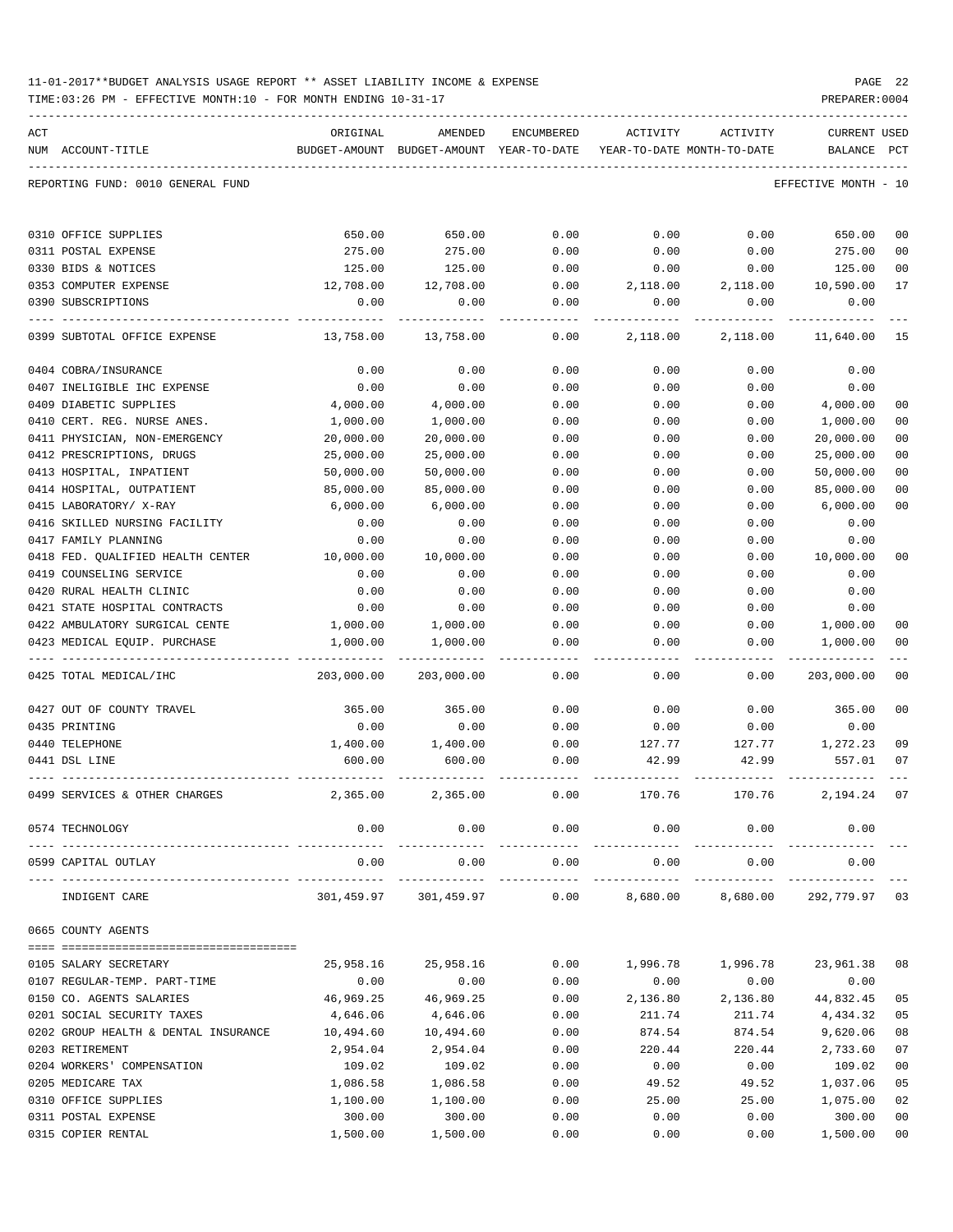11-01-2017**BUDGET ANALYSIS USAGE REPORT ** ASSET LIABILITY INCOME & EXPENSE

TIME:03:26 PM - EFFECTIVE MONTH:10 - FOR MONTH ENDING 10-31-17

PREPARER:0004

REPORTING FUND: 0010 GENERAL FUND

EFFECTIVE MONTH - 10

| ACT NUM | ACCOUNT-TITLE | ORIGINAL BUDGET-AMOUNT | AMENDED BUDGET-AMOUNT | ENCUMBERED YEAR-TO-DATE | ACTIVITY YEAR-TO-DATE | ACTIVITY MONTH-TO-DATE | CURRENT BALANCE | USED PCT |
|---|---|---|---|---|---|---|---|---|
| 0310 | OFFICE SUPPLIES | 650.00 | 650.00 | 0.00 | 0.00 | 0.00 | 650.00 | 00 |
| 0311 | POSTAL EXPENSE | 275.00 | 275.00 | 0.00 | 0.00 | 0.00 | 275.00 | 00 |
| 0330 | BIDS & NOTICES | 125.00 | 125.00 | 0.00 | 0.00 | 0.00 | 125.00 | 00 |
| 0353 | COMPUTER EXPENSE | 12,708.00 | 12,708.00 | 0.00 | 2,118.00 | 2,118.00 | 10,590.00 | 17 |
| 0390 | SUBSCRIPTIONS | 0.00 | 0.00 | 0.00 | 0.00 | 0.00 | 0.00 | |
| 0399 | SUBTOTAL OFFICE EXPENSE | 13,758.00 | 13,758.00 | 0.00 | 2,118.00 | 2,118.00 | 11,640.00 | 15 |
| 0404 | COBRA/INSURANCE | 0.00 | 0.00 | 0.00 | 0.00 | 0.00 | 0.00 | |
| 0407 | INELIGIBLE IHC EXPENSE | 0.00 | 0.00 | 0.00 | 0.00 | 0.00 | 0.00 | |
| 0409 | DIABETIC SUPPLIES | 4,000.00 | 4,000.00 | 0.00 | 0.00 | 0.00 | 4,000.00 | 00 |
| 0410 | CERT. REG. NURSE ANES. | 1,000.00 | 1,000.00 | 0.00 | 0.00 | 0.00 | 1,000.00 | 00 |
| 0411 | PHYSICIAN, NON-EMERGENCY | 20,000.00 | 20,000.00 | 0.00 | 0.00 | 0.00 | 20,000.00 | 00 |
| 0412 | PRESCRIPTIONS, DRUGS | 25,000.00 | 25,000.00 | 0.00 | 0.00 | 0.00 | 25,000.00 | 00 |
| 0413 | HOSPITAL, INPATIENT | 50,000.00 | 50,000.00 | 0.00 | 0.00 | 0.00 | 50,000.00 | 00 |
| 0414 | HOSPITAL, OUTPATIENT | 85,000.00 | 85,000.00 | 0.00 | 0.00 | 0.00 | 85,000.00 | 00 |
| 0415 | LABORATORY/ X-RAY | 6,000.00 | 6,000.00 | 0.00 | 0.00 | 0.00 | 6,000.00 | 00 |
| 0416 | SKILLED NURSING FACILITY | 0.00 | 0.00 | 0.00 | 0.00 | 0.00 | 0.00 | |
| 0417 | FAMILY PLANNING | 0.00 | 0.00 | 0.00 | 0.00 | 0.00 | 0.00 | |
| 0418 | FED. QUALIFIED HEALTH CENTER | 10,000.00 | 10,000.00 | 0.00 | 0.00 | 0.00 | 10,000.00 | 00 |
| 0419 | COUNSELING SERVICE | 0.00 | 0.00 | 0.00 | 0.00 | 0.00 | 0.00 | |
| 0420 | RURAL HEALTH CLINIC | 0.00 | 0.00 | 0.00 | 0.00 | 0.00 | 0.00 | |
| 0421 | STATE HOSPITAL CONTRACTS | 0.00 | 0.00 | 0.00 | 0.00 | 0.00 | 0.00 | |
| 0422 | AMBULATORY SURGICAL CENTE | 1,000.00 | 1,000.00 | 0.00 | 0.00 | 0.00 | 1,000.00 | 00 |
| 0423 | MEDICAL EQUIP. PURCHASE | 1,000.00 | 1,000.00 | 0.00 | 0.00 | 0.00 | 1,000.00 | 00 |
| 0425 | TOTAL MEDICAL/IHC | 203,000.00 | 203,000.00 | 0.00 | 0.00 | 0.00 | 203,000.00 | 00 |
| 0427 | OUT OF COUNTY TRAVEL | 365.00 | 365.00 | 0.00 | 0.00 | 0.00 | 365.00 | 00 |
| 0435 | PRINTING | 0.00 | 0.00 | 0.00 | 0.00 | 0.00 | 0.00 | |
| 0440 | TELEPHONE | 1,400.00 | 1,400.00 | 0.00 | 127.77 | 127.77 | 1,272.23 | 09 |
| 0441 | DSL LINE | 600.00 | 600.00 | 0.00 | 42.99 | 42.99 | 557.01 | 07 |
| 0499 | SERVICES & OTHER CHARGES | 2,365.00 | 2,365.00 | 0.00 | 170.76 | 170.76 | 2,194.24 | 07 |
| 0574 | TECHNOLOGY | 0.00 | 0.00 | 0.00 | 0.00 | 0.00 | 0.00 | |
| 0599 | CAPITAL OUTLAY | 0.00 | 0.00 | 0.00 | 0.00 | 0.00 | 0.00 | |
| | INDIGENT CARE | 301,459.97 | 301,459.97 | 0.00 | 8,680.00 | 8,680.00 | 292,779.97 | 03 |

0665 COUNTY AGENTS

| ACT NUM | ACCOUNT-TITLE | ORIGINAL BUDGET-AMOUNT | AMENDED BUDGET-AMOUNT | ENCUMBERED YEAR-TO-DATE | ACTIVITY YEAR-TO-DATE | ACTIVITY MONTH-TO-DATE | CURRENT BALANCE | USED PCT |
|---|---|---|---|---|---|---|---|---|
| 0105 | SALARY SECRETARY | 25,958.16 | 25,958.16 | 0.00 | 1,996.78 | 1,996.78 | 23,961.38 | 08 |
| 0107 | REGULAR-TEMP. PART-TIME | 0.00 | 0.00 | 0.00 | 0.00 | 0.00 | 0.00 | |
| 0150 | CO. AGENTS SALARIES | 46,969.25 | 46,969.25 | 0.00 | 2,136.80 | 2,136.80 | 44,832.45 | 05 |
| 0201 | SOCIAL SECURITY TAXES | 4,646.06 | 4,646.06 | 0.00 | 211.74 | 211.74 | 4,434.32 | 05 |
| 0202 | GROUP HEALTH & DENTAL INSURANCE | 10,494.60 | 10,494.60 | 0.00 | 874.54 | 874.54 | 9,620.06 | 08 |
| 0203 | RETIREMENT | 2,954.04 | 2,954.04 | 0.00 | 220.44 | 220.44 | 2,733.60 | 07 |
| 0204 | WORKERS' COMPENSATION | 109.02 | 109.02 | 0.00 | 0.00 | 0.00 | 109.02 | 00 |
| 0205 | MEDICARE TAX | 1,086.58 | 1,086.58 | 0.00 | 49.52 | 49.52 | 1,037.06 | 05 |
| 0310 | OFFICE SUPPLIES | 1,100.00 | 1,100.00 | 0.00 | 25.00 | 25.00 | 1,075.00 | 02 |
| 0311 | POSTAL EXPENSE | 300.00 | 300.00 | 0.00 | 0.00 | 0.00 | 300.00 | 00 |
| 0315 | COPIER RENTAL | 1,500.00 | 1,500.00 | 0.00 | 0.00 | 0.00 | 1,500.00 | 00 |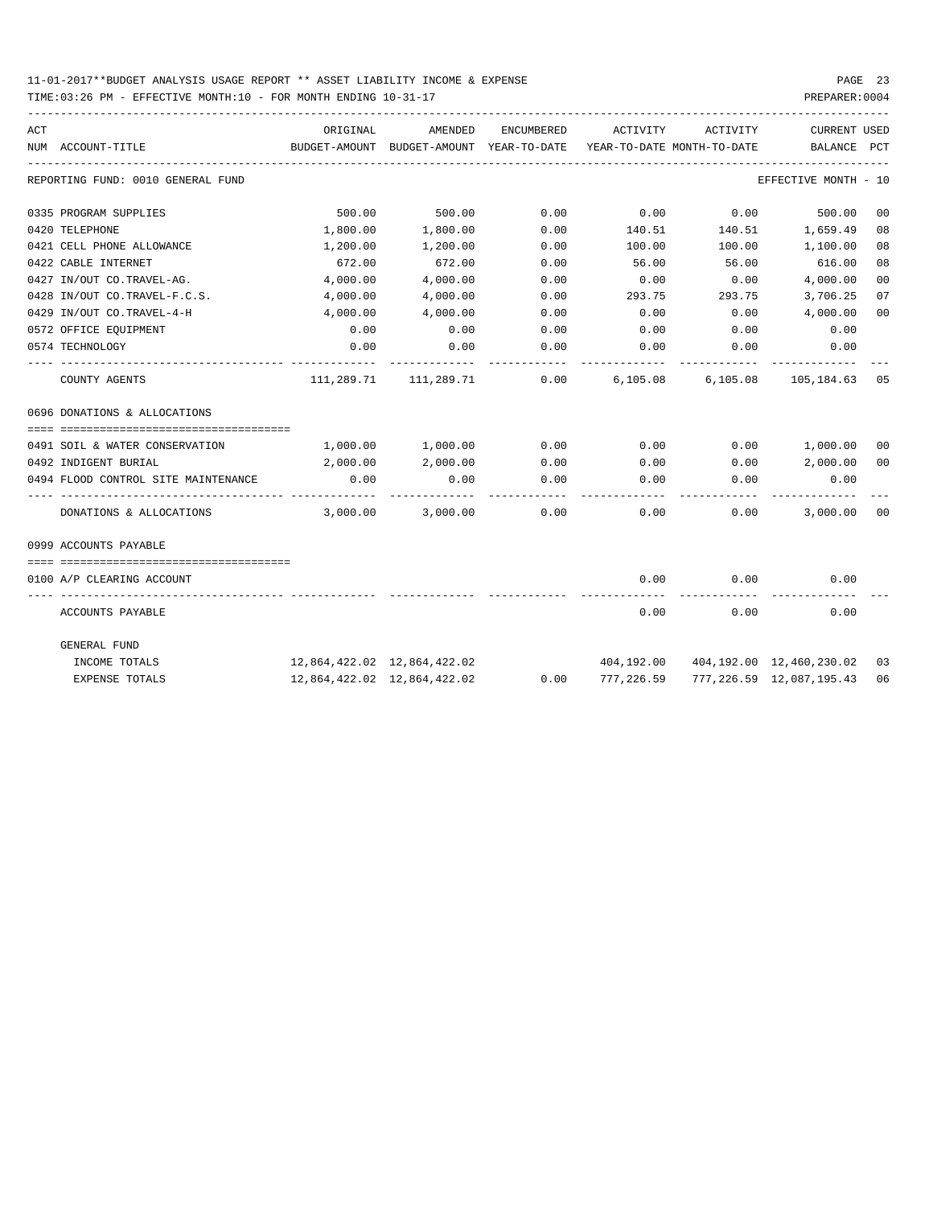11-01-2017**BUDGET ANALYSIS USAGE REPORT ** ASSET LIABILITY INCOME & EXPENSE

TIME:03:26 PM - EFFECTIVE MONTH:10 - FOR MONTH ENDING 10-31-17

PREPARER:0004

| ACT NUM | ACCOUNT-TITLE | ORIGINAL BUDGET-AMOUNT | AMENDED BUDGET-AMOUNT | ENCUMBERED YEAR-TO-DATE | ACTIVITY YEAR-TO-DATE | ACTIVITY MONTH-TO-DATE | CURRENT BALANCE | USED PCT |
|---|---|---|---|---|---|---|---|---|
| | REPORTING FUND: 0010 GENERAL FUND | | | | | | EFFECTIVE MONTH - 10 | |
| 0335 | PROGRAM SUPPLIES | 500.00 | 500.00 | 0.00 | 0.00 | 0.00 | 500.00 | 00 |
| 0420 | TELEPHONE | 1,800.00 | 1,800.00 | 0.00 | 140.51 | 140.51 | 1,659.49 | 08 |
| 0421 | CELL PHONE ALLOWANCE | 1,200.00 | 1,200.00 | 0.00 | 100.00 | 100.00 | 1,100.00 | 08 |
| 0422 | CABLE INTERNET | 672.00 | 672.00 | 0.00 | 56.00 | 56.00 | 616.00 | 08 |
| 0427 | IN/OUT CO.TRAVEL-AG. | 4,000.00 | 4,000.00 | 0.00 | 0.00 | 0.00 | 4,000.00 | 00 |
| 0428 | IN/OUT CO.TRAVEL-F.C.S. | 4,000.00 | 4,000.00 | 0.00 | 293.75 | 293.75 | 3,706.25 | 07 |
| 0429 | IN/OUT CO.TRAVEL-4-H | 4,000.00 | 4,000.00 | 0.00 | 0.00 | 0.00 | 4,000.00 | 00 |
| 0572 | OFFICE EQUIPMENT | 0.00 | 0.00 | 0.00 | 0.00 | 0.00 | 0.00 | |
| 0574 | TECHNOLOGY | 0.00 | 0.00 | 0.00 | 0.00 | 0.00 | 0.00 | |
| | COUNTY AGENTS | 111,289.71 | 111,289.71 | 0.00 | 6,105.08 | 6,105.08 | 105,184.63 | 05 |
| | 0696 DONATIONS & ALLOCATIONS | | | | | | | |
| 0491 | SOIL & WATER CONSERVATION | 1,000.00 | 1,000.00 | 0.00 | 0.00 | 0.00 | 1,000.00 | 00 |
| 0492 | INDIGENT BURIAL | 2,000.00 | 2,000.00 | 0.00 | 0.00 | 0.00 | 2,000.00 | 00 |
| 0494 | FLOOD CONTROL SITE MAINTENANCE | 0.00 | 0.00 | 0.00 | 0.00 | 0.00 | 0.00 | |
| | DONATIONS & ALLOCATIONS | 3,000.00 | 3,000.00 | 0.00 | 0.00 | 0.00 | 3,000.00 | 00 |
| | 0999 ACCOUNTS PAYABLE | | | | | | | |
| 0100 | A/P CLEARING ACCOUNT | | | | 0.00 | 0.00 | 0.00 | |
| | ACCOUNTS PAYABLE | | | | 0.00 | 0.00 | 0.00 | |
| | GENERAL FUND | | | | | | | |
| | INCOME TOTALS | 12,864,422.02 | 12,864,422.02 | | 404,192.00 | 404,192.00 | 12,460,230.02 | 03 |
| | EXPENSE TOTALS | 12,864,422.02 | 12,864,422.02 | 0.00 | 777,226.59 | 777,226.59 | 12,087,195.43 | 06 |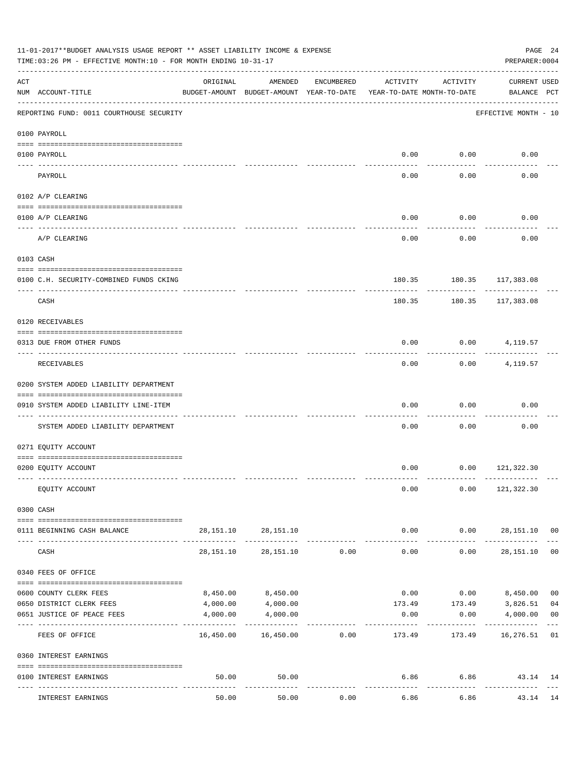11-01-2017**BUDGET ANALYSIS USAGE REPORT ** ASSET LIABILITY INCOME & EXPENSE

TIME:03:26 PM - EFFECTIVE MONTH:10 - FOR MONTH ENDING 10-31-17

PREPARER:0004

| ACT NUM | ACCOUNT-TITLE | ORIGINAL BUDGET-AMOUNT | AMENDED BUDGET-AMOUNT | ENCUMBERED YEAR-TO-DATE | ACTIVITY YEAR-TO-DATE | ACTIVITY MONTH-TO-DATE | CURRENT BALANCE | USED PCT |
|---|---|---|---|---|---|---|---|---|
| | REPORTING FUND: 0011 COURTHOUSE SECURITY | | | | | | EFFECTIVE MONTH - 10 | |
| | 0100 PAYROLL | | | | | | | |
| 0100 | PAYROLL | | | | 0.00 | 0.00 | 0.00 | |
| | PAYROLL | | | | 0.00 | 0.00 | 0.00 | |
| | 0102 A/P CLEARING | | | | | | | |
| 0100 | A/P CLEARING | | | | 0.00 | 0.00 | 0.00 | |
| | A/P CLEARING | | | | 0.00 | 0.00 | 0.00 | |
| | 0103 CASH | | | | | | | |
| 0100 | C.H. SECURITY-COMBINED FUNDS CKING | | | | 180.35 | 180.35 | 117,383.08 | |
| | CASH | | | | 180.35 | 180.35 | 117,383.08 | |
| | 0120 RECEIVABLES | | | | | | | |
| 0313 | DUE FROM OTHER FUNDS | | | | 0.00 | 0.00 | 4,119.57 | |
| | RECEIVABLES | | | | 0.00 | 0.00 | 4,119.57 | |
| | 0200 SYSTEM ADDED LIABILITY DEPARTMENT | | | | | | | |
| 0910 | SYSTEM ADDED LIABILITY LINE-ITEM | | | | 0.00 | 0.00 | 0.00 | |
| | SYSTEM ADDED LIABILITY DEPARTMENT | | | | 0.00 | 0.00 | 0.00 | |
| | 0271 EQUITY ACCOUNT | | | | | | | |
| 0200 | EQUITY ACCOUNT | | | | 0.00 | 0.00 | 121,322.30 | |
| | EQUITY ACCOUNT | | | | 0.00 | 0.00 | 121,322.30 | |
| | 0300 CASH | | | | | | | |
| 0111 | BEGINNING CASH BALANCE | 28,151.10 | 28,151.10 | | 0.00 | 0.00 | 28,151.10 | 00 |
| | CASH | 28,151.10 | 28,151.10 | 0.00 | 0.00 | 0.00 | 28,151.10 | 00 |
| | 0340 FEES OF OFFICE | | | | | | | |
| 0600 | COUNTY CLERK FEES | 8,450.00 | 8,450.00 | | 0.00 | 0.00 | 8,450.00 | 00 |
| 0650 | DISTRICT CLERK FEES | 4,000.00 | 4,000.00 | | 173.49 | 173.49 | 3,826.51 | 04 |
| 0651 | JUSTICE OF PEACE FEES | 4,000.00 | 4,000.00 | | 0.00 | 0.00 | 4,000.00 | 00 |
| | FEES OF OFFICE | 16,450.00 | 16,450.00 | 0.00 | 173.49 | 173.49 | 16,276.51 | 01 |
| | 0360 INTEREST EARNINGS | | | | | | | |
| 0100 | INTEREST EARNINGS | 50.00 | 50.00 | | 6.86 | 6.86 | 43.14 | 14 |
| | INTEREST EARNINGS | 50.00 | 50.00 | 0.00 | 6.86 | 6.86 | 43.14 | 14 |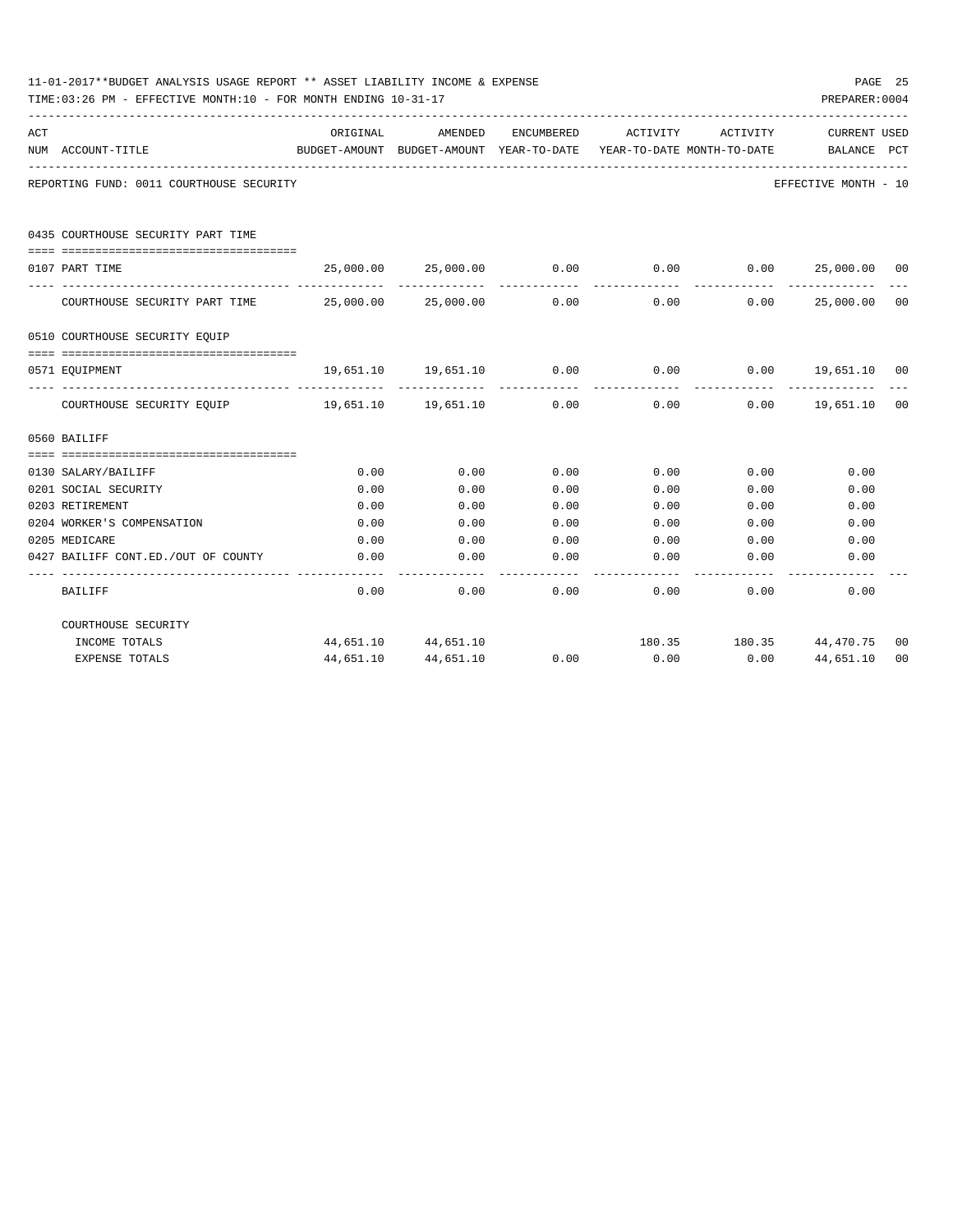11-01-2017**BUDGET ANALYSIS USAGE REPORT ** ASSET LIABILITY INCOME & EXPENSE

TIME:03:26 PM - EFFECTIVE MONTH:10 - FOR MONTH ENDING 10-31-17

PREPARER:0004

| ACT NUM | ACCOUNT-TITLE | ORIGINAL BUDGET-AMOUNT | AMENDED BUDGET-AMOUNT | ENCUMBERED YEAR-TO-DATE | ACTIVITY YEAR-TO-DATE | ACTIVITY MONTH-TO-DATE | CURRENT BALANCE | USED PCT |
|---|---|---|---|---|---|---|---|---|
| | REPORTING FUND: 0011 COURTHOUSE SECURITY | | | | | | EFFECTIVE MONTH - 10 | |
| | 0435 COURTHOUSE SECURITY PART TIME | | | | | | | |
| 0107 | PART TIME | 25,000.00 | 25,000.00 | 0.00 | 0.00 | 0.00 | 25,000.00 | 00 |
| | COURTHOUSE SECURITY PART TIME | 25,000.00 | 25,000.00 | 0.00 | 0.00 | 0.00 | 25,000.00 | 00 |
| | 0510 COURTHOUSE SECURITY EQUIP | | | | | | | |
| 0571 | EQUIPMENT | 19,651.10 | 19,651.10 | 0.00 | 0.00 | 0.00 | 19,651.10 | 00 |
| | COURTHOUSE SECURITY EQUIP | 19,651.10 | 19,651.10 | 0.00 | 0.00 | 0.00 | 19,651.10 | 00 |
| | 0560 BAILIFF | | | | | | | |
| 0130 | SALARY/BAILIFF | 0.00 | 0.00 | 0.00 | 0.00 | 0.00 | 0.00 | |
| 0201 | SOCIAL SECURITY | 0.00 | 0.00 | 0.00 | 0.00 | 0.00 | 0.00 | |
| 0203 | RETIREMENT | 0.00 | 0.00 | 0.00 | 0.00 | 0.00 | 0.00 | |
| 0204 | WORKER'S COMPENSATION | 0.00 | 0.00 | 0.00 | 0.00 | 0.00 | 0.00 | |
| 0205 | MEDICARE | 0.00 | 0.00 | 0.00 | 0.00 | 0.00 | 0.00 | |
| 0427 | BAILIFF CONT.ED./OUT OF COUNTY | 0.00 | 0.00 | 0.00 | 0.00 | 0.00 | 0.00 | |
| | BAILIFF | 0.00 | 0.00 | 0.00 | 0.00 | 0.00 | 0.00 | |
| | COURTHOUSE SECURITY | | | | | | | |
| | INCOME TOTALS | 44,651.10 | 44,651.10 | | 180.35 | 180.35 | 44,470.75 | 00 |
| | EXPENSE TOTALS | 44,651.10 | 44,651.10 | 0.00 | 0.00 | 0.00 | 44,651.10 | 00 |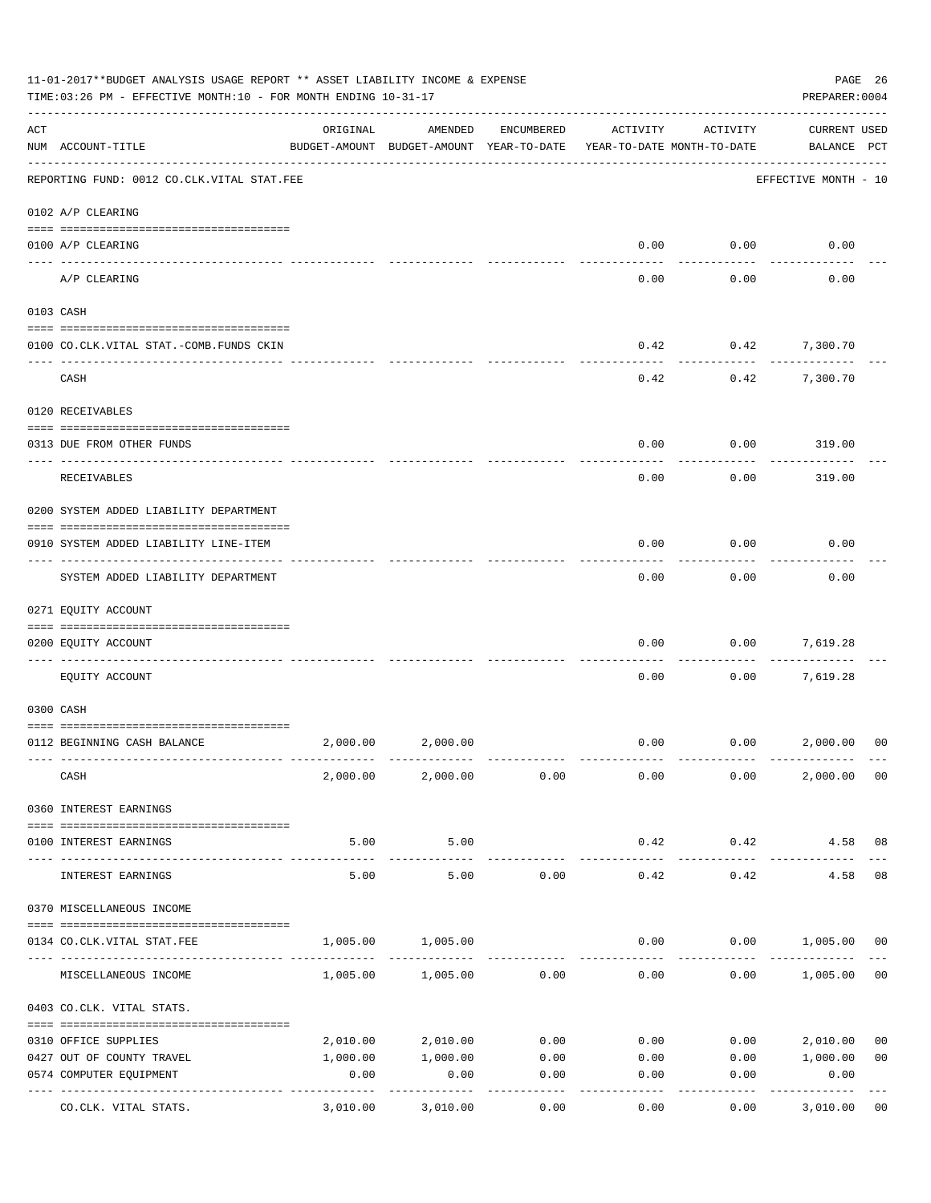11-01-2017**BUDGET ANALYSIS USAGE REPORT ** ASSET LIABILITY INCOME & EXPENSE

TIME:03:26 PM - EFFECTIVE MONTH:10 - FOR MONTH ENDING 10-31-17

PREPARER:0004

| ACT NUM | ACCOUNT-TITLE | ORIGINAL BUDGET-AMOUNT | AMENDED BUDGET-AMOUNT | ENCUMBERED YEAR-TO-DATE | ACTIVITY YEAR-TO-DATE | ACTIVITY MONTH-TO-DATE | CURRENT BALANCE | USED PCT |
|---|---|---|---|---|---|---|---|---|
| | REPORTING FUND: 0012 CO.CLK.VITAL STAT.FEE | | | | | | EFFECTIVE MONTH - 10 | |
| | 0102 A/P CLEARING | | | | | | | |
| 0100 | A/P CLEARING | | | | 0.00 | 0.00 | 0.00 | |
| | A/P CLEARING | | | | 0.00 | 0.00 | 0.00 | |
| | 0103 CASH | | | | | | | |
| 0100 | CO.CLK.VITAL STAT.-COMB.FUNDS CKIN | | | | 0.42 | 0.42 | 7,300.70 | |
| | CASH | | | | 0.42 | 0.42 | 7,300.70 | |
| | 0120 RECEIVABLES | | | | | | | |
| 0313 | DUE FROM OTHER FUNDS | | | | 0.00 | 0.00 | 319.00 | |
| | RECEIVABLES | | | | 0.00 | 0.00 | 319.00 | |
| | 0200 SYSTEM ADDED LIABILITY DEPARTMENT | | | | | | | |
| 0910 | SYSTEM ADDED LIABILITY LINE-ITEM | | | | 0.00 | 0.00 | 0.00 | |
| | SYSTEM ADDED LIABILITY DEPARTMENT | | | | 0.00 | 0.00 | 0.00 | |
| | 0271 EQUITY ACCOUNT | | | | | | | |
| 0200 | EQUITY ACCOUNT | | | | 0.00 | 0.00 | 7,619.28 | |
| | EQUITY ACCOUNT | | | | 0.00 | 0.00 | 7,619.28 | |
| | 0300 CASH | | | | | | | |
| 0112 | BEGINNING CASH BALANCE | 2,000.00 | 2,000.00 | | 0.00 | 0.00 | 2,000.00 | 00 |
| | CASH | 2,000.00 | 2,000.00 | 0.00 | 0.00 | 0.00 | 2,000.00 | 00 |
| | 0360 INTEREST EARNINGS | | | | | | | |
| 0100 | INTEREST EARNINGS | 5.00 | 5.00 | | 0.42 | 0.42 | 4.58 | 08 |
| | INTEREST EARNINGS | 5.00 | 5.00 | 0.00 | 0.42 | 0.42 | 4.58 | 08 |
| | 0370 MISCELLANEOUS INCOME | | | | | | | |
| 0134 | CO.CLK.VITAL STAT.FEE | 1,005.00 | 1,005.00 | | 0.00 | 0.00 | 1,005.00 | 00 |
| | MISCELLANEOUS INCOME | 1,005.00 | 1,005.00 | 0.00 | 0.00 | 0.00 | 1,005.00 | 00 |
| | 0403 CO.CLK. VITAL STATS. | | | | | | | |
| 0310 | OFFICE SUPPLIES | 2,010.00 | 2,010.00 | 0.00 | 0.00 | 0.00 | 2,010.00 | 00 |
| 0427 | OUT OF COUNTY TRAVEL | 1,000.00 | 1,000.00 | 0.00 | 0.00 | 0.00 | 1,000.00 | 00 |
| 0574 | COMPUTER EQUIPMENT | 0.00 | 0.00 | 0.00 | 0.00 | 0.00 | 0.00 | |
| | CO.CLK. VITAL STATS. | 3,010.00 | 3,010.00 | 0.00 | 0.00 | 0.00 | 3,010.00 | 00 |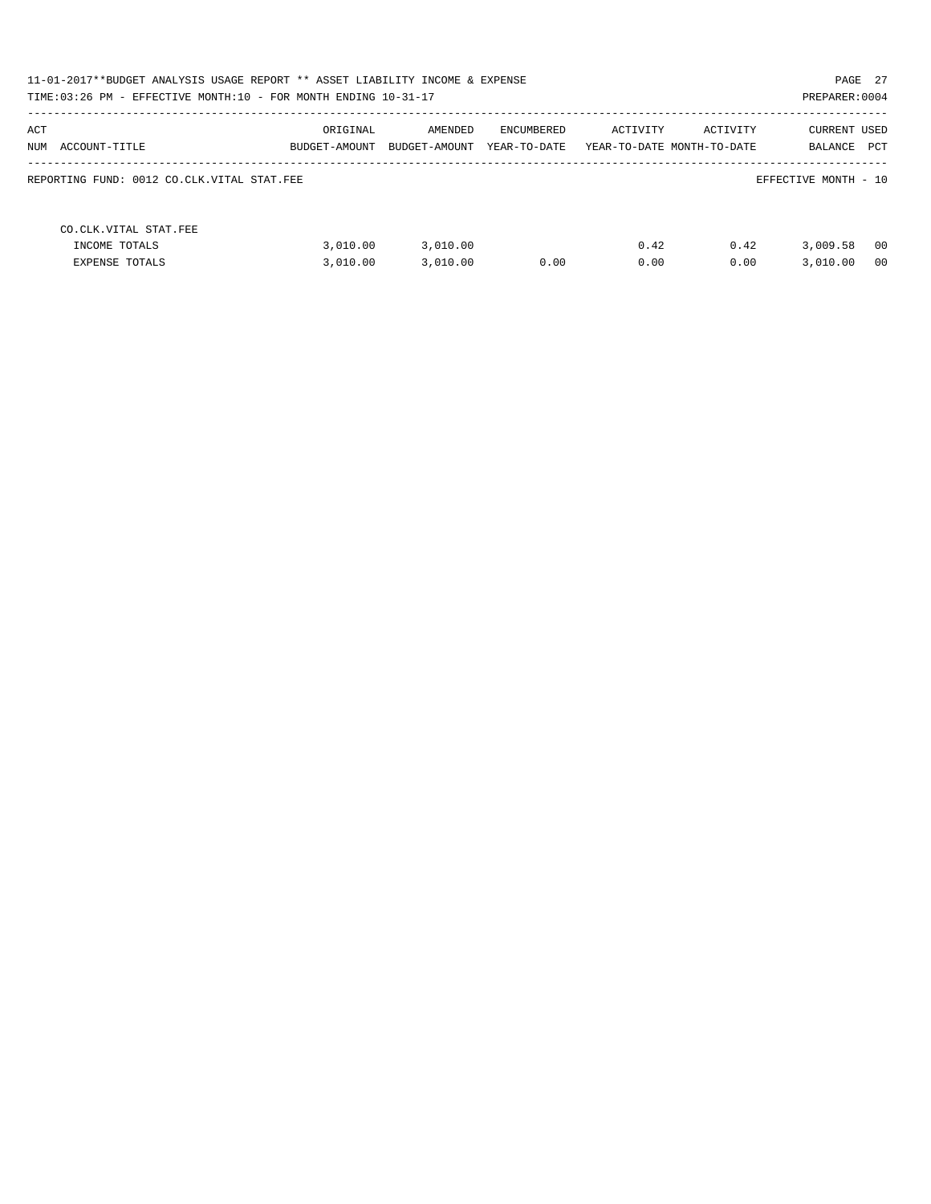11-01-2017**BUDGET ANALYSIS USAGE REPORT ** ASSET LIABILITY INCOME & EXPENSE

TIME:03:26 PM - EFFECTIVE MONTH:10 - FOR MONTH ENDING 10-31-17

PREPARER:0004

| ACT NUM | ACCOUNT-TITLE | ORIGINAL BUDGET-AMOUNT | AMENDED BUDGET-AMOUNT | ENCUMBERED YEAR-TO-DATE | ACTIVITY YEAR-TO-DATE | ACTIVITY MONTH-TO-DATE | CURRENT BALANCE | USED PCT |
|---|---|---|---|---|---|---|---|---|
| | REPORTING FUND: 0012 CO.CLK.VITAL STAT.FEE | | | | | | EFFECTIVE MONTH - 10 | |
| | CO.CLK.VITAL STAT.FEE | | | | | | | |
| | INCOME TOTALS | 3,010.00 | 3,010.00 | | 0.42 | 0.42 | 3,009.58 | 00 |
| | EXPENSE TOTALS | 3,010.00 | 3,010.00 | 0.00 | 0.00 | 0.00 | 3,010.00 | 00 |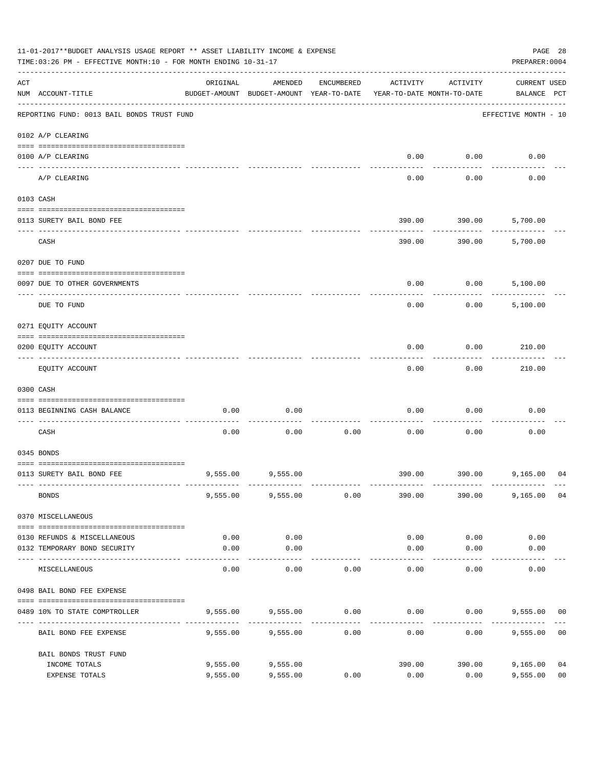11-01-2017**BUDGET ANALYSIS USAGE REPORT ** ASSET LIABILITY INCOME & EXPENSE

TIME:03:26 PM - EFFECTIVE MONTH:10 - FOR MONTH ENDING 10-31-17

PREPARER:0004

| ACT NUM | ACCOUNT-TITLE | ORIGINAL BUDGET-AMOUNT | AMENDED BUDGET-AMOUNT | ENCUMBERED YEAR-TO-DATE | ACTIVITY YEAR-TO-DATE | ACTIVITY MONTH-TO-DATE | CURRENT USED BALANCE | PCT |
|---|---|---|---|---|---|---|---|---|
| | REPORTING FUND: 0013 BAIL BONDS TRUST FUND | | | | | | EFFECTIVE MONTH - 10 | |
| | 0102 A/P CLEARING | | | | | | | |
| 0100 | A/P CLEARING | | | | 0.00 | 0.00 | 0.00 | |
| | A/P CLEARING | | | | 0.00 | 0.00 | 0.00 | |
| | 0103 CASH | | | | | | | |
| 0113 | SURETY BAIL BOND FEE | | | | 390.00 | 390.00 | 5,700.00 | |
| | CASH | | | | 390.00 | 390.00 | 5,700.00 | |
| | 0207 DUE TO FUND | | | | | | | |
| 0097 | DUE TO OTHER GOVERNMENTS | | | | 0.00 | 0.00 | 5,100.00 | |
| | DUE TO FUND | | | | 0.00 | 0.00 | 5,100.00 | |
| | 0271 EQUITY ACCOUNT | | | | | | | |
| 0200 | EQUITY ACCOUNT | | | | 0.00 | 0.00 | 210.00 | |
| | EQUITY ACCOUNT | | | | 0.00 | 0.00 | 210.00 | |
| | 0300 CASH | | | | | | | |
| 0113 | BEGINNING CASH BALANCE | 0.00 | 0.00 | | 0.00 | 0.00 | 0.00 | |
| | CASH | 0.00 | 0.00 | 0.00 | 0.00 | 0.00 | 0.00 | |
| | 0345 BONDS | | | | | | | |
| 0113 | SURETY BAIL BOND FEE | 9,555.00 | 9,555.00 | | 390.00 | 390.00 | 9,165.00 | 04 |
| | BONDS | 9,555.00 | 9,555.00 | 0.00 | 390.00 | 390.00 | 9,165.00 | 04 |
| | 0370 MISCELLANEOUS | | | | | | | |
| 0130 | REFUNDS & MISCELLANEOUS | 0.00 | 0.00 | | 0.00 | 0.00 | 0.00 | |
| 0132 | TEMPORARY BOND SECURITY | 0.00 | 0.00 | | 0.00 | 0.00 | 0.00 | |
| | MISCELLANEOUS | 0.00 | 0.00 | 0.00 | 0.00 | 0.00 | 0.00 | |
| | 0498 BAIL BOND FEE EXPENSE | | | | | | | |
| 0489 | 10% TO STATE COMPTROLLER | 9,555.00 | 9,555.00 | 0.00 | 0.00 | 0.00 | 9,555.00 | 00 |
| | BAIL BOND FEE EXPENSE | 9,555.00 | 9,555.00 | 0.00 | 0.00 | 0.00 | 9,555.00 | 00 |
| | BAIL BONDS TRUST FUND | | | | | | | |
| | INCOME TOTALS | 9,555.00 | 9,555.00 | | 390.00 | 390.00 | 9,165.00 | 04 |
| | EXPENSE TOTALS | 9,555.00 | 9,555.00 | 0.00 | 0.00 | 0.00 | 9,555.00 | 00 |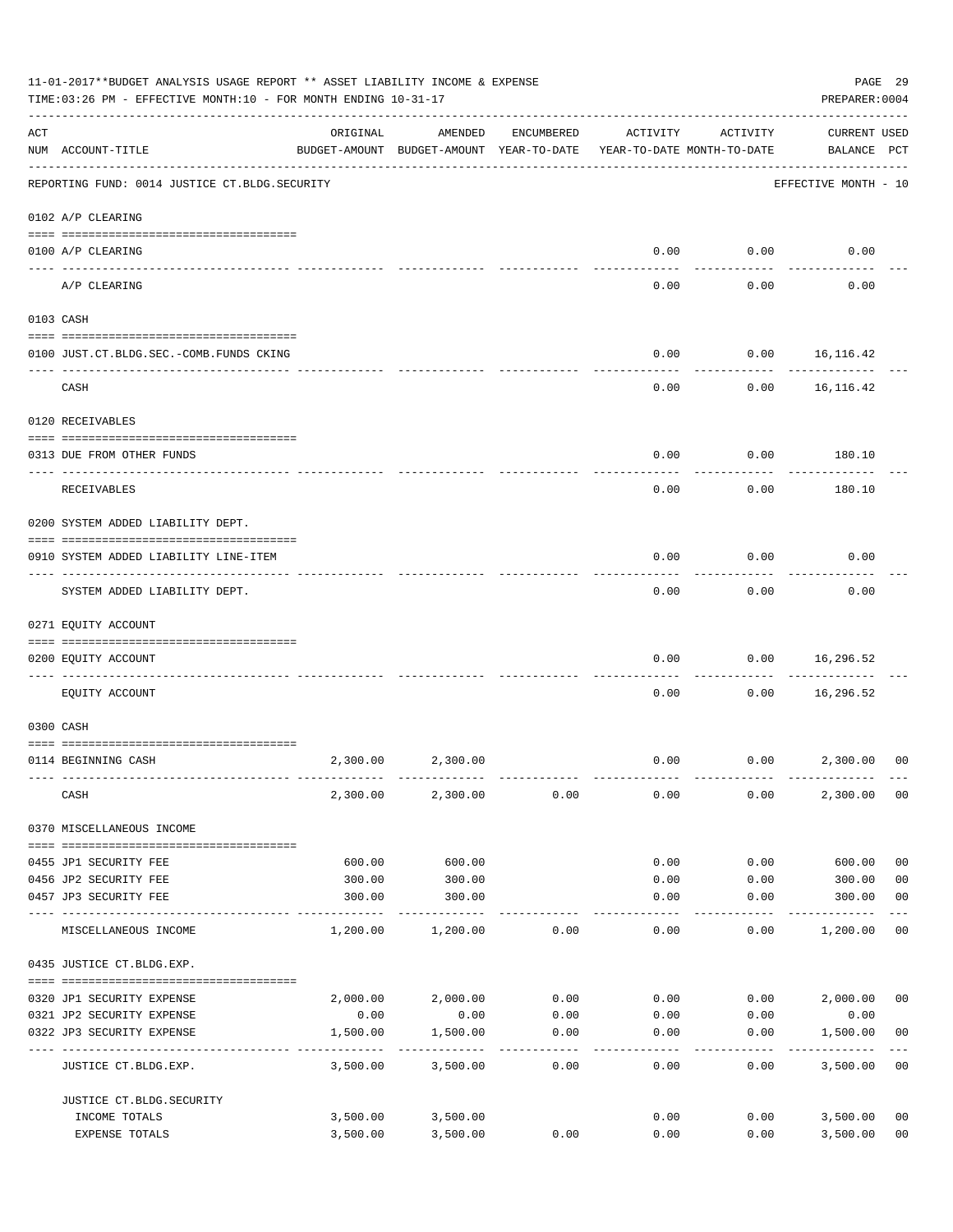11-01-2017**BUDGET ANALYSIS USAGE REPORT ** ASSET LIABILITY INCOME & EXPENSE

TIME:03:26 PM - EFFECTIVE MONTH:10 - FOR MONTH ENDING 10-31-17

PREPARER:0004

| ACT NUM | ACCOUNT-TITLE | ORIGINAL BUDGET-AMOUNT | AMENDED BUDGET-AMOUNT | ENCUMBERED YEAR-TO-DATE | ACTIVITY YEAR-TO-DATE | ACTIVITY MONTH-TO-DATE | CURRENT BALANCE | USED PCT |
|---|---|---|---|---|---|---|---|---|
| | REPORTING FUND: 0014 JUSTICE CT.BLDG.SECURITY | | | | | | EFFECTIVE MONTH - 10 | |
| | 0102 A/P CLEARING | | | | | | | |
| 0100 | A/P CLEARING | | | | 0.00 | 0.00 | 0.00 | |
| | A/P CLEARING | | | | 0.00 | 0.00 | 0.00 | |
| | 0103 CASH | | | | | | | |
| 0100 | JUST.CT.BLDG.SEC.-COMB.FUNDS CKING | | | | 0.00 | 0.00 | 16,116.42 | |
| | CASH | | | | 0.00 | 0.00 | 16,116.42 | |
| | 0120 RECEIVABLES | | | | | | | |
| 0313 | DUE FROM OTHER FUNDS | | | | 0.00 | 0.00 | 180.10 | |
| | RECEIVABLES | | | | 0.00 | 0.00 | 180.10 | |
| | 0200 SYSTEM ADDED LIABILITY DEPT. | | | | | | | |
| 0910 | SYSTEM ADDED LIABILITY LINE-ITEM | | | | 0.00 | 0.00 | 0.00 | |
| | SYSTEM ADDED LIABILITY DEPT. | | | | 0.00 | 0.00 | 0.00 | |
| | 0271 EQUITY ACCOUNT | | | | | | | |
| 0200 | EQUITY ACCOUNT | | | | 0.00 | 0.00 | 16,296.52 | |
| | EQUITY ACCOUNT | | | | 0.00 | 0.00 | 16,296.52 | |
| | 0300 CASH | | | | | | | |
| 0114 | BEGINNING CASH | 2,300.00 | 2,300.00 | | 0.00 | 0.00 | 2,300.00 | 00 |
| | CASH | 2,300.00 | 2,300.00 | 0.00 | 0.00 | 0.00 | 2,300.00 | 00 |
| | 0370 MISCELLANEOUS INCOME | | | | | | | |
| 0455 | JP1 SECURITY FEE | 600.00 | 600.00 | | 0.00 | 0.00 | 600.00 | 00 |
| 0456 | JP2 SECURITY FEE | 300.00 | 300.00 | | 0.00 | 0.00 | 300.00 | 00 |
| 0457 | JP3 SECURITY FEE | 300.00 | 300.00 | | 0.00 | 0.00 | 300.00 | 00 |
| | MISCELLANEOUS INCOME | 1,200.00 | 1,200.00 | 0.00 | 0.00 | 0.00 | 1,200.00 | 00 |
| | 0435 JUSTICE CT.BLDG.EXP. | | | | | | | |
| 0320 | JP1 SECURITY EXPENSE | 2,000.00 | 2,000.00 | 0.00 | 0.00 | 0.00 | 2,000.00 | 00 |
| 0321 | JP2 SECURITY EXPENSE | 0.00 | 0.00 | 0.00 | 0.00 | 0.00 | 0.00 | |
| 0322 | JP3 SECURITY EXPENSE | 1,500.00 | 1,500.00 | 0.00 | 0.00 | 0.00 | 1,500.00 | 00 |
| | JUSTICE CT.BLDG.EXP. | 3,500.00 | 3,500.00 | 0.00 | 0.00 | 0.00 | 3,500.00 | 00 |
| | JUSTICE CT.BLDG.SECURITY | | | | | | | |
| | INCOME TOTALS | 3,500.00 | 3,500.00 | | 0.00 | 0.00 | 3,500.00 | 00 |
| | EXPENSE TOTALS | 3,500.00 | 3,500.00 | 0.00 | 0.00 | 0.00 | 3,500.00 | 00 |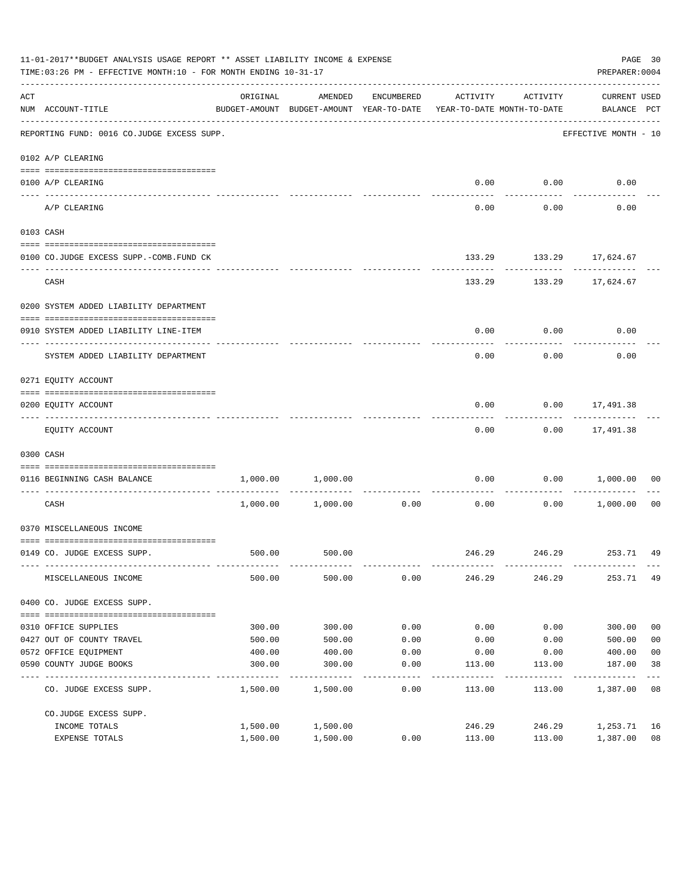11-01-2017**BUDGET ANALYSIS USAGE REPORT ** ASSET LIABILITY INCOME & EXPENSE

TIME:03:26 PM - EFFECTIVE MONTH:10 - FOR MONTH ENDING 10-31-17

PREPARER:0004

| ACT NUM | ACCOUNT-TITLE | ORIGINAL BUDGET-AMOUNT | AMENDED BUDGET-AMOUNT | ENCUMBERED YEAR-TO-DATE | ACTIVITY YEAR-TO-DATE | ACTIVITY MONTH-TO-DATE | CURRENT BALANCE | USED PCT |
|---|---|---|---|---|---|---|---|---|
| | REPORTING FUND: 0016 CO.JUDGE EXCESS SUPP. | | | | | | EFFECTIVE MONTH - 10 | |
| | 0102 A/P CLEARING | | | | | | | |
| 0100 | A/P CLEARING | | | | 0.00 | 0.00 | 0.00 | |
| | A/P CLEARING | | | | 0.00 | 0.00 | 0.00 | |
| | 0103 CASH | | | | | | | |
| 0100 | CO.JUDGE EXCESS SUPP.-COMB.FUND CK | | | | 133.29 | 133.29 | 17,624.67 | |
| | CASH | | | | 133.29 | 133.29 | 17,624.67 | |
| | 0200 SYSTEM ADDED LIABILITY DEPARTMENT | | | | | | | |
| 0910 | SYSTEM ADDED LIABILITY LINE-ITEM | | | | 0.00 | 0.00 | 0.00 | |
| | SYSTEM ADDED LIABILITY DEPARTMENT | | | | 0.00 | 0.00 | 0.00 | |
| | 0271 EQUITY ACCOUNT | | | | | | | |
| 0200 | EQUITY ACCOUNT | | | | 0.00 | 0.00 | 17,491.38 | |
| | EQUITY ACCOUNT | | | | 0.00 | 0.00 | 17,491.38 | |
| | 0300 CASH | | | | | | | |
| 0116 | BEGINNING CASH BALANCE | 1,000.00 | 1,000.00 | | 0.00 | 0.00 | 1,000.00 | 00 |
| | CASH | 1,000.00 | 1,000.00 | 0.00 | 0.00 | 0.00 | 1,000.00 | 00 |
| | 0370 MISCELLANEOUS INCOME | | | | | | | |
| 0149 | CO. JUDGE EXCESS SUPP. | 500.00 | 500.00 | | 246.29 | 246.29 | 253.71 | 49 |
| | MISCELLANEOUS INCOME | 500.00 | 500.00 | 0.00 | 246.29 | 246.29 | 253.71 | 49 |
| | 0400 CO. JUDGE EXCESS SUPP. | | | | | | | |
| 0310 | OFFICE SUPPLIES | 300.00 | 300.00 | 0.00 | 0.00 | 0.00 | 300.00 | 00 |
| 0427 | OUT OF COUNTY TRAVEL | 500.00 | 500.00 | 0.00 | 0.00 | 0.00 | 500.00 | 00 |
| 0572 | OFFICE EQUIPMENT | 400.00 | 400.00 | 0.00 | 0.00 | 0.00 | 400.00 | 00 |
| 0590 | COUNTY JUDGE BOOKS | 300.00 | 300.00 | 0.00 | 113.00 | 113.00 | 187.00 | 38 |
| | CO. JUDGE EXCESS SUPP. | 1,500.00 | 1,500.00 | 0.00 | 113.00 | 113.00 | 1,387.00 | 08 |
| | CO.JUDGE EXCESS SUPP. | | | | | | | |
| | INCOME TOTALS | 1,500.00 | 1,500.00 | | 246.29 | 246.29 | 1,253.71 | 16 |
| | EXPENSE TOTALS | 1,500.00 | 1,500.00 | 0.00 | 113.00 | 113.00 | 1,387.00 | 08 |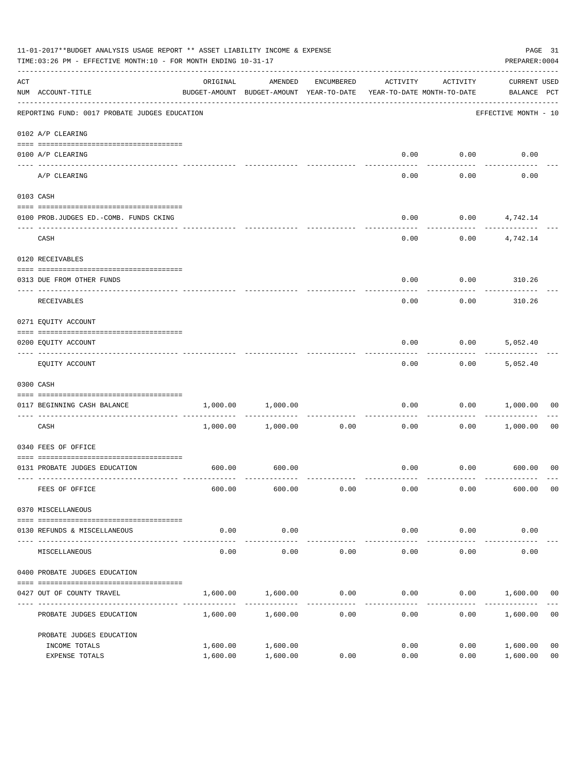11-01-2017**BUDGET ANALYSIS USAGE REPORT ** ASSET LIABILITY INCOME & EXPENSE

TIME:03:26 PM - EFFECTIVE MONTH:10 - FOR MONTH ENDING 10-31-17

PREPARER:0004

REPORTING FUND: 0017 PROBATE JUDGES EDUCATION — EFFECTIVE MONTH - 10

| ACT NUM | ACCOUNT-TITLE | ORIGINAL BUDGET-AMOUNT | AMENDED BUDGET-AMOUNT | ENCUMBERED YEAR-TO-DATE | ACTIVITY YEAR-TO-DATE | ACTIVITY MONTH-TO-DATE | CURRENT USED BALANCE | PCT |
|---|---|---|---|---|---|---|---|---|
| | **0102 A/P CLEARING** | | | | | | | |
| 0100 | A/P CLEARING | | | | 0.00 | 0.00 | 0.00 | |
| | A/P CLEARING | | | | 0.00 | 0.00 | 0.00 | |
| | **0103 CASH** | | | | | | | |
| 0100 | PROB.JUDGES ED.-COMB. FUNDS CKING | | | | 0.00 | 0.00 | 4,742.14 | |
| | CASH | | | | 0.00 | 0.00 | 4,742.14 | |
| | **0120 RECEIVABLES** | | | | | | | |
| 0313 | DUE FROM OTHER FUNDS | | | | 0.00 | 0.00 | 310.26 | |
| | RECEIVABLES | | | | 0.00 | 0.00 | 310.26 | |
| | **0271 EQUITY ACCOUNT** | | | | | | | |
| 0200 | EQUITY ACCOUNT | | | | 0.00 | 0.00 | 5,052.40 | |
| | EQUITY ACCOUNT | | | | 0.00 | 0.00 | 5,052.40 | |
| | **0300 CASH** | | | | | | | |
| 0117 | BEGINNING CASH BALANCE | 1,000.00 | 1,000.00 | | 0.00 | 0.00 | 1,000.00 | 00 |
| | CASH | 1,000.00 | 1,000.00 | 0.00 | 0.00 | 0.00 | 1,000.00 | 00 |
| | **0340 FEES OF OFFICE** | | | | | | | |
| 0131 | PROBATE JUDGES EDUCATION | 600.00 | 600.00 | | 0.00 | 0.00 | 600.00 | 00 |
| | FEES OF OFFICE | 600.00 | 600.00 | 0.00 | 0.00 | 0.00 | 600.00 | 00 |
| | **0370 MISCELLANEOUS** | | | | | | | |
| 0130 | REFUNDS & MISCELLANEOUS | 0.00 | 0.00 | | 0.00 | 0.00 | 0.00 | |
| | MISCELLANEOUS | 0.00 | 0.00 | 0.00 | 0.00 | 0.00 | 0.00 | |
| | **0400 PROBATE JUDGES EDUCATION** | | | | | | | |
| 0427 | OUT OF COUNTY TRAVEL | 1,600.00 | 1,600.00 | 0.00 | 0.00 | 0.00 | 1,600.00 | 00 |
| | PROBATE JUDGES EDUCATION | 1,600.00 | 1,600.00 | 0.00 | 0.00 | 0.00 | 1,600.00 | 00 |
| | **PROBATE JUDGES EDUCATION** | | | | | | | |
| | INCOME TOTALS | 1,600.00 | 1,600.00 | | 0.00 | 0.00 | 1,600.00 | 00 |
| | EXPENSE TOTALS | 1,600.00 | 1,600.00 | 0.00 | 0.00 | 0.00 | 1,600.00 | 00 |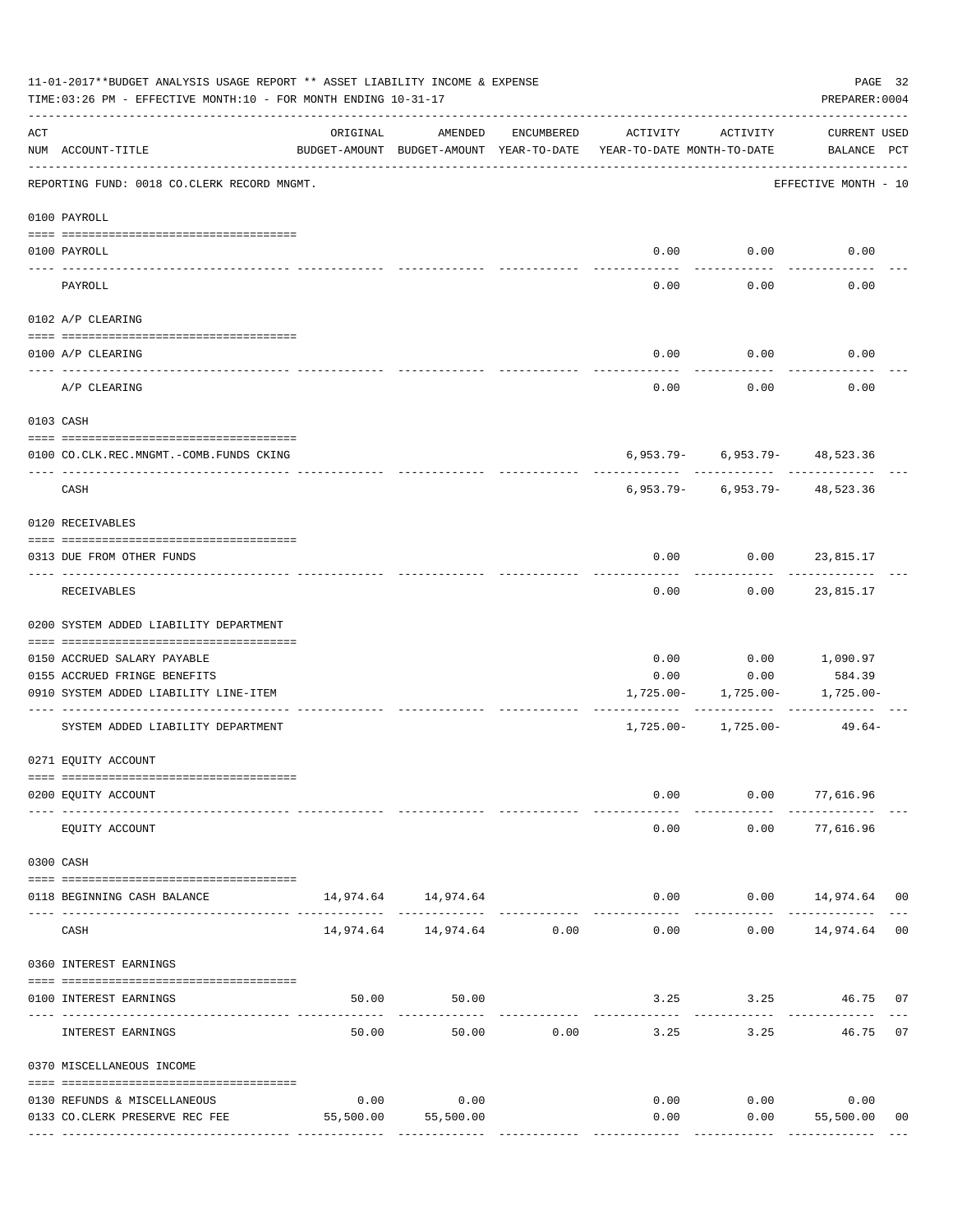11-01-2017**BUDGET ANALYSIS USAGE REPORT ** ASSET LIABILITY INCOME & EXPENSE

TIME:03:26 PM - EFFECTIVE MONTH:10 - FOR MONTH ENDING 10-31-17

PREPARER:0004

| ACT NUM | ACCOUNT-TITLE | ORIGINAL BUDGET-AMOUNT | AMENDED BUDGET-AMOUNT | ENCUMBERED YEAR-TO-DATE | ACTIVITY YEAR-TO-DATE | ACTIVITY MONTH-TO-DATE | CURRENT BALANCE | USED PCT |
|---|---|---|---|---|---|---|---|---|
| | REPORTING FUND: 0018 CO.CLERK RECORD MNGMT. | | | | | | EFFECTIVE MONTH - 10 | |
| | 0100 PAYROLL | | | | | | | |
| 0100 | PAYROLL | | | | 0.00 | 0.00 | 0.00 | |
| | PAYROLL | | | | 0.00 | 0.00 | 0.00 | |
| | 0102 A/P CLEARING | | | | | | | |
| 0100 | A/P CLEARING | | | | 0.00 | 0.00 | 0.00 | |
| | A/P CLEARING | | | | 0.00 | 0.00 | 0.00 | |
| | 0103 CASH | | | | | | | |
| 0100 | CO.CLK.REC.MNGMT.-COMB.FUNDS CKING | | | | 6,953.79- | 6,953.79- | 48,523.36 | |
| | CASH | | | | 6,953.79- | 6,953.79- | 48,523.36 | |
| | 0120 RECEIVABLES | | | | | | | |
| 0313 | DUE FROM OTHER FUNDS | | | | 0.00 | 0.00 | 23,815.17 | |
| | RECEIVABLES | | | | 0.00 | 0.00 | 23,815.17 | |
| | 0200 SYSTEM ADDED LIABILITY DEPARTMENT | | | | | | | |
| 0150 | ACCRUED SALARY PAYABLE | | | | 0.00 | 0.00 | 1,090.97 | |
| 0155 | ACCRUED FRINGE BENEFITS | | | | 0.00 | 0.00 | 584.39 | |
| 0910 | SYSTEM ADDED LIABILITY LINE-ITEM | | | | 1,725.00- | 1,725.00- | 1,725.00- | |
| | SYSTEM ADDED LIABILITY DEPARTMENT | | | | 1,725.00- | 1,725.00- | 49.64- | |
| | 0271 EQUITY ACCOUNT | | | | | | | |
| 0200 | EQUITY ACCOUNT | | | | 0.00 | 0.00 | 77,616.96 | |
| | EQUITY ACCOUNT | | | | 0.00 | 0.00 | 77,616.96 | |
| | 0300 CASH | | | | | | | |
| 0118 | BEGINNING CASH BALANCE | 14,974.64 | 14,974.64 | | 0.00 | 0.00 | 14,974.64 | 00 |
| | CASH | 14,974.64 | 14,974.64 | 0.00 | 0.00 | 0.00 | 14,974.64 | 00 |
| | 0360 INTEREST EARNINGS | | | | | | | |
| 0100 | INTEREST EARNINGS | 50.00 | 50.00 | | 3.25 | 3.25 | 46.75 | 07 |
| | INTEREST EARNINGS | 50.00 | 50.00 | 0.00 | 3.25 | 3.25 | 46.75 | 07 |
| | 0370 MISCELLANEOUS INCOME | | | | | | | |
| 0130 | REFUNDS & MISCELLANEOUS | 0.00 | 0.00 | | 0.00 | 0.00 | 0.00 | |
| 0133 | CO.CLERK PRESERVE REC FEE | 55,500.00 | 55,500.00 | | 0.00 | 0.00 | 55,500.00 | 00 |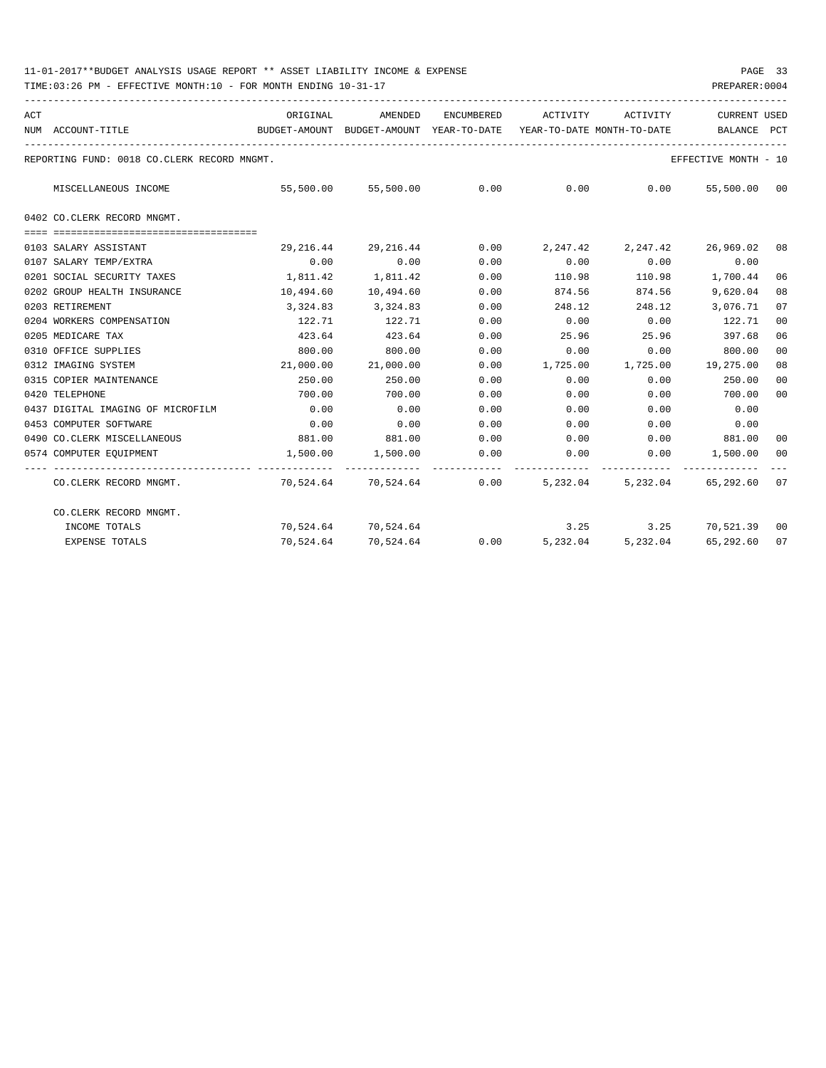11-01-2017**BUDGET ANALYSIS USAGE REPORT ** ASSET LIABILITY INCOME & EXPENSE

TIME:03:26 PM - EFFECTIVE MONTH:10 - FOR MONTH ENDING 10-31-17

PREPARER:0004

| ACT NUM ACCOUNT-TITLE | ORIGINAL BUDGET-AMOUNT | AMENDED BUDGET-AMOUNT | ENCUMBERED YEAR-TO-DATE | ACTIVITY YEAR-TO-DATE | ACTIVITY MONTH-TO-DATE | CURRENT BALANCE | USED PCT |
|---|---|---|---|---|---|---|---|
| REPORTING FUND: 0018 CO.CLERK RECORD MNGMT. | | | | | | EFFECTIVE MONTH - 10 | |
| MISCELLANEOUS INCOME | 55,500.00 | 55,500.00 | 0.00 | 0.00 | 0.00 | 55,500.00 | 00 |
| 0402 CO.CLERK RECORD MNGMT. | | | | | | | |
| 0103 SALARY ASSISTANT | 29,216.44 | 29,216.44 | 0.00 | 2,247.42 | 2,247.42 | 26,969.02 | 08 |
| 0107 SALARY TEMP/EXTRA | 0.00 | 0.00 | 0.00 | 0.00 | 0.00 | 0.00 | |
| 0201 SOCIAL SECURITY TAXES | 1,811.42 | 1,811.42 | 0.00 | 110.98 | 110.98 | 1,700.44 | 06 |
| 0202 GROUP HEALTH INSURANCE | 10,494.60 | 10,494.60 | 0.00 | 874.56 | 874.56 | 9,620.04 | 08 |
| 0203 RETIREMENT | 3,324.83 | 3,324.83 | 0.00 | 248.12 | 248.12 | 3,076.71 | 07 |
| 0204 WORKERS COMPENSATION | 122.71 | 122.71 | 0.00 | 0.00 | 0.00 | 122.71 | 00 |
| 0205 MEDICARE TAX | 423.64 | 423.64 | 0.00 | 25.96 | 25.96 | 397.68 | 06 |
| 0310 OFFICE SUPPLIES | 800.00 | 800.00 | 0.00 | 0.00 | 0.00 | 800.00 | 00 |
| 0312 IMAGING SYSTEM | 21,000.00 | 21,000.00 | 0.00 | 1,725.00 | 1,725.00 | 19,275.00 | 08 |
| 0315 COPIER MAINTENANCE | 250.00 | 250.00 | 0.00 | 0.00 | 0.00 | 250.00 | 00 |
| 0420 TELEPHONE | 700.00 | 700.00 | 0.00 | 0.00 | 0.00 | 700.00 | 00 |
| 0437 DIGITAL IMAGING OF MICROFILM | 0.00 | 0.00 | 0.00 | 0.00 | 0.00 | 0.00 | |
| 0453 COMPUTER SOFTWARE | 0.00 | 0.00 | 0.00 | 0.00 | 0.00 | 0.00 | |
| 0490 CO.CLERK MISCELLANEOUS | 881.00 | 881.00 | 0.00 | 0.00 | 0.00 | 881.00 | 00 |
| 0574 COMPUTER EQUIPMENT | 1,500.00 | 1,500.00 | 0.00 | 0.00 | 0.00 | 1,500.00 | 00 |
| CO.CLERK RECORD MNGMT. | 70,524.64 | 70,524.64 | 0.00 | 5,232.04 | 5,232.04 | 65,292.60 | 07 |
| CO.CLERK RECORD MNGMT. | | | | | | | |
| INCOME TOTALS | 70,524.64 | 70,524.64 | | 3.25 | 3.25 | 70,521.39 | 00 |
| EXPENSE TOTALS | 70,524.64 | 70,524.64 | 0.00 | 5,232.04 | 5,232.04 | 65,292.60 | 07 |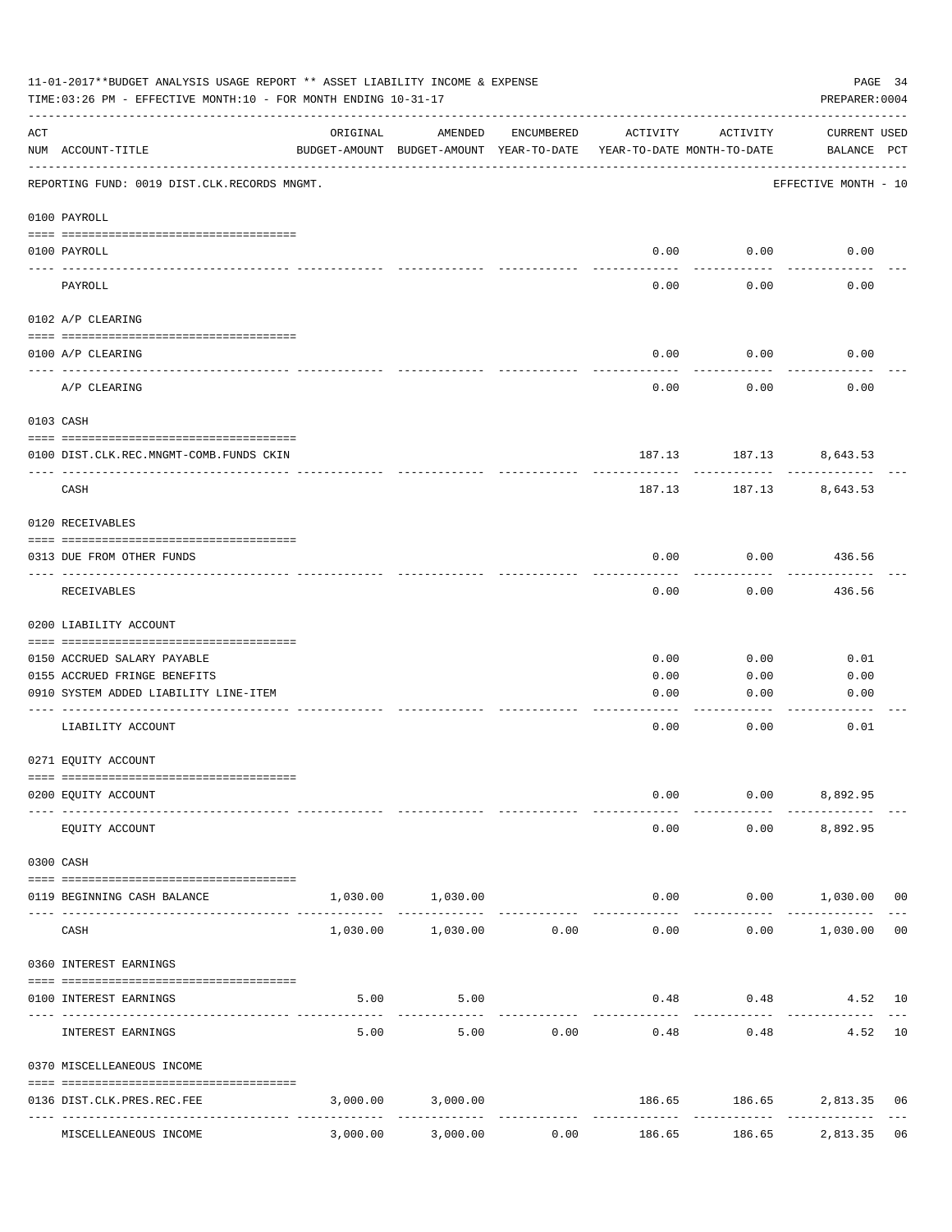11-01-2017**BUDGET ANALYSIS USAGE REPORT ** ASSET LIABILITY INCOME & EXPENSE

TIME:03:26 PM - EFFECTIVE MONTH:10 - FOR MONTH ENDING 10-31-17

PREPARER:0004

REPORTING FUND: 0019 DIST.CLK.RECORDS MNGMT.

EFFECTIVE MONTH - 10

| ACT NUM | ACCOUNT-TITLE | ORIGINAL BUDGET-AMOUNT | AMENDED BUDGET-AMOUNT | ENCUMBERED YEAR-TO-DATE | ACTIVITY YEAR-TO-DATE | ACTIVITY MONTH-TO-DATE | CURRENT BALANCE | USED PCT |
|---|---|---|---|---|---|---|---|---|
| 0100 | PAYROLL | | | | | | | |
| 0100 | PAYROLL | | | | 0.00 | 0.00 | 0.00 | |
| | PAYROLL | | | | 0.00 | 0.00 | 0.00 | |
| 0102 | A/P CLEARING | | | | | | | |
| 0100 | A/P CLEARING | | | | 0.00 | 0.00 | 0.00 | |
| | A/P CLEARING | | | | 0.00 | 0.00 | 0.00 | |
| 0103 | CASH | | | | | | | |
| 0100 | DIST.CLK.REC.MNGMT-COMB.FUNDS CKIN | | | | 187.13 | 187.13 | 8,643.53 | |
| | CASH | | | | 187.13 | 187.13 | 8,643.53 | |
| 0120 | RECEIVABLES | | | | | | | |
| 0313 | DUE FROM OTHER FUNDS | | | | 0.00 | 0.00 | 436.56 | |
| | RECEIVABLES | | | | 0.00 | 0.00 | 436.56 | |
| 0200 | LIABILITY ACCOUNT | | | | | | | |
| 0150 | ACCRUED SALARY PAYABLE | | | | 0.00 | 0.00 | 0.01 | |
| 0155 | ACCRUED FRINGE BENEFITS | | | | 0.00 | 0.00 | 0.00 | |
| 0910 | SYSTEM ADDED LIABILITY LINE-ITEM | | | | 0.00 | 0.00 | 0.00 | |
| | LIABILITY ACCOUNT | | | | 0.00 | 0.00 | 0.01 | |
| 0271 | EQUITY ACCOUNT | | | | | | | |
| 0200 | EQUITY ACCOUNT | | | | 0.00 | 0.00 | 8,892.95 | |
| | EQUITY ACCOUNT | | | | 0.00 | 0.00 | 8,892.95 | |
| 0300 | CASH | | | | | | | |
| 0119 | BEGINNING CASH BALANCE | 1,030.00 | 1,030.00 | | 0.00 | 0.00 | 1,030.00 | 00 |
| | CASH | 1,030.00 | 1,030.00 | 0.00 | 0.00 | 0.00 | 1,030.00 | 00 |
| 0360 | INTEREST EARNINGS | | | | | | | |
| 0100 | INTEREST EARNINGS | 5.00 | 5.00 | | 0.48 | 0.48 | 4.52 | 10 |
| | INTEREST EARNINGS | 5.00 | 5.00 | 0.00 | 0.48 | 0.48 | 4.52 | 10 |
| 0370 | MISCELLEANEOUS INCOME | | | | | | | |
| 0136 | DIST.CLK.PRES.REC.FEE | 3,000.00 | 3,000.00 | | 186.65 | 186.65 | 2,813.35 | 06 |
| | MISCELLEANEOUS INCOME | 3,000.00 | 3,000.00 | 0.00 | 186.65 | 186.65 | 2,813.35 | 06 |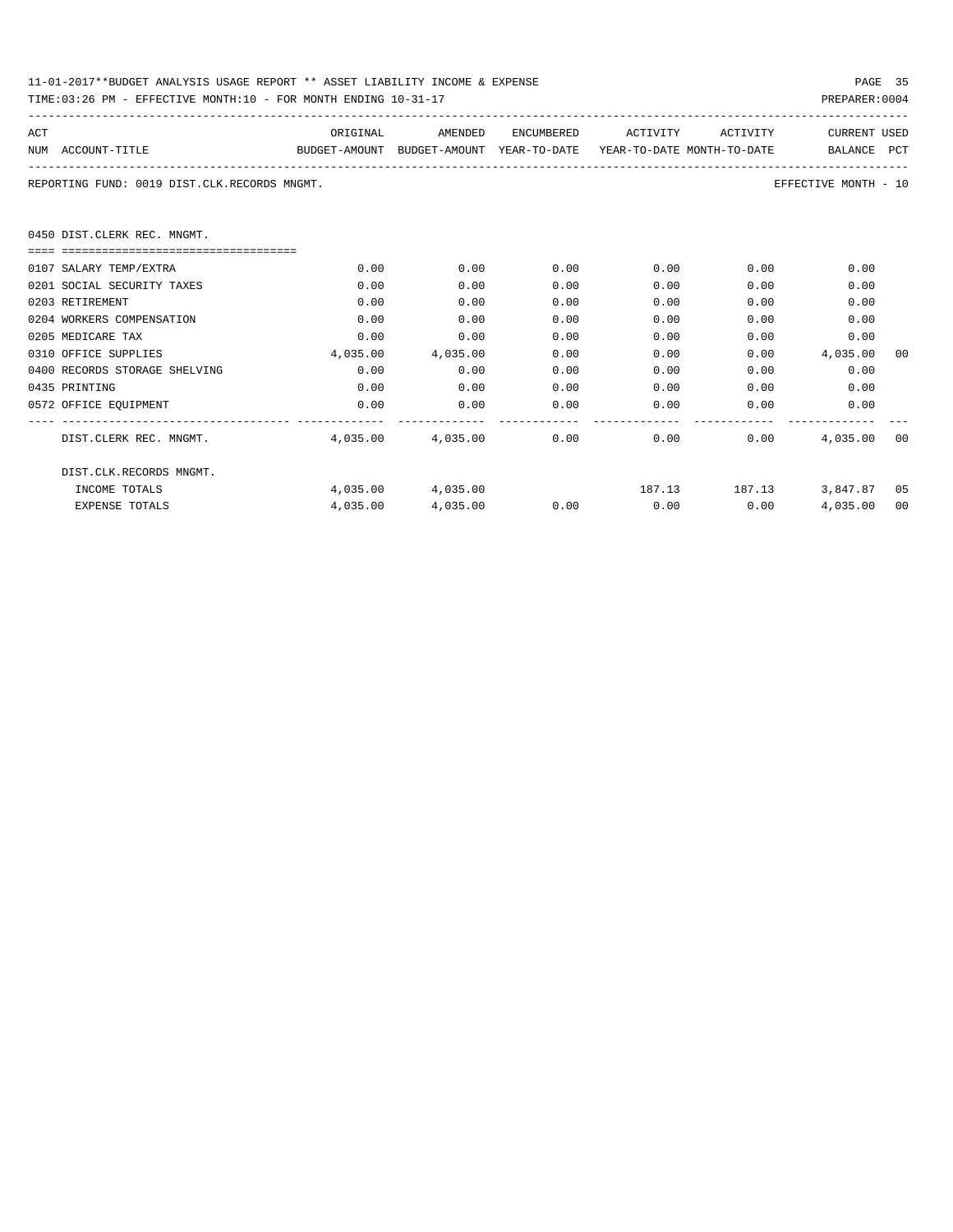11-01-2017**BUDGET ANALYSIS USAGE REPORT ** ASSET LIABILITY INCOME & EXPENSE

TIME:03:26 PM - EFFECTIVE MONTH:10 - FOR MONTH ENDING 10-31-17

PREPARER:0004

REPORTING FUND: 0019 DIST.CLK.RECORDS MNGMT.

EFFECTIVE MONTH - 10

## 0450 DIST.CLERK REC. MNGMT.

| ACT NUM | ACCOUNT-TITLE | ORIGINAL BUDGET-AMOUNT | AMENDED BUDGET-AMOUNT | ENCUMBERED YEAR-TO-DATE | ACTIVITY YEAR-TO-DATE | ACTIVITY MONTH-TO-DATE | CURRENT BALANCE | USED PCT |
|---|---|---|---|---|---|---|---|---|
| 0107 | SALARY TEMP/EXTRA | 0.00 | 0.00 | 0.00 | 0.00 | 0.00 | 0.00 | |
| 0201 | SOCIAL SECURITY TAXES | 0.00 | 0.00 | 0.00 | 0.00 | 0.00 | 0.00 | |
| 0203 | RETIREMENT | 0.00 | 0.00 | 0.00 | 0.00 | 0.00 | 0.00 | |
| 0204 | WORKERS COMPENSATION | 0.00 | 0.00 | 0.00 | 0.00 | 0.00 | 0.00 | |
| 0205 | MEDICARE TAX | 0.00 | 0.00 | 0.00 | 0.00 | 0.00 | 0.00 | |
| 0310 | OFFICE SUPPLIES | 4,035.00 | 4,035.00 | 0.00 | 0.00 | 0.00 | 4,035.00 | 00 |
| 0400 | RECORDS STORAGE SHELVING | 0.00 | 0.00 | 0.00 | 0.00 | 0.00 | 0.00 | |
| 0435 | PRINTING | 0.00 | 0.00 | 0.00 | 0.00 | 0.00 | 0.00 | |
| 0572 | OFFICE EQUIPMENT | 0.00 | 0.00 | 0.00 | 0.00 | 0.00 | 0.00 | |
| | DIST.CLERK REC. MNGMT. | 4,035.00 | 4,035.00 | 0.00 | 0.00 | 0.00 | 4,035.00 | 00 |
| | DIST.CLK.RECORDS MNGMT. | | | | | | | |
| | INCOME TOTALS | 4,035.00 | 4,035.00 | | 187.13 | 187.13 | 3,847.87 | 05 |
| | EXPENSE TOTALS | 4,035.00 | 4,035.00 | 0.00 | 0.00 | 0.00 | 4,035.00 | 00 |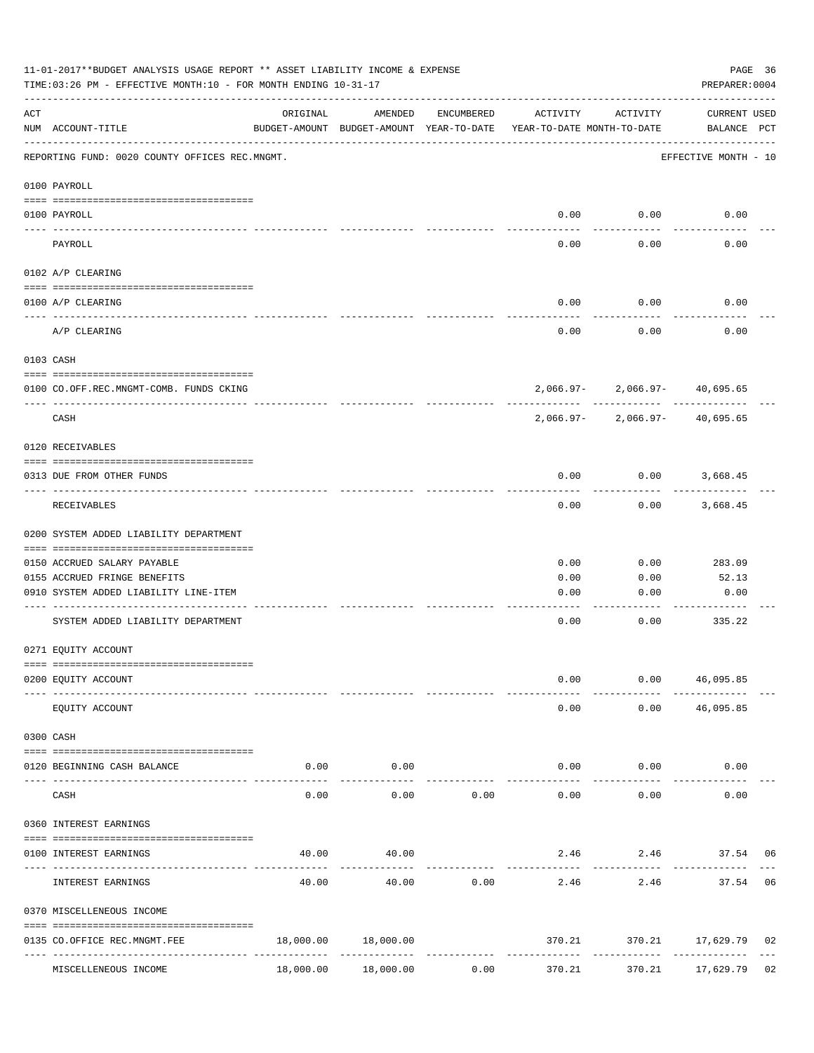11-01-2017**BUDGET ANALYSIS USAGE REPORT ** ASSET LIABILITY INCOME & EXPENSE

TIME:03:26 PM - EFFECTIVE MONTH:10 - FOR MONTH ENDING 10-31-17

PREPARER:0004

| ACT NUM | ACCOUNT-TITLE | ORIGINAL BUDGET-AMOUNT | AMENDED BUDGET-AMOUNT | ENCUMBERED YEAR-TO-DATE | ACTIVITY YEAR-TO-DATE | ACTIVITY MONTH-TO-DATE | CURRENT BALANCE | USED PCT |
|---|---|---|---|---|---|---|---|---|
| | REPORTING FUND: 0020 COUNTY OFFICES REC.MNGMT. | | | | | | EFFECTIVE MONTH - 10 | |
| | 0100 PAYROLL | | | | | | | |
| 0100 | PAYROLL | | | | 0.00 | 0.00 | 0.00 | |
| | PAYROLL | | | | 0.00 | 0.00 | 0.00 | |
| | 0102 A/P CLEARING | | | | | | | |
| 0100 | A/P CLEARING | | | | 0.00 | 0.00 | 0.00 | |
| | A/P CLEARING | | | | 0.00 | 0.00 | 0.00 | |
| | 0103 CASH | | | | | | | |
| 0100 | CO.OFF.REC.MNGMT-COMB. FUNDS CKING | | | | 2,066.97- | 2,066.97- | 40,695.65 | |
| | CASH | | | | 2,066.97- | 2,066.97- | 40,695.65 | |
| | 0120 RECEIVABLES | | | | | | | |
| 0313 | DUE FROM OTHER FUNDS | | | | 0.00 | 0.00 | 3,668.45 | |
| | RECEIVABLES | | | | 0.00 | 0.00 | 3,668.45 | |
| | 0200 SYSTEM ADDED LIABILITY DEPARTMENT | | | | | | | |
| 0150 | ACCRUED SALARY PAYABLE | | | | 0.00 | 0.00 | 283.09 | |
| 0155 | ACCRUED FRINGE BENEFITS | | | | 0.00 | 0.00 | 52.13 | |
| 0910 | SYSTEM ADDED LIABILITY LINE-ITEM | | | | 0.00 | 0.00 | 0.00 | |
| | SYSTEM ADDED LIABILITY DEPARTMENT | | | | 0.00 | 0.00 | 335.22 | |
| | 0271 EQUITY ACCOUNT | | | | | | | |
| 0200 | EQUITY ACCOUNT | | | | 0.00 | 0.00 | 46,095.85 | |
| | EQUITY ACCOUNT | | | | 0.00 | 0.00 | 46,095.85 | |
| | 0300 CASH | | | | | | | |
| 0120 | BEGINNING CASH BALANCE | 0.00 | 0.00 | | 0.00 | 0.00 | 0.00 | |
| | CASH | 0.00 | 0.00 | 0.00 | 0.00 | 0.00 | 0.00 | |
| | 0360 INTEREST EARNINGS | | | | | | | |
| 0100 | INTEREST EARNINGS | 40.00 | 40.00 | | 2.46 | 2.46 | 37.54 | 06 |
| | INTEREST EARNINGS | 40.00 | 40.00 | 0.00 | 2.46 | 2.46 | 37.54 | 06 |
| | 0370 MISCELLENEOUS INCOME | | | | | | | |
| 0135 | CO.OFFICE REC.MNGMT.FEE | 18,000.00 | 18,000.00 | | 370.21 | 370.21 | 17,629.79 | 02 |
| | MISCELLENEOUS INCOME | 18,000.00 | 18,000.00 | 0.00 | 370.21 | 370.21 | 17,629.79 | 02 |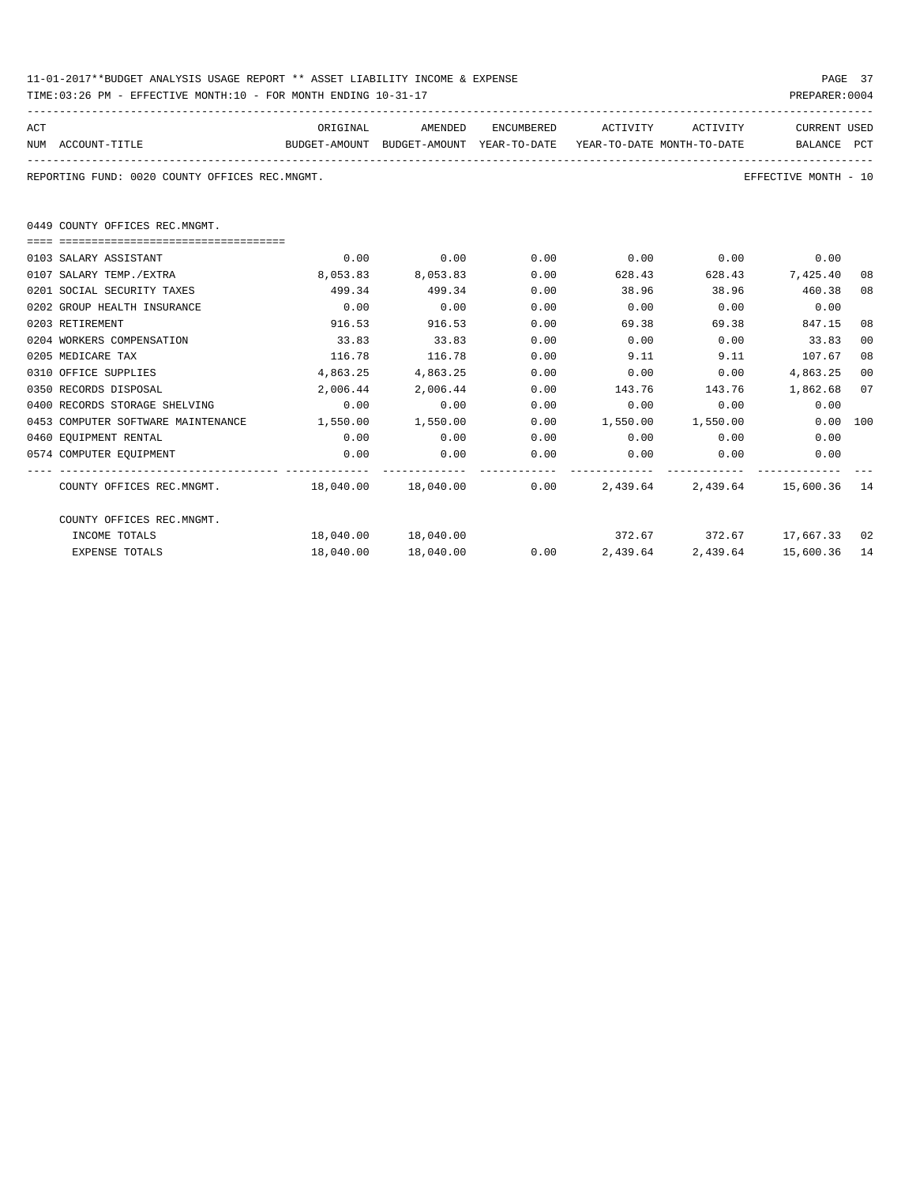11-01-2017**BUDGET ANALYSIS USAGE REPORT ** ASSET LIABILITY INCOME & EXPENSE

TIME:03:26 PM - EFFECTIVE MONTH:10 - FOR MONTH ENDING 10-31-17

PREPARER:0004

REPORTING FUND: 0020 COUNTY OFFICES REC.MNGMT.

EFFECTIVE MONTH - 10

0449 COUNTY OFFICES REC.MNGMT.

| ACT NUM | ACCOUNT-TITLE | ORIGINAL BUDGET-AMOUNT | AMENDED BUDGET-AMOUNT | ENCUMBERED YEAR-TO-DATE | ACTIVITY YEAR-TO-DATE | ACTIVITY MONTH-TO-DATE | CURRENT BALANCE | USED PCT |
|---|---|---|---|---|---|---|---|---|
| 0103 | SALARY ASSISTANT | 0.00 | 0.00 | 0.00 | 0.00 | 0.00 | 0.00 | |
| 0107 | SALARY TEMP./EXTRA | 8,053.83 | 8,053.83 | 0.00 | 628.43 | 628.43 | 7,425.40 | 08 |
| 0201 | SOCIAL SECURITY TAXES | 499.34 | 499.34 | 0.00 | 38.96 | 38.96 | 460.38 | 08 |
| 0202 | GROUP HEALTH INSURANCE | 0.00 | 0.00 | 0.00 | 0.00 | 0.00 | 0.00 | |
| 0203 | RETIREMENT | 916.53 | 916.53 | 0.00 | 69.38 | 69.38 | 847.15 | 08 |
| 0204 | WORKERS COMPENSATION | 33.83 | 33.83 | 0.00 | 0.00 | 0.00 | 33.83 | 00 |
| 0205 | MEDICARE TAX | 116.78 | 116.78 | 0.00 | 9.11 | 9.11 | 107.67 | 08 |
| 0310 | OFFICE SUPPLIES | 4,863.25 | 4,863.25 | 0.00 | 0.00 | 0.00 | 4,863.25 | 00 |
| 0350 | RECORDS DISPOSAL | 2,006.44 | 2,006.44 | 0.00 | 143.76 | 143.76 | 1,862.68 | 07 |
| 0400 | RECORDS STORAGE SHELVING | 0.00 | 0.00 | 0.00 | 0.00 | 0.00 | 0.00 | |
| 0453 | COMPUTER SOFTWARE MAINTENANCE | 1,550.00 | 1,550.00 | 0.00 | 1,550.00 | 1,550.00 | 0.00 | 100 |
| 0460 | EQUIPMENT RENTAL | 0.00 | 0.00 | 0.00 | 0.00 | 0.00 | 0.00 | |
| 0574 | COMPUTER EQUIPMENT | 0.00 | 0.00 | 0.00 | 0.00 | 0.00 | 0.00 | |
| | COUNTY OFFICES REC.MNGMT. | 18,040.00 | 18,040.00 | 0.00 | 2,439.64 | 2,439.64 | 15,600.36 | 14 |
| | COUNTY OFFICES REC.MNGMT. | | | | | | | |
| | INCOME TOTALS | 18,040.00 | 18,040.00 | | 372.67 | 372.67 | 17,667.33 | 02 |
| | EXPENSE TOTALS | 18,040.00 | 18,040.00 | 0.00 | 2,439.64 | 2,439.64 | 15,600.36 | 14 |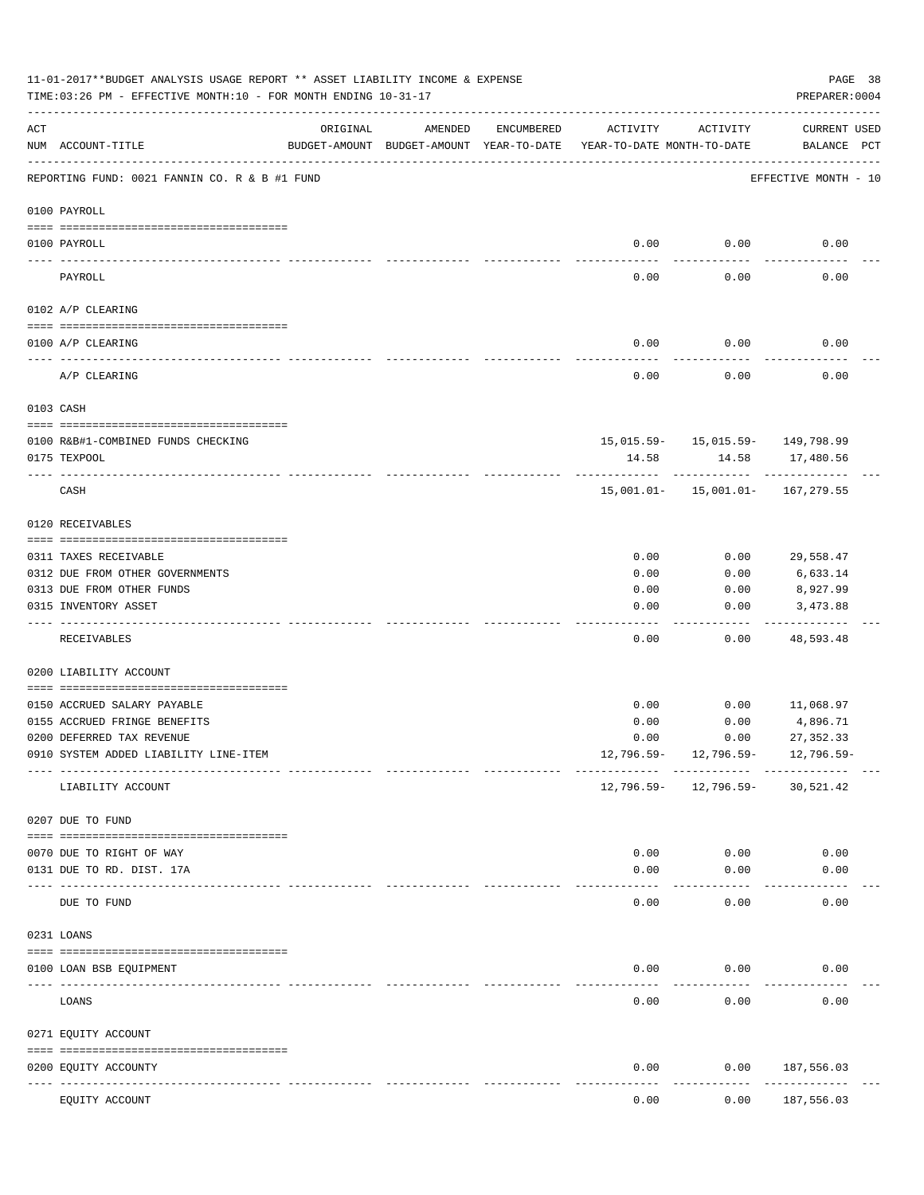11-01-2017**BUDGET ANALYSIS USAGE REPORT ** ASSET LIABILITY INCOME & EXPENSE

TIME:03:26 PM - EFFECTIVE MONTH:10 - FOR MONTH ENDING 10-31-17

PREPARER:0004

| ACT NUM | ACCOUNT-TITLE | ORIGINAL BUDGET-AMOUNT | AMENDED BUDGET-AMOUNT | ENCUMBERED YEAR-TO-DATE | ACTIVITY YEAR-TO-DATE | ACTIVITY MONTH-TO-DATE | CURRENT BALANCE | USED PCT |
|---|---|---|---|---|---|---|---|---|
| | REPORTING FUND: 0021 FANNIN CO. R & B #1 FUND | | | | | | EFFECTIVE MONTH - 10 | |
| | 0100 PAYROLL | | | | | | | |
| 0100 | PAYROLL | | | | 0.00 | 0.00 | 0.00 | |
| | PAYROLL | | | | 0.00 | 0.00 | 0.00 | |
| | 0102 A/P CLEARING | | | | | | | |
| 0100 | A/P CLEARING | | | | 0.00 | 0.00 | 0.00 | |
| | A/P CLEARING | | | | 0.00 | 0.00 | 0.00 | |
| | 0103 CASH | | | | | | | |
| 0100 | R&B#1-COMBINED FUNDS CHECKING | | | | 15,015.59- | 15,015.59- | 149,798.99 | |
| 0175 | TEXPOOL | | | | 14.58 | 14.58 | 17,480.56 | |
| | CASH | | | | 15,001.01- | 15,001.01- | 167,279.55 | |
| | 0120 RECEIVABLES | | | | | | | |
| 0311 | TAXES RECEIVABLE | | | | 0.00 | 0.00 | 29,558.47 | |
| 0312 | DUE FROM OTHER GOVERNMENTS | | | | 0.00 | 0.00 | 6,633.14 | |
| 0313 | DUE FROM OTHER FUNDS | | | | 0.00 | 0.00 | 8,927.99 | |
| 0315 | INVENTORY ASSET | | | | 0.00 | 0.00 | 3,473.88 | |
| | RECEIVABLES | | | | 0.00 | 0.00 | 48,593.48 | |
| | 0200 LIABILITY ACCOUNT | | | | | | | |
| 0150 | ACCRUED SALARY PAYABLE | | | | 0.00 | 0.00 | 11,068.97 | |
| 0155 | ACCRUED FRINGE BENEFITS | | | | 0.00 | 0.00 | 4,896.71 | |
| 0200 | DEFERRED TAX REVENUE | | | | 0.00 | 0.00 | 27,352.33 | |
| 0910 | SYSTEM ADDED LIABILITY LINE-ITEM | | | | 12,796.59- | 12,796.59- | 12,796.59- | |
| | LIABILITY ACCOUNT | | | | 12,796.59- | 12,796.59- | 30,521.42 | |
| | 0207 DUE TO FUND | | | | | | | |
| 0070 | DUE TO RIGHT OF WAY | | | | 0.00 | 0.00 | 0.00 | |
| 0131 | DUE TO RD. DIST. 17A | | | | 0.00 | 0.00 | 0.00 | |
| | DUE TO FUND | | | | 0.00 | 0.00 | 0.00 | |
| | 0231 LOANS | | | | | | | |
| 0100 | LOAN BSB EQUIPMENT | | | | 0.00 | 0.00 | 0.00 | |
| | LOANS | | | | 0.00 | 0.00 | 0.00 | |
| | 0271 EQUITY ACCOUNT | | | | | | | |
| 0200 | EQUITY ACCOUNTY | | | | 0.00 | 0.00 | 187,556.03 | |
| | EQUITY ACCOUNT | | | | 0.00 | 0.00 | 187,556.03 | |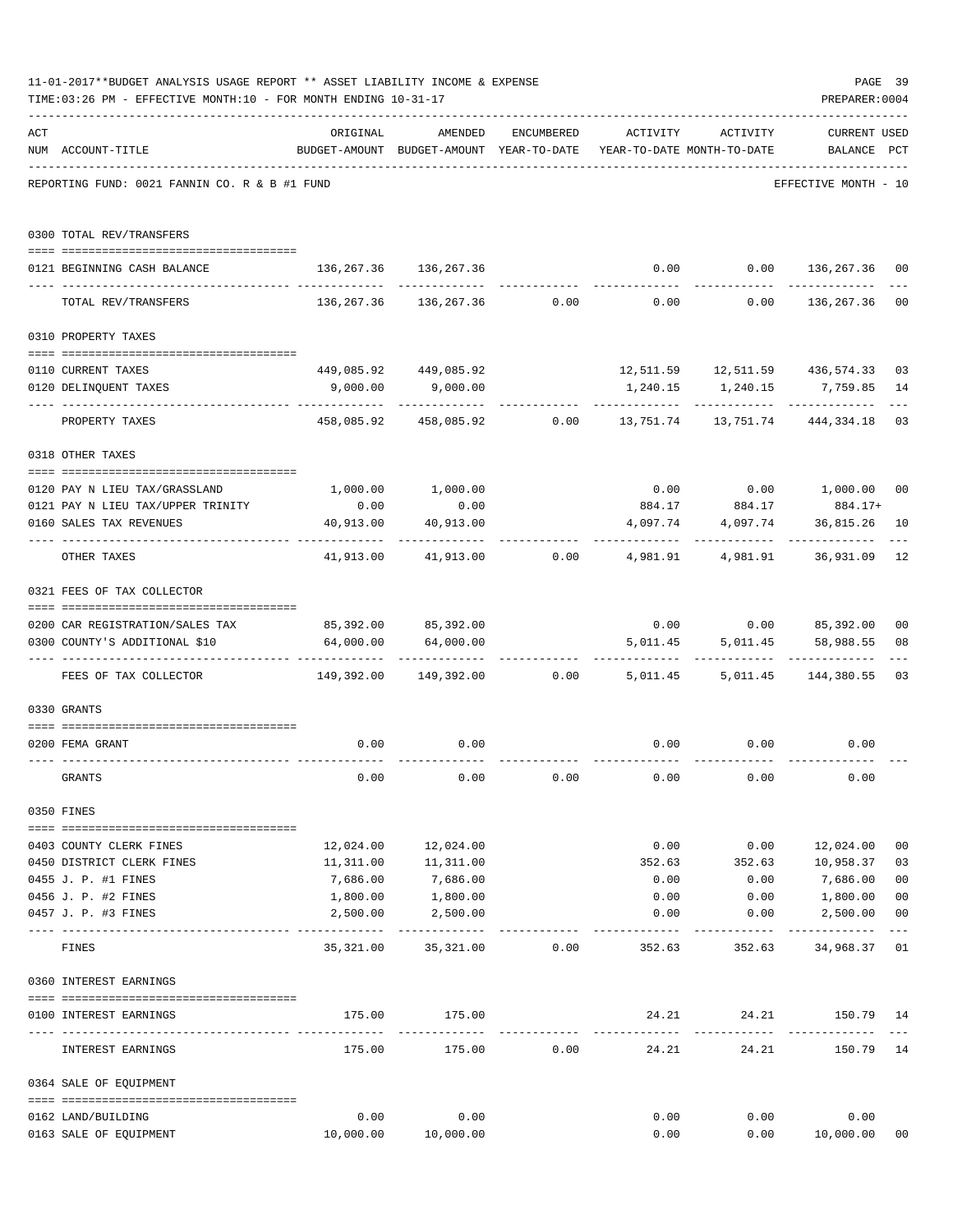11-01-2017**BUDGET ANALYSIS USAGE REPORT ** ASSET LIABILITY INCOME & EXPENSE

TIME:03:26 PM - EFFECTIVE MONTH:10 - FOR MONTH ENDING 10-31-17

PREPARER:0004

REPORTING FUND: 0021 FANNIN CO. R & B #1 FUND — EFFECTIVE MONTH - 10

| ACT NUM | ACCOUNT-TITLE | ORIGINAL BUDGET-AMOUNT | AMENDED BUDGET-AMOUNT | ENCUMBERED YEAR-TO-DATE | ACTIVITY YEAR-TO-DATE | ACTIVITY MONTH-TO-DATE | CURRENT BALANCE | USED PCT |
|---|---|---|---|---|---|---|---|---|
| **0300** | **TOTAL REV/TRANSFERS** | | | | | | | |
| 0121 | BEGINNING CASH BALANCE | 136,267.36 | 136,267.36 | | 0.00 | 0.00 | 136,267.36 | 00 |
| | TOTAL REV/TRANSFERS | 136,267.36 | 136,267.36 | 0.00 | 0.00 | 0.00 | 136,267.36 | 00 |
| **0310** | **PROPERTY TAXES** | | | | | | | |
| 0110 | CURRENT TAXES | 449,085.92 | 449,085.92 | | 12,511.59 | 12,511.59 | 436,574.33 | 03 |
| 0120 | DELINQUENT TAXES | 9,000.00 | 9,000.00 | | 1,240.15 | 1,240.15 | 7,759.85 | 14 |
| | PROPERTY TAXES | 458,085.92 | 458,085.92 | 0.00 | 13,751.74 | 13,751.74 | 444,334.18 | 03 |
| **0318** | **OTHER TAXES** | | | | | | | |
| 0120 | PAY N LIEU TAX/GRASSLAND | 1,000.00 | 1,000.00 | | 0.00 | 0.00 | 1,000.00 | 00 |
| 0121 | PAY N LIEU TAX/UPPER TRINITY | 0.00 | 0.00 | | 884.17 | 884.17 | 884.17+ | |
| 0160 | SALES TAX REVENUES | 40,913.00 | 40,913.00 | | 4,097.74 | 4,097.74 | 36,815.26 | 10 |
| | OTHER TAXES | 41,913.00 | 41,913.00 | 0.00 | 4,981.91 | 4,981.91 | 36,931.09 | 12 |
| **0321** | **FEES OF TAX COLLECTOR** | | | | | | | |
| 0200 | CAR REGISTRATION/SALES TAX | 85,392.00 | 85,392.00 | | 0.00 | 0.00 | 85,392.00 | 00 |
| 0300 | COUNTY'S ADDITIONAL $10 | 64,000.00 | 64,000.00 | | 5,011.45 | 5,011.45 | 58,988.55 | 08 |
| | FEES OF TAX COLLECTOR | 149,392.00 | 149,392.00 | 0.00 | 5,011.45 | 5,011.45 | 144,380.55 | 03 |
| **0330** | **GRANTS** | | | | | | | |
| 0200 | FEMA GRANT | 0.00 | 0.00 | | 0.00 | 0.00 | 0.00 | |
| | GRANTS | 0.00 | 0.00 | 0.00 | 0.00 | 0.00 | 0.00 | |
| **0350** | **FINES** | | | | | | | |
| 0403 | COUNTY CLERK FINES | 12,024.00 | 12,024.00 | | 0.00 | 0.00 | 12,024.00 | 00 |
| 0450 | DISTRICT CLERK FINES | 11,311.00 | 11,311.00 | | 352.63 | 352.63 | 10,958.37 | 03 |
| 0455 | J. P. #1 FINES | 7,686.00 | 7,686.00 | | 0.00 | 0.00 | 7,686.00 | 00 |
| 0456 | J. P. #2 FINES | 1,800.00 | 1,800.00 | | 0.00 | 0.00 | 1,800.00 | 00 |
| 0457 | J. P. #3 FINES | 2,500.00 | 2,500.00 | | 0.00 | 0.00 | 2,500.00 | 00 |
| | FINES | 35,321.00 | 35,321.00 | 0.00 | 352.63 | 352.63 | 34,968.37 | 01 |
| **0360** | **INTEREST EARNINGS** | | | | | | | |
| 0100 | INTEREST EARNINGS | 175.00 | 175.00 | | 24.21 | 24.21 | 150.79 | 14 |
| | INTEREST EARNINGS | 175.00 | 175.00 | 0.00 | 24.21 | 24.21 | 150.79 | 14 |
| **0364** | **SALE OF EQUIPMENT** | | | | | | | |
| 0162 | LAND/BUILDING | 0.00 | 0.00 | | 0.00 | 0.00 | 0.00 | |
| 0163 | SALE OF EQUIPMENT | 10,000.00 | 10,000.00 | | 0.00 | 0.00 | 10,000.00 | 00 |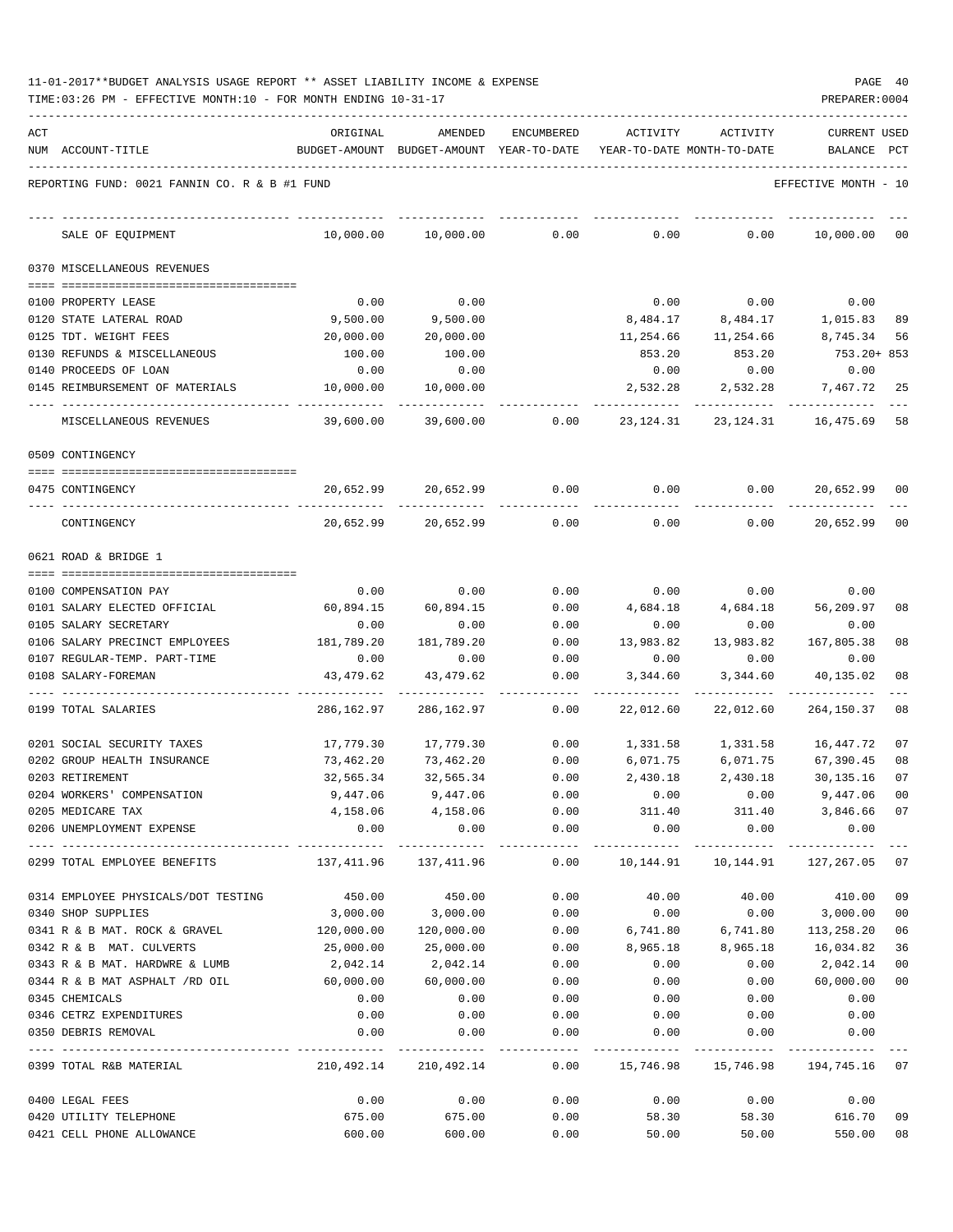11-01-2017**BUDGET ANALYSIS USAGE REPORT ** ASSET LIABILITY INCOME & EXPENSE

TIME:03:26 PM - EFFECTIVE MONTH:10 - FOR MONTH ENDING 10-31-17

PREPARER:0004

REPORTING FUND: 0021 FANNIN CO. R & B #1 FUND — EFFECTIVE MONTH - 10

| ACT NUM | ACCOUNT-TITLE | ORIGINAL BUDGET-AMOUNT | AMENDED BUDGET-AMOUNT | ENCUMBERED YEAR-TO-DATE | ACTIVITY YEAR-TO-DATE | ACTIVITY MONTH-TO-DATE | CURRENT BALANCE | USED PCT |
|---|---|---|---|---|---|---|---|---|
| | SALE OF EQUIPMENT | 10,000.00 | 10,000.00 | 0.00 | 0.00 | 0.00 | 10,000.00 | 00 |
| | **0370 MISCELLANEOUS REVENUES** | | | | | | | |
| 0100 | PROPERTY LEASE | 0.00 | 0.00 | | 0.00 | 0.00 | 0.00 | |
| 0120 | STATE LATERAL ROAD | 9,500.00 | 9,500.00 | | 8,484.17 | 8,484.17 | 1,015.83 | 89 |
| 0125 | TDT. WEIGHT FEES | 20,000.00 | 20,000.00 | | 11,254.66 | 11,254.66 | 8,745.34 | 56 |
| 0130 | REFUNDS & MISCELLANEOUS | 100.00 | 100.00 | | 853.20 | 853.20 | 753.20+ | 853 |
| 0140 | PROCEEDS OF LOAN | 0.00 | 0.00 | | 0.00 | 0.00 | 0.00 | |
| 0145 | REIMBURSEMENT OF MATERIALS | 10,000.00 | 10,000.00 | | 2,532.28 | 2,532.28 | 7,467.72 | 25 |
| | MISCELLANEOUS REVENUES | 39,600.00 | 39,600.00 | 0.00 | 23,124.31 | 23,124.31 | 16,475.69 | 58 |
| | **0509 CONTINGENCY** | | | | | | | |
| 0475 | CONTINGENCY | 20,652.99 | 20,652.99 | 0.00 | 0.00 | 0.00 | 20,652.99 | 00 |
| | CONTINGENCY | 20,652.99 | 20,652.99 | 0.00 | 0.00 | 0.00 | 20,652.99 | 00 |
| | **0621 ROAD & BRIDGE 1** | | | | | | | |
| 0100 | COMPENSATION PAY | 0.00 | 0.00 | 0.00 | 0.00 | 0.00 | 0.00 | |
| 0101 | SALARY ELECTED OFFICIAL | 60,894.15 | 60,894.15 | 0.00 | 4,684.18 | 4,684.18 | 56,209.97 | 08 |
| 0105 | SALARY SECRETARY | 0.00 | 0.00 | 0.00 | 0.00 | 0.00 | 0.00 | |
| 0106 | SALARY PRECINCT EMPLOYEES | 181,789.20 | 181,789.20 | 0.00 | 13,983.82 | 13,983.82 | 167,805.38 | 08 |
| 0107 | REGULAR-TEMP. PART-TIME | 0.00 | 0.00 | 0.00 | 0.00 | 0.00 | 0.00 | |
| 0108 | SALARY-FOREMAN | 43,479.62 | 43,479.62 | 0.00 | 3,344.60 | 3,344.60 | 40,135.02 | 08 |
| 0199 | TOTAL SALARIES | 286,162.97 | 286,162.97 | 0.00 | 22,012.60 | 22,012.60 | 264,150.37 | 08 |
| 0201 | SOCIAL SECURITY TAXES | 17,779.30 | 17,779.30 | 0.00 | 1,331.58 | 1,331.58 | 16,447.72 | 07 |
| 0202 | GROUP HEALTH INSURANCE | 73,462.20 | 73,462.20 | 0.00 | 6,071.75 | 6,071.75 | 67,390.45 | 08 |
| 0203 | RETIREMENT | 32,565.34 | 32,565.34 | 0.00 | 2,430.18 | 2,430.18 | 30,135.16 | 07 |
| 0204 | WORKERS' COMPENSATION | 9,447.06 | 9,447.06 | 0.00 | 0.00 | 0.00 | 9,447.06 | 00 |
| 0205 | MEDICARE TAX | 4,158.06 | 4,158.06 | 0.00 | 311.40 | 311.40 | 3,846.66 | 07 |
| 0206 | UNEMPLOYMENT EXPENSE | 0.00 | 0.00 | 0.00 | 0.00 | 0.00 | 0.00 | |
| 0299 | TOTAL EMPLOYEE BENEFITS | 137,411.96 | 137,411.96 | 0.00 | 10,144.91 | 10,144.91 | 127,267.05 | 07 |
| 0314 | EMPLOYEE PHYSICALS/DOT TESTING | 450.00 | 450.00 | 0.00 | 40.00 | 40.00 | 410.00 | 09 |
| 0340 | SHOP SUPPLIES | 3,000.00 | 3,000.00 | 0.00 | 0.00 | 0.00 | 3,000.00 | 00 |
| 0341 | R & B MAT. ROCK & GRAVEL | 120,000.00 | 120,000.00 | 0.00 | 6,741.80 | 6,741.80 | 113,258.20 | 06 |
| 0342 | R & B MAT. CULVERTS | 25,000.00 | 25,000.00 | 0.00 | 8,965.18 | 8,965.18 | 16,034.82 | 36 |
| 0343 | R & B MAT. HARDWRE & LUMB | 2,042.14 | 2,042.14 | 0.00 | 0.00 | 0.00 | 2,042.14 | 00 |
| 0344 | R & B MAT ASPHALT /RD OIL | 60,000.00 | 60,000.00 | 0.00 | 0.00 | 0.00 | 60,000.00 | 00 |
| 0345 | CHEMICALS | 0.00 | 0.00 | 0.00 | 0.00 | 0.00 | 0.00 | |
| 0346 | CETRZ EXPENDITURES | 0.00 | 0.00 | 0.00 | 0.00 | 0.00 | 0.00 | |
| 0350 | DEBRIS REMOVAL | 0.00 | 0.00 | 0.00 | 0.00 | 0.00 | 0.00 | |
| 0399 | TOTAL R&B MATERIAL | 210,492.14 | 210,492.14 | 0.00 | 15,746.98 | 15,746.98 | 194,745.16 | 07 |
| 0400 | LEGAL FEES | 0.00 | 0.00 | 0.00 | 0.00 | 0.00 | 0.00 | |
| 0420 | UTILITY TELEPHONE | 675.00 | 675.00 | 0.00 | 58.30 | 58.30 | 616.70 | 09 |
| 0421 | CELL PHONE ALLOWANCE | 600.00 | 600.00 | 0.00 | 50.00 | 50.00 | 550.00 | 08 |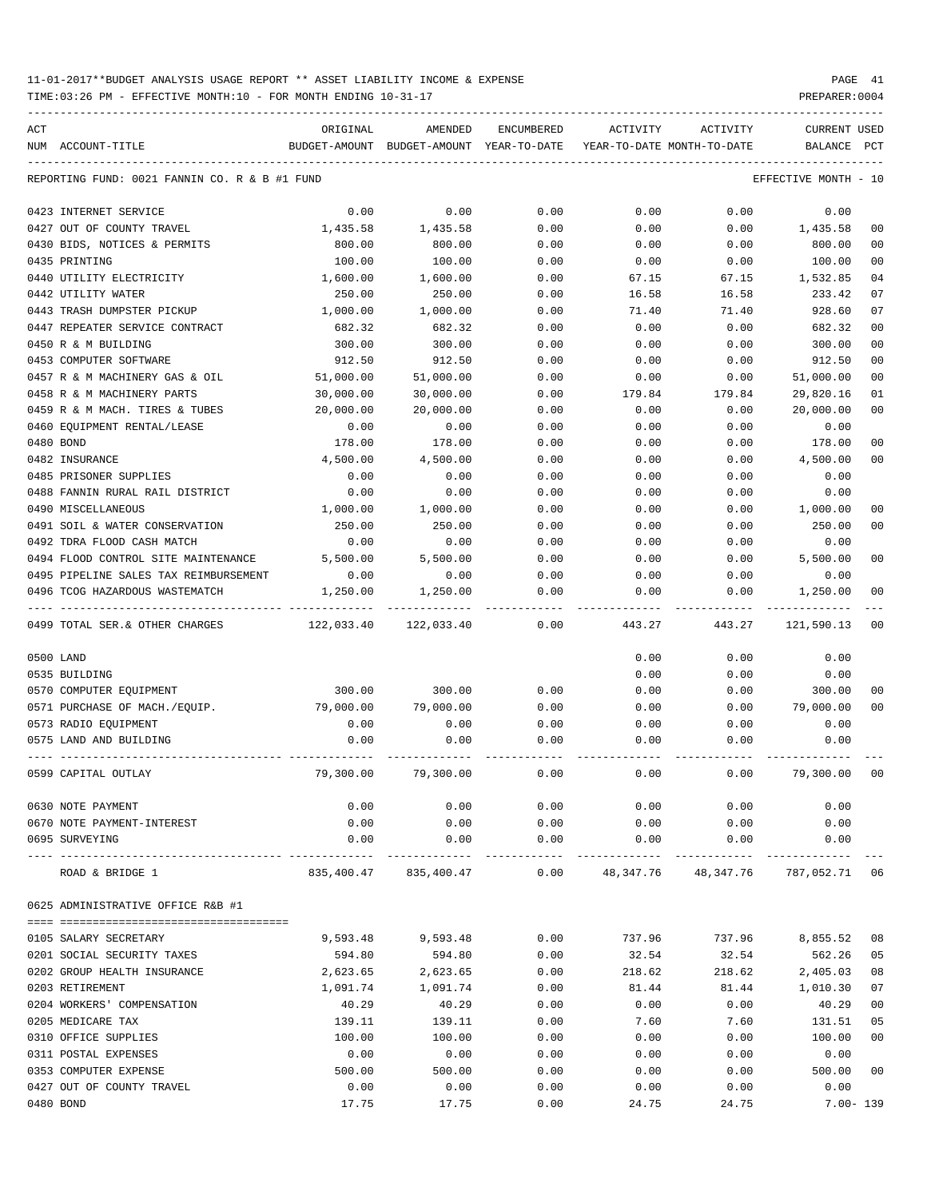11-01-2017**BUDGET ANALYSIS USAGE REPORT ** ASSET LIABILITY INCOME & EXPENSE

TIME:03:26 PM - EFFECTIVE MONTH:10 - FOR MONTH ENDING 10-31-17

PREPARER:0004

REPORTING FUND: 0021 FANNIN CO. R & B #1 FUND — EFFECTIVE MONTH - 10

| ACT NUM | ACCOUNT-TITLE | ORIGINAL BUDGET-AMOUNT | AMENDED BUDGET-AMOUNT | ENCUMBERED YEAR-TO-DATE | ACTIVITY YEAR-TO-DATE | ACTIVITY MONTH-TO-DATE | CURRENT BALANCE | USED PCT |
|---|---|---|---|---|---|---|---|---|
| 0423 | INTERNET SERVICE | 0.00 | 0.00 | 0.00 | 0.00 | 0.00 | 0.00 | |
| 0427 | OUT OF COUNTY TRAVEL | 1,435.58 | 1,435.58 | 0.00 | 0.00 | 0.00 | 1,435.58 | 00 |
| 0430 | BIDS, NOTICES & PERMITS | 800.00 | 800.00 | 0.00 | 0.00 | 0.00 | 800.00 | 00 |
| 0435 | PRINTING | 100.00 | 100.00 | 0.00 | 0.00 | 0.00 | 100.00 | 00 |
| 0440 | UTILITY ELECTRICITY | 1,600.00 | 1,600.00 | 0.00 | 67.15 | 67.15 | 1,532.85 | 04 |
| 0442 | UTILITY WATER | 250.00 | 250.00 | 0.00 | 16.58 | 16.58 | 233.42 | 07 |
| 0443 | TRASH DUMPSTER PICKUP | 1,000.00 | 1,000.00 | 0.00 | 71.40 | 71.40 | 928.60 | 07 |
| 0447 | REPEATER SERVICE CONTRACT | 682.32 | 682.32 | 0.00 | 0.00 | 0.00 | 682.32 | 00 |
| 0450 | R & M BUILDING | 300.00 | 300.00 | 0.00 | 0.00 | 0.00 | 300.00 | 00 |
| 0453 | COMPUTER SOFTWARE | 912.50 | 912.50 | 0.00 | 0.00 | 0.00 | 912.50 | 00 |
| 0457 | R & M MACHINERY GAS & OIL | 51,000.00 | 51,000.00 | 0.00 | 0.00 | 0.00 | 51,000.00 | 00 |
| 0458 | R & M MACHINERY PARTS | 30,000.00 | 30,000.00 | 0.00 | 179.84 | 179.84 | 29,820.16 | 01 |
| 0459 | R & M MACH. TIRES & TUBES | 20,000.00 | 20,000.00 | 0.00 | 0.00 | 0.00 | 20,000.00 | 00 |
| 0460 | EQUIPMENT RENTAL/LEASE | 0.00 | 0.00 | 0.00 | 0.00 | 0.00 | 0.00 | |
| 0480 | BOND | 178.00 | 178.00 | 0.00 | 0.00 | 0.00 | 178.00 | 00 |
| 0482 | INSURANCE | 4,500.00 | 4,500.00 | 0.00 | 0.00 | 0.00 | 4,500.00 | 00 |
| 0485 | PRISONER SUPPLIES | 0.00 | 0.00 | 0.00 | 0.00 | 0.00 | 0.00 | |
| 0488 | FANNIN RURAL RAIL DISTRICT | 0.00 | 0.00 | 0.00 | 0.00 | 0.00 | 0.00 | |
| 0490 | MISCELLANEOUS | 1,000.00 | 1,000.00 | 0.00 | 0.00 | 0.00 | 1,000.00 | 00 |
| 0491 | SOIL & WATER CONSERVATION | 250.00 | 250.00 | 0.00 | 0.00 | 0.00 | 250.00 | 00 |
| 0492 | TDRA FLOOD CASH MATCH | 0.00 | 0.00 | 0.00 | 0.00 | 0.00 | 0.00 | |
| 0494 | FLOOD CONTROL SITE MAINTENANCE | 5,500.00 | 5,500.00 | 0.00 | 0.00 | 0.00 | 5,500.00 | 00 |
| 0495 | PIPELINE SALES TAX REIMBURSEMENT | 0.00 | 0.00 | 0.00 | 0.00 | 0.00 | 0.00 | |
| 0496 | TCOG HAZARDOUS WASTEMATCH | 1,250.00 | 1,250.00 | 0.00 | 0.00 | 0.00 | 1,250.00 | 00 |
| 0499 | TOTAL SER.& OTHER CHARGES | 122,033.40 | 122,033.40 | 0.00 | 443.27 | 443.27 | 121,590.13 | 00 |
| 0500 | LAND | | | | 0.00 | 0.00 | 0.00 | |
| 0535 | BUILDING | | | | 0.00 | 0.00 | 0.00 | |
| 0570 | COMPUTER EQUIPMENT | 300.00 | 300.00 | 0.00 | 0.00 | 0.00 | 300.00 | 00 |
| 0571 | PURCHASE OF MACH./EQUIP. | 79,000.00 | 79,000.00 | 0.00 | 0.00 | 0.00 | 79,000.00 | 00 |
| 0573 | RADIO EQUIPMENT | 0.00 | 0.00 | 0.00 | 0.00 | 0.00 | 0.00 | |
| 0575 | LAND AND BUILDING | 0.00 | 0.00 | 0.00 | 0.00 | 0.00 | 0.00 | |
| 0599 | CAPITAL OUTLAY | 79,300.00 | 79,300.00 | 0.00 | 0.00 | 0.00 | 79,300.00 | 00 |
| 0630 | NOTE PAYMENT | 0.00 | 0.00 | 0.00 | 0.00 | 0.00 | 0.00 | |
| 0670 | NOTE PAYMENT-INTEREST | 0.00 | 0.00 | 0.00 | 0.00 | 0.00 | 0.00 | |
| 0695 | SURVEYING | 0.00 | 0.00 | 0.00 | 0.00 | 0.00 | 0.00 | |
| | ROAD & BRIDGE 1 | 835,400.47 | 835,400.47 | 0.00 | 48,347.76 | 48,347.76 | 787,052.71 | 06 |

0625 ADMINISTRATIVE OFFICE R&B #1

| ACT NUM | ACCOUNT-TITLE | ORIGINAL BUDGET-AMOUNT | AMENDED BUDGET-AMOUNT | ENCUMBERED YEAR-TO-DATE | ACTIVITY YEAR-TO-DATE | ACTIVITY MONTH-TO-DATE | CURRENT BALANCE | USED PCT |
|---|---|---|---|---|---|---|---|---|
| 0105 | SALARY SECRETARY | 9,593.48 | 9,593.48 | 0.00 | 737.96 | 737.96 | 8,855.52 | 08 |
| 0201 | SOCIAL SECURITY TAXES | 594.80 | 594.80 | 0.00 | 32.54 | 32.54 | 562.26 | 05 |
| 0202 | GROUP HEALTH INSURANCE | 2,623.65 | 2,623.65 | 0.00 | 218.62 | 218.62 | 2,405.03 | 08 |
| 0203 | RETIREMENT | 1,091.74 | 1,091.74 | 0.00 | 81.44 | 81.44 | 1,010.30 | 07 |
| 0204 | WORKERS' COMPENSATION | 40.29 | 40.29 | 0.00 | 0.00 | 0.00 | 40.29 | 00 |
| 0205 | MEDICARE TAX | 139.11 | 139.11 | 0.00 | 7.60 | 7.60 | 131.51 | 05 |
| 0310 | OFFICE SUPPLIES | 100.00 | 100.00 | 0.00 | 0.00 | 0.00 | 100.00 | 00 |
| 0311 | POSTAL EXPENSES | 0.00 | 0.00 | 0.00 | 0.00 | 0.00 | 0.00 | |
| 0353 | COMPUTER EXPENSE | 500.00 | 500.00 | 0.00 | 0.00 | 0.00 | 500.00 | 00 |
| 0427 | OUT OF COUNTY TRAVEL | 0.00 | 0.00 | 0.00 | 0.00 | 0.00 | 0.00 | |
| 0480 | BOND | 17.75 | 17.75 | 0.00 | 24.75 | 24.75 | 7.00- | 139 |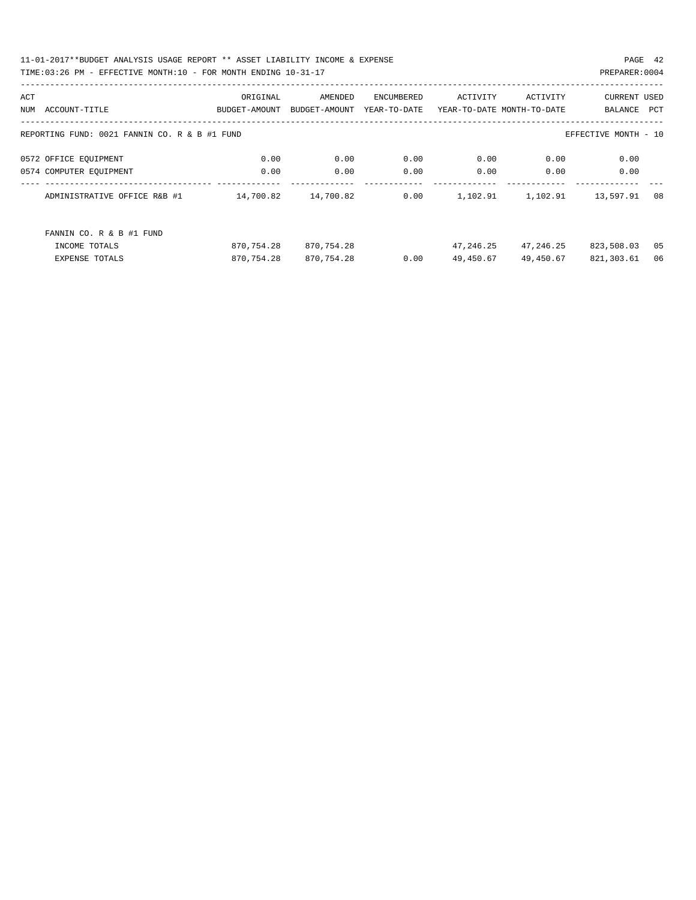11-01-2017**BUDGET ANALYSIS USAGE REPORT ** ASSET LIABILITY INCOME & EXPENSE

TIME:03:26 PM - EFFECTIVE MONTH:10 - FOR MONTH ENDING 10-31-17

PREPARER:0004

| ACT NUM | ACCOUNT-TITLE | ORIGINAL BUDGET-AMOUNT | AMENDED BUDGET-AMOUNT | ENCUMBERED YEAR-TO-DATE | ACTIVITY YEAR-TO-DATE | ACTIVITY MONTH-TO-DATE | CURRENT BALANCE | USED PCT |
|---|---|---|---|---|---|---|---|---|
| | REPORTING FUND: 0021 FANNIN CO. R & B #1 FUND | | | | | | EFFECTIVE MONTH - 10 | |
| 0572 | OFFICE EQUIPMENT | 0.00 | 0.00 | 0.00 | 0.00 | 0.00 | 0.00 | |
| 0574 | COMPUTER EQUIPMENT | 0.00 | 0.00 | 0.00 | 0.00 | 0.00 | 0.00 | |
| | ADMINISTRATIVE OFFICE R&B #1 | 14,700.82 | 14,700.82 | 0.00 | 1,102.91 | 1,102.91 | 13,597.91 | 08 |
| | FANNIN CO. R & B #1 FUND | | | | | | | |
| | INCOME TOTALS | 870,754.28 | 870,754.28 | | 47,246.25 | 47,246.25 | 823,508.03 | 05 |
| | EXPENSE TOTALS | 870,754.28 | 870,754.28 | 0.00 | 49,450.67 | 49,450.67 | 821,303.61 | 06 |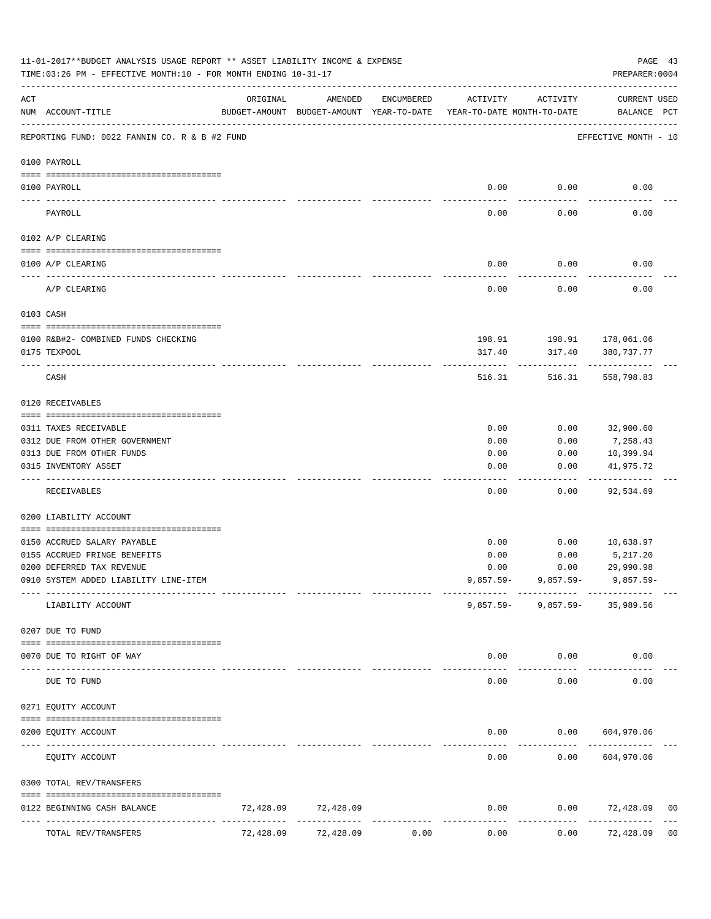11-01-2017**BUDGET ANALYSIS USAGE REPORT ** ASSET LIABILITY INCOME & EXPENSE

TIME:03:26 PM - EFFECTIVE MONTH:10 - FOR MONTH ENDING 10-31-17

PREPARER:0004

| ACT NUM | ACCOUNT-TITLE | ORIGINAL BUDGET-AMOUNT | AMENDED BUDGET-AMOUNT | ENCUMBERED YEAR-TO-DATE | ACTIVITY YEAR-TO-DATE | ACTIVITY MONTH-TO-DATE | CURRENT USED BALANCE | PCT |
|---|---|---|---|---|---|---|---|---|
| | REPORTING FUND: 0022 FANNIN CO. R & B #2 FUND | | | | | | EFFECTIVE MONTH - 10 | |
| | 0100 PAYROLL | | | | | | | |
| 0100 | PAYROLL | | | | 0.00 | 0.00 | 0.00 | |
| | PAYROLL | | | | 0.00 | 0.00 | 0.00 | |
| | 0102 A/P CLEARING | | | | | | | |
| 0100 | A/P CLEARING | | | | 0.00 | 0.00 | 0.00 | |
| | A/P CLEARING | | | | 0.00 | 0.00 | 0.00 | |
| | 0103 CASH | | | | | | | |
| 0100 | R&B#2- COMBINED FUNDS CHECKING | | | | 198.91 | 198.91 | 178,061.06 | |
| 0175 | TEXPOOL | | | | 317.40 | 317.40 | 380,737.77 | |
| | CASH | | | | 516.31 | 516.31 | 558,798.83 | |
| | 0120 RECEIVABLES | | | | | | | |
| 0311 | TAXES RECEIVABLE | | | | 0.00 | 0.00 | 32,900.60 | |
| 0312 | DUE FROM OTHER GOVERNMENT | | | | 0.00 | 0.00 | 7,258.43 | |
| 0313 | DUE FROM OTHER FUNDS | | | | 0.00 | 0.00 | 10,399.94 | |
| 0315 | INVENTORY ASSET | | | | 0.00 | 0.00 | 41,975.72 | |
| | RECEIVABLES | | | | 0.00 | 0.00 | 92,534.69 | |
| | 0200 LIABILITY ACCOUNT | | | | | | | |
| 0150 | ACCRUED SALARY PAYABLE | | | | 0.00 | 0.00 | 10,638.97 | |
| 0155 | ACCRUED FRINGE BENEFITS | | | | 0.00 | 0.00 | 5,217.20 | |
| 0200 | DEFERRED TAX REVENUE | | | | 0.00 | 0.00 | 29,990.98 | |
| 0910 | SYSTEM ADDED LIABILITY LINE-ITEM | | | | 9,857.59- | 9,857.59- | 9,857.59- | |
| | LIABILITY ACCOUNT | | | | 9,857.59- | 9,857.59- | 35,989.56 | |
| | 0207 DUE TO FUND | | | | | | | |
| 0070 | DUE TO RIGHT OF WAY | | | | 0.00 | 0.00 | 0.00 | |
| | DUE TO FUND | | | | 0.00 | 0.00 | 0.00 | |
| | 0271 EQUITY ACCOUNT | | | | | | | |
| 0200 | EQUITY ACCOUNT | | | | 0.00 | 0.00 | 604,970.06 | |
| | EQUITY ACCOUNT | | | | 0.00 | 0.00 | 604,970.06 | |
| | 0300 TOTAL REV/TRANSFERS | | | | | | | |
| 0122 | BEGINNING CASH BALANCE | 72,428.09 | 72,428.09 | | 0.00 | 0.00 | 72,428.09 | 00 |
| | TOTAL REV/TRANSFERS | 72,428.09 | 72,428.09 | 0.00 | 0.00 | 0.00 | 72,428.09 | 00 |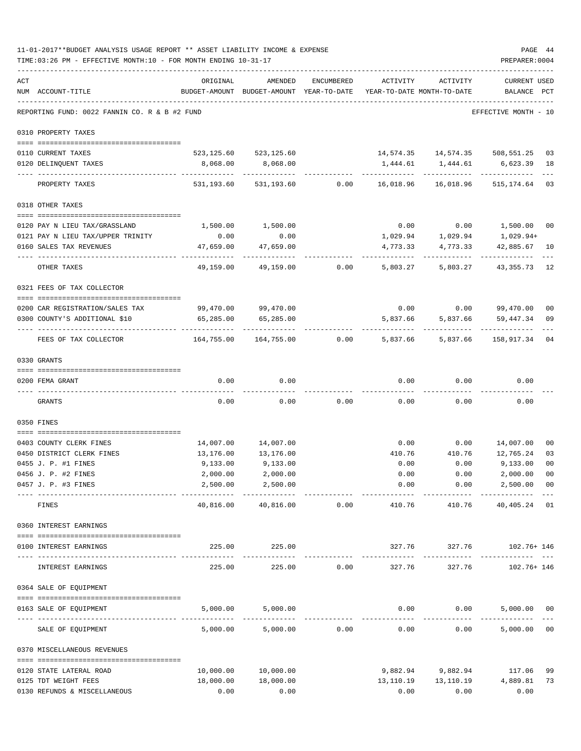11-01-2017**BUDGET ANALYSIS USAGE REPORT ** ASSET LIABILITY INCOME & EXPENSE

TIME:03:26 PM - EFFECTIVE MONTH:10 - FOR MONTH ENDING 10-31-17

PREPARER:0004

| ACT NUM | ACCOUNT-TITLE | ORIGINAL BUDGET-AMOUNT | AMENDED BUDGET-AMOUNT | ENCUMBERED YEAR-TO-DATE | ACTIVITY YEAR-TO-DATE | ACTIVITY MONTH-TO-DATE | CURRENT BALANCE | USED PCT |
|---|---|---|---|---|---|---|---|---|
| | REPORTING FUND: 0022 FANNIN CO. R & B #2 FUND | | | | | | EFFECTIVE MONTH - 10 | |
| | 0310 PROPERTY TAXES | | | | | | | |
| 0110 | CURRENT TAXES | 523,125.60 | 523,125.60 | | 14,574.35 | 14,574.35 | 508,551.25 | 03 |
| 0120 | DELINQUENT TAXES | 8,068.00 | 8,068.00 | | 1,444.61 | 1,444.61 | 6,623.39 | 18 |
| | PROPERTY TAXES | 531,193.60 | 531,193.60 | 0.00 | 16,018.96 | 16,018.96 | 515,174.64 | 03 |
| | 0318 OTHER TAXES | | | | | | | |
| 0120 | PAY N LIEU TAX/GRASSLAND | 1,500.00 | 1,500.00 | | 0.00 | 0.00 | 1,500.00 | 00 |
| 0121 | PAY N LIEU TAX/UPPER TRINITY | 0.00 | 0.00 | | 1,029.94 | 1,029.94 | 1,029.94+ | |
| 0160 | SALES TAX REVENUES | 47,659.00 | 47,659.00 | | 4,773.33 | 4,773.33 | 42,885.67 | 10 |
| | OTHER TAXES | 49,159.00 | 49,159.00 | 0.00 | 5,803.27 | 5,803.27 | 43,355.73 | 12 |
| | 0321 FEES OF TAX COLLECTOR | | | | | | | |
| 0200 | CAR REGISTRATION/SALES TAX | 99,470.00 | 99,470.00 | | 0.00 | 0.00 | 99,470.00 | 00 |
| 0300 | COUNTY'S ADDITIONAL $10 | 65,285.00 | 65,285.00 | | 5,837.66 | 5,837.66 | 59,447.34 | 09 |
| | FEES OF TAX COLLECTOR | 164,755.00 | 164,755.00 | 0.00 | 5,837.66 | 5,837.66 | 158,917.34 | 04 |
| | 0330 GRANTS | | | | | | | |
| 0200 | FEMA GRANT | 0.00 | 0.00 | | 0.00 | 0.00 | 0.00 | |
| | GRANTS | 0.00 | 0.00 | 0.00 | 0.00 | 0.00 | 0.00 | |
| | 0350 FINES | | | | | | | |
| 0403 | COUNTY CLERK FINES | 14,007.00 | 14,007.00 | | 0.00 | 0.00 | 14,007.00 | 00 |
| 0450 | DISTRICT CLERK FINES | 13,176.00 | 13,176.00 | | 410.76 | 410.76 | 12,765.24 | 03 |
| 0455 | J. P. #1 FINES | 9,133.00 | 9,133.00 | | 0.00 | 0.00 | 9,133.00 | 00 |
| 0456 | J. P. #2 FINES | 2,000.00 | 2,000.00 | | 0.00 | 0.00 | 2,000.00 | 00 |
| 0457 | J. P. #3 FINES | 2,500.00 | 2,500.00 | | 0.00 | 0.00 | 2,500.00 | 00 |
| | FINES | 40,816.00 | 40,816.00 | 0.00 | 410.76 | 410.76 | 40,405.24 | 01 |
| | 0360 INTEREST EARNINGS | | | | | | | |
| 0100 | INTEREST EARNINGS | 225.00 | 225.00 | | 327.76 | 327.76 | 102.76+ | 146 |
| | INTEREST EARNINGS | 225.00 | 225.00 | 0.00 | 327.76 | 327.76 | 102.76+ | 146 |
| | 0364 SALE OF EQUIPMENT | | | | | | | |
| 0163 | SALE OF EQUIPMENT | 5,000.00 | 5,000.00 | | 0.00 | 0.00 | 5,000.00 | 00 |
| | SALE OF EQUIPMENT | 5,000.00 | 5,000.00 | 0.00 | 0.00 | 0.00 | 5,000.00 | 00 |
| | 0370 MISCELLANEOUS REVENUES | | | | | | | |
| 0120 | STATE LATERAL ROAD | 10,000.00 | 10,000.00 | | 9,882.94 | 9,882.94 | 117.06 | 99 |
| 0125 | TDT WEIGHT FEES | 18,000.00 | 18,000.00 | | 13,110.19 | 13,110.19 | 4,889.81 | 73 |
| 0130 | REFUNDS & MISCELLANEOUS | 0.00 | 0.00 | | 0.00 | 0.00 | 0.00 | |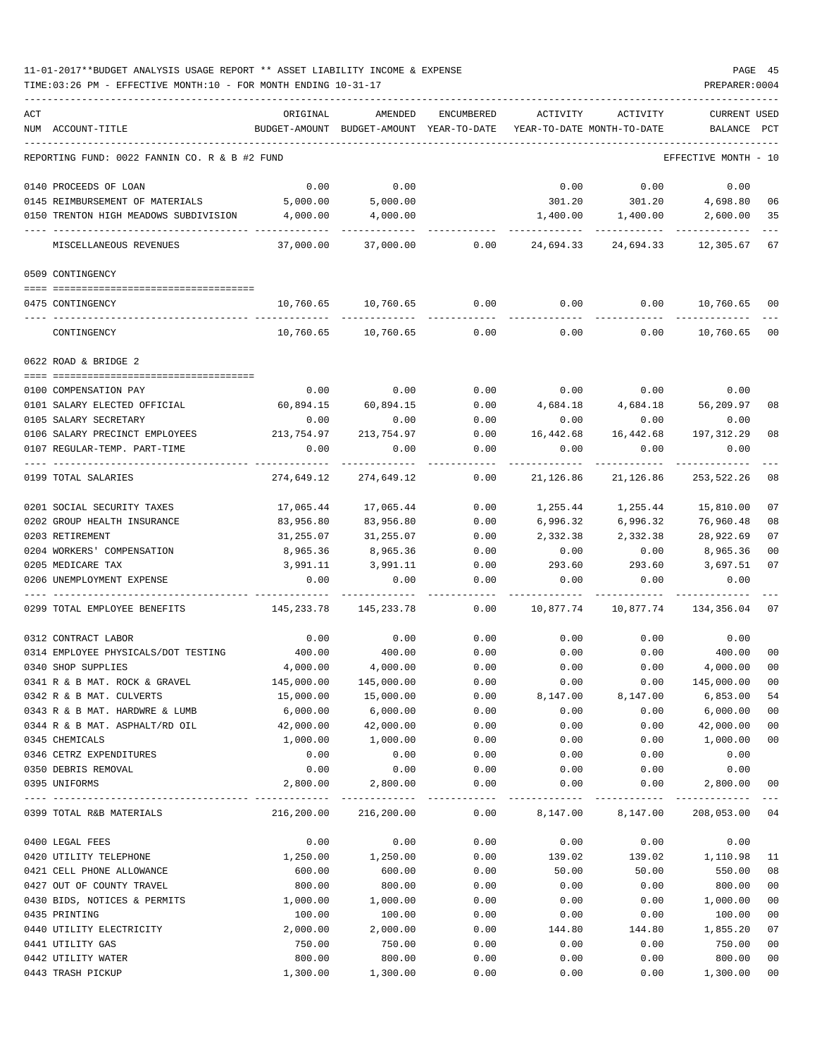11-01-2017**BUDGET ANALYSIS USAGE REPORT ** ASSET LIABILITY INCOME & EXPENSE

TIME:03:26 PM - EFFECTIVE MONTH:10 - FOR MONTH ENDING 10-31-17

PREPARER:0004

| ACT NUM | ACCOUNT-TITLE | ORIGINAL BUDGET-AMOUNT | AMENDED BUDGET-AMOUNT | ENCUMBERED YEAR-TO-DATE | ACTIVITY YEAR-TO-DATE | ACTIVITY MONTH-TO-DATE | CURRENT BALANCE | USED PCT |
|---|---|---|---|---|---|---|---|---|
| | REPORTING FUND: 0022 FANNIN CO. R & B #2 FUND | | | | | | EFFECTIVE MONTH - 10 | |
| 0140 | PROCEEDS OF LOAN | 0.00 | 0.00 | | 0.00 | 0.00 | 0.00 | |
| 0145 | REIMBURSEMENT OF MATERIALS | 5,000.00 | 5,000.00 | | 301.20 | 301.20 | 4,698.80 | 06 |
| 0150 | TRENTON HIGH MEADOWS SUBDIVISION | 4,000.00 | 4,000.00 | | 1,400.00 | 1,400.00 | 2,600.00 | 35 |
| | MISCELLANEOUS REVENUES | 37,000.00 | 37,000.00 | 0.00 | 24,694.33 | 24,694.33 | 12,305.67 | 67 |
| | 0509 CONTINGENCY | | | | | | | |
| 0475 | CONTINGENCY | 10,760.65 | 10,760.65 | 0.00 | 0.00 | 0.00 | 10,760.65 | 00 |
| | CONTINGENCY | 10,760.65 | 10,760.65 | 0.00 | 0.00 | 0.00 | 10,760.65 | 00 |
| | 0622 ROAD & BRIDGE 2 | | | | | | | |
| 0100 | COMPENSATION PAY | 0.00 | 0.00 | 0.00 | 0.00 | 0.00 | 0.00 | |
| 0101 | SALARY ELECTED OFFICIAL | 60,894.15 | 60,894.15 | 0.00 | 4,684.18 | 4,684.18 | 56,209.97 | 08 |
| 0105 | SALARY SECRETARY | 0.00 | 0.00 | 0.00 | 0.00 | 0.00 | 0.00 | |
| 0106 | SALARY PRECINCT EMPLOYEES | 213,754.97 | 213,754.97 | 0.00 | 16,442.68 | 16,442.68 | 197,312.29 | 08 |
| 0107 | REGULAR-TEMP. PART-TIME | 0.00 | 0.00 | 0.00 | 0.00 | 0.00 | 0.00 | |
| 0199 | TOTAL SALARIES | 274,649.12 | 274,649.12 | 0.00 | 21,126.86 | 21,126.86 | 253,522.26 | 08 |
| 0201 | SOCIAL SECURITY TAXES | 17,065.44 | 17,065.44 | 0.00 | 1,255.44 | 1,255.44 | 15,810.00 | 07 |
| 0202 | GROUP HEALTH INSURANCE | 83,956.80 | 83,956.80 | 0.00 | 6,996.32 | 6,996.32 | 76,960.48 | 08 |
| 0203 | RETIREMENT | 31,255.07 | 31,255.07 | 0.00 | 2,332.38 | 2,332.38 | 28,922.69 | 07 |
| 0204 | WORKERS' COMPENSATION | 8,965.36 | 8,965.36 | 0.00 | 0.00 | 0.00 | 8,965.36 | 00 |
| 0205 | MEDICARE TAX | 3,991.11 | 3,991.11 | 0.00 | 293.60 | 293.60 | 3,697.51 | 07 |
| 0206 | UNEMPLOYMENT EXPENSE | 0.00 | 0.00 | 0.00 | 0.00 | 0.00 | 0.00 | |
| 0299 | TOTAL EMPLOYEE BENEFITS | 145,233.78 | 145,233.78 | 0.00 | 10,877.74 | 10,877.74 | 134,356.04 | 07 |
| 0312 | CONTRACT LABOR | 0.00 | 0.00 | 0.00 | 0.00 | 0.00 | 0.00 | |
| 0314 | EMPLOYEE PHYSICALS/DOT TESTING | 400.00 | 400.00 | 0.00 | 0.00 | 0.00 | 400.00 | 00 |
| 0340 | SHOP SUPPLIES | 4,000.00 | 4,000.00 | 0.00 | 0.00 | 0.00 | 4,000.00 | 00 |
| 0341 | R & B MAT. ROCK & GRAVEL | 145,000.00 | 145,000.00 | 0.00 | 0.00 | 0.00 | 145,000.00 | 00 |
| 0342 | R & B MAT. CULVERTS | 15,000.00 | 15,000.00 | 0.00 | 8,147.00 | 8,147.00 | 6,853.00 | 54 |
| 0343 | R & B MAT. HARDWRE & LUMB | 6,000.00 | 6,000.00 | 0.00 | 0.00 | 0.00 | 6,000.00 | 00 |
| 0344 | R & B MAT. ASPHALT/RD OIL | 42,000.00 | 42,000.00 | 0.00 | 0.00 | 0.00 | 42,000.00 | 00 |
| 0345 | CHEMICALS | 1,000.00 | 1,000.00 | 0.00 | 0.00 | 0.00 | 1,000.00 | 00 |
| 0346 | CETRZ EXPENDITURES | 0.00 | 0.00 | 0.00 | 0.00 | 0.00 | 0.00 | |
| 0350 | DEBRIS REMOVAL | 0.00 | 0.00 | 0.00 | 0.00 | 0.00 | 0.00 | |
| 0395 | UNIFORMS | 2,800.00 | 2,800.00 | 0.00 | 0.00 | 0.00 | 2,800.00 | 00 |
| 0399 | TOTAL R&B MATERIALS | 216,200.00 | 216,200.00 | 0.00 | 8,147.00 | 8,147.00 | 208,053.00 | 04 |
| 0400 | LEGAL FEES | 0.00 | 0.00 | 0.00 | 0.00 | 0.00 | 0.00 | |
| 0420 | UTILITY TELEPHONE | 1,250.00 | 1,250.00 | 0.00 | 139.02 | 139.02 | 1,110.98 | 11 |
| 0421 | CELL PHONE ALLOWANCE | 600.00 | 600.00 | 0.00 | 50.00 | 50.00 | 550.00 | 08 |
| 0427 | OUT OF COUNTY TRAVEL | 800.00 | 800.00 | 0.00 | 0.00 | 0.00 | 800.00 | 00 |
| 0430 | BIDS, NOTICES & PERMITS | 1,000.00 | 1,000.00 | 0.00 | 0.00 | 0.00 | 1,000.00 | 00 |
| 0435 | PRINTING | 100.00 | 100.00 | 0.00 | 0.00 | 0.00 | 100.00 | 00 |
| 0440 | UTILITY ELECTRICITY | 2,000.00 | 2,000.00 | 0.00 | 144.80 | 144.80 | 1,855.20 | 07 |
| 0441 | UTILITY GAS | 750.00 | 750.00 | 0.00 | 0.00 | 0.00 | 750.00 | 00 |
| 0442 | UTILITY WATER | 800.00 | 800.00 | 0.00 | 0.00 | 0.00 | 800.00 | 00 |
| 0443 | TRASH PICKUP | 1,300.00 | 1,300.00 | 0.00 | 0.00 | 0.00 | 1,300.00 | 00 |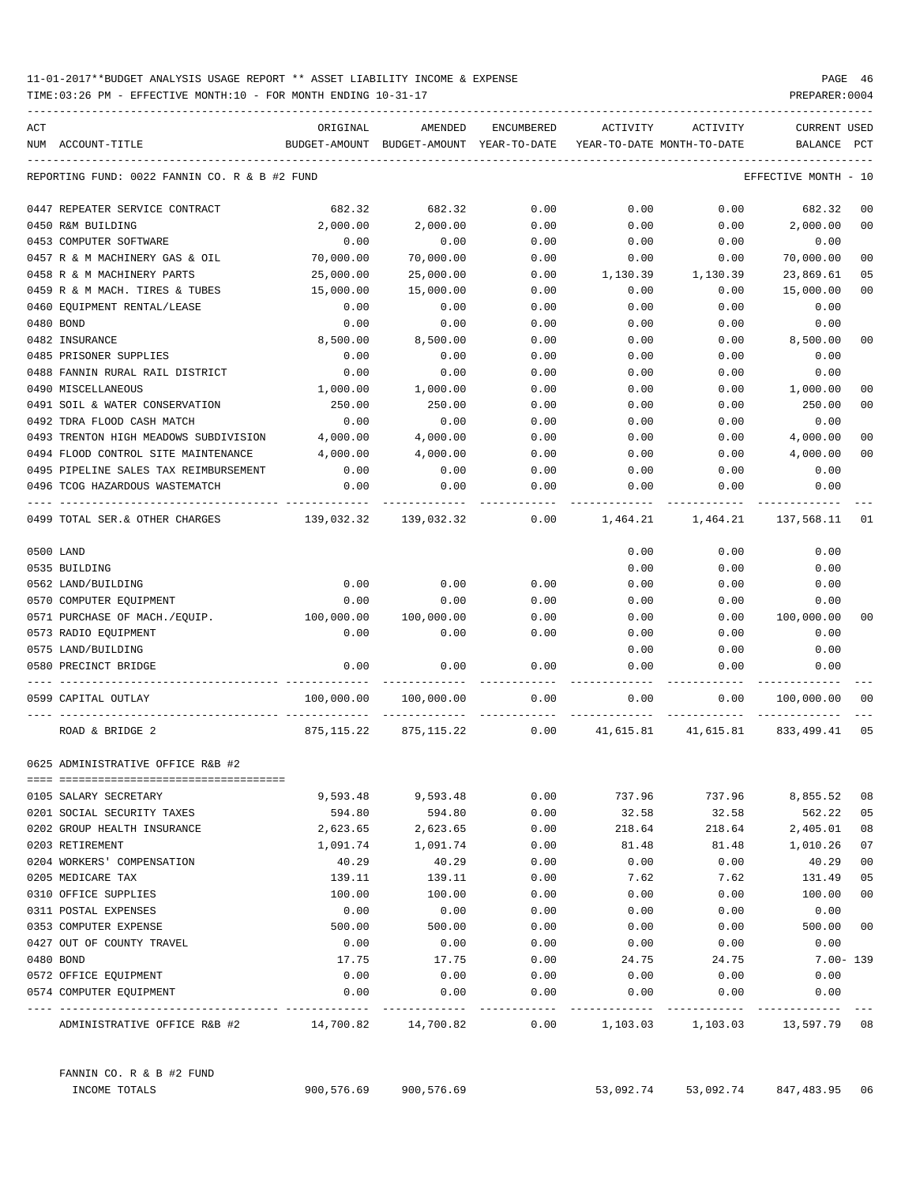11-01-2017**BUDGET ANALYSIS USAGE REPORT ** ASSET LIABILITY INCOME & EXPENSE

TIME:03:26 PM - EFFECTIVE MONTH:10 - FOR MONTH ENDING 10-31-17

REPORTING FUND: 0022 FANNIN CO. R & B #2 FUND — EFFECTIVE MONTH - 10

| ACT NUM | ACCOUNT-TITLE | ORIGINAL BUDGET-AMOUNT | AMENDED BUDGET-AMOUNT | ENCUMBERED YEAR-TO-DATE | ACTIVITY YEAR-TO-DATE | ACTIVITY MONTH-TO-DATE | CURRENT BALANCE | USED PCT |
|---|---|---|---|---|---|---|---|---|
| 0447 | REPEATER SERVICE CONTRACT | 682.32 | 682.32 | 0.00 | 0.00 | 0.00 | 682.32 | 00 |
| 0450 | R&M BUILDING | 2,000.00 | 2,000.00 | 0.00 | 0.00 | 0.00 | 2,000.00 | 00 |
| 0453 | COMPUTER SOFTWARE | 0.00 | 0.00 | 0.00 | 0.00 | 0.00 | 0.00 | |
| 0457 | R & M MACHINERY GAS & OIL | 70,000.00 | 70,000.00 | 0.00 | 0.00 | 0.00 | 70,000.00 | 00 |
| 0458 | R & M MACHINERY PARTS | 25,000.00 | 25,000.00 | 0.00 | 1,130.39 | 1,130.39 | 23,869.61 | 05 |
| 0459 | R & M MACH. TIRES & TUBES | 15,000.00 | 15,000.00 | 0.00 | 0.00 | 0.00 | 15,000.00 | 00 |
| 0460 | EQUIPMENT RENTAL/LEASE | 0.00 | 0.00 | 0.00 | 0.00 | 0.00 | 0.00 | |
| 0480 | BOND | 0.00 | 0.00 | 0.00 | 0.00 | 0.00 | 0.00 | |
| 0482 | INSURANCE | 8,500.00 | 8,500.00 | 0.00 | 0.00 | 0.00 | 8,500.00 | 00 |
| 0485 | PRISONER SUPPLIES | 0.00 | 0.00 | 0.00 | 0.00 | 0.00 | 0.00 | |
| 0488 | FANNIN RURAL RAIL DISTRICT | 0.00 | 0.00 | 0.00 | 0.00 | 0.00 | 0.00 | |
| 0490 | MISCELLANEOUS | 1,000.00 | 1,000.00 | 0.00 | 0.00 | 0.00 | 1,000.00 | 00 |
| 0491 | SOIL & WATER CONSERVATION | 250.00 | 250.00 | 0.00 | 0.00 | 0.00 | 250.00 | 00 |
| 0492 | TDRA FLOOD CASH MATCH | 0.00 | 0.00 | 0.00 | 0.00 | 0.00 | 0.00 | |
| 0493 | TRENTON HIGH MEADOWS SUBDIVISION | 4,000.00 | 4,000.00 | 0.00 | 0.00 | 0.00 | 4,000.00 | 00 |
| 0494 | FLOOD CONTROL SITE MAINTENANCE | 4,000.00 | 4,000.00 | 0.00 | 0.00 | 0.00 | 4,000.00 | 00 |
| 0495 | PIPELINE SALES TAX REIMBURSEMENT | 0.00 | 0.00 | 0.00 | 0.00 | 0.00 | 0.00 | |
| 0496 | TCOG HAZARDOUS WASTEMATCH | 0.00 | 0.00 | 0.00 | 0.00 | 0.00 | 0.00 | |
| 0499 | TOTAL SER.& OTHER CHARGES | 139,032.32 | 139,032.32 | 0.00 | 1,464.21 | 1,464.21 | 137,568.11 | 01 |
| 0500 | LAND | | | | 0.00 | 0.00 | 0.00 | |
| 0535 | BUILDING | | | | 0.00 | 0.00 | 0.00 | |
| 0562 | LAND/BUILDING | 0.00 | 0.00 | 0.00 | 0.00 | 0.00 | 0.00 | |
| 0570 | COMPUTER EQUIPMENT | 0.00 | 0.00 | 0.00 | 0.00 | 0.00 | 0.00 | |
| 0571 | PURCHASE OF MACH./EQUIP. | 100,000.00 | 100,000.00 | 0.00 | 0.00 | 0.00 | 100,000.00 | 00 |
| 0573 | RADIO EQUIPMENT | 0.00 | 0.00 | 0.00 | 0.00 | 0.00 | 0.00 | |
| 0575 | LAND/BUILDING | | | | 0.00 | 0.00 | 0.00 | |
| 0580 | PRECINCT BRIDGE | 0.00 | 0.00 | 0.00 | 0.00 | 0.00 | 0.00 | |
| 0599 | CAPITAL OUTLAY | 100,000.00 | 100,000.00 | 0.00 | 0.00 | 0.00 | 100,000.00 | 00 |
| | ROAD & BRIDGE 2 | 875,115.22 | 875,115.22 | 0.00 | 41,615.81 | 41,615.81 | 833,499.41 | 05 |

0625 ADMINISTRATIVE OFFICE R&B #2

| ACT NUM | ACCOUNT-TITLE | ORIGINAL BUDGET-AMOUNT | AMENDED BUDGET-AMOUNT | ENCUMBERED YEAR-TO-DATE | ACTIVITY YEAR-TO-DATE | ACTIVITY MONTH-TO-DATE | CURRENT BALANCE | USED PCT |
|---|---|---|---|---|---|---|---|---|
| 0105 | SALARY SECRETARY | 9,593.48 | 9,593.48 | 0.00 | 737.96 | 737.96 | 8,855.52 | 08 |
| 0201 | SOCIAL SECURITY TAXES | 594.80 | 594.80 | 0.00 | 32.58 | 32.58 | 562.22 | 05 |
| 0202 | GROUP HEALTH INSURANCE | 2,623.65 | 2,623.65 | 0.00 | 218.64 | 218.64 | 2,405.01 | 08 |
| 0203 | RETIREMENT | 1,091.74 | 1,091.74 | 0.00 | 81.48 | 81.48 | 1,010.26 | 07 |
| 0204 | WORKERS' COMPENSATION | 40.29 | 40.29 | 0.00 | 0.00 | 0.00 | 40.29 | 00 |
| 0205 | MEDICARE TAX | 139.11 | 139.11 | 0.00 | 7.62 | 7.62 | 131.49 | 05 |
| 0310 | OFFICE SUPPLIES | 100.00 | 100.00 | 0.00 | 0.00 | 0.00 | 100.00 | 00 |
| 0311 | POSTAL EXPENSES | 0.00 | 0.00 | 0.00 | 0.00 | 0.00 | 0.00 | |
| 0353 | COMPUTER EXPENSE | 500.00 | 500.00 | 0.00 | 0.00 | 0.00 | 500.00 | 00 |
| 0427 | OUT OF COUNTY TRAVEL | 0.00 | 0.00 | 0.00 | 0.00 | 0.00 | 0.00 | |
| 0480 | BOND | 17.75 | 17.75 | 0.00 | 24.75 | 24.75 | 7.00- | 139 |
| 0572 | OFFICE EQUIPMENT | 0.00 | 0.00 | 0.00 | 0.00 | 0.00 | 0.00 | |
| 0574 | COMPUTER EQUIPMENT | 0.00 | 0.00 | 0.00 | 0.00 | 0.00 | 0.00 | |
| | ADMINISTRATIVE OFFICE R&B #2 | 14,700.82 | 14,700.82 | 0.00 | 1,103.03 | 1,103.03 | 13,597.79 | 08 |

FANNIN CO. R & B #2 FUND

| | ORIGINAL BUDGET-AMOUNT | AMENDED BUDGET-AMOUNT | ENCUMBERED YEAR-TO-DATE | ACTIVITY YEAR-TO-DATE | ACTIVITY MONTH-TO-DATE | CURRENT BALANCE | USED PCT |
|---|---|---|---|---|---|---|---|
| INCOME TOTALS | 900,576.69 | 900,576.69 | | 53,092.74 | 53,092.74 | 847,483.95 | 06 |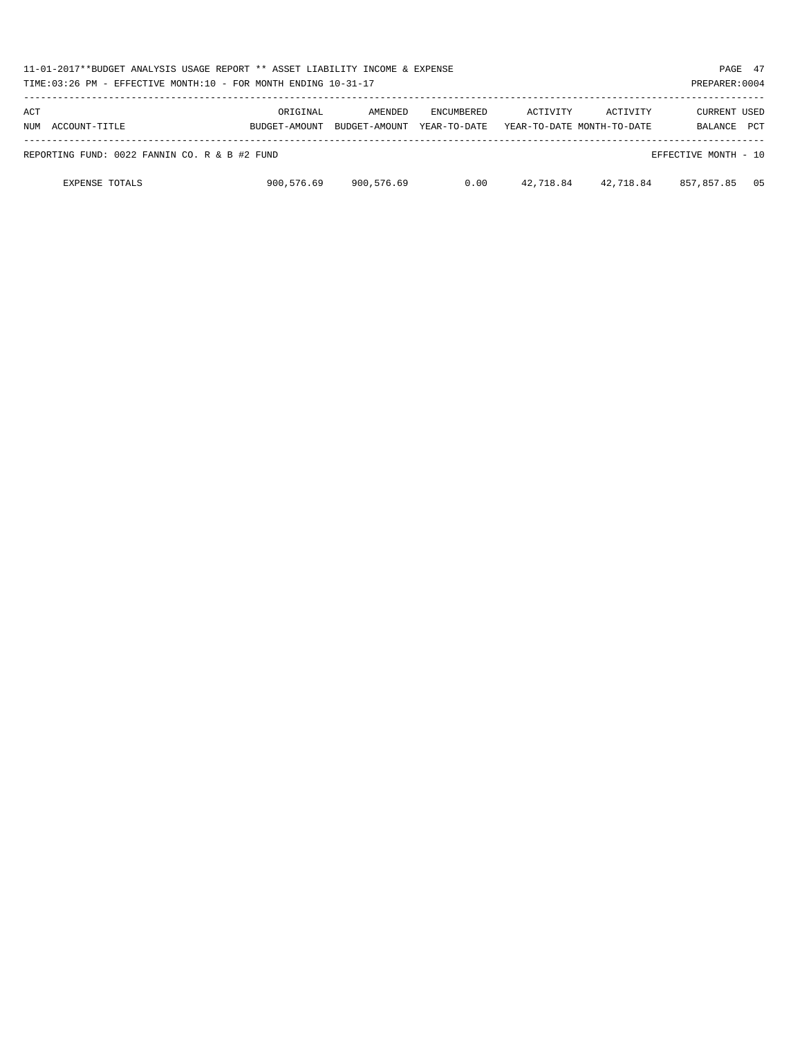11-01-2017**BUDGET ANALYSIS USAGE REPORT ** ASSET LIABILITY INCOME & EXPENSE

TIME:03:26 PM - EFFECTIVE MONTH:10 - FOR MONTH ENDING 10-31-17

PREPARER:0004

| ACT NUM ACCOUNT-TITLE | ORIGINAL BUDGET-AMOUNT | AMENDED BUDGET-AMOUNT | ENCUMBERED YEAR-TO-DATE | ACTIVITY YEAR-TO-DATE | ACTIVITY MONTH-TO-DATE | CURRENT BALANCE | USED PCT |
|---|---|---|---|---|---|---|---|
| REPORTING FUND: 0022 FANNIN CO. R & B #2 FUND | | | | | | EFFECTIVE MONTH - 10 | |
| EXPENSE TOTALS | 900,576.69 | 900,576.69 | 0.00 | 42,718.84 | 42,718.84 | 857,857.85 | 05 |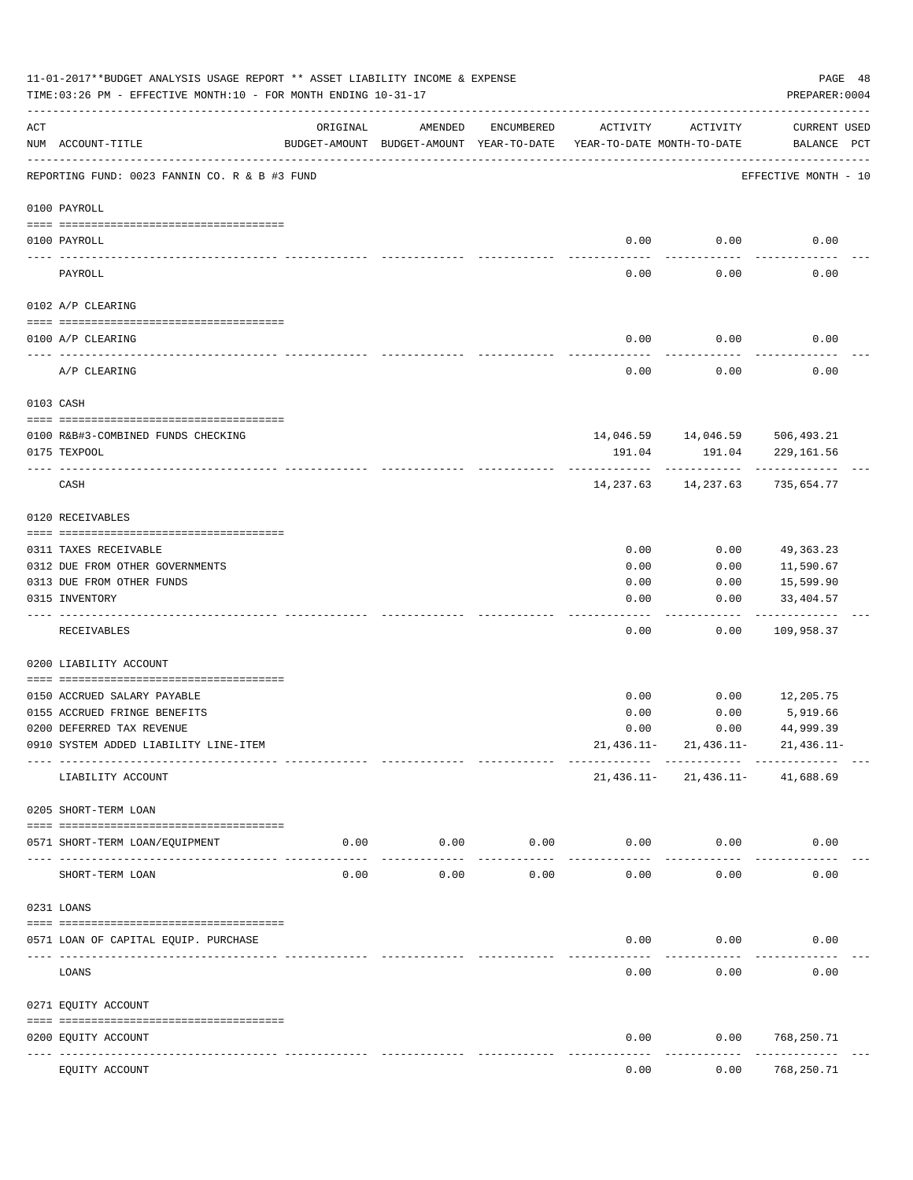11-01-2017**BUDGET ANALYSIS USAGE REPORT ** ASSET LIABILITY INCOME & EXPENSE

TIME:03:26 PM - EFFECTIVE MONTH:10 - FOR MONTH ENDING 10-31-17

PREPARER:0004

REPORTING FUND: 0023 FANNIN CO. R & B #3 FUND — EFFECTIVE MONTH - 10

| ACT NUM | ACCOUNT-TITLE | ORIGINAL BUDGET-AMOUNT | AMENDED BUDGET-AMOUNT | ENCUMBERED YEAR-TO-DATE | ACTIVITY YEAR-TO-DATE | ACTIVITY MONTH-TO-DATE | CURRENT USED BALANCE | PCT |
|---|---|---|---|---|---|---|---|---|
| **0100 PAYROLL** | | | | | | | | |
| 0100 | PAYROLL | | | | 0.00 | 0.00 | 0.00 | |
| | PAYROLL | | | | 0.00 | 0.00 | 0.00 | |
| **0102 A/P CLEARING** | | | | | | | | |
| 0100 | A/P CLEARING | | | | 0.00 | 0.00 | 0.00 | |
| | A/P CLEARING | | | | 0.00 | 0.00 | 0.00 | |
| **0103 CASH** | | | | | | | | |
| 0100 | R&B#3-COMBINED FUNDS CHECKING | | | | 14,046.59 | 14,046.59 | 506,493.21 | |
| 0175 | TEXPOOL | | | | 191.04 | 191.04 | 229,161.56 | |
| | CASH | | | | 14,237.63 | 14,237.63 | 735,654.77 | |
| **0120 RECEIVABLES** | | | | | | | | |
| 0311 | TAXES RECEIVABLE | | | | 0.00 | 0.00 | 49,363.23 | |
| 0312 | DUE FROM OTHER GOVERNMENTS | | | | 0.00 | 0.00 | 11,590.67 | |
| 0313 | DUE FROM OTHER FUNDS | | | | 0.00 | 0.00 | 15,599.90 | |
| 0315 | INVENTORY | | | | 0.00 | 0.00 | 33,404.57 | |
| | RECEIVABLES | | | | 0.00 | 0.00 | 109,958.37 | |
| **0200 LIABILITY ACCOUNT** | | | | | | | | |
| 0150 | ACCRUED SALARY PAYABLE | | | | 0.00 | 0.00 | 12,205.75 | |
| 0155 | ACCRUED FRINGE BENEFITS | | | | 0.00 | 0.00 | 5,919.66 | |
| 0200 | DEFERRED TAX REVENUE | | | | 0.00 | 0.00 | 44,999.39 | |
| 0910 | SYSTEM ADDED LIABILITY LINE-ITEM | | | | 21,436.11- | 21,436.11- | 21,436.11- | |
| | LIABILITY ACCOUNT | | | | 21,436.11- | 21,436.11- | 41,688.69 | |
| **0205 SHORT-TERM LOAN** | | | | | | | | |
| 0571 | SHORT-TERM LOAN/EQUIPMENT | 0.00 | 0.00 | 0.00 | 0.00 | 0.00 | 0.00 | |
| | SHORT-TERM LOAN | 0.00 | 0.00 | 0.00 | 0.00 | 0.00 | 0.00 | |
| **0231 LOANS** | | | | | | | | |
| 0571 | LOAN OF CAPITAL EQUIP. PURCHASE | | | | 0.00 | 0.00 | 0.00 | |
| | LOANS | | | | 0.00 | 0.00 | 0.00 | |
| **0271 EQUITY ACCOUNT** | | | | | | | | |
| 0200 | EQUITY ACCOUNT | | | | 0.00 | 0.00 | 768,250.71 | |
| | EQUITY ACCOUNT | | | | 0.00 | 0.00 | 768,250.71 | |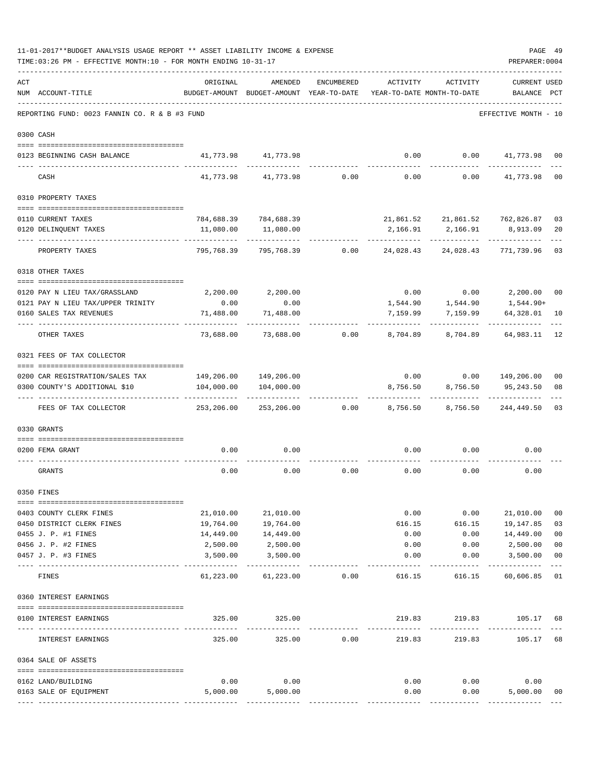11-01-2017**BUDGET ANALYSIS USAGE REPORT ** ASSET LIABILITY INCOME & EXPENSE

TIME:03:26 PM - EFFECTIVE MONTH:10 - FOR MONTH ENDING 10-31-17

PREPARER:0004

REPORTING FUND: 0023 FANNIN CO. R & B #3 FUND — EFFECTIVE MONTH - 10

| ACT NUM | ACCOUNT-TITLE | ORIGINAL BUDGET-AMOUNT | AMENDED BUDGET-AMOUNT | ENCUMBERED YEAR-TO-DATE | ACTIVITY YEAR-TO-DATE | ACTIVITY MONTH-TO-DATE | CURRENT BALANCE | USED PCT |
|---|---|---|---|---|---|---|---|---|
| **0300** | **CASH** | | | | | | | |
| 0123 | BEGINNING CASH BALANCE | 41,773.98 | 41,773.98 | | 0.00 | 0.00 | 41,773.98 | 00 |
| | CASH | 41,773.98 | 41,773.98 | 0.00 | 0.00 | 0.00 | 41,773.98 | 00 |
| **0310** | **PROPERTY TAXES** | | | | | | | |
| 0110 | CURRENT TAXES | 784,688.39 | 784,688.39 | | 21,861.52 | 21,861.52 | 762,826.87 | 03 |
| 0120 | DELINQUENT TAXES | 11,080.00 | 11,080.00 | | 2,166.91 | 2,166.91 | 8,913.09 | 20 |
| | PROPERTY TAXES | 795,768.39 | 795,768.39 | 0.00 | 24,028.43 | 24,028.43 | 771,739.96 | 03 |
| **0318** | **OTHER TAXES** | | | | | | | |
| 0120 | PAY N LIEU TAX/GRASSLAND | 2,200.00 | 2,200.00 | | 0.00 | 0.00 | 2,200.00 | 00 |
| 0121 | PAY N LIEU TAX/UPPER TRINITY | 0.00 | 0.00 | | 1,544.90 | 1,544.90 | 1,544.90+ | |
| 0160 | SALES TAX REVENUES | 71,488.00 | 71,488.00 | | 7,159.99 | 7,159.99 | 64,328.01 | 10 |
| | OTHER TAXES | 73,688.00 | 73,688.00 | 0.00 | 8,704.89 | 8,704.89 | 64,983.11 | 12 |
| **0321** | **FEES OF TAX COLLECTOR** | | | | | | | |
| 0200 | CAR REGISTRATION/SALES TAX | 149,206.00 | 149,206.00 | | 0.00 | 0.00 | 149,206.00 | 00 |
| 0300 | COUNTY'S ADDITIONAL $10 | 104,000.00 | 104,000.00 | | 8,756.50 | 8,756.50 | 95,243.50 | 08 |
| | FEES OF TAX COLLECTOR | 253,206.00 | 253,206.00 | 0.00 | 8,756.50 | 8,756.50 | 244,449.50 | 03 |
| **0330** | **GRANTS** | | | | | | | |
| 0200 | FEMA GRANT | 0.00 | 0.00 | | 0.00 | 0.00 | 0.00 | |
| | GRANTS | 0.00 | 0.00 | 0.00 | 0.00 | 0.00 | 0.00 | |
| **0350** | **FINES** | | | | | | | |
| 0403 | COUNTY CLERK FINES | 21,010.00 | 21,010.00 | | 0.00 | 0.00 | 21,010.00 | 00 |
| 0450 | DISTRICT CLERK FINES | 19,764.00 | 19,764.00 | | 616.15 | 616.15 | 19,147.85 | 03 |
| 0455 | J. P. #1 FINES | 14,449.00 | 14,449.00 | | 0.00 | 0.00 | 14,449.00 | 00 |
| 0456 | J. P. #2 FINES | 2,500.00 | 2,500.00 | | 0.00 | 0.00 | 2,500.00 | 00 |
| 0457 | J. P. #3 FINES | 3,500.00 | 3,500.00 | | 0.00 | 0.00 | 3,500.00 | 00 |
| | FINES | 61,223.00 | 61,223.00 | 0.00 | 616.15 | 616.15 | 60,606.85 | 01 |
| **0360** | **INTEREST EARNINGS** | | | | | | | |
| 0100 | INTEREST EARNINGS | 325.00 | 325.00 | | 219.83 | 219.83 | 105.17 | 68 |
| | INTEREST EARNINGS | 325.00 | 325.00 | 0.00 | 219.83 | 219.83 | 105.17 | 68 |
| **0364** | **SALE OF ASSETS** | | | | | | | |
| 0162 | LAND/BUILDING | 0.00 | 0.00 | | 0.00 | 0.00 | 0.00 | |
| 0163 | SALE OF EQUIPMENT | 5,000.00 | 5,000.00 | | 0.00 | 0.00 | 5,000.00 | 00 |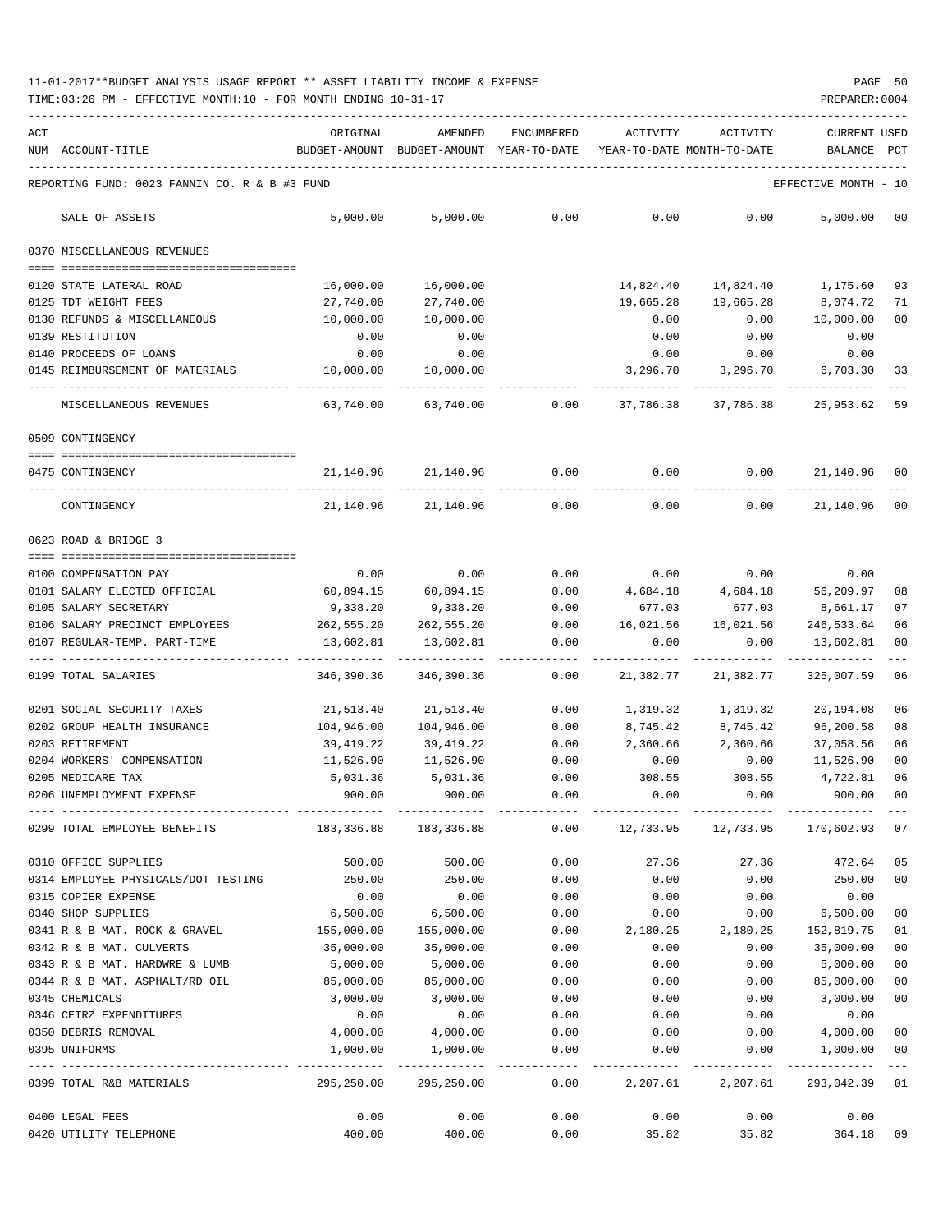11-01-2017**BUDGET ANALYSIS USAGE REPORT ** ASSET LIABILITY INCOME & EXPENSE

TIME:03:26 PM - EFFECTIVE MONTH:10 - FOR MONTH ENDING 10-31-17

PREPARER:0004

| ACT NUM ACCOUNT-TITLE | ORIGINAL BUDGET-AMOUNT | AMENDED BUDGET-AMOUNT | ENCUMBERED YEAR-TO-DATE | ACTIVITY YEAR-TO-DATE | ACTIVITY MONTH-TO-DATE | CURRENT BALANCE | USED PCT |
|---|---|---|---|---|---|---|---|
| REPORTING FUND: 0023 FANNIN CO. R & B #3 FUND | | | | | | EFFECTIVE MONTH - 10 | |
| SALE OF ASSETS | 5,000.00 | 5,000.00 | 0.00 | 0.00 | 0.00 | 5,000.00 | 00 |
| 0370 MISCELLANEOUS REVENUES | | | | | | | |
| 0120 STATE LATERAL ROAD | 16,000.00 | 16,000.00 | | 14,824.40 | 14,824.40 | 1,175.60 | 93 |
| 0125 TDT WEIGHT FEES | 27,740.00 | 27,740.00 | | 19,665.28 | 19,665.28 | 8,074.72 | 71 |
| 0130 REFUNDS & MISCELLANEOUS | 10,000.00 | 10,000.00 | | 0.00 | 0.00 | 10,000.00 | 00 |
| 0139 RESTITUTION | 0.00 | 0.00 | | 0.00 | 0.00 | 0.00 | |
| 0140 PROCEEDS OF LOANS | 0.00 | 0.00 | | 0.00 | 0.00 | 0.00 | |
| 0145 REIMBURSEMENT OF MATERIALS | 10,000.00 | 10,000.00 | | 3,296.70 | 3,296.70 | 6,703.30 | 33 |
| MISCELLANEOUS REVENUES | 63,740.00 | 63,740.00 | 0.00 | 37,786.38 | 37,786.38 | 25,953.62 | 59 |
| 0509 CONTINGENCY | | | | | | | |
| 0475 CONTINGENCY | 21,140.96 | 21,140.96 | 0.00 | 0.00 | 0.00 | 21,140.96 | 00 |
| CONTINGENCY | 21,140.96 | 21,140.96 | 0.00 | 0.00 | 0.00 | 21,140.96 | 00 |
| 0623 ROAD & BRIDGE 3 | | | | | | | |
| 0100 COMPENSATION PAY | 0.00 | 0.00 | 0.00 | 0.00 | 0.00 | 0.00 | |
| 0101 SALARY ELECTED OFFICIAL | 60,894.15 | 60,894.15 | 0.00 | 4,684.18 | 4,684.18 | 56,209.97 | 08 |
| 0105 SALARY SECRETARY | 9,338.20 | 9,338.20 | 0.00 | 677.03 | 677.03 | 8,661.17 | 07 |
| 0106 SALARY PRECINCT EMPLOYEES | 262,555.20 | 262,555.20 | 0.00 | 16,021.56 | 16,021.56 | 246,533.64 | 06 |
| 0107 REGULAR-TEMP. PART-TIME | 13,602.81 | 13,602.81 | 0.00 | 0.00 | 0.00 | 13,602.81 | 00 |
| 0199 TOTAL SALARIES | 346,390.36 | 346,390.36 | 0.00 | 21,382.77 | 21,382.77 | 325,007.59 | 06 |
| 0201 SOCIAL SECURITY TAXES | 21,513.40 | 21,513.40 | 0.00 | 1,319.32 | 1,319.32 | 20,194.08 | 06 |
| 0202 GROUP HEALTH INSURANCE | 104,946.00 | 104,946.00 | 0.00 | 8,745.42 | 8,745.42 | 96,200.58 | 08 |
| 0203 RETIREMENT | 39,419.22 | 39,419.22 | 0.00 | 2,360.66 | 2,360.66 | 37,058.56 | 06 |
| 0204 WORKERS' COMPENSATION | 11,526.90 | 11,526.90 | 0.00 | 0.00 | 0.00 | 11,526.90 | 00 |
| 0205 MEDICARE TAX | 5,031.36 | 5,031.36 | 0.00 | 308.55 | 308.55 | 4,722.81 | 06 |
| 0206 UNEMPLOYMENT EXPENSE | 900.00 | 900.00 | 0.00 | 0.00 | 0.00 | 900.00 | 00 |
| 0299 TOTAL EMPLOYEE BENEFITS | 183,336.88 | 183,336.88 | 0.00 | 12,733.95 | 12,733.95 | 170,602.93 | 07 |
| 0310 OFFICE SUPPLIES | 500.00 | 500.00 | 0.00 | 27.36 | 27.36 | 472.64 | 05 |
| 0314 EMPLOYEE PHYSICALS/DOT TESTING | 250.00 | 250.00 | 0.00 | 0.00 | 0.00 | 250.00 | 00 |
| 0315 COPIER EXPENSE | 0.00 | 0.00 | 0.00 | 0.00 | 0.00 | 0.00 | |
| 0340 SHOP SUPPLIES | 6,500.00 | 6,500.00 | 0.00 | 0.00 | 0.00 | 6,500.00 | 00 |
| 0341 R & B MAT. ROCK & GRAVEL | 155,000.00 | 155,000.00 | 0.00 | 2,180.25 | 2,180.25 | 152,819.75 | 01 |
| 0342 R & B MAT. CULVERTS | 35,000.00 | 35,000.00 | 0.00 | 0.00 | 0.00 | 35,000.00 | 00 |
| 0343 R & B MAT. HARDWRE & LUMB | 5,000.00 | 5,000.00 | 0.00 | 0.00 | 0.00 | 5,000.00 | 00 |
| 0344 R & B MAT. ASPHALT/RD OIL | 85,000.00 | 85,000.00 | 0.00 | 0.00 | 0.00 | 85,000.00 | 00 |
| 0345 CHEMICALS | 3,000.00 | 3,000.00 | 0.00 | 0.00 | 0.00 | 3,000.00 | 00 |
| 0346 CETRZ EXPENDITURES | 0.00 | 0.00 | 0.00 | 0.00 | 0.00 | 0.00 | |
| 0350 DEBRIS REMOVAL | 4,000.00 | 4,000.00 | 0.00 | 0.00 | 0.00 | 4,000.00 | 00 |
| 0395 UNIFORMS | 1,000.00 | 1,000.00 | 0.00 | 0.00 | 0.00 | 1,000.00 | 00 |
| 0399 TOTAL R&B MATERIALS | 295,250.00 | 295,250.00 | 0.00 | 2,207.61 | 2,207.61 | 293,042.39 | 01 |
| 0400 LEGAL FEES | 0.00 | 0.00 | 0.00 | 0.00 | 0.00 | 0.00 | |
| 0420 UTILITY TELEPHONE | 400.00 | 400.00 | 0.00 | 35.82 | 35.82 | 364.18 | 09 |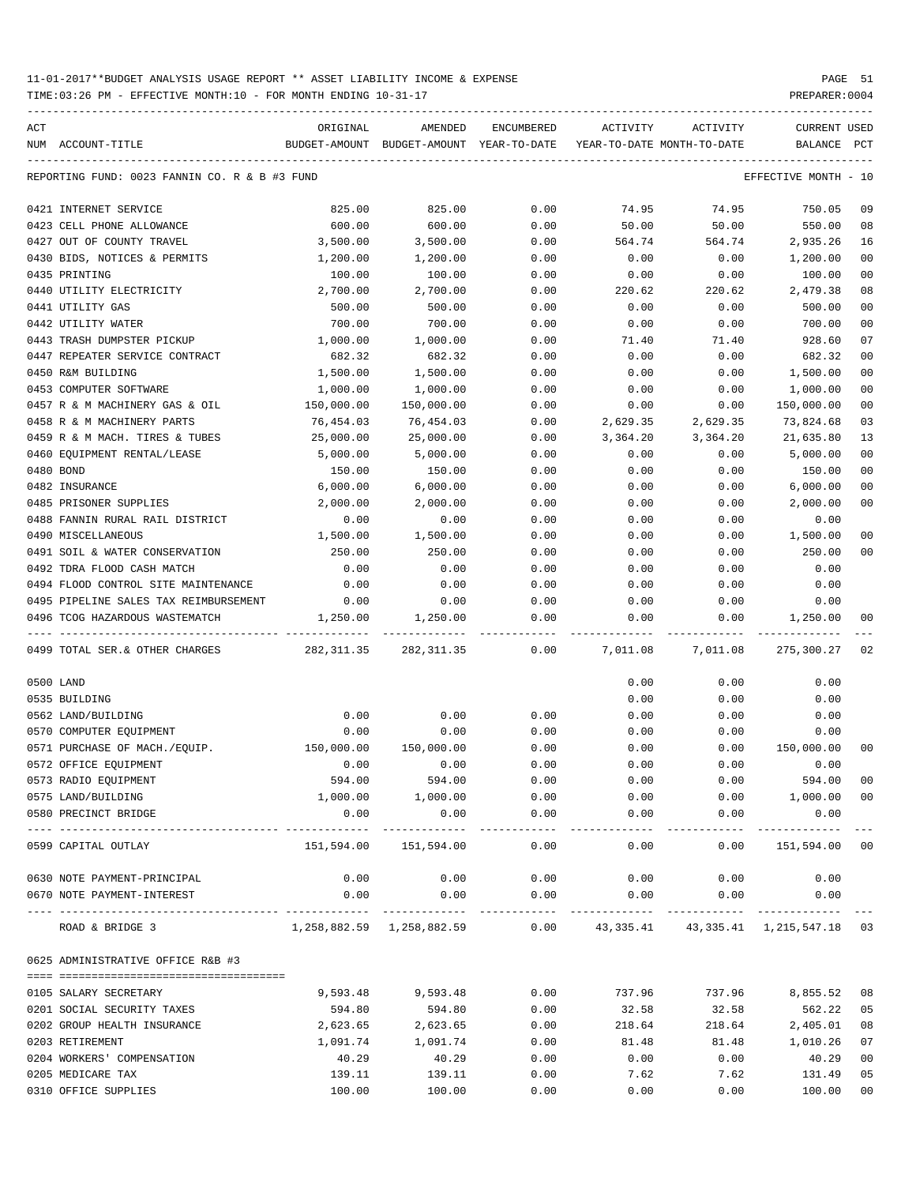11-01-2017**BUDGET ANALYSIS USAGE REPORT ** ASSET LIABILITY INCOME & EXPENSE

TIME:03:26 PM - EFFECTIVE MONTH:10 - FOR MONTH ENDING 10-31-17

PREPARER:0004

REPORTING FUND: 0023 FANNIN CO. R & B #3 FUND — EFFECTIVE MONTH - 10

| ACT NUM | ACCOUNT-TITLE | ORIGINAL BUDGET-AMOUNT | AMENDED BUDGET-AMOUNT | ENCUMBERED YEAR-TO-DATE | ACTIVITY YEAR-TO-DATE | ACTIVITY MONTH-TO-DATE | CURRENT BALANCE | USED PCT |
|---|---|---|---|---|---|---|---|---|
| 0421 | INTERNET SERVICE | 825.00 | 825.00 | 0.00 | 74.95 | 74.95 | 750.05 | 09 |
| 0423 | CELL PHONE ALLOWANCE | 600.00 | 600.00 | 0.00 | 50.00 | 50.00 | 550.00 | 08 |
| 0427 | OUT OF COUNTY TRAVEL | 3,500.00 | 3,500.00 | 0.00 | 564.74 | 564.74 | 2,935.26 | 16 |
| 0430 | BIDS, NOTICES & PERMITS | 1,200.00 | 1,200.00 | 0.00 | 0.00 | 0.00 | 1,200.00 | 00 |
| 0435 | PRINTING | 100.00 | 100.00 | 0.00 | 0.00 | 0.00 | 100.00 | 00 |
| 0440 | UTILITY ELECTRICITY | 2,700.00 | 2,700.00 | 0.00 | 220.62 | 220.62 | 2,479.38 | 08 |
| 0441 | UTILITY GAS | 500.00 | 500.00 | 0.00 | 0.00 | 0.00 | 500.00 | 00 |
| 0442 | UTILITY WATER | 700.00 | 700.00 | 0.00 | 0.00 | 0.00 | 700.00 | 00 |
| 0443 | TRASH DUMPSTER PICKUP | 1,000.00 | 1,000.00 | 0.00 | 71.40 | 71.40 | 928.60 | 07 |
| 0447 | REPEATER SERVICE CONTRACT | 682.32 | 682.32 | 0.00 | 0.00 | 0.00 | 682.32 | 00 |
| 0450 | R&M BUILDING | 1,500.00 | 1,500.00 | 0.00 | 0.00 | 0.00 | 1,500.00 | 00 |
| 0453 | COMPUTER SOFTWARE | 1,000.00 | 1,000.00 | 0.00 | 0.00 | 0.00 | 1,000.00 | 00 |
| 0457 | R & M MACHINERY GAS & OIL | 150,000.00 | 150,000.00 | 0.00 | 0.00 | 0.00 | 150,000.00 | 00 |
| 0458 | R & M MACHINERY PARTS | 76,454.03 | 76,454.03 | 0.00 | 2,629.35 | 2,629.35 | 73,824.68 | 03 |
| 0459 | R & M MACH. TIRES & TUBES | 25,000.00 | 25,000.00 | 0.00 | 3,364.20 | 3,364.20 | 21,635.80 | 13 |
| 0460 | EQUIPMENT RENTAL/LEASE | 5,000.00 | 5,000.00 | 0.00 | 0.00 | 0.00 | 5,000.00 | 00 |
| 0480 | BOND | 150.00 | 150.00 | 0.00 | 0.00 | 0.00 | 150.00 | 00 |
| 0482 | INSURANCE | 6,000.00 | 6,000.00 | 0.00 | 0.00 | 0.00 | 6,000.00 | 00 |
| 0485 | PRISONER SUPPLIES | 2,000.00 | 2,000.00 | 0.00 | 0.00 | 0.00 | 2,000.00 | 00 |
| 0488 | FANNIN RURAL RAIL DISTRICT | 0.00 | 0.00 | 0.00 | 0.00 | 0.00 | 0.00 | |
| 0490 | MISCELLANEOUS | 1,500.00 | 1,500.00 | 0.00 | 0.00 | 0.00 | 1,500.00 | 00 |
| 0491 | SOIL & WATER CONSERVATION | 250.00 | 250.00 | 0.00 | 0.00 | 0.00 | 250.00 | 00 |
| 0492 | TDRA FLOOD CASH MATCH | 0.00 | 0.00 | 0.00 | 0.00 | 0.00 | 0.00 | |
| 0494 | FLOOD CONTROL SITE MAINTENANCE | 0.00 | 0.00 | 0.00 | 0.00 | 0.00 | 0.00 | |
| 0495 | PIPELINE SALES TAX REIMBURSEMENT | 0.00 | 0.00 | 0.00 | 0.00 | 0.00 | 0.00 | |
| 0496 | TCOG HAZARDOUS WASTEMATCH | 1,250.00 | 1,250.00 | 0.00 | 0.00 | 0.00 | 1,250.00 | 00 |
| 0499 | TOTAL SER.& OTHER CHARGES | 282,311.35 | 282,311.35 | 0.00 | 7,011.08 | 7,011.08 | 275,300.27 | 02 |
| 0500 | LAND | | | | 0.00 | 0.00 | 0.00 | |
| 0535 | BUILDING | | | | 0.00 | 0.00 | 0.00 | |
| 0562 | LAND/BUILDING | 0.00 | 0.00 | 0.00 | 0.00 | 0.00 | 0.00 | |
| 0570 | COMPUTER EQUIPMENT | 0.00 | 0.00 | 0.00 | 0.00 | 0.00 | 0.00 | |
| 0571 | PURCHASE OF MACH./EQUIP. | 150,000.00 | 150,000.00 | 0.00 | 0.00 | 0.00 | 150,000.00 | 00 |
| 0572 | OFFICE EQUIPMENT | 0.00 | 0.00 | 0.00 | 0.00 | 0.00 | 0.00 | |
| 0573 | RADIO EQUIPMENT | 594.00 | 594.00 | 0.00 | 0.00 | 0.00 | 594.00 | 00 |
| 0575 | LAND/BUILDING | 1,000.00 | 1,000.00 | 0.00 | 0.00 | 0.00 | 1,000.00 | 00 |
| 0580 | PRECINCT BRIDGE | 0.00 | 0.00 | 0.00 | 0.00 | 0.00 | 0.00 | |
| 0599 | CAPITAL OUTLAY | 151,594.00 | 151,594.00 | 0.00 | 0.00 | 0.00 | 151,594.00 | 00 |
| 0630 | NOTE PAYMENT-PRINCIPAL | 0.00 | 0.00 | 0.00 | 0.00 | 0.00 | 0.00 | |
| 0670 | NOTE PAYMENT-INTEREST | 0.00 | 0.00 | 0.00 | 0.00 | 0.00 | 0.00 | |
| | ROAD & BRIDGE 3 | 1,258,882.59 | 1,258,882.59 | 0.00 | 43,335.41 | 43,335.41 | 1,215,547.18 | 03 |

0625 ADMINISTRATIVE OFFICE R&B #3

| ACT NUM | ACCOUNT-TITLE | ORIGINAL BUDGET-AMOUNT | AMENDED BUDGET-AMOUNT | ENCUMBERED YEAR-TO-DATE | ACTIVITY YEAR-TO-DATE | ACTIVITY MONTH-TO-DATE | CURRENT BALANCE | USED PCT |
|---|---|---|---|---|---|---|---|---|
| 0105 | SALARY SECRETARY | 9,593.48 | 9,593.48 | 0.00 | 737.96 | 737.96 | 8,855.52 | 08 |
| 0201 | SOCIAL SECURITY TAXES | 594.80 | 594.80 | 0.00 | 32.58 | 32.58 | 562.22 | 05 |
| 0202 | GROUP HEALTH INSURANCE | 2,623.65 | 2,623.65 | 0.00 | 218.64 | 218.64 | 2,405.01 | 08 |
| 0203 | RETIREMENT | 1,091.74 | 1,091.74 | 0.00 | 81.48 | 81.48 | 1,010.26 | 07 |
| 0204 | WORKERS' COMPENSATION | 40.29 | 40.29 | 0.00 | 0.00 | 0.00 | 40.29 | 00 |
| 0205 | MEDICARE TAX | 139.11 | 139.11 | 0.00 | 7.62 | 7.62 | 131.49 | 05 |
| 0310 | OFFICE SUPPLIES | 100.00 | 100.00 | 0.00 | 0.00 | 0.00 | 100.00 | 00 |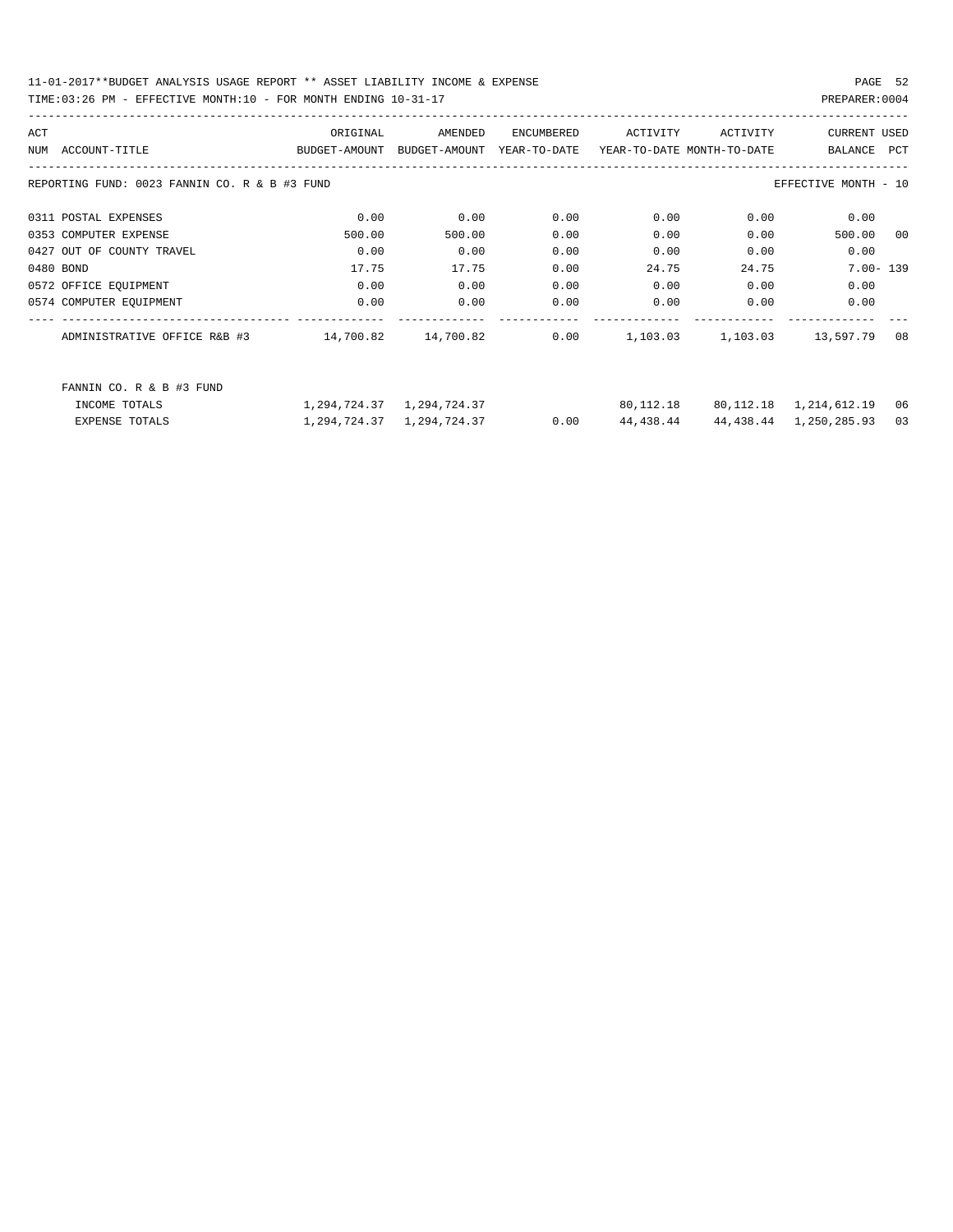11-01-2017**BUDGET ANALYSIS USAGE REPORT ** ASSET LIABILITY INCOME & EXPENSE

TIME:03:26 PM - EFFECTIVE MONTH:10 - FOR MONTH ENDING 10-31-17

PREPARER:0004

| ACT NUM | ACCOUNT-TITLE | ORIGINAL BUDGET-AMOUNT | AMENDED BUDGET-AMOUNT | ENCUMBERED YEAR-TO-DATE | ACTIVITY YEAR-TO-DATE | ACTIVITY MONTH-TO-DATE | CURRENT BALANCE | USED PCT |
|---|---|---|---|---|---|---|---|---|
| REPORTING FUND: 0023 FANNIN CO. R & B #3 FUND | | | | | | | EFFECTIVE MONTH - 10 | |
| 0311 | POSTAL EXPENSES | 0.00 | 0.00 | 0.00 | 0.00 | 0.00 | 0.00 | |
| 0353 | COMPUTER EXPENSE | 500.00 | 500.00 | 0.00 | 0.00 | 0.00 | 500.00 | 00 |
| 0427 | OUT OF COUNTY TRAVEL | 0.00 | 0.00 | 0.00 | 0.00 | 0.00 | 0.00 | |
| 0480 | BOND | 17.75 | 17.75 | 0.00 | 24.75 | 24.75 | 7.00- | 139 |
| 0572 | OFFICE EQUIPMENT | 0.00 | 0.00 | 0.00 | 0.00 | 0.00 | 0.00 | |
| 0574 | COMPUTER EQUIPMENT | 0.00 | 0.00 | 0.00 | 0.00 | 0.00 | 0.00 | |
| | ADMINISTRATIVE OFFICE R&B #3 | 14,700.82 | 14,700.82 | 0.00 | 1,103.03 | 1,103.03 | 13,597.79 | 08 |
| | FANNIN CO. R & B #3 FUND | | | | | | | |
| | INCOME TOTALS | 1,294,724.37 | 1,294,724.37 | | 80,112.18 | 80,112.18 | 1,214,612.19 | 06 |
| | EXPENSE TOTALS | 1,294,724.37 | 1,294,724.37 | 0.00 | 44,438.44 | 44,438.44 | 1,250,285.93 | 03 |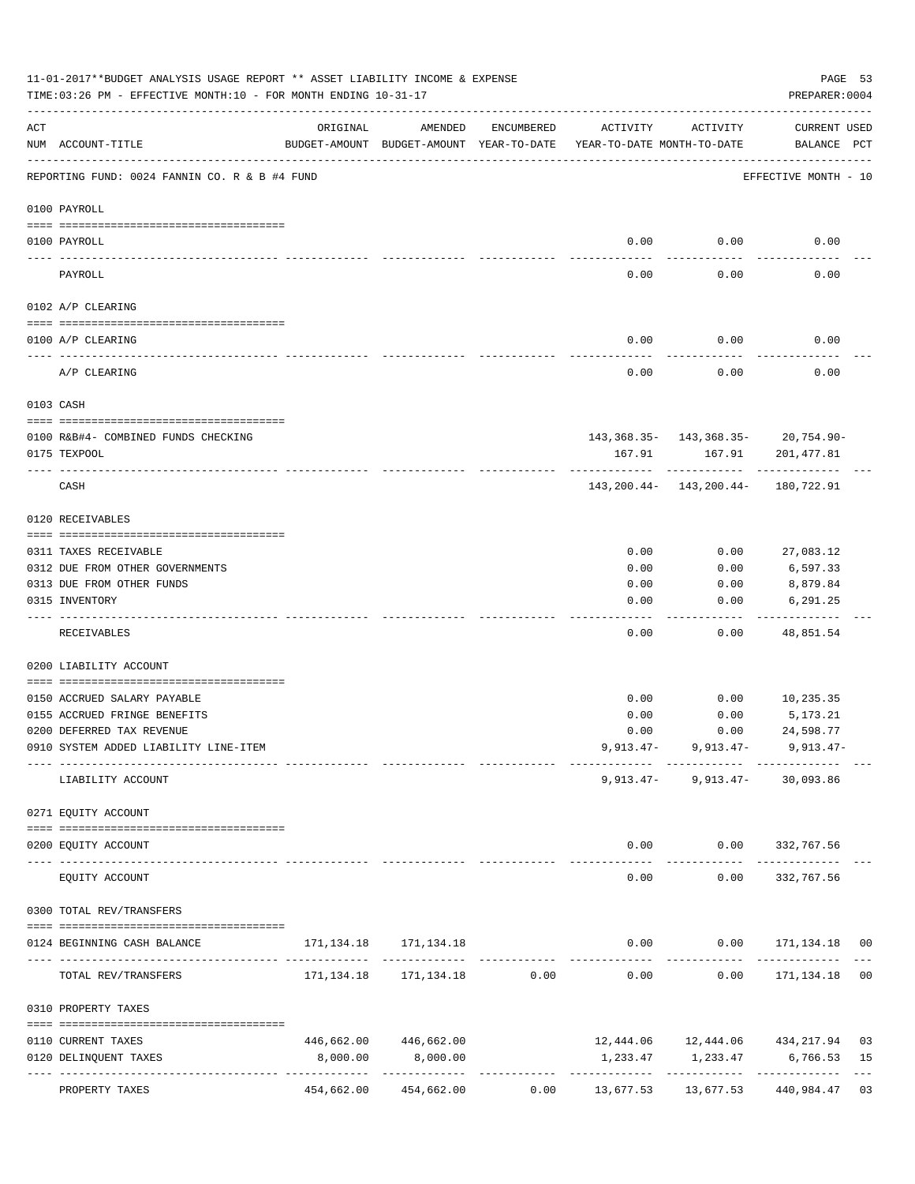11-01-2017**BUDGET ANALYSIS USAGE REPORT ** ASSET LIABILITY INCOME & EXPENSE

TIME:03:26 PM - EFFECTIVE MONTH:10 - FOR MONTH ENDING 10-31-17

PREPARER:0004

| ACT NUM | ACCOUNT-TITLE | ORIGINAL BUDGET-AMOUNT | AMENDED BUDGET-AMOUNT | ENCUMBERED YEAR-TO-DATE | ACTIVITY YEAR-TO-DATE | ACTIVITY MONTH-TO-DATE | CURRENT USED BALANCE | PCT |
|---|---|---|---|---|---|---|---|---|
| | REPORTING FUND: 0024 FANNIN CO. R & B #4 FUND | | | | | | EFFECTIVE MONTH - 10 | |
| | **0100 PAYROLL** | | | | | | | |
| 0100 | PAYROLL | | | | 0.00 | 0.00 | 0.00 | |
| | PAYROLL | | | | 0.00 | 0.00 | 0.00 | |
| | **0102 A/P CLEARING** | | | | | | | |
| 0100 | A/P CLEARING | | | | 0.00 | 0.00 | 0.00 | |
| | A/P CLEARING | | | | 0.00 | 0.00 | 0.00 | |
| | **0103 CASH** | | | | | | | |
| 0100 | R&B#4- COMBINED FUNDS CHECKING | | | | 143,368.35- | 143,368.35- | 20,754.90- | |
| 0175 | TEXPOOL | | | | 167.91 | 167.91 | 201,477.81 | |
| | CASH | | | | 143,200.44- | 143,200.44- | 180,722.91 | |
| | **0120 RECEIVABLES** | | | | | | | |
| 0311 | TAXES RECEIVABLE | | | | 0.00 | 0.00 | 27,083.12 | |
| 0312 | DUE FROM OTHER GOVERNMENTS | | | | 0.00 | 0.00 | 6,597.33 | |
| 0313 | DUE FROM OTHER FUNDS | | | | 0.00 | 0.00 | 8,879.84 | |
| 0315 | INVENTORY | | | | 0.00 | 0.00 | 6,291.25 | |
| | RECEIVABLES | | | | 0.00 | 0.00 | 48,851.54 | |
| | **0200 LIABILITY ACCOUNT** | | | | | | | |
| 0150 | ACCRUED SALARY PAYABLE | | | | 0.00 | 0.00 | 10,235.35 | |
| 0155 | ACCRUED FRINGE BENEFITS | | | | 0.00 | 0.00 | 5,173.21 | |
| 0200 | DEFERRED TAX REVENUE | | | | 0.00 | 0.00 | 24,598.77 | |
| 0910 | SYSTEM ADDED LIABILITY LINE-ITEM | | | | 9,913.47- | 9,913.47- | 9,913.47- | |
| | LIABILITY ACCOUNT | | | | 9,913.47- | 9,913.47- | 30,093.86 | |
| | **0271 EQUITY ACCOUNT** | | | | | | | |
| 0200 | EQUITY ACCOUNT | | | | 0.00 | 0.00 | 332,767.56 | |
| | EQUITY ACCOUNT | | | | 0.00 | 0.00 | 332,767.56 | |
| | **0300 TOTAL REV/TRANSFERS** | | | | | | | |
| 0124 | BEGINNING CASH BALANCE | 171,134.18 | 171,134.18 | | 0.00 | 0.00 | 171,134.18 | 00 |
| | TOTAL REV/TRANSFERS | 171,134.18 | 171,134.18 | 0.00 | 0.00 | 0.00 | 171,134.18 | 00 |
| | **0310 PROPERTY TAXES** | | | | | | | |
| 0110 | CURRENT TAXES | 446,662.00 | 446,662.00 | | 12,444.06 | 12,444.06 | 434,217.94 | 03 |
| 0120 | DELINQUENT TAXES | 8,000.00 | 8,000.00 | | 1,233.47 | 1,233.47 | 6,766.53 | 15 |
| | PROPERTY TAXES | 454,662.00 | 454,662.00 | 0.00 | 13,677.53 | 13,677.53 | 440,984.47 | 03 |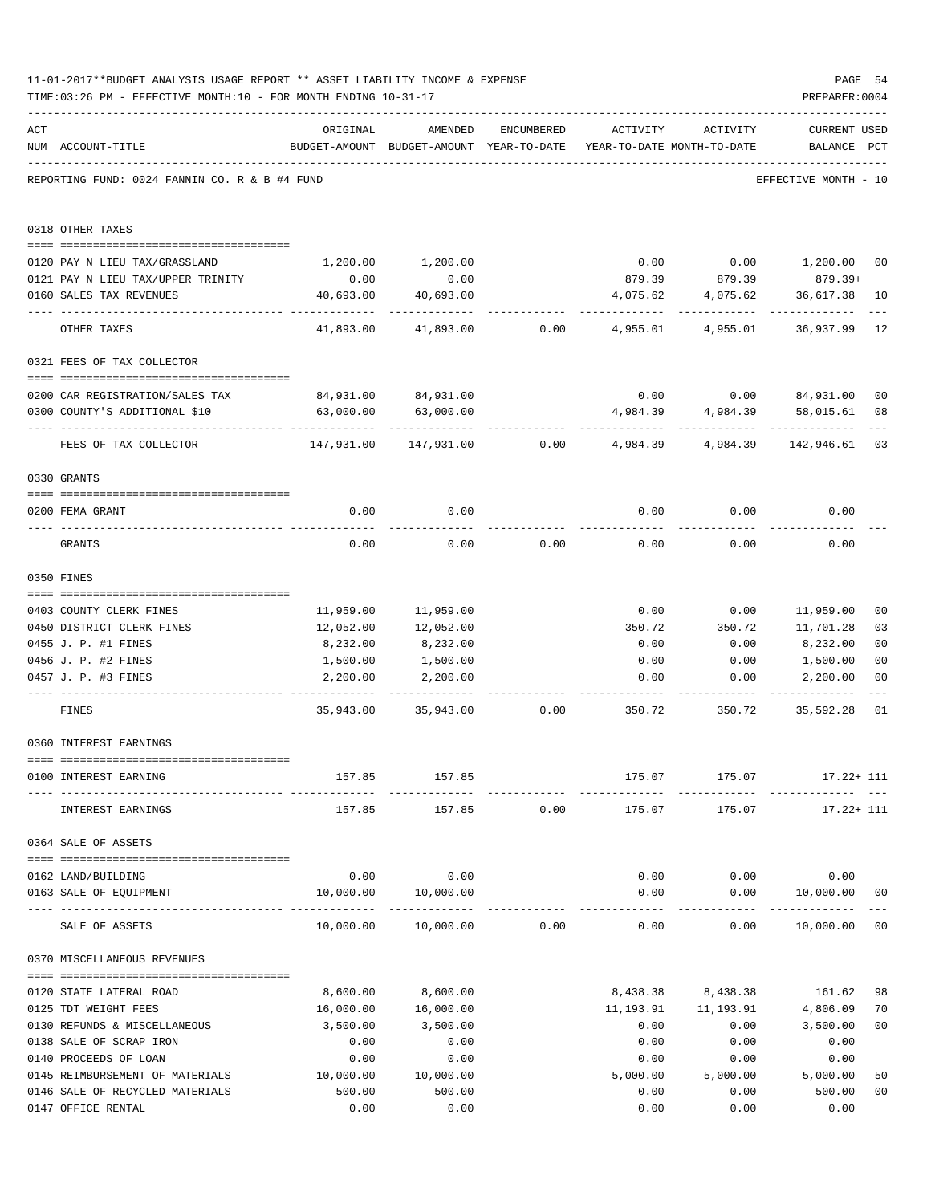11-01-2017**BUDGET ANALYSIS USAGE REPORT ** ASSET LIABILITY INCOME & EXPENSE

TIME:03:26 PM - EFFECTIVE MONTH:10 - FOR MONTH ENDING 10-31-17

PREPARER:0004

| ACT NUM | ACCOUNT-TITLE | ORIGINAL BUDGET-AMOUNT | AMENDED BUDGET-AMOUNT | ENCUMBERED YEAR-TO-DATE | ACTIVITY YEAR-TO-DATE | ACTIVITY MONTH-TO-DATE | CURRENT USED BALANCE | PCT |
|---|---|---|---|---|---|---|---|---|
| | REPORTING FUND: 0024 FANNIN CO. R & B #4 FUND | | | | | | EFFECTIVE MONTH - 10 | |
| | **0318 OTHER TAXES** | | | | | | | |
| 0120 | PAY N LIEU TAX/GRASSLAND | 1,200.00 | 1,200.00 | | 0.00 | 0.00 | 1,200.00 | 00 |
| 0121 | PAY N LIEU TAX/UPPER TRINITY | 0.00 | 0.00 | | 879.39 | 879.39 | 879.39+ | |
| 0160 | SALES TAX REVENUES | 40,693.00 | 40,693.00 | | 4,075.62 | 4,075.62 | 36,617.38 | 10 |
| | OTHER TAXES | 41,893.00 | 41,893.00 | 0.00 | 4,955.01 | 4,955.01 | 36,937.99 | 12 |
| | **0321 FEES OF TAX COLLECTOR** | | | | | | | |
| 0200 | CAR REGISTRATION/SALES TAX | 84,931.00 | 84,931.00 | | 0.00 | 0.00 | 84,931.00 | 00 |
| 0300 | COUNTY'S ADDITIONAL $10 | 63,000.00 | 63,000.00 | | 4,984.39 | 4,984.39 | 58,015.61 | 08 |
| | FEES OF TAX COLLECTOR | 147,931.00 | 147,931.00 | 0.00 | 4,984.39 | 4,984.39 | 142,946.61 | 03 |
| | **0330 GRANTS** | | | | | | | |
| 0200 | FEMA GRANT | 0.00 | 0.00 | | 0.00 | 0.00 | 0.00 | |
| | GRANTS | 0.00 | 0.00 | 0.00 | 0.00 | 0.00 | 0.00 | |
| | **0350 FINES** | | | | | | | |
| 0403 | COUNTY CLERK FINES | 11,959.00 | 11,959.00 | | 0.00 | 0.00 | 11,959.00 | 00 |
| 0450 | DISTRICT CLERK FINES | 12,052.00 | 12,052.00 | | 350.72 | 350.72 | 11,701.28 | 03 |
| 0455 | J. P. #1 FINES | 8,232.00 | 8,232.00 | | 0.00 | 0.00 | 8,232.00 | 00 |
| 0456 | J. P. #2 FINES | 1,500.00 | 1,500.00 | | 0.00 | 0.00 | 1,500.00 | 00 |
| 0457 | J. P. #3 FINES | 2,200.00 | 2,200.00 | | 0.00 | 0.00 | 2,200.00 | 00 |
| | FINES | 35,943.00 | 35,943.00 | 0.00 | 350.72 | 350.72 | 35,592.28 | 01 |
| | **0360 INTEREST EARNINGS** | | | | | | | |
| 0100 | INTEREST EARNING | 157.85 | 157.85 | | 175.07 | 175.07 | 17.22+ | 111 |
| | INTEREST EARNINGS | 157.85 | 157.85 | 0.00 | 175.07 | 175.07 | 17.22+ | 111 |
| | **0364 SALE OF ASSETS** | | | | | | | |
| 0162 | LAND/BUILDING | 0.00 | 0.00 | | 0.00 | 0.00 | 0.00 | |
| 0163 | SALE OF EQUIPMENT | 10,000.00 | 10,000.00 | | 0.00 | 0.00 | 10,000.00 | 00 |
| | SALE OF ASSETS | 10,000.00 | 10,000.00 | 0.00 | 0.00 | 0.00 | 10,000.00 | 00 |
| | **0370 MISCELLANEOUS REVENUES** | | | | | | | |
| 0120 | STATE LATERAL ROAD | 8,600.00 | 8,600.00 | | 8,438.38 | 8,438.38 | 161.62 | 98 |
| 0125 | TDT WEIGHT FEES | 16,000.00 | 16,000.00 | | 11,193.91 | 11,193.91 | 4,806.09 | 70 |
| 0130 | REFUNDS & MISCELLANEOUS | 3,500.00 | 3,500.00 | | 0.00 | 0.00 | 3,500.00 | 00 |
| 0138 | SALE OF SCRAP IRON | 0.00 | 0.00 | | 0.00 | 0.00 | 0.00 | |
| 0140 | PROCEEDS OF LOAN | 0.00 | 0.00 | | 0.00 | 0.00 | 0.00 | |
| 0145 | REIMBURSEMENT OF MATERIALS | 10,000.00 | 10,000.00 | | 5,000.00 | 5,000.00 | 5,000.00 | 50 |
| 0146 | SALE OF RECYCLED MATERIALS | 500.00 | 500.00 | | 0.00 | 0.00 | 500.00 | 00 |
| 0147 | OFFICE RENTAL | 0.00 | 0.00 | | 0.00 | 0.00 | 0.00 | |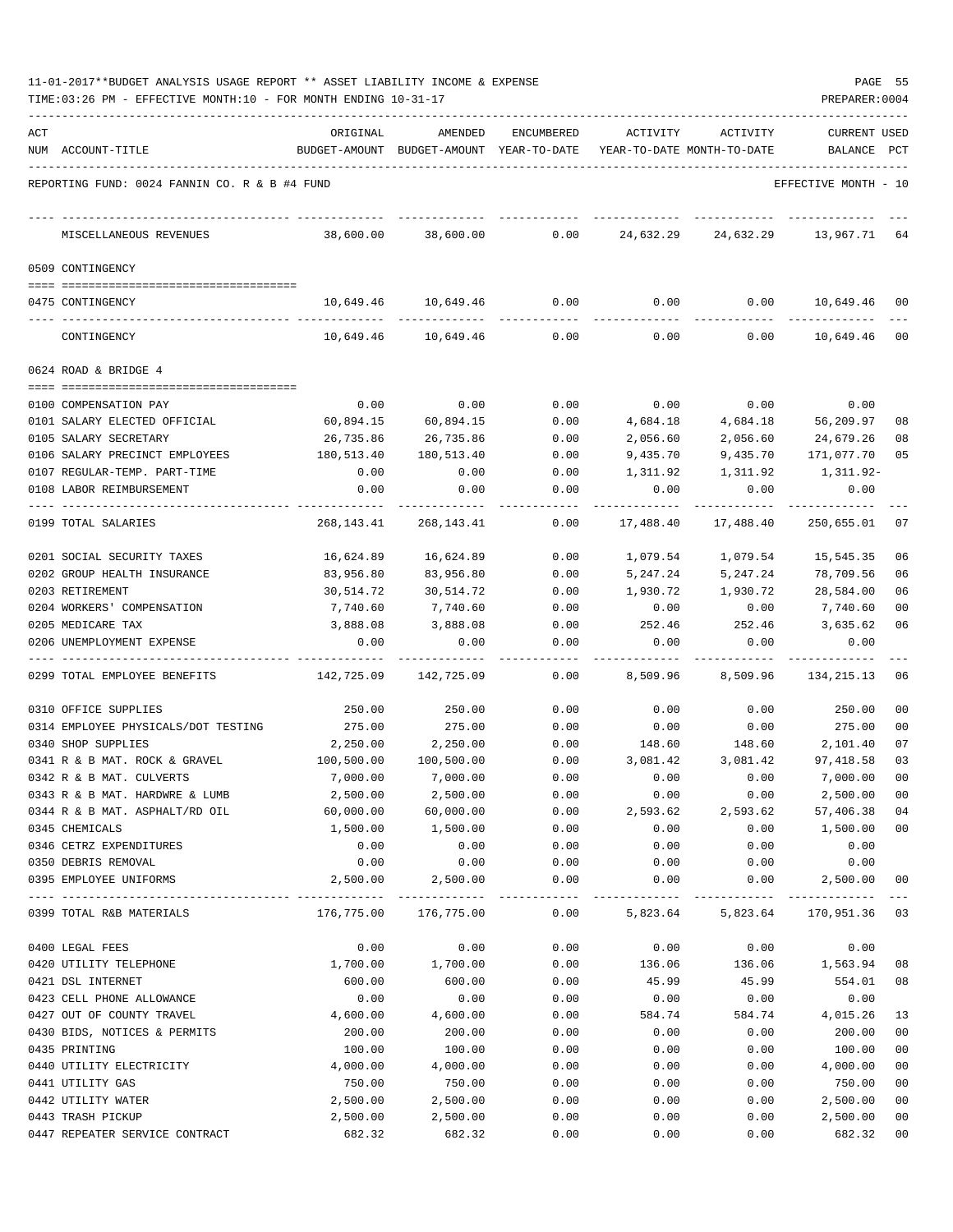11-01-2017**BUDGET ANALYSIS USAGE REPORT ** ASSET LIABILITY INCOME & EXPENSE

TIME:03:26 PM - EFFECTIVE MONTH:10 - FOR MONTH ENDING 10-31-17

PREPARER:0004

REPORTING FUND: 0024 FANNIN CO. R & B #4 FUND

EFFECTIVE MONTH - 10

| ACT NUM | ACCOUNT-TITLE | ORIGINAL BUDGET-AMOUNT | AMENDED BUDGET-AMOUNT | ENCUMBERED YEAR-TO-DATE | ACTIVITY YEAR-TO-DATE | ACTIVITY MONTH-TO-DATE | CURRENT USED BALANCE | PCT |
|---|---|---|---|---|---|---|---|---|
| | MISCELLANEOUS REVENUES | 38,600.00 | 38,600.00 | 0.00 | 24,632.29 | 24,632.29 | 13,967.71 | 64 |
| | **0509 CONTINGENCY** | | | | | | | |
| 0475 | CONTINGENCY | 10,649.46 | 10,649.46 | 0.00 | 0.00 | 0.00 | 10,649.46 | 00 |
| | CONTINGENCY | 10,649.46 | 10,649.46 | 0.00 | 0.00 | 0.00 | 10,649.46 | 00 |
| | **0624 ROAD & BRIDGE 4** | | | | | | | |
| 0100 | COMPENSATION PAY | 0.00 | 0.00 | 0.00 | 0.00 | 0.00 | 0.00 | |
| 0101 | SALARY ELECTED OFFICIAL | 60,894.15 | 60,894.15 | 0.00 | 4,684.18 | 4,684.18 | 56,209.97 | 08 |
| 0105 | SALARY SECRETARY | 26,735.86 | 26,735.86 | 0.00 | 2,056.60 | 2,056.60 | 24,679.26 | 08 |
| 0106 | SALARY PRECINCT EMPLOYEES | 180,513.40 | 180,513.40 | 0.00 | 9,435.70 | 9,435.70 | 171,077.70 | 05 |
| 0107 | REGULAR-TEMP. PART-TIME | 0.00 | 0.00 | 0.00 | 1,311.92 | 1,311.92 | 1,311.92- | |
| 0108 | LABOR REIMBURSEMENT | 0.00 | 0.00 | 0.00 | 0.00 | 0.00 | 0.00 | |
| 0199 | TOTAL SALARIES | 268,143.41 | 268,143.41 | 0.00 | 17,488.40 | 17,488.40 | 250,655.01 | 07 |
| 0201 | SOCIAL SECURITY TAXES | 16,624.89 | 16,624.89 | 0.00 | 1,079.54 | 1,079.54 | 15,545.35 | 06 |
| 0202 | GROUP HEALTH INSURANCE | 83,956.80 | 83,956.80 | 0.00 | 5,247.24 | 5,247.24 | 78,709.56 | 06 |
| 0203 | RETIREMENT | 30,514.72 | 30,514.72 | 0.00 | 1,930.72 | 1,930.72 | 28,584.00 | 06 |
| 0204 | WORKERS' COMPENSATION | 7,740.60 | 7,740.60 | 0.00 | 0.00 | 0.00 | 7,740.60 | 00 |
| 0205 | MEDICARE TAX | 3,888.08 | 3,888.08 | 0.00 | 252.46 | 252.46 | 3,635.62 | 06 |
| 0206 | UNEMPLOYMENT EXPENSE | 0.00 | 0.00 | 0.00 | 0.00 | 0.00 | 0.00 | |
| 0299 | TOTAL EMPLOYEE BENEFITS | 142,725.09 | 142,725.09 | 0.00 | 8,509.96 | 8,509.96 | 134,215.13 | 06 |
| 0310 | OFFICE SUPPLIES | 250.00 | 250.00 | 0.00 | 0.00 | 0.00 | 250.00 | 00 |
| 0314 | EMPLOYEE PHYSICALS/DOT TESTING | 275.00 | 275.00 | 0.00 | 0.00 | 0.00 | 275.00 | 00 |
| 0340 | SHOP SUPPLIES | 2,250.00 | 2,250.00 | 0.00 | 148.60 | 148.60 | 2,101.40 | 07 |
| 0341 | R & B MAT. ROCK & GRAVEL | 100,500.00 | 100,500.00 | 0.00 | 3,081.42 | 3,081.42 | 97,418.58 | 03 |
| 0342 | R & B MAT. CULVERTS | 7,000.00 | 7,000.00 | 0.00 | 0.00 | 0.00 | 7,000.00 | 00 |
| 0343 | R & B MAT. HARDWRE & LUMB | 2,500.00 | 2,500.00 | 0.00 | 0.00 | 0.00 | 2,500.00 | 00 |
| 0344 | R & B MAT. ASPHALT/RD OIL | 60,000.00 | 60,000.00 | 0.00 | 2,593.62 | 2,593.62 | 57,406.38 | 04 |
| 0345 | CHEMICALS | 1,500.00 | 1,500.00 | 0.00 | 0.00 | 0.00 | 1,500.00 | 00 |
| 0346 | CETRZ EXPENDITURES | 0.00 | 0.00 | 0.00 | 0.00 | 0.00 | 0.00 | |
| 0350 | DEBRIS REMOVAL | 0.00 | 0.00 | 0.00 | 0.00 | 0.00 | 0.00 | |
| 0395 | EMPLOYEE UNIFORMS | 2,500.00 | 2,500.00 | 0.00 | 0.00 | 0.00 | 2,500.00 | 00 |
| 0399 | TOTAL R&B MATERIALS | 176,775.00 | 176,775.00 | 0.00 | 5,823.64 | 5,823.64 | 170,951.36 | 03 |
| 0400 | LEGAL FEES | 0.00 | 0.00 | 0.00 | 0.00 | 0.00 | 0.00 | |
| 0420 | UTILITY TELEPHONE | 1,700.00 | 1,700.00 | 0.00 | 136.06 | 136.06 | 1,563.94 | 08 |
| 0421 | DSL INTERNET | 600.00 | 600.00 | 0.00 | 45.99 | 45.99 | 554.01 | 08 |
| 0423 | CELL PHONE ALLOWANCE | 0.00 | 0.00 | 0.00 | 0.00 | 0.00 | 0.00 | |
| 0427 | OUT OF COUNTY TRAVEL | 4,600.00 | 4,600.00 | 0.00 | 584.74 | 584.74 | 4,015.26 | 13 |
| 0430 | BIDS, NOTICES & PERMITS | 200.00 | 200.00 | 0.00 | 0.00 | 0.00 | 200.00 | 00 |
| 0435 | PRINTING | 100.00 | 100.00 | 0.00 | 0.00 | 0.00 | 100.00 | 00 |
| 0440 | UTILITY ELECTRICITY | 4,000.00 | 4,000.00 | 0.00 | 0.00 | 0.00 | 4,000.00 | 00 |
| 0441 | UTILITY GAS | 750.00 | 750.00 | 0.00 | 0.00 | 0.00 | 750.00 | 00 |
| 0442 | UTILITY WATER | 2,500.00 | 2,500.00 | 0.00 | 0.00 | 0.00 | 2,500.00 | 00 |
| 0443 | TRASH PICKUP | 2,500.00 | 2,500.00 | 0.00 | 0.00 | 0.00 | 2,500.00 | 00 |
| 0447 | REPEATER SERVICE CONTRACT | 682.32 | 682.32 | 0.00 | 0.00 | 0.00 | 682.32 | 00 |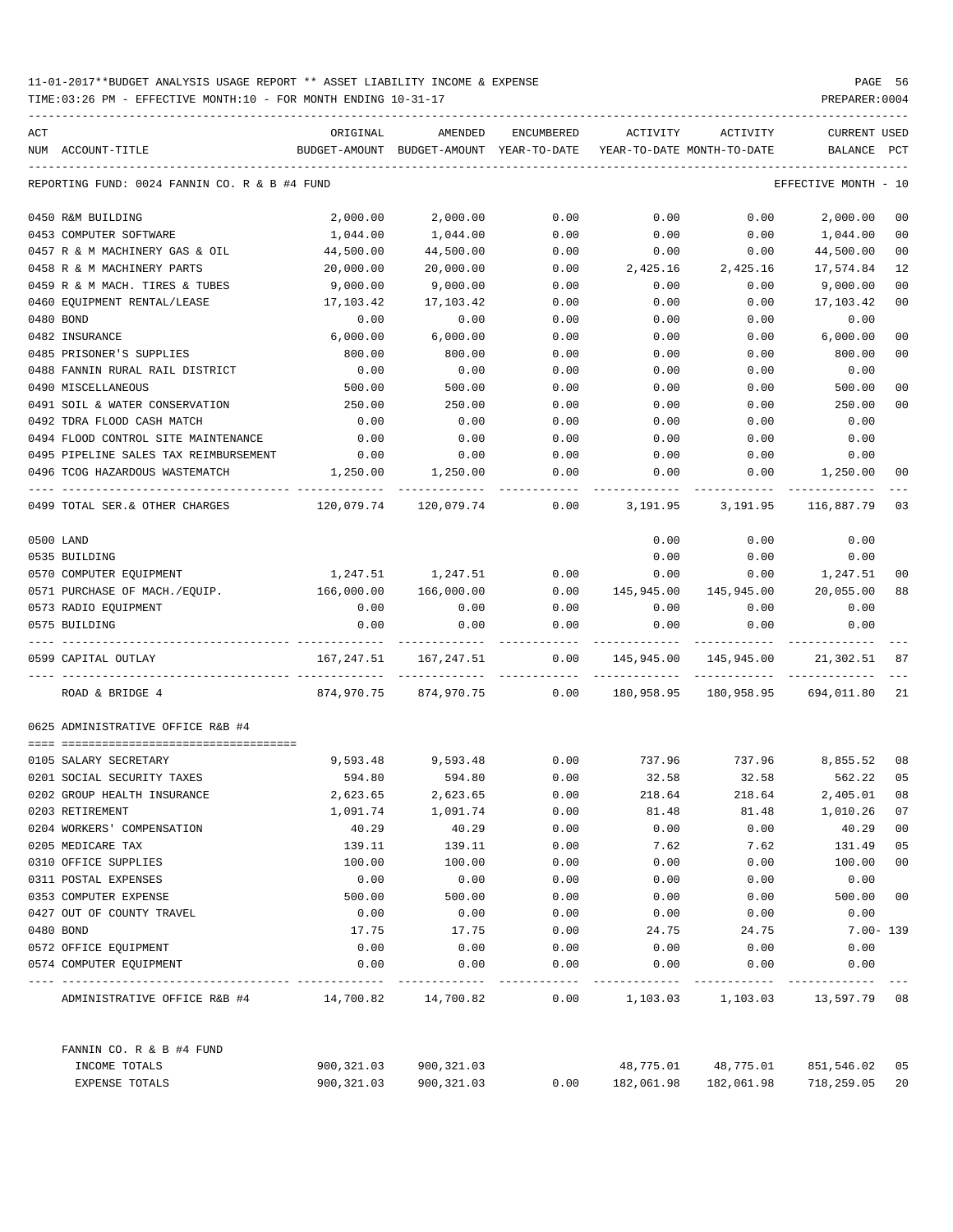11-01-2017**BUDGET ANALYSIS USAGE REPORT ** ASSET LIABILITY INCOME & EXPENSE

TIME:03:26 PM - EFFECTIVE MONTH:10 - FOR MONTH ENDING 10-31-17

PREPARER:0004

REPORTING FUND: 0024 FANNIN CO. R & B #4 FUND — EFFECTIVE MONTH - 10

| ACT NUM | ACCOUNT-TITLE | ORIGINAL BUDGET-AMOUNT | AMENDED BUDGET-AMOUNT | ENCUMBERED YEAR-TO-DATE | ACTIVITY YEAR-TO-DATE | ACTIVITY MONTH-TO-DATE | CURRENT BALANCE | USED PCT |
|---|---|---|---|---|---|---|---|---|
| 0450 | R&M BUILDING | 2,000.00 | 2,000.00 | 0.00 | 0.00 | 0.00 | 2,000.00 | 00 |
| 0453 | COMPUTER SOFTWARE | 1,044.00 | 1,044.00 | 0.00 | 0.00 | 0.00 | 1,044.00 | 00 |
| 0457 | R & M MACHINERY GAS & OIL | 44,500.00 | 44,500.00 | 0.00 | 0.00 | 0.00 | 44,500.00 | 00 |
| 0458 | R & M MACHINERY PARTS | 20,000.00 | 20,000.00 | 0.00 | 2,425.16 | 2,425.16 | 17,574.84 | 12 |
| 0459 | R & M MACH. TIRES & TUBES | 9,000.00 | 9,000.00 | 0.00 | 0.00 | 0.00 | 9,000.00 | 00 |
| 0460 | EQUIPMENT RENTAL/LEASE | 17,103.42 | 17,103.42 | 0.00 | 0.00 | 0.00 | 17,103.42 | 00 |
| 0480 | BOND | 0.00 | 0.00 | 0.00 | 0.00 | 0.00 | 0.00 | |
| 0482 | INSURANCE | 6,000.00 | 6,000.00 | 0.00 | 0.00 | 0.00 | 6,000.00 | 00 |
| 0485 | PRISONER'S SUPPLIES | 800.00 | 800.00 | 0.00 | 0.00 | 0.00 | 800.00 | 00 |
| 0488 | FANNIN RURAL RAIL DISTRICT | 0.00 | 0.00 | 0.00 | 0.00 | 0.00 | 0.00 | |
| 0490 | MISCELLANEOUS | 500.00 | 500.00 | 0.00 | 0.00 | 0.00 | 500.00 | 00 |
| 0491 | SOIL & WATER CONSERVATION | 250.00 | 250.00 | 0.00 | 0.00 | 0.00 | 250.00 | 00 |
| 0492 | TDRA FLOOD CASH MATCH | 0.00 | 0.00 | 0.00 | 0.00 | 0.00 | 0.00 | |
| 0494 | FLOOD CONTROL SITE MAINTENANCE | 0.00 | 0.00 | 0.00 | 0.00 | 0.00 | 0.00 | |
| 0495 | PIPELINE SALES TAX REIMBURSEMENT | 0.00 | 0.00 | 0.00 | 0.00 | 0.00 | 0.00 | |
| 0496 | TCOG HAZARDOUS WASTEMATCH | 1,250.00 | 1,250.00 | 0.00 | 0.00 | 0.00 | 1,250.00 | 00 |
| 0499 | TOTAL SER.& OTHER CHARGES | 120,079.74 | 120,079.74 | 0.00 | 3,191.95 | 3,191.95 | 116,887.79 | 03 |
| 0500 | LAND | | | | 0.00 | 0.00 | 0.00 | |
| 0535 | BUILDING | | | | 0.00 | 0.00 | 0.00 | |
| 0570 | COMPUTER EQUIPMENT | 1,247.51 | 1,247.51 | 0.00 | 0.00 | 0.00 | 1,247.51 | 00 |
| 0571 | PURCHASE OF MACH./EQUIP. | 166,000.00 | 166,000.00 | 0.00 | 145,945.00 | 145,945.00 | 20,055.00 | 88 |
| 0573 | RADIO EQUIPMENT | 0.00 | 0.00 | 0.00 | 0.00 | 0.00 | 0.00 | |
| 0575 | BUILDING | 0.00 | 0.00 | 0.00 | 0.00 | 0.00 | 0.00 | |
| 0599 | CAPITAL OUTLAY | 167,247.51 | 167,247.51 | 0.00 | 145,945.00 | 145,945.00 | 21,302.51 | 87 |
| | ROAD & BRIDGE 4 | 874,970.75 | 874,970.75 | 0.00 | 180,958.95 | 180,958.95 | 694,011.80 | 21 |

0625 ADMINISTRATIVE OFFICE R&B #4

| ACT NUM | ACCOUNT-TITLE | ORIGINAL BUDGET-AMOUNT | AMENDED BUDGET-AMOUNT | ENCUMBERED YEAR-TO-DATE | ACTIVITY YEAR-TO-DATE | ACTIVITY MONTH-TO-DATE | CURRENT BALANCE | USED PCT |
|---|---|---|---|---|---|---|---|---|
| 0105 | SALARY SECRETARY | 9,593.48 | 9,593.48 | 0.00 | 737.96 | 737.96 | 8,855.52 | 08 |
| 0201 | SOCIAL SECURITY TAXES | 594.80 | 594.80 | 0.00 | 32.58 | 32.58 | 562.22 | 05 |
| 0202 | GROUP HEALTH INSURANCE | 2,623.65 | 2,623.65 | 0.00 | 218.64 | 218.64 | 2,405.01 | 08 |
| 0203 | RETIREMENT | 1,091.74 | 1,091.74 | 0.00 | 81.48 | 81.48 | 1,010.26 | 07 |
| 0204 | WORKERS' COMPENSATION | 40.29 | 40.29 | 0.00 | 0.00 | 0.00 | 40.29 | 00 |
| 0205 | MEDICARE TAX | 139.11 | 139.11 | 0.00 | 7.62 | 7.62 | 131.49 | 05 |
| 0310 | OFFICE SUPPLIES | 100.00 | 100.00 | 0.00 | 0.00 | 0.00 | 100.00 | 00 |
| 0311 | POSTAL EXPENSES | 0.00 | 0.00 | 0.00 | 0.00 | 0.00 | 0.00 | |
| 0353 | COMPUTER EXPENSE | 500.00 | 500.00 | 0.00 | 0.00 | 0.00 | 500.00 | 00 |
| 0427 | OUT OF COUNTY TRAVEL | 0.00 | 0.00 | 0.00 | 0.00 | 0.00 | 0.00 | |
| 0480 | BOND | 17.75 | 17.75 | 0.00 | 24.75 | 24.75 | 7.00- | 139 |
| 0572 | OFFICE EQUIPMENT | 0.00 | 0.00 | 0.00 | 0.00 | 0.00 | 0.00 | |
| 0574 | COMPUTER EQUIPMENT | 0.00 | 0.00 | 0.00 | 0.00 | 0.00 | 0.00 | |
| | ADMINISTRATIVE OFFICE R&B #4 | 14,700.82 | 14,700.82 | 0.00 | 1,103.03 | 1,103.03 | 13,597.79 | 08 |

FANNIN CO. R & B #4 FUND

| | ORIGINAL BUDGET-AMOUNT | AMENDED BUDGET-AMOUNT | ENCUMBERED YEAR-TO-DATE | ACTIVITY YEAR-TO-DATE | ACTIVITY MONTH-TO-DATE | CURRENT BALANCE | USED PCT |
|---|---|---|---|---|---|---|---|
| INCOME TOTALS | 900,321.03 | 900,321.03 | | 48,775.01 | 48,775.01 | 851,546.02 | 05 |
| EXPENSE TOTALS | 900,321.03 | 900,321.03 | 0.00 | 182,061.98 | 182,061.98 | 718,259.05 | 20 |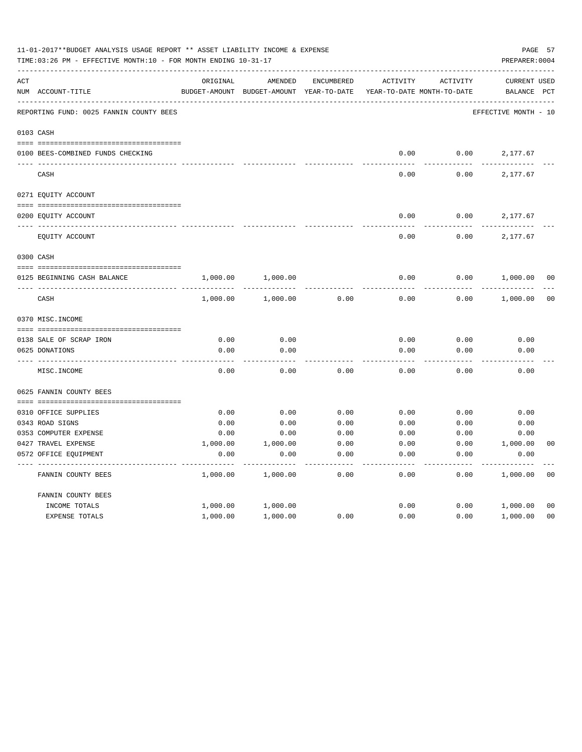11-01-2017**BUDGET ANALYSIS USAGE REPORT ** ASSET LIABILITY INCOME & EXPENSE

TIME:03:26 PM - EFFECTIVE MONTH:10 - FOR MONTH ENDING 10-31-17

PREPARER:0004

| ACT NUM | ACCOUNT-TITLE | ORIGINAL BUDGET-AMOUNT | AMENDED BUDGET-AMOUNT | ENCUMBERED YEAR-TO-DATE | ACTIVITY YEAR-TO-DATE | ACTIVITY MONTH-TO-DATE | CURRENT BALANCE | USED PCT |
|---|---|---|---|---|---|---|---|---|
| | REPORTING FUND: 0025 FANNIN COUNTY BEES | | | | | | EFFECTIVE MONTH - 10 | |
| 0103 | CASH | | | | | | | |
| 0100 | BEES-COMBINED FUNDS CHECKING | | | | 0.00 | 0.00 | 2,177.67 | |
| | CASH | | | | 0.00 | 0.00 | 2,177.67 | |
| 0271 | EQUITY ACCOUNT | | | | | | | |
| 0200 | EQUITY ACCOUNT | | | | 0.00 | 0.00 | 2,177.67 | |
| | EQUITY ACCOUNT | | | | 0.00 | 0.00 | 2,177.67 | |
| 0300 | CASH | | | | | | | |
| 0125 | BEGINNING CASH BALANCE | 1,000.00 | 1,000.00 | | 0.00 | 0.00 | 1,000.00 | 00 |
| | CASH | 1,000.00 | 1,000.00 | 0.00 | 0.00 | 0.00 | 1,000.00 | 00 |
| 0370 | MISC.INCOME | | | | | | | |
| 0138 | SALE OF SCRAP IRON | 0.00 | 0.00 | | 0.00 | 0.00 | 0.00 | |
| 0625 | DONATIONS | 0.00 | 0.00 | | 0.00 | 0.00 | 0.00 | |
| | MISC.INCOME | 0.00 | 0.00 | 0.00 | 0.00 | 0.00 | 0.00 | |
| 0625 | FANNIN COUNTY BEES | | | | | | | |
| 0310 | OFFICE SUPPLIES | 0.00 | 0.00 | 0.00 | 0.00 | 0.00 | 0.00 | |
| 0343 | ROAD SIGNS | 0.00 | 0.00 | 0.00 | 0.00 | 0.00 | 0.00 | |
| 0353 | COMPUTER EXPENSE | 0.00 | 0.00 | 0.00 | 0.00 | 0.00 | 0.00 | |
| 0427 | TRAVEL EXPENSE | 1,000.00 | 1,000.00 | 0.00 | 0.00 | 0.00 | 1,000.00 | 00 |
| 0572 | OFFICE EQUIPMENT | 0.00 | 0.00 | 0.00 | 0.00 | 0.00 | 0.00 | |
| | FANNIN COUNTY BEES | 1,000.00 | 1,000.00 | 0.00 | 0.00 | 0.00 | 1,000.00 | 00 |
| | FANNIN COUNTY BEES | | | | | | | |
| | INCOME TOTALS | 1,000.00 | 1,000.00 | | 0.00 | 0.00 | 1,000.00 | 00 |
| | EXPENSE TOTALS | 1,000.00 | 1,000.00 | 0.00 | 0.00 | 0.00 | 1,000.00 | 00 |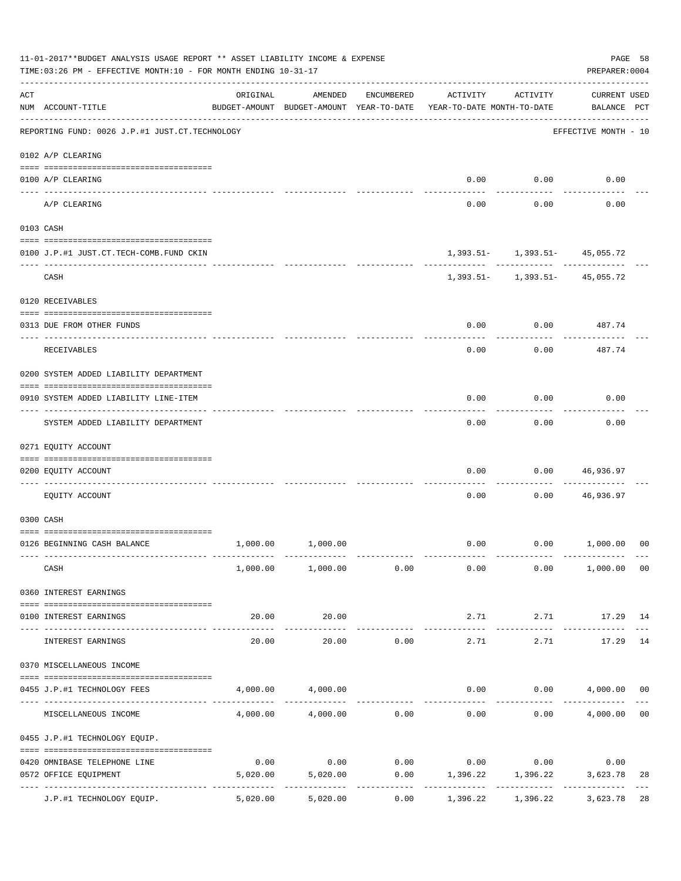11-01-2017**BUDGET ANALYSIS USAGE REPORT ** ASSET LIABILITY INCOME & EXPENSE

TIME:03:26 PM - EFFECTIVE MONTH:10 - FOR MONTH ENDING 10-31-17

PREPARER:0004

| ACT NUM | ACCOUNT-TITLE | ORIGINAL BUDGET-AMOUNT | AMENDED BUDGET-AMOUNT | ENCUMBERED YEAR-TO-DATE | ACTIVITY YEAR-TO-DATE | ACTIVITY MONTH-TO-DATE | CURRENT USED BALANCE | PCT |
|---|---|---|---|---|---|---|---|---|
| | REPORTING FUND: 0026 J.P.#1 JUST.CT.TECHNOLOGY | | | | | | EFFECTIVE MONTH - 10 | |
| | 0102 A/P CLEARING | | | | | | | |
| 0100 | A/P CLEARING | | | | 0.00 | 0.00 | 0.00 | |
| | A/P CLEARING | | | | 0.00 | 0.00 | 0.00 | |
| | 0103 CASH | | | | | | | |
| 0100 | J.P.#1 JUST.CT.TECH-COMB.FUND CKIN | | | | 1,393.51- | 1,393.51- | 45,055.72 | |
| | CASH | | | | 1,393.51- | 1,393.51- | 45,055.72 | |
| | 0120 RECEIVABLES | | | | | | | |
| 0313 | DUE FROM OTHER FUNDS | | | | 0.00 | 0.00 | 487.74 | |
| | RECEIVABLES | | | | 0.00 | 0.00 | 487.74 | |
| | 0200 SYSTEM ADDED LIABILITY DEPARTMENT | | | | | | | |
| 0910 | SYSTEM ADDED LIABILITY LINE-ITEM | | | | 0.00 | 0.00 | 0.00 | |
| | SYSTEM ADDED LIABILITY DEPARTMENT | | | | 0.00 | 0.00 | 0.00 | |
| | 0271 EQUITY ACCOUNT | | | | | | | |
| 0200 | EQUITY ACCOUNT | | | | 0.00 | 0.00 | 46,936.97 | |
| | EQUITY ACCOUNT | | | | 0.00 | 0.00 | 46,936.97 | |
| | 0300 CASH | | | | | | | |
| 0126 | BEGINNING CASH BALANCE | 1,000.00 | 1,000.00 | | 0.00 | 0.00 | 1,000.00 | 00 |
| | CASH | 1,000.00 | 1,000.00 | 0.00 | 0.00 | 0.00 | 1,000.00 | 00 |
| | 0360 INTEREST EARNINGS | | | | | | | |
| 0100 | INTEREST EARNINGS | 20.00 | 20.00 | | 2.71 | 2.71 | 17.29 | 14 |
| | INTEREST EARNINGS | 20.00 | 20.00 | 0.00 | 2.71 | 2.71 | 17.29 | 14 |
| | 0370 MISCELLANEOUS INCOME | | | | | | | |
| 0455 | J.P.#1 TECHNOLOGY FEES | 4,000.00 | 4,000.00 | | 0.00 | 0.00 | 4,000.00 | 00 |
| | MISCELLANEOUS INCOME | 4,000.00 | 4,000.00 | 0.00 | 0.00 | 0.00 | 4,000.00 | 00 |
| | 0455 J.P.#1 TECHNOLOGY EQUIP. | | | | | | | |
| 0420 | OMNIBASE TELEPHONE LINE | 0.00 | 0.00 | 0.00 | 0.00 | 0.00 | 0.00 | |
| 0572 | OFFICE EQUIPMENT | 5,020.00 | 5,020.00 | 0.00 | 1,396.22 | 1,396.22 | 3,623.78 | 28 |
| | J.P.#1 TECHNOLOGY EQUIP. | 5,020.00 | 5,020.00 | 0.00 | 1,396.22 | 1,396.22 | 3,623.78 | 28 |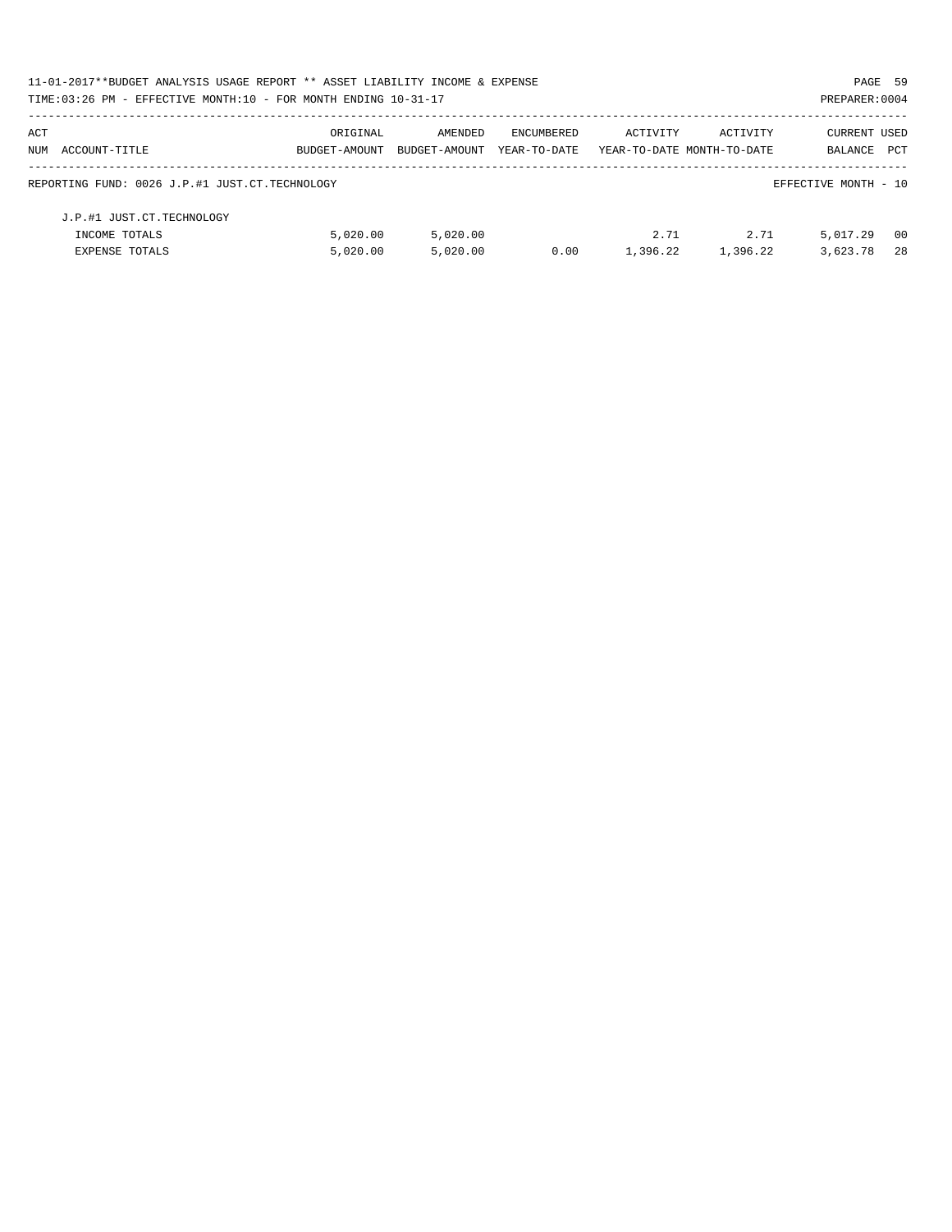11-01-2017**BUDGET ANALYSIS USAGE REPORT ** ASSET LIABILITY INCOME & EXPENSE

TIME:03:26 PM - EFFECTIVE MONTH:10 - FOR MONTH ENDING 10-31-17

PREPARER:0004

| ACT NUM | ACCOUNT-TITLE | ORIGINAL BUDGET-AMOUNT | AMENDED BUDGET-AMOUNT | ENCUMBERED YEAR-TO-DATE | ACTIVITY YEAR-TO-DATE | ACTIVITY MONTH-TO-DATE | CURRENT BALANCE | USED PCT |
|---|---|---|---|---|---|---|---|---|
| | REPORTING FUND: 0026 J.P.#1 JUST.CT.TECHNOLOGY | | | | | | EFFECTIVE MONTH - 10 | |
| | J.P.#1 JUST.CT.TECHNOLOGY | | | | | | | |
| | INCOME TOTALS | 5,020.00 | 5,020.00 | | 2.71 | 2.71 | 5,017.29 | 00 |
| | EXPENSE TOTALS | 5,020.00 | 5,020.00 | 0.00 | 1,396.22 | 1,396.22 | 3,623.78 | 28 |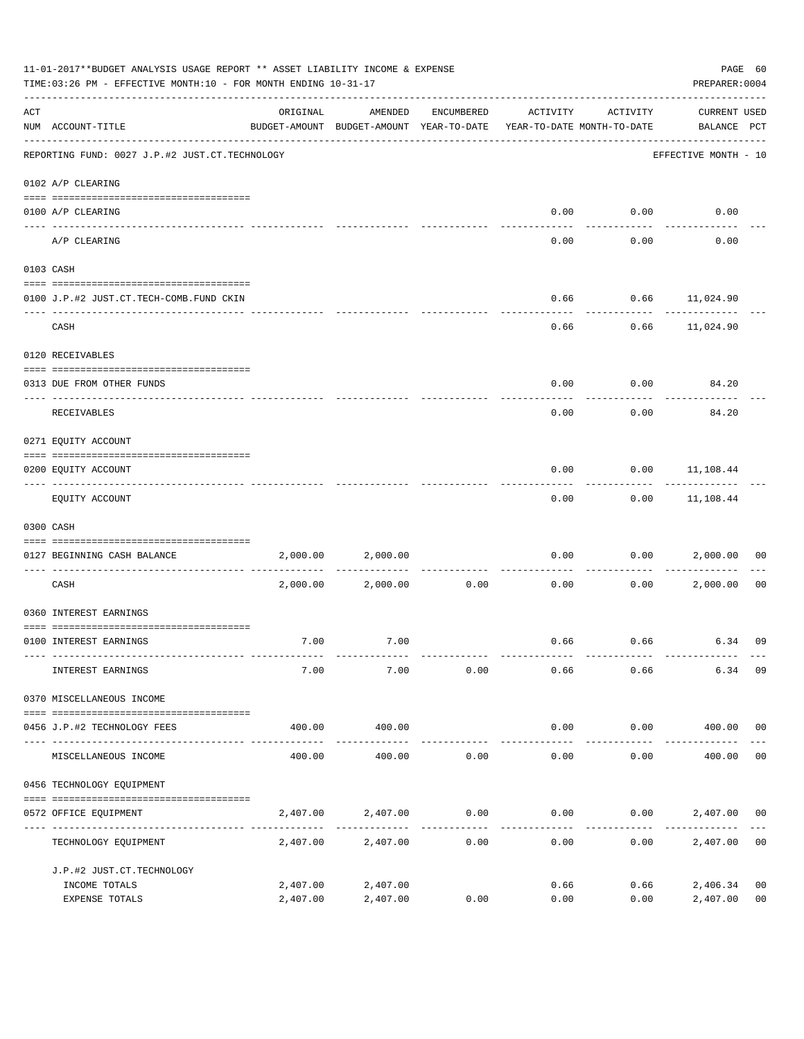11-01-2017**BUDGET ANALYSIS USAGE REPORT ** ASSET LIABILITY INCOME & EXPENSE

TIME:03:26 PM - EFFECTIVE MONTH:10 - FOR MONTH ENDING 10-31-17

PREPARER:0004

| ACT NUM | ACCOUNT-TITLE | ORIGINAL BUDGET-AMOUNT | AMENDED BUDGET-AMOUNT | ENCUMBERED YEAR-TO-DATE | ACTIVITY YEAR-TO-DATE | ACTIVITY MONTH-TO-DATE | CURRENT BALANCE | USED PCT |
|---|---|---|---|---|---|---|---|---|
| | REPORTING FUND: 0027 J.P.#2 JUST.CT.TECHNOLOGY | | | | | | EFFECTIVE MONTH - 10 | |
| | 0102 A/P CLEARING | | | | | | | |
| 0100 | A/P CLEARING | | | | 0.00 | 0.00 | 0.00 | |
| | A/P CLEARING | | | | 0.00 | 0.00 | 0.00 | |
| | 0103 CASH | | | | | | | |
| 0100 | J.P.#2 JUST.CT.TECH-COMB.FUND CKIN | | | | 0.66 | 0.66 | 11,024.90 | |
| | CASH | | | | 0.66 | 0.66 | 11,024.90 | |
| | 0120 RECEIVABLES | | | | | | | |
| 0313 | DUE FROM OTHER FUNDS | | | | 0.00 | 0.00 | 84.20 | |
| | RECEIVABLES | | | | 0.00 | 0.00 | 84.20 | |
| | 0271 EQUITY ACCOUNT | | | | | | | |
| 0200 | EQUITY ACCOUNT | | | | 0.00 | 0.00 | 11,108.44 | |
| | EQUITY ACCOUNT | | | | 0.00 | 0.00 | 11,108.44 | |
| | 0300 CASH | | | | | | | |
| 0127 | BEGINNING CASH BALANCE | 2,000.00 | 2,000.00 | | 0.00 | 0.00 | 2,000.00 | 00 |
| | CASH | 2,000.00 | 2,000.00 | 0.00 | 0.00 | 0.00 | 2,000.00 | 00 |
| | 0360 INTEREST EARNINGS | | | | | | | |
| 0100 | INTEREST EARNINGS | 7.00 | 7.00 | | 0.66 | 0.66 | 6.34 | 09 |
| | INTEREST EARNINGS | 7.00 | 7.00 | 0.00 | 0.66 | 0.66 | 6.34 | 09 |
| | 0370 MISCELLANEOUS INCOME | | | | | | | |
| 0456 | J.P.#2 TECHNOLOGY FEES | 400.00 | 400.00 | | 0.00 | 0.00 | 400.00 | 00 |
| | MISCELLANEOUS INCOME | 400.00 | 400.00 | 0.00 | 0.00 | 0.00 | 400.00 | 00 |
| | 0456 TECHNOLOGY EQUIPMENT | | | | | | | |
| 0572 | OFFICE EQUIPMENT | 2,407.00 | 2,407.00 | 0.00 | 0.00 | 0.00 | 2,407.00 | 00 |
| | TECHNOLOGY EQUIPMENT | 2,407.00 | 2,407.00 | 0.00 | 0.00 | 0.00 | 2,407.00 | 00 |
| | J.P.#2 JUST.CT.TECHNOLOGY | | | | | | | |
| | INCOME TOTALS | 2,407.00 | 2,407.00 | | 0.66 | 0.66 | 2,406.34 | 00 |
| | EXPENSE TOTALS | 2,407.00 | 2,407.00 | 0.00 | 0.00 | 0.00 | 2,407.00 | 00 |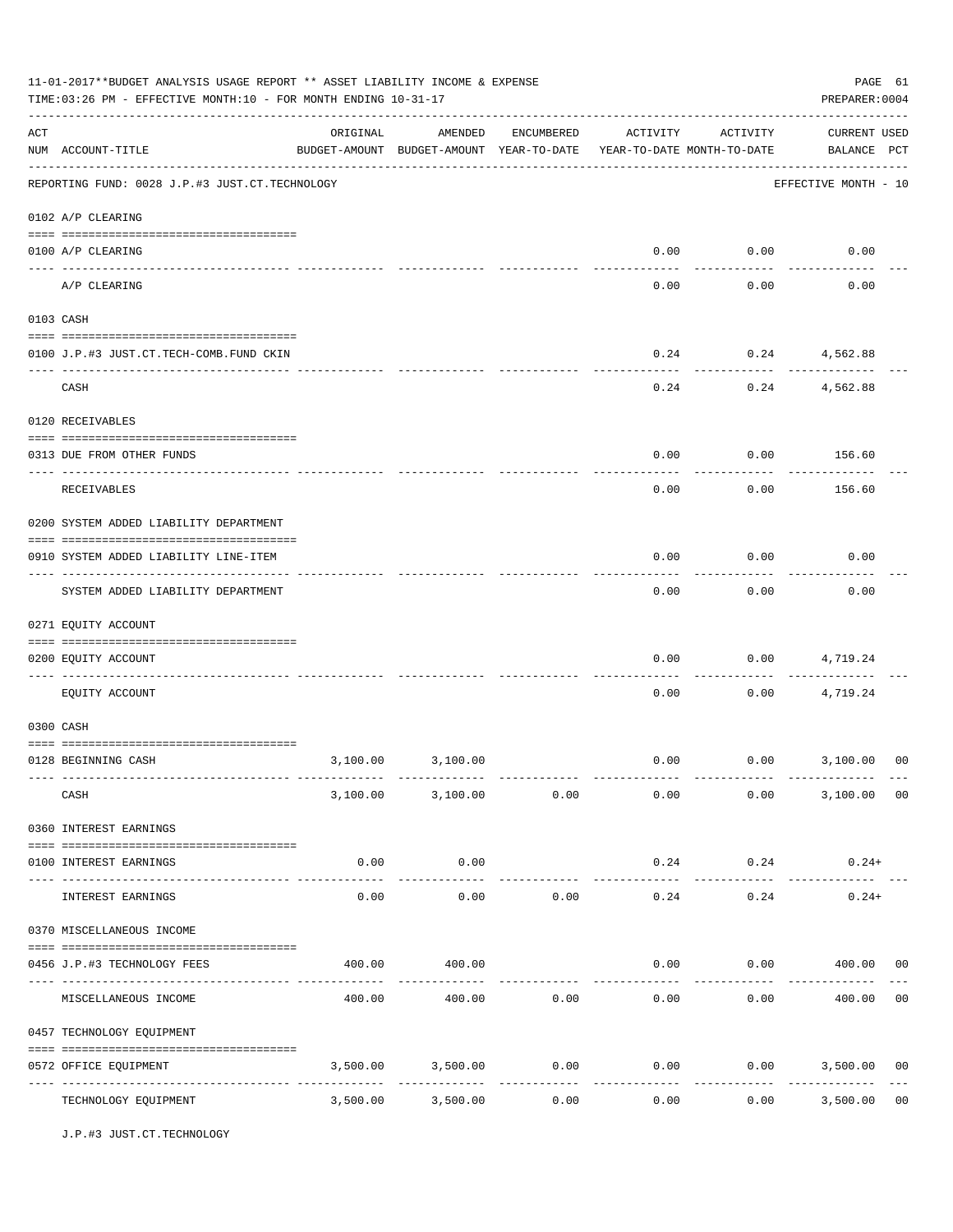11-01-2017**BUDGET ANALYSIS USAGE REPORT ** ASSET LIABILITY INCOME & EXPENSE

TIME:03:26 PM - EFFECTIVE MONTH:10 - FOR MONTH ENDING 10-31-17

PREPARER:0004

| ACT NUM | ACCOUNT-TITLE | ORIGINAL BUDGET-AMOUNT | AMENDED BUDGET-AMOUNT | ENCUMBERED YEAR-TO-DATE | ACTIVITY YEAR-TO-DATE | ACTIVITY MONTH-TO-DATE | CURRENT BALANCE | USED PCT |
|---|---|---|---|---|---|---|---|---|
| | REPORTING FUND: 0028 J.P.#3 JUST.CT.TECHNOLOGY | | | | | | EFFECTIVE MONTH - 10 | |
| | 0102 A/P CLEARING | | | | | | | |
| 0100 | A/P CLEARING | | | | 0.00 | 0.00 | 0.00 | |
| | A/P CLEARING | | | | 0.00 | 0.00 | 0.00 | |
| | 0103 CASH | | | | | | | |
| 0100 | J.P.#3 JUST.CT.TECH-COMB.FUND CKIN | | | | 0.24 | 0.24 | 4,562.88 | |
| | CASH | | | | 0.24 | 0.24 | 4,562.88 | |
| | 0120 RECEIVABLES | | | | | | | |
| 0313 | DUE FROM OTHER FUNDS | | | | 0.00 | 0.00 | 156.60 | |
| | RECEIVABLES | | | | 0.00 | 0.00 | 156.60 | |
| | 0200 SYSTEM ADDED LIABILITY DEPARTMENT | | | | | | | |
| 0910 | SYSTEM ADDED LIABILITY LINE-ITEM | | | | 0.00 | 0.00 | 0.00 | |
| | SYSTEM ADDED LIABILITY DEPARTMENT | | | | 0.00 | 0.00 | 0.00 | |
| | 0271 EQUITY ACCOUNT | | | | | | | |
| 0200 | EQUITY ACCOUNT | | | | 0.00 | 0.00 | 4,719.24 | |
| | EQUITY ACCOUNT | | | | 0.00 | 0.00 | 4,719.24 | |
| | 0300 CASH | | | | | | | |
| 0128 | BEGINNING CASH | 3,100.00 | 3,100.00 | | 0.00 | 0.00 | 3,100.00 | 00 |
| | CASH | 3,100.00 | 3,100.00 | 0.00 | 0.00 | 0.00 | 3,100.00 | 00 |
| | 0360 INTEREST EARNINGS | | | | | | | |
| 0100 | INTEREST EARNINGS | 0.00 | 0.00 | | 0.24 | 0.24 | 0.24+ | |
| | INTEREST EARNINGS | 0.00 | 0.00 | 0.00 | 0.24 | 0.24 | 0.24+ | |
| | 0370 MISCELLANEOUS INCOME | | | | | | | |
| 0456 | J.P.#3 TECHNOLOGY FEES | 400.00 | 400.00 | | 0.00 | 0.00 | 400.00 | 00 |
| | MISCELLANEOUS INCOME | 400.00 | 400.00 | 0.00 | 0.00 | 0.00 | 400.00 | 00 |
| | 0457 TECHNOLOGY EQUIPMENT | | | | | | | |
| 0572 | OFFICE EQUIPMENT | 3,500.00 | 3,500.00 | 0.00 | 0.00 | 0.00 | 3,500.00 | 00 |
| | TECHNOLOGY EQUIPMENT | 3,500.00 | 3,500.00 | 0.00 | 0.00 | 0.00 | 3,500.00 | 00 |

J.P.#3 JUST.CT.TECHNOLOGY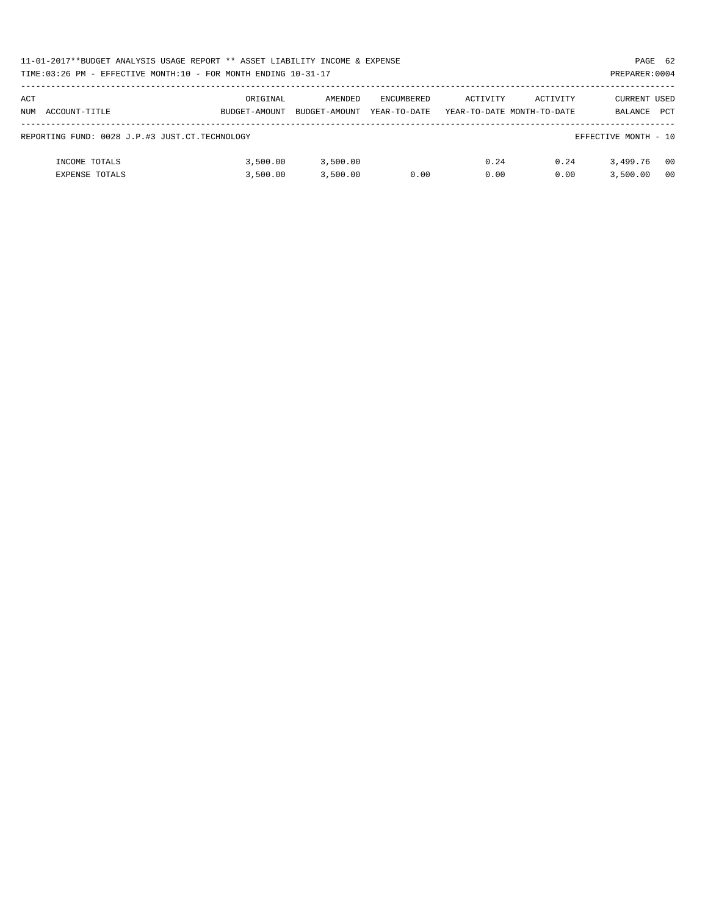11-01-2017**BUDGET ANALYSIS USAGE REPORT ** ASSET LIABILITY INCOME & EXPENSE

TIME:03:26 PM - EFFECTIVE MONTH:10 - FOR MONTH ENDING 10-31-17

PREPARER:0004

| ACT NUM ACCOUNT-TITLE | ORIGINAL BUDGET-AMOUNT | AMENDED BUDGET-AMOUNT | ENCUMBERED YEAR-TO-DATE | ACTIVITY YEAR-TO-DATE | ACTIVITY MONTH-TO-DATE | CURRENT BALANCE | USED PCT |
|---|---|---|---|---|---|---|---|
| REPORTING FUND: 0028 J.P.#3 JUST.CT.TECHNOLOGY | | | | | | EFFECTIVE MONTH - 10 | |
| INCOME TOTALS | 3,500.00 | 3,500.00 | | 0.24 | 0.24 | 3,499.76 | 00 |
| EXPENSE TOTALS | 3,500.00 | 3,500.00 | 0.00 | 0.00 | 0.00 | 3,500.00 | 00 |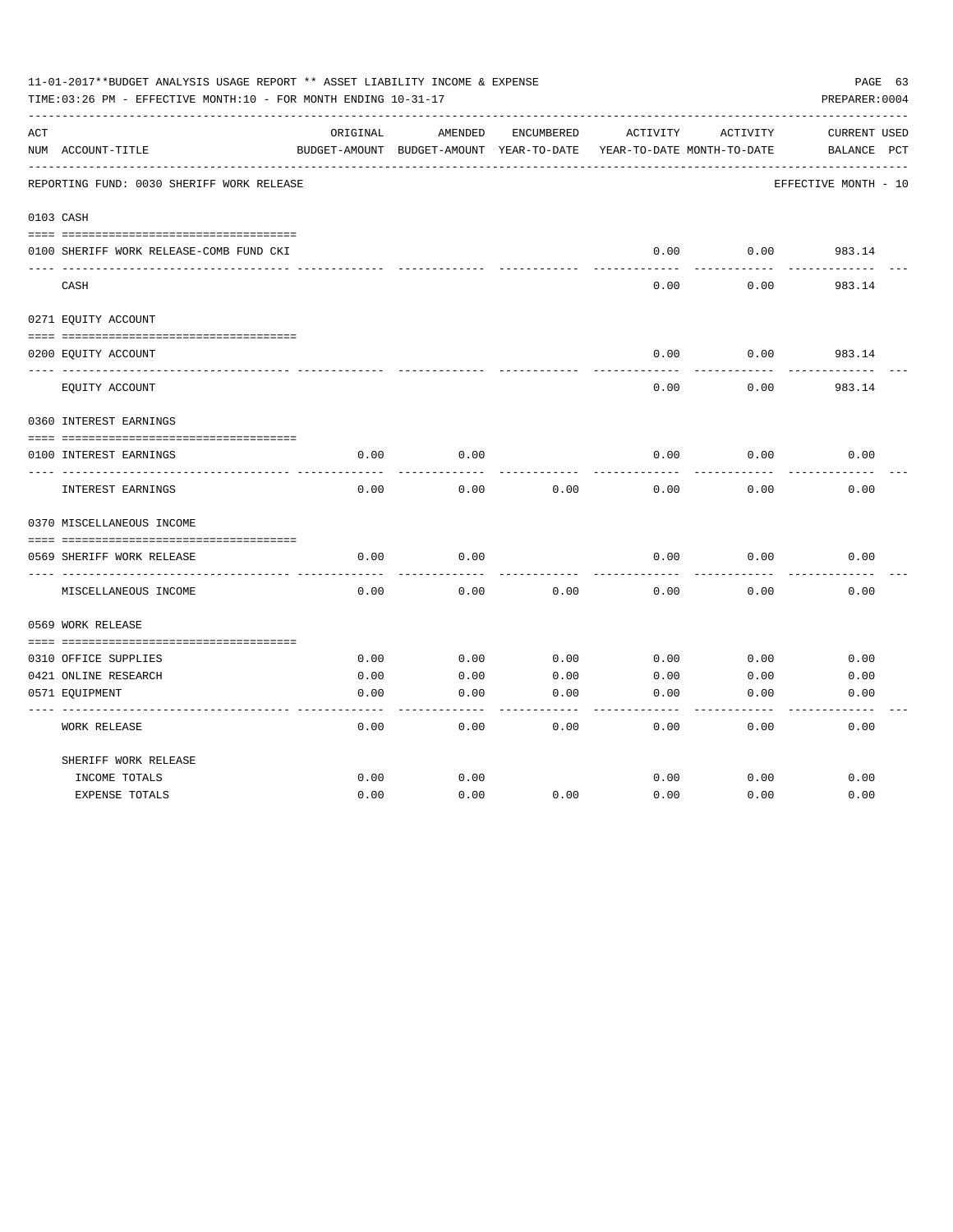11-01-2017**BUDGET ANALYSIS USAGE REPORT ** ASSET LIABILITY INCOME & EXPENSE

TIME:03:26 PM - EFFECTIVE MONTH:10 - FOR MONTH ENDING 10-31-17

PREPARER:0004

| ACT NUM | ACCOUNT-TITLE | ORIGINAL BUDGET-AMOUNT | AMENDED BUDGET-AMOUNT | ENCUMBERED YEAR-TO-DATE | ACTIVITY YEAR-TO-DATE | ACTIVITY MONTH-TO-DATE | CURRENT BALANCE | USED PCT |
|---|---|---|---|---|---|---|---|---|
| | REPORTING FUND: 0030 SHERIFF WORK RELEASE | | | | | | EFFECTIVE MONTH - 10 | |
| 0103 | CASH | | | | | | | |
| 0100 | SHERIFF WORK RELEASE-COMB FUND CKI | | | | 0.00 | 0.00 | 983.14 | |
| | CASH | | | | 0.00 | 0.00 | 983.14 | |
| 0271 | EQUITY ACCOUNT | | | | | | | |
| 0200 | EQUITY ACCOUNT | | | | 0.00 | 0.00 | 983.14 | |
| | EQUITY ACCOUNT | | | | 0.00 | 0.00 | 983.14 | |
| 0360 | INTEREST EARNINGS | | | | | | | |
| 0100 | INTEREST EARNINGS | 0.00 | 0.00 | | 0.00 | 0.00 | 0.00 | |
| | INTEREST EARNINGS | 0.00 | 0.00 | 0.00 | 0.00 | 0.00 | 0.00 | |
| 0370 | MISCELLANEOUS INCOME | | | | | | | |
| 0569 | SHERIFF WORK RELEASE | 0.00 | 0.00 | | 0.00 | 0.00 | 0.00 | |
| | MISCELLANEOUS INCOME | 0.00 | 0.00 | 0.00 | 0.00 | 0.00 | 0.00 | |
| 0569 | WORK RELEASE | | | | | | | |
| 0310 | OFFICE SUPPLIES | 0.00 | 0.00 | 0.00 | 0.00 | 0.00 | 0.00 | |
| 0421 | ONLINE RESEARCH | 0.00 | 0.00 | 0.00 | 0.00 | 0.00 | 0.00 | |
| 0571 | EQUIPMENT | 0.00 | 0.00 | 0.00 | 0.00 | 0.00 | 0.00 | |
| | WORK RELEASE | 0.00 | 0.00 | 0.00 | 0.00 | 0.00 | 0.00 | |
| | SHERIFF WORK RELEASE | | | | | | | |
| | INCOME TOTALS | 0.00 | 0.00 | | 0.00 | 0.00 | 0.00 | |
| | EXPENSE TOTALS | 0.00 | 0.00 | 0.00 | 0.00 | 0.00 | 0.00 | |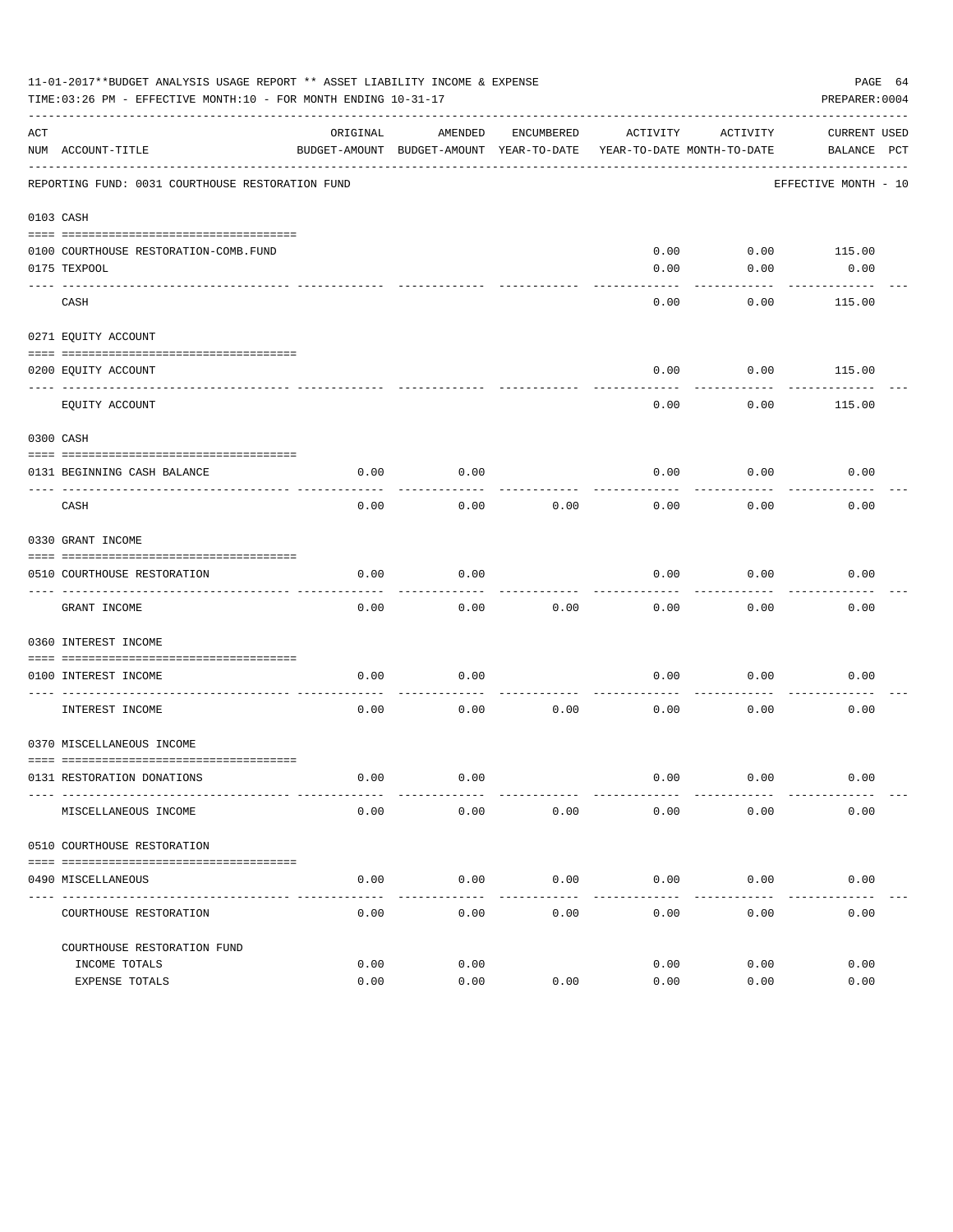11-01-2017**BUDGET ANALYSIS USAGE REPORT ** ASSET LIABILITY INCOME & EXPENSE

TIME:03:26 PM - EFFECTIVE MONTH:10 - FOR MONTH ENDING 10-31-17

PREPARER:0004

| ACT NUM | ACCOUNT-TITLE | ORIGINAL BUDGET-AMOUNT | AMENDED BUDGET-AMOUNT | ENCUMBERED YEAR-TO-DATE | ACTIVITY YEAR-TO-DATE | ACTIVITY MONTH-TO-DATE | CURRENT BALANCE | USED PCT |
|---|---|---|---|---|---|---|---|---|
| | REPORTING FUND: 0031 COURTHOUSE RESTORATION FUND | | | | | | EFFECTIVE MONTH - 10 | |
| 0103 | CASH | | | | | | | |
| 0100 | COURTHOUSE RESTORATION-COMB.FUND | | | | 0.00 | 0.00 | 115.00 | |
| 0175 | TEXPOOL | | | | 0.00 | 0.00 | 0.00 | |
| | CASH | | | | 0.00 | 0.00 | 115.00 | |
| 0271 | EQUITY ACCOUNT | | | | | | | |
| 0200 | EQUITY ACCOUNT | | | | 0.00 | 0.00 | 115.00 | |
| | EQUITY ACCOUNT | | | | 0.00 | 0.00 | 115.00 | |
| 0300 | CASH | | | | | | | |
| 0131 | BEGINNING CASH BALANCE | 0.00 | 0.00 | | 0.00 | 0.00 | 0.00 | |
| | CASH | 0.00 | 0.00 | 0.00 | 0.00 | 0.00 | 0.00 | |
| 0330 | GRANT INCOME | | | | | | | |
| 0510 | COURTHOUSE RESTORATION | 0.00 | 0.00 | | 0.00 | 0.00 | 0.00 | |
| | GRANT INCOME | 0.00 | 0.00 | 0.00 | 0.00 | 0.00 | 0.00 | |
| 0360 | INTEREST INCOME | | | | | | | |
| 0100 | INTEREST INCOME | 0.00 | 0.00 | | 0.00 | 0.00 | 0.00 | |
| | INTEREST INCOME | 0.00 | 0.00 | 0.00 | 0.00 | 0.00 | 0.00 | |
| 0370 | MISCELLANEOUS INCOME | | | | | | | |
| 0131 | RESTORATION DONATIONS | 0.00 | 0.00 | | 0.00 | 0.00 | 0.00 | |
| | MISCELLANEOUS INCOME | 0.00 | 0.00 | 0.00 | 0.00 | 0.00 | 0.00 | |
| 0510 | COURTHOUSE RESTORATION | | | | | | | |
| 0490 | MISCELLANEOUS | 0.00 | 0.00 | 0.00 | 0.00 | 0.00 | 0.00 | |
| | COURTHOUSE RESTORATION | 0.00 | 0.00 | 0.00 | 0.00 | 0.00 | 0.00 | |
| | COURTHOUSE RESTORATION FUND | | | | | | | |
| | INCOME TOTALS | 0.00 | 0.00 | | 0.00 | 0.00 | 0.00 | |
| | EXPENSE TOTALS | 0.00 | 0.00 | 0.00 | 0.00 | 0.00 | 0.00 | |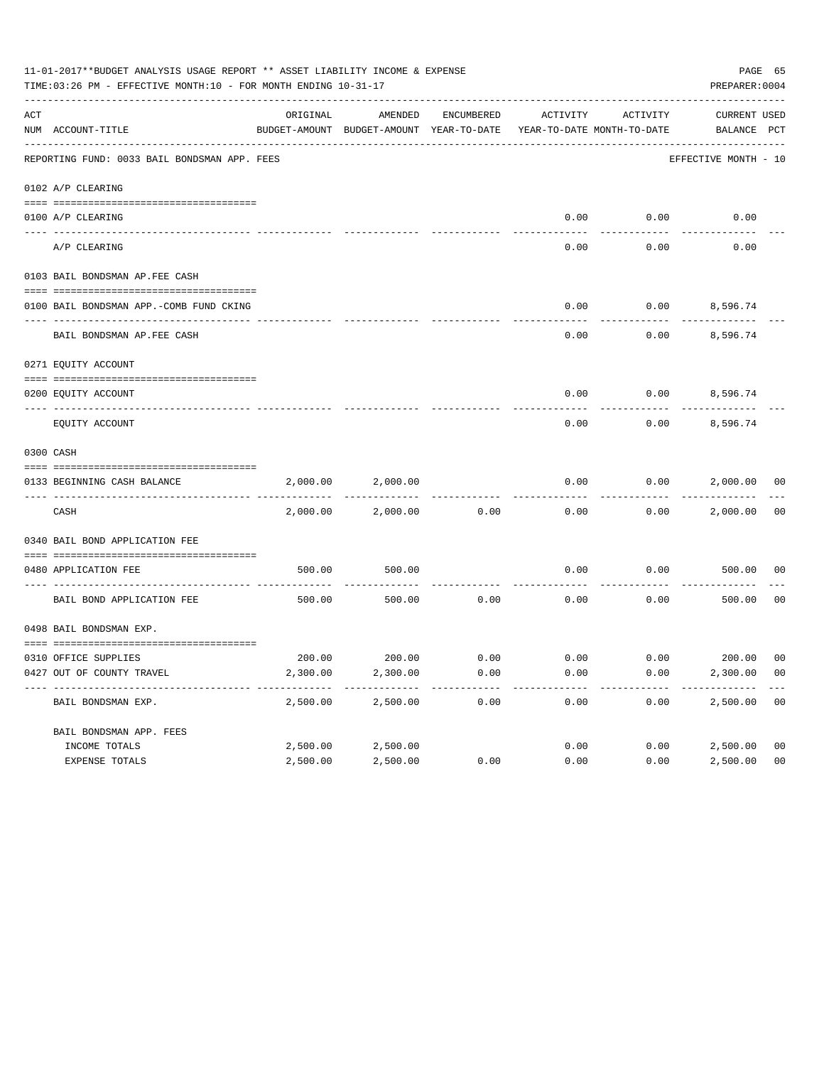11-01-2017**BUDGET ANALYSIS USAGE REPORT ** ASSET LIABILITY INCOME & EXPENSE

TIME:03:26 PM - EFFECTIVE MONTH:10 - FOR MONTH ENDING 10-31-17

PREPARER:0004

| ACT NUM | ACCOUNT-TITLE | ORIGINAL BUDGET-AMOUNT | AMENDED BUDGET-AMOUNT | ENCUMBERED YEAR-TO-DATE | ACTIVITY YEAR-TO-DATE | ACTIVITY MONTH-TO-DATE | CURRENT BALANCE | USED PCT |
|---|---|---|---|---|---|---|---|---|
| | REPORTING FUND: 0033 BAIL BONDSMAN APP. FEES | | | | | | EFFECTIVE MONTH - 10 | |
| | 0102 A/P CLEARING | | | | | | | |
| 0100 | A/P CLEARING | | | | 0.00 | 0.00 | 0.00 | |
| | A/P CLEARING | | | | 0.00 | 0.00 | 0.00 | |
| | 0103 BAIL BONDSMAN AP.FEE CASH | | | | | | | |
| 0100 | BAIL BONDSMAN APP.-COMB FUND CKING | | | | 0.00 | 0.00 | 8,596.74 | |
| | BAIL BONDSMAN AP.FEE CASH | | | | 0.00 | 0.00 | 8,596.74 | |
| | 0271 EQUITY ACCOUNT | | | | | | | |
| 0200 | EQUITY ACCOUNT | | | | 0.00 | 0.00 | 8,596.74 | |
| | EQUITY ACCOUNT | | | | 0.00 | 0.00 | 8,596.74 | |
| | 0300 CASH | | | | | | | |
| 0133 | BEGINNING CASH BALANCE | 2,000.00 | 2,000.00 | | 0.00 | 0.00 | 2,000.00 | 00 |
| | CASH | 2,000.00 | 2,000.00 | 0.00 | 0.00 | 0.00 | 2,000.00 | 00 |
| | 0340 BAIL BOND APPLICATION FEE | | | | | | | |
| 0480 | APPLICATION FEE | 500.00 | 500.00 | | 0.00 | 0.00 | 500.00 | 00 |
| | BAIL BOND APPLICATION FEE | 500.00 | 500.00 | 0.00 | 0.00 | 0.00 | 500.00 | 00 |
| | 0498 BAIL BONDSMAN EXP. | | | | | | | |
| 0310 | OFFICE SUPPLIES | 200.00 | 200.00 | 0.00 | 0.00 | 0.00 | 200.00 | 00 |
| 0427 | OUT OF COUNTY TRAVEL | 2,300.00 | 2,300.00 | 0.00 | 0.00 | 0.00 | 2,300.00 | 00 |
| | BAIL BONDSMAN EXP. | 2,500.00 | 2,500.00 | 0.00 | 0.00 | 0.00 | 2,500.00 | 00 |
| | BAIL BONDSMAN APP. FEES | | | | | | | |
| | INCOME TOTALS | 2,500.00 | 2,500.00 | | 0.00 | 0.00 | 2,500.00 | 00 |
| | EXPENSE TOTALS | 2,500.00 | 2,500.00 | 0.00 | 0.00 | 0.00 | 2,500.00 | 00 |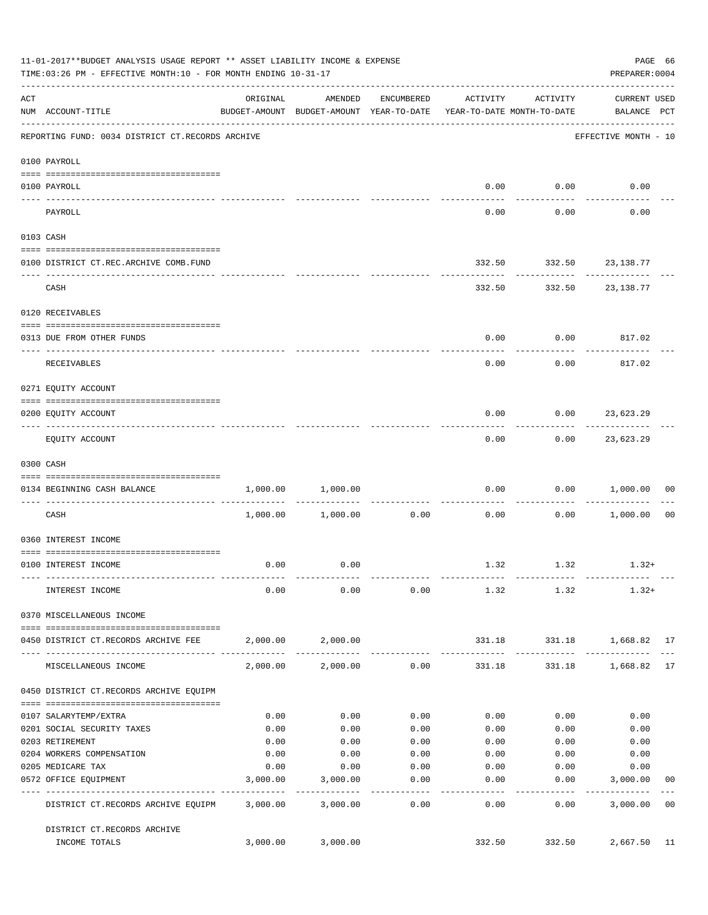11-01-2017**BUDGET ANALYSIS USAGE REPORT ** ASSET LIABILITY INCOME & EXPENSE

TIME:03:26 PM - EFFECTIVE MONTH:10 - FOR MONTH ENDING 10-31-17

PREPARER:0004

REPORTING FUND: 0034 DISTRICT CT.RECORDS ARCHIVE — EFFECTIVE MONTH - 10

| ACT NUM | ACCOUNT-TITLE | ORIGINAL BUDGET-AMOUNT | AMENDED BUDGET-AMOUNT | ENCUMBERED YEAR-TO-DATE | ACTIVITY YEAR-TO-DATE | ACTIVITY MONTH-TO-DATE | CURRENT BALANCE | USED PCT |
|---|---|---|---|---|---|---|---|---|
| 0100 | PAYROLL | | | | | | | |
| 0100 | PAYROLL | | | | 0.00 | 0.00 | 0.00 | |
| | PAYROLL | | | | 0.00 | 0.00 | 0.00 | |
| 0103 | CASH | | | | | | | |
| 0100 | DISTRICT CT.REC.ARCHIVE COMB.FUND | | | | 332.50 | 332.50 | 23,138.77 | |
| | CASH | | | | 332.50 | 332.50 | 23,138.77 | |
| 0120 | RECEIVABLES | | | | | | | |
| 0313 | DUE FROM OTHER FUNDS | | | | 0.00 | 0.00 | 817.02 | |
| | RECEIVABLES | | | | 0.00 | 0.00 | 817.02 | |
| 0271 | EQUITY ACCOUNT | | | | | | | |
| 0200 | EQUITY ACCOUNT | | | | 0.00 | 0.00 | 23,623.29 | |
| | EQUITY ACCOUNT | | | | 0.00 | 0.00 | 23,623.29 | |
| 0300 | CASH | | | | | | | |
| 0134 | BEGINNING CASH BALANCE | 1,000.00 | 1,000.00 | | 0.00 | 0.00 | 1,000.00 | 00 |
| | CASH | 1,000.00 | 1,000.00 | 0.00 | 0.00 | 0.00 | 1,000.00 | 00 |
| 0360 | INTEREST INCOME | | | | | | | |
| 0100 | INTEREST INCOME | 0.00 | 0.00 | | 1.32 | 1.32 | 1.32+ | |
| | INTEREST INCOME | 0.00 | 0.00 | 0.00 | 1.32 | 1.32 | 1.32+ | |
| 0370 | MISCELLANEOUS INCOME | | | | | | | |
| 0450 | DISTRICT CT.RECORDS ARCHIVE FEE | 2,000.00 | 2,000.00 | | 331.18 | 331.18 | 1,668.82 | 17 |
| | MISCELLANEOUS INCOME | 2,000.00 | 2,000.00 | 0.00 | 331.18 | 331.18 | 1,668.82 | 17 |
| 0450 | DISTRICT CT.RECORDS ARCHIVE EQUIPM | | | | | | | |
| 0107 | SALARYTEMP/EXTRA | 0.00 | 0.00 | 0.00 | 0.00 | 0.00 | 0.00 | |
| 0201 | SOCIAL SECURITY TAXES | 0.00 | 0.00 | 0.00 | 0.00 | 0.00 | 0.00 | |
| 0203 | RETIREMENT | 0.00 | 0.00 | 0.00 | 0.00 | 0.00 | 0.00 | |
| 0204 | WORKERS COMPENSATION | 0.00 | 0.00 | 0.00 | 0.00 | 0.00 | 0.00 | |
| 0205 | MEDICARE TAX | 0.00 | 0.00 | 0.00 | 0.00 | 0.00 | 0.00 | |
| 0572 | OFFICE EQUIPMENT | 3,000.00 | 3,000.00 | 0.00 | 0.00 | 0.00 | 3,000.00 | 00 |
| | DISTRICT CT.RECORDS ARCHIVE EQUIPM | 3,000.00 | 3,000.00 | 0.00 | 0.00 | 0.00 | 3,000.00 | 00 |
| | DISTRICT CT.RECORDS ARCHIVE INCOME TOTALS | 3,000.00 | 3,000.00 | | 332.50 | 332.50 | 2,667.50 | 11 |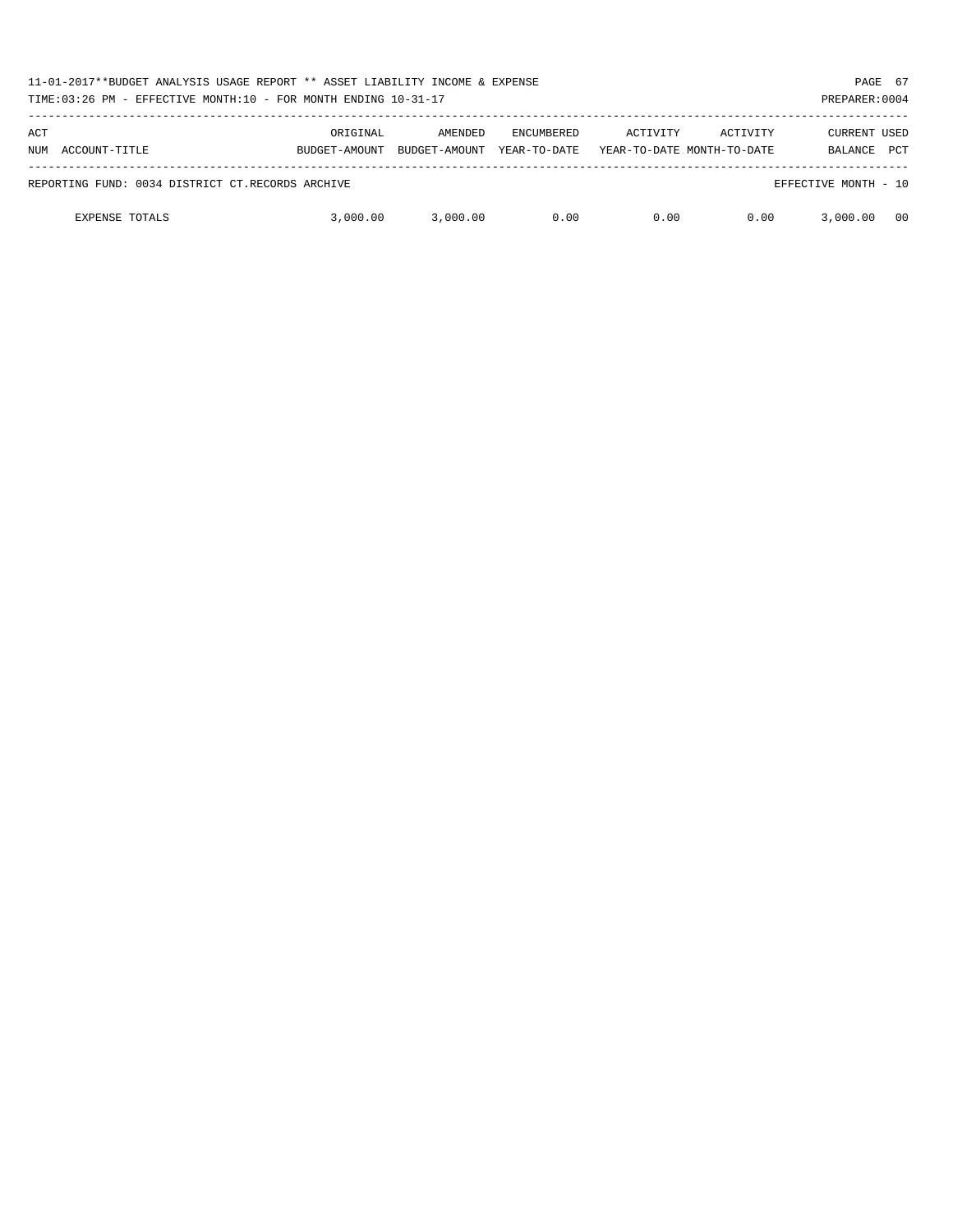11-01-2017**BUDGET ANALYSIS USAGE REPORT ** ASSET LIABILITY INCOME & EXPENSE

TIME:03:26 PM - EFFECTIVE MONTH:10 - FOR MONTH ENDING 10-31-17

PREPARER:0004

| ACT NUM | ACCOUNT-TITLE | ORIGINAL BUDGET-AMOUNT | AMENDED BUDGET-AMOUNT | ENCUMBERED YEAR-TO-DATE | ACTIVITY YEAR-TO-DATE | ACTIVITY MONTH-TO-DATE | CURRENT BALANCE | USED PCT |
|---|---|---|---|---|---|---|---|---|
| REPORTING FUND: 0034 DISTRICT CT.RECORDS ARCHIVE | | | | | | | EFFECTIVE MONTH - 10 | |
| | EXPENSE TOTALS | 3,000.00 | 3,000.00 | 0.00 | 0.00 | 0.00 | 3,000.00 | 00 |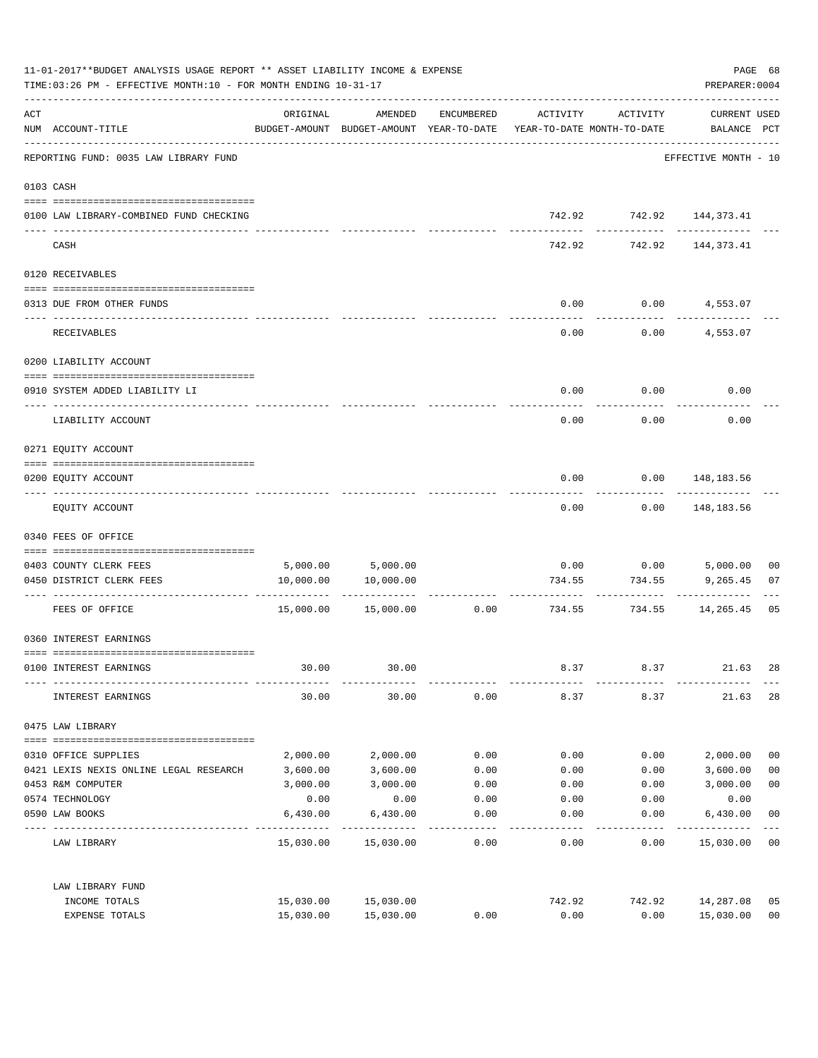11-01-2017**BUDGET ANALYSIS USAGE REPORT ** ASSET LIABILITY INCOME & EXPENSE

TIME:03:26 PM - EFFECTIVE MONTH:10 - FOR MONTH ENDING 10-31-17

PREPARER:0004

| ACT NUM | ACCOUNT-TITLE | ORIGINAL BUDGET-AMOUNT | AMENDED BUDGET-AMOUNT | ENCUMBERED YEAR-TO-DATE | ACTIVITY YEAR-TO-DATE | ACTIVITY MONTH-TO-DATE | CURRENT USED BALANCE | PCT |
|---|---|---|---|---|---|---|---|---|
| | REPORTING FUND: 0035 LAW LIBRARY FUND | | | | | | EFFECTIVE MONTH - 10 | |
| | 0103 CASH | | | | | | | |
| 0100 | LAW LIBRARY-COMBINED FUND CHECKING | | | | 742.92 | 742.92 | 144,373.41 | |
| | CASH | | | | 742.92 | 742.92 | 144,373.41 | |
| | 0120 RECEIVABLES | | | | | | | |
| 0313 | DUE FROM OTHER FUNDS | | | | 0.00 | 0.00 | 4,553.07 | |
| | RECEIVABLES | | | | 0.00 | 0.00 | 4,553.07 | |
| | 0200 LIABILITY ACCOUNT | | | | | | | |
| 0910 | SYSTEM ADDED LIABILITY LI | | | | 0.00 | 0.00 | 0.00 | |
| | LIABILITY ACCOUNT | | | | 0.00 | 0.00 | 0.00 | |
| | 0271 EQUITY ACCOUNT | | | | | | | |
| 0200 | EQUITY ACCOUNT | | | | 0.00 | 0.00 | 148,183.56 | |
| | EQUITY ACCOUNT | | | | 0.00 | 0.00 | 148,183.56 | |
| | 0340 FEES OF OFFICE | | | | | | | |
| 0403 | COUNTY CLERK FEES | 5,000.00 | 5,000.00 | | 0.00 | 0.00 | 5,000.00 | 00 |
| 0450 | DISTRICT CLERK FEES | 10,000.00 | 10,000.00 | | 734.55 | 734.55 | 9,265.45 | 07 |
| | FEES OF OFFICE | 15,000.00 | 15,000.00 | 0.00 | 734.55 | 734.55 | 14,265.45 | 05 |
| | 0360 INTEREST EARNINGS | | | | | | | |
| 0100 | INTEREST EARNINGS | 30.00 | 30.00 | | 8.37 | 8.37 | 21.63 | 28 |
| | INTEREST EARNINGS | 30.00 | 30.00 | 0.00 | 8.37 | 8.37 | 21.63 | 28 |
| | 0475 LAW LIBRARY | | | | | | | |
| 0310 | OFFICE SUPPLIES | 2,000.00 | 2,000.00 | 0.00 | 0.00 | 0.00 | 2,000.00 | 00 |
| 0421 | LEXIS NEXIS ONLINE LEGAL RESEARCH | 3,600.00 | 3,600.00 | 0.00 | 0.00 | 0.00 | 3,600.00 | 00 |
| 0453 | R&M COMPUTER | 3,000.00 | 3,000.00 | 0.00 | 0.00 | 0.00 | 3,000.00 | 00 |
| 0574 | TECHNOLOGY | 0.00 | 0.00 | 0.00 | 0.00 | 0.00 | 0.00 | |
| 0590 | LAW BOOKS | 6,430.00 | 6,430.00 | 0.00 | 0.00 | 0.00 | 6,430.00 | 00 |
| | LAW LIBRARY | 15,030.00 | 15,030.00 | 0.00 | 0.00 | 0.00 | 15,030.00 | 00 |
| | LAW LIBRARY FUND | | | | | | | |
| | INCOME TOTALS | 15,030.00 | 15,030.00 | | 742.92 | 742.92 | 14,287.08 | 05 |
| | EXPENSE TOTALS | 15,030.00 | 15,030.00 | 0.00 | 0.00 | 0.00 | 15,030.00 | 00 |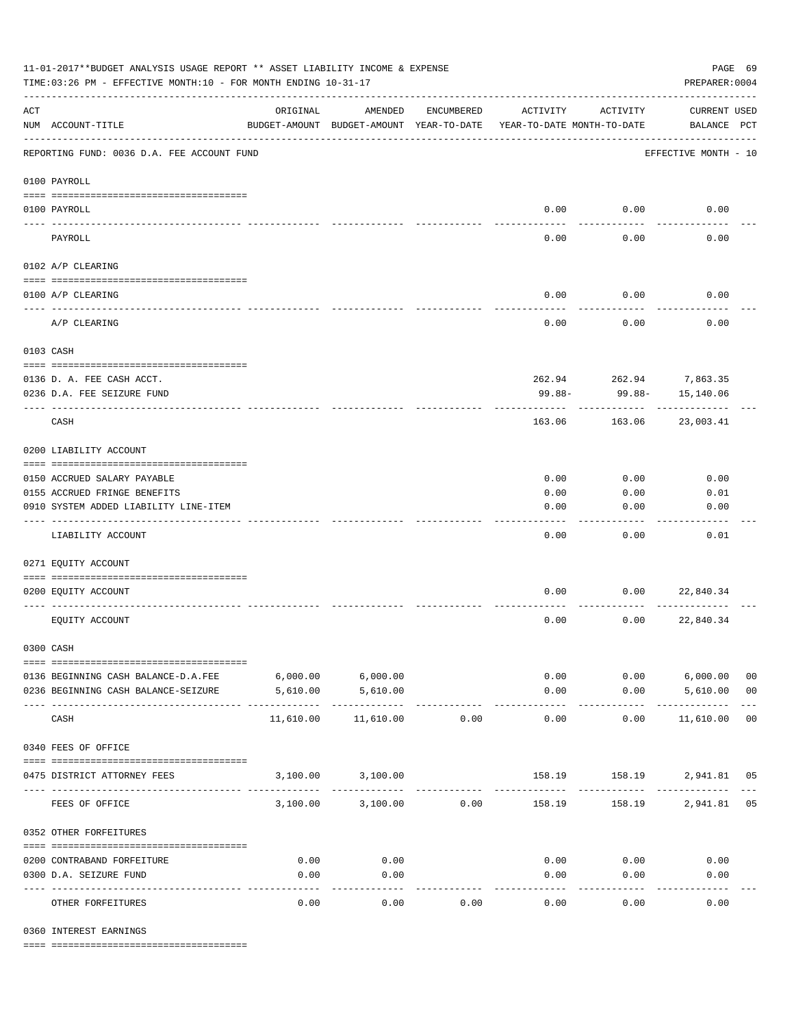11-01-2017**BUDGET ANALYSIS USAGE REPORT ** ASSET LIABILITY INCOME & EXPENSE

TIME:03:26 PM - EFFECTIVE MONTH:10 - FOR MONTH ENDING 10-31-17

PREPARER:0004

REPORTING FUND: 0036 D.A. FEE ACCOUNT FUND — EFFECTIVE MONTH - 10

| ACT NUM | ACCOUNT-TITLE | ORIGINAL BUDGET-AMOUNT | AMENDED BUDGET-AMOUNT | ENCUMBERED YEAR-TO-DATE | ACTIVITY YEAR-TO-DATE | ACTIVITY MONTH-TO-DATE | CURRENT BALANCE | USED PCT |
|---|---|---|---|---|---|---|---|---|
| | **0100 PAYROLL** | | | | | | | |
| 0100 | PAYROLL | | | | 0.00 | 0.00 | 0.00 | |
| | PAYROLL | | | | 0.00 | 0.00 | 0.00 | |
| | **0102 A/P CLEARING** | | | | | | | |
| 0100 | A/P CLEARING | | | | 0.00 | 0.00 | 0.00 | |
| | A/P CLEARING | | | | 0.00 | 0.00 | 0.00 | |
| | **0103 CASH** | | | | | | | |
| 0136 | D. A. FEE CASH ACCT. | | | | 262.94 | 262.94 | 7,863.35 | |
| 0236 | D.A. FEE SEIZURE FUND | | | | 99.88- | 99.88- | 15,140.06 | |
| | CASH | | | | 163.06 | 163.06 | 23,003.41 | |
| | **0200 LIABILITY ACCOUNT** | | | | | | | |
| 0150 | ACCRUED SALARY PAYABLE | | | | 0.00 | 0.00 | 0.00 | |
| 0155 | ACCRUED FRINGE BENEFITS | | | | 0.00 | 0.00 | 0.01 | |
| 0910 | SYSTEM ADDED LIABILITY LINE-ITEM | | | | 0.00 | 0.00 | 0.00 | |
| | LIABILITY ACCOUNT | | | | 0.00 | 0.00 | 0.01 | |
| | **0271 EQUITY ACCOUNT** | | | | | | | |
| 0200 | EQUITY ACCOUNT | | | | 0.00 | 0.00 | 22,840.34 | |
| | EQUITY ACCOUNT | | | | 0.00 | 0.00 | 22,840.34 | |
| | **0300 CASH** | | | | | | | |
| 0136 | BEGINNING CASH BALANCE-D.A.FEE | 6,000.00 | 6,000.00 | | 0.00 | 0.00 | 6,000.00 | 00 |
| 0236 | BEGINNING CASH BALANCE-SEIZURE | 5,610.00 | 5,610.00 | | 0.00 | 0.00 | 5,610.00 | 00 |
| | CASH | 11,610.00 | 11,610.00 | 0.00 | 0.00 | 0.00 | 11,610.00 | 00 |
| | **0340 FEES OF OFFICE** | | | | | | | |
| 0475 | DISTRICT ATTORNEY FEES | 3,100.00 | 3,100.00 | | 158.19 | 158.19 | 2,941.81 | 05 |
| | FEES OF OFFICE | 3,100.00 | 3,100.00 | 0.00 | 158.19 | 158.19 | 2,941.81 | 05 |
| | **0352 OTHER FORFEITURES** | | | | | | | |
| 0200 | CONTRABAND FORFEITURE | 0.00 | 0.00 | | 0.00 | 0.00 | 0.00 | |
| 0300 | D.A. SEIZURE FUND | 0.00 | 0.00 | | 0.00 | 0.00 | 0.00 | |
| | OTHER FORFEITURES | 0.00 | 0.00 | 0.00 | 0.00 | 0.00 | 0.00 | |
| | **0360 INTEREST EARNINGS** | | | | | | | |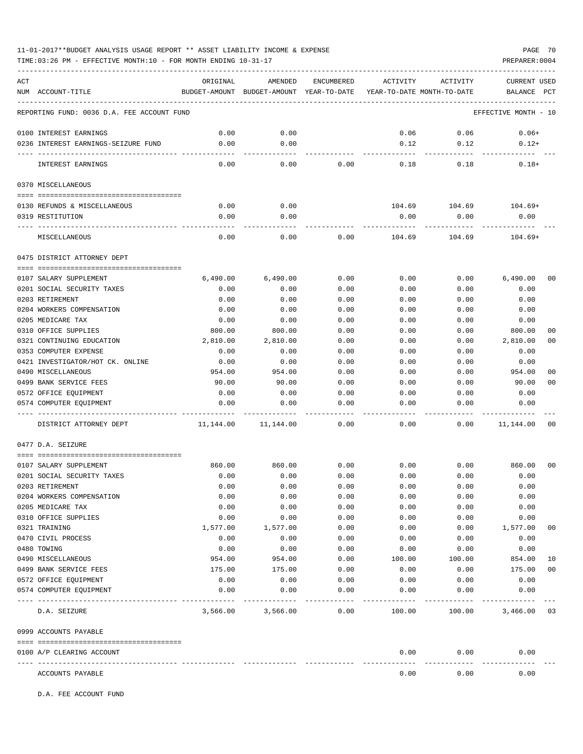11-01-2017**BUDGET ANALYSIS USAGE REPORT ** ASSET LIABILITY INCOME & EXPENSE

TIME:03:26 PM - EFFECTIVE MONTH:10 - FOR MONTH ENDING 10-31-17

PREPARER:0004

| ACT NUM | ACCOUNT-TITLE | ORIGINAL BUDGET-AMOUNT | AMENDED BUDGET-AMOUNT | ENCUMBERED YEAR-TO-DATE | ACTIVITY YEAR-TO-DATE | ACTIVITY MONTH-TO-DATE | CURRENT USED BALANCE | PCT |
|---|---|---|---|---|---|---|---|---|
| | REPORTING FUND: 0036 D.A. FEE ACCOUNT FUND | | | | | | EFFECTIVE MONTH - 10 | |
| 0100 | INTEREST EARNINGS | 0.00 | 0.00 | | 0.06 | 0.06 | 0.06+ | |
| 0236 | INTEREST EARNINGS-SEIZURE FUND | 0.00 | 0.00 | | 0.12 | 0.12 | 0.12+ | |
| | INTEREST EARNINGS | 0.00 | 0.00 | 0.00 | 0.18 | 0.18 | 0.18+ | |
| | 0370 MISCELLANEOUS | | | | | | | |
| 0130 | REFUNDS & MISCELLANEOUS | 0.00 | 0.00 | | 104.69 | 104.69 | 104.69+ | |
| 0319 | RESTITUTION | 0.00 | 0.00 | | 0.00 | 0.00 | 0.00 | |
| | MISCELLANEOUS | 0.00 | 0.00 | 0.00 | 104.69 | 104.69 | 104.69+ | |
| | 0475 DISTRICT ATTORNEY DEPT | | | | | | | |
| 0107 | SALARY SUPPLEMENT | 6,490.00 | 6,490.00 | 0.00 | 0.00 | 0.00 | 6,490.00 | 00 |
| 0201 | SOCIAL SECURITY TAXES | 0.00 | 0.00 | 0.00 | 0.00 | 0.00 | 0.00 | |
| 0203 | RETIREMENT | 0.00 | 0.00 | 0.00 | 0.00 | 0.00 | 0.00 | |
| 0204 | WORKERS COMPENSATION | 0.00 | 0.00 | 0.00 | 0.00 | 0.00 | 0.00 | |
| 0205 | MEDICARE TAX | 0.00 | 0.00 | 0.00 | 0.00 | 0.00 | 0.00 | |
| 0310 | OFFICE SUPPLIES | 800.00 | 800.00 | 0.00 | 0.00 | 0.00 | 800.00 | 00 |
| 0321 | CONTINUING EDUCATION | 2,810.00 | 2,810.00 | 0.00 | 0.00 | 0.00 | 2,810.00 | 00 |
| 0353 | COMPUTER EXPENSE | 0.00 | 0.00 | 0.00 | 0.00 | 0.00 | 0.00 | |
| 0421 | INVESTIGATOR/HOT CK. ONLINE | 0.00 | 0.00 | 0.00 | 0.00 | 0.00 | 0.00 | |
| 0490 | MISCELLANEOUS | 954.00 | 954.00 | 0.00 | 0.00 | 0.00 | 954.00 | 00 |
| 0499 | BANK SERVICE FEES | 90.00 | 90.00 | 0.00 | 0.00 | 0.00 | 90.00 | 00 |
| 0572 | OFFICE EQUIPMENT | 0.00 | 0.00 | 0.00 | 0.00 | 0.00 | 0.00 | |
| 0574 | COMPUTER EQUIPMENT | 0.00 | 0.00 | 0.00 | 0.00 | 0.00 | 0.00 | |
| | DISTRICT ATTORNEY DEPT | 11,144.00 | 11,144.00 | 0.00 | 0.00 | 0.00 | 11,144.00 | 00 |
| | 0477 D.A. SEIZURE | | | | | | | |
| 0107 | SALARY SUPPLEMENT | 860.00 | 860.00 | 0.00 | 0.00 | 0.00 | 860.00 | 00 |
| 0201 | SOCIAL SECURITY TAXES | 0.00 | 0.00 | 0.00 | 0.00 | 0.00 | 0.00 | |
| 0203 | RETIREMENT | 0.00 | 0.00 | 0.00 | 0.00 | 0.00 | 0.00 | |
| 0204 | WORKERS COMPENSATION | 0.00 | 0.00 | 0.00 | 0.00 | 0.00 | 0.00 | |
| 0205 | MEDICARE TAX | 0.00 | 0.00 | 0.00 | 0.00 | 0.00 | 0.00 | |
| 0310 | OFFICE SUPPLIES | 0.00 | 0.00 | 0.00 | 0.00 | 0.00 | 0.00 | |
| 0321 | TRAINING | 1,577.00 | 1,577.00 | 0.00 | 0.00 | 0.00 | 1,577.00 | 00 |
| 0470 | CIVIL PROCESS | 0.00 | 0.00 | 0.00 | 0.00 | 0.00 | 0.00 | |
| 0480 | TOWING | 0.00 | 0.00 | 0.00 | 0.00 | 0.00 | 0.00 | |
| 0490 | MISCELLANEOUS | 954.00 | 954.00 | 0.00 | 100.00 | 100.00 | 854.00 | 10 |
| 0499 | BANK SERVICE FEES | 175.00 | 175.00 | 0.00 | 0.00 | 0.00 | 175.00 | 00 |
| 0572 | OFFICE EQUIPMENT | 0.00 | 0.00 | 0.00 | 0.00 | 0.00 | 0.00 | |
| 0574 | COMPUTER EQUIPMENT | 0.00 | 0.00 | 0.00 | 0.00 | 0.00 | 0.00 | |
| | D.A. SEIZURE | 3,566.00 | 3,566.00 | 0.00 | 100.00 | 100.00 | 3,466.00 | 03 |
| | 0999 ACCOUNTS PAYABLE | | | | | | | |
| 0100 | A/P CLEARING ACCOUNT | | | | 0.00 | 0.00 | 0.00 | |
| | ACCOUNTS PAYABLE | | | | 0.00 | 0.00 | 0.00 | |

D.A. FEE ACCOUNT FUND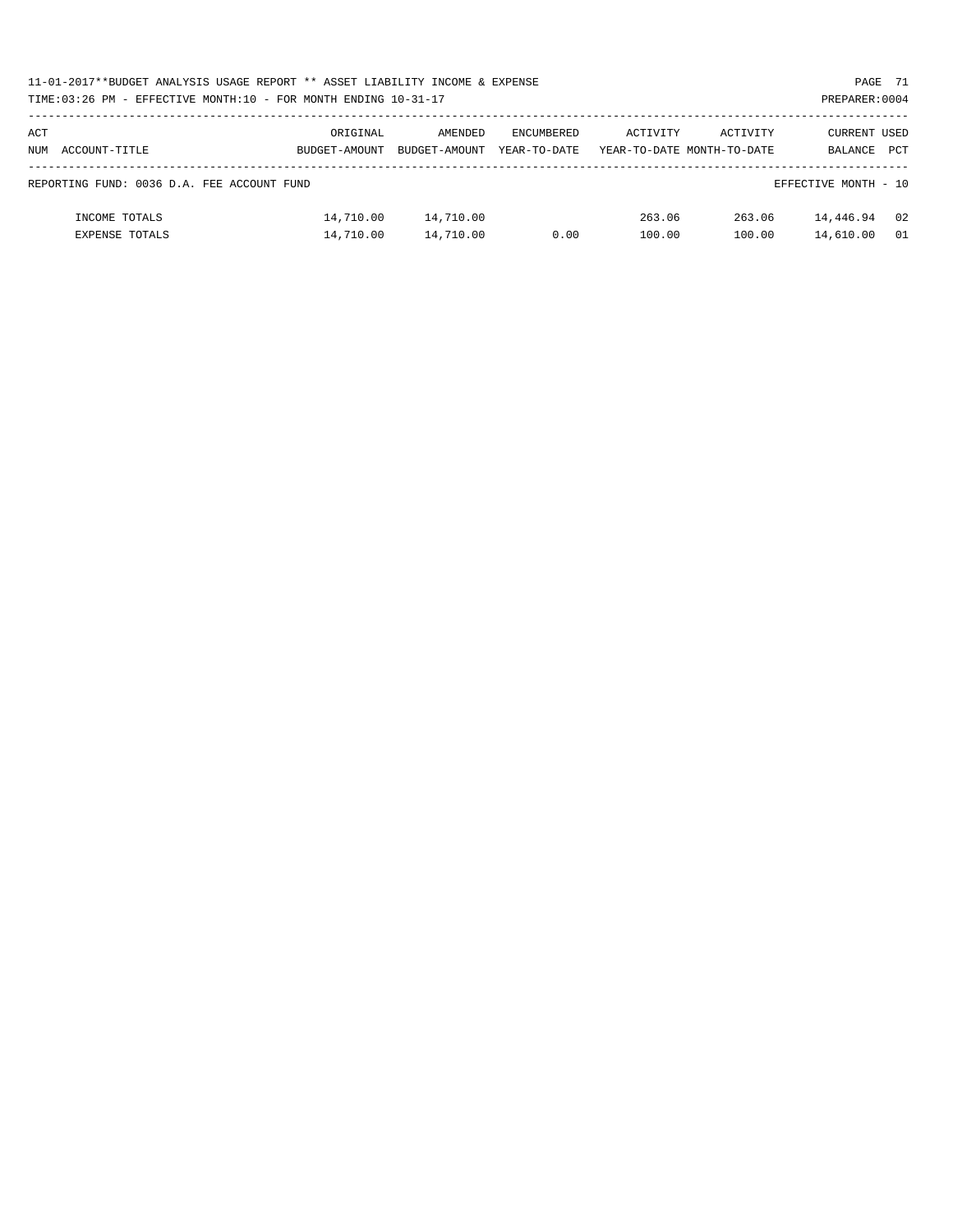11-01-2017**BUDGET ANALYSIS USAGE REPORT ** ASSET LIABILITY INCOME & EXPENSE

TIME:03:26 PM - EFFECTIVE MONTH:10 - FOR MONTH ENDING 10-31-17

PREPARER:0004

| ACT NUM ACCOUNT-TITLE | ORIGINAL BUDGET-AMOUNT | AMENDED BUDGET-AMOUNT | ENCUMBERED YEAR-TO-DATE | ACTIVITY YEAR-TO-DATE | ACTIVITY MONTH-TO-DATE | CURRENT BALANCE | USED PCT |
|---|---|---|---|---|---|---|---|
| REPORTING FUND: 0036 D.A. FEE ACCOUNT FUND | | | | | | EFFECTIVE MONTH - 10 | |
| INCOME TOTALS | 14,710.00 | 14,710.00 | | 263.06 | 263.06 | 14,446.94 | 02 |
| EXPENSE TOTALS | 14,710.00 | 14,710.00 | 0.00 | 100.00 | 100.00 | 14,610.00 | 01 |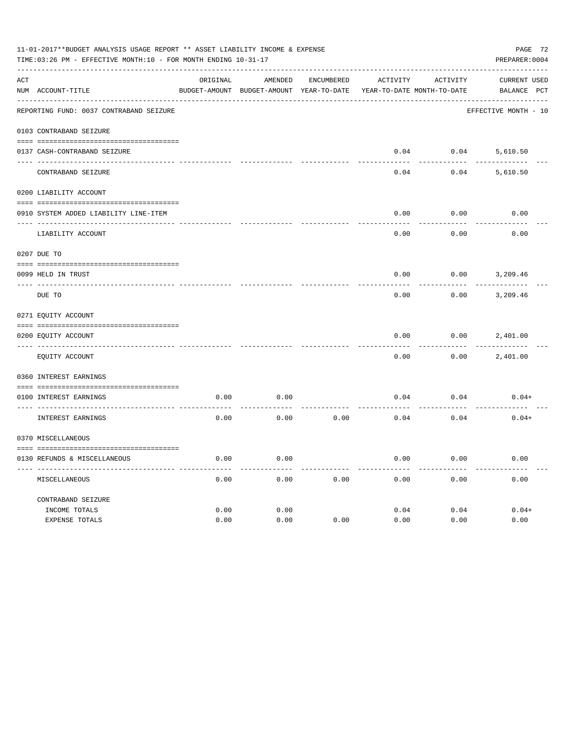11-01-2017**BUDGET ANALYSIS USAGE REPORT ** ASSET LIABILITY INCOME & EXPENSE

TIME:03:26 PM - EFFECTIVE MONTH:10 - FOR MONTH ENDING 10-31-17

PREPARER:0004

| ACT NUM | ACCOUNT-TITLE | ORIGINAL BUDGET-AMOUNT | AMENDED BUDGET-AMOUNT | ENCUMBERED YEAR-TO-DATE | ACTIVITY YEAR-TO-DATE | ACTIVITY MONTH-TO-DATE | CURRENT BALANCE | USED PCT |
|---|---|---|---|---|---|---|---|---|
| | REPORTING FUND: 0037 CONTRABAND SEIZURE | | | | | | EFFECTIVE MONTH - 10 | |
| 0103 | CONTRABAND SEIZURE | | | | | | | |
| 0137 | CASH-CONTRABAND SEIZURE | | | | 0.04 | 0.04 | 5,610.50 | |
| | CONTRABAND SEIZURE | | | | 0.04 | 0.04 | 5,610.50 | |
| 0200 | LIABILITY ACCOUNT | | | | | | | |
| 0910 | SYSTEM ADDED LIABILITY LINE-ITEM | | | | 0.00 | 0.00 | 0.00 | |
| | LIABILITY ACCOUNT | | | | 0.00 | 0.00 | 0.00 | |
| 0207 | DUE TO | | | | | | | |
| 0099 | HELD IN TRUST | | | | 0.00 | 0.00 | 3,209.46 | |
| | DUE TO | | | | 0.00 | 0.00 | 3,209.46 | |
| 0271 | EQUITY ACCOUNT | | | | | | | |
| 0200 | EQUITY ACCOUNT | | | | 0.00 | 0.00 | 2,401.00 | |
| | EQUITY ACCOUNT | | | | 0.00 | 0.00 | 2,401.00 | |
| 0360 | INTEREST EARNINGS | | | | | | | |
| 0100 | INTEREST EARNINGS | 0.00 | 0.00 | | 0.04 | 0.04 | 0.04+ | |
| | INTEREST EARNINGS | 0.00 | 0.00 | 0.00 | 0.04 | 0.04 | 0.04+ | |
| 0370 | MISCELLANEOUS | | | | | | | |
| 0130 | REFUNDS & MISCELLANEOUS | 0.00 | 0.00 | | 0.00 | 0.00 | 0.00 | |
| | MISCELLANEOUS | 0.00 | 0.00 | 0.00 | 0.00 | 0.00 | 0.00 | |
| | CONTRABAND SEIZURE | | | | | | | |
| | INCOME TOTALS | 0.00 | 0.00 | | 0.04 | 0.04 | 0.04+ | |
| | EXPENSE TOTALS | 0.00 | 0.00 | 0.00 | 0.00 | 0.00 | 0.00 | |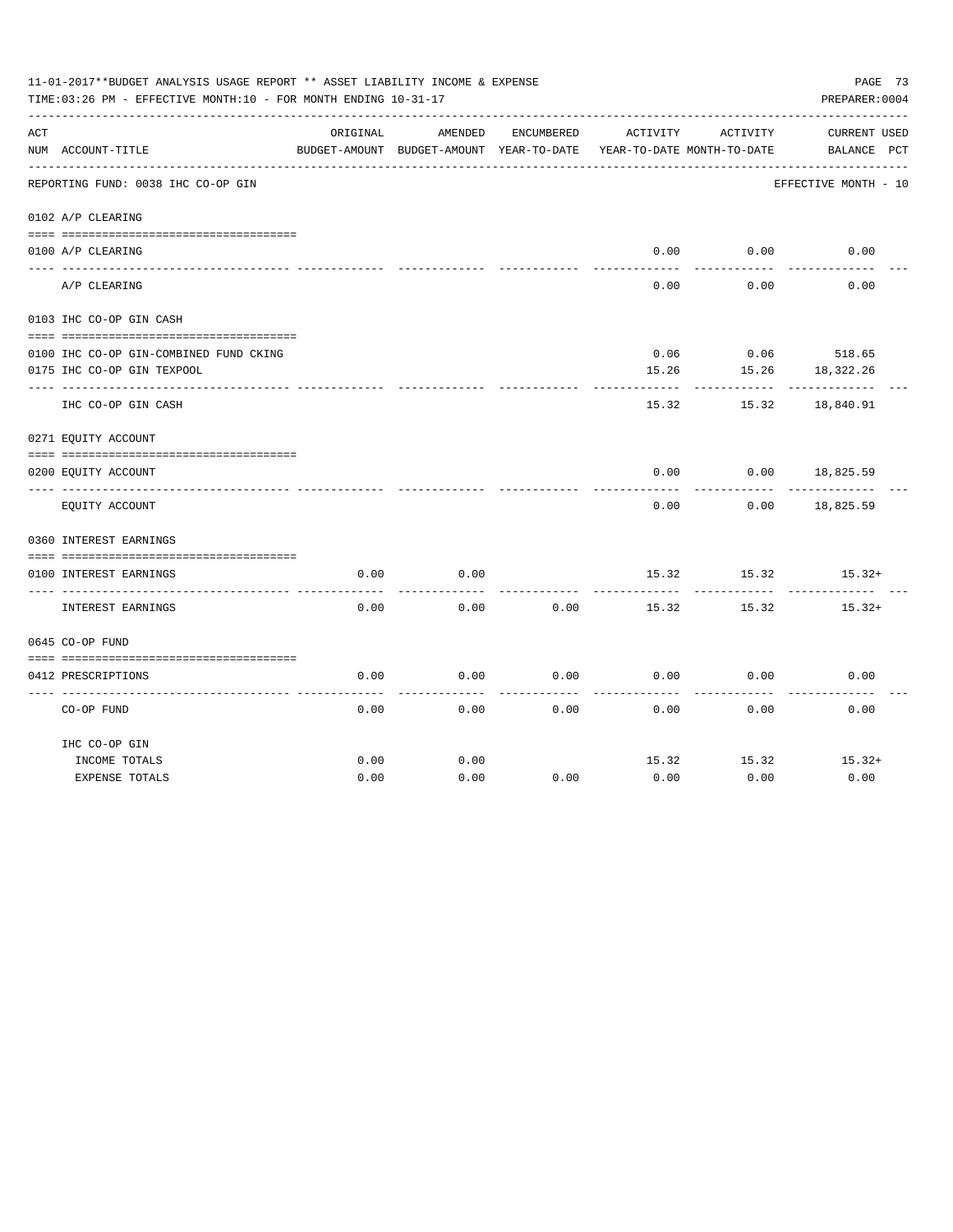11-01-2017**BUDGET ANALYSIS USAGE REPORT ** ASSET LIABILITY INCOME & EXPENSE

TIME:03:26 PM - EFFECTIVE MONTH:10 - FOR MONTH ENDING 10-31-17

PREPARER:0004

REPORTING FUND: 0038 IHC CO-OP GIN — EFFECTIVE MONTH - 10

| ACT NUM | ACCOUNT-TITLE | ORIGINAL BUDGET-AMOUNT | AMENDED BUDGET-AMOUNT | ENCUMBERED YEAR-TO-DATE | ACTIVITY YEAR-TO-DATE | ACTIVITY MONTH-TO-DATE | CURRENT BALANCE | USED PCT |
|---|---|---|---|---|---|---|---|---|
| 0102 | A/P CLEARING | | | | | | | |
| 0100 | A/P CLEARING | | | | 0.00 | 0.00 | 0.00 | |
| | A/P CLEARING | | | | 0.00 | 0.00 | 0.00 | |
| 0103 | IHC CO-OP GIN CASH | | | | | | | |
| 0100 | IHC CO-OP GIN-COMBINED FUND CKING | | | | 0.06 | 0.06 | 518.65 | |
| 0175 | IHC CO-OP GIN TEXPOOL | | | | 15.26 | 15.26 | 18,322.26 | |
| | IHC CO-OP GIN CASH | | | | 15.32 | 15.32 | 18,840.91 | |
| 0271 | EQUITY ACCOUNT | | | | | | | |
| 0200 | EQUITY ACCOUNT | | | | 0.00 | 0.00 | 18,825.59 | |
| | EQUITY ACCOUNT | | | | 0.00 | 0.00 | 18,825.59 | |
| 0360 | INTEREST EARNINGS | | | | | | | |
| 0100 | INTEREST EARNINGS | 0.00 | 0.00 | | 15.32 | 15.32 | 15.32+ | |
| | INTEREST EARNINGS | 0.00 | 0.00 | 0.00 | 15.32 | 15.32 | 15.32+ | |
| 0645 | CO-OP FUND | | | | | | | |
| 0412 | PRESCRIPTIONS | 0.00 | 0.00 | 0.00 | 0.00 | 0.00 | 0.00 | |
| | CO-OP FUND | 0.00 | 0.00 | 0.00 | 0.00 | 0.00 | 0.00 | |
| | IHC CO-OP GIN | | | | | | | |
| | INCOME TOTALS | 0.00 | 0.00 | | 15.32 | 15.32 | 15.32+ | |
| | EXPENSE TOTALS | 0.00 | 0.00 | 0.00 | 0.00 | 0.00 | 0.00 | |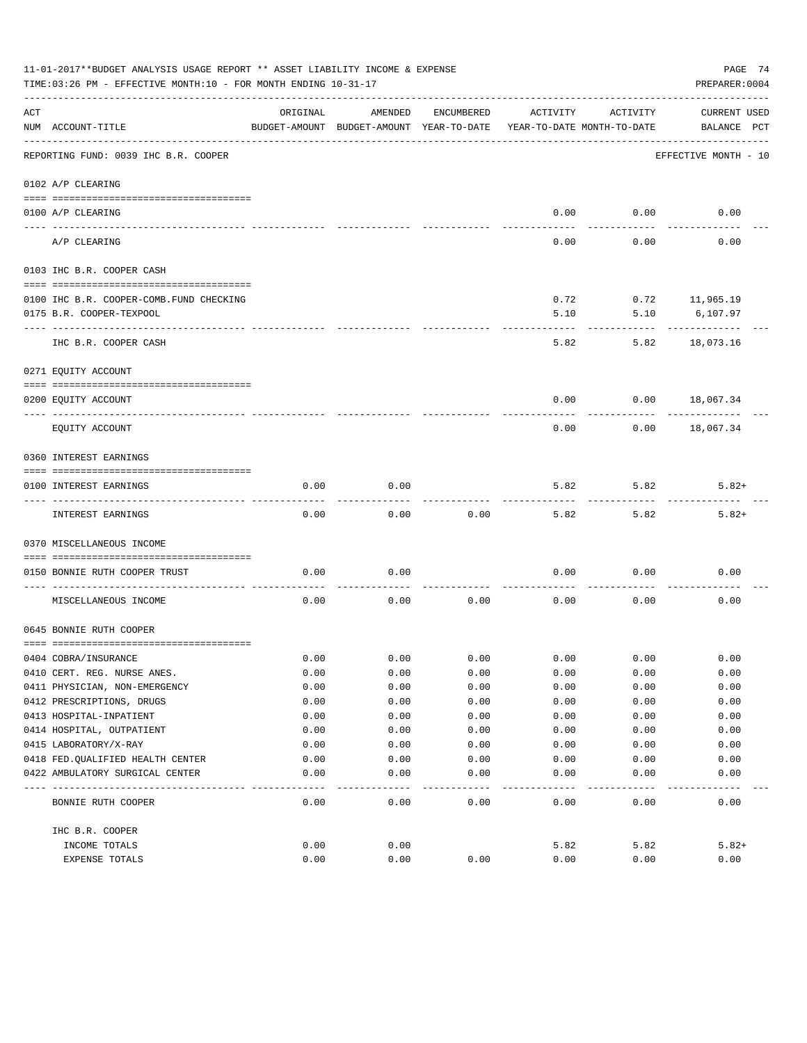11-01-2017**BUDGET ANALYSIS USAGE REPORT ** ASSET LIABILITY INCOME & EXPENSE

TIME:03:26 PM - EFFECTIVE MONTH:10 - FOR MONTH ENDING 10-31-17

PREPARER:0004

| ACT NUM | ACCOUNT-TITLE | ORIGINAL BUDGET-AMOUNT | AMENDED BUDGET-AMOUNT | ENCUMBERED YEAR-TO-DATE | ACTIVITY YEAR-TO-DATE | ACTIVITY MONTH-TO-DATE | CURRENT BALANCE | USED PCT |
|---|---|---|---|---|---|---|---|---|
| | REPORTING FUND: 0039 IHC B.R. COOPER | | | | | | EFFECTIVE MONTH - 10 | |
| | 0102 A/P CLEARING | | | | | | | |
| 0100 | A/P CLEARING | | | | 0.00 | 0.00 | 0.00 | |
| | A/P CLEARING | | | | 0.00 | 0.00 | 0.00 | |
| | 0103 IHC B.R. COOPER CASH | | | | | | | |
| 0100 | IHC B.R. COOPER-COMB.FUND CHECKING | | | | 0.72 | 0.72 | 11,965.19 | |
| 0175 | B.R. COOPER-TEXPOOL | | | | 5.10 | 5.10 | 6,107.97 | |
| | IHC B.R. COOPER CASH | | | | 5.82 | 5.82 | 18,073.16 | |
| | 0271 EQUITY ACCOUNT | | | | | | | |
| 0200 | EQUITY ACCOUNT | | | | 0.00 | 0.00 | 18,067.34 | |
| | EQUITY ACCOUNT | | | | 0.00 | 0.00 | 18,067.34 | |
| | 0360 INTEREST EARNINGS | | | | | | | |
| 0100 | INTEREST EARNINGS | 0.00 | 0.00 | | 5.82 | 5.82 | 5.82+ | |
| | INTEREST EARNINGS | 0.00 | 0.00 | 0.00 | 5.82 | 5.82 | 5.82+ | |
| | 0370 MISCELLANEOUS INCOME | | | | | | | |
| 0150 | BONNIE RUTH COOPER TRUST | 0.00 | 0.00 | | 0.00 | 0.00 | 0.00 | |
| | MISCELLANEOUS INCOME | 0.00 | 0.00 | 0.00 | 0.00 | 0.00 | 0.00 | |
| | 0645 BONNIE RUTH COOPER | | | | | | | |
| 0404 | COBRA/INSURANCE | 0.00 | 0.00 | 0.00 | 0.00 | 0.00 | 0.00 | |
| 0410 | CERT. REG. NURSE ANES. | 0.00 | 0.00 | 0.00 | 0.00 | 0.00 | 0.00 | |
| 0411 | PHYSICIAN, NON-EMERGENCY | 0.00 | 0.00 | 0.00 | 0.00 | 0.00 | 0.00 | |
| 0412 | PRESCRIPTIONS, DRUGS | 0.00 | 0.00 | 0.00 | 0.00 | 0.00 | 0.00 | |
| 0413 | HOSPITAL-INPATIENT | 0.00 | 0.00 | 0.00 | 0.00 | 0.00 | 0.00 | |
| 0414 | HOSPITAL, OUTPATIENT | 0.00 | 0.00 | 0.00 | 0.00 | 0.00 | 0.00 | |
| 0415 | LABORATORY/X-RAY | 0.00 | 0.00 | 0.00 | 0.00 | 0.00 | 0.00 | |
| 0418 | FED.QUALIFIED HEALTH CENTER | 0.00 | 0.00 | 0.00 | 0.00 | 0.00 | 0.00 | |
| 0422 | AMBULATORY SURGICAL CENTER | 0.00 | 0.00 | 0.00 | 0.00 | 0.00 | 0.00 | |
| | BONNIE RUTH COOPER | 0.00 | 0.00 | 0.00 | 0.00 | 0.00 | 0.00 | |
| | IHC B.R. COOPER | | | | | | | |
| | INCOME TOTALS | 0.00 | 0.00 | | 5.82 | 5.82 | 5.82+ | |
| | EXPENSE TOTALS | 0.00 | 0.00 | 0.00 | 0.00 | 0.00 | 0.00 | |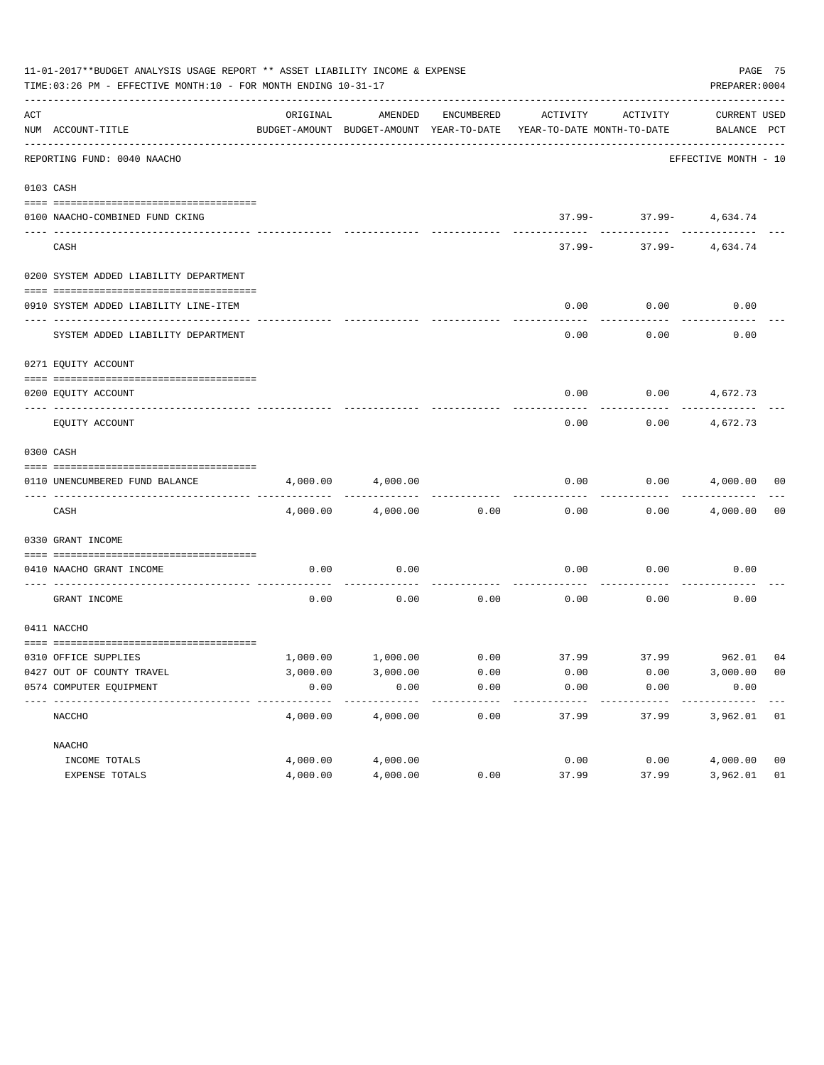11-01-2017**BUDGET ANALYSIS USAGE REPORT ** ASSET LIABILITY INCOME & EXPENSE

TIME:03:26 PM - EFFECTIVE MONTH:10 - FOR MONTH ENDING 10-31-17

PREPARER:0004

| ACT NUM | ACCOUNT-TITLE | ORIGINAL BUDGET-AMOUNT | AMENDED BUDGET-AMOUNT | ENCUMBERED YEAR-TO-DATE | ACTIVITY YEAR-TO-DATE | ACTIVITY MONTH-TO-DATE | CURRENT BALANCE | USED PCT |
|---|---|---|---|---|---|---|---|---|
| | REPORTING FUND: 0040 NAACHO | | | | | | EFFECTIVE MONTH - 10 | |
| 0103 | CASH | | | | | | | |
| 0100 | NAACHO-COMBINED FUND CKING | | | | 37.99- | 37.99- | 4,634.74 | |
| | CASH | | | | 37.99- | 37.99- | 4,634.74 | |
| 0200 | SYSTEM ADDED LIABILITY DEPARTMENT | | | | | | | |
| 0910 | SYSTEM ADDED LIABILITY LINE-ITEM | | | | 0.00 | 0.00 | 0.00 | |
| | SYSTEM ADDED LIABILITY DEPARTMENT | | | | 0.00 | 0.00 | 0.00 | |
| 0271 | EQUITY ACCOUNT | | | | | | | |
| 0200 | EQUITY ACCOUNT | | | | 0.00 | 0.00 | 4,672.73 | |
| | EQUITY ACCOUNT | | | | 0.00 | 0.00 | 4,672.73 | |
| 0300 | CASH | | | | | | | |
| 0110 | UNENCUMBERED FUND BALANCE | 4,000.00 | 4,000.00 | | 0.00 | 0.00 | 4,000.00 | 00 |
| | CASH | 4,000.00 | 4,000.00 | 0.00 | 0.00 | 0.00 | 4,000.00 | 00 |
| 0330 | GRANT INCOME | | | | | | | |
| 0410 | NAACHO GRANT INCOME | 0.00 | 0.00 | | 0.00 | 0.00 | 0.00 | |
| | GRANT INCOME | 0.00 | 0.00 | 0.00 | 0.00 | 0.00 | 0.00 | |
| 0411 | NACCHO | | | | | | | |
| 0310 | OFFICE SUPPLIES | 1,000.00 | 1,000.00 | 0.00 | 37.99 | 37.99 | 962.01 | 04 |
| 0427 | OUT OF COUNTY TRAVEL | 3,000.00 | 3,000.00 | 0.00 | 0.00 | 0.00 | 3,000.00 | 00 |
| 0574 | COMPUTER EQUIPMENT | 0.00 | 0.00 | 0.00 | 0.00 | 0.00 | 0.00 | |
| | NACCHO | 4,000.00 | 4,000.00 | 0.00 | 37.99 | 37.99 | 3,962.01 | 01 |
| | NAACHO | | | | | | | |
| | INCOME TOTALS | 4,000.00 | 4,000.00 | | 0.00 | 0.00 | 4,000.00 | 00 |
| | EXPENSE TOTALS | 4,000.00 | 4,000.00 | 0.00 | 37.99 | 37.99 | 3,962.01 | 01 |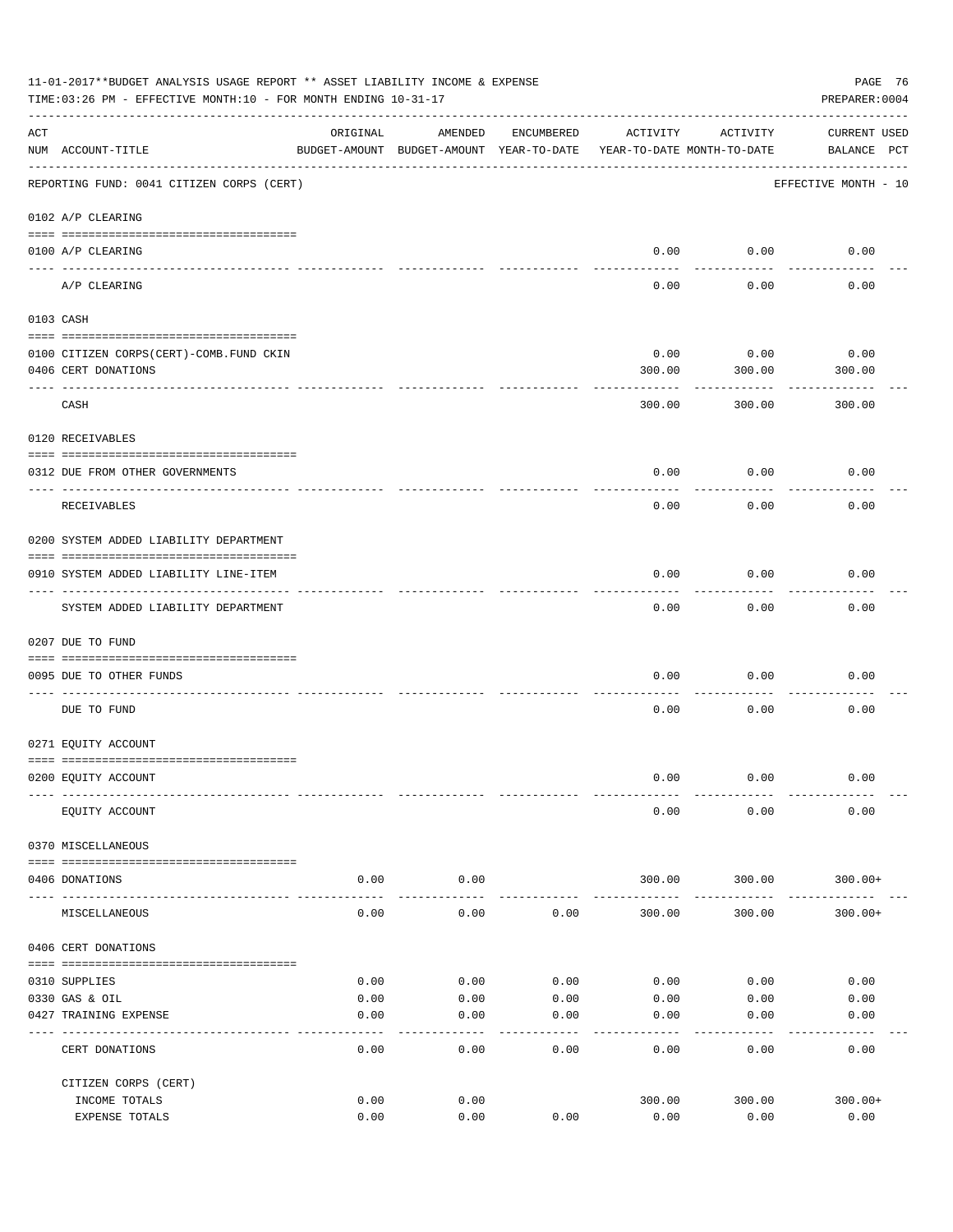11-01-2017**BUDGET ANALYSIS USAGE REPORT ** ASSET LIABILITY INCOME & EXPENSE

TIME:03:26 PM - EFFECTIVE MONTH:10 - FOR MONTH ENDING 10-31-17

PREPARER:0004

| ACT NUM | ACCOUNT-TITLE | ORIGINAL BUDGET-AMOUNT | AMENDED BUDGET-AMOUNT | ENCUMBERED YEAR-TO-DATE | ACTIVITY YEAR-TO-DATE | ACTIVITY MONTH-TO-DATE | CURRENT BALANCE | USED PCT |
|---|---|---|---|---|---|---|---|---|
| | REPORTING FUND: 0041 CITIZEN CORPS (CERT) | | | | | | EFFECTIVE MONTH - 10 | |
| | 0102 A/P CLEARING | | | | | | | |
| 0100 | A/P CLEARING | | | | 0.00 | 0.00 | 0.00 | |
| | A/P CLEARING | | | | 0.00 | 0.00 | 0.00 | |
| | 0103 CASH | | | | | | | |
| 0100 | CITIZEN CORPS(CERT)-COMB.FUND CKIN | | | | 0.00 | 0.00 | 0.00 | |
| 0406 | CERT DONATIONS | | | | 300.00 | 300.00 | 300.00 | |
| | CASH | | | | 300.00 | 300.00 | 300.00 | |
| | 0120 RECEIVABLES | | | | | | | |
| 0312 | DUE FROM OTHER GOVERNMENTS | | | | 0.00 | 0.00 | 0.00 | |
| | RECEIVABLES | | | | 0.00 | 0.00 | 0.00 | |
| | 0200 SYSTEM ADDED LIABILITY DEPARTMENT | | | | | | | |
| 0910 | SYSTEM ADDED LIABILITY LINE-ITEM | | | | 0.00 | 0.00 | 0.00 | |
| | SYSTEM ADDED LIABILITY DEPARTMENT | | | | 0.00 | 0.00 | 0.00 | |
| | 0207 DUE TO FUND | | | | | | | |
| 0095 | DUE TO OTHER FUNDS | | | | 0.00 | 0.00 | 0.00 | |
| | DUE TO FUND | | | | 0.00 | 0.00 | 0.00 | |
| | 0271 EQUITY ACCOUNT | | | | | | | |
| 0200 | EQUITY ACCOUNT | | | | 0.00 | 0.00 | 0.00 | |
| | EQUITY ACCOUNT | | | | 0.00 | 0.00 | 0.00 | |
| | 0370 MISCELLANEOUS | | | | | | | |
| 0406 | DONATIONS | 0.00 | 0.00 | | 300.00 | 300.00 | 300.00+ | |
| | MISCELLANEOUS | 0.00 | 0.00 | 0.00 | 300.00 | 300.00 | 300.00+ | |
| | 0406 CERT DONATIONS | | | | | | | |
| 0310 | SUPPLIES | 0.00 | 0.00 | 0.00 | 0.00 | 0.00 | 0.00 | |
| 0330 | GAS & OIL | 0.00 | 0.00 | 0.00 | 0.00 | 0.00 | 0.00 | |
| 0427 | TRAINING EXPENSE | 0.00 | 0.00 | 0.00 | 0.00 | 0.00 | 0.00 | |
| | CERT DONATIONS | 0.00 | 0.00 | 0.00 | 0.00 | 0.00 | 0.00 | |
| | CITIZEN CORPS (CERT) | | | | | | | |
| | INCOME TOTALS | 0.00 | 0.00 | | 300.00 | 300.00 | 300.00+ | |
| | EXPENSE TOTALS | 0.00 | 0.00 | 0.00 | 0.00 | 0.00 | 0.00 | |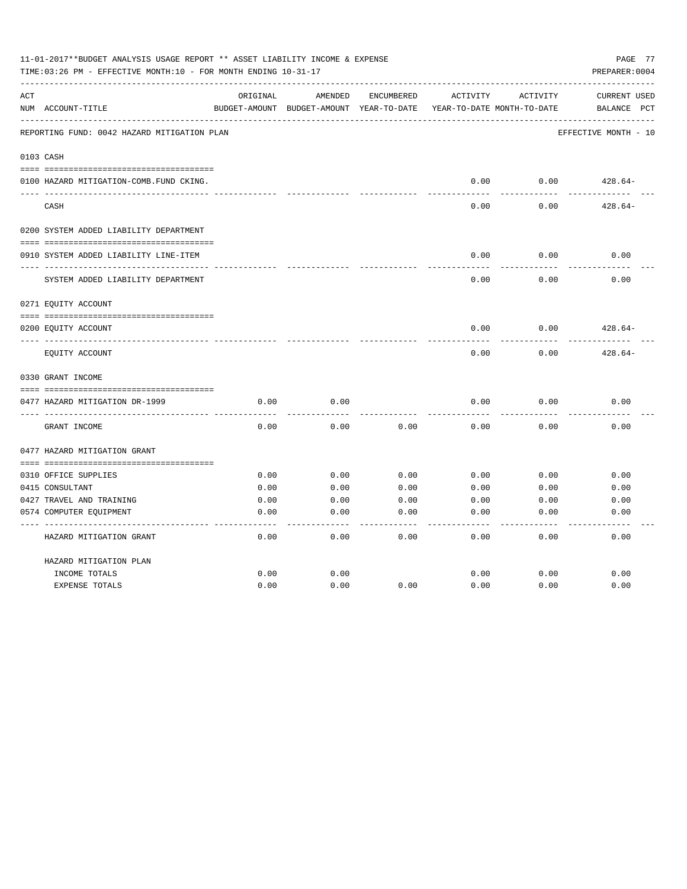11-01-2017**BUDGET ANALYSIS USAGE REPORT ** ASSET LIABILITY INCOME & EXPENSE

TIME:03:26 PM - EFFECTIVE MONTH:10 - FOR MONTH ENDING 10-31-17

PREPARER:0004

| ACT NUM | ACCOUNT-TITLE | ORIGINAL BUDGET-AMOUNT | AMENDED BUDGET-AMOUNT | ENCUMBERED YEAR-TO-DATE | ACTIVITY YEAR-TO-DATE | ACTIVITY MONTH-TO-DATE | CURRENT BALANCE | USED PCT |
|---|---|---|---|---|---|---|---|---|
| | REPORTING FUND: 0042 HAZARD MITIGATION PLAN | | | | | | EFFECTIVE MONTH - 10 | |
| 0103 | CASH | | | | | | | |
| 0100 | HAZARD MITIGATION-COMB.FUND CKING. | | | | 0.00 | 0.00 | 428.64- | |
| | CASH | | | | 0.00 | 0.00 | 428.64- | |
| 0200 | SYSTEM ADDED LIABILITY DEPARTMENT | | | | | | | |
| 0910 | SYSTEM ADDED LIABILITY LINE-ITEM | | | | 0.00 | 0.00 | 0.00 | |
| | SYSTEM ADDED LIABILITY DEPARTMENT | | | | 0.00 | 0.00 | 0.00 | |
| 0271 | EQUITY ACCOUNT | | | | | | | |
| 0200 | EQUITY ACCOUNT | | | | 0.00 | 0.00 | 428.64- | |
| | EQUITY ACCOUNT | | | | 0.00 | 0.00 | 428.64- | |
| 0330 | GRANT INCOME | | | | | | | |
| 0477 | HAZARD MITIGATION DR-1999 | 0.00 | 0.00 | | 0.00 | 0.00 | 0.00 | |
| | GRANT INCOME | 0.00 | 0.00 | 0.00 | 0.00 | 0.00 | 0.00 | |
| 0477 | HAZARD MITIGATION GRANT | | | | | | | |
| 0310 | OFFICE SUPPLIES | 0.00 | 0.00 | 0.00 | 0.00 | 0.00 | 0.00 | |
| 0415 | CONSULTANT | 0.00 | 0.00 | 0.00 | 0.00 | 0.00 | 0.00 | |
| 0427 | TRAVEL AND TRAINING | 0.00 | 0.00 | 0.00 | 0.00 | 0.00 | 0.00 | |
| 0574 | COMPUTER EQUIPMENT | 0.00 | 0.00 | 0.00 | 0.00 | 0.00 | 0.00 | |
| | HAZARD MITIGATION GRANT | 0.00 | 0.00 | 0.00 | 0.00 | 0.00 | 0.00 | |
| | HAZARD MITIGATION PLAN | | | | | | | |
| | INCOME TOTALS | 0.00 | 0.00 | | 0.00 | 0.00 | 0.00 | |
| | EXPENSE TOTALS | 0.00 | 0.00 | 0.00 | 0.00 | 0.00 | 0.00 | |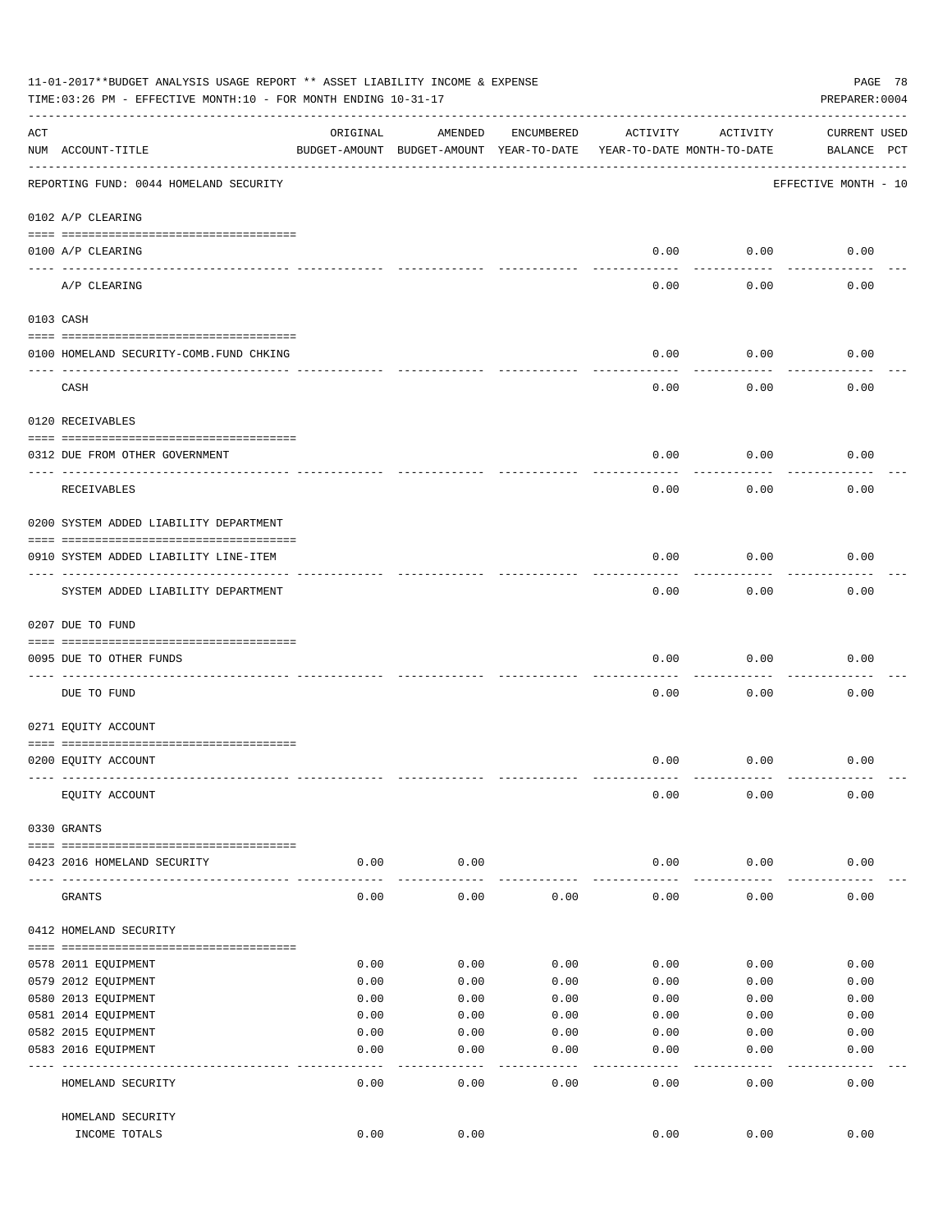11-01-2017**BUDGET ANALYSIS USAGE REPORT ** ASSET LIABILITY INCOME & EXPENSE

TIME:03:26 PM - EFFECTIVE MONTH:10 - FOR MONTH ENDING 10-31-17

PREPARER:0004

| ACT NUM | ACCOUNT-TITLE | ORIGINAL BUDGET-AMOUNT | AMENDED BUDGET-AMOUNT | ENCUMBERED YEAR-TO-DATE | ACTIVITY YEAR-TO-DATE | ACTIVITY MONTH-TO-DATE | CURRENT BALANCE | USED PCT |
|---|---|---|---|---|---|---|---|---|
| | REPORTING FUND: 0044 HOMELAND SECURITY | | | | | | EFFECTIVE MONTH - 10 | |
| | 0102 A/P CLEARING | | | | | | | |
| 0100 | A/P CLEARING | | | | 0.00 | 0.00 | 0.00 | |
| | A/P CLEARING | | | | 0.00 | 0.00 | 0.00 | |
| | 0103 CASH | | | | | | | |
| 0100 | HOMELAND SECURITY-COMB.FUND CHKING | | | | 0.00 | 0.00 | 0.00 | |
| | CASH | | | | 0.00 | 0.00 | 0.00 | |
| | 0120 RECEIVABLES | | | | | | | |
| 0312 | DUE FROM OTHER GOVERNMENT | | | | 0.00 | 0.00 | 0.00 | |
| | RECEIVABLES | | | | 0.00 | 0.00 | 0.00 | |
| | 0200 SYSTEM ADDED LIABILITY DEPARTMENT | | | | | | | |
| 0910 | SYSTEM ADDED LIABILITY LINE-ITEM | | | | 0.00 | 0.00 | 0.00 | |
| | SYSTEM ADDED LIABILITY DEPARTMENT | | | | 0.00 | 0.00 | 0.00 | |
| | 0207 DUE TO FUND | | | | | | | |
| 0095 | DUE TO OTHER FUNDS | | | | 0.00 | 0.00 | 0.00 | |
| | DUE TO FUND | | | | 0.00 | 0.00 | 0.00 | |
| | 0271 EQUITY ACCOUNT | | | | | | | |
| 0200 | EQUITY ACCOUNT | | | | 0.00 | 0.00 | 0.00 | |
| | EQUITY ACCOUNT | | | | 0.00 | 0.00 | 0.00 | |
| | 0330 GRANTS | | | | | | | |
| 0423 | 2016 HOMELAND SECURITY | 0.00 | 0.00 | | 0.00 | 0.00 | 0.00 | |
| | GRANTS | 0.00 | 0.00 | 0.00 | 0.00 | 0.00 | 0.00 | |
| | 0412 HOMELAND SECURITY | | | | | | | |
| 0578 | 2011 EQUIPMENT | 0.00 | 0.00 | 0.00 | 0.00 | 0.00 | 0.00 | |
| 0579 | 2012 EQUIPMENT | 0.00 | 0.00 | 0.00 | 0.00 | 0.00 | 0.00 | |
| 0580 | 2013 EQUIPMENT | 0.00 | 0.00 | 0.00 | 0.00 | 0.00 | 0.00 | |
| 0581 | 2014 EQUIPMENT | 0.00 | 0.00 | 0.00 | 0.00 | 0.00 | 0.00 | |
| 0582 | 2015 EQUIPMENT | 0.00 | 0.00 | 0.00 | 0.00 | 0.00 | 0.00 | |
| 0583 | 2016 EQUIPMENT | 0.00 | 0.00 | 0.00 | 0.00 | 0.00 | 0.00 | |
| | HOMELAND SECURITY | 0.00 | 0.00 | 0.00 | 0.00 | 0.00 | 0.00 | |
| | HOMELAND SECURITY INCOME TOTALS | 0.00 | 0.00 | | 0.00 | 0.00 | 0.00 | |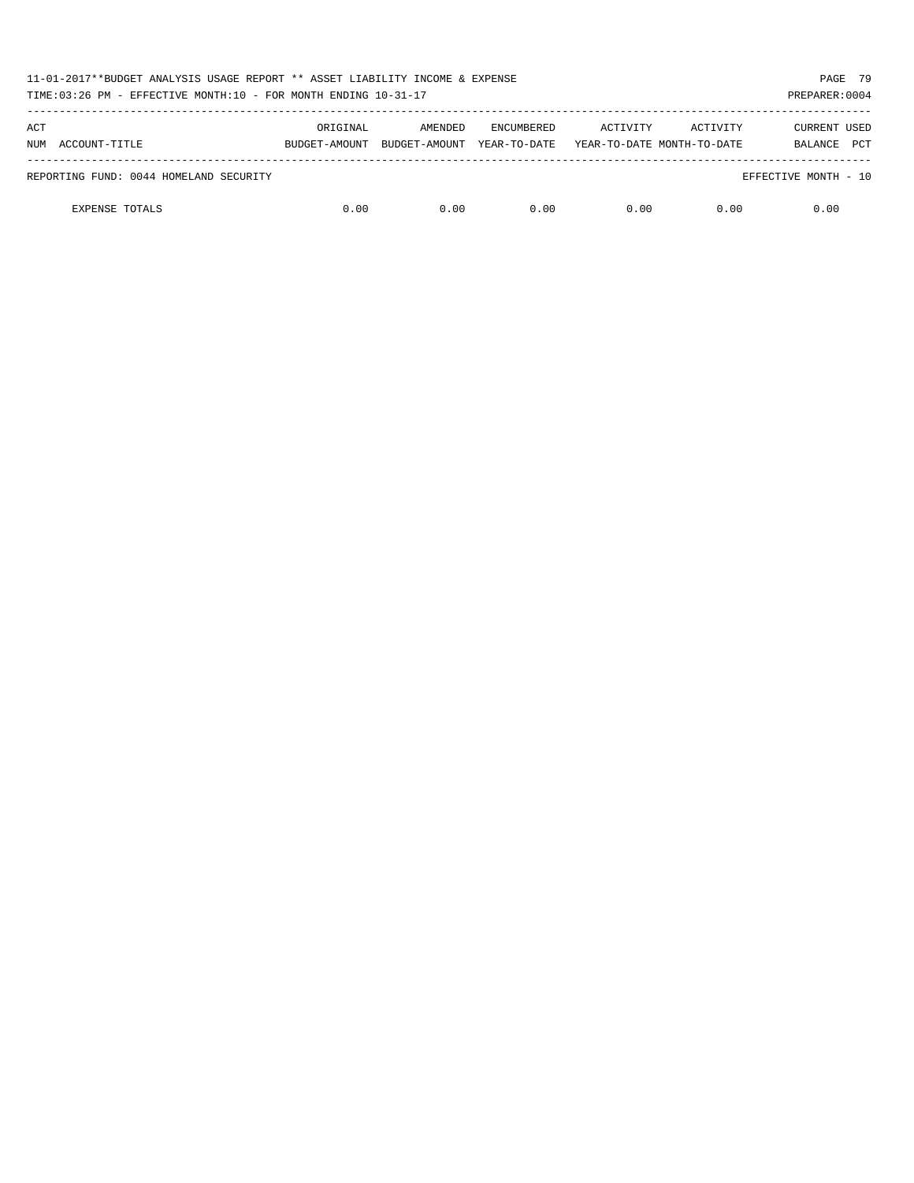| ACT NUM ACCOUNT-TITLE | ORIGINAL BUDGET-AMOUNT | AMENDED BUDGET-AMOUNT | ENCUMBERED YEAR-TO-DATE | ACTIVITY YEAR-TO-DATE | ACTIVITY MONTH-TO-DATE | CURRENT BALANCE | USED PCT |
|---|---|---|---|---|---|---|---|
| REPORTING FUND: 0044 HOMELAND SECURITY | | | | | | EFFECTIVE MONTH - 10 | |
| EXPENSE TOTALS | 0.00 | 0.00 | 0.00 | 0.00 | 0.00 | 0.00 | |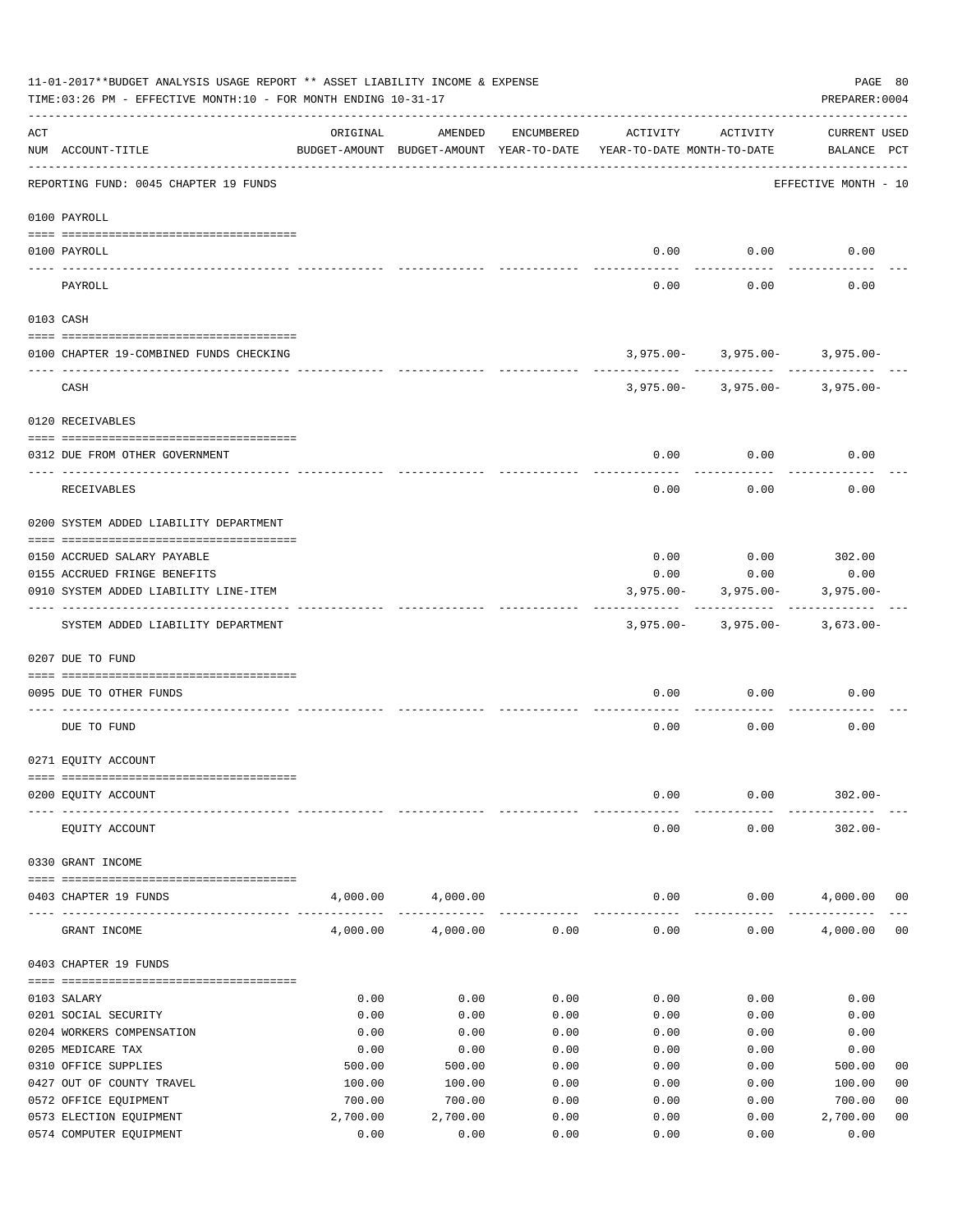11-01-2017**BUDGET ANALYSIS USAGE REPORT ** ASSET LIABILITY INCOME & EXPENSE

TIME:03:26 PM - EFFECTIVE MONTH:10 - FOR MONTH ENDING 10-31-17

PREPARER:0004

| ACT NUM | ACCOUNT-TITLE | ORIGINAL BUDGET-AMOUNT | AMENDED BUDGET-AMOUNT | ENCUMBERED YEAR-TO-DATE | ACTIVITY YEAR-TO-DATE | ACTIVITY MONTH-TO-DATE | CURRENT BALANCE | USED PCT |
|---|---|---|---|---|---|---|---|---|
| | REPORTING FUND: 0045 CHAPTER 19 FUNDS | | | | | | EFFECTIVE MONTH - 10 | |
| | 0100 PAYROLL | | | | | | | |
| 0100 | PAYROLL | | | | 0.00 | 0.00 | 0.00 | |
| | PAYROLL | | | | 0.00 | 0.00 | 0.00 | |
| | 0103 CASH | | | | | | | |
| 0100 | CHAPTER 19-COMBINED FUNDS CHECKING | | | | 3,975.00- | 3,975.00- | 3,975.00- | |
| | CASH | | | | 3,975.00- | 3,975.00- | 3,975.00- | |
| | 0120 RECEIVABLES | | | | | | | |
| 0312 | DUE FROM OTHER GOVERNMENT | | | | 0.00 | 0.00 | 0.00 | |
| | RECEIVABLES | | | | 0.00 | 0.00 | 0.00 | |
| | 0200 SYSTEM ADDED LIABILITY DEPARTMENT | | | | | | | |
| 0150 | ACCRUED SALARY PAYABLE | | | | 0.00 | 0.00 | 302.00 | |
| 0155 | ACCRUED FRINGE BENEFITS | | | | 0.00 | 0.00 | 0.00 | |
| 0910 | SYSTEM ADDED LIABILITY LINE-ITEM | | | | 3,975.00- | 3,975.00- | 3,975.00- | |
| | SYSTEM ADDED LIABILITY DEPARTMENT | | | | 3,975.00- | 3,975.00- | 3,673.00- | |
| | 0207 DUE TO FUND | | | | | | | |
| 0095 | DUE TO OTHER FUNDS | | | | 0.00 | 0.00 | 0.00 | |
| | DUE TO FUND | | | | 0.00 | 0.00 | 0.00 | |
| | 0271 EQUITY ACCOUNT | | | | | | | |
| 0200 | EQUITY ACCOUNT | | | | 0.00 | 0.00 | 302.00- | |
| | EQUITY ACCOUNT | | | | 0.00 | 0.00 | 302.00- | |
| | 0330 GRANT INCOME | | | | | | | |
| 0403 | CHAPTER 19 FUNDS | 4,000.00 | 4,000.00 | | 0.00 | 0.00 | 4,000.00 | 00 |
| | GRANT INCOME | 4,000.00 | 4,000.00 | 0.00 | 0.00 | 0.00 | 4,000.00 | 00 |
| | 0403 CHAPTER 19 FUNDS | | | | | | | |
| 0103 | SALARY | 0.00 | 0.00 | 0.00 | 0.00 | 0.00 | 0.00 | |
| 0201 | SOCIAL SECURITY | 0.00 | 0.00 | 0.00 | 0.00 | 0.00 | 0.00 | |
| 0204 | WORKERS COMPENSATION | 0.00 | 0.00 | 0.00 | 0.00 | 0.00 | 0.00 | |
| 0205 | MEDICARE TAX | 0.00 | 0.00 | 0.00 | 0.00 | 0.00 | 0.00 | |
| 0310 | OFFICE SUPPLIES | 500.00 | 500.00 | 0.00 | 0.00 | 0.00 | 500.00 | 00 |
| 0427 | OUT OF COUNTY TRAVEL | 100.00 | 100.00 | 0.00 | 0.00 | 0.00 | 100.00 | 00 |
| 0572 | OFFICE EQUIPMENT | 700.00 | 700.00 | 0.00 | 0.00 | 0.00 | 700.00 | 00 |
| 0573 | ELECTION EQUIPMENT | 2,700.00 | 2,700.00 | 0.00 | 0.00 | 0.00 | 2,700.00 | 00 |
| 0574 | COMPUTER EQUIPMENT | 0.00 | 0.00 | 0.00 | 0.00 | 0.00 | 0.00 | |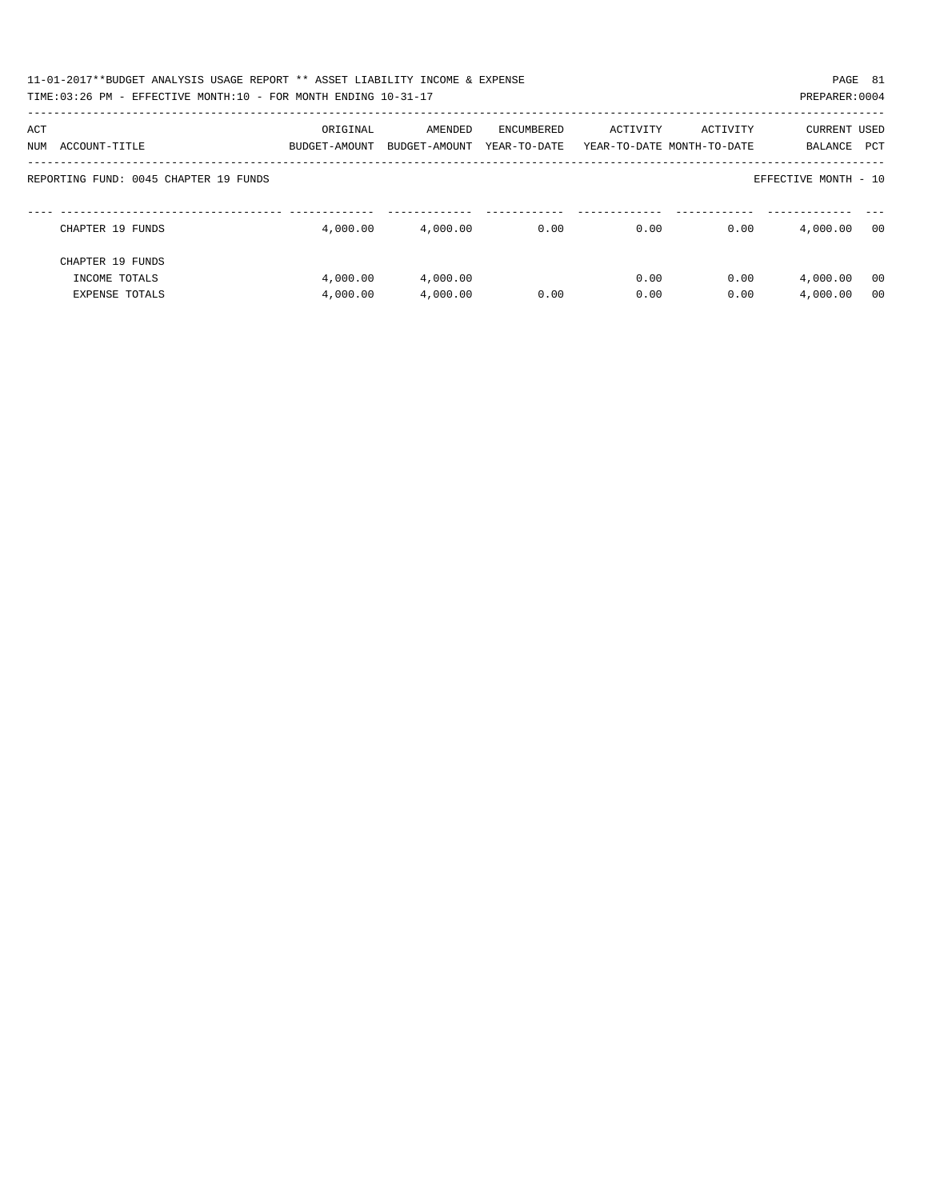11-01-2017**BUDGET ANALYSIS USAGE REPORT ** ASSET LIABILITY INCOME & EXPENSE

TIME:03:26 PM - EFFECTIVE MONTH:10 - FOR MONTH ENDING 10-31-17

PREPARER:0004

REPORTING FUND: 0045 CHAPTER 19 FUNDS

EFFECTIVE MONTH - 10

| ACT NUM | ACCOUNT-TITLE | ORIGINAL BUDGET-AMOUNT | AMENDED BUDGET-AMOUNT | ENCUMBERED YEAR-TO-DATE | ACTIVITY YEAR-TO-DATE | ACTIVITY MONTH-TO-DATE | CURRENT BALANCE | USED PCT |
|---|---|---|---|---|---|---|---|---|
| | CHAPTER 19 FUNDS | 4,000.00 | 4,000.00 | 0.00 | 0.00 | 0.00 | 4,000.00 | 00 |
| | CHAPTER 19 FUNDS | | | | | | | |
| | INCOME TOTALS | 4,000.00 | 4,000.00 | | 0.00 | 0.00 | 4,000.00 | 00 |
| | EXPENSE TOTALS | 4,000.00 | 4,000.00 | 0.00 | 0.00 | 0.00 | 4,000.00 | 00 |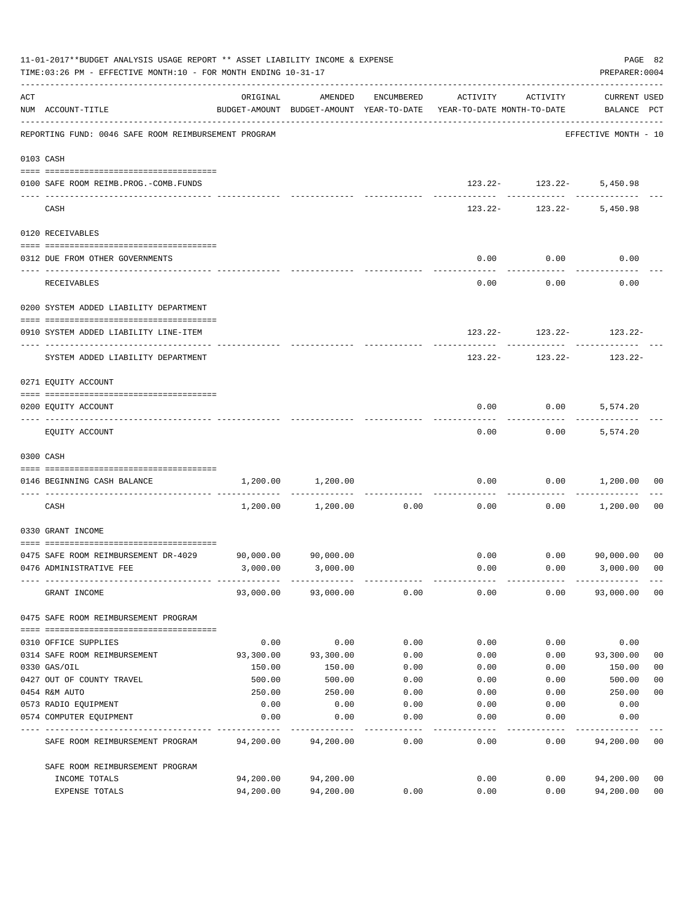11-01-2017**BUDGET ANALYSIS USAGE REPORT ** ASSET LIABILITY INCOME & EXPENSE

TIME:03:26 PM - EFFECTIVE MONTH:10 - FOR MONTH ENDING 10-31-17

PREPARER:0004

REPORTING FUND: 0046 SAFE ROOM REIMBURSEMENT PROGRAM — EFFECTIVE MONTH - 10

| ACT NUM | ACCOUNT-TITLE | ORIGINAL BUDGET-AMOUNT | AMENDED BUDGET-AMOUNT | ENCUMBERED YEAR-TO-DATE | ACTIVITY YEAR-TO-DATE | ACTIVITY MONTH-TO-DATE | CURRENT BALANCE | USED PCT |
|---|---|---|---|---|---|---|---|---|
| **0103** | **CASH** | | | | | | | |
| 0100 | SAFE ROOM REIMB.PROG.-COMB.FUNDS | | | | 123.22- | 123.22- | 5,450.98 | |
| | CASH | | | | 123.22- | 123.22- | 5,450.98 | |
| **0120** | **RECEIVABLES** | | | | | | | |
| 0312 | DUE FROM OTHER GOVERNMENTS | | | | 0.00 | 0.00 | 0.00 | |
| | RECEIVABLES | | | | 0.00 | 0.00 | 0.00 | |
| **0200** | **SYSTEM ADDED LIABILITY DEPARTMENT** | | | | | | | |
| 0910 | SYSTEM ADDED LIABILITY LINE-ITEM | | | | 123.22- | 123.22- | 123.22- | |
| | SYSTEM ADDED LIABILITY DEPARTMENT | | | | 123.22- | 123.22- | 123.22- | |
| **0271** | **EQUITY ACCOUNT** | | | | | | | |
| 0200 | EQUITY ACCOUNT | | | | 0.00 | 0.00 | 5,574.20 | |
| | EQUITY ACCOUNT | | | | 0.00 | 0.00 | 5,574.20 | |
| **0300** | **CASH** | | | | | | | |
| 0146 | BEGINNING CASH BALANCE | 1,200.00 | 1,200.00 | | 0.00 | 0.00 | 1,200.00 | 00 |
| | CASH | 1,200.00 | 1,200.00 | 0.00 | 0.00 | 0.00 | 1,200.00 | 00 |
| **0330** | **GRANT INCOME** | | | | | | | |
| 0475 | SAFE ROOM REIMBURSEMENT DR-4029 | 90,000.00 | 90,000.00 | | 0.00 | 0.00 | 90,000.00 | 00 |
| 0476 | ADMINISTRATIVE FEE | 3,000.00 | 3,000.00 | | 0.00 | 0.00 | 3,000.00 | 00 |
| | GRANT INCOME | 93,000.00 | 93,000.00 | 0.00 | 0.00 | 0.00 | 93,000.00 | 00 |
| **0475** | **SAFE ROOM REIMBURSEMENT PROGRAM** | | | | | | | |
| 0310 | OFFICE SUPPLIES | 0.00 | 0.00 | 0.00 | 0.00 | 0.00 | 0.00 | |
| 0314 | SAFE ROOM REIMBURSEMENT | 93,300.00 | 93,300.00 | 0.00 | 0.00 | 0.00 | 93,300.00 | 00 |
| 0330 | GAS/OIL | 150.00 | 150.00 | 0.00 | 0.00 | 0.00 | 150.00 | 00 |
| 0427 | OUT OF COUNTY TRAVEL | 500.00 | 500.00 | 0.00 | 0.00 | 0.00 | 500.00 | 00 |
| 0454 | R&M AUTO | 250.00 | 250.00 | 0.00 | 0.00 | 0.00 | 250.00 | 00 |
| 0573 | RADIO EQUIPMENT | 0.00 | 0.00 | 0.00 | 0.00 | 0.00 | 0.00 | |
| 0574 | COMPUTER EQUIPMENT | 0.00 | 0.00 | 0.00 | 0.00 | 0.00 | 0.00 | |
| | SAFE ROOM REIMBURSEMENT PROGRAM | 94,200.00 | 94,200.00 | 0.00 | 0.00 | 0.00 | 94,200.00 | 00 |
| | SAFE ROOM REIMBURSEMENT PROGRAM | | | | | | | |
| | INCOME TOTALS | 94,200.00 | 94,200.00 | | 0.00 | 0.00 | 94,200.00 | 00 |
| | EXPENSE TOTALS | 94,200.00 | 94,200.00 | 0.00 | 0.00 | 0.00 | 94,200.00 | 00 |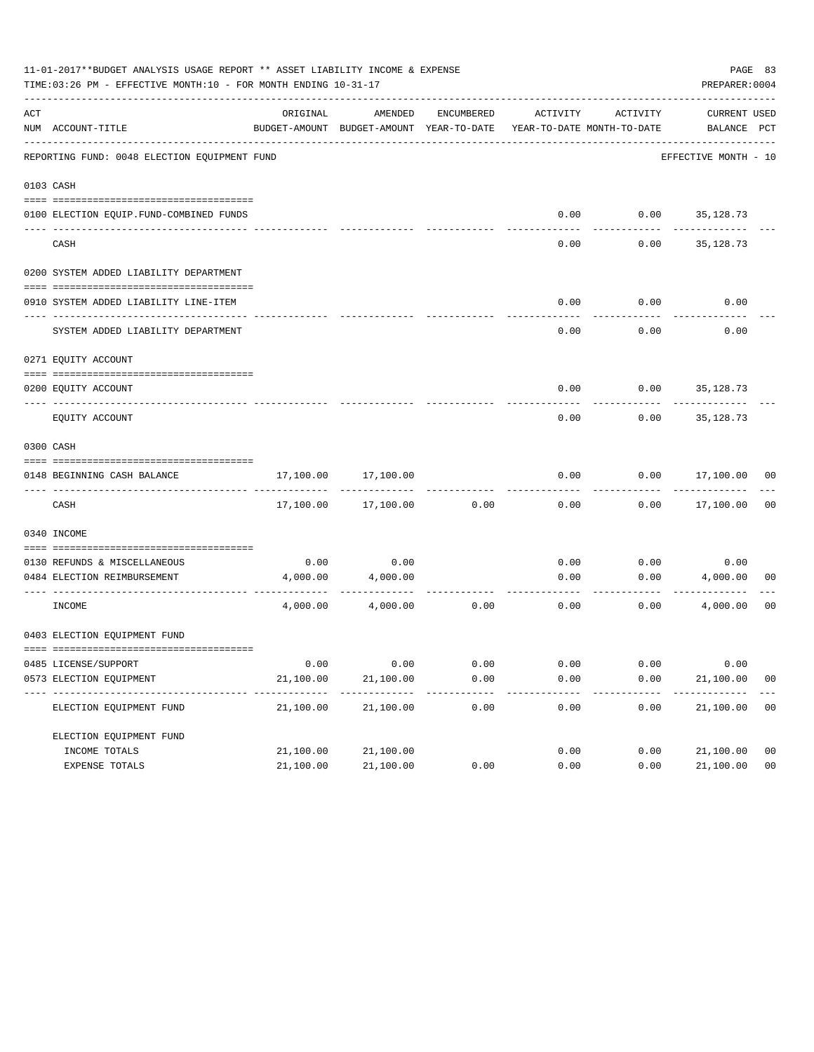11-01-2017**BUDGET ANALYSIS USAGE REPORT ** ASSET LIABILITY INCOME & EXPENSE

TIME:03:26 PM - EFFECTIVE MONTH:10 - FOR MONTH ENDING 10-31-17

PREPARER:0004

| ACT NUM | ACCOUNT-TITLE | ORIGINAL BUDGET-AMOUNT | AMENDED BUDGET-AMOUNT | ENCUMBERED YEAR-TO-DATE | ACTIVITY YEAR-TO-DATE | ACTIVITY MONTH-TO-DATE | CURRENT BALANCE | USED PCT |
|---|---|---|---|---|---|---|---|---|
| | REPORTING FUND: 0048 ELECTION EQUIPMENT FUND | | | | | | EFFECTIVE MONTH - 10 | |
| 0103 | CASH | | | | | | | |
| 0100 | ELECTION EQUIP.FUND-COMBINED FUNDS | | | | 0.00 | 0.00 | 35,128.73 | |
| | CASH | | | | 0.00 | 0.00 | 35,128.73 | |
| 0200 | SYSTEM ADDED LIABILITY DEPARTMENT | | | | | | | |
| 0910 | SYSTEM ADDED LIABILITY LINE-ITEM | | | | 0.00 | 0.00 | 0.00 | |
| | SYSTEM ADDED LIABILITY DEPARTMENT | | | | 0.00 | 0.00 | 0.00 | |
| 0271 | EQUITY ACCOUNT | | | | | | | |
| 0200 | EQUITY ACCOUNT | | | | 0.00 | 0.00 | 35,128.73 | |
| | EQUITY ACCOUNT | | | | 0.00 | 0.00 | 35,128.73 | |
| 0300 | CASH | | | | | | | |
| 0148 | BEGINNING CASH BALANCE | 17,100.00 | 17,100.00 | | 0.00 | 0.00 | 17,100.00 | 00 |
| | CASH | 17,100.00 | 17,100.00 | 0.00 | 0.00 | 0.00 | 17,100.00 | 00 |
| 0340 | INCOME | | | | | | | |
| 0130 | REFUNDS & MISCELLANEOUS | 0.00 | 0.00 | | 0.00 | 0.00 | 0.00 | |
| 0484 | ELECTION REIMBURSEMENT | 4,000.00 | 4,000.00 | | 0.00 | 0.00 | 4,000.00 | 00 |
| | INCOME | 4,000.00 | 4,000.00 | 0.00 | 0.00 | 0.00 | 4,000.00 | 00 |
| 0403 | ELECTION EQUIPMENT FUND | | | | | | | |
| 0485 | LICENSE/SUPPORT | 0.00 | 0.00 | 0.00 | 0.00 | 0.00 | 0.00 | |
| 0573 | ELECTION EQUIPMENT | 21,100.00 | 21,100.00 | 0.00 | 0.00 | 0.00 | 21,100.00 | 00 |
| | ELECTION EQUIPMENT FUND | 21,100.00 | 21,100.00 | 0.00 | 0.00 | 0.00 | 21,100.00 | 00 |
| | ELECTION EQUIPMENT FUND | | | | | | | |
| | INCOME TOTALS | 21,100.00 | 21,100.00 | | 0.00 | 0.00 | 21,100.00 | 00 |
| | EXPENSE TOTALS | 21,100.00 | 21,100.00 | 0.00 | 0.00 | 0.00 | 21,100.00 | 00 |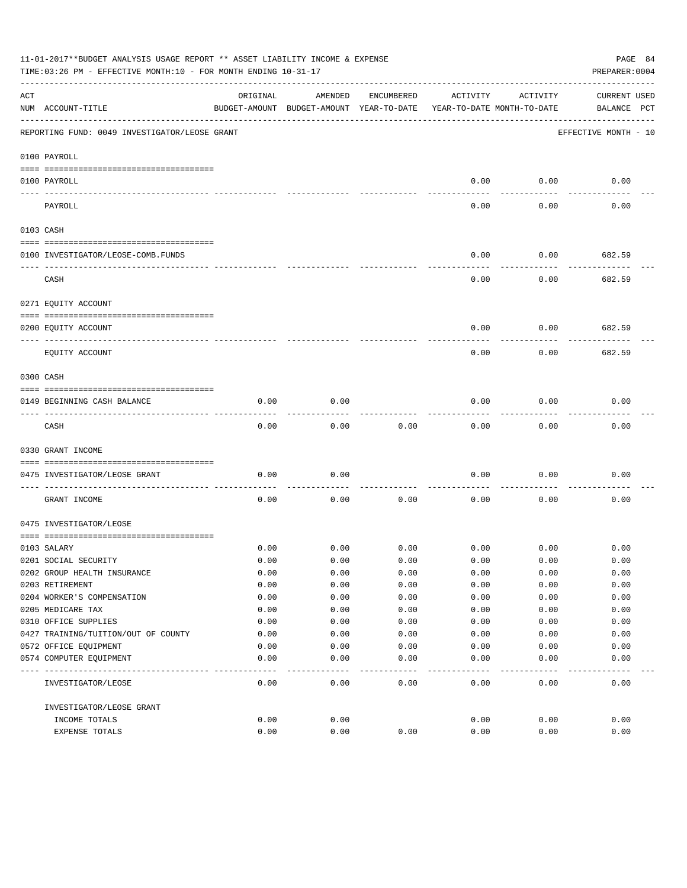11-01-2017**BUDGET ANALYSIS USAGE REPORT ** ASSET LIABILITY INCOME & EXPENSE

TIME:03:26 PM - EFFECTIVE MONTH:10 - FOR MONTH ENDING 10-31-17

PREPARER:0004

| ACT NUM | ACCOUNT-TITLE | ORIGINAL BUDGET-AMOUNT | AMENDED BUDGET-AMOUNT | ENCUMBERED YEAR-TO-DATE | ACTIVITY YEAR-TO-DATE | ACTIVITY MONTH-TO-DATE | CURRENT BALANCE | USED PCT |
|---|---|---|---|---|---|---|---|---|
| | REPORTING FUND: 0049 INVESTIGATOR/LEOSE GRANT | | | | | | EFFECTIVE MONTH - 10 | |
| | 0100 PAYROLL | | | | | | | |
| 0100 | PAYROLL | | | | 0.00 | 0.00 | 0.00 | |
| | PAYROLL | | | | 0.00 | 0.00 | 0.00 | |
| | 0103 CASH | | | | | | | |
| 0100 | INVESTIGATOR/LEOSE-COMB.FUNDS | | | | 0.00 | 0.00 | 682.59 | |
| | CASH | | | | 0.00 | 0.00 | 682.59 | |
| | 0271 EQUITY ACCOUNT | | | | | | | |
| 0200 | EQUITY ACCOUNT | | | | 0.00 | 0.00 | 682.59 | |
| | EQUITY ACCOUNT | | | | 0.00 | 0.00 | 682.59 | |
| | 0300 CASH | | | | | | | |
| 0149 | BEGINNING CASH BALANCE | 0.00 | 0.00 | | 0.00 | 0.00 | 0.00 | |
| | CASH | 0.00 | 0.00 | 0.00 | 0.00 | 0.00 | 0.00 | |
| | 0330 GRANT INCOME | | | | | | | |
| 0475 | INVESTIGATOR/LEOSE GRANT | 0.00 | 0.00 | | 0.00 | 0.00 | 0.00 | |
| | GRANT INCOME | 0.00 | 0.00 | 0.00 | 0.00 | 0.00 | 0.00 | |
| | 0475 INVESTIGATOR/LEOSE | | | | | | | |
| 0103 | SALARY | 0.00 | 0.00 | 0.00 | 0.00 | 0.00 | 0.00 | |
| 0201 | SOCIAL SECURITY | 0.00 | 0.00 | 0.00 | 0.00 | 0.00 | 0.00 | |
| 0202 | GROUP HEALTH INSURANCE | 0.00 | 0.00 | 0.00 | 0.00 | 0.00 | 0.00 | |
| 0203 | RETIREMENT | 0.00 | 0.00 | 0.00 | 0.00 | 0.00 | 0.00 | |
| 0204 | WORKER'S COMPENSATION | 0.00 | 0.00 | 0.00 | 0.00 | 0.00 | 0.00 | |
| 0205 | MEDICARE TAX | 0.00 | 0.00 | 0.00 | 0.00 | 0.00 | 0.00 | |
| 0310 | OFFICE SUPPLIES | 0.00 | 0.00 | 0.00 | 0.00 | 0.00 | 0.00 | |
| 0427 | TRAINING/TUITION/OUT OF COUNTY | 0.00 | 0.00 | 0.00 | 0.00 | 0.00 | 0.00 | |
| 0572 | OFFICE EQUIPMENT | 0.00 | 0.00 | 0.00 | 0.00 | 0.00 | 0.00 | |
| 0574 | COMPUTER EQUIPMENT | 0.00 | 0.00 | 0.00 | 0.00 | 0.00 | 0.00 | |
| | INVESTIGATOR/LEOSE | 0.00 | 0.00 | 0.00 | 0.00 | 0.00 | 0.00 | |
| | INVESTIGATOR/LEOSE GRANT | | | | | | | |
| | INCOME TOTALS | 0.00 | 0.00 | | 0.00 | 0.00 | 0.00 | |
| | EXPENSE TOTALS | 0.00 | 0.00 | 0.00 | 0.00 | 0.00 | 0.00 | |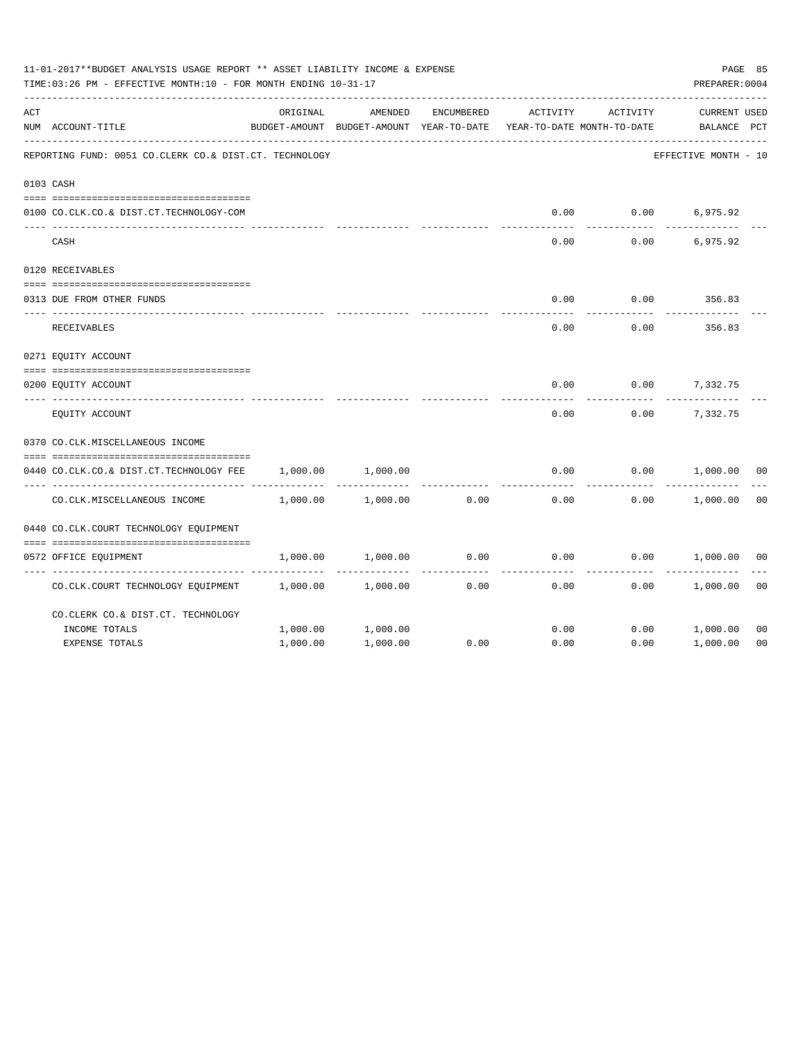11-01-2017**BUDGET ANALYSIS USAGE REPORT ** ASSET LIABILITY INCOME & EXPENSE

TIME:03:26 PM - EFFECTIVE MONTH:10 - FOR MONTH ENDING 10-31-17

PREPARER:0004

REPORTING FUND: 0051 CO.CLERK CO.& DIST.CT. TECHNOLOGY — EFFECTIVE MONTH - 10

| ACT NUM | ACCOUNT-TITLE | ORIGINAL BUDGET-AMOUNT | AMENDED BUDGET-AMOUNT | ENCUMBERED YEAR-TO-DATE | ACTIVITY YEAR-TO-DATE | ACTIVITY MONTH-TO-DATE | CURRENT BALANCE | USED PCT |
|---|---|---|---|---|---|---|---|---|
| 0103 | CASH | | | | | | | |
| 0100 | CO.CLK.CO.& DIST.CT.TECHNOLOGY-COM | | | | 0.00 | 0.00 | 6,975.92 | |
| | CASH | | | | 0.00 | 0.00 | 6,975.92 | |
| 0120 | RECEIVABLES | | | | | | | |
| 0313 | DUE FROM OTHER FUNDS | | | | 0.00 | 0.00 | 356.83 | |
| | RECEIVABLES | | | | 0.00 | 0.00 | 356.83 | |
| 0271 | EQUITY ACCOUNT | | | | | | | |
| 0200 | EQUITY ACCOUNT | | | | 0.00 | 0.00 | 7,332.75 | |
| | EQUITY ACCOUNT | | | | 0.00 | 0.00 | 7,332.75 | |
| 0370 | CO.CLK.MISCELLANEOUS INCOME | | | | | | | |
| 0440 | CO.CLK.CO.& DIST.CT.TECHNOLOGY FEE | 1,000.00 | 1,000.00 | | 0.00 | 0.00 | 1,000.00 | 00 |
| | CO.CLK.MISCELLANEOUS INCOME | 1,000.00 | 1,000.00 | 0.00 | 0.00 | 0.00 | 1,000.00 | 00 |
| 0440 | CO.CLK.COURT TECHNOLOGY EQUIPMENT | | | | | | | |
| 0572 | OFFICE EQUIPMENT | 1,000.00 | 1,000.00 | 0.00 | 0.00 | 0.00 | 1,000.00 | 00 |
| | CO.CLK.COURT TECHNOLOGY EQUIPMENT | 1,000.00 | 1,000.00 | 0.00 | 0.00 | 0.00 | 1,000.00 | 00 |
| | CO.CLERK CO.& DIST.CT. TECHNOLOGY | | | | | | | |
| | INCOME TOTALS | 1,000.00 | 1,000.00 | | 0.00 | 0.00 | 1,000.00 | 00 |
| | EXPENSE TOTALS | 1,000.00 | 1,000.00 | 0.00 | 0.00 | 0.00 | 1,000.00 | 00 |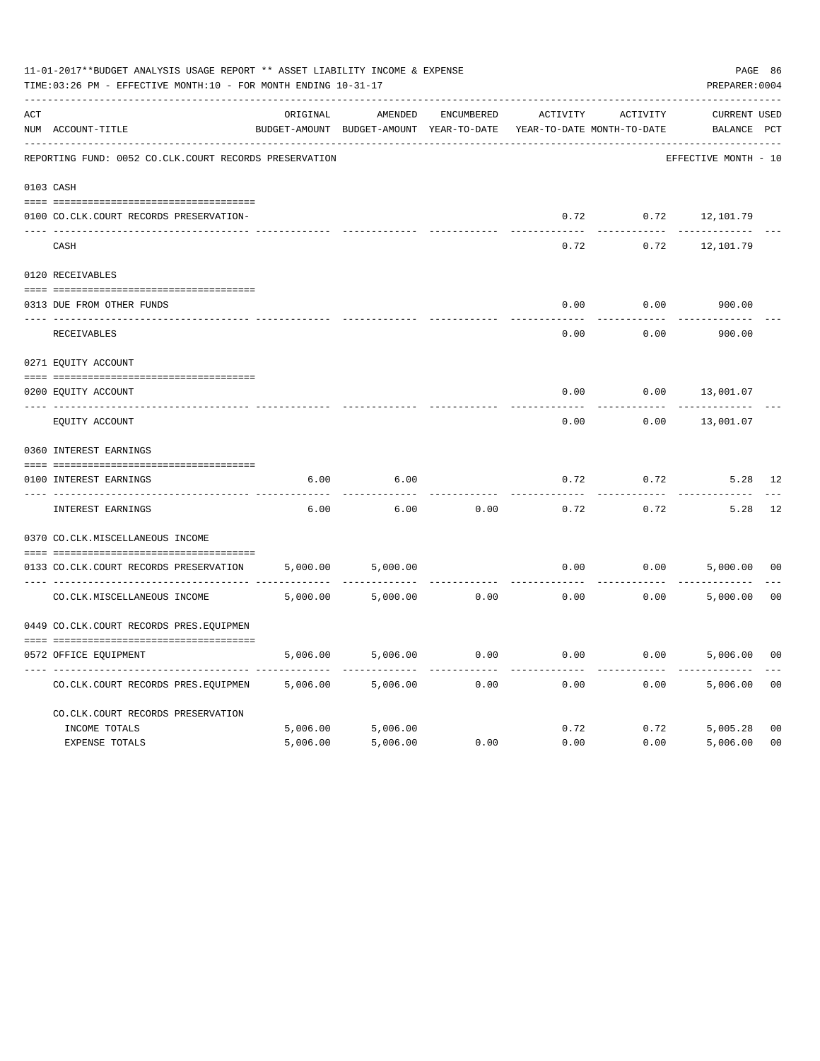11-01-2017**BUDGET ANALYSIS USAGE REPORT ** ASSET LIABILITY INCOME & EXPENSE

TIME:03:26 PM - EFFECTIVE MONTH:10 - FOR MONTH ENDING 10-31-17

PREPARER:0004

REPORTING FUND: 0052 CO.CLK.COURT RECORDS PRESERVATION — EFFECTIVE MONTH - 10

| ACT NUM | ACCOUNT-TITLE | ORIGINAL BUDGET-AMOUNT | AMENDED BUDGET-AMOUNT | ENCUMBERED YEAR-TO-DATE | ACTIVITY YEAR-TO-DATE | ACTIVITY MONTH-TO-DATE | CURRENT BALANCE | USED PCT |
|---|---|---|---|---|---|---|---|---|
| 0103 | CASH | | | | | | | |
| 0100 | CO.CLK.COURT RECORDS PRESERVATION- | | | | 0.72 | 0.72 | 12,101.79 | |
| | CASH | | | | 0.72 | 0.72 | 12,101.79 | |
| 0120 | RECEIVABLES | | | | | | | |
| 0313 | DUE FROM OTHER FUNDS | | | | 0.00 | 0.00 | 900.00 | |
| | RECEIVABLES | | | | 0.00 | 0.00 | 900.00 | |
| 0271 | EQUITY ACCOUNT | | | | | | | |
| 0200 | EQUITY ACCOUNT | | | | 0.00 | 0.00 | 13,001.07 | |
| | EQUITY ACCOUNT | | | | 0.00 | 0.00 | 13,001.07 | |
| 0360 | INTEREST EARNINGS | | | | | | | |
| 0100 | INTEREST EARNINGS | 6.00 | 6.00 | | 0.72 | 0.72 | 5.28 | 12 |
| | INTEREST EARNINGS | 6.00 | 6.00 | 0.00 | 0.72 | 0.72 | 5.28 | 12 |
| 0370 | CO.CLK.MISCELLANEOUS INCOME | | | | | | | |
| 0133 | CO.CLK.COURT RECORDS PRESERVATION | 5,000.00 | 5,000.00 | | 0.00 | 0.00 | 5,000.00 | 00 |
| | CO.CLK.MISCELLANEOUS INCOME | 5,000.00 | 5,000.00 | 0.00 | 0.00 | 0.00 | 5,000.00 | 00 |
| 0449 | CO.CLK.COURT RECORDS PRES.EQUIPMEN | | | | | | | |
| 0572 | OFFICE EQUIPMENT | 5,006.00 | 5,006.00 | 0.00 | 0.00 | 0.00 | 5,006.00 | 00 |
| | CO.CLK.COURT RECORDS PRES.EQUIPMEN | 5,006.00 | 5,006.00 | 0.00 | 0.00 | 0.00 | 5,006.00 | 00 |
| | CO.CLK.COURT RECORDS PRESERVATION | | | | | | | |
| | INCOME TOTALS | 5,006.00 | 5,006.00 | | 0.72 | 0.72 | 5,005.28 | 00 |
| | EXPENSE TOTALS | 5,006.00 | 5,006.00 | 0.00 | 0.00 | 0.00 | 5,006.00 | 00 |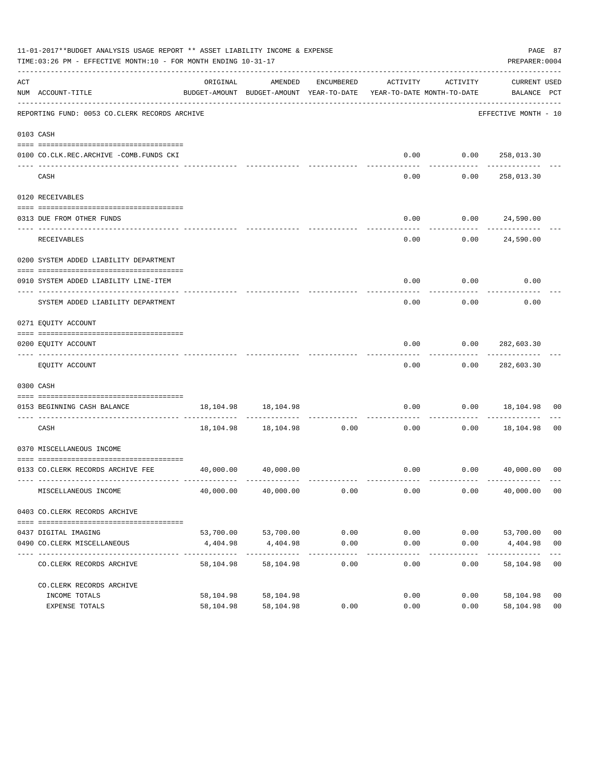11-01-2017**BUDGET ANALYSIS USAGE REPORT ** ASSET LIABILITY INCOME & EXPENSE

TIME:03:26 PM - EFFECTIVE MONTH:10 - FOR MONTH ENDING 10-31-17

PREPARER:0004

| ACT NUM | ACCOUNT-TITLE | ORIGINAL BUDGET-AMOUNT | AMENDED BUDGET-AMOUNT | ENCUMBERED YEAR-TO-DATE | ACTIVITY YEAR-TO-DATE | ACTIVITY MONTH-TO-DATE | CURRENT BALANCE | USED PCT |
|---|---|---|---|---|---|---|---|---|
| | REPORTING FUND: 0053 CO.CLERK RECORDS ARCHIVE | | | | | | EFFECTIVE MONTH - 10 | |
| 0103 | CASH | | | | | | | |
| 0100 | CO.CLK.REC.ARCHIVE -COMB.FUNDS CKI | | | | 0.00 | 0.00 | 258,013.30 | |
| | CASH | | | | 0.00 | 0.00 | 258,013.30 | |
| 0120 | RECEIVABLES | | | | | | | |
| 0313 | DUE FROM OTHER FUNDS | | | | 0.00 | 0.00 | 24,590.00 | |
| | RECEIVABLES | | | | 0.00 | 0.00 | 24,590.00 | |
| 0200 | SYSTEM ADDED LIABILITY DEPARTMENT | | | | | | | |
| 0910 | SYSTEM ADDED LIABILITY LINE-ITEM | | | | 0.00 | 0.00 | 0.00 | |
| | SYSTEM ADDED LIABILITY DEPARTMENT | | | | 0.00 | 0.00 | 0.00 | |
| 0271 | EQUITY ACCOUNT | | | | | | | |
| 0200 | EQUITY ACCOUNT | | | | 0.00 | 0.00 | 282,603.30 | |
| | EQUITY ACCOUNT | | | | 0.00 | 0.00 | 282,603.30 | |
| 0300 | CASH | | | | | | | |
| 0153 | BEGINNING CASH BALANCE | 18,104.98 | 18,104.98 | | 0.00 | 0.00 | 18,104.98 | 00 |
| | CASH | 18,104.98 | 18,104.98 | 0.00 | 0.00 | 0.00 | 18,104.98 | 00 |
| 0370 | MISCELLANEOUS INCOME | | | | | | | |
| 0133 | CO.CLERK RECORDS ARCHIVE FEE | 40,000.00 | 40,000.00 | | 0.00 | 0.00 | 40,000.00 | 00 |
| | MISCELLANEOUS INCOME | 40,000.00 | 40,000.00 | 0.00 | 0.00 | 0.00 | 40,000.00 | 00 |
| 0403 | CO.CLERK RECORDS ARCHIVE | | | | | | | |
| 0437 | DIGITAL IMAGING | 53,700.00 | 53,700.00 | 0.00 | 0.00 | 0.00 | 53,700.00 | 00 |
| 0490 | CO.CLERK MISCELLANEOUS | 4,404.98 | 4,404.98 | 0.00 | 0.00 | 0.00 | 4,404.98 | 00 |
| | CO.CLERK RECORDS ARCHIVE | 58,104.98 | 58,104.98 | 0.00 | 0.00 | 0.00 | 58,104.98 | 00 |
| | CO.CLERK RECORDS ARCHIVE | | | | | | | |
| | INCOME TOTALS | 58,104.98 | 58,104.98 | | 0.00 | 0.00 | 58,104.98 | 00 |
| | EXPENSE TOTALS | 58,104.98 | 58,104.98 | 0.00 | 0.00 | 0.00 | 58,104.98 | 00 |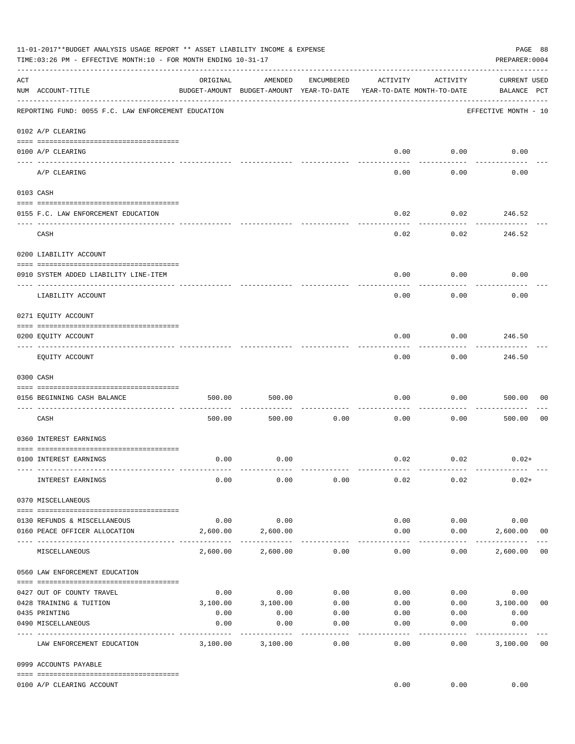11-01-2017**BUDGET ANALYSIS USAGE REPORT ** ASSET LIABILITY INCOME & EXPENSE

TIME:03:26 PM - EFFECTIVE MONTH:10 - FOR MONTH ENDING 10-31-17

PREPARER:0004

| ACT NUM | ACCOUNT-TITLE | ORIGINAL BUDGET-AMOUNT | AMENDED BUDGET-AMOUNT | ENCUMBERED YEAR-TO-DATE | ACTIVITY YEAR-TO-DATE | ACTIVITY MONTH-TO-DATE | CURRENT USED BALANCE | PCT |
|---|---|---|---|---|---|---|---|---|
| | REPORTING FUND: 0055 F.C. LAW ENFORCEMENT EDUCATION | | | | | | EFFECTIVE MONTH - 10 | |
| | 0102 A/P CLEARING | | | | | | | |
| 0100 | A/P CLEARING | | | | 0.00 | 0.00 | 0.00 | |
| | A/P CLEARING | | | | 0.00 | 0.00 | 0.00 | |
| | 0103 CASH | | | | | | | |
| 0155 | F.C. LAW ENFORCEMENT EDUCATION | | | | 0.02 | 0.02 | 246.52 | |
| | CASH | | | | 0.02 | 0.02 | 246.52 | |
| | 0200 LIABILITY ACCOUNT | | | | | | | |
| 0910 | SYSTEM ADDED LIABILITY LINE-ITEM | | | | 0.00 | 0.00 | 0.00 | |
| | LIABILITY ACCOUNT | | | | 0.00 | 0.00 | 0.00 | |
| | 0271 EQUITY ACCOUNT | | | | | | | |
| 0200 | EQUITY ACCOUNT | | | | 0.00 | 0.00 | 246.50 | |
| | EQUITY ACCOUNT | | | | 0.00 | 0.00 | 246.50 | |
| | 0300 CASH | | | | | | | |
| 0156 | BEGINNING CASH BALANCE | 500.00 | 500.00 | | 0.00 | 0.00 | 500.00 | 00 |
| | CASH | 500.00 | 500.00 | 0.00 | 0.00 | 0.00 | 500.00 | 00 |
| | 0360 INTEREST EARNINGS | | | | | | | |
| 0100 | INTEREST EARNINGS | 0.00 | 0.00 | | 0.02 | 0.02 | 0.02+ | |
| | INTEREST EARNINGS | 0.00 | 0.00 | 0.00 | 0.02 | 0.02 | 0.02+ | |
| | 0370 MISCELLANEOUS | | | | | | | |
| 0130 | REFUNDS & MISCELLANEOUS | 0.00 | 0.00 | | 0.00 | 0.00 | 0.00 | |
| 0160 | PEACE OFFICER ALLOCATION | 2,600.00 | 2,600.00 | | 0.00 | 0.00 | 2,600.00 | 00 |
| | MISCELLANEOUS | 2,600.00 | 2,600.00 | 0.00 | 0.00 | 0.00 | 2,600.00 | 00 |
| | 0560 LAW ENFORCEMENT EDUCATION | | | | | | | |
| 0427 | OUT OF COUNTY TRAVEL | 0.00 | 0.00 | 0.00 | 0.00 | 0.00 | 0.00 | |
| 0428 | TRAINING & TUITION | 3,100.00 | 3,100.00 | 0.00 | 0.00 | 0.00 | 3,100.00 | 00 |
| 0435 | PRINTING | 0.00 | 0.00 | 0.00 | 0.00 | 0.00 | 0.00 | |
| 0490 | MISCELLANEOUS | 0.00 | 0.00 | 0.00 | 0.00 | 0.00 | 0.00 | |
| | LAW ENFORCEMENT EDUCATION | 3,100.00 | 3,100.00 | 0.00 | 0.00 | 0.00 | 3,100.00 | 00 |
| | 0999 ACCOUNTS PAYABLE | | | | | | | |
| 0100 | A/P CLEARING ACCOUNT | | | | 0.00 | 0.00 | 0.00 | |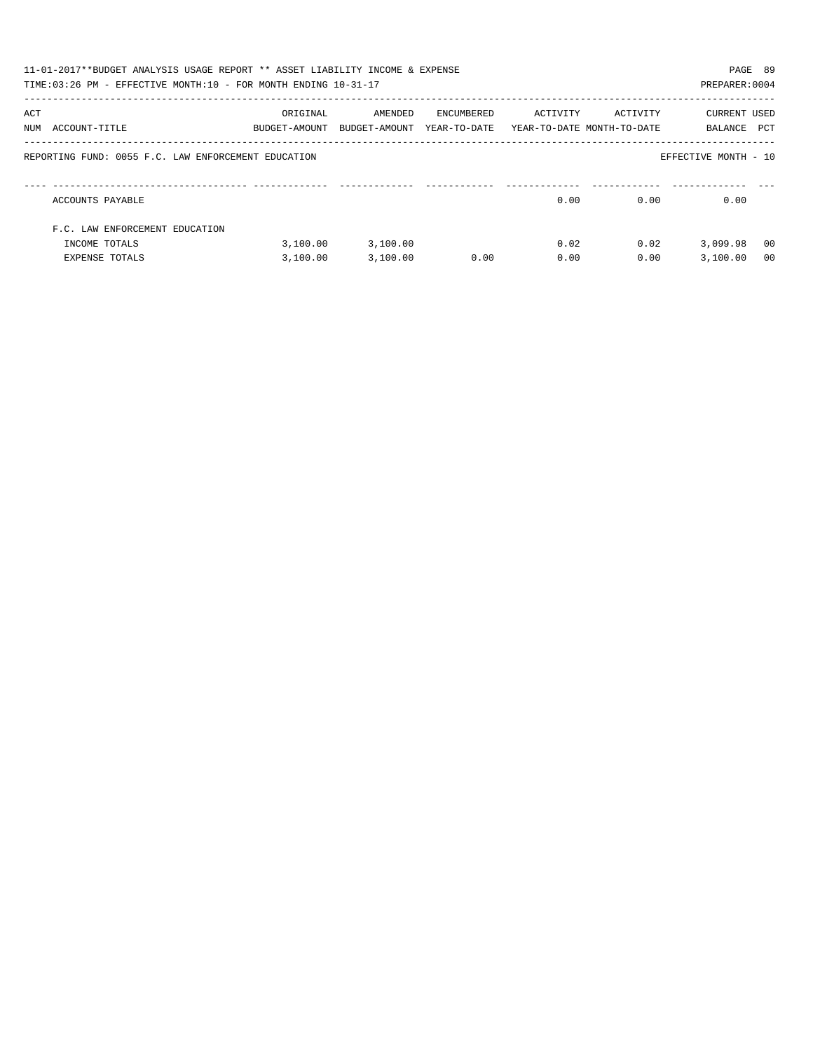11-01-2017**BUDGET ANALYSIS USAGE REPORT ** ASSET LIABILITY INCOME & EXPENSE

TIME:03:26 PM - EFFECTIVE MONTH:10 - FOR MONTH ENDING 10-31-17

PREPARER:0004

| ACT NUM | ACCOUNT-TITLE | ORIGINAL BUDGET-AMOUNT | AMENDED BUDGET-AMOUNT | ENCUMBERED YEAR-TO-DATE | ACTIVITY YEAR-TO-DATE | ACTIVITY MONTH-TO-DATE | CURRENT BALANCE | USED PCT |
|---|---|---|---|---|---|---|---|---|
| | REPORTING FUND: 0055 F.C. LAW ENFORCEMENT EDUCATION | | | | | | EFFECTIVE MONTH - 10 | |
| | ACCOUNTS PAYABLE | | | | 0.00 | 0.00 | 0.00 | |
| | F.C. LAW ENFORCEMENT EDUCATION | | | | | | | |
| | INCOME TOTALS | 3,100.00 | 3,100.00 | | 0.02 | 0.02 | 3,099.98 | 00 |
| | EXPENSE TOTALS | 3,100.00 | 3,100.00 | 0.00 | 0.00 | 0.00 | 3,100.00 | 00 |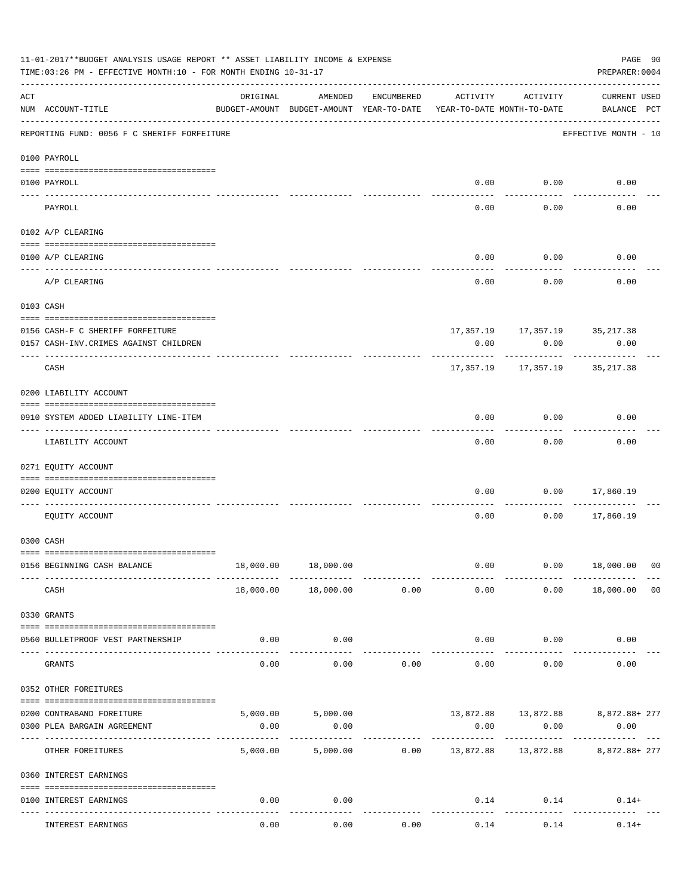11-01-2017**BUDGET ANALYSIS USAGE REPORT ** ASSET LIABILITY INCOME & EXPENSE

TIME:03:26 PM - EFFECTIVE MONTH:10 - FOR MONTH ENDING 10-31-17

PREPARER:0004

| ACT NUM | ACCOUNT-TITLE | ORIGINAL BUDGET-AMOUNT | AMENDED BUDGET-AMOUNT | ENCUMBERED YEAR-TO-DATE | ACTIVITY YEAR-TO-DATE | ACTIVITY MONTH-TO-DATE | CURRENT USED BALANCE | PCT |
|---|---|---|---|---|---|---|---|---|
| | REPORTING FUND: 0056 F C SHERIFF FORFEITURE | | | | | | EFFECTIVE MONTH - 10 | |
| | 0100 PAYROLL | | | | | | | |
| 0100 | PAYROLL | | | | 0.00 | 0.00 | 0.00 | |
| | PAYROLL | | | | 0.00 | 0.00 | 0.00 | |
| | 0102 A/P CLEARING | | | | | | | |
| 0100 | A/P CLEARING | | | | 0.00 | 0.00 | 0.00 | |
| | A/P CLEARING | | | | 0.00 | 0.00 | 0.00 | |
| | 0103 CASH | | | | | | | |
| 0156 | CASH-F C SHERIFF FORFEITURE | | | | 17,357.19 | 17,357.19 | 35,217.38 | |
| 0157 | CASH-INV.CRIMES AGAINST CHILDREN | | | | 0.00 | 0.00 | 0.00 | |
| | CASH | | | | 17,357.19 | 17,357.19 | 35,217.38 | |
| | 0200 LIABILITY ACCOUNT | | | | | | | |
| 0910 | SYSTEM ADDED LIABILITY LINE-ITEM | | | | 0.00 | 0.00 | 0.00 | |
| | LIABILITY ACCOUNT | | | | 0.00 | 0.00 | 0.00 | |
| | 0271 EQUITY ACCOUNT | | | | | | | |
| 0200 | EQUITY ACCOUNT | | | | 0.00 | 0.00 | 17,860.19 | |
| | EQUITY ACCOUNT | | | | 0.00 | 0.00 | 17,860.19 | |
| | 0300 CASH | | | | | | | |
| 0156 | BEGINNING CASH BALANCE | 18,000.00 | 18,000.00 | | 0.00 | 0.00 | 18,000.00 | 00 |
| | CASH | 18,000.00 | 18,000.00 | 0.00 | 0.00 | 0.00 | 18,000.00 | 00 |
| | 0330 GRANTS | | | | | | | |
| 0560 | BULLETPROOF VEST PARTNERSHIP | 0.00 | 0.00 | | 0.00 | 0.00 | 0.00 | |
| | GRANTS | 0.00 | 0.00 | 0.00 | 0.00 | 0.00 | 0.00 | |
| | 0352 OTHER FOREITURES | | | | | | | |
| 0200 | CONTRABAND FOREITURE | 5,000.00 | 5,000.00 | | 13,872.88 | 13,872.88 | 8,872.88+ | 277 |
| 0300 | PLEA BARGAIN AGREEMENT | 0.00 | 0.00 | | 0.00 | 0.00 | 0.00 | |
| | OTHER FOREITURES | 5,000.00 | 5,000.00 | 0.00 | 13,872.88 | 13,872.88 | 8,872.88+ | 277 |
| | 0360 INTEREST EARNINGS | | | | | | | |
| 0100 | INTEREST EARNINGS | 0.00 | 0.00 | | 0.14 | 0.14 | 0.14+ | |
| | INTEREST EARNINGS | 0.00 | 0.00 | 0.00 | 0.14 | 0.14 | 0.14+ | |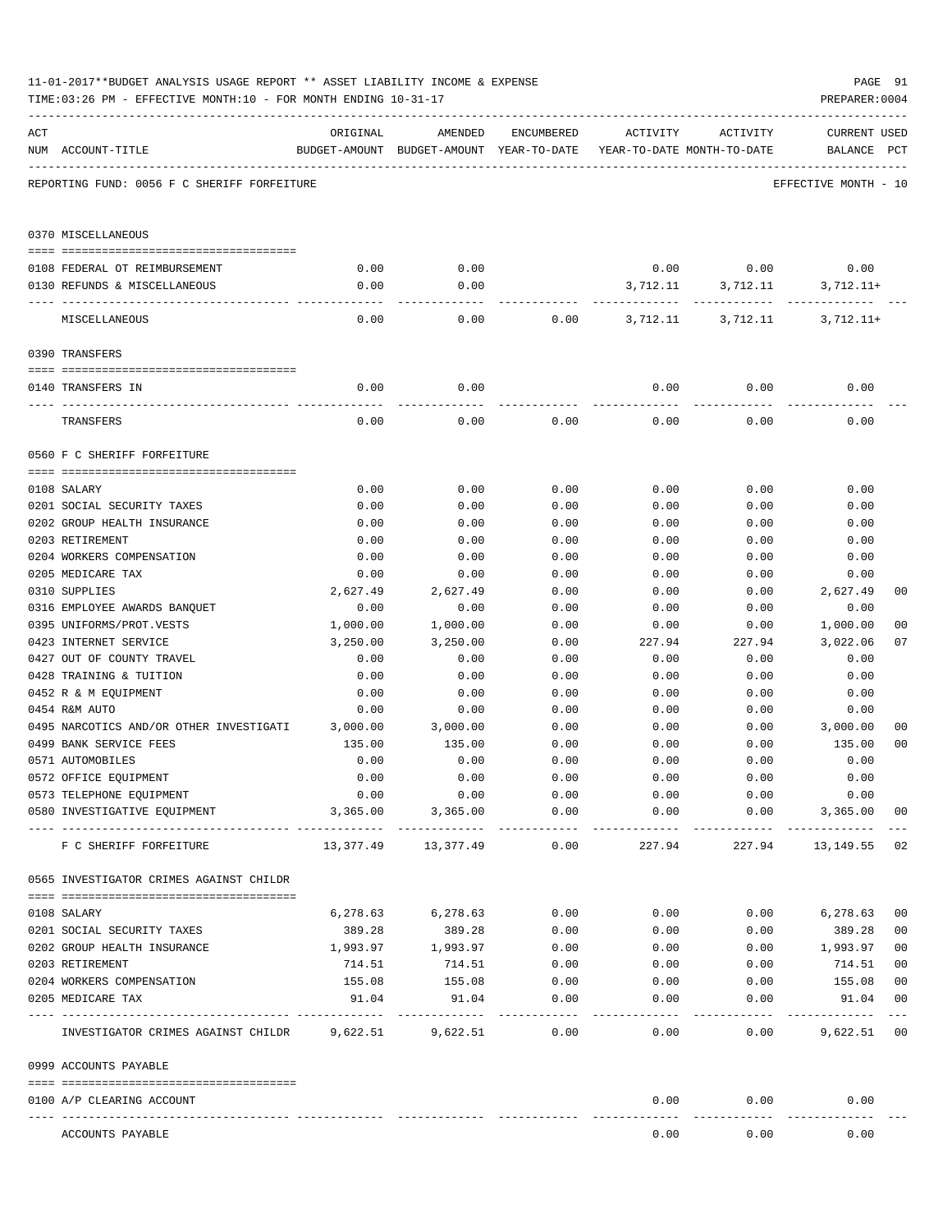11-01-2017**BUDGET ANALYSIS USAGE REPORT ** ASSET LIABILITY INCOME & EXPENSE

TIME:03:26 PM - EFFECTIVE MONTH:10 - FOR MONTH ENDING 10-31-17

PREPARER:0004

REPORTING FUND: 0056 F C SHERIFF FORFEITURE

EFFECTIVE MONTH - 10

| ACT NUM | ACCOUNT-TITLE | ORIGINAL BUDGET-AMOUNT | AMENDED BUDGET-AMOUNT | ENCUMBERED YEAR-TO-DATE | ACTIVITY YEAR-TO-DATE | ACTIVITY MONTH-TO-DATE | CURRENT BALANCE | USED PCT |
|---|---|---|---|---|---|---|---|---|
| | **0370 MISCELLANEOUS** | | | | | | | |
| 0108 | FEDERAL OT REIMBURSEMENT | 0.00 | 0.00 | | 0.00 | 0.00 | 0.00 | |
| 0130 | REFUNDS & MISCELLANEOUS | 0.00 | 0.00 | | 3,712.11 | 3,712.11 | 3,712.11+ | |
| | MISCELLANEOUS | 0.00 | 0.00 | 0.00 | 3,712.11 | 3,712.11 | 3,712.11+ | |
| | **0390 TRANSFERS** | | | | | | | |
| 0140 | TRANSFERS IN | 0.00 | 0.00 | | 0.00 | 0.00 | 0.00 | |
| | TRANSFERS | 0.00 | 0.00 | 0.00 | 0.00 | 0.00 | 0.00 | |
| | **0560 F C SHERIFF FORFEITURE** | | | | | | | |
| 0108 | SALARY | 0.00 | 0.00 | 0.00 | 0.00 | 0.00 | 0.00 | |
| 0201 | SOCIAL SECURITY TAXES | 0.00 | 0.00 | 0.00 | 0.00 | 0.00 | 0.00 | |
| 0202 | GROUP HEALTH INSURANCE | 0.00 | 0.00 | 0.00 | 0.00 | 0.00 | 0.00 | |
| 0203 | RETIREMENT | 0.00 | 0.00 | 0.00 | 0.00 | 0.00 | 0.00 | |
| 0204 | WORKERS COMPENSATION | 0.00 | 0.00 | 0.00 | 0.00 | 0.00 | 0.00 | |
| 0205 | MEDICARE TAX | 0.00 | 0.00 | 0.00 | 0.00 | 0.00 | 0.00 | |
| 0310 | SUPPLIES | 2,627.49 | 2,627.49 | 0.00 | 0.00 | 0.00 | 2,627.49 | 00 |
| 0316 | EMPLOYEE AWARDS BANQUET | 0.00 | 0.00 | 0.00 | 0.00 | 0.00 | 0.00 | |
| 0395 | UNIFORMS/PROT.VESTS | 1,000.00 | 1,000.00 | 0.00 | 0.00 | 0.00 | 1,000.00 | 00 |
| 0423 | INTERNET SERVICE | 3,250.00 | 3,250.00 | 0.00 | 227.94 | 227.94 | 3,022.06 | 07 |
| 0427 | OUT OF COUNTY TRAVEL | 0.00 | 0.00 | 0.00 | 0.00 | 0.00 | 0.00 | |
| 0428 | TRAINING & TUITION | 0.00 | 0.00 | 0.00 | 0.00 | 0.00 | 0.00 | |
| 0452 | R & M EQUIPMENT | 0.00 | 0.00 | 0.00 | 0.00 | 0.00 | 0.00 | |
| 0454 | R&M AUTO | 0.00 | 0.00 | 0.00 | 0.00 | 0.00 | 0.00 | |
| 0495 | NARCOTICS AND/OR OTHER INVESTIGATI | 3,000.00 | 3,000.00 | 0.00 | 0.00 | 0.00 | 3,000.00 | 00 |
| 0499 | BANK SERVICE FEES | 135.00 | 135.00 | 0.00 | 0.00 | 0.00 | 135.00 | 00 |
| 0571 | AUTOMOBILES | 0.00 | 0.00 | 0.00 | 0.00 | 0.00 | 0.00 | |
| 0572 | OFFICE EQUIPMENT | 0.00 | 0.00 | 0.00 | 0.00 | 0.00 | 0.00 | |
| 0573 | TELEPHONE EQUIPMENT | 0.00 | 0.00 | 0.00 | 0.00 | 0.00 | 0.00 | |
| 0580 | INVESTIGATIVE EQUIPMENT | 3,365.00 | 3,365.00 | 0.00 | 0.00 | 0.00 | 3,365.00 | 00 |
| | F C SHERIFF FORFEITURE | 13,377.49 | 13,377.49 | 0.00 | 227.94 | 227.94 | 13,149.55 | 02 |
| | **0565 INVESTIGATOR CRIMES AGAINST CHILDR** | | | | | | | |
| 0108 | SALARY | 6,278.63 | 6,278.63 | 0.00 | 0.00 | 0.00 | 6,278.63 | 00 |
| 0201 | SOCIAL SECURITY TAXES | 389.28 | 389.28 | 0.00 | 0.00 | 0.00 | 389.28 | 00 |
| 0202 | GROUP HEALTH INSURANCE | 1,993.97 | 1,993.97 | 0.00 | 0.00 | 0.00 | 1,993.97 | 00 |
| 0203 | RETIREMENT | 714.51 | 714.51 | 0.00 | 0.00 | 0.00 | 714.51 | 00 |
| 0204 | WORKERS COMPENSATION | 155.08 | 155.08 | 0.00 | 0.00 | 0.00 | 155.08 | 00 |
| 0205 | MEDICARE TAX | 91.04 | 91.04 | 0.00 | 0.00 | 0.00 | 91.04 | 00 |
| | INVESTIGATOR CRIMES AGAINST CHILDR | 9,622.51 | 9,622.51 | 0.00 | 0.00 | 0.00 | 9,622.51 | 00 |
| | **0999 ACCOUNTS PAYABLE** | | | | | | | |
| 0100 | A/P CLEARING ACCOUNT | | | | 0.00 | 0.00 | 0.00 | |
| | ACCOUNTS PAYABLE | | | | 0.00 | 0.00 | 0.00 | |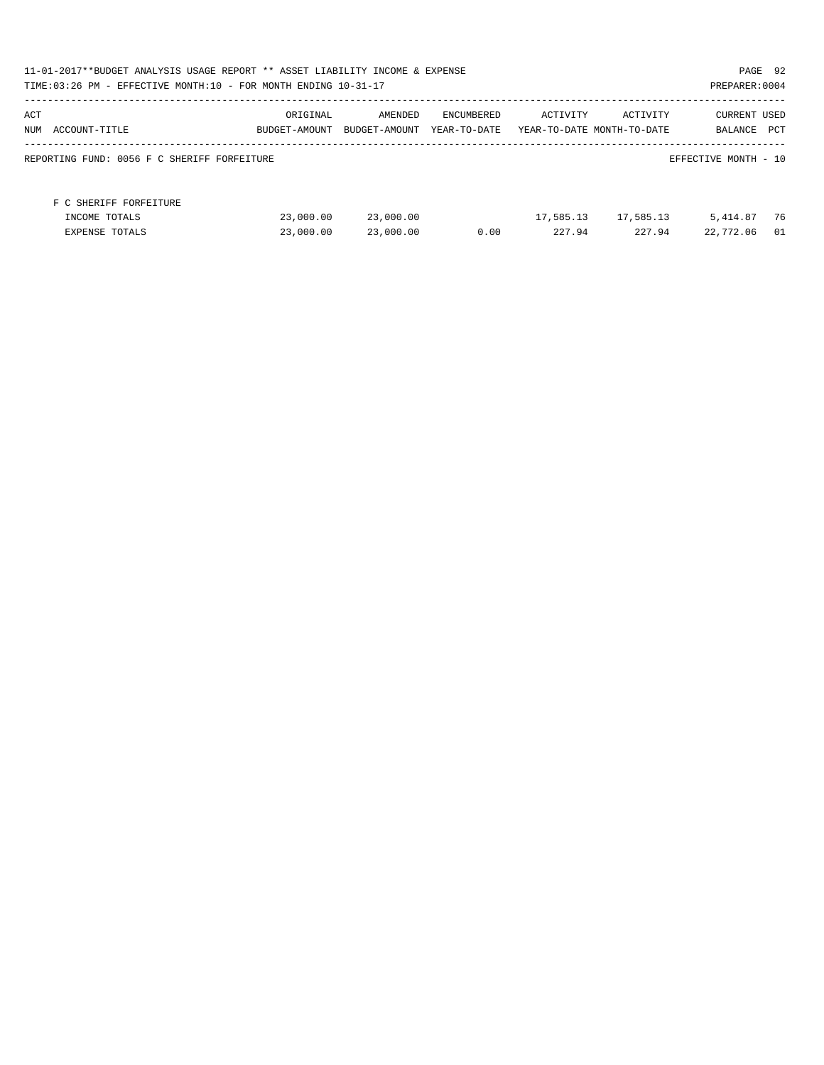11-01-2017**BUDGET ANALYSIS USAGE REPORT ** ASSET LIABILITY INCOME & EXPENSE

TIME:03:26 PM - EFFECTIVE MONTH:10 - FOR MONTH ENDING 10-31-17

PREPARER:0004

| ACT NUM ACCOUNT-TITLE | ORIGINAL BUDGET-AMOUNT | AMENDED BUDGET-AMOUNT | ENCUMBERED YEAR-TO-DATE | ACTIVITY YEAR-TO-DATE | ACTIVITY MONTH-TO-DATE | CURRENT BALANCE | USED PCT |
|---|---|---|---|---|---|---|---|
| REPORTING FUND: 0056 F C SHERIFF FORFEITURE | | | | | | EFFECTIVE MONTH - 10 | |
| F C SHERIFF FORFEITURE | | | | | | | |
| INCOME TOTALS | 23,000.00 | 23,000.00 | | 17,585.13 | 17,585.13 | 5,414.87 | 76 |
| EXPENSE TOTALS | 23,000.00 | 23,000.00 | 0.00 | 227.94 | 227.94 | 22,772.06 | 01 |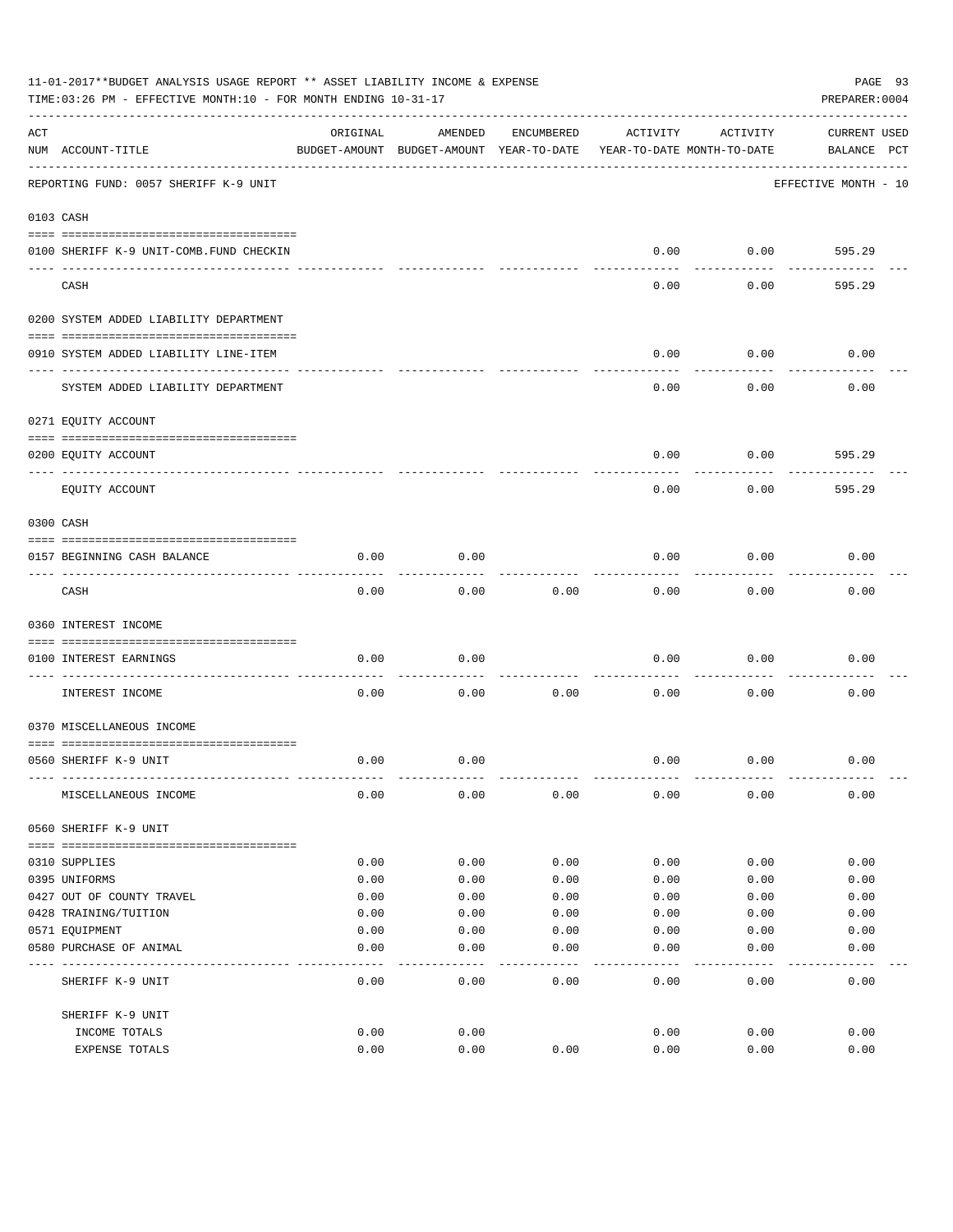11-01-2017**BUDGET ANALYSIS USAGE REPORT ** ASSET LIABILITY INCOME & EXPENSE

TIME:03:26 PM - EFFECTIVE MONTH:10 - FOR MONTH ENDING 10-31-17

PREPARER:0004

| ACT NUM | ACCOUNT-TITLE | ORIGINAL BUDGET-AMOUNT | AMENDED BUDGET-AMOUNT | ENCUMBERED YEAR-TO-DATE | ACTIVITY YEAR-TO-DATE | ACTIVITY MONTH-TO-DATE | CURRENT BALANCE | USED PCT |
|---|---|---|---|---|---|---|---|---|
| | REPORTING FUND: 0057 SHERIFF K-9 UNIT | | | | | | EFFECTIVE MONTH - 10 | |
| 0103 | CASH | | | | | | | |
| 0100 | SHERIFF K-9 UNIT-COMB.FUND CHECKIN | | | | 0.00 | 0.00 | 595.29 | |
| | CASH | | | | 0.00 | 0.00 | 595.29 | |
| 0200 | SYSTEM ADDED LIABILITY DEPARTMENT | | | | | | | |
| 0910 | SYSTEM ADDED LIABILITY LINE-ITEM | | | | 0.00 | 0.00 | 0.00 | |
| | SYSTEM ADDED LIABILITY DEPARTMENT | | | | 0.00 | 0.00 | 0.00 | |
| 0271 | EQUITY ACCOUNT | | | | | | | |
| 0200 | EQUITY ACCOUNT | | | | 0.00 | 0.00 | 595.29 | |
| | EQUITY ACCOUNT | | | | 0.00 | 0.00 | 595.29 | |
| 0300 | CASH | | | | | | | |
| 0157 | BEGINNING CASH BALANCE | 0.00 | 0.00 | | 0.00 | 0.00 | 0.00 | |
| | CASH | 0.00 | 0.00 | 0.00 | 0.00 | 0.00 | 0.00 | |
| 0360 | INTEREST INCOME | | | | | | | |
| 0100 | INTEREST EARNINGS | 0.00 | 0.00 | | 0.00 | 0.00 | 0.00 | |
| | INTEREST INCOME | 0.00 | 0.00 | 0.00 | 0.00 | 0.00 | 0.00 | |
| 0370 | MISCELLANEOUS INCOME | | | | | | | |
| 0560 | SHERIFF K-9 UNIT | 0.00 | 0.00 | | 0.00 | 0.00 | 0.00 | |
| | MISCELLANEOUS INCOME | 0.00 | 0.00 | 0.00 | 0.00 | 0.00 | 0.00 | |
| 0560 | SHERIFF K-9 UNIT | | | | | | | |
| 0310 | SUPPLIES | 0.00 | 0.00 | 0.00 | 0.00 | 0.00 | 0.00 | |
| 0395 | UNIFORMS | 0.00 | 0.00 | 0.00 | 0.00 | 0.00 | 0.00 | |
| 0427 | OUT OF COUNTY TRAVEL | 0.00 | 0.00 | 0.00 | 0.00 | 0.00 | 0.00 | |
| 0428 | TRAINING/TUITION | 0.00 | 0.00 | 0.00 | 0.00 | 0.00 | 0.00 | |
| 0571 | EQUIPMENT | 0.00 | 0.00 | 0.00 | 0.00 | 0.00 | 0.00 | |
| 0580 | PURCHASE OF ANIMAL | 0.00 | 0.00 | 0.00 | 0.00 | 0.00 | 0.00 | |
| | SHERIFF K-9 UNIT | 0.00 | 0.00 | 0.00 | 0.00 | 0.00 | 0.00 | |
| | SHERIFF K-9 UNIT | | | | | | | |
| | INCOME TOTALS | 0.00 | 0.00 | | 0.00 | 0.00 | 0.00 | |
| | EXPENSE TOTALS | 0.00 | 0.00 | 0.00 | 0.00 | 0.00 | 0.00 | |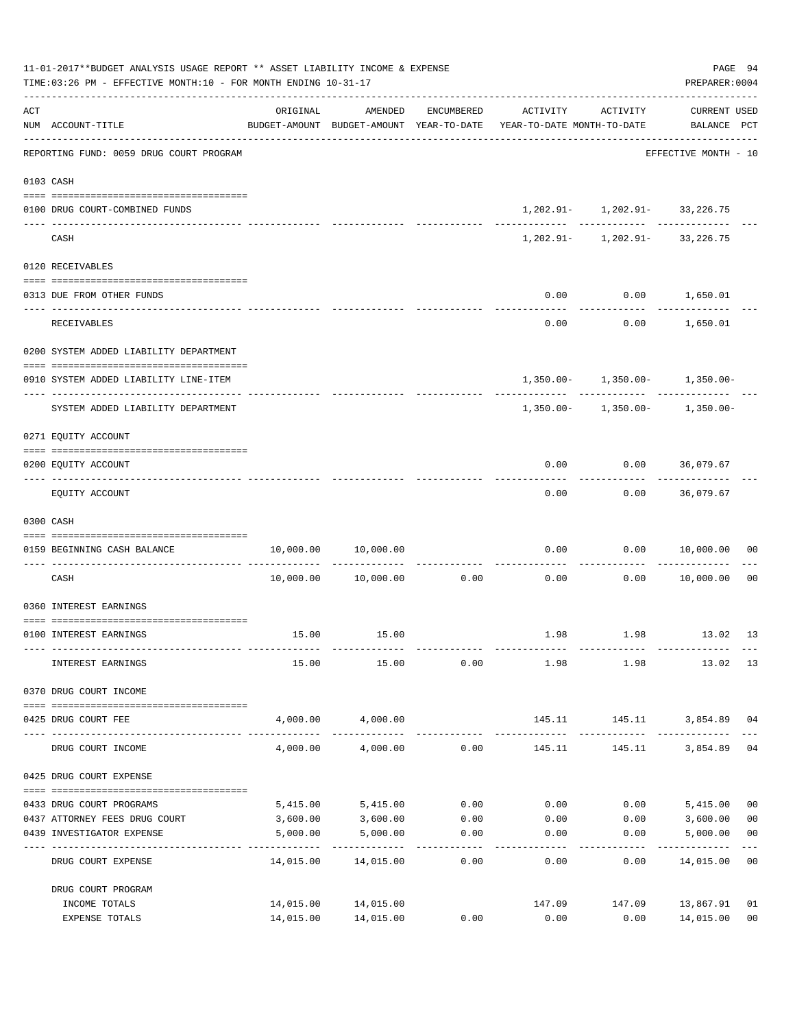11-01-2017**BUDGET ANALYSIS USAGE REPORT ** ASSET LIABILITY INCOME & EXPENSE

TIME:03:26 PM - EFFECTIVE MONTH:10 - FOR MONTH ENDING 10-31-17

PREPARER:0004

REPORTING FUND: 0059 DRUG COURT PROGRAM — EFFECTIVE MONTH - 10

| ACT NUM | ACCOUNT-TITLE | ORIGINAL BUDGET-AMOUNT | AMENDED BUDGET-AMOUNT | ENCUMBERED YEAR-TO-DATE | ACTIVITY YEAR-TO-DATE | ACTIVITY MONTH-TO-DATE | CURRENT BALANCE | USED PCT |
|---|---|---|---|---|---|---|---|---|
| 0103 | CASH | | | | | | | |
| 0100 | DRUG COURT-COMBINED FUNDS | | | | 1,202.91- | 1,202.91- | 33,226.75 | |
| | CASH | | | | 1,202.91- | 1,202.91- | 33,226.75 | |
| 0120 | RECEIVABLES | | | | | | | |
| 0313 | DUE FROM OTHER FUNDS | | | | 0.00 | 0.00 | 1,650.01 | |
| | RECEIVABLES | | | | 0.00 | 0.00 | 1,650.01 | |
| 0200 | SYSTEM ADDED LIABILITY DEPARTMENT | | | | | | | |
| 0910 | SYSTEM ADDED LIABILITY LINE-ITEM | | | | 1,350.00- | 1,350.00- | 1,350.00- | |
| | SYSTEM ADDED LIABILITY DEPARTMENT | | | | 1,350.00- | 1,350.00- | 1,350.00- | |
| 0271 | EQUITY ACCOUNT | | | | | | | |
| 0200 | EQUITY ACCOUNT | | | | 0.00 | 0.00 | 36,079.67 | |
| | EQUITY ACCOUNT | | | | 0.00 | 0.00 | 36,079.67 | |
| 0300 | CASH | | | | | | | |
| 0159 | BEGINNING CASH BALANCE | 10,000.00 | 10,000.00 | | 0.00 | 0.00 | 10,000.00 | 00 |
| | CASH | 10,000.00 | 10,000.00 | 0.00 | 0.00 | 0.00 | 10,000.00 | 00 |
| 0360 | INTEREST EARNINGS | | | | | | | |
| 0100 | INTEREST EARNINGS | 15.00 | 15.00 | | 1.98 | 1.98 | 13.02 | 13 |
| | INTEREST EARNINGS | 15.00 | 15.00 | 0.00 | 1.98 | 1.98 | 13.02 | 13 |
| 0370 | DRUG COURT INCOME | | | | | | | |
| 0425 | DRUG COURT FEE | 4,000.00 | 4,000.00 | | 145.11 | 145.11 | 3,854.89 | 04 |
| | DRUG COURT INCOME | 4,000.00 | 4,000.00 | 0.00 | 145.11 | 145.11 | 3,854.89 | 04 |
| 0425 | DRUG COURT EXPENSE | | | | | | | |
| 0433 | DRUG COURT PROGRAMS | 5,415.00 | 5,415.00 | 0.00 | 0.00 | 0.00 | 5,415.00 | 00 |
| 0437 | ATTORNEY FEES DRUG COURT | 3,600.00 | 3,600.00 | 0.00 | 0.00 | 0.00 | 3,600.00 | 00 |
| 0439 | INVESTIGATOR EXPENSE | 5,000.00 | 5,000.00 | 0.00 | 0.00 | 0.00 | 5,000.00 | 00 |
| | DRUG COURT EXPENSE | 14,015.00 | 14,015.00 | 0.00 | 0.00 | 0.00 | 14,015.00 | 00 |
| | DRUG COURT PROGRAM | | | | | | | |
| | INCOME TOTALS | 14,015.00 | 14,015.00 | | 147.09 | 147.09 | 13,867.91 | 01 |
| | EXPENSE TOTALS | 14,015.00 | 14,015.00 | 0.00 | 0.00 | 0.00 | 14,015.00 | 00 |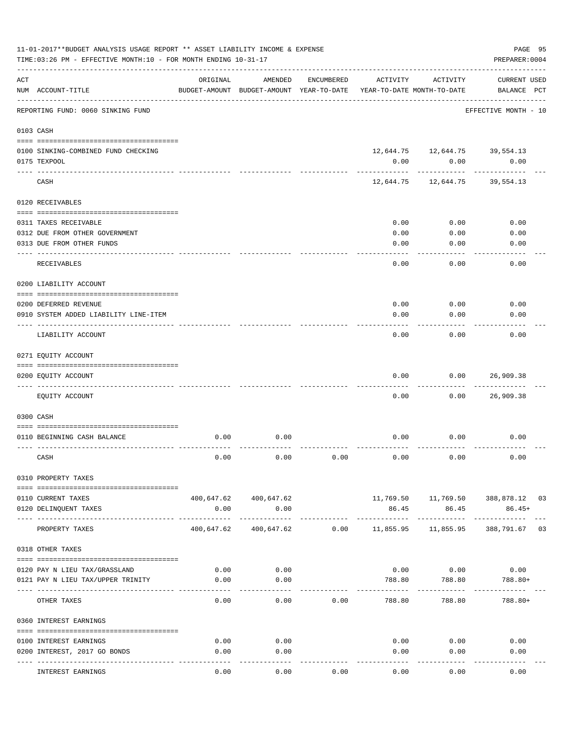11-01-2017**BUDGET ANALYSIS USAGE REPORT ** ASSET LIABILITY INCOME & EXPENSE

TIME:03:26 PM - EFFECTIVE MONTH:10 - FOR MONTH ENDING 10-31-17

PREPARER:0004

| ACT NUM | ACCOUNT-TITLE | ORIGINAL BUDGET-AMOUNT | AMENDED BUDGET-AMOUNT | ENCUMBERED YEAR-TO-DATE | ACTIVITY YEAR-TO-DATE | ACTIVITY MONTH-TO-DATE | CURRENT USED BALANCE | PCT |
|---|---|---|---|---|---|---|---|---|
| | REPORTING FUND: 0060 SINKING FUND | | | | | | EFFECTIVE MONTH - 10 | |
| 0103 | CASH | | | | | | | |
| 0100 | SINKING-COMBINED FUND CHECKING | | | | 12,644.75 | 12,644.75 | 39,554.13 | |
| 0175 | TEXPOOL | | | | 0.00 | 0.00 | 0.00 | |
| | CASH | | | | 12,644.75 | 12,644.75 | 39,554.13 | |
| 0120 | RECEIVABLES | | | | | | | |
| 0311 | TAXES RECEIVABLE | | | | 0.00 | 0.00 | 0.00 | |
| 0312 | DUE FROM OTHER GOVERNMENT | | | | 0.00 | 0.00 | 0.00 | |
| 0313 | DUE FROM OTHER FUNDS | | | | 0.00 | 0.00 | 0.00 | |
| | RECEIVABLES | | | | 0.00 | 0.00 | 0.00 | |
| 0200 | LIABILITY ACCOUNT | | | | | | | |
| 0200 | DEFERRED REVENUE | | | | 0.00 | 0.00 | 0.00 | |
| 0910 | SYSTEM ADDED LIABILITY LINE-ITEM | | | | 0.00 | 0.00 | 0.00 | |
| | LIABILITY ACCOUNT | | | | 0.00 | 0.00 | 0.00 | |
| 0271 | EQUITY ACCOUNT | | | | | | | |
| 0200 | EQUITY ACCOUNT | | | | 0.00 | 0.00 | 26,909.38 | |
| | EQUITY ACCOUNT | | | | 0.00 | 0.00 | 26,909.38 | |
| 0300 | CASH | | | | | | | |
| 0110 | BEGINNING CASH BALANCE | 0.00 | 0.00 | | 0.00 | 0.00 | 0.00 | |
| | CASH | 0.00 | 0.00 | 0.00 | 0.00 | 0.00 | 0.00 | |
| 0310 | PROPERTY TAXES | | | | | | | |
| 0110 | CURRENT TAXES | 400,647.62 | 400,647.62 | | 11,769.50 | 11,769.50 | 388,878.12 | 03 |
| 0120 | DELINQUENT TAXES | 0.00 | 0.00 | | 86.45 | 86.45 | 86.45+ | |
| | PROPERTY TAXES | 400,647.62 | 400,647.62 | 0.00 | 11,855.95 | 11,855.95 | 388,791.67 | 03 |
| 0318 | OTHER TAXES | | | | | | | |
| 0120 | PAY N LIEU TAX/GRASSLAND | 0.00 | 0.00 | | 0.00 | 0.00 | 0.00 | |
| 0121 | PAY N LIEU TAX/UPPER TRINITY | 0.00 | 0.00 | | 788.80 | 788.80 | 788.80+ | |
| | OTHER TAXES | 0.00 | 0.00 | 0.00 | 788.80 | 788.80 | 788.80+ | |
| 0360 | INTEREST EARNINGS | | | | | | | |
| 0100 | INTEREST EARNINGS | 0.00 | 0.00 | | 0.00 | 0.00 | 0.00 | |
| 0200 | INTEREST, 2017 GO BONDS | 0.00 | 0.00 | | 0.00 | 0.00 | 0.00 | |
| | INTEREST EARNINGS | 0.00 | 0.00 | 0.00 | 0.00 | 0.00 | 0.00 | |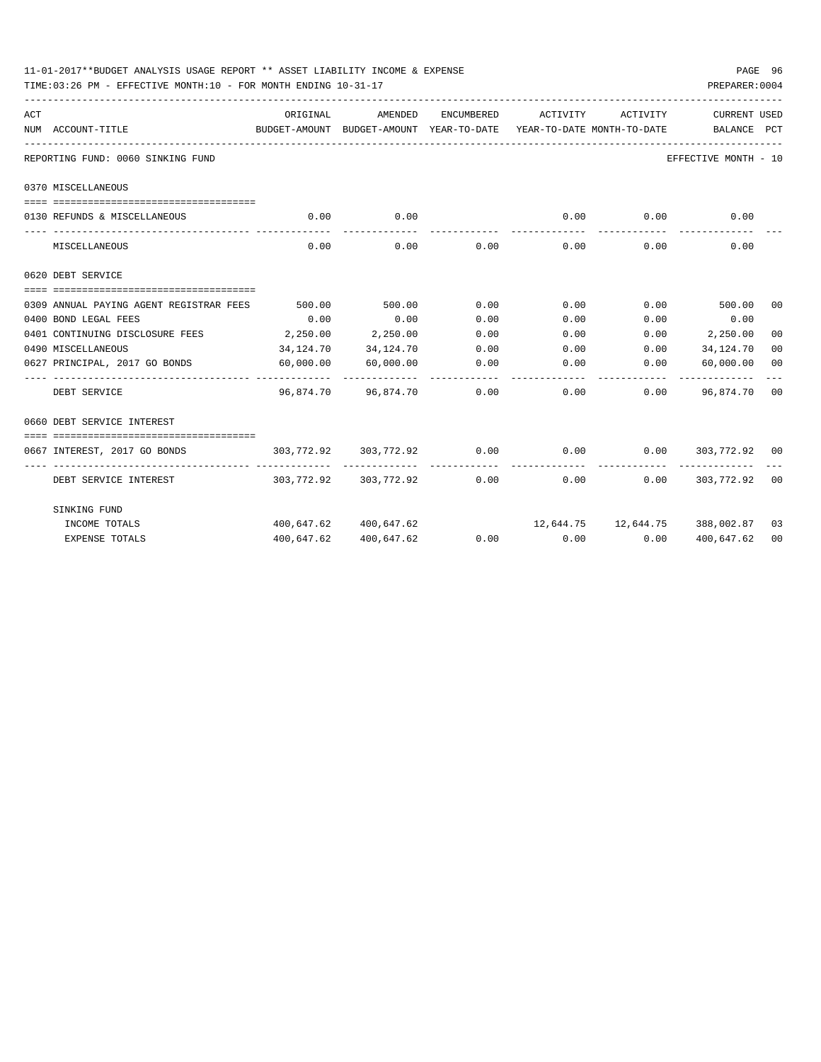11-01-2017**BUDGET ANALYSIS USAGE REPORT ** ASSET LIABILITY INCOME & EXPENSE

TIME:03:26 PM - EFFECTIVE MONTH:10 - FOR MONTH ENDING 10-31-17

PREPARER:0004

| ACT NUM | ACCOUNT-TITLE | ORIGINAL BUDGET-AMOUNT | AMENDED BUDGET-AMOUNT | ENCUMBERED YEAR-TO-DATE | ACTIVITY YEAR-TO-DATE | ACTIVITY MONTH-TO-DATE | CURRENT BALANCE | USED PCT |
|---|---|---|---|---|---|---|---|---|
| | REPORTING FUND: 0060 SINKING FUND | | | | | | EFFECTIVE MONTH - 10 | |
| | 0370 MISCELLANEOUS | | | | | | | |
| 0130 | REFUNDS & MISCELLANEOUS | 0.00 | 0.00 | | 0.00 | 0.00 | 0.00 | |
| | MISCELLANEOUS | 0.00 | 0.00 | 0.00 | 0.00 | 0.00 | 0.00 | |
| | 0620 DEBT SERVICE | | | | | | | |
| 0309 | ANNUAL PAYING AGENT REGISTRAR FEES | 500.00 | 500.00 | 0.00 | 0.00 | 0.00 | 500.00 | 00 |
| 0400 | BOND LEGAL FEES | 0.00 | 0.00 | 0.00 | 0.00 | 0.00 | 0.00 | |
| 0401 | CONTINUING DISCLOSURE FEES | 2,250.00 | 2,250.00 | 0.00 | 0.00 | 0.00 | 2,250.00 | 00 |
| 0490 | MISCELLANEOUS | 34,124.70 | 34,124.70 | 0.00 | 0.00 | 0.00 | 34,124.70 | 00 |
| 0627 | PRINCIPAL, 2017 GO BONDS | 60,000.00 | 60,000.00 | 0.00 | 0.00 | 0.00 | 60,000.00 | 00 |
| | DEBT SERVICE | 96,874.70 | 96,874.70 | 0.00 | 0.00 | 0.00 | 96,874.70 | 00 |
| | 0660 DEBT SERVICE INTEREST | | | | | | | |
| 0667 | INTEREST, 2017 GO BONDS | 303,772.92 | 303,772.92 | 0.00 | 0.00 | 0.00 | 303,772.92 | 00 |
| | DEBT SERVICE INTEREST | 303,772.92 | 303,772.92 | 0.00 | 0.00 | 0.00 | 303,772.92 | 00 |
| | SINKING FUND | | | | | | | |
| | INCOME TOTALS | 400,647.62 | 400,647.62 | | 12,644.75 | 12,644.75 | 388,002.87 | 03 |
| | EXPENSE TOTALS | 400,647.62 | 400,647.62 | 0.00 | 0.00 | 0.00 | 400,647.62 | 00 |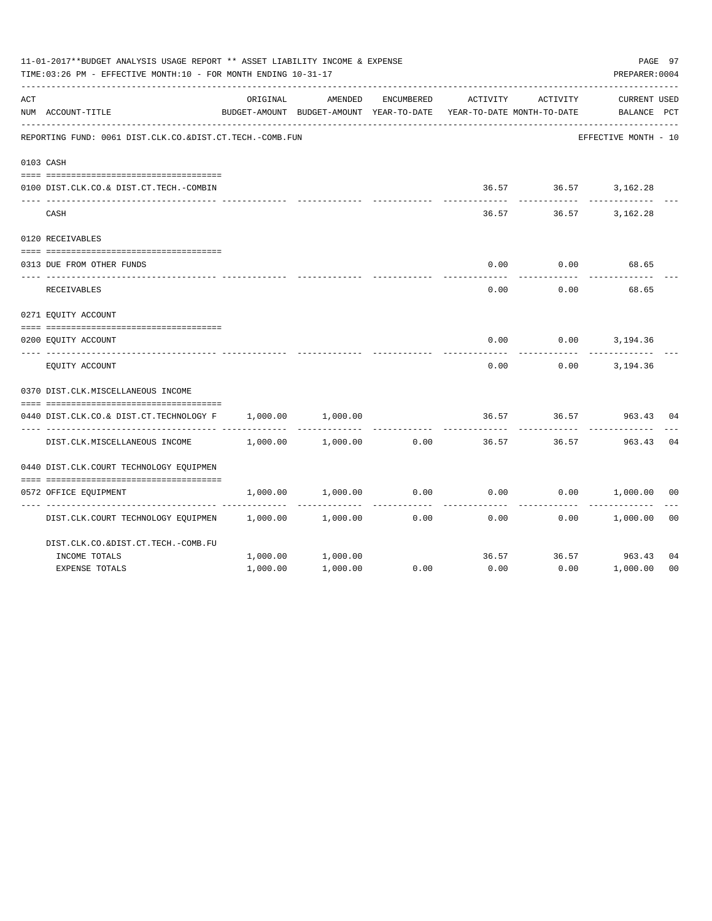11-01-2017**BUDGET ANALYSIS USAGE REPORT ** ASSET LIABILITY INCOME & EXPENSE

TIME:03:26 PM - EFFECTIVE MONTH:10 - FOR MONTH ENDING 10-31-17

PREPARER:0004

REPORTING FUND: 0061 DIST.CLK.CO.&DIST.CT.TECH.-COMB.FUN — EFFECTIVE MONTH - 10

| ACT NUM | ACCOUNT-TITLE | ORIGINAL BUDGET-AMOUNT | AMENDED BUDGET-AMOUNT | ENCUMBERED YEAR-TO-DATE | ACTIVITY YEAR-TO-DATE | ACTIVITY MONTH-TO-DATE | CURRENT BALANCE | USED PCT |
|---|---|---|---|---|---|---|---|---|
| 0103 | CASH | | | | | | | |
| 0100 | DIST.CLK.CO.& DIST.CT.TECH.-COMBIN | | | | 36.57 | 36.57 | 3,162.28 | |
| | CASH | | | | 36.57 | 36.57 | 3,162.28 | |
| 0120 | RECEIVABLES | | | | | | | |
| 0313 | DUE FROM OTHER FUNDS | | | | 0.00 | 0.00 | 68.65 | |
| | RECEIVABLES | | | | 0.00 | 0.00 | 68.65 | |
| 0271 | EQUITY ACCOUNT | | | | | | | |
| 0200 | EQUITY ACCOUNT | | | | 0.00 | 0.00 | 3,194.36 | |
| | EQUITY ACCOUNT | | | | 0.00 | 0.00 | 3,194.36 | |
| 0370 | DIST.CLK.MISCELLANEOUS INCOME | | | | | | | |
| 0440 | DIST.CLK.CO.& DIST.CT.TECHNOLOGY F | 1,000.00 | 1,000.00 | | 36.57 | 36.57 | 963.43 | 04 |
| | DIST.CLK.MISCELLANEOUS INCOME | 1,000.00 | 1,000.00 | 0.00 | 36.57 | 36.57 | 963.43 | 04 |
| 0440 | DIST.CLK.COURT TECHNOLOGY EQUIPMEN | | | | | | | |
| 0572 | OFFICE EQUIPMENT | 1,000.00 | 1,000.00 | 0.00 | 0.00 | 0.00 | 1,000.00 | 00 |
| | DIST.CLK.COURT TECHNOLOGY EQUIPMEN | 1,000.00 | 1,000.00 | 0.00 | 0.00 | 0.00 | 1,000.00 | 00 |
| | DIST.CLK.CO.&DIST.CT.TECH.-COMB.FU | | | | | | | |
| | INCOME TOTALS | 1,000.00 | 1,000.00 | | 36.57 | 36.57 | 963.43 | 04 |
| | EXPENSE TOTALS | 1,000.00 | 1,000.00 | 0.00 | 0.00 | 0.00 | 1,000.00 | 00 |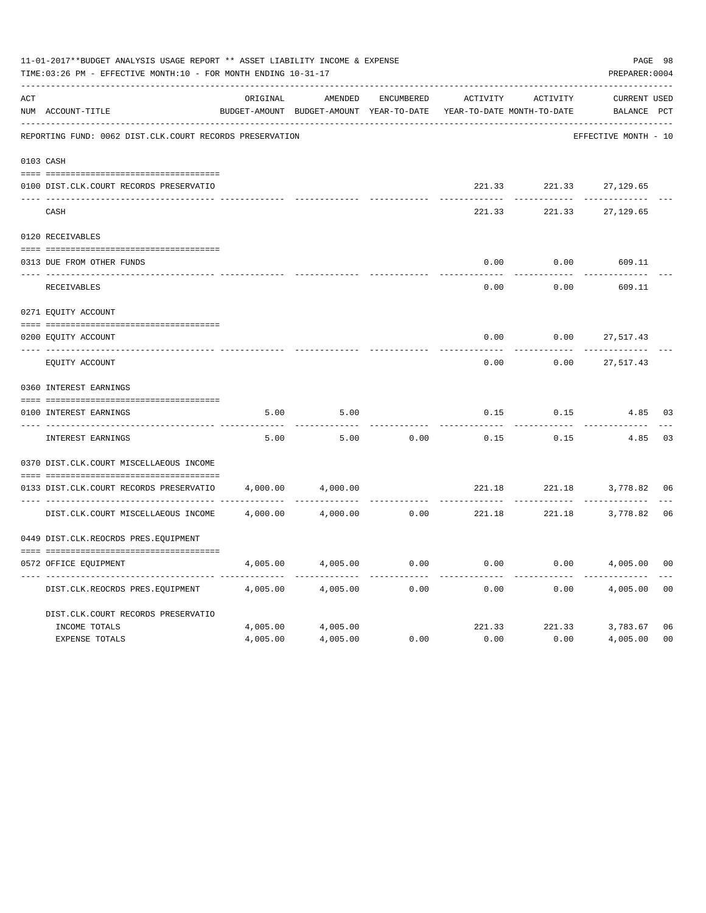11-01-2017**BUDGET ANALYSIS USAGE REPORT ** ASSET LIABILITY INCOME & EXPENSE

TIME:03:26 PM - EFFECTIVE MONTH:10 - FOR MONTH ENDING 10-31-17

PREPARER:0004

| ACT NUM | ACCOUNT-TITLE | ORIGINAL BUDGET-AMOUNT | AMENDED BUDGET-AMOUNT | ENCUMBERED YEAR-TO-DATE | ACTIVITY YEAR-TO-DATE | ACTIVITY MONTH-TO-DATE | CURRENT BALANCE | USED PCT |
|---|---|---|---|---|---|---|---|---|
| | REPORTING FUND: 0062 DIST.CLK.COURT RECORDS PRESERVATION | | | | | | EFFECTIVE MONTH - 10 | |
| 0103 | CASH | | | | | | | |
| 0100 | DIST.CLK.COURT RECORDS PRESERVATIO | | | | 221.33 | 221.33 | 27,129.65 | |
| | CASH | | | | 221.33 | 221.33 | 27,129.65 | |
| 0120 | RECEIVABLES | | | | | | | |
| 0313 | DUE FROM OTHER FUNDS | | | | 0.00 | 0.00 | 609.11 | |
| | RECEIVABLES | | | | 0.00 | 0.00 | 609.11 | |
| 0271 | EQUITY ACCOUNT | | | | | | | |
| 0200 | EQUITY ACCOUNT | | | | 0.00 | 0.00 | 27,517.43 | |
| | EQUITY ACCOUNT | | | | 0.00 | 0.00 | 27,517.43 | |
| 0360 | INTEREST EARNINGS | | | | | | | |
| 0100 | INTEREST EARNINGS | 5.00 | 5.00 | | 0.15 | 0.15 | 4.85 | 03 |
| | INTEREST EARNINGS | 5.00 | 5.00 | 0.00 | 0.15 | 0.15 | 4.85 | 03 |
| 0370 | DIST.CLK.COURT MISCELLAEOUS INCOME | | | | | | | |
| 0133 | DIST.CLK.COURT RECORDS PRESERVATIO | 4,000.00 | 4,000.00 | | 221.18 | 221.18 | 3,778.82 | 06 |
| | DIST.CLK.COURT MISCELLAEOUS INCOME | 4,000.00 | 4,000.00 | 0.00 | 221.18 | 221.18 | 3,778.82 | 06 |
| 0449 | DIST.CLK.REOCRDS PRES.EQUIPMENT | | | | | | | |
| 0572 | OFFICE EQUIPMENT | 4,005.00 | 4,005.00 | 0.00 | 0.00 | 0.00 | 4,005.00 | 00 |
| | DIST.CLK.REOCRDS PRES.EQUIPMENT | 4,005.00 | 4,005.00 | 0.00 | 0.00 | 0.00 | 4,005.00 | 00 |
| | DIST.CLK.COURT RECORDS PRESERVATIO | | | | | | | |
| | INCOME TOTALS | 4,005.00 | 4,005.00 | | 221.33 | 221.33 | 3,783.67 | 06 |
| | EXPENSE TOTALS | 4,005.00 | 4,005.00 | 0.00 | 0.00 | 0.00 | 4,005.00 | 00 |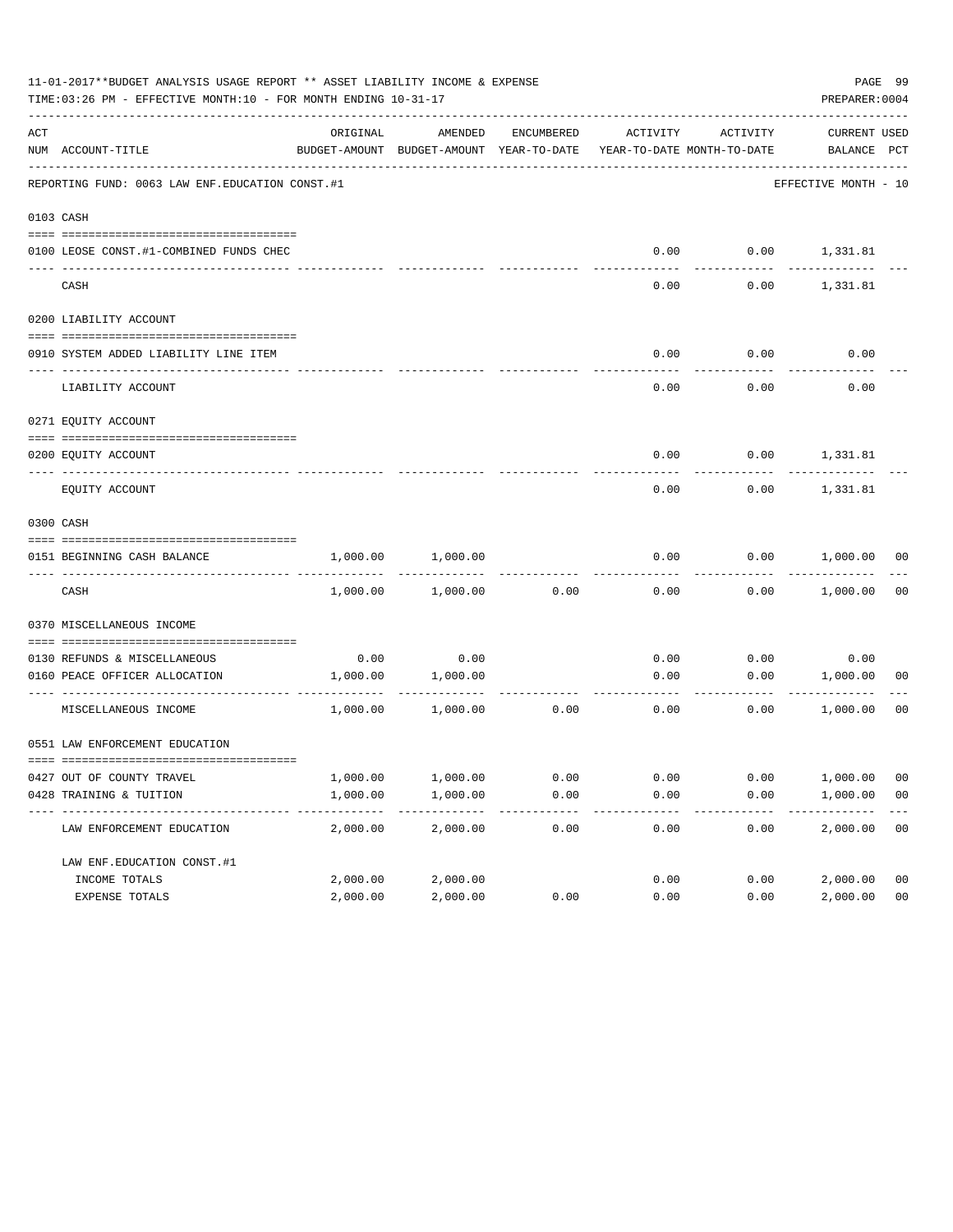11-01-2017**BUDGET ANALYSIS USAGE REPORT ** ASSET LIABILITY INCOME & EXPENSE

TIME:03:26 PM - EFFECTIVE MONTH:10 - FOR MONTH ENDING 10-31-17

PREPARER:0004

| ACT NUM | ACCOUNT-TITLE | ORIGINAL BUDGET-AMOUNT | AMENDED BUDGET-AMOUNT | ENCUMBERED YEAR-TO-DATE | ACTIVITY YEAR-TO-DATE | ACTIVITY MONTH-TO-DATE | CURRENT BALANCE | USED PCT |
|---|---|---|---|---|---|---|---|---|
| | REPORTING FUND: 0063 LAW ENF.EDUCATION CONST.#1 | | | | | | EFFECTIVE MONTH - 10 | |
| 0103 | CASH | | | | | | | |
| 0100 | LEOSE CONST.#1-COMBINED FUNDS CHEC | | | | 0.00 | 0.00 | 1,331.81 | |
| | CASH | | | | 0.00 | 0.00 | 1,331.81 | |
| 0200 | LIABILITY ACCOUNT | | | | | | | |
| 0910 | SYSTEM ADDED LIABILITY LINE ITEM | | | | 0.00 | 0.00 | 0.00 | |
| | LIABILITY ACCOUNT | | | | 0.00 | 0.00 | 0.00 | |
| 0271 | EQUITY ACCOUNT | | | | | | | |
| 0200 | EQUITY ACCOUNT | | | | 0.00 | 0.00 | 1,331.81 | |
| | EQUITY ACCOUNT | | | | 0.00 | 0.00 | 1,331.81 | |
| 0300 | CASH | | | | | | | |
| 0151 | BEGINNING CASH BALANCE | 1,000.00 | 1,000.00 | | 0.00 | 0.00 | 1,000.00 | 00 |
| | CASH | 1,000.00 | 1,000.00 | 0.00 | 0.00 | 0.00 | 1,000.00 | 00 |
| 0370 | MISCELLANEOUS INCOME | | | | | | | |
| 0130 | REFUNDS & MISCELLANEOUS | 0.00 | 0.00 | | 0.00 | 0.00 | 0.00 | |
| 0160 | PEACE OFFICER ALLOCATION | 1,000.00 | 1,000.00 | | 0.00 | 0.00 | 1,000.00 | 00 |
| | MISCELLANEOUS INCOME | 1,000.00 | 1,000.00 | 0.00 | 0.00 | 0.00 | 1,000.00 | 00 |
| 0551 | LAW ENFORCEMENT EDUCATION | | | | | | | |
| 0427 | OUT OF COUNTY TRAVEL | 1,000.00 | 1,000.00 | 0.00 | 0.00 | 0.00 | 1,000.00 | 00 |
| 0428 | TRAINING & TUITION | 1,000.00 | 1,000.00 | 0.00 | 0.00 | 0.00 | 1,000.00 | 00 |
| | LAW ENFORCEMENT EDUCATION | 2,000.00 | 2,000.00 | 0.00 | 0.00 | 0.00 | 2,000.00 | 00 |
| | LAW ENF.EDUCATION CONST.#1 | | | | | | | |
| | INCOME TOTALS | 2,000.00 | 2,000.00 | | 0.00 | 0.00 | 2,000.00 | 00 |
| | EXPENSE TOTALS | 2,000.00 | 2,000.00 | 0.00 | 0.00 | 0.00 | 2,000.00 | 00 |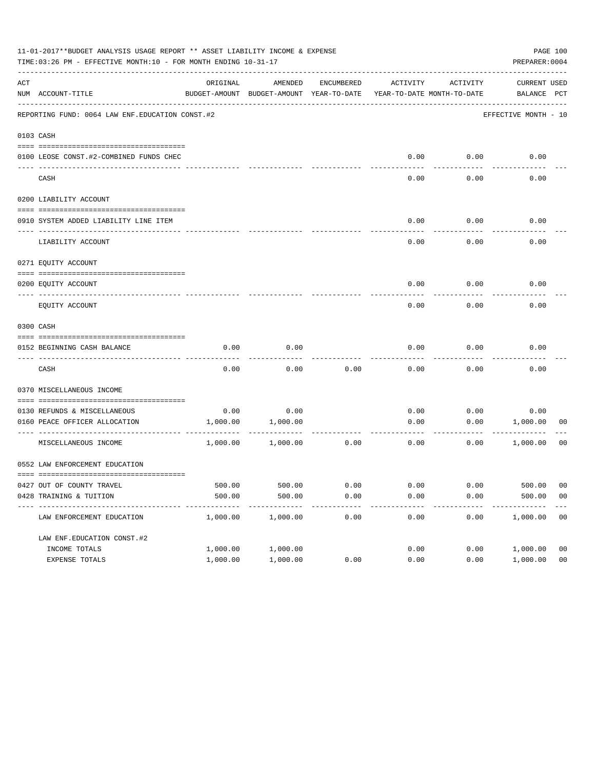11-01-2017**BUDGET ANALYSIS USAGE REPORT ** ASSET LIABILITY INCOME & EXPENSE

TIME:03:26 PM - EFFECTIVE MONTH:10 - FOR MONTH ENDING 10-31-17

PREPARER:0004

| ACT NUM | ACCOUNT-TITLE | ORIGINAL BUDGET-AMOUNT | AMENDED BUDGET-AMOUNT | ENCUMBERED YEAR-TO-DATE | ACTIVITY YEAR-TO-DATE | ACTIVITY MONTH-TO-DATE | CURRENT BALANCE | USED PCT |
|---|---|---|---|---|---|---|---|---|
| | REPORTING FUND: 0064 LAW ENF.EDUCATION CONST.#2 | | | | | | EFFECTIVE MONTH - 10 | |
| 0103 | CASH | | | | | | | |
| 0100 | LEOSE CONST.#2-COMBINED FUNDS CHEC | | | | 0.00 | 0.00 | 0.00 | |
| | CASH | | | | 0.00 | 0.00 | 0.00 | |
| 0200 | LIABILITY ACCOUNT | | | | | | | |
| 0910 | SYSTEM ADDED LIABILITY LINE ITEM | | | | 0.00 | 0.00 | 0.00 | |
| | LIABILITY ACCOUNT | | | | 0.00 | 0.00 | 0.00 | |
| 0271 | EQUITY ACCOUNT | | | | | | | |
| 0200 | EQUITY ACCOUNT | | | | 0.00 | 0.00 | 0.00 | |
| | EQUITY ACCOUNT | | | | 0.00 | 0.00 | 0.00 | |
| 0300 | CASH | | | | | | | |
| 0152 | BEGINNING CASH BALANCE | 0.00 | 0.00 | | 0.00 | 0.00 | 0.00 | |
| | CASH | 0.00 | 0.00 | 0.00 | 0.00 | 0.00 | 0.00 | |
| 0370 | MISCELLANEOUS INCOME | | | | | | | |
| 0130 | REFUNDS & MISCELLANEOUS | 0.00 | 0.00 | | 0.00 | 0.00 | 0.00 | |
| 0160 | PEACE OFFICER ALLOCATION | 1,000.00 | 1,000.00 | | 0.00 | 0.00 | 1,000.00 | 00 |
| | MISCELLANEOUS INCOME | 1,000.00 | 1,000.00 | 0.00 | 0.00 | 0.00 | 1,000.00 | 00 |
| 0552 | LAW ENFORCEMENT EDUCATION | | | | | | | |
| 0427 | OUT OF COUNTY TRAVEL | 500.00 | 500.00 | 0.00 | 0.00 | 0.00 | 500.00 | 00 |
| 0428 | TRAINING & TUITION | 500.00 | 500.00 | 0.00 | 0.00 | 0.00 | 500.00 | 00 |
| | LAW ENFORCEMENT EDUCATION | 1,000.00 | 1,000.00 | 0.00 | 0.00 | 0.00 | 1,000.00 | 00 |
| | LAW ENF.EDUCATION CONST.#2 | | | | | | | |
| | INCOME TOTALS | 1,000.00 | 1,000.00 | | 0.00 | 0.00 | 1,000.00 | 00 |
| | EXPENSE TOTALS | 1,000.00 | 1,000.00 | 0.00 | 0.00 | 0.00 | 1,000.00 | 00 |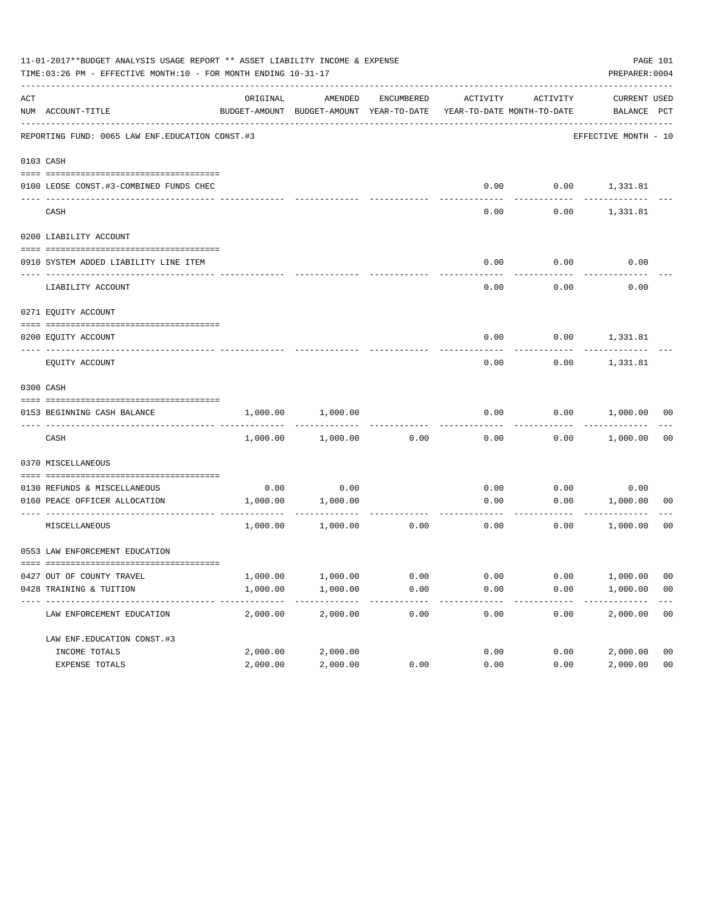11-01-2017**BUDGET ANALYSIS USAGE REPORT ** ASSET LIABILITY INCOME & EXPENSE

TIME:03:26 PM - EFFECTIVE MONTH:10 - FOR MONTH ENDING 10-31-17

PREPARER:0004

| ACT NUM | ACCOUNT-TITLE | ORIGINAL BUDGET-AMOUNT | AMENDED BUDGET-AMOUNT | ENCUMBERED YEAR-TO-DATE | ACTIVITY YEAR-TO-DATE | ACTIVITY MONTH-TO-DATE | CURRENT BALANCE | USED PCT |
|---|---|---|---|---|---|---|---|---|
| | REPORTING FUND: 0065 LAW ENF.EDUCATION CONST.#3 | | | | | | EFFECTIVE MONTH - 10 | |
| 0103 | CASH | | | | | | | |
| 0100 | LEOSE CONST.#3-COMBINED FUNDS CHEC | | | | 0.00 | 0.00 | 1,331.81 | |
| | CASH | | | | 0.00 | 0.00 | 1,331.81 | |
| 0200 | LIABILITY ACCOUNT | | | | | | | |
| 0910 | SYSTEM ADDED LIABILITY LINE ITEM | | | | 0.00 | 0.00 | 0.00 | |
| | LIABILITY ACCOUNT | | | | 0.00 | 0.00 | 0.00 | |
| 0271 | EQUITY ACCOUNT | | | | | | | |
| 0200 | EQUITY ACCOUNT | | | | 0.00 | 0.00 | 1,331.81 | |
| | EQUITY ACCOUNT | | | | 0.00 | 0.00 | 1,331.81 | |
| 0300 | CASH | | | | | | | |
| 0153 | BEGINNING CASH BALANCE | 1,000.00 | 1,000.00 | | 0.00 | 0.00 | 1,000.00 | 00 |
| | CASH | 1,000.00 | 1,000.00 | 0.00 | 0.00 | 0.00 | 1,000.00 | 00 |
| 0370 | MISCELLANEOUS | | | | | | | |
| 0130 | REFUNDS & MISCELLANEOUS | 0.00 | 0.00 | | 0.00 | 0.00 | 0.00 | |
| 0160 | PEACE OFFICER ALLOCATION | 1,000.00 | 1,000.00 | | 0.00 | 0.00 | 1,000.00 | 00 |
| | MISCELLANEOUS | 1,000.00 | 1,000.00 | 0.00 | 0.00 | 0.00 | 1,000.00 | 00 |
| 0553 | LAW ENFORCEMENT EDUCATION | | | | | | | |
| 0427 | OUT OF COUNTY TRAVEL | 1,000.00 | 1,000.00 | 0.00 | 0.00 | 0.00 | 1,000.00 | 00 |
| 0428 | TRAINING & TUITION | 1,000.00 | 1,000.00 | 0.00 | 0.00 | 0.00 | 1,000.00 | 00 |
| | LAW ENFORCEMENT EDUCATION | 2,000.00 | 2,000.00 | 0.00 | 0.00 | 0.00 | 2,000.00 | 00 |
| | LAW ENF.EDUCATION CONST.#3 | | | | | | | |
| | INCOME TOTALS | 2,000.00 | 2,000.00 | | 0.00 | 0.00 | 2,000.00 | 00 |
| | EXPENSE TOTALS | 2,000.00 | 2,000.00 | 0.00 | 0.00 | 0.00 | 2,000.00 | 00 |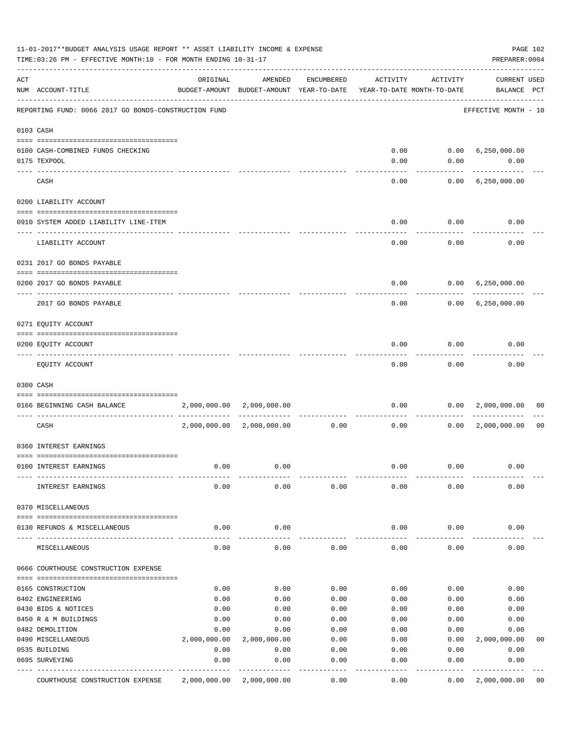11-01-2017**BUDGET ANALYSIS USAGE REPORT ** ASSET LIABILITY INCOME & EXPENSE

TIME:03:26 PM - EFFECTIVE MONTH:10 - FOR MONTH ENDING 10-31-17

PREPARER:0004

REPORTING FUND: 0066 2017 GO BONDS-CONSTRUCTION FUND — EFFECTIVE MONTH - 10

| ACT NUM | ACCOUNT-TITLE | ORIGINAL BUDGET-AMOUNT | AMENDED BUDGET-AMOUNT | ENCUMBERED YEAR-TO-DATE | ACTIVITY YEAR-TO-DATE | ACTIVITY MONTH-TO-DATE | CURRENT BALANCE | USED PCT |
|---|---|---|---|---|---|---|---|---|
| **0103** | **CASH** | | | | | | | |
| 0100 | CASH-COMBINED FUNDS CHECKING | | | | 0.00 | 0.00 | 6,250,000.00 | |
| 0175 | TEXPOOL | | | | 0.00 | 0.00 | 0.00 | |
| | CASH | | | | 0.00 | 0.00 | 6,250,000.00 | |
| **0200** | **LIABILITY ACCOUNT** | | | | | | | |
| 0910 | SYSTEM ADDED LIABILITY LINE-ITEM | | | | 0.00 | 0.00 | 0.00 | |
| | LIABILITY ACCOUNT | | | | 0.00 | 0.00 | 0.00 | |
| **0231** | **2017 GO BONDS PAYABLE** | | | | | | | |
| 0200 | 2017 GO BONDS PAYABLE | | | | 0.00 | 0.00 | 6,250,000.00 | |
| | 2017 GO BONDS PAYABLE | | | | 0.00 | 0.00 | 6,250,000.00 | |
| **0271** | **EQUITY ACCOUNT** | | | | | | | |
| 0200 | EQUITY ACCOUNT | | | | 0.00 | 0.00 | 0.00 | |
| | EQUITY ACCOUNT | | | | 0.00 | 0.00 | 0.00 | |
| **0300** | **CASH** | | | | | | | |
| 0166 | BEGINNING CASH BALANCE | 2,000,000.00 | 2,000,000.00 | | 0.00 | 0.00 | 2,000,000.00 | 00 |
| | CASH | 2,000,000.00 | 2,000,000.00 | 0.00 | 0.00 | 0.00 | 2,000,000.00 | 00 |
| **0360** | **INTEREST EARNINGS** | | | | | | | |
| 0100 | INTEREST EARNINGS | 0.00 | 0.00 | | 0.00 | 0.00 | 0.00 | |
| | INTEREST EARNINGS | 0.00 | 0.00 | 0.00 | 0.00 | 0.00 | 0.00 | |
| **0370** | **MISCELLANEOUS** | | | | | | | |
| 0130 | REFUNDS & MISCELLANEOUS | 0.00 | 0.00 | | 0.00 | 0.00 | 0.00 | |
| | MISCELLANEOUS | 0.00 | 0.00 | 0.00 | 0.00 | 0.00 | 0.00 | |
| **0666** | **COURTHOUSE CONSTRUCTION EXPENSE** | | | | | | | |
| 0165 | CONSTRUCTION | 0.00 | 0.00 | 0.00 | 0.00 | 0.00 | 0.00 | |
| 0402 | ENGINEERING | 0.00 | 0.00 | 0.00 | 0.00 | 0.00 | 0.00 | |
| 0430 | BIDS & NOTICES | 0.00 | 0.00 | 0.00 | 0.00 | 0.00 | 0.00 | |
| 0450 | R & M BUILDINGS | 0.00 | 0.00 | 0.00 | 0.00 | 0.00 | 0.00 | |
| 0482 | DEMOLITION | 0.00 | 0.00 | 0.00 | 0.00 | 0.00 | 0.00 | |
| 0490 | MISCELLANEOUS | 2,000,000.00 | 2,000,000.00 | 0.00 | 0.00 | 0.00 | 2,000,000.00 | 00 |
| 0535 | BUILDING | 0.00 | 0.00 | 0.00 | 0.00 | 0.00 | 0.00 | |
| 0695 | SURVEYING | 0.00 | 0.00 | 0.00 | 0.00 | 0.00 | 0.00 | |
| | COURTHOUSE CONSTRUCTION EXPENSE | 2,000,000.00 | 2,000,000.00 | 0.00 | 0.00 | 0.00 | 2,000,000.00 | 00 |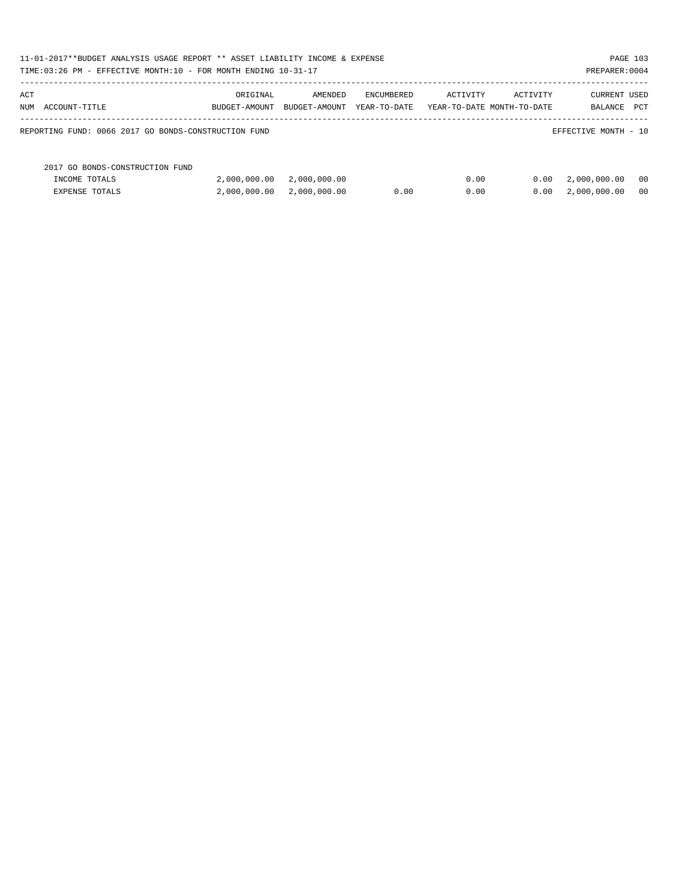11-01-2017**BUDGET ANALYSIS USAGE REPORT ** ASSET LIABILITY INCOME & EXPENSE

TIME:03:26 PM - EFFECTIVE MONTH:10 - FOR MONTH ENDING 10-31-17

PREPARER:0004

REPORTING FUND: 0066 2017 GO BONDS-CONSTRUCTION FUND

EFFECTIVE MONTH - 10

| ACT NUM ACCOUNT-TITLE | ORIGINAL BUDGET-AMOUNT | AMENDED BUDGET-AMOUNT | ENCUMBERED YEAR-TO-DATE | ACTIVITY YEAR-TO-DATE | ACTIVITY MONTH-TO-DATE | CURRENT BALANCE | USED PCT |
|---|---|---|---|---|---|---|---|
| 2017 GO BONDS-CONSTRUCTION FUND | | | | | | | |
| INCOME TOTALS | 2,000,000.00 | 2,000,000.00 | | 0.00 | 0.00 | 2,000,000.00 | 00 |
| EXPENSE TOTALS | 2,000,000.00 | 2,000,000.00 | 0.00 | 0.00 | 0.00 | 2,000,000.00 | 00 |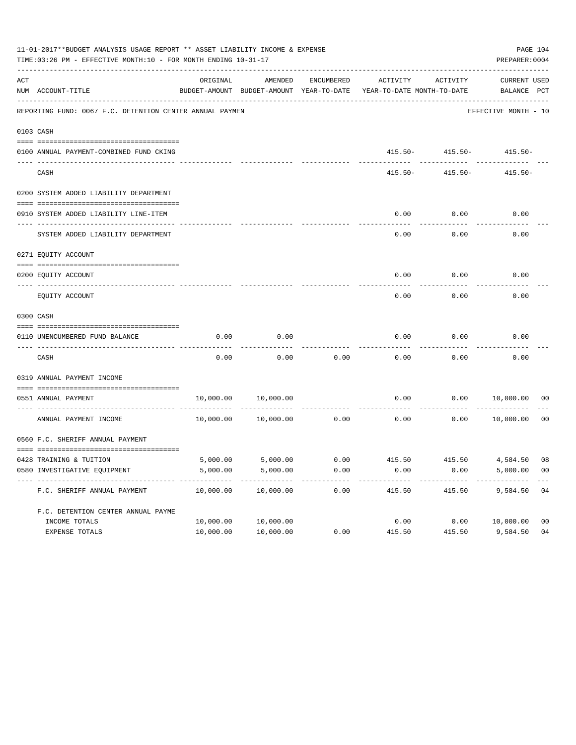11-01-2017**BUDGET ANALYSIS USAGE REPORT ** ASSET LIABILITY INCOME & EXPENSE

TIME:03:26 PM - EFFECTIVE MONTH:10 - FOR MONTH ENDING 10-31-17

PREPARER:0004

REPORTING FUND: 0067 F.C. DETENTION CENTER ANNUAL PAYMEN — EFFECTIVE MONTH - 10

| ACT NUM | ACCOUNT-TITLE | ORIGINAL BUDGET-AMOUNT | AMENDED BUDGET-AMOUNT | ENCUMBERED YEAR-TO-DATE | ACTIVITY YEAR-TO-DATE | ACTIVITY MONTH-TO-DATE | CURRENT BALANCE | USED PCT |
|---|---|---|---|---|---|---|---|---|
| 0103 | CASH | | | | | | | |
| 0100 | ANNUAL PAYMENT-COMBINED FUND CKING | | | | 415.50- | 415.50- | 415.50- | |
| | CASH | | | | 415.50- | 415.50- | 415.50- | |
| 0200 | SYSTEM ADDED LIABILITY DEPARTMENT | | | | | | | |
| 0910 | SYSTEM ADDED LIABILITY LINE-ITEM | | | | 0.00 | 0.00 | 0.00 | |
| | SYSTEM ADDED LIABILITY DEPARTMENT | | | | 0.00 | 0.00 | 0.00 | |
| 0271 | EQUITY ACCOUNT | | | | | | | |
| 0200 | EQUITY ACCOUNT | | | | 0.00 | 0.00 | 0.00 | |
| | EQUITY ACCOUNT | | | | 0.00 | 0.00 | 0.00 | |
| 0300 | CASH | | | | | | | |
| 0110 | UNENCUMBERED FUND BALANCE | 0.00 | 0.00 | | 0.00 | 0.00 | 0.00 | |
| | CASH | 0.00 | 0.00 | 0.00 | 0.00 | 0.00 | 0.00 | |
| 0319 | ANNUAL PAYMENT INCOME | | | | | | | |
| 0551 | ANNUAL PAYMENT | 10,000.00 | 10,000.00 | | 0.00 | 0.00 | 10,000.00 | 00 |
| | ANNUAL PAYMENT INCOME | 10,000.00 | 10,000.00 | 0.00 | 0.00 | 0.00 | 10,000.00 | 00 |
| 0560 | F.C. SHERIFF ANNUAL PAYMENT | | | | | | | |
| 0428 | TRAINING & TUITION | 5,000.00 | 5,000.00 | 0.00 | 415.50 | 415.50 | 4,584.50 | 08 |
| 0580 | INVESTIGATIVE EQUIPMENT | 5,000.00 | 5,000.00 | 0.00 | 0.00 | 0.00 | 5,000.00 | 00 |
| | F.C. SHERIFF ANNUAL PAYMENT | 10,000.00 | 10,000.00 | 0.00 | 415.50 | 415.50 | 9,584.50 | 04 |
| | F.C. DETENTION CENTER ANNUAL PAYME | | | | | | | |
| | INCOME TOTALS | 10,000.00 | 10,000.00 | | 0.00 | 0.00 | 10,000.00 | 00 |
| | EXPENSE TOTALS | 10,000.00 | 10,000.00 | 0.00 | 415.50 | 415.50 | 9,584.50 | 04 |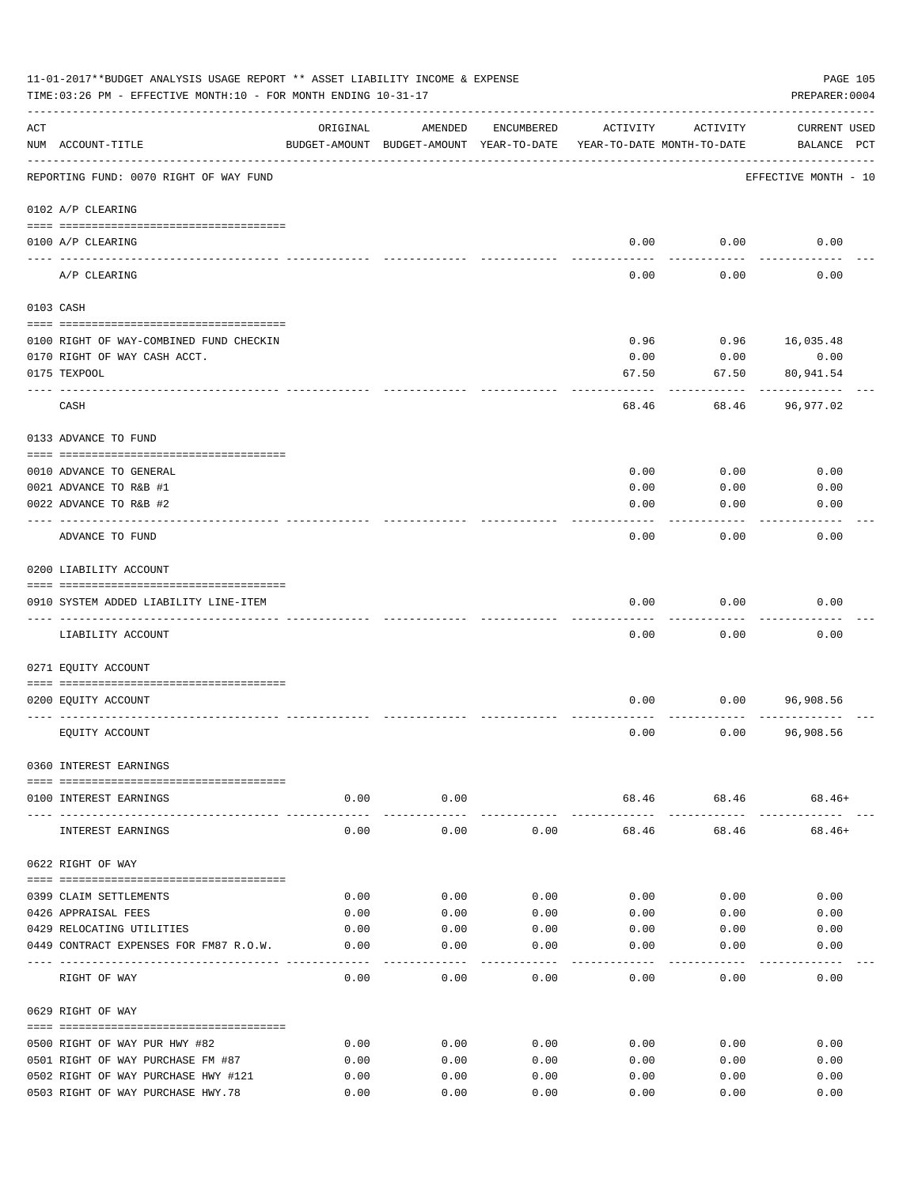11-01-2017**BUDGET ANALYSIS USAGE REPORT ** ASSET LIABILITY INCOME & EXPENSE

TIME:03:26 PM - EFFECTIVE MONTH:10 - FOR MONTH ENDING 10-31-17

PREPARER:0004

| ACT NUM | ACCOUNT-TITLE | ORIGINAL BUDGET-AMOUNT | AMENDED BUDGET-AMOUNT | ENCUMBERED YEAR-TO-DATE | ACTIVITY YEAR-TO-DATE | ACTIVITY MONTH-TO-DATE | CURRENT BALANCE | USED PCT |
|---|---|---|---|---|---|---|---|---|
| | REPORTING FUND: 0070 RIGHT OF WAY FUND | | | | | | EFFECTIVE MONTH - 10 | |
| | 0102 A/P CLEARING | | | | | | | |
| 0100 | A/P CLEARING | | | | 0.00 | 0.00 | 0.00 | |
| | A/P CLEARING | | | | 0.00 | 0.00 | 0.00 | |
| | 0103 CASH | | | | | | | |
| 0100 | RIGHT OF WAY-COMBINED FUND CHECKIN | | | | 0.96 | 0.96 | 16,035.48 | |
| 0170 | RIGHT OF WAY CASH ACCT. | | | | 0.00 | 0.00 | 0.00 | |
| 0175 | TEXPOOL | | | | 67.50 | 67.50 | 80,941.54 | |
| | CASH | | | | 68.46 | 68.46 | 96,977.02 | |
| | 0133 ADVANCE TO FUND | | | | | | | |
| 0010 | ADVANCE TO GENERAL | | | | 0.00 | 0.00 | 0.00 | |
| 0021 | ADVANCE TO R&B #1 | | | | 0.00 | 0.00 | 0.00 | |
| 0022 | ADVANCE TO R&B #2 | | | | 0.00 | 0.00 | 0.00 | |
| | ADVANCE TO FUND | | | | 0.00 | 0.00 | 0.00 | |
| | 0200 LIABILITY ACCOUNT | | | | | | | |
| 0910 | SYSTEM ADDED LIABILITY LINE-ITEM | | | | 0.00 | 0.00 | 0.00 | |
| | LIABILITY ACCOUNT | | | | 0.00 | 0.00 | 0.00 | |
| | 0271 EQUITY ACCOUNT | | | | | | | |
| 0200 | EQUITY ACCOUNT | | | | 0.00 | 0.00 | 96,908.56 | |
| | EQUITY ACCOUNT | | | | 0.00 | 0.00 | 96,908.56 | |
| | 0360 INTEREST EARNINGS | | | | | | | |
| 0100 | INTEREST EARNINGS | 0.00 | 0.00 | | 68.46 | 68.46 | 68.46+ | |
| | INTEREST EARNINGS | 0.00 | 0.00 | 0.00 | 68.46 | 68.46 | 68.46+ | |
| | 0622 RIGHT OF WAY | | | | | | | |
| 0399 | CLAIM SETTLEMENTS | 0.00 | 0.00 | 0.00 | 0.00 | 0.00 | 0.00 | |
| 0426 | APPRAISAL FEES | 0.00 | 0.00 | 0.00 | 0.00 | 0.00 | 0.00 | |
| 0429 | RELOCATING UTILITIES | 0.00 | 0.00 | 0.00 | 0.00 | 0.00 | 0.00 | |
| 0449 | CONTRACT EXPENSES FOR FM87 R.O.W. | 0.00 | 0.00 | 0.00 | 0.00 | 0.00 | 0.00 | |
| | RIGHT OF WAY | 0.00 | 0.00 | 0.00 | 0.00 | 0.00 | 0.00 | |
| | 0629 RIGHT OF WAY | | | | | | | |
| 0500 | RIGHT OF WAY PUR HWY #82 | 0.00 | 0.00 | 0.00 | 0.00 | 0.00 | 0.00 | |
| 0501 | RIGHT OF WAY PURCHASE FM #87 | 0.00 | 0.00 | 0.00 | 0.00 | 0.00 | 0.00 | |
| 0502 | RIGHT OF WAY PURCHASE HWY #121 | 0.00 | 0.00 | 0.00 | 0.00 | 0.00 | 0.00 | |
| 0503 | RIGHT OF WAY PURCHASE HWY.78 | 0.00 | 0.00 | 0.00 | 0.00 | 0.00 | 0.00 | |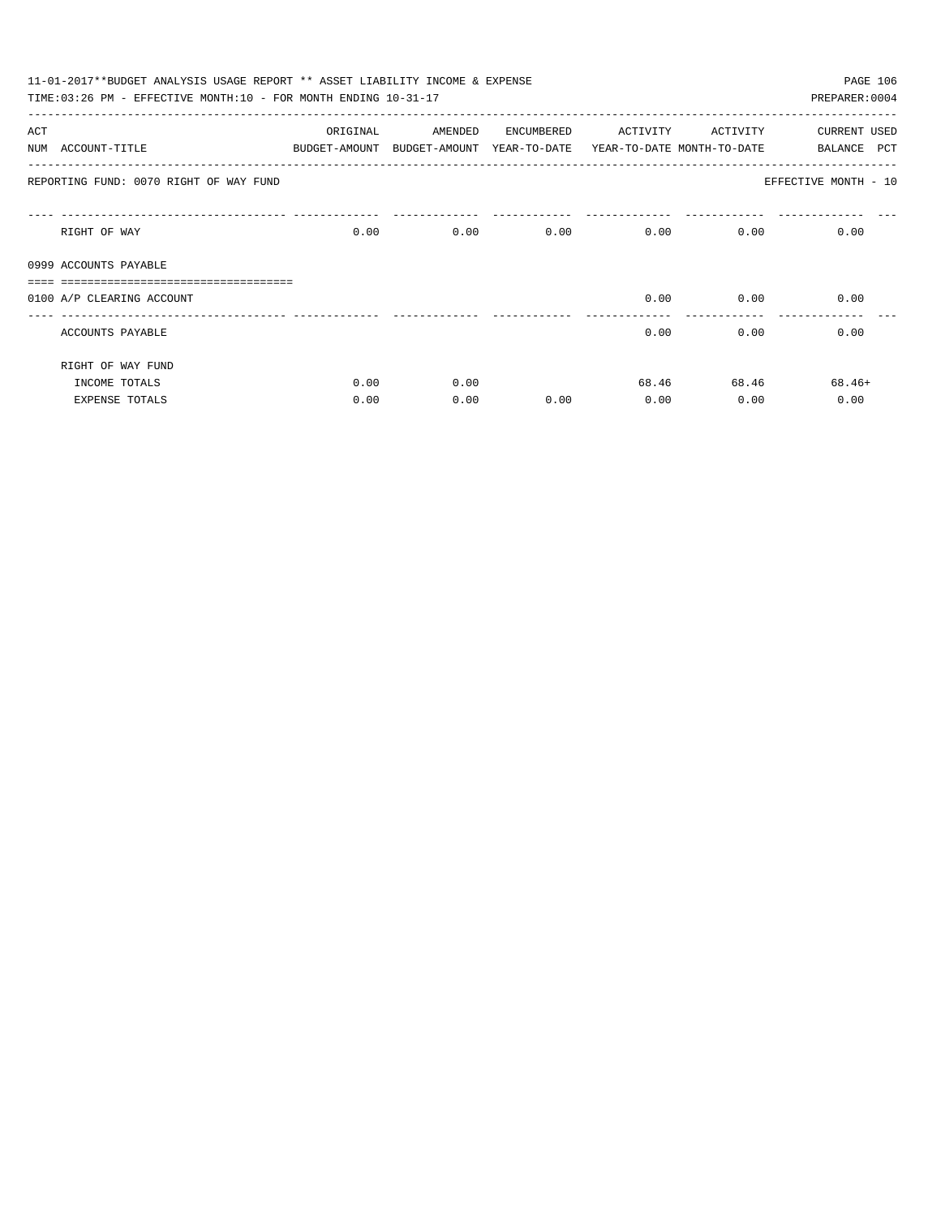REPORTING FUND: 0070 RIGHT OF WAY FUND — EFFECTIVE MONTH - 10

| ACT NUM | ACCOUNT-TITLE | ORIGINAL BUDGET-AMOUNT | AMENDED BUDGET-AMOUNT | ENCUMBERED YEAR-TO-DATE | ACTIVITY YEAR-TO-DATE | ACTIVITY MONTH-TO-DATE | CURRENT BALANCE | USED PCT |
|---|---|---|---|---|---|---|---|---|
| | RIGHT OF WAY | 0.00 | 0.00 | 0.00 | 0.00 | 0.00 | 0.00 | |
| 0999 | ACCOUNTS PAYABLE | | | | | | | |
| 0100 | A/P CLEARING ACCOUNT | | | | 0.00 | 0.00 | 0.00 | |
| | ACCOUNTS PAYABLE | | | | 0.00 | 0.00 | 0.00 | |
| | RIGHT OF WAY FUND | | | | | | | |
| | INCOME TOTALS | 0.00 | 0.00 | | 68.46 | 68.46 | 68.46+ | |
| | EXPENSE TOTALS | 0.00 | 0.00 | 0.00 | 0.00 | 0.00 | 0.00 | |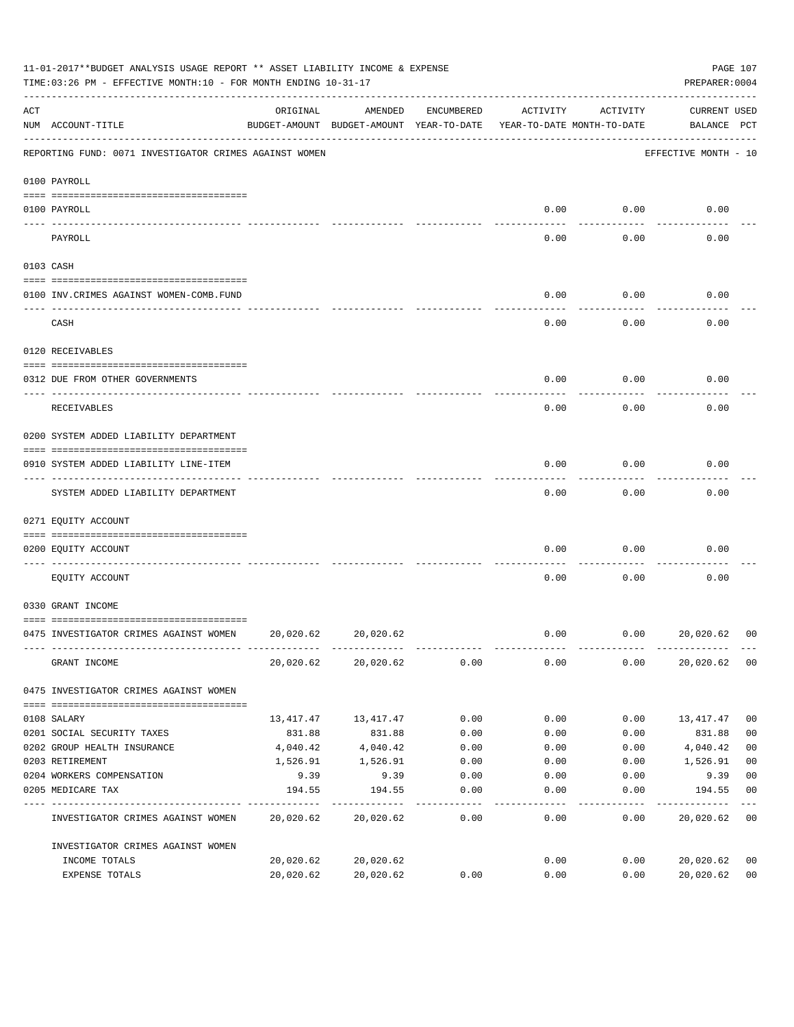11-01-2017**BUDGET ANALYSIS USAGE REPORT ** ASSET LIABILITY INCOME & EXPENSE

TIME:03:26 PM - EFFECTIVE MONTH:10 - FOR MONTH ENDING 10-31-17

PREPARER:0004

REPORTING FUND: 0071 INVESTIGATOR CRIMES AGAINST WOMEN — EFFECTIVE MONTH - 10

| ACT NUM | ACCOUNT-TITLE | ORIGINAL BUDGET-AMOUNT | AMENDED BUDGET-AMOUNT | ENCUMBERED YEAR-TO-DATE | ACTIVITY YEAR-TO-DATE | ACTIVITY MONTH-TO-DATE | CURRENT BALANCE | USED PCT |
|---|---|---|---|---|---|---|---|---|
| | **0100 PAYROLL** | | | | | | | |
| 0100 | PAYROLL | | | | 0.00 | 0.00 | 0.00 | |
| | PAYROLL | | | | 0.00 | 0.00 | 0.00 | |
| | **0103 CASH** | | | | | | | |
| 0100 | INV.CRIMES AGAINST WOMEN-COMB.FUND | | | | 0.00 | 0.00 | 0.00 | |
| | CASH | | | | 0.00 | 0.00 | 0.00 | |
| | **0120 RECEIVABLES** | | | | | | | |
| 0312 | DUE FROM OTHER GOVERNMENTS | | | | 0.00 | 0.00 | 0.00 | |
| | RECEIVABLES | | | | 0.00 | 0.00 | 0.00 | |
| | **0200 SYSTEM ADDED LIABILITY DEPARTMENT** | | | | | | | |
| 0910 | SYSTEM ADDED LIABILITY LINE-ITEM | | | | 0.00 | 0.00 | 0.00 | |
| | SYSTEM ADDED LIABILITY DEPARTMENT | | | | 0.00 | 0.00 | 0.00 | |
| | **0271 EQUITY ACCOUNT** | | | | | | | |
| 0200 | EQUITY ACCOUNT | | | | 0.00 | 0.00 | 0.00 | |
| | EQUITY ACCOUNT | | | | 0.00 | 0.00 | 0.00 | |
| | **0330 GRANT INCOME** | | | | | | | |
| 0475 | INVESTIGATOR CRIMES AGAINST WOMEN | 20,020.62 | 20,020.62 | | 0.00 | 0.00 | 20,020.62 | 00 |
| | GRANT INCOME | 20,020.62 | 20,020.62 | 0.00 | 0.00 | 0.00 | 20,020.62 | 00 |
| | **0475 INVESTIGATOR CRIMES AGAINST WOMEN** | | | | | | | |
| 0108 | SALARY | 13,417.47 | 13,417.47 | 0.00 | 0.00 | 0.00 | 13,417.47 | 00 |
| 0201 | SOCIAL SECURITY TAXES | 831.88 | 831.88 | 0.00 | 0.00 | 0.00 | 831.88 | 00 |
| 0202 | GROUP HEALTH INSURANCE | 4,040.42 | 4,040.42 | 0.00 | 0.00 | 0.00 | 4,040.42 | 00 |
| 0203 | RETIREMENT | 1,526.91 | 1,526.91 | 0.00 | 0.00 | 0.00 | 1,526.91 | 00 |
| 0204 | WORKERS COMPENSATION | 9.39 | 9.39 | 0.00 | 0.00 | 0.00 | 9.39 | 00 |
| 0205 | MEDICARE TAX | 194.55 | 194.55 | 0.00 | 0.00 | 0.00 | 194.55 | 00 |
| | INVESTIGATOR CRIMES AGAINST WOMEN | 20,020.62 | 20,020.62 | 0.00 | 0.00 | 0.00 | 20,020.62 | 00 |
| | **INVESTIGATOR CRIMES AGAINST WOMEN** | | | | | | | |
| | INCOME TOTALS | 20,020.62 | 20,020.62 | | 0.00 | 0.00 | 20,020.62 | 00 |
| | EXPENSE TOTALS | 20,020.62 | 20,020.62 | 0.00 | 0.00 | 0.00 | 20,020.62 | 00 |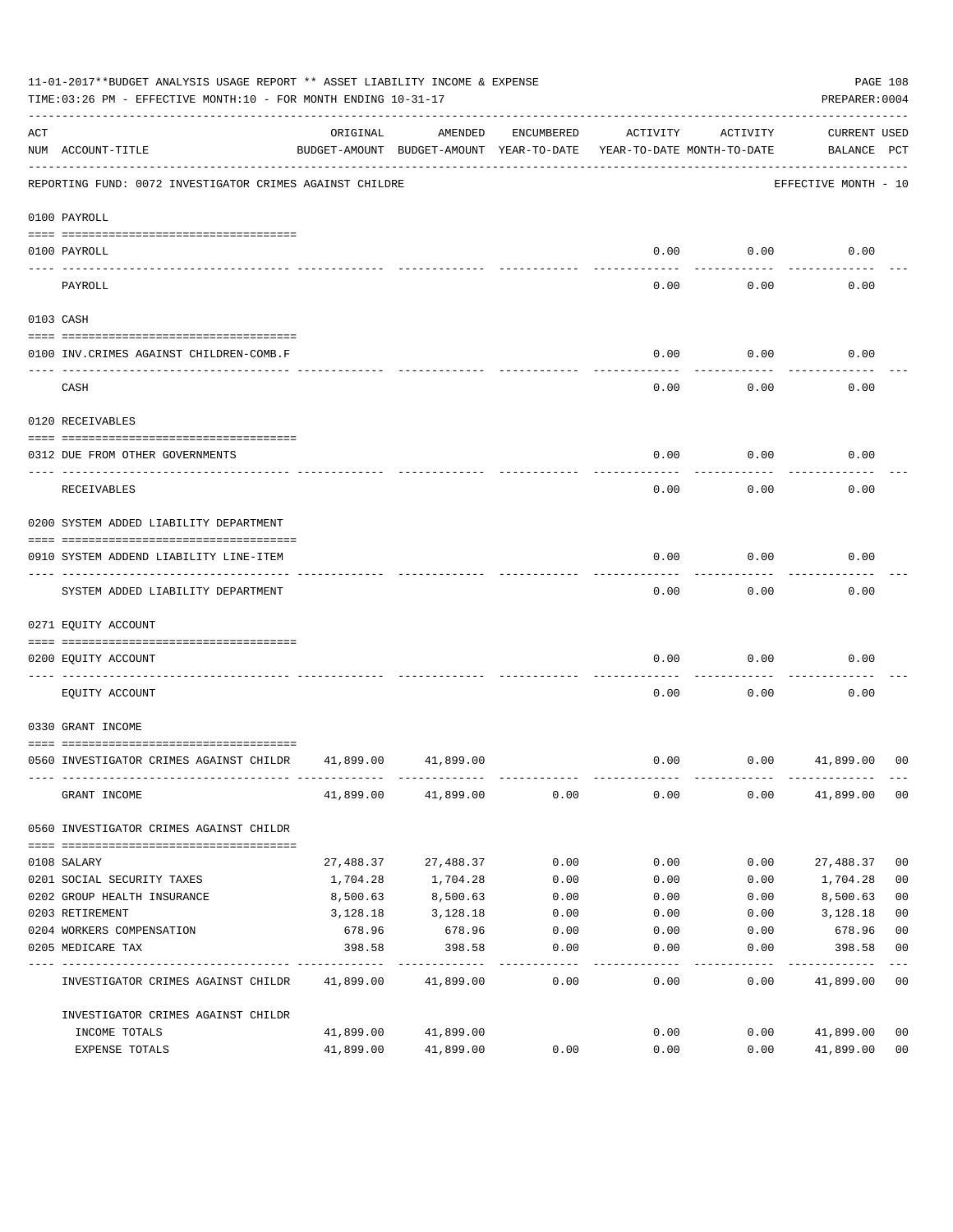11-01-2017**BUDGET ANALYSIS USAGE REPORT ** ASSET LIABILITY INCOME & EXPENSE

TIME:03:26 PM - EFFECTIVE MONTH:10 - FOR MONTH ENDING 10-31-17

PREPARER:0004

REPORTING FUND: 0072 INVESTIGATOR CRIMES AGAINST CHILDRE — EFFECTIVE MONTH - 10

| ACT NUM | ACCOUNT-TITLE | ORIGINAL BUDGET-AMOUNT | AMENDED BUDGET-AMOUNT | ENCUMBERED YEAR-TO-DATE | ACTIVITY YEAR-TO-DATE | ACTIVITY MONTH-TO-DATE | CURRENT BALANCE | USED PCT |
|---|---|---|---|---|---|---|---|---|
| | **0100 PAYROLL** | | | | | | | |
| 0100 | PAYROLL | | | | 0.00 | 0.00 | 0.00 | |
| | PAYROLL | | | | 0.00 | 0.00 | 0.00 | |
| | **0103 CASH** | | | | | | | |
| 0100 | INV.CRIMES AGAINST CHILDREN-COMB.F | | | | 0.00 | 0.00 | 0.00 | |
| | CASH | | | | 0.00 | 0.00 | 0.00 | |
| | **0120 RECEIVABLES** | | | | | | | |
| 0312 | DUE FROM OTHER GOVERNMENTS | | | | 0.00 | 0.00 | 0.00 | |
| | RECEIVABLES | | | | 0.00 | 0.00 | 0.00 | |
| | **0200 SYSTEM ADDED LIABILITY DEPARTMENT** | | | | | | | |
| 0910 | SYSTEM ADDEND LIABILITY LINE-ITEM | | | | 0.00 | 0.00 | 0.00 | |
| | SYSTEM ADDED LIABILITY DEPARTMENT | | | | 0.00 | 0.00 | 0.00 | |
| | **0271 EQUITY ACCOUNT** | | | | | | | |
| 0200 | EQUITY ACCOUNT | | | | 0.00 | 0.00 | 0.00 | |
| | EQUITY ACCOUNT | | | | 0.00 | 0.00 | 0.00 | |
| | **0330 GRANT INCOME** | | | | | | | |
| 0560 | INVESTIGATOR CRIMES AGAINST CHILDR | 41,899.00 | 41,899.00 | | 0.00 | 0.00 | 41,899.00 | 00 |
| | GRANT INCOME | 41,899.00 | 41,899.00 | 0.00 | 0.00 | 0.00 | 41,899.00 | 00 |
| | **0560 INVESTIGATOR CRIMES AGAINST CHILDR** | | | | | | | |
| 0108 | SALARY | 27,488.37 | 27,488.37 | 0.00 | 0.00 | 0.00 | 27,488.37 | 00 |
| 0201 | SOCIAL SECURITY TAXES | 1,704.28 | 1,704.28 | 0.00 | 0.00 | 0.00 | 1,704.28 | 00 |
| 0202 | GROUP HEALTH INSURANCE | 8,500.63 | 8,500.63 | 0.00 | 0.00 | 0.00 | 8,500.63 | 00 |
| 0203 | RETIREMENT | 3,128.18 | 3,128.18 | 0.00 | 0.00 | 0.00 | 3,128.18 | 00 |
| 0204 | WORKERS COMPENSATION | 678.96 | 678.96 | 0.00 | 0.00 | 0.00 | 678.96 | 00 |
| 0205 | MEDICARE TAX | 398.58 | 398.58 | 0.00 | 0.00 | 0.00 | 398.58 | 00 |
| | INVESTIGATOR CRIMES AGAINST CHILDR | 41,899.00 | 41,899.00 | 0.00 | 0.00 | 0.00 | 41,899.00 | 00 |
| | INVESTIGATOR CRIMES AGAINST CHILDR | | | | | | | |
| | INCOME TOTALS | 41,899.00 | 41,899.00 | | 0.00 | 0.00 | 41,899.00 | 00 |
| | EXPENSE TOTALS | 41,899.00 | 41,899.00 | 0.00 | 0.00 | 0.00 | 41,899.00 | 00 |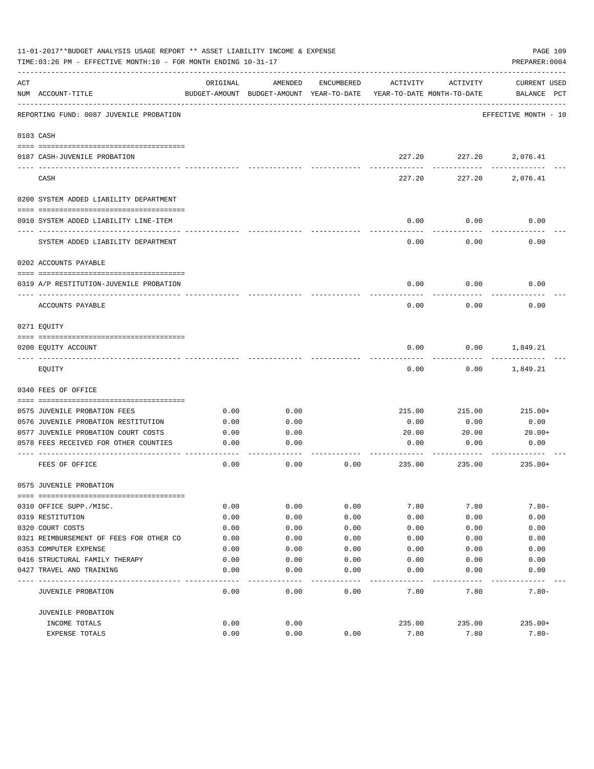11-01-2017**BUDGET ANALYSIS USAGE REPORT ** ASSET LIABILITY INCOME & EXPENSE

TIME:03:26 PM - EFFECTIVE MONTH:10 - FOR MONTH ENDING 10-31-17

PREPARER:0004

| ACT NUM | ACCOUNT-TITLE | ORIGINAL BUDGET-AMOUNT | AMENDED BUDGET-AMOUNT | ENCUMBERED YEAR-TO-DATE | ACTIVITY YEAR-TO-DATE | ACTIVITY MONTH-TO-DATE | CURRENT USED BALANCE | PCT |
|---|---|---|---|---|---|---|---|---|
| | REPORTING FUND: 0087 JUVENILE PROBATION | | | | | | EFFECTIVE MONTH - 10 | |
| | 0103 CASH | | | | | | | |
| 0187 | CASH-JUVENILE PROBATION | | | | 227.20 | 227.20 | 2,076.41 | |
| | CASH | | | | 227.20 | 227.20 | 2,076.41 | |
| | 0200 SYSTEM ADDED LIABILITY DEPARTMENT | | | | | | | |
| 0910 | SYSTEM ADDED LIABILITY LINE-ITEM | | | | 0.00 | 0.00 | 0.00 | |
| | SYSTEM ADDED LIABILITY DEPARTMENT | | | | 0.00 | 0.00 | 0.00 | |
| | 0202 ACCOUNTS PAYABLE | | | | | | | |
| 0319 | A/P RESTITUTION-JUVENILE PROBATION | | | | 0.00 | 0.00 | 0.00 | |
| | ACCOUNTS PAYABLE | | | | 0.00 | 0.00 | 0.00 | |
| | 0271 EQUITY | | | | | | | |
| 0200 | EQUITY ACCOUNT | | | | 0.00 | 0.00 | 1,849.21 | |
| | EQUITY | | | | 0.00 | 0.00 | 1,849.21 | |
| | 0340 FEES OF OFFICE | | | | | | | |
| 0575 | JUVENILE PROBATION FEES | 0.00 | 0.00 | | 215.00 | 215.00 | 215.00+ | |
| 0576 | JUVENILE PROBATION RESTITUTION | 0.00 | 0.00 | | 0.00 | 0.00 | 0.00 | |
| 0577 | JUVENILE PROBATION COURT COSTS | 0.00 | 0.00 | | 20.00 | 20.00 | 20.00+ | |
| 0578 | FEES RECEIVED FOR OTHER COUNTIES | 0.00 | 0.00 | | 0.00 | 0.00 | 0.00 | |
| | FEES OF OFFICE | 0.00 | 0.00 | 0.00 | 235.00 | 235.00 | 235.00+ | |
| | 0575 JUVENILE PROBATION | | | | | | | |
| 0310 | OFFICE SUPP./MISC. | 0.00 | 0.00 | 0.00 | 7.80 | 7.80 | 7.80- | |
| 0319 | RESTITUTION | 0.00 | 0.00 | 0.00 | 0.00 | 0.00 | 0.00 | |
| 0320 | COURT COSTS | 0.00 | 0.00 | 0.00 | 0.00 | 0.00 | 0.00 | |
| 0321 | REIMBURSEMENT OF FEES FOR OTHER CO | 0.00 | 0.00 | 0.00 | 0.00 | 0.00 | 0.00 | |
| 0353 | COMPUTER EXPENSE | 0.00 | 0.00 | 0.00 | 0.00 | 0.00 | 0.00 | |
| 0416 | STRUCTURAL FAMILY THERAPY | 0.00 | 0.00 | 0.00 | 0.00 | 0.00 | 0.00 | |
| 0427 | TRAVEL AND TRAINING | 0.00 | 0.00 | 0.00 | 0.00 | 0.00 | 0.00 | |
| | JUVENILE PROBATION | 0.00 | 0.00 | 0.00 | 7.80 | 7.80 | 7.80- | |
| | JUVENILE PROBATION | | | | | | | |
| | INCOME TOTALS | 0.00 | 0.00 | | 235.00 | 235.00 | 235.00+ | |
| | EXPENSE TOTALS | 0.00 | 0.00 | 0.00 | 7.80 | 7.80 | 7.80- | |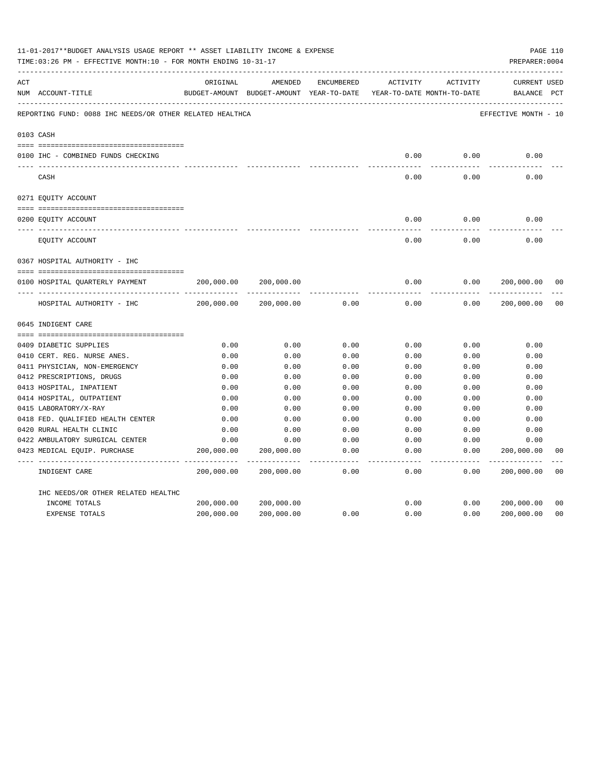11-01-2017**BUDGET ANALYSIS USAGE REPORT ** ASSET LIABILITY INCOME & EXPENSE

TIME:03:26 PM - EFFECTIVE MONTH:10 - FOR MONTH ENDING 10-31-17

PREPARER:0004

REPORTING FUND: 0088 IHC NEEDS/OR OTHER RELATED HEALTHCA

EFFECTIVE MONTH - 10

| ACT NUM | ACCOUNT-TITLE | ORIGINAL BUDGET-AMOUNT | AMENDED BUDGET-AMOUNT | ENCUMBERED YEAR-TO-DATE | ACTIVITY YEAR-TO-DATE | ACTIVITY MONTH-TO-DATE | CURRENT BALANCE | USED PCT |
|---|---|---|---|---|---|---|---|---|
| 0103 | CASH | | | | | | | |
| 0100 | IHC - COMBINED FUNDS CHECKING | | | | 0.00 | 0.00 | 0.00 | |
| | CASH | | | | 0.00 | 0.00 | 0.00 | |
| 0271 | EQUITY ACCOUNT | | | | | | | |
| 0200 | EQUITY ACCOUNT | | | | 0.00 | 0.00 | 0.00 | |
| | EQUITY ACCOUNT | | | | 0.00 | 0.00 | 0.00 | |
| 0367 | HOSPITAL AUTHORITY - IHC | | | | | | | |
| 0100 | HOSPITAL QUARTERLY PAYMENT | 200,000.00 | 200,000.00 | | 0.00 | 0.00 | 200,000.00 | 00 |
| | HOSPITAL AUTHORITY - IHC | 200,000.00 | 200,000.00 | 0.00 | 0.00 | 0.00 | 200,000.00 | 00 |
| 0645 | INDIGENT CARE | | | | | | | |
| 0409 | DIABETIC SUPPLIES | 0.00 | 0.00 | 0.00 | 0.00 | 0.00 | 0.00 | |
| 0410 | CERT. REG. NURSE ANES. | 0.00 | 0.00 | 0.00 | 0.00 | 0.00 | 0.00 | |
| 0411 | PHYSICIAN, NON-EMERGENCY | 0.00 | 0.00 | 0.00 | 0.00 | 0.00 | 0.00 | |
| 0412 | PRESCRIPTIONS, DRUGS | 0.00 | 0.00 | 0.00 | 0.00 | 0.00 | 0.00 | |
| 0413 | HOSPITAL, INPATIENT | 0.00 | 0.00 | 0.00 | 0.00 | 0.00 | 0.00 | |
| 0414 | HOSPITAL, OUTPATIENT | 0.00 | 0.00 | 0.00 | 0.00 | 0.00 | 0.00 | |
| 0415 | LABORATORY/X-RAY | 0.00 | 0.00 | 0.00 | 0.00 | 0.00 | 0.00 | |
| 0418 | FED. QUALIFIED HEALTH CENTER | 0.00 | 0.00 | 0.00 | 0.00 | 0.00 | 0.00 | |
| 0420 | RURAL HEALTH CLINIC | 0.00 | 0.00 | 0.00 | 0.00 | 0.00 | 0.00 | |
| 0422 | AMBULATORY SURGICAL CENTER | 0.00 | 0.00 | 0.00 | 0.00 | 0.00 | 0.00 | |
| 0423 | MEDICAL EQUIP. PURCHASE | 200,000.00 | 200,000.00 | 0.00 | 0.00 | 0.00 | 200,000.00 | 00 |
| | INDIGENT CARE | 200,000.00 | 200,000.00 | 0.00 | 0.00 | 0.00 | 200,000.00 | 00 |
| | IHC NEEDS/OR OTHER RELATED HEALTHC | | | | | | | |
| | INCOME TOTALS | 200,000.00 | 200,000.00 | | 0.00 | 0.00 | 200,000.00 | 00 |
| | EXPENSE TOTALS | 200,000.00 | 200,000.00 | 0.00 | 0.00 | 0.00 | 200,000.00 | 00 |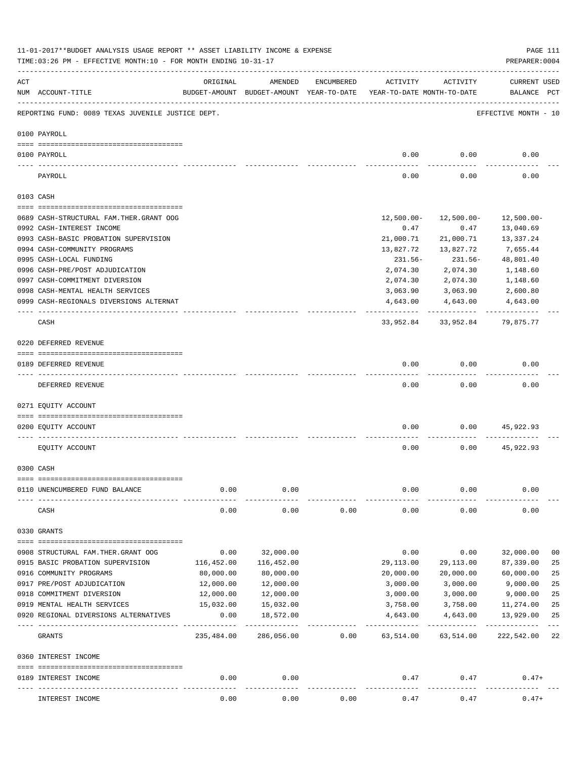11-01-2017**BUDGET ANALYSIS USAGE REPORT ** ASSET LIABILITY INCOME & EXPENSE

TIME:03:26 PM - EFFECTIVE MONTH:10 - FOR MONTH ENDING 10-31-17

PREPARER:0004

REPORTING FUND: 0089 TEXAS JUVENILE JUSTICE DEPT. — EFFECTIVE MONTH - 10

| ACT NUM | ACCOUNT-TITLE | ORIGINAL BUDGET-AMOUNT | AMENDED BUDGET-AMOUNT | ENCUMBERED YEAR-TO-DATE | ACTIVITY YEAR-TO-DATE | ACTIVITY MONTH-TO-DATE | CURRENT BALANCE | USED PCT |
|---|---|---|---|---|---|---|---|---|
| | **0100 PAYROLL** | | | | | | | |
| 0100 | PAYROLL | | | | 0.00 | 0.00 | 0.00 | |
| | PAYROLL | | | | 0.00 | 0.00 | 0.00 | |
| | **0103 CASH** | | | | | | | |
| 0689 | CASH-STRUCTURAL FAM.THER.GRANT OOG | | | | 12,500.00- | 12,500.00- | 12,500.00- | |
| 0992 | CASH-INTEREST INCOME | | | | 0.47 | 0.47 | 13,040.69 | |
| 0993 | CASH-BASIC PROBATION SUPERVISION | | | | 21,000.71 | 21,000.71 | 13,337.24 | |
| 0994 | CASH-COMMUNITY PROGRAMS | | | | 13,827.72 | 13,827.72 | 7,655.44 | |
| 0995 | CASH-LOCAL FUNDING | | | | 231.56- | 231.56- | 48,801.40 | |
| 0996 | CASH-PRE/POST ADJUDICATION | | | | 2,074.30 | 2,074.30 | 1,148.60 | |
| 0997 | CASH-COMMITMENT DIVERSION | | | | 2,074.30 | 2,074.30 | 1,148.60 | |
| 0998 | CASH-MENTAL HEALTH SERVICES | | | | 3,063.90 | 3,063.90 | 2,600.80 | |
| 0999 | CASH-REGIONALS DIVERSIONS ALTERNAT | | | | 4,643.00 | 4,643.00 | 4,643.00 | |
| | CASH | | | | 33,952.84 | 33,952.84 | 79,875.77 | |
| | **0220 DEFERRED REVENUE** | | | | | | | |
| 0189 | DEFERRED REVENUE | | | | 0.00 | 0.00 | 0.00 | |
| | DEFERRED REVENUE | | | | 0.00 | 0.00 | 0.00 | |
| | **0271 EQUITY ACCOUNT** | | | | | | | |
| 0200 | EQUITY ACCOUNT | | | | 0.00 | 0.00 | 45,922.93 | |
| | EQUITY ACCOUNT | | | | 0.00 | 0.00 | 45,922.93 | |
| | **0300 CASH** | | | | | | | |
| 0110 | UNENCUMBERED FUND BALANCE | 0.00 | 0.00 | | 0.00 | 0.00 | 0.00 | |
| | CASH | 0.00 | 0.00 | 0.00 | 0.00 | 0.00 | 0.00 | |
| | **0330 GRANTS** | | | | | | | |
| 0908 | STRUCTURAL FAM.THER.GRANT OOG | 0.00 | 32,000.00 | | 0.00 | 0.00 | 32,000.00 | 00 |
| 0915 | BASIC PROBATION SUPERVISION | 116,452.00 | 116,452.00 | | 29,113.00 | 29,113.00 | 87,339.00 | 25 |
| 0916 | COMMUNITY PROGRAMS | 80,000.00 | 80,000.00 | | 20,000.00 | 20,000.00 | 60,000.00 | 25 |
| 0917 | PRE/POST ADJUDICATION | 12,000.00 | 12,000.00 | | 3,000.00 | 3,000.00 | 9,000.00 | 25 |
| 0918 | COMMITMENT DIVERSION | 12,000.00 | 12,000.00 | | 3,000.00 | 3,000.00 | 9,000.00 | 25 |
| 0919 | MENTAL HEALTH SERVICES | 15,032.00 | 15,032.00 | | 3,758.00 | 3,758.00 | 11,274.00 | 25 |
| 0920 | REGIONAL DIVERSIONS ALTERNATIVES | 0.00 | 18,572.00 | | 4,643.00 | 4,643.00 | 13,929.00 | 25 |
| | GRANTS | 235,484.00 | 286,056.00 | 0.00 | 63,514.00 | 63,514.00 | 222,542.00 | 22 |
| | **0360 INTEREST INCOME** | | | | | | | |
| 0189 | INTEREST INCOME | 0.00 | 0.00 | | 0.47 | 0.47 | 0.47+ | |
| | INTEREST INCOME | 0.00 | 0.00 | 0.00 | 0.47 | 0.47 | 0.47+ | |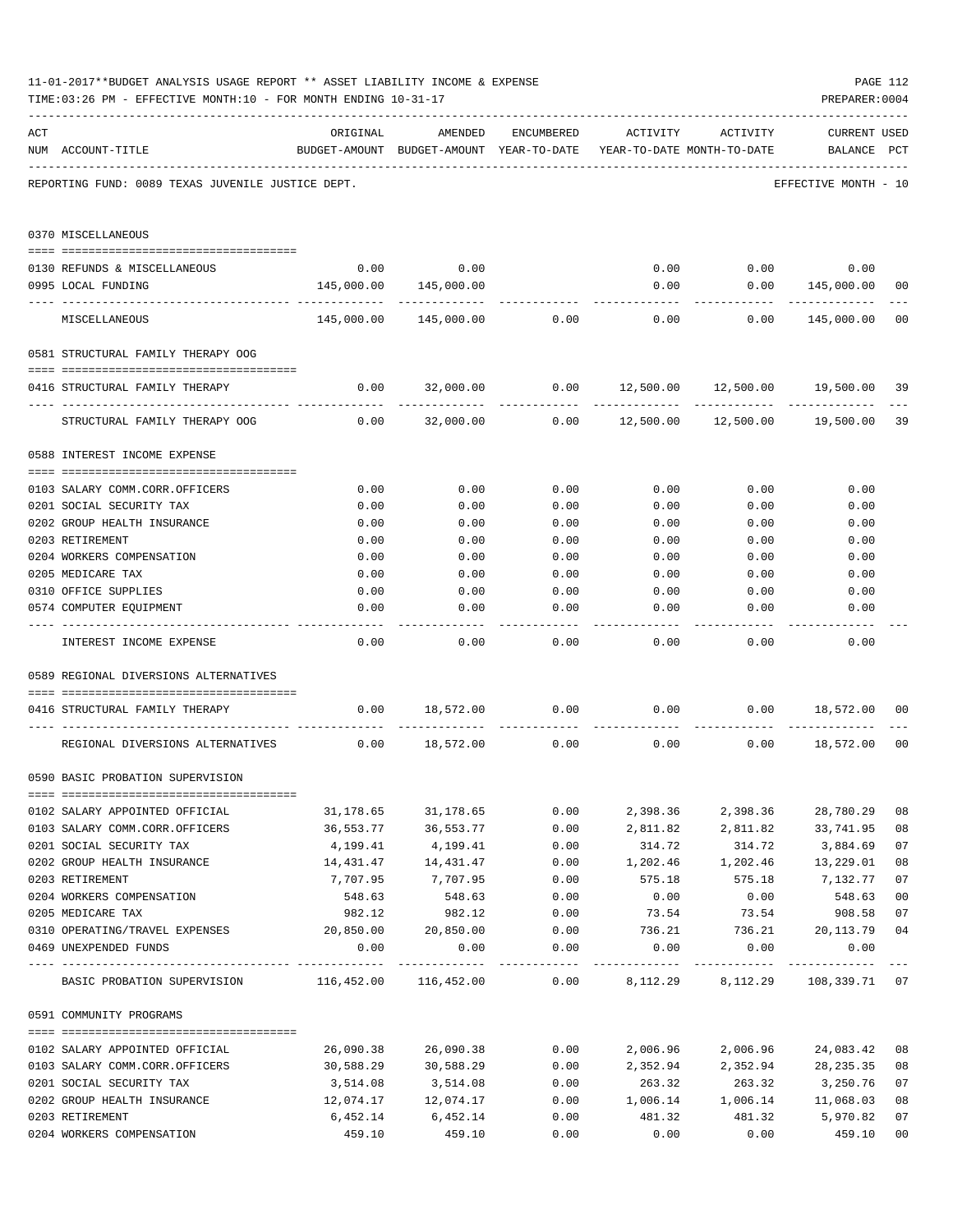11-01-2017**BUDGET ANALYSIS USAGE REPORT ** ASSET LIABILITY INCOME & EXPENSE

TIME:03:26 PM - EFFECTIVE MONTH:10 - FOR MONTH ENDING 10-31-17

PREPARER:0004

REPORTING FUND: 0089 TEXAS JUVENILE JUSTICE DEPT.

EFFECTIVE MONTH - 10

| ACT NUM | ACCOUNT-TITLE | ORIGINAL BUDGET-AMOUNT | AMENDED BUDGET-AMOUNT | ENCUMBERED YEAR-TO-DATE | ACTIVITY YEAR-TO-DATE | ACTIVITY MONTH-TO-DATE | CURRENT BALANCE | USED PCT |
|---|---|---|---|---|---|---|---|---|
| | **0370 MISCELLANEOUS** | | | | | | | |
| 0130 | REFUNDS & MISCELLANEOUS | 0.00 | 0.00 | | 0.00 | 0.00 | 0.00 | |
| 0995 | LOCAL FUNDING | 145,000.00 | 145,000.00 | | 0.00 | 0.00 | 145,000.00 | 00 |
| | MISCELLANEOUS | 145,000.00 | 145,000.00 | 0.00 | 0.00 | 0.00 | 145,000.00 | 00 |
| | **0581 STRUCTURAL FAMILY THERAPY OOG** | | | | | | | |
| 0416 | STRUCTURAL FAMILY THERAPY | 0.00 | 32,000.00 | 0.00 | 12,500.00 | 12,500.00 | 19,500.00 | 39 |
| | STRUCTURAL FAMILY THERAPY OOG | 0.00 | 32,000.00 | 0.00 | 12,500.00 | 12,500.00 | 19,500.00 | 39 |
| | **0588 INTEREST INCOME EXPENSE** | | | | | | | |
| 0103 | SALARY COMM.CORR.OFFICERS | 0.00 | 0.00 | 0.00 | 0.00 | 0.00 | 0.00 | |
| 0201 | SOCIAL SECURITY TAX | 0.00 | 0.00 | 0.00 | 0.00 | 0.00 | 0.00 | |
| 0202 | GROUP HEALTH INSURANCE | 0.00 | 0.00 | 0.00 | 0.00 | 0.00 | 0.00 | |
| 0203 | RETIREMENT | 0.00 | 0.00 | 0.00 | 0.00 | 0.00 | 0.00 | |
| 0204 | WORKERS COMPENSATION | 0.00 | 0.00 | 0.00 | 0.00 | 0.00 | 0.00 | |
| 0205 | MEDICARE TAX | 0.00 | 0.00 | 0.00 | 0.00 | 0.00 | 0.00 | |
| 0310 | OFFICE SUPPLIES | 0.00 | 0.00 | 0.00 | 0.00 | 0.00 | 0.00 | |
| 0574 | COMPUTER EQUIPMENT | 0.00 | 0.00 | 0.00 | 0.00 | 0.00 | 0.00 | |
| | INTEREST INCOME EXPENSE | 0.00 | 0.00 | 0.00 | 0.00 | 0.00 | 0.00 | |
| | **0589 REGIONAL DIVERSIONS ALTERNATIVES** | | | | | | | |
| 0416 | STRUCTURAL FAMILY THERAPY | 0.00 | 18,572.00 | 0.00 | 0.00 | 0.00 | 18,572.00 | 00 |
| | REGIONAL DIVERSIONS ALTERNATIVES | 0.00 | 18,572.00 | 0.00 | 0.00 | 0.00 | 18,572.00 | 00 |
| | **0590 BASIC PROBATION SUPERVISION** | | | | | | | |
| 0102 | SALARY APPOINTED OFFICIAL | 31,178.65 | 31,178.65 | 0.00 | 2,398.36 | 2,398.36 | 28,780.29 | 08 |
| 0103 | SALARY COMM.CORR.OFFICERS | 36,553.77 | 36,553.77 | 0.00 | 2,811.82 | 2,811.82 | 33,741.95 | 08 |
| 0201 | SOCIAL SECURITY TAX | 4,199.41 | 4,199.41 | 0.00 | 314.72 | 314.72 | 3,884.69 | 07 |
| 0202 | GROUP HEALTH INSURANCE | 14,431.47 | 14,431.47 | 0.00 | 1,202.46 | 1,202.46 | 13,229.01 | 08 |
| 0203 | RETIREMENT | 7,707.95 | 7,707.95 | 0.00 | 575.18 | 575.18 | 7,132.77 | 07 |
| 0204 | WORKERS COMPENSATION | 548.63 | 548.63 | 0.00 | 0.00 | 0.00 | 548.63 | 00 |
| 0205 | MEDICARE TAX | 982.12 | 982.12 | 0.00 | 73.54 | 73.54 | 908.58 | 07 |
| 0310 | OPERATING/TRAVEL EXPENSES | 20,850.00 | 20,850.00 | 0.00 | 736.21 | 736.21 | 20,113.79 | 04 |
| 0469 | UNEXPENDED FUNDS | 0.00 | 0.00 | 0.00 | 0.00 | 0.00 | 0.00 | |
| | BASIC PROBATION SUPERVISION | 116,452.00 | 116,452.00 | 0.00 | 8,112.29 | 8,112.29 | 108,339.71 | 07 |
| | **0591 COMMUNITY PROGRAMS** | | | | | | | |
| 0102 | SALARY APPOINTED OFFICIAL | 26,090.38 | 26,090.38 | 0.00 | 2,006.96 | 2,006.96 | 24,083.42 | 08 |
| 0103 | SALARY COMM.CORR.OFFICERS | 30,588.29 | 30,588.29 | 0.00 | 2,352.94 | 2,352.94 | 28,235.35 | 08 |
| 0201 | SOCIAL SECURITY TAX | 3,514.08 | 3,514.08 | 0.00 | 263.32 | 263.32 | 3,250.76 | 07 |
| 0202 | GROUP HEALTH INSURANCE | 12,074.17 | 12,074.17 | 0.00 | 1,006.14 | 1,006.14 | 11,068.03 | 08 |
| 0203 | RETIREMENT | 6,452.14 | 6,452.14 | 0.00 | 481.32 | 481.32 | 5,970.82 | 07 |
| 0204 | WORKERS COMPENSATION | 459.10 | 459.10 | 0.00 | 0.00 | 0.00 | 459.10 | 00 |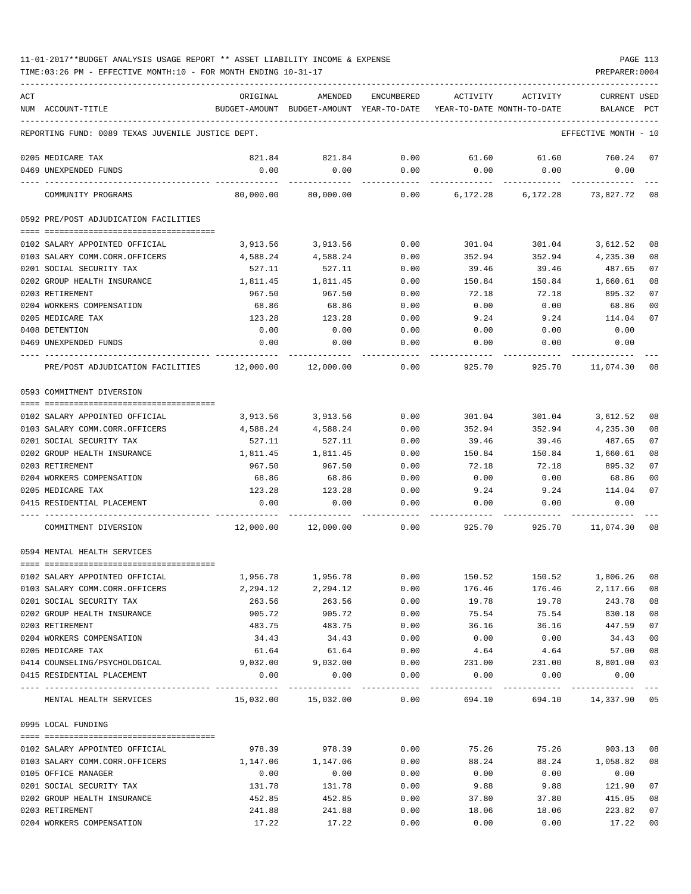11-01-2017**BUDGET ANALYSIS USAGE REPORT ** ASSET LIABILITY INCOME & EXPENSE

TIME:03:26 PM - EFFECTIVE MONTH:10 - FOR MONTH ENDING 10-31-17

PREPARER:0004

| ACT NUM | ACCOUNT-TITLE | ORIGINAL BUDGET-AMOUNT | AMENDED BUDGET-AMOUNT | ENCUMBERED YEAR-TO-DATE | ACTIVITY YEAR-TO-DATE | ACTIVITY MONTH-TO-DATE | CURRENT BALANCE | USED PCT |
|---|---|---|---|---|---|---|---|---|
| | REPORTING FUND: 0089 TEXAS JUVENILE JUSTICE DEPT. | | | | | | EFFECTIVE MONTH - 10 | |
| 0205 | MEDICARE TAX | 821.84 | 821.84 | 0.00 | 61.60 | 61.60 | 760.24 | 07 |
| 0469 | UNEXPENDED FUNDS | 0.00 | 0.00 | 0.00 | 0.00 | 0.00 | 0.00 | |
| | COMMUNITY PROGRAMS | 80,000.00 | 80,000.00 | 0.00 | 6,172.28 | 6,172.28 | 73,827.72 | 08 |
| | 0592 PRE/POST ADJUDICATION FACILITIES | | | | | | | |
| 0102 | SALARY APPOINTED OFFICIAL | 3,913.56 | 3,913.56 | 0.00 | 301.04 | 301.04 | 3,612.52 | 08 |
| 0103 | SALARY COMM.CORR.OFFICERS | 4,588.24 | 4,588.24 | 0.00 | 352.94 | 352.94 | 4,235.30 | 08 |
| 0201 | SOCIAL SECURITY TAX | 527.11 | 527.11 | 0.00 | 39.46 | 39.46 | 487.65 | 07 |
| 0202 | GROUP HEALTH INSURANCE | 1,811.45 | 1,811.45 | 0.00 | 150.84 | 150.84 | 1,660.61 | 08 |
| 0203 | RETIREMENT | 967.50 | 967.50 | 0.00 | 72.18 | 72.18 | 895.32 | 07 |
| 0204 | WORKERS COMPENSATION | 68.86 | 68.86 | 0.00 | 0.00 | 0.00 | 68.86 | 00 |
| 0205 | MEDICARE TAX | 123.28 | 123.28 | 0.00 | 9.24 | 9.24 | 114.04 | 07 |
| 0408 | DETENTION | 0.00 | 0.00 | 0.00 | 0.00 | 0.00 | 0.00 | |
| 0469 | UNEXPENDED FUNDS | 0.00 | 0.00 | 0.00 | 0.00 | 0.00 | 0.00 | |
| | PRE/POST ADJUDICATION FACILITIES | 12,000.00 | 12,000.00 | 0.00 | 925.70 | 925.70 | 11,074.30 | 08 |
| | 0593 COMMITMENT DIVERSION | | | | | | | |
| 0102 | SALARY APPOINTED OFFICIAL | 3,913.56 | 3,913.56 | 0.00 | 301.04 | 301.04 | 3,612.52 | 08 |
| 0103 | SALARY COMM.CORR.OFFICERS | 4,588.24 | 4,588.24 | 0.00 | 352.94 | 352.94 | 4,235.30 | 08 |
| 0201 | SOCIAL SECURITY TAX | 527.11 | 527.11 | 0.00 | 39.46 | 39.46 | 487.65 | 07 |
| 0202 | GROUP HEALTH INSURANCE | 1,811.45 | 1,811.45 | 0.00 | 150.84 | 150.84 | 1,660.61 | 08 |
| 0203 | RETIREMENT | 967.50 | 967.50 | 0.00 | 72.18 | 72.18 | 895.32 | 07 |
| 0204 | WORKERS COMPENSATION | 68.86 | 68.86 | 0.00 | 0.00 | 0.00 | 68.86 | 00 |
| 0205 | MEDICARE TAX | 123.28 | 123.28 | 0.00 | 9.24 | 9.24 | 114.04 | 07 |
| 0415 | RESIDENTIAL PLACEMENT | 0.00 | 0.00 | 0.00 | 0.00 | 0.00 | 0.00 | |
| | COMMITMENT DIVERSION | 12,000.00 | 12,000.00 | 0.00 | 925.70 | 925.70 | 11,074.30 | 08 |
| | 0594 MENTAL HEALTH SERVICES | | | | | | | |
| 0102 | SALARY APPOINTED OFFICIAL | 1,956.78 | 1,956.78 | 0.00 | 150.52 | 150.52 | 1,806.26 | 08 |
| 0103 | SALARY COMM.CORR.OFFICERS | 2,294.12 | 2,294.12 | 0.00 | 176.46 | 176.46 | 2,117.66 | 08 |
| 0201 | SOCIAL SECURITY TAX | 263.56 | 263.56 | 0.00 | 19.78 | 19.78 | 243.78 | 08 |
| 0202 | GROUP HEALTH INSURANCE | 905.72 | 905.72 | 0.00 | 75.54 | 75.54 | 830.18 | 08 |
| 0203 | RETIREMENT | 483.75 | 483.75 | 0.00 | 36.16 | 36.16 | 447.59 | 07 |
| 0204 | WORKERS COMPENSATION | 34.43 | 34.43 | 0.00 | 0.00 | 0.00 | 34.43 | 00 |
| 0205 | MEDICARE TAX | 61.64 | 61.64 | 0.00 | 4.64 | 4.64 | 57.00 | 08 |
| 0414 | COUNSELING/PSYCHOLOGICAL | 9,032.00 | 9,032.00 | 0.00 | 231.00 | 231.00 | 8,801.00 | 03 |
| 0415 | RESIDENTIAL PLACEMENT | 0.00 | 0.00 | 0.00 | 0.00 | 0.00 | 0.00 | |
| | MENTAL HEALTH SERVICES | 15,032.00 | 15,032.00 | 0.00 | 694.10 | 694.10 | 14,337.90 | 05 |
| | 0995 LOCAL FUNDING | | | | | | | |
| 0102 | SALARY APPOINTED OFFICIAL | 978.39 | 978.39 | 0.00 | 75.26 | 75.26 | 903.13 | 08 |
| 0103 | SALARY COMM.CORR.OFFICERS | 1,147.06 | 1,147.06 | 0.00 | 88.24 | 88.24 | 1,058.82 | 08 |
| 0105 | OFFICE MANAGER | 0.00 | 0.00 | 0.00 | 0.00 | 0.00 | 0.00 | |
| 0201 | SOCIAL SECURITY TAX | 131.78 | 131.78 | 0.00 | 9.88 | 9.88 | 121.90 | 07 |
| 0202 | GROUP HEALTH INSURANCE | 452.85 | 452.85 | 0.00 | 37.80 | 37.80 | 415.05 | 08 |
| 0203 | RETIREMENT | 241.88 | 241.88 | 0.00 | 18.06 | 18.06 | 223.82 | 07 |
| 0204 | WORKERS COMPENSATION | 17.22 | 17.22 | 0.00 | 0.00 | 0.00 | 17.22 | 00 |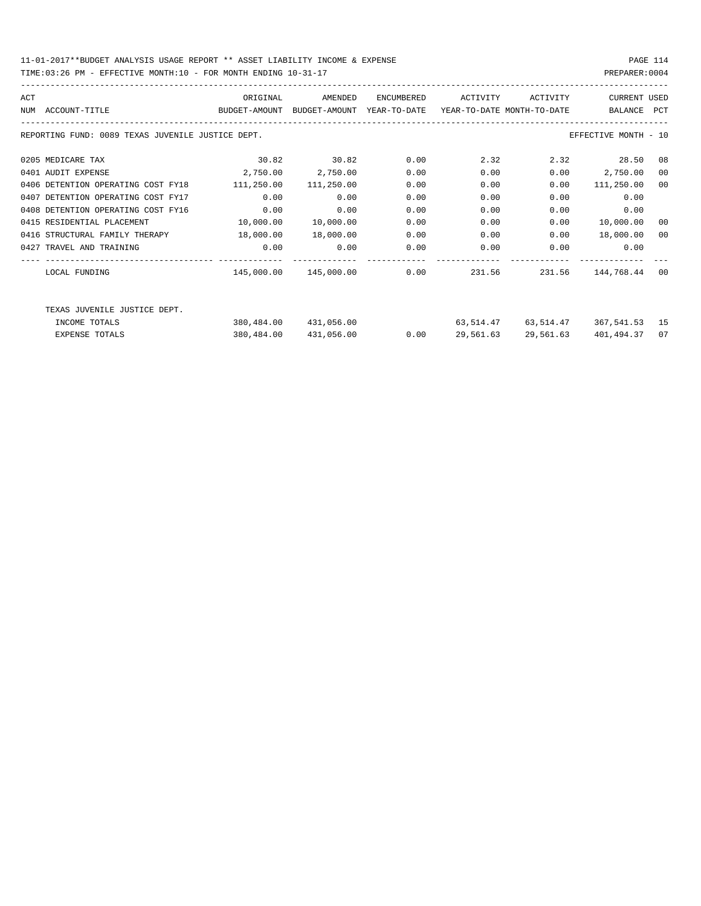11-01-2017**BUDGET ANALYSIS USAGE REPORT ** ASSET LIABILITY INCOME & EXPENSE

TIME:03:26 PM - EFFECTIVE MONTH:10 - FOR MONTH ENDING 10-31-17

PREPARER:0004

| ACT NUM | ACCOUNT-TITLE | ORIGINAL BUDGET-AMOUNT | AMENDED BUDGET-AMOUNT | ENCUMBERED YEAR-TO-DATE | ACTIVITY YEAR-TO-DATE | ACTIVITY MONTH-TO-DATE | CURRENT BALANCE | USED PCT |
|---|---|---|---|---|---|---|---|---|
| | REPORTING FUND: 0089 TEXAS JUVENILE JUSTICE DEPT. | | | | | | EFFECTIVE MONTH - 10 | |
| 0205 | MEDICARE TAX | 30.82 | 30.82 | 0.00 | 2.32 | 2.32 | 28.50 | 08 |
| 0401 | AUDIT EXPENSE | 2,750.00 | 2,750.00 | 0.00 | 0.00 | 0.00 | 2,750.00 | 00 |
| 0406 | DETENTION OPERATING COST FY18 | 111,250.00 | 111,250.00 | 0.00 | 0.00 | 0.00 | 111,250.00 | 00 |
| 0407 | DETENTION OPERATING COST FY17 | 0.00 | 0.00 | 0.00 | 0.00 | 0.00 | 0.00 | |
| 0408 | DETENTION OPERATING COST FY16 | 0.00 | 0.00 | 0.00 | 0.00 | 0.00 | 0.00 | |
| 0415 | RESIDENTIAL PLACEMENT | 10,000.00 | 10,000.00 | 0.00 | 0.00 | 0.00 | 10,000.00 | 00 |
| 0416 | STRUCTURAL FAMILY THERAPY | 18,000.00 | 18,000.00 | 0.00 | 0.00 | 0.00 | 18,000.00 | 00 |
| 0427 | TRAVEL AND TRAINING | 0.00 | 0.00 | 0.00 | 0.00 | 0.00 | 0.00 | |
| | LOCAL FUNDING | 145,000.00 | 145,000.00 | 0.00 | 231.56 | 231.56 | 144,768.44 | 00 |
| | TEXAS JUVENILE JUSTICE DEPT. | | | | | | | |
| | INCOME TOTALS | 380,484.00 | 431,056.00 | | 63,514.47 | 63,514.47 | 367,541.53 | 15 |
| | EXPENSE TOTALS | 380,484.00 | 431,056.00 | 0.00 | 29,561.63 | 29,561.63 | 401,494.37 | 07 |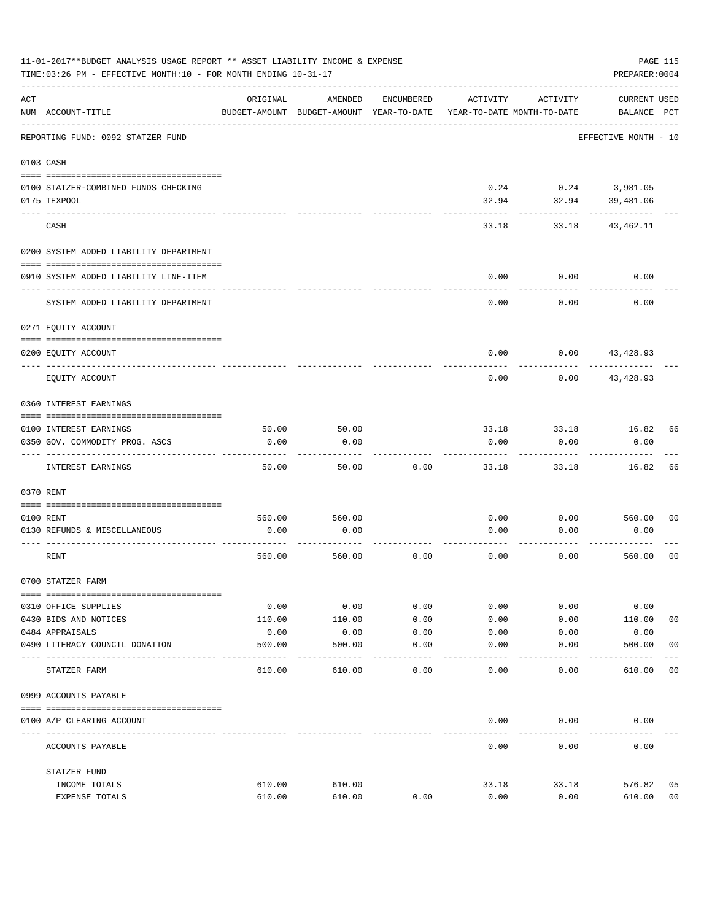11-01-2017**BUDGET ANALYSIS USAGE REPORT ** ASSET LIABILITY INCOME & EXPENSE

TIME:03:26 PM - EFFECTIVE MONTH:10 - FOR MONTH ENDING 10-31-17

PREPARER:0004

| ACT NUM | ACCOUNT-TITLE | ORIGINAL BUDGET-AMOUNT | AMENDED BUDGET-AMOUNT | ENCUMBERED YEAR-TO-DATE | ACTIVITY YEAR-TO-DATE | ACTIVITY MONTH-TO-DATE | CURRENT BALANCE | USED PCT |
|---|---|---|---|---|---|---|---|---|
| | REPORTING FUND: 0092 STATZER FUND | | | | | | EFFECTIVE MONTH - 10 | |
| 0103 | CASH | | | | | | | |
| 0100 | STATZER-COMBINED FUNDS CHECKING | | | | 0.24 | 0.24 | 3,981.05 | |
| 0175 | TEXPOOL | | | | 32.94 | 32.94 | 39,481.06 | |
| | CASH | | | | 33.18 | 33.18 | 43,462.11 | |
| 0200 | SYSTEM ADDED LIABILITY DEPARTMENT | | | | | | | |
| 0910 | SYSTEM ADDED LIABILITY LINE-ITEM | | | | 0.00 | 0.00 | 0.00 | |
| | SYSTEM ADDED LIABILITY DEPARTMENT | | | | 0.00 | 0.00 | 0.00 | |
| 0271 | EQUITY ACCOUNT | | | | | | | |
| 0200 | EQUITY ACCOUNT | | | | 0.00 | 0.00 | 43,428.93 | |
| | EQUITY ACCOUNT | | | | 0.00 | 0.00 | 43,428.93 | |
| 0360 | INTEREST EARNINGS | | | | | | | |
| 0100 | INTEREST EARNINGS | 50.00 | 50.00 | | 33.18 | 33.18 | 16.82 | 66 |
| 0350 | GOV. COMMODITY PROG. ASCS | 0.00 | 0.00 | | 0.00 | 0.00 | 0.00 | |
| | INTEREST EARNINGS | 50.00 | 50.00 | 0.00 | 33.18 | 33.18 | 16.82 | 66 |
| 0370 | RENT | | | | | | | |
| 0100 | RENT | 560.00 | 560.00 | | 0.00 | 0.00 | 560.00 | 00 |
| 0130 | REFUNDS & MISCELLANEOUS | 0.00 | 0.00 | | 0.00 | 0.00 | 0.00 | |
| | RENT | 560.00 | 560.00 | 0.00 | 0.00 | 0.00 | 560.00 | 00 |
| 0700 | STATZER FARM | | | | | | | |
| 0310 | OFFICE SUPPLIES | 0.00 | 0.00 | 0.00 | 0.00 | 0.00 | 0.00 | |
| 0430 | BIDS AND NOTICES | 110.00 | 110.00 | 0.00 | 0.00 | 0.00 | 110.00 | 00 |
| 0484 | APPRAISALS | 0.00 | 0.00 | 0.00 | 0.00 | 0.00 | 0.00 | |
| 0490 | LITERACY COUNCIL DONATION | 500.00 | 500.00 | 0.00 | 0.00 | 0.00 | 500.00 | 00 |
| | STATZER FARM | 610.00 | 610.00 | 0.00 | 0.00 | 0.00 | 610.00 | 00 |
| 0999 | ACCOUNTS PAYABLE | | | | | | | |
| 0100 | A/P CLEARING ACCOUNT | | | | 0.00 | 0.00 | 0.00 | |
| | ACCOUNTS PAYABLE | | | | 0.00 | 0.00 | 0.00 | |
| | STATZER FUND | | | | | | | |
| | INCOME TOTALS | 610.00 | 610.00 | | 33.18 | 33.18 | 576.82 | 05 |
| | EXPENSE TOTALS | 610.00 | 610.00 | 0.00 | 0.00 | 0.00 | 610.00 | 00 |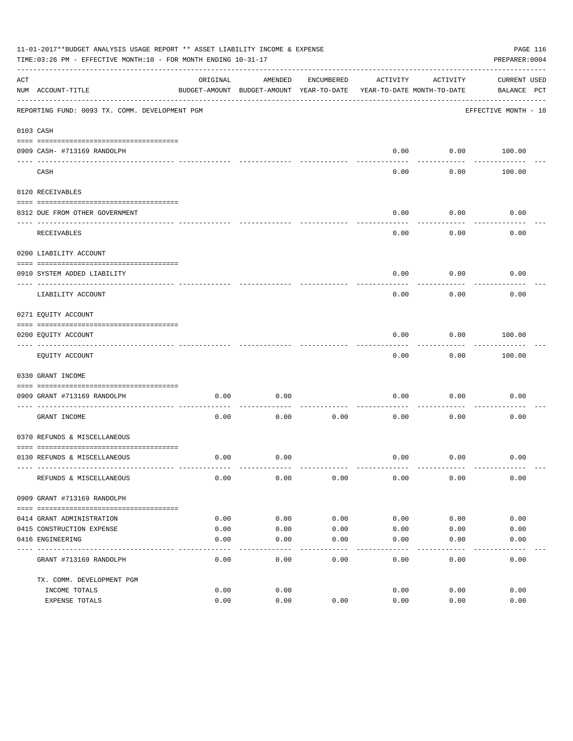11-01-2017**BUDGET ANALYSIS USAGE REPORT ** ASSET LIABILITY INCOME & EXPENSE

TIME:03:26 PM - EFFECTIVE MONTH:10 - FOR MONTH ENDING 10-31-17

PREPARER:0004

| ACT NUM | ACCOUNT-TITLE | ORIGINAL BUDGET-AMOUNT | AMENDED BUDGET-AMOUNT | ENCUMBERED YEAR-TO-DATE | ACTIVITY YEAR-TO-DATE | ACTIVITY MONTH-TO-DATE | CURRENT BALANCE | USED PCT |
|---|---|---|---|---|---|---|---|---|
| | REPORTING FUND: 0093 TX. COMM. DEVELOPMENT PGM | | | | | | EFFECTIVE MONTH - 10 | |
| 0103 | CASH | | | | | | | |
| 0909 | CASH- #713169 RANDOLPH | | | | 0.00 | 0.00 | 100.00 | |
| | CASH | | | | 0.00 | 0.00 | 100.00 | |
| 0120 | RECEIVABLES | | | | | | | |
| 0312 | DUE FROM OTHER GOVERNMENT | | | | 0.00 | 0.00 | 0.00 | |
| | RECEIVABLES | | | | 0.00 | 0.00 | 0.00 | |
| 0200 | LIABILITY ACCOUNT | | | | | | | |
| 0910 | SYSTEM ADDED LIABILITY | | | | 0.00 | 0.00 | 0.00 | |
| | LIABILITY ACCOUNT | | | | 0.00 | 0.00 | 0.00 | |
| 0271 | EQUITY ACCOUNT | | | | | | | |
| 0200 | EQUITY ACCOUNT | | | | 0.00 | 0.00 | 100.00 | |
| | EQUITY ACCOUNT | | | | 0.00 | 0.00 | 100.00 | |
| 0330 | GRANT INCOME | | | | | | | |
| 0909 | GRANT #713169 RANDOLPH | 0.00 | 0.00 | | 0.00 | 0.00 | 0.00 | |
| | GRANT INCOME | 0.00 | 0.00 | 0.00 | 0.00 | 0.00 | 0.00 | |
| 0370 | REFUNDS & MISCELLANEOUS | | | | | | | |
| 0130 | REFUNDS & MISCELLANEOUS | 0.00 | 0.00 | | 0.00 | 0.00 | 0.00 | |
| | REFUNDS & MISCELLANEOUS | 0.00 | 0.00 | 0.00 | 0.00 | 0.00 | 0.00 | |
| 0909 | GRANT #713169 RANDOLPH | | | | | | | |
| 0414 | GRANT ADMINISTRATION | 0.00 | 0.00 | 0.00 | 0.00 | 0.00 | 0.00 | |
| 0415 | CONSTRUCTION EXPENSE | 0.00 | 0.00 | 0.00 | 0.00 | 0.00 | 0.00 | |
| 0416 | ENGINEERING | 0.00 | 0.00 | 0.00 | 0.00 | 0.00 | 0.00 | |
| | GRANT #713169 RANDOLPH | 0.00 | 0.00 | 0.00 | 0.00 | 0.00 | 0.00 | |
| | TX. COMM. DEVELOPMENT PGM | | | | | | | |
| | INCOME TOTALS | 0.00 | 0.00 | | 0.00 | 0.00 | 0.00 | |
| | EXPENSE TOTALS | 0.00 | 0.00 | 0.00 | 0.00 | 0.00 | 0.00 | |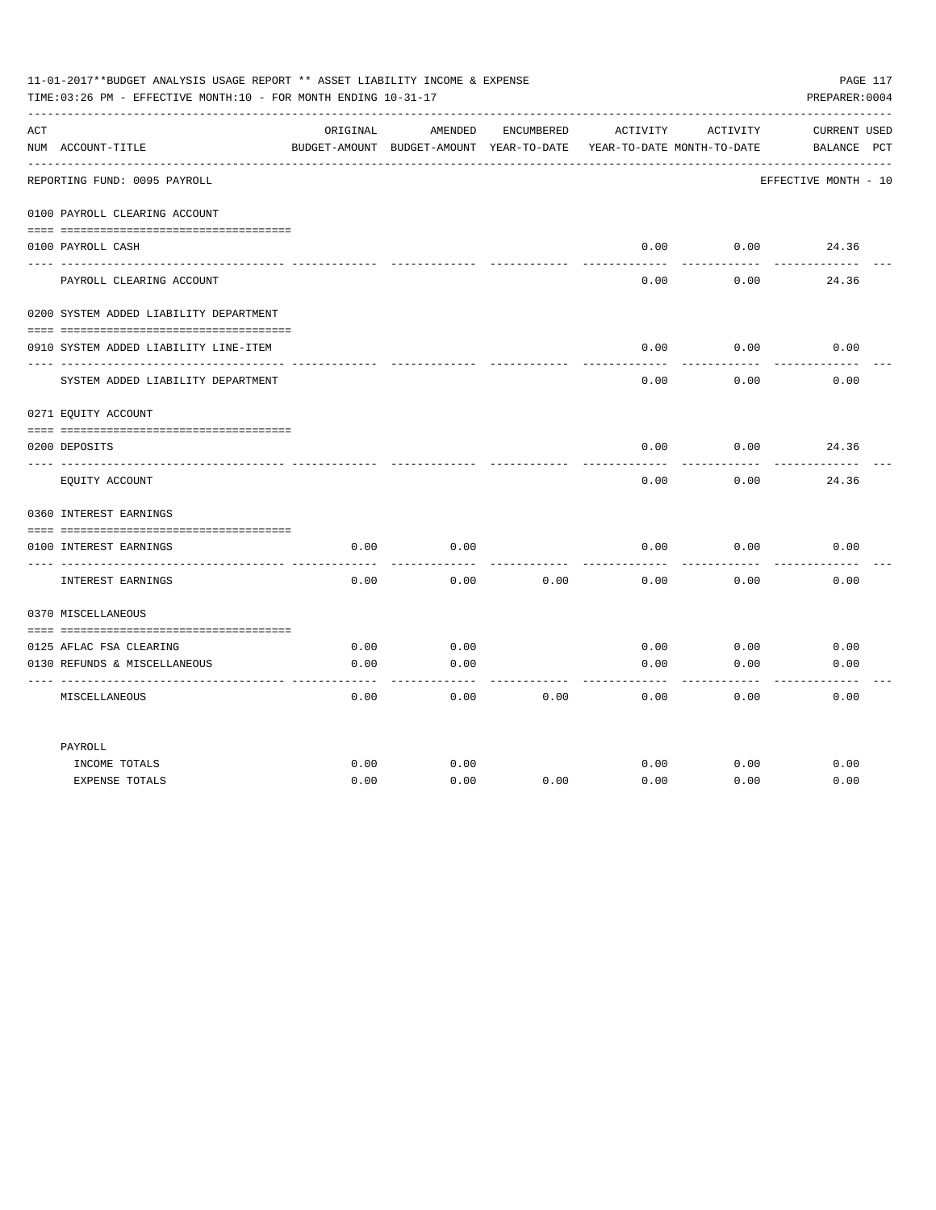11-01-2017**BUDGET ANALYSIS USAGE REPORT ** ASSET LIABILITY INCOME & EXPENSE

TIME:03:26 PM - EFFECTIVE MONTH:10 - FOR MONTH ENDING 10-31-17

PREPARER:0004

| ACT NUM | ACCOUNT-TITLE | ORIGINAL BUDGET-AMOUNT | AMENDED BUDGET-AMOUNT | ENCUMBERED YEAR-TO-DATE | ACTIVITY YEAR-TO-DATE | ACTIVITY MONTH-TO-DATE | CURRENT BALANCE | USED PCT |
|---|---|---|---|---|---|---|---|---|
| | REPORTING FUND: 0095 PAYROLL | | | | | | EFFECTIVE MONTH - 10 | |
| | 0100 PAYROLL CLEARING ACCOUNT | | | | | | | |
| 0100 | PAYROLL CASH | | | | 0.00 | 0.00 | 24.36 | |
| | PAYROLL CLEARING ACCOUNT | | | | 0.00 | 0.00 | 24.36 | |
| | 0200 SYSTEM ADDED LIABILITY DEPARTMENT | | | | | | | |
| 0910 | SYSTEM ADDED LIABILITY LINE-ITEM | | | | 0.00 | 0.00 | 0.00 | |
| | SYSTEM ADDED LIABILITY DEPARTMENT | | | | 0.00 | 0.00 | 0.00 | |
| | 0271 EQUITY ACCOUNT | | | | | | | |
| 0200 | DEPOSITS | | | | 0.00 | 0.00 | 24.36 | |
| | EQUITY ACCOUNT | | | | 0.00 | 0.00 | 24.36 | |
| | 0360 INTEREST EARNINGS | | | | | | | |
| 0100 | INTEREST EARNINGS | 0.00 | 0.00 | | 0.00 | 0.00 | 0.00 | |
| | INTEREST EARNINGS | 0.00 | 0.00 | 0.00 | 0.00 | 0.00 | 0.00 | |
| | 0370 MISCELLANEOUS | | | | | | | |
| 0125 | AFLAC FSA CLEARING | 0.00 | 0.00 | | 0.00 | 0.00 | 0.00 | |
| 0130 | REFUNDS & MISCELLANEOUS | 0.00 | 0.00 | | 0.00 | 0.00 | 0.00 | |
| | MISCELLANEOUS | 0.00 | 0.00 | 0.00 | 0.00 | 0.00 | 0.00 | |
| | PAYROLL | | | | | | | |
| | INCOME TOTALS | 0.00 | 0.00 | | 0.00 | 0.00 | 0.00 | |
| | EXPENSE TOTALS | 0.00 | 0.00 | 0.00 | 0.00 | 0.00 | 0.00 | |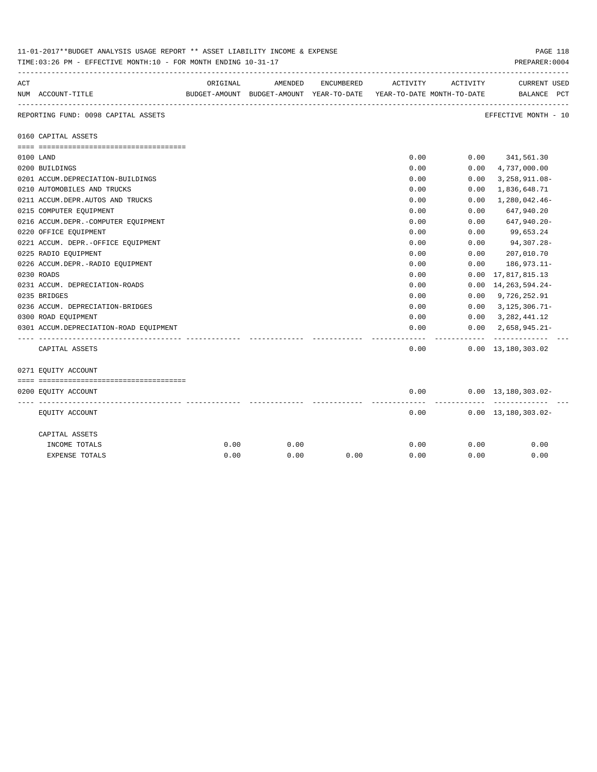11-01-2017**BUDGET ANALYSIS USAGE REPORT ** ASSET LIABILITY INCOME & EXPENSE

TIME:03:26 PM - EFFECTIVE MONTH:10 - FOR MONTH ENDING 10-31-17

PREPARER:0004

| ACT NUM | ACCOUNT-TITLE | ORIGINAL BUDGET-AMOUNT | AMENDED BUDGET-AMOUNT | ENCUMBERED YEAR-TO-DATE | ACTIVITY YEAR-TO-DATE | ACTIVITY MONTH-TO-DATE | CURRENT BALANCE | USED PCT |
|---|---|---|---|---|---|---|---|---|
| REPORTING FUND: 0098 CAPITAL ASSETS | | | | | | | EFFECTIVE MONTH - 10 | |
| 0160 | CAPITAL ASSETS | | | | | | | |
| 0100 | LAND | | | | 0.00 | 0.00 | 341,561.30 | |
| 0200 | BUILDINGS | | | | 0.00 | 0.00 | 4,737,000.00 | |
| 0201 | ACCUM.DEPRECIATION-BUILDINGS | | | | 0.00 | 0.00 | 3,258,911.08- | |
| 0210 | AUTOMOBILES AND TRUCKS | | | | 0.00 | 0.00 | 1,836,648.71 | |
| 0211 | ACCUM.DEPR.AUTOS AND TRUCKS | | | | 0.00 | 0.00 | 1,280,042.46- | |
| 0215 | COMPUTER EQUIPMENT | | | | 0.00 | 0.00 | 647,940.20 | |
| 0216 | ACCUM.DEPR.-COMPUTER EQUIPMENT | | | | 0.00 | 0.00 | 647,940.20- | |
| 0220 | OFFICE EQUIPMENT | | | | 0.00 | 0.00 | 99,653.24 | |
| 0221 | ACCUM. DEPR.-OFFICE EQUIPMENT | | | | 0.00 | 0.00 | 94,307.28- | |
| 0225 | RADIO EQUIPMENT | | | | 0.00 | 0.00 | 207,010.70 | |
| 0226 | ACCUM.DEPR.-RADIO EQUIPMENT | | | | 0.00 | 0.00 | 186,973.11- | |
| 0230 | ROADS | | | | 0.00 | 0.00 | 17,817,815.13 | |
| 0231 | ACCUM. DEPRECIATION-ROADS | | | | 0.00 | 0.00 | 14,263,594.24- | |
| 0235 | BRIDGES | | | | 0.00 | 0.00 | 9,726,252.91 | |
| 0236 | ACCUM. DEPRECIATION-BRIDGES | | | | 0.00 | 0.00 | 3,125,306.71- | |
| 0300 | ROAD EQUIPMENT | | | | 0.00 | 0.00 | 3,282,441.12 | |
| 0301 | ACCUM.DEPRECIATION-ROAD EQUIPMENT | | | | 0.00 | 0.00 | 2,658,945.21- | |
| | CAPITAL ASSETS | | | | 0.00 | 0.00 | 13,180,303.02 | |
| 0271 | EQUITY ACCOUNT | | | | | | | |
| 0200 | EQUITY ACCOUNT | | | | 0.00 | 0.00 | 13,180,303.02- | |
| | EQUITY ACCOUNT | | | | 0.00 | 0.00 | 13,180,303.02- | |
| | CAPITAL ASSETS | | | | | | | |
| | INCOME TOTALS | 0.00 | 0.00 | | 0.00 | 0.00 | 0.00 | |
| | EXPENSE TOTALS | 0.00 | 0.00 | 0.00 | 0.00 | 0.00 | 0.00 | |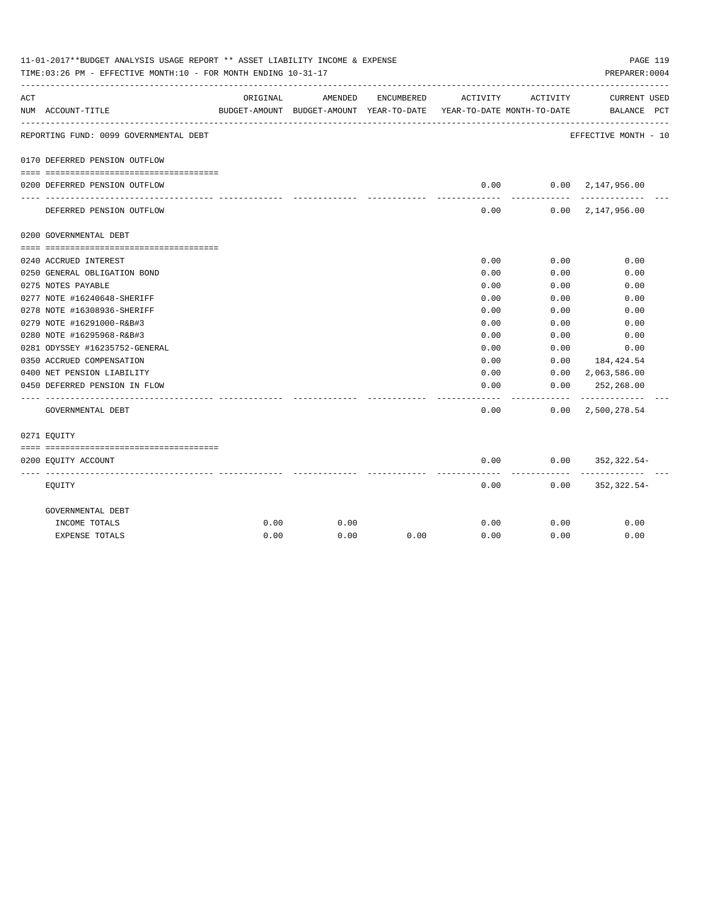11-01-2017**BUDGET ANALYSIS USAGE REPORT ** ASSET LIABILITY INCOME & EXPENSE

TIME:03:26 PM - EFFECTIVE MONTH:10 - FOR MONTH ENDING 10-31-17

PREPARER:0004

| ACT NUM | ACCOUNT-TITLE | ORIGINAL BUDGET-AMOUNT | AMENDED BUDGET-AMOUNT | ENCUMBERED YEAR-TO-DATE | ACTIVITY YEAR-TO-DATE | ACTIVITY MONTH-TO-DATE | CURRENT BALANCE | USED PCT |
|---|---|---|---|---|---|---|---|---|
| | REPORTING FUND: 0099 GOVERNMENTAL DEBT | | | | | | EFFECTIVE MONTH - 10 | |
| | 0170 DEFERRED PENSION OUTFLOW | | | | | | | |
| 0200 | DEFERRED PENSION OUTFLOW | | | | 0.00 | 0.00 | 2,147,956.00 | |
| | DEFERRED PENSION OUTFLOW | | | | 0.00 | 0.00 | 2,147,956.00 | |
| | 0200 GOVERNMENTAL DEBT | | | | | | | |
| 0240 | ACCRUED INTEREST | | | | 0.00 | 0.00 | 0.00 | |
| 0250 | GENERAL OBLIGATION BOND | | | | 0.00 | 0.00 | 0.00 | |
| 0275 | NOTES PAYABLE | | | | 0.00 | 0.00 | 0.00 | |
| 0277 | NOTE #16240648-SHERIFF | | | | 0.00 | 0.00 | 0.00 | |
| 0278 | NOTE #16308936-SHERIFF | | | | 0.00 | 0.00 | 0.00 | |
| 0279 | NOTE #16291000-R&B#3 | | | | 0.00 | 0.00 | 0.00 | |
| 0280 | NOTE #16295968-R&B#3 | | | | 0.00 | 0.00 | 0.00 | |
| 0281 | ODYSSEY #16235752-GENERAL | | | | 0.00 | 0.00 | 0.00 | |
| 0350 | ACCRUED COMPENSATION | | | | 0.00 | 0.00 | 184,424.54 | |
| 0400 | NET PENSION LIABILITY | | | | 0.00 | 0.00 | 2,063,586.00 | |
| 0450 | DEFERRED PENSION IN FLOW | | | | 0.00 | 0.00 | 252,268.00 | |
| | GOVERNMENTAL DEBT | | | | 0.00 | 0.00 | 2,500,278.54 | |
| | 0271 EQUITY | | | | | | | |
| 0200 | EQUITY ACCOUNT | | | | 0.00 | 0.00 | 352,322.54- | |
| | EQUITY | | | | 0.00 | 0.00 | 352,322.54- | |
| | GOVERNMENTAL DEBT | | | | | | | |
| | INCOME TOTALS | 0.00 | 0.00 | | 0.00 | 0.00 | 0.00 | |
| | EXPENSE TOTALS | 0.00 | 0.00 | 0.00 | 0.00 | 0.00 | 0.00 | |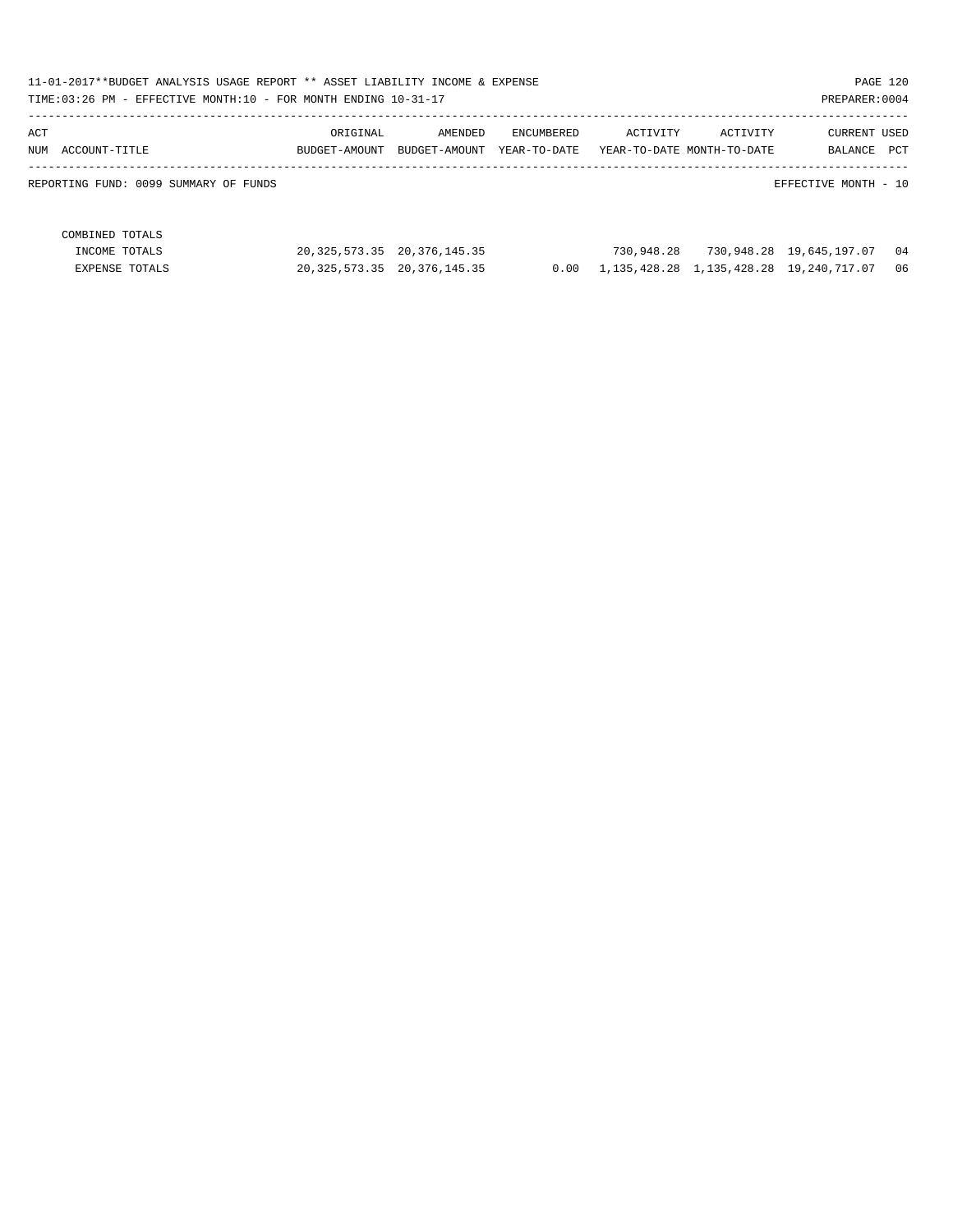11-01-2017**BUDGET ANALYSIS USAGE REPORT ** ASSET LIABILITY INCOME & EXPENSE

TIME:03:26 PM - EFFECTIVE MONTH:10 - FOR MONTH ENDING 10-31-17

PREPARER:0004

| ACT NUM | ACCOUNT-TITLE | ORIGINAL BUDGET-AMOUNT | AMENDED BUDGET-AMOUNT | ENCUMBERED YEAR-TO-DATE | ACTIVITY YEAR-TO-DATE | ACTIVITY MONTH-TO-DATE | CURRENT BALANCE | USED PCT |
|---|---|---|---|---|---|---|---|---|
| | REPORTING FUND: 0099 SUMMARY OF FUNDS | | | | | | EFFECTIVE MONTH - 10 | |
| | COMBINED TOTALS | | | | | | | |
| | INCOME TOTALS | 20,325,573.35 | 20,376,145.35 | | 730,948.28 | 730,948.28 | 19,645,197.07 | 04 |
| | EXPENSE TOTALS | 20,325,573.35 | 20,376,145.35 | 0.00 | 1,135,428.28 | 1,135,428.28 | 19,240,717.07 | 06 |